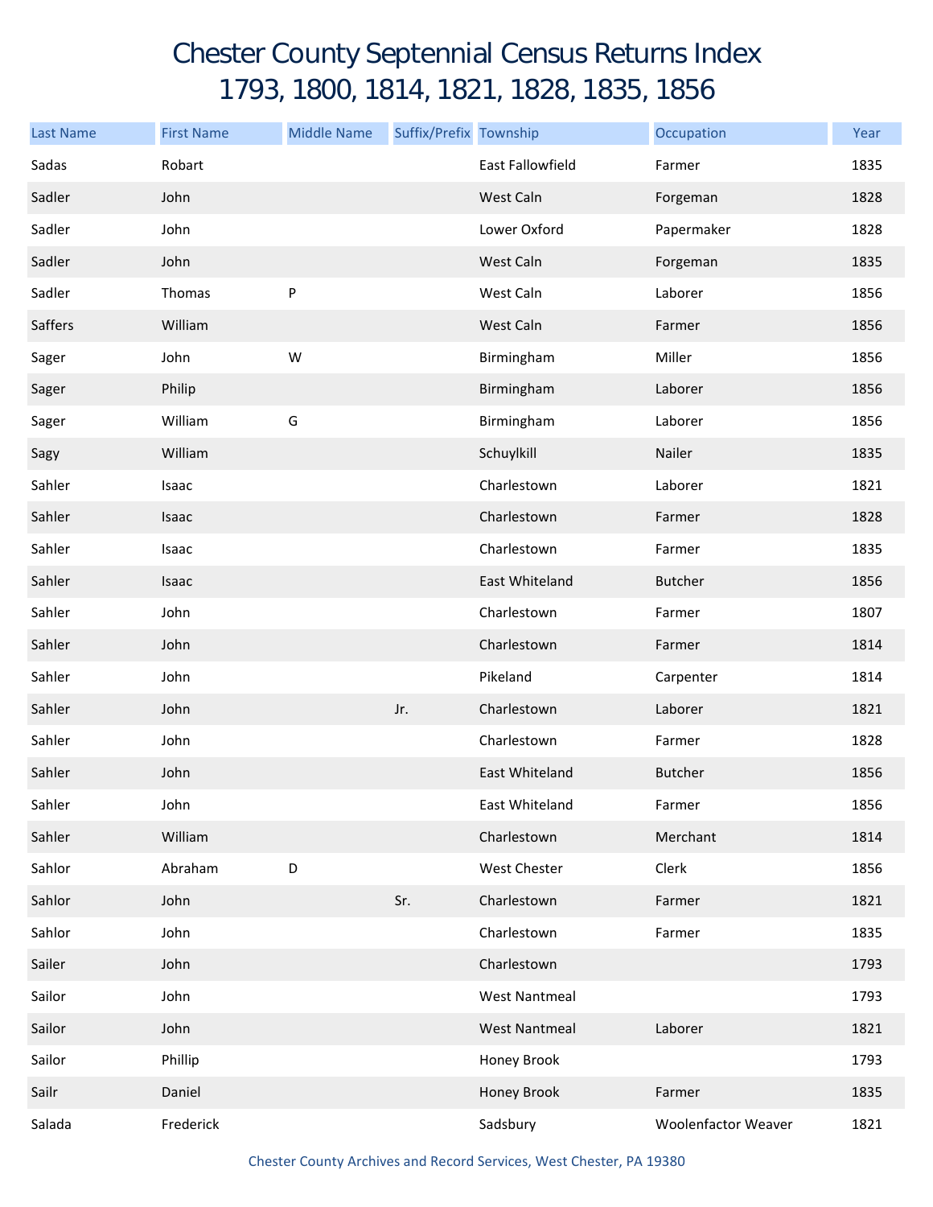# Chester County Septennial Census Returns Index
## 1793, 1800, 1814, 1821, 1828, 1835, 1856

| Last Name | First Name | Middle Name | Suffix/Prefix | Township | Occupation | Year |
|---|---|---|---|---|---|---|
| Sadas | Robart | | | East Fallowfield | Farmer | 1835 |
| Sadler | John | | | West Caln | Forgeman | 1828 |
| Sadler | John | | | Lower Oxford | Papermaker | 1828 |
| Sadler | John | | | West Caln | Forgeman | 1835 |
| Sadler | Thomas | P | | West Caln | Laborer | 1856 |
| Saffers | William | | | West Caln | Farmer | 1856 |
| Sager | John | W | | Birmingham | Miller | 1856 |
| Sager | Philip | | | Birmingham | Laborer | 1856 |
| Sager | William | G | | Birmingham | Laborer | 1856 |
| Sagy | William | | | Schuylkill | Nailer | 1835 |
| Sahler | Isaac | | | Charlestown | Laborer | 1821 |
| Sahler | Isaac | | | Charlestown | Farmer | 1828 |
| Sahler | Isaac | | | Charlestown | Farmer | 1835 |
| Sahler | Isaac | | | East Whiteland | Butcher | 1856 |
| Sahler | John | | | Charlestown | Farmer | 1807 |
| Sahler | John | | | Charlestown | Farmer | 1814 |
| Sahler | John | | | Pikeland | Carpenter | 1814 |
| Sahler | John | | Jr. | Charlestown | Laborer | 1821 |
| Sahler | John | | | Charlestown | Farmer | 1828 |
| Sahler | John | | | East Whiteland | Butcher | 1856 |
| Sahler | John | | | East Whiteland | Farmer | 1856 |
| Sahler | William | | | Charlestown | Merchant | 1814 |
| Sahlor | Abraham | D | | West Chester | Clerk | 1856 |
| Sahlor | John | | Sr. | Charlestown | Farmer | 1821 |
| Sahlor | John | | | Charlestown | Farmer | 1835 |
| Sailer | John | | | Charlestown | | 1793 |
| Sailor | John | | | West Nantmeal | | 1793 |
| Sailor | John | | | West Nantmeal | Laborer | 1821 |
| Sailor | Phillip | | | Honey Brook | | 1793 |
| Sailr | Daniel | | | Honey Brook | Farmer | 1835 |
| Salada | Frederick | | | Sadsbury | Woolenfactor Weaver | 1821 |

Chester County Archives and Record Services, West Chester, PA 19380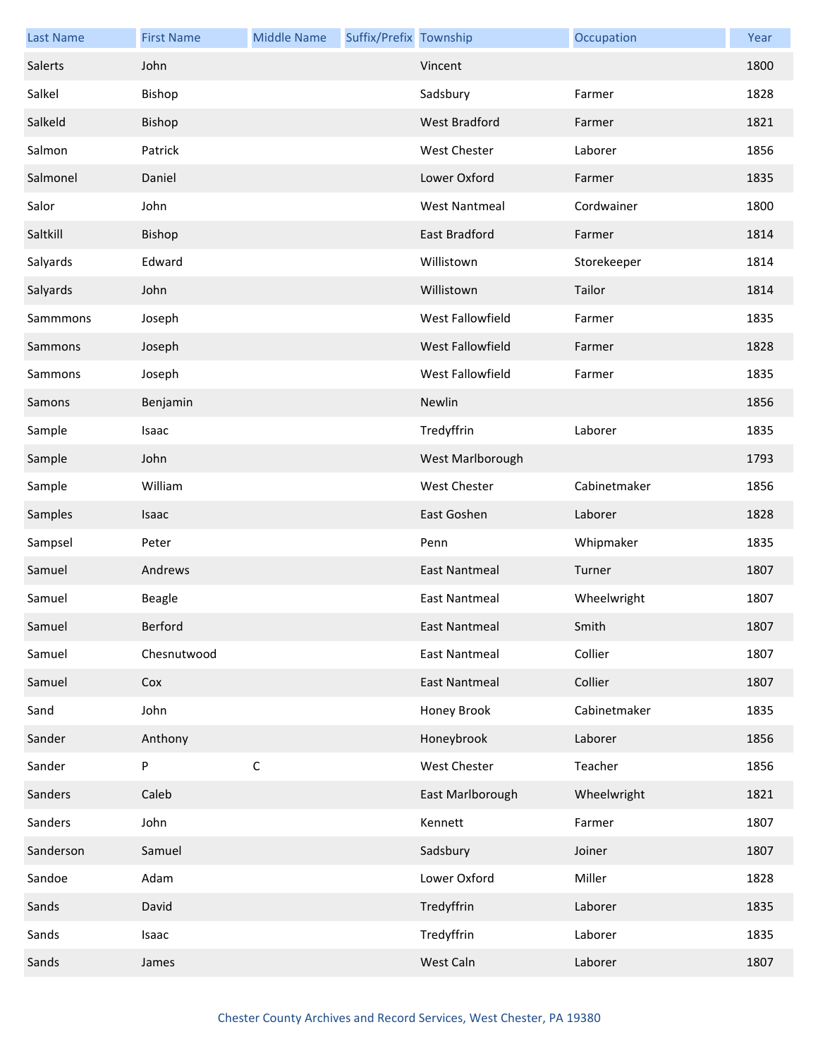| Last Name | First Name | Middle Name | Suffix/Prefix | Township | Occupation | Year |
|---|---|---|---|---|---|---|
| Salerts | John | | | Vincent | | 1800 |
| Salkel | Bishop | | | Sadsbury | Farmer | 1828 |
| Salkeld | Bishop | | | West Bradford | Farmer | 1821 |
| Salmon | Patrick | | | West Chester | Laborer | 1856 |
| Salmonel | Daniel | | | Lower Oxford | Farmer | 1835 |
| Salor | John | | | West Nantmeal | Cordwainer | 1800 |
| Saltkill | Bishop | | | East Bradford | Farmer | 1814 |
| Salyards | Edward | | | Willistown | Storekeeper | 1814 |
| Salyards | John | | | Willistown | Tailor | 1814 |
| Sammmons | Joseph | | | West Fallowfield | Farmer | 1835 |
| Sammons | Joseph | | | West Fallowfield | Farmer | 1828 |
| Sammons | Joseph | | | West Fallowfield | Farmer | 1835 |
| Samons | Benjamin | | | Newlin | | 1856 |
| Sample | Isaac | | | Tredyffrin | Laborer | 1835 |
| Sample | John | | | West Marlborough | | 1793 |
| Sample | William | | | West Chester | Cabinetmaker | 1856 |
| Samples | Isaac | | | East Goshen | Laborer | 1828 |
| Sampsel | Peter | | | Penn | Whipmaker | 1835 |
| Samuel | Andrews | | | East Nantmeal | Turner | 1807 |
| Samuel | Beagle | | | East Nantmeal | Wheelwright | 1807 |
| Samuel | Berford | | | East Nantmeal | Smith | 1807 |
| Samuel | Chesnutwood | | | East Nantmeal | Collier | 1807 |
| Samuel | Cox | | | East Nantmeal | Collier | 1807 |
| Sand | John | | | Honey Brook | Cabinetmaker | 1835 |
| Sander | Anthony | | | Honeybrook | Laborer | 1856 |
| Sander | P | C | | West Chester | Teacher | 1856 |
| Sanders | Caleb | | | East Marlborough | Wheelwright | 1821 |
| Sanders | John | | | Kennett | Farmer | 1807 |
| Sanderson | Samuel | | | Sadsbury | Joiner | 1807 |
| Sandoe | Adam | | | Lower Oxford | Miller | 1828 |
| Sands | David | | | Tredyffrin | Laborer | 1835 |
| Sands | Isaac | | | Tredyffrin | Laborer | 1835 |
| Sands | James | | | West Caln | Laborer | 1807 |

Chester County Archives and Record Services, West Chester, PA 19380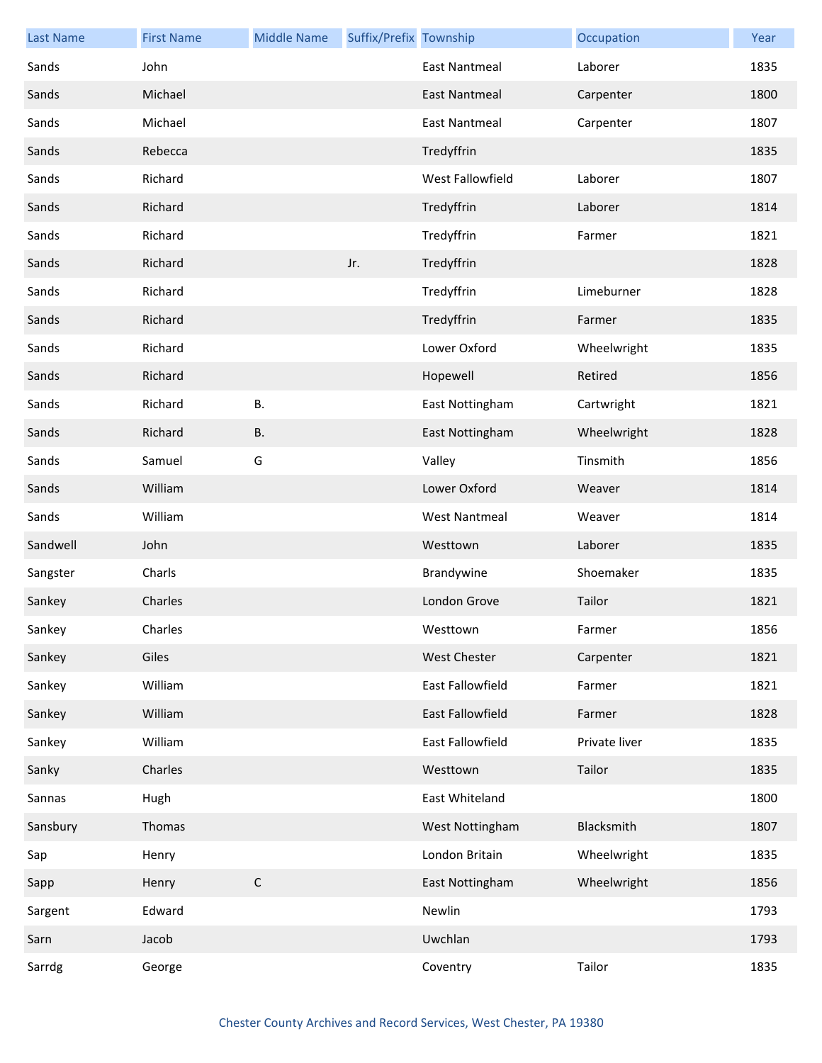| Last Name | First Name | Middle Name | Suffix/Prefix | Township | Occupation | Year |
| --- | --- | --- | --- | --- | --- | --- |
| Sands | John | | | East Nantmeal | Laborer | 1835 |
| Sands | Michael | | | East Nantmeal | Carpenter | 1800 |
| Sands | Michael | | | East Nantmeal | Carpenter | 1807 |
| Sands | Rebecca | | | Tredyffrin | | 1835 |
| Sands | Richard | | | West Fallowfield | Laborer | 1807 |
| Sands | Richard | | | Tredyffrin | Laborer | 1814 |
| Sands | Richard | | | Tredyffrin | Farmer | 1821 |
| Sands | Richard | | Jr. | Tredyffrin | | 1828 |
| Sands | Richard | | | Tredyffrin | Limeburner | 1828 |
| Sands | Richard | | | Tredyffrin | Farmer | 1835 |
| Sands | Richard | | | Lower Oxford | Wheelwright | 1835 |
| Sands | Richard | | | Hopewell | Retired | 1856 |
| Sands | Richard | B. | | East Nottingham | Cartwright | 1821 |
| Sands | Richard | B. | | East Nottingham | Wheelwright | 1828 |
| Sands | Samuel | G | | Valley | Tinsmith | 1856 |
| Sands | William | | | Lower Oxford | Weaver | 1814 |
| Sands | William | | | West Nantmeal | Weaver | 1814 |
| Sandwell | John | | | Westtown | Laborer | 1835 |
| Sangster | Charls | | | Brandywine | Shoemaker | 1835 |
| Sankey | Charles | | | London Grove | Tailor | 1821 |
| Sankey | Charles | | | Westtown | Farmer | 1856 |
| Sankey | Giles | | | West Chester | Carpenter | 1821 |
| Sankey | William | | | East Fallowfield | Farmer | 1821 |
| Sankey | William | | | East Fallowfield | Farmer | 1828 |
| Sankey | William | | | East Fallowfield | Private liver | 1835 |
| Sanky | Charles | | | Westtown | Tailor | 1835 |
| Sannas | Hugh | | | East Whiteland | | 1800 |
| Sansbury | Thomas | | | West Nottingham | Blacksmith | 1807 |
| Sap | Henry | | | London Britain | Wheelwright | 1835 |
| Sapp | Henry | C | | East Nottingham | Wheelwright | 1856 |
| Sargent | Edward | | | Newlin | | 1793 |
| Sarn | Jacob | | | Uwchlan | | 1793 |
| Sarrdg | George | | | Coventry | Tailor | 1835 |

Chester County Archives and Record Services, West Chester, PA 19380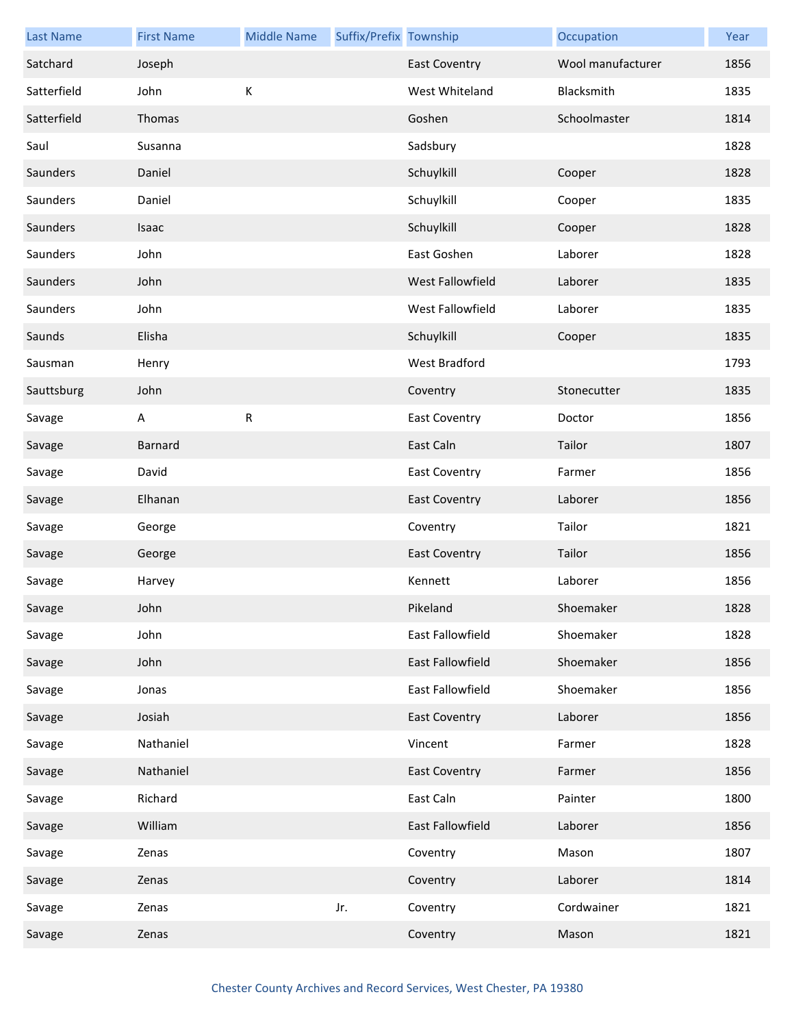| Last Name | First Name | Middle Name | Suffix/Prefix | Township | Occupation | Year |
|---|---|---|---|---|---|---|
| Satchard | Joseph | | | East Coventry | Wool manufacturer | 1856 |
| Satterfield | John | K | | West Whiteland | Blacksmith | 1835 |
| Satterfield | Thomas | | | Goshen | Schoolmaster | 1814 |
| Saul | Susanna | | | Sadsbury | | 1828 |
| Saunders | Daniel | | | Schuylkill | Cooper | 1828 |
| Saunders | Daniel | | | Schuylkill | Cooper | 1835 |
| Saunders | Isaac | | | Schuylkill | Cooper | 1828 |
| Saunders | John | | | East Goshen | Laborer | 1828 |
| Saunders | John | | | West Fallowfield | Laborer | 1835 |
| Saunders | John | | | West Fallowfield | Laborer | 1835 |
| Saunds | Elisha | | | Schuylkill | Cooper | 1835 |
| Sausman | Henry | | | West Bradford | | 1793 |
| Sauttsburg | John | | | Coventry | Stonecutter | 1835 |
| Savage | A | R | | East Coventry | Doctor | 1856 |
| Savage | Barnard | | | East Caln | Tailor | 1807 |
| Savage | David | | | East Coventry | Farmer | 1856 |
| Savage | Elhanan | | | East Coventry | Laborer | 1856 |
| Savage | George | | | Coventry | Tailor | 1821 |
| Savage | George | | | East Coventry | Tailor | 1856 |
| Savage | Harvey | | | Kennett | Laborer | 1856 |
| Savage | John | | | Pikeland | Shoemaker | 1828 |
| Savage | John | | | East Fallowfield | Shoemaker | 1828 |
| Savage | John | | | East Fallowfield | Shoemaker | 1856 |
| Savage | Jonas | | | East Fallowfield | Shoemaker | 1856 |
| Savage | Josiah | | | East Coventry | Laborer | 1856 |
| Savage | Nathaniel | | | Vincent | Farmer | 1828 |
| Savage | Nathaniel | | | East Coventry | Farmer | 1856 |
| Savage | Richard | | | East Caln | Painter | 1800 |
| Savage | William | | | East Fallowfield | Laborer | 1856 |
| Savage | Zenas | | | Coventry | Mason | 1807 |
| Savage | Zenas | | | Coventry | Laborer | 1814 |
| Savage | Zenas | | Jr. | Coventry | Cordwainer | 1821 |
| Savage | Zenas | | | Coventry | Mason | 1821 |

Chester County Archives and Record Services, West Chester, PA 19380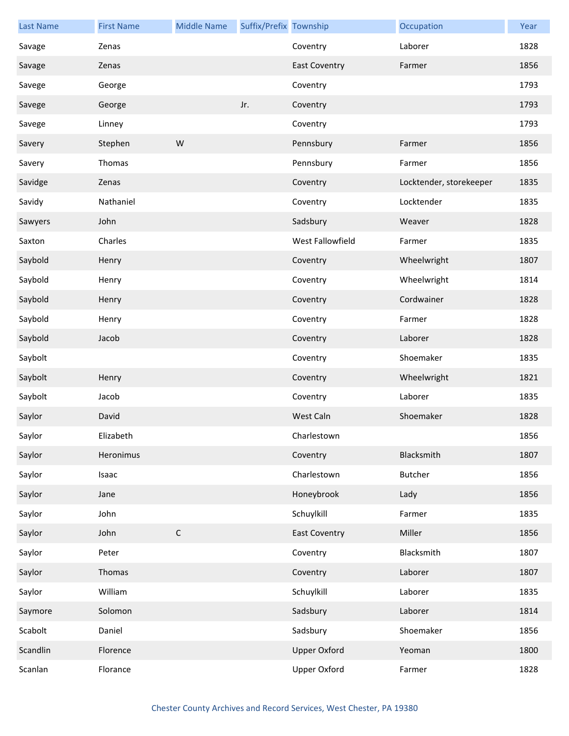| Last Name | First Name | Middle Name | Suffix/Prefix | Township | Occupation | Year |
|---|---|---|---|---|---|---|
| Savage | Zenas | | | Coventry | Laborer | 1828 |
| Savage | Zenas | | | East Coventry | Farmer | 1856 |
| Savege | George | | | Coventry | | 1793 |
| Savege | George | | Jr. | Coventry | | 1793 |
| Savege | Linney | | | Coventry | | 1793 |
| Savery | Stephen | W | | Pennsbury | Farmer | 1856 |
| Savery | Thomas | | | Pennsbury | Farmer | 1856 |
| Savidge | Zenas | | | Coventry | Locktender, storekeeper | 1835 |
| Savidy | Nathaniel | | | Coventry | Locktender | 1835 |
| Sawyers | John | | | Sadsbury | Weaver | 1828 |
| Saxton | Charles | | | West Fallowfield | Farmer | 1835 |
| Saybold | Henry | | | Coventry | Wheelwright | 1807 |
| Saybold | Henry | | | Coventry | Wheelwright | 1814 |
| Saybold | Henry | | | Coventry | Cordwainer | 1828 |
| Saybold | Henry | | | Coventry | Farmer | 1828 |
| Saybold | Jacob | | | Coventry | Laborer | 1828 |
| Saybolt | | | | Coventry | Shoemaker | 1835 |
| Saybolt | Henry | | | Coventry | Wheelwright | 1821 |
| Saybolt | Jacob | | | Coventry | Laborer | 1835 |
| Saylor | David | | | West Caln | Shoemaker | 1828 |
| Saylor | Elizabeth | | | Charlestown | | 1856 |
| Saylor | Heronimus | | | Coventry | Blacksmith | 1807 |
| Saylor | Isaac | | | Charlestown | Butcher | 1856 |
| Saylor | Jane | | | Honeybrook | Lady | 1856 |
| Saylor | John | | | Schuylkill | Farmer | 1835 |
| Saylor | John | C | | East Coventry | Miller | 1856 |
| Saylor | Peter | | | Coventry | Blacksmith | 1807 |
| Saylor | Thomas | | | Coventry | Laborer | 1807 |
| Saylor | William | | | Schuylkill | Laborer | 1835 |
| Saymore | Solomon | | | Sadsbury | Laborer | 1814 |
| Scabolt | Daniel | | | Sadsbury | Shoemaker | 1856 |
| Scandlin | Florence | | | Upper Oxford | Yeoman | 1800 |
| Scanlan | Florance | | | Upper Oxford | Farmer | 1828 |

Chester County Archives and Record Services, West Chester, PA 19380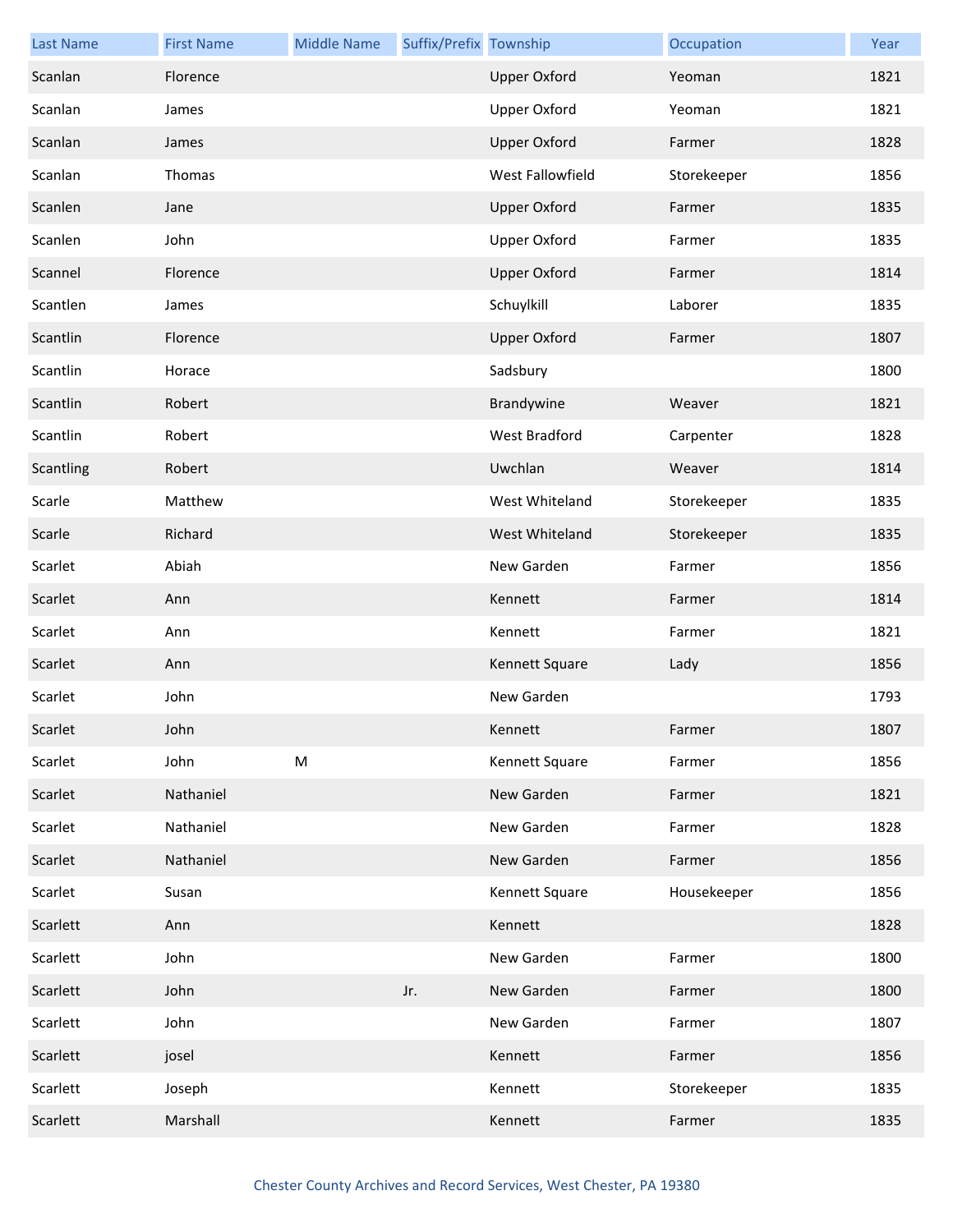| Last Name | First Name | Middle Name | Suffix/Prefix | Township | Occupation | Year |
| --- | --- | --- | --- | --- | --- | --- |
| Scanlan | Florence | | | Upper Oxford | Yeoman | 1821 |
| Scanlan | James | | | Upper Oxford | Yeoman | 1821 |
| Scanlan | James | | | Upper Oxford | Farmer | 1828 |
| Scanlan | Thomas | | | West Fallowfield | Storekeeper | 1856 |
| Scanlen | Jane | | | Upper Oxford | Farmer | 1835 |
| Scanlen | John | | | Upper Oxford | Farmer | 1835 |
| Scannel | Florence | | | Upper Oxford | Farmer | 1814 |
| Scantlen | James | | | Schuylkill | Laborer | 1835 |
| Scantlin | Florence | | | Upper Oxford | Farmer | 1807 |
| Scantlin | Horace | | | Sadsbury | | 1800 |
| Scantlin | Robert | | | Brandywine | Weaver | 1821 |
| Scantlin | Robert | | | West Bradford | Carpenter | 1828 |
| Scantling | Robert | | | Uwchlan | Weaver | 1814 |
| Scarle | Matthew | | | West Whiteland | Storekeeper | 1835 |
| Scarle | Richard | | | West Whiteland | Storekeeper | 1835 |
| Scarlet | Abiah | | | New Garden | Farmer | 1856 |
| Scarlet | Ann | | | Kennett | Farmer | 1814 |
| Scarlet | Ann | | | Kennett | Farmer | 1821 |
| Scarlet | Ann | | | Kennett Square | Lady | 1856 |
| Scarlet | John | | | New Garden | | 1793 |
| Scarlet | John | | | Kennett | Farmer | 1807 |
| Scarlet | John | M | | Kennett Square | Farmer | 1856 |
| Scarlet | Nathaniel | | | New Garden | Farmer | 1821 |
| Scarlet | Nathaniel | | | New Garden | Farmer | 1828 |
| Scarlet | Nathaniel | | | New Garden | Farmer | 1856 |
| Scarlet | Susan | | | Kennett Square | Housekeeper | 1856 |
| Scarlett | Ann | | | Kennett | | 1828 |
| Scarlett | John | | | New Garden | Farmer | 1800 |
| Scarlett | John | | Jr. | New Garden | Farmer | 1800 |
| Scarlett | John | | | New Garden | Farmer | 1807 |
| Scarlett | josel | | | Kennett | Farmer | 1856 |
| Scarlett | Joseph | | | Kennett | Storekeeper | 1835 |
| Scarlett | Marshall | | | Kennett | Farmer | 1835 |

Chester County Archives and Record Services, West Chester, PA 19380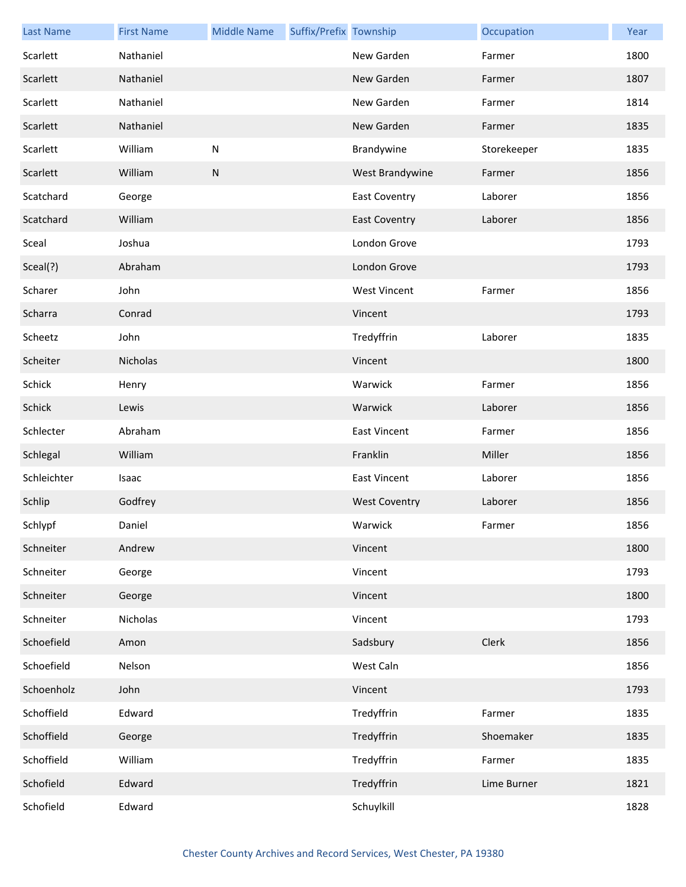| Last Name | First Name | Middle Name | Suffix/Prefix | Township | Occupation | Year |
|---|---|---|---|---|---|---|
| Scarlett | Nathaniel | | | New Garden | Farmer | 1800 |
| Scarlett | Nathaniel | | | New Garden | Farmer | 1807 |
| Scarlett | Nathaniel | | | New Garden | Farmer | 1814 |
| Scarlett | Nathaniel | | | New Garden | Farmer | 1835 |
| Scarlett | William | N | | Brandywine | Storekeeper | 1835 |
| Scarlett | William | N | | West Brandywine | Farmer | 1856 |
| Scatchard | George | | | East Coventry | Laborer | 1856 |
| Scatchard | William | | | East Coventry | Laborer | 1856 |
| Sceal | Joshua | | | London Grove | | 1793 |
| Sceal(?) | Abraham | | | London Grove | | 1793 |
| Scharer | John | | | West Vincent | Farmer | 1856 |
| Scharra | Conrad | | | Vincent | | 1793 |
| Scheetz | John | | | Tredyffrin | Laborer | 1835 |
| Scheiter | Nicholas | | | Vincent | | 1800 |
| Schick | Henry | | | Warwick | Farmer | 1856 |
| Schick | Lewis | | | Warwick | Laborer | 1856 |
| Schlecter | Abraham | | | East Vincent | Farmer | 1856 |
| Schlegal | William | | | Franklin | Miller | 1856 |
| Schleichter | Isaac | | | East Vincent | Laborer | 1856 |
| Schlip | Godfrey | | | West Coventry | Laborer | 1856 |
| Schlypf | Daniel | | | Warwick | Farmer | 1856 |
| Schneiter | Andrew | | | Vincent | | 1800 |
| Schneiter | George | | | Vincent | | 1793 |
| Schneiter | George | | | Vincent | | 1800 |
| Schneiter | Nicholas | | | Vincent | | 1793 |
| Schoefield | Amon | | | Sadsbury | Clerk | 1856 |
| Schoefield | Nelson | | | West Caln | | 1856 |
| Schoenholz | John | | | Vincent | | 1793 |
| Schoffield | Edward | | | Tredyffrin | Farmer | 1835 |
| Schoffield | George | | | Tredyffrin | Shoemaker | 1835 |
| Schoffield | William | | | Tredyffrin | Farmer | 1835 |
| Schofield | Edward | | | Tredyffrin | Lime Burner | 1821 |
| Schofield | Edward | | | Schuylkill | | 1828 |

Chester County Archives and Record Services, West Chester, PA 19380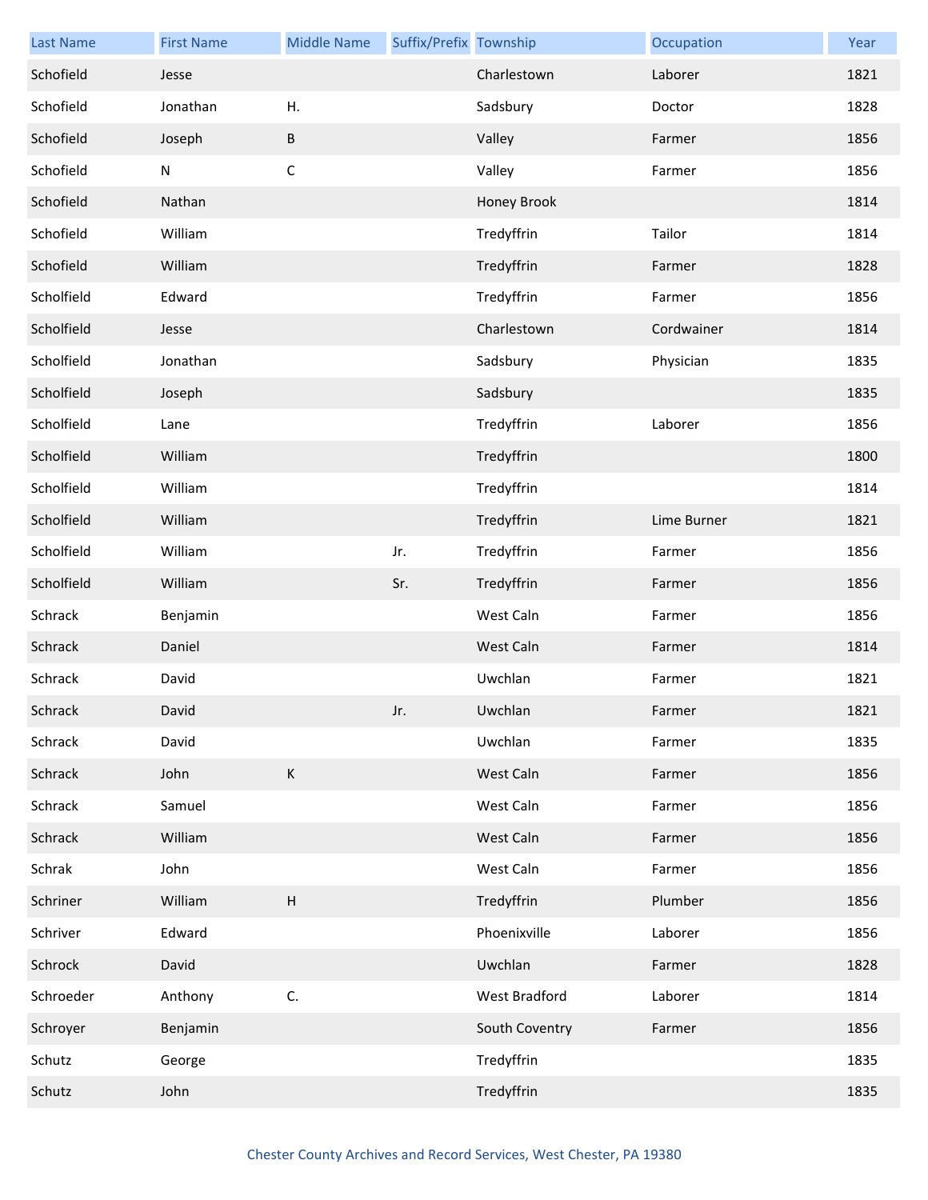| Last Name | First Name | Middle Name | Suffix/Prefix | Township | Occupation | Year |
|---|---|---|---|---|---|---|
| Schofield | Jesse | | | Charlestown | Laborer | 1821 |
| Schofield | Jonathan | H. | | Sadsbury | Doctor | 1828 |
| Schofield | Joseph | B | | Valley | Farmer | 1856 |
| Schofield | N | C | | Valley | Farmer | 1856 |
| Schofield | Nathan | | | Honey Brook | | 1814 |
| Schofield | William | | | Tredyffrin | Tailor | 1814 |
| Schofield | William | | | Tredyffrin | Farmer | 1828 |
| Scholfield | Edward | | | Tredyffrin | Farmer | 1856 |
| Scholfield | Jesse | | | Charlestown | Cordwainer | 1814 |
| Scholfield | Jonathan | | | Sadsbury | Physician | 1835 |
| Scholfield | Joseph | | | Sadsbury | | 1835 |
| Scholfield | Lane | | | Tredyffrin | Laborer | 1856 |
| Scholfield | William | | | Tredyffrin | | 1800 |
| Scholfield | William | | | Tredyffrin | | 1814 |
| Scholfield | William | | | Tredyffrin | Lime Burner | 1821 |
| Scholfield | William | | Jr. | Tredyffrin | Farmer | 1856 |
| Scholfield | William | | Sr. | Tredyffrin | Farmer | 1856 |
| Schrack | Benjamin | | | West Caln | Farmer | 1856 |
| Schrack | Daniel | | | West Caln | Farmer | 1814 |
| Schrack | David | | | Uwchlan | Farmer | 1821 |
| Schrack | David | | Jr. | Uwchlan | Farmer | 1821 |
| Schrack | David | | | Uwchlan | Farmer | 1835 |
| Schrack | John | K | | West Caln | Farmer | 1856 |
| Schrack | Samuel | | | West Caln | Farmer | 1856 |
| Schrack | William | | | West Caln | Farmer | 1856 |
| Schrak | John | | | West Caln | Farmer | 1856 |
| Schriner | William | H | | Tredyffrin | Plumber | 1856 |
| Schriver | Edward | | | Phoenixville | Laborer | 1856 |
| Schrock | David | | | Uwchlan | Farmer | 1828 |
| Schroeder | Anthony | C. | | West Bradford | Laborer | 1814 |
| Schroyer | Benjamin | | | South Coventry | Farmer | 1856 |
| Schutz | George | | | Tredyffrin | | 1835 |
| Schutz | John | | | Tredyffrin | | 1835 |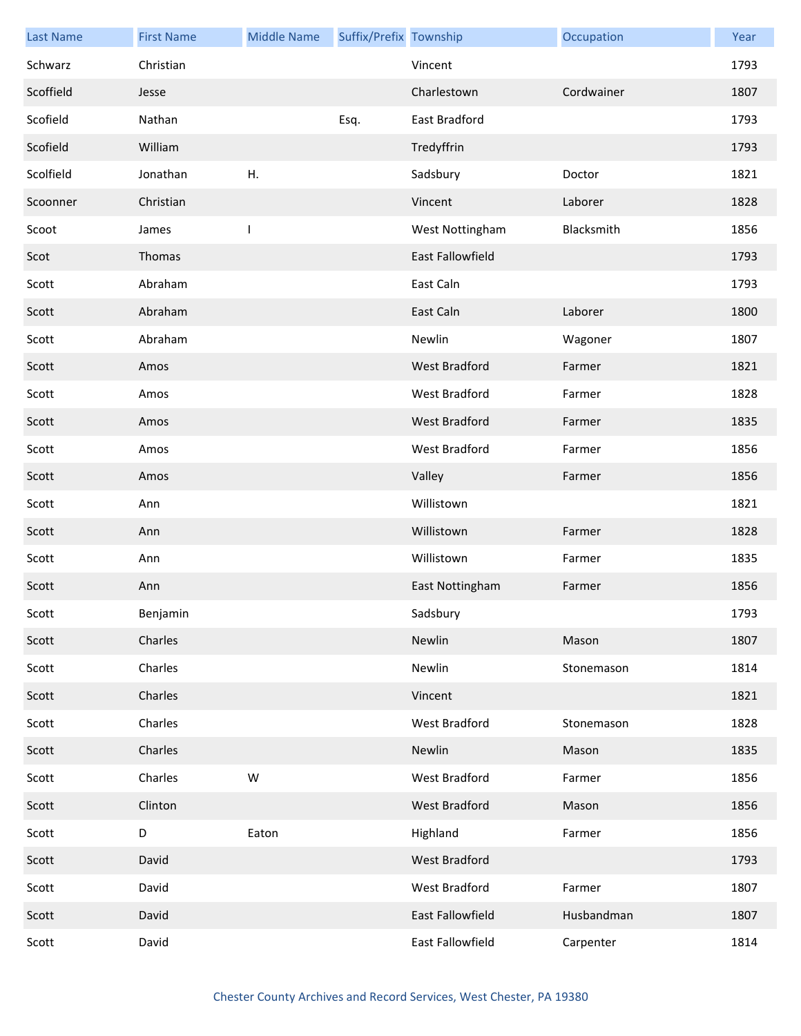| Last Name | First Name | Middle Name | Suffix/Prefix | Township | Occupation | Year |
|---|---|---|---|---|---|---|
| Schwarz | Christian | | | Vincent | | 1793 |
| Scoffield | Jesse | | | Charlestown | Cordwainer | 1807 |
| Scofield | Nathan | | Esq. | East Bradford | | 1793 |
| Scofield | William | | | Tredyffrin | | 1793 |
| Scolfield | Jonathan | H. | | Sadsbury | Doctor | 1821 |
| Scoonner | Christian | | | Vincent | Laborer | 1828 |
| Scoot | James | I | | West Nottingham | Blacksmith | 1856 |
| Scot | Thomas | | | East Fallowfield | | 1793 |
| Scott | Abraham | | | East Caln | | 1793 |
| Scott | Abraham | | | East Caln | Laborer | 1800 |
| Scott | Abraham | | | Newlin | Wagoner | 1807 |
| Scott | Amos | | | West Bradford | Farmer | 1821 |
| Scott | Amos | | | West Bradford | Farmer | 1828 |
| Scott | Amos | | | West Bradford | Farmer | 1835 |
| Scott | Amos | | | West Bradford | Farmer | 1856 |
| Scott | Amos | | | Valley | Farmer | 1856 |
| Scott | Ann | | | Willistown | | 1821 |
| Scott | Ann | | | Willistown | Farmer | 1828 |
| Scott | Ann | | | Willistown | Farmer | 1835 |
| Scott | Ann | | | East Nottingham | Farmer | 1856 |
| Scott | Benjamin | | | Sadsbury | | 1793 |
| Scott | Charles | | | Newlin | Mason | 1807 |
| Scott | Charles | | | Newlin | Stonemason | 1814 |
| Scott | Charles | | | Vincent | | 1821 |
| Scott | Charles | | | West Bradford | Stonemason | 1828 |
| Scott | Charles | | | Newlin | Mason | 1835 |
| Scott | Charles | W | | West Bradford | Farmer | 1856 |
| Scott | Clinton | | | West Bradford | Mason | 1856 |
| Scott | D | Eaton | | Highland | Farmer | 1856 |
| Scott | David | | | West Bradford | | 1793 |
| Scott | David | | | West Bradford | Farmer | 1807 |
| Scott | David | | | East Fallowfield | Husbandman | 1807 |
| Scott | David | | | East Fallowfield | Carpenter | 1814 |

Chester County Archives and Record Services, West Chester, PA 19380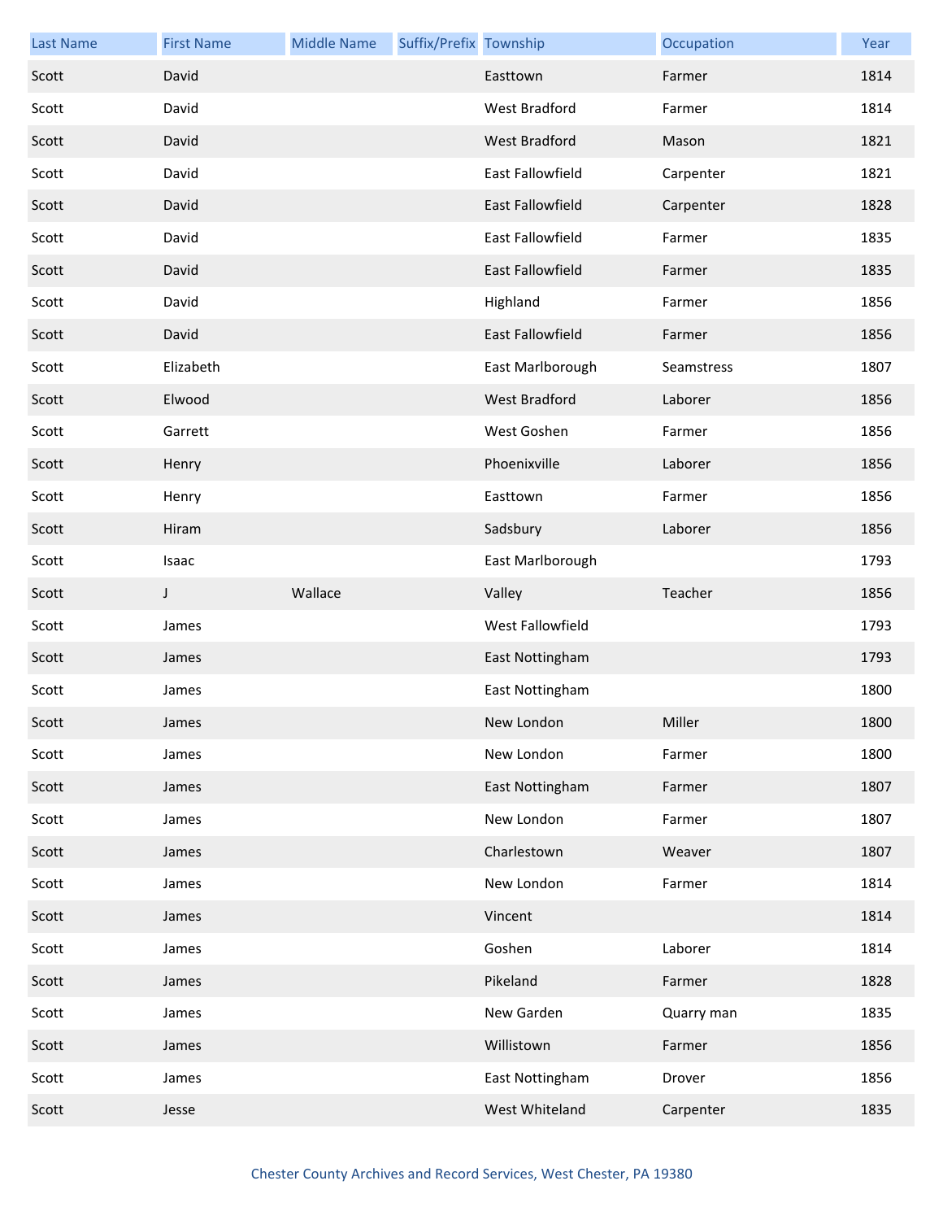| Last Name | First Name | Middle Name | Suffix/Prefix | Township | Occupation | Year |
|---|---|---|---|---|---|---|
| Scott | David | | | Easttown | Farmer | 1814 |
| Scott | David | | | West Bradford | Farmer | 1814 |
| Scott | David | | | West Bradford | Mason | 1821 |
| Scott | David | | | East Fallowfield | Carpenter | 1821 |
| Scott | David | | | East Fallowfield | Carpenter | 1828 |
| Scott | David | | | East Fallowfield | Farmer | 1835 |
| Scott | David | | | East Fallowfield | Farmer | 1835 |
| Scott | David | | | Highland | Farmer | 1856 |
| Scott | David | | | East Fallowfield | Farmer | 1856 |
| Scott | Elizabeth | | | East Marlborough | Seamstress | 1807 |
| Scott | Elwood | | | West Bradford | Laborer | 1856 |
| Scott | Garrett | | | West Goshen | Farmer | 1856 |
| Scott | Henry | | | Phoenixville | Laborer | 1856 |
| Scott | Henry | | | Easttown | Farmer | 1856 |
| Scott | Hiram | | | Sadsbury | Laborer | 1856 |
| Scott | Isaac | | | East Marlborough | | 1793 |
| Scott | J | Wallace | | Valley | Teacher | 1856 |
| Scott | James | | | West Fallowfield | | 1793 |
| Scott | James | | | East Nottingham | | 1793 |
| Scott | James | | | East Nottingham | | 1800 |
| Scott | James | | | New London | Miller | 1800 |
| Scott | James | | | New London | Farmer | 1800 |
| Scott | James | | | East Nottingham | Farmer | 1807 |
| Scott | James | | | New London | Farmer | 1807 |
| Scott | James | | | Charlestown | Weaver | 1807 |
| Scott | James | | | New London | Farmer | 1814 |
| Scott | James | | | Vincent | | 1814 |
| Scott | James | | | Goshen | Laborer | 1814 |
| Scott | James | | | Pikeland | Farmer | 1828 |
| Scott | James | | | New Garden | Quarry man | 1835 |
| Scott | James | | | Willistown | Farmer | 1856 |
| Scott | James | | | East Nottingham | Drover | 1856 |
| Scott | Jesse | | | West Whiteland | Carpenter | 1835 |

Chester County Archives and Record Services, West Chester, PA 19380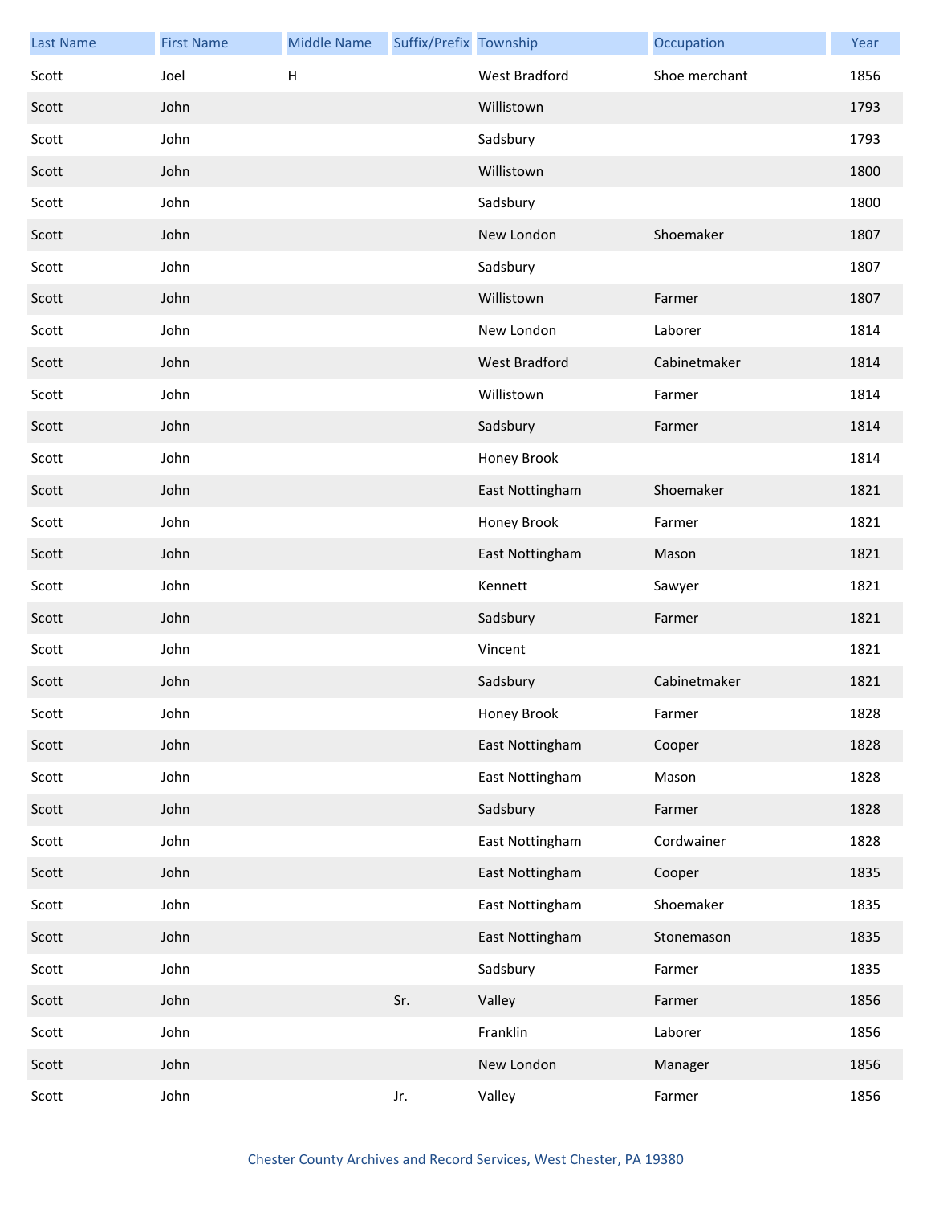| Last Name | First Name | Middle Name | Suffix/Prefix | Township | Occupation | Year |
|---|---|---|---|---|---|---|
| Scott | Joel | H | | West Bradford | Shoe merchant | 1856 |
| Scott | John | | | Willistown | | 1793 |
| Scott | John | | | Sadsbury | | 1793 |
| Scott | John | | | Willistown | | 1800 |
| Scott | John | | | Sadsbury | | 1800 |
| Scott | John | | | New London | Shoemaker | 1807 |
| Scott | John | | | Sadsbury | | 1807 |
| Scott | John | | | Willistown | Farmer | 1807 |
| Scott | John | | | New London | Laborer | 1814 |
| Scott | John | | | West Bradford | Cabinetmaker | 1814 |
| Scott | John | | | Willistown | Farmer | 1814 |
| Scott | John | | | Sadsbury | Farmer | 1814 |
| Scott | John | | | Honey Brook | | 1814 |
| Scott | John | | | East Nottingham | Shoemaker | 1821 |
| Scott | John | | | Honey Brook | Farmer | 1821 |
| Scott | John | | | East Nottingham | Mason | 1821 |
| Scott | John | | | Kennett | Sawyer | 1821 |
| Scott | John | | | Sadsbury | Farmer | 1821 |
| Scott | John | | | Vincent | | 1821 |
| Scott | John | | | Sadsbury | Cabinetmaker | 1821 |
| Scott | John | | | Honey Brook | Farmer | 1828 |
| Scott | John | | | East Nottingham | Cooper | 1828 |
| Scott | John | | | East Nottingham | Mason | 1828 |
| Scott | John | | | Sadsbury | Farmer | 1828 |
| Scott | John | | | East Nottingham | Cordwainer | 1828 |
| Scott | John | | | East Nottingham | Cooper | 1835 |
| Scott | John | | | East Nottingham | Shoemaker | 1835 |
| Scott | John | | | East Nottingham | Stonemason | 1835 |
| Scott | John | | | Sadsbury | Farmer | 1835 |
| Scott | John | | Sr. | Valley | Farmer | 1856 |
| Scott | John | | | Franklin | Laborer | 1856 |
| Scott | John | | | New London | Manager | 1856 |
| Scott | John | | Jr. | Valley | Farmer | 1856 |

Chester County Archives and Record Services, West Chester, PA 19380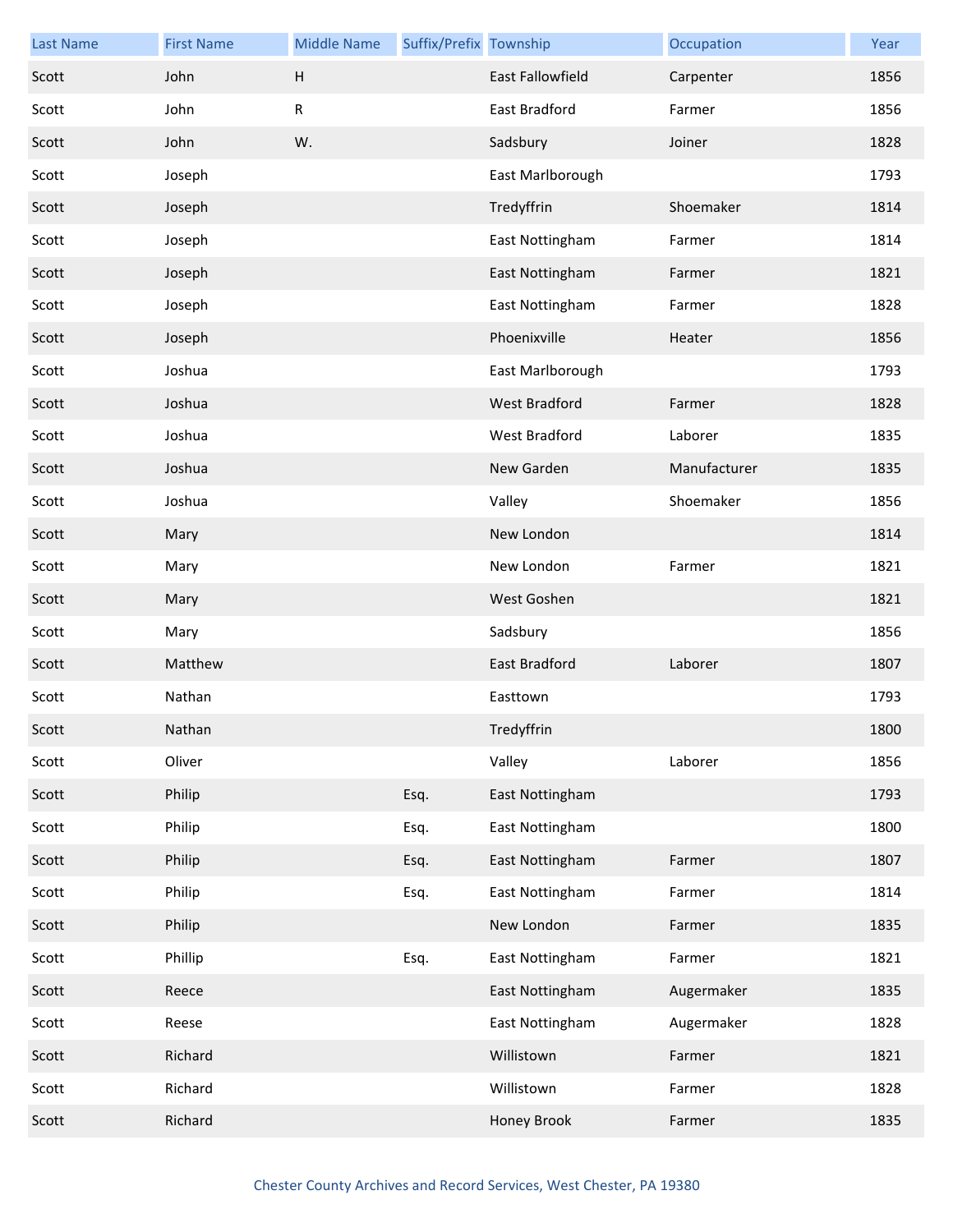| Last Name | First Name | Middle Name | Suffix/Prefix | Township | Occupation | Year |
|---|---|---|---|---|---|---|
| Scott | John | H | | East Fallowfield | Carpenter | 1856 |
| Scott | John | R | | East Bradford | Farmer | 1856 |
| Scott | John | W. | | Sadsbury | Joiner | 1828 |
| Scott | Joseph | | | East Marlborough | | 1793 |
| Scott | Joseph | | | Tredyffrin | Shoemaker | 1814 |
| Scott | Joseph | | | East Nottingham | Farmer | 1814 |
| Scott | Joseph | | | East Nottingham | Farmer | 1821 |
| Scott | Joseph | | | East Nottingham | Farmer | 1828 |
| Scott | Joseph | | | Phoenixville | Heater | 1856 |
| Scott | Joshua | | | East Marlborough | | 1793 |
| Scott | Joshua | | | West Bradford | Farmer | 1828 |
| Scott | Joshua | | | West Bradford | Laborer | 1835 |
| Scott | Joshua | | | New Garden | Manufacturer | 1835 |
| Scott | Joshua | | | Valley | Shoemaker | 1856 |
| Scott | Mary | | | New London | | 1814 |
| Scott | Mary | | | New London | Farmer | 1821 |
| Scott | Mary | | | West Goshen | | 1821 |
| Scott | Mary | | | Sadsbury | | 1856 |
| Scott | Matthew | | | East Bradford | Laborer | 1807 |
| Scott | Nathan | | | Easttown | | 1793 |
| Scott | Nathan | | | Tredyffrin | | 1800 |
| Scott | Oliver | | | Valley | Laborer | 1856 |
| Scott | Philip | | Esq. | East Nottingham | | 1793 |
| Scott | Philip | | Esq. | East Nottingham | | 1800 |
| Scott | Philip | | Esq. | East Nottingham | Farmer | 1807 |
| Scott | Philip | | Esq. | East Nottingham | Farmer | 1814 |
| Scott | Philip | | | New London | Farmer | 1835 |
| Scott | Phillip | | Esq. | East Nottingham | Farmer | 1821 |
| Scott | Reece | | | East Nottingham | Augermaker | 1835 |
| Scott | Reese | | | East Nottingham | Augermaker | 1828 |
| Scott | Richard | | | Willistown | Farmer | 1821 |
| Scott | Richard | | | Willistown | Farmer | 1828 |
| Scott | Richard | | | Honey Brook | Farmer | 1835 |

Chester County Archives and Record Services, West Chester, PA 19380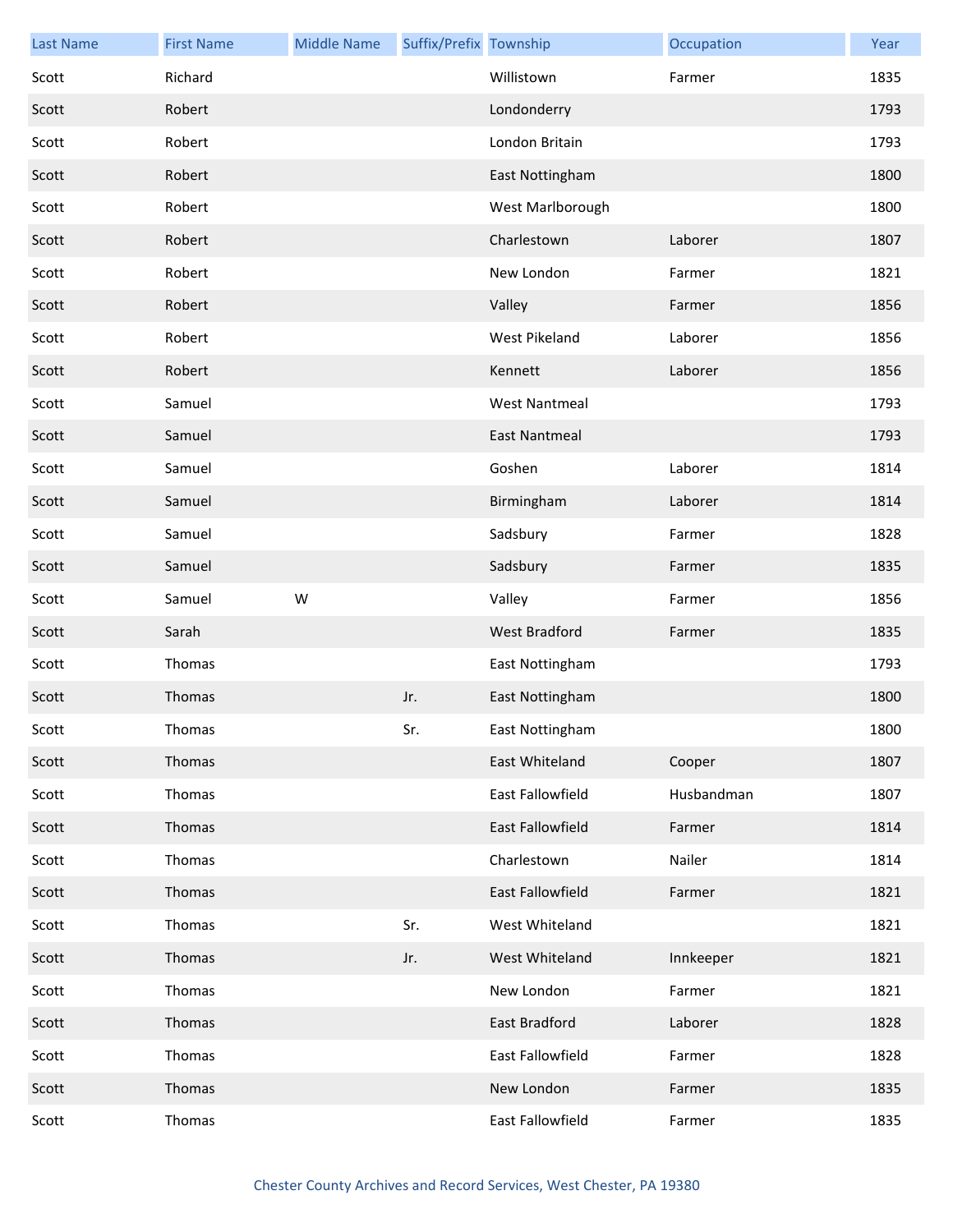| Last Name | First Name | Middle Name | Suffix/Prefix | Township | Occupation | Year |
|---|---|---|---|---|---|---|
| Scott | Richard | | | Willistown | Farmer | 1835 |
| Scott | Robert | | | Londonderry | | 1793 |
| Scott | Robert | | | London Britain | | 1793 |
| Scott | Robert | | | East Nottingham | | 1800 |
| Scott | Robert | | | West Marlborough | | 1800 |
| Scott | Robert | | | Charlestown | Laborer | 1807 |
| Scott | Robert | | | New London | Farmer | 1821 |
| Scott | Robert | | | Valley | Farmer | 1856 |
| Scott | Robert | | | West Pikeland | Laborer | 1856 |
| Scott | Robert | | | Kennett | Laborer | 1856 |
| Scott | Samuel | | | West Nantmeal | | 1793 |
| Scott | Samuel | | | East Nantmeal | | 1793 |
| Scott | Samuel | | | Goshen | Laborer | 1814 |
| Scott | Samuel | | | Birmingham | Laborer | 1814 |
| Scott | Samuel | | | Sadsbury | Farmer | 1828 |
| Scott | Samuel | | | Sadsbury | Farmer | 1835 |
| Scott | Samuel | W | | Valley | Farmer | 1856 |
| Scott | Sarah | | | West Bradford | Farmer | 1835 |
| Scott | Thomas | | | East Nottingham | | 1793 |
| Scott | Thomas | | Jr. | East Nottingham | | 1800 |
| Scott | Thomas | | Sr. | East Nottingham | | 1800 |
| Scott | Thomas | | | East Whiteland | Cooper | 1807 |
| Scott | Thomas | | | East Fallowfield | Husbandman | 1807 |
| Scott | Thomas | | | East Fallowfield | Farmer | 1814 |
| Scott | Thomas | | | Charlestown | Nailer | 1814 |
| Scott | Thomas | | | East Fallowfield | Farmer | 1821 |
| Scott | Thomas | | Sr. | West Whiteland | | 1821 |
| Scott | Thomas | | Jr. | West Whiteland | Innkeeper | 1821 |
| Scott | Thomas | | | New London | Farmer | 1821 |
| Scott | Thomas | | | East Bradford | Laborer | 1828 |
| Scott | Thomas | | | East Fallowfield | Farmer | 1828 |
| Scott | Thomas | | | New London | Farmer | 1835 |
| Scott | Thomas | | | East Fallowfield | Farmer | 1835 |

Chester County Archives and Record Services, West Chester, PA 19380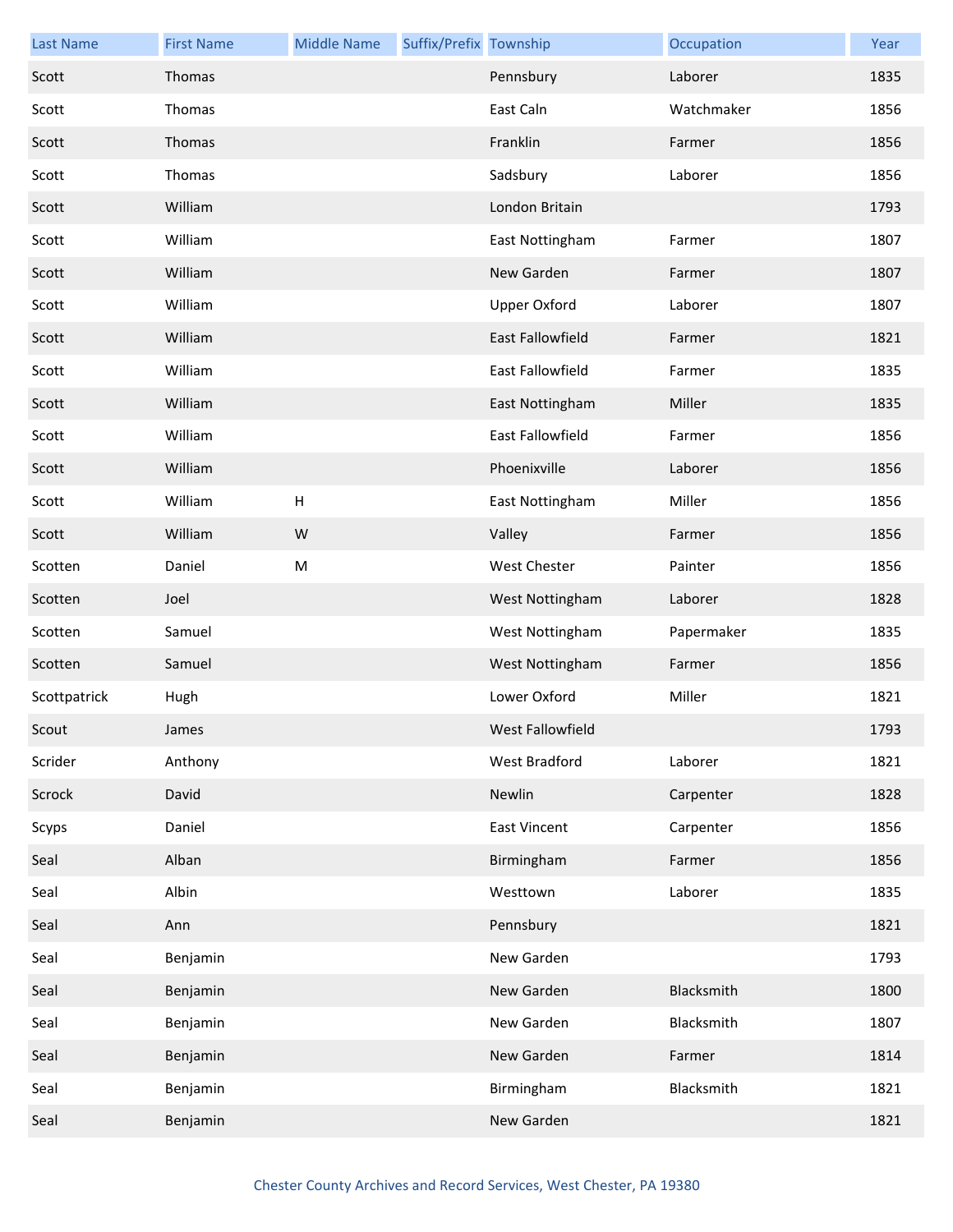| Last Name | First Name | Middle Name | Suffix/Prefix | Township | Occupation | Year |
| --- | --- | --- | --- | --- | --- | --- |
| Scott | Thomas | | | Pennsbury | Laborer | 1835 |
| Scott | Thomas | | | East Caln | Watchmaker | 1856 |
| Scott | Thomas | | | Franklin | Farmer | 1856 |
| Scott | Thomas | | | Sadsbury | Laborer | 1856 |
| Scott | William | | | London Britain | | 1793 |
| Scott | William | | | East Nottingham | Farmer | 1807 |
| Scott | William | | | New Garden | Farmer | 1807 |
| Scott | William | | | Upper Oxford | Laborer | 1807 |
| Scott | William | | | East Fallowfield | Farmer | 1821 |
| Scott | William | | | East Fallowfield | Farmer | 1835 |
| Scott | William | | | East Nottingham | Miller | 1835 |
| Scott | William | | | East Fallowfield | Farmer | 1856 |
| Scott | William | | | Phoenixville | Laborer | 1856 |
| Scott | William | H | | East Nottingham | Miller | 1856 |
| Scott | William | W | | Valley | Farmer | 1856 |
| Scotten | Daniel | M | | West Chester | Painter | 1856 |
| Scotten | Joel | | | West Nottingham | Laborer | 1828 |
| Scotten | Samuel | | | West Nottingham | Papermaker | 1835 |
| Scotten | Samuel | | | West Nottingham | Farmer | 1856 |
| Scottpatrick | Hugh | | | Lower Oxford | Miller | 1821 |
| Scout | James | | | West Fallowfield | | 1793 |
| Scrider | Anthony | | | West Bradford | Laborer | 1821 |
| Scrock | David | | | Newlin | Carpenter | 1828 |
| Scyps | Daniel | | | East Vincent | Carpenter | 1856 |
| Seal | Alban | | | Birmingham | Farmer | 1856 |
| Seal | Albin | | | Westtown | Laborer | 1835 |
| Seal | Ann | | | Pennsbury | | 1821 |
| Seal | Benjamin | | | New Garden | | 1793 |
| Seal | Benjamin | | | New Garden | Blacksmith | 1800 |
| Seal | Benjamin | | | New Garden | Blacksmith | 1807 |
| Seal | Benjamin | | | New Garden | Farmer | 1814 |
| Seal | Benjamin | | | Birmingham | Blacksmith | 1821 |
| Seal | Benjamin | | | New Garden | | 1821 |

Chester County Archives and Record Services, West Chester, PA 19380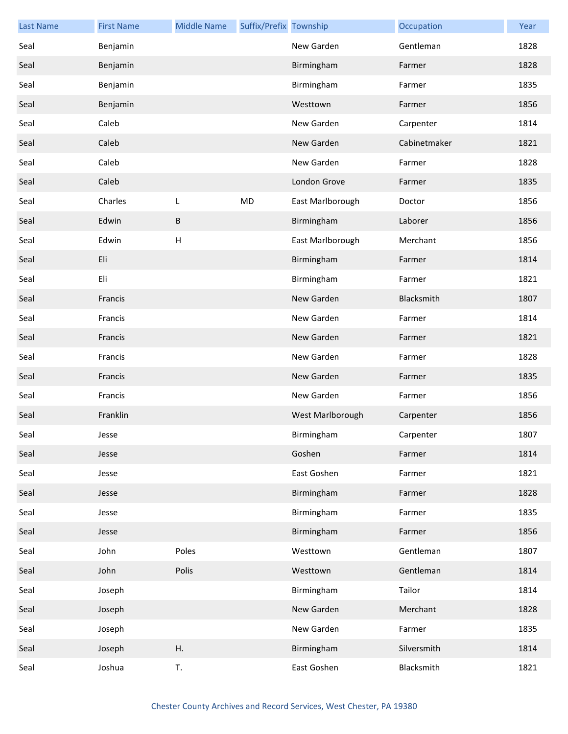| Last Name | First Name | Middle Name | Suffix/Prefix | Township | Occupation | Year |
|---|---|---|---|---|---|---|
| Seal | Benjamin | | | New Garden | Gentleman | 1828 |
| Seal | Benjamin | | | Birmingham | Farmer | 1828 |
| Seal | Benjamin | | | Birmingham | Farmer | 1835 |
| Seal | Benjamin | | | Westtown | Farmer | 1856 |
| Seal | Caleb | | | New Garden | Carpenter | 1814 |
| Seal | Caleb | | | New Garden | Cabinetmaker | 1821 |
| Seal | Caleb | | | New Garden | Farmer | 1828 |
| Seal | Caleb | | | London Grove | Farmer | 1835 |
| Seal | Charles | L | MD | East Marlborough | Doctor | 1856 |
| Seal | Edwin | B | | Birmingham | Laborer | 1856 |
| Seal | Edwin | H | | East Marlborough | Merchant | 1856 |
| Seal | Eli | | | Birmingham | Farmer | 1814 |
| Seal | Eli | | | Birmingham | Farmer | 1821 |
| Seal | Francis | | | New Garden | Blacksmith | 1807 |
| Seal | Francis | | | New Garden | Farmer | 1814 |
| Seal | Francis | | | New Garden | Farmer | 1821 |
| Seal | Francis | | | New Garden | Farmer | 1828 |
| Seal | Francis | | | New Garden | Farmer | 1835 |
| Seal | Francis | | | New Garden | Farmer | 1856 |
| Seal | Franklin | | | West Marlborough | Carpenter | 1856 |
| Seal | Jesse | | | Birmingham | Carpenter | 1807 |
| Seal | Jesse | | | Goshen | Farmer | 1814 |
| Seal | Jesse | | | East Goshen | Farmer | 1821 |
| Seal | Jesse | | | Birmingham | Farmer | 1828 |
| Seal | Jesse | | | Birmingham | Farmer | 1835 |
| Seal | Jesse | | | Birmingham | Farmer | 1856 |
| Seal | John | Poles | | Westtown | Gentleman | 1807 |
| Seal | John | Polis | | Westtown | Gentleman | 1814 |
| Seal | Joseph | | | Birmingham | Tailor | 1814 |
| Seal | Joseph | | | New Garden | Merchant | 1828 |
| Seal | Joseph | | | New Garden | Farmer | 1835 |
| Seal | Joseph | H. | | Birmingham | Silversmith | 1814 |
| Seal | Joshua | T. | | East Goshen | Blacksmith | 1821 |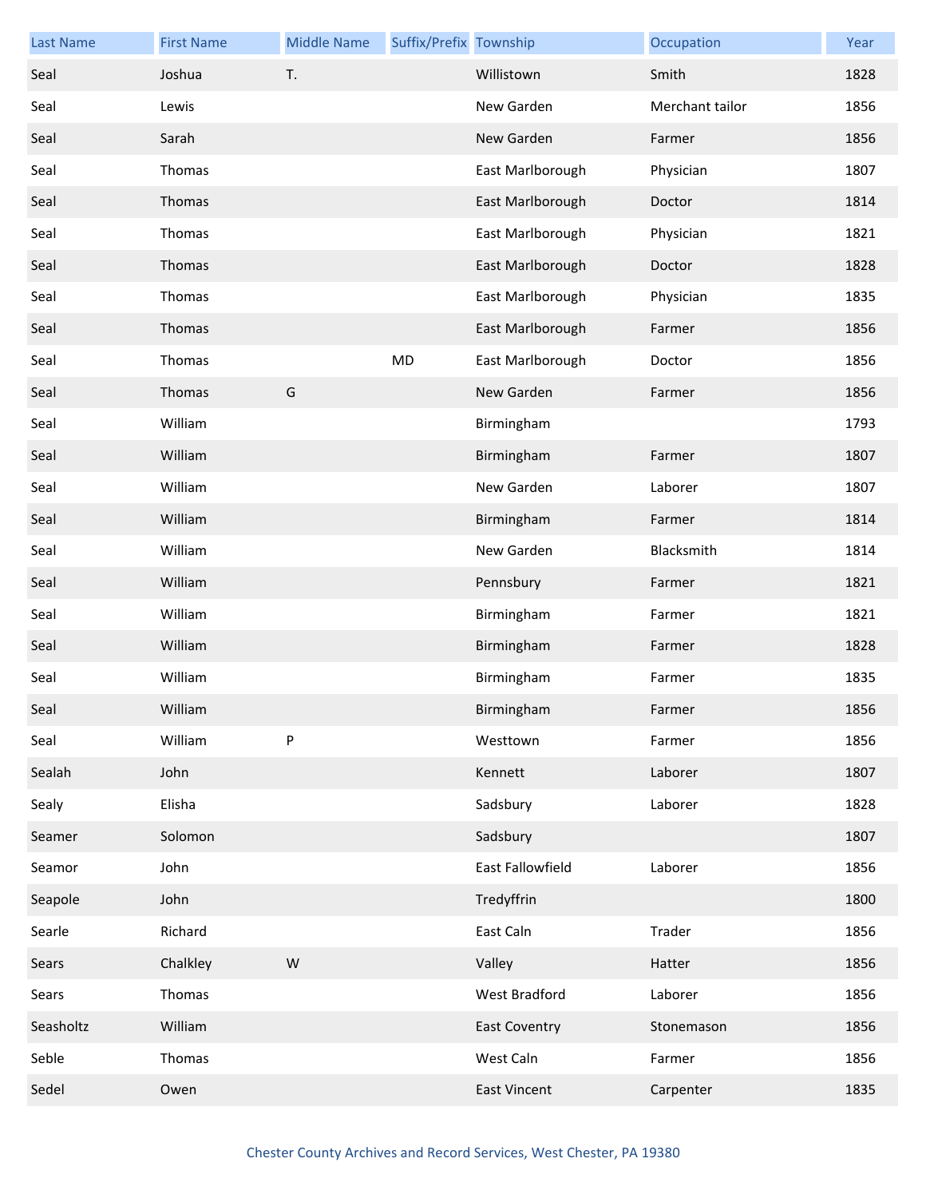| Last Name | First Name | Middle Name | Suffix/Prefix | Township | Occupation | Year |
|---|---|---|---|---|---|---|
| Seal | Joshua | T. | | Willistown | Smith | 1828 |
| Seal | Lewis | | | New Garden | Merchant tailor | 1856 |
| Seal | Sarah | | | New Garden | Farmer | 1856 |
| Seal | Thomas | | | East Marlborough | Physician | 1807 |
| Seal | Thomas | | | East Marlborough | Doctor | 1814 |
| Seal | Thomas | | | East Marlborough | Physician | 1821 |
| Seal | Thomas | | | East Marlborough | Doctor | 1828 |
| Seal | Thomas | | | East Marlborough | Physician | 1835 |
| Seal | Thomas | | | East Marlborough | Farmer | 1856 |
| Seal | Thomas | | MD | East Marlborough | Doctor | 1856 |
| Seal | Thomas | G | | New Garden | Farmer | 1856 |
| Seal | William | | | Birmingham | | 1793 |
| Seal | William | | | Birmingham | Farmer | 1807 |
| Seal | William | | | New Garden | Laborer | 1807 |
| Seal | William | | | Birmingham | Farmer | 1814 |
| Seal | William | | | New Garden | Blacksmith | 1814 |
| Seal | William | | | Pennsbury | Farmer | 1821 |
| Seal | William | | | Birmingham | Farmer | 1821 |
| Seal | William | | | Birmingham | Farmer | 1828 |
| Seal | William | | | Birmingham | Farmer | 1835 |
| Seal | William | | | Birmingham | Farmer | 1856 |
| Seal | William | P | | Westtown | Farmer | 1856 |
| Sealah | John | | | Kennett | Laborer | 1807 |
| Sealy | Elisha | | | Sadsbury | Laborer | 1828 |
| Seamer | Solomon | | | Sadsbury | | 1807 |
| Seamor | John | | | East Fallowfield | Laborer | 1856 |
| Seapole | John | | | Tredyffrin | | 1800 |
| Searle | Richard | | | East Caln | Trader | 1856 |
| Sears | Chalkley | W | | Valley | Hatter | 1856 |
| Sears | Thomas | | | West Bradford | Laborer | 1856 |
| Seasholtz | William | | | East Coventry | Stonemason | 1856 |
| Seble | Thomas | | | West Caln | Farmer | 1856 |
| Sedel | Owen | | | East Vincent | Carpenter | 1835 |

Chester County Archives and Record Services, West Chester, PA 19380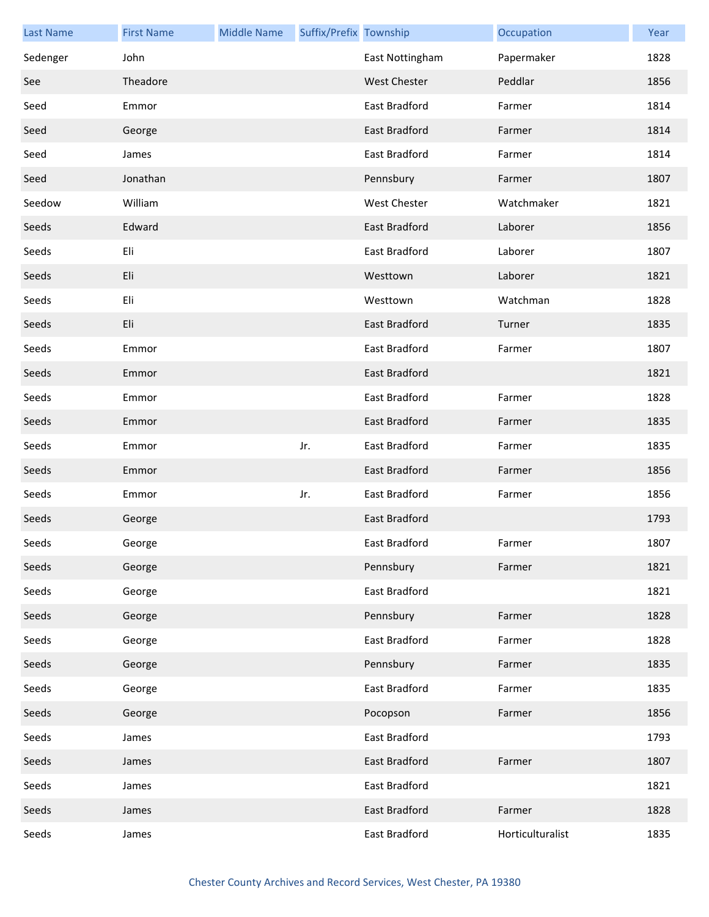| Last Name | First Name | Middle Name | Suffix/Prefix | Township | Occupation | Year |
| --- | --- | --- | --- | --- | --- | --- |
| Sedenger | John | | | East Nottingham | Papermaker | 1828 |
| See | Theadore | | | West Chester | Peddlar | 1856 |
| Seed | Emmor | | | East Bradford | Farmer | 1814 |
| Seed | George | | | East Bradford | Farmer | 1814 |
| Seed | James | | | East Bradford | Farmer | 1814 |
| Seed | Jonathan | | | Pennsbury | Farmer | 1807 |
| Seedow | William | | | West Chester | Watchmaker | 1821 |
| Seeds | Edward | | | East Bradford | Laborer | 1856 |
| Seeds | Eli | | | East Bradford | Laborer | 1807 |
| Seeds | Eli | | | Westtown | Laborer | 1821 |
| Seeds | Eli | | | Westtown | Watchman | 1828 |
| Seeds | Eli | | | East Bradford | Turner | 1835 |
| Seeds | Emmor | | | East Bradford | Farmer | 1807 |
| Seeds | Emmor | | | East Bradford | | 1821 |
| Seeds | Emmor | | | East Bradford | Farmer | 1828 |
| Seeds | Emmor | | | East Bradford | Farmer | 1835 |
| Seeds | Emmor | | Jr. | East Bradford | Farmer | 1835 |
| Seeds | Emmor | | | East Bradford | Farmer | 1856 |
| Seeds | Emmor | | Jr. | East Bradford | Farmer | 1856 |
| Seeds | George | | | East Bradford | | 1793 |
| Seeds | George | | | East Bradford | Farmer | 1807 |
| Seeds | George | | | Pennsbury | Farmer | 1821 |
| Seeds | George | | | East Bradford | | 1821 |
| Seeds | George | | | Pennsbury | Farmer | 1828 |
| Seeds | George | | | East Bradford | Farmer | 1828 |
| Seeds | George | | | Pennsbury | Farmer | 1835 |
| Seeds | George | | | East Bradford | Farmer | 1835 |
| Seeds | George | | | Pocopson | Farmer | 1856 |
| Seeds | James | | | East Bradford | | 1793 |
| Seeds | James | | | East Bradford | Farmer | 1807 |
| Seeds | James | | | East Bradford | | 1821 |
| Seeds | James | | | East Bradford | Farmer | 1828 |
| Seeds | James | | | East Bradford | Horticulturalist | 1835 |

Chester County Archives and Record Services, West Chester, PA 19380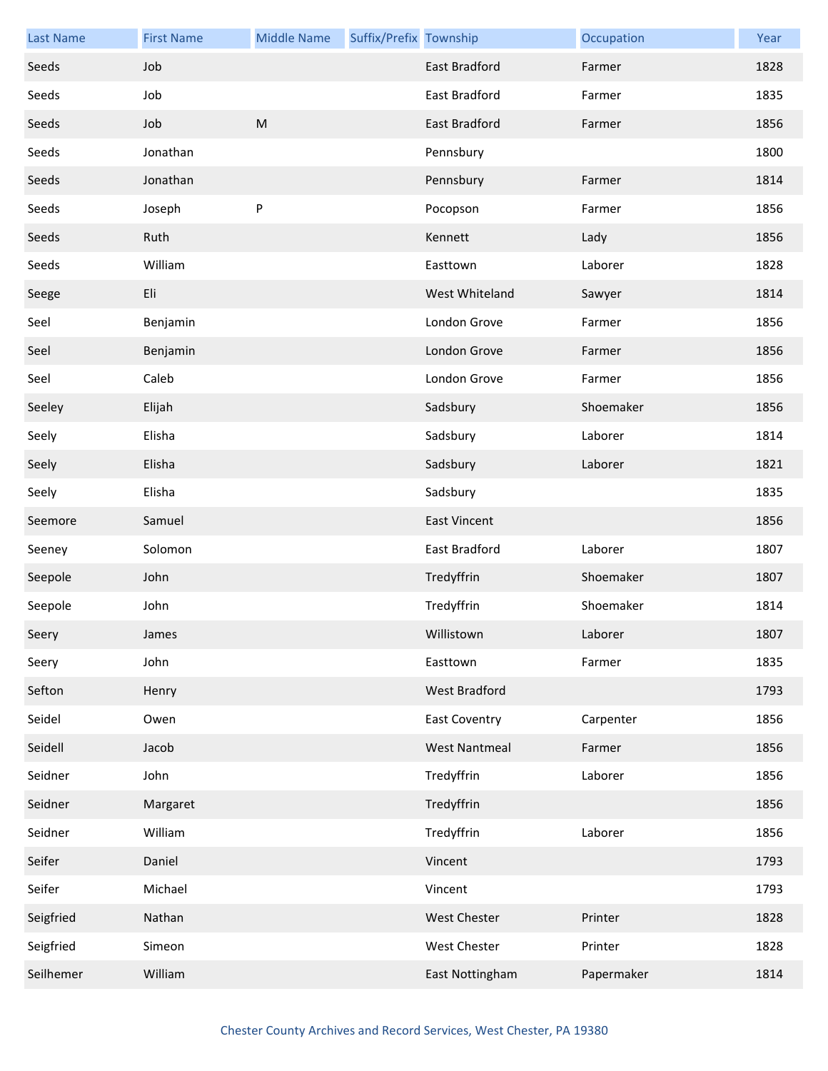| Last Name | First Name | Middle Name | Suffix/Prefix | Township | Occupation | Year |
|---|---|---|---|---|---|---|
| Seeds | Job | | | East Bradford | Farmer | 1828 |
| Seeds | Job | | | East Bradford | Farmer | 1835 |
| Seeds | Job | M | | East Bradford | Farmer | 1856 |
| Seeds | Jonathan | | | Pennsbury | | 1800 |
| Seeds | Jonathan | | | Pennsbury | Farmer | 1814 |
| Seeds | Joseph | P | | Pocopson | Farmer | 1856 |
| Seeds | Ruth | | | Kennett | Lady | 1856 |
| Seeds | William | | | Easttown | Laborer | 1828 |
| Seege | Eli | | | West Whiteland | Sawyer | 1814 |
| Seel | Benjamin | | | London Grove | Farmer | 1856 |
| Seel | Benjamin | | | London Grove | Farmer | 1856 |
| Seel | Caleb | | | London Grove | Farmer | 1856 |
| Seeley | Elijah | | | Sadsbury | Shoemaker | 1856 |
| Seely | Elisha | | | Sadsbury | Laborer | 1814 |
| Seely | Elisha | | | Sadsbury | Laborer | 1821 |
| Seely | Elisha | | | Sadsbury | | 1835 |
| Seemore | Samuel | | | East Vincent | | 1856 |
| Seeney | Solomon | | | East Bradford | Laborer | 1807 |
| Seepole | John | | | Tredyffrin | Shoemaker | 1807 |
| Seepole | John | | | Tredyffrin | Shoemaker | 1814 |
| Seery | James | | | Willistown | Laborer | 1807 |
| Seery | John | | | Easttown | Farmer | 1835 |
| Sefton | Henry | | | West Bradford | | 1793 |
| Seidel | Owen | | | East Coventry | Carpenter | 1856 |
| Seidell | Jacob | | | West Nantmeal | Farmer | 1856 |
| Seidner | John | | | Tredyffrin | Laborer | 1856 |
| Seidner | Margaret | | | Tredyffrin | | 1856 |
| Seidner | William | | | Tredyffrin | Laborer | 1856 |
| Seifer | Daniel | | | Vincent | | 1793 |
| Seifer | Michael | | | Vincent | | 1793 |
| Seigfried | Nathan | | | West Chester | Printer | 1828 |
| Seigfried | Simeon | | | West Chester | Printer | 1828 |
| Seilhemer | William | | | East Nottingham | Papermaker | 1814 |

Chester County Archives and Record Services, West Chester, PA 19380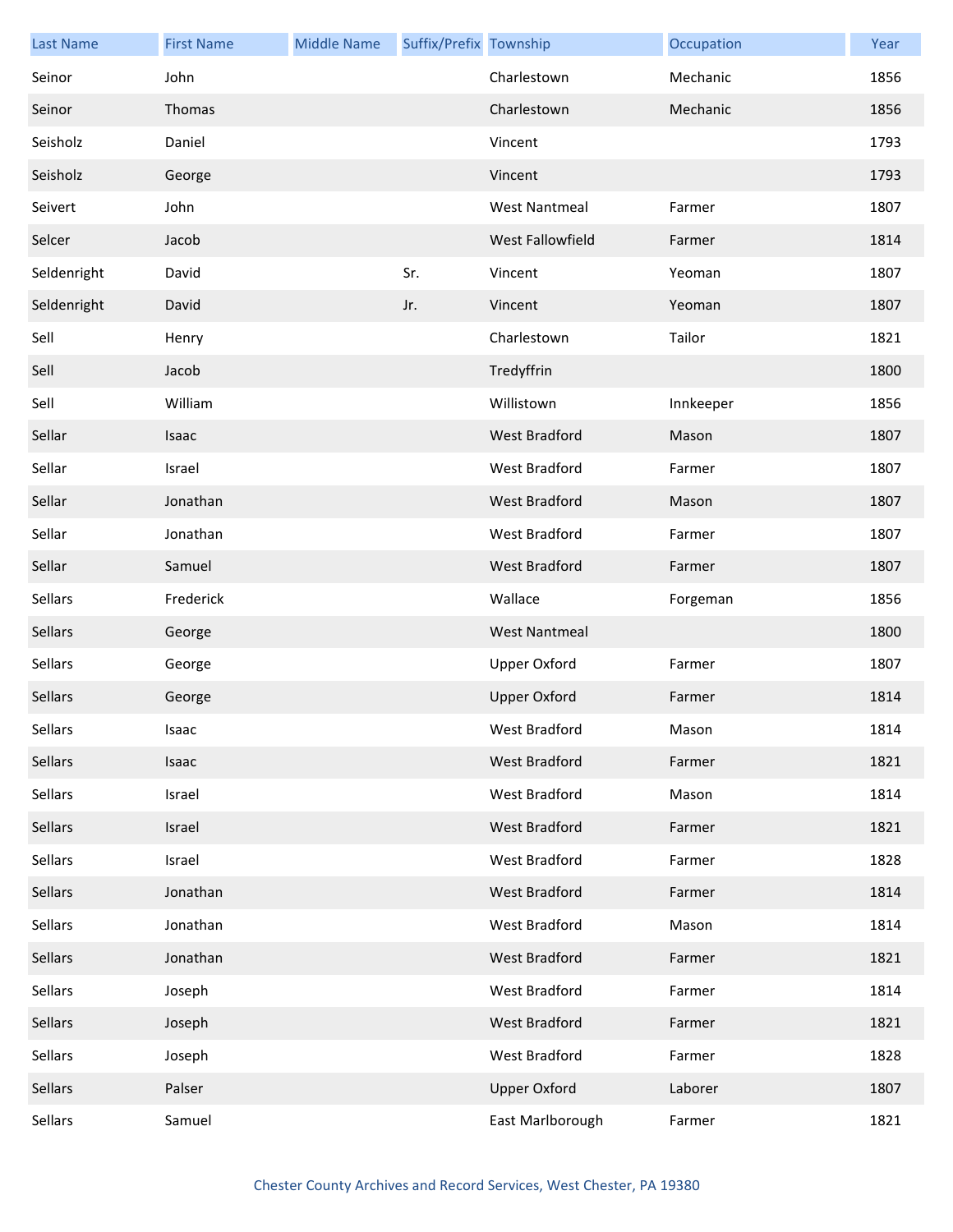| Last Name | First Name | Middle Name | Suffix/Prefix | Township | Occupation | Year |
|---|---|---|---|---|---|---|
| Seinor | John | | | Charlestown | Mechanic | 1856 |
| Seinor | Thomas | | | Charlestown | Mechanic | 1856 |
| Seisholz | Daniel | | | Vincent | | 1793 |
| Seisholz | George | | | Vincent | | 1793 |
| Seivert | John | | | West Nantmeal | Farmer | 1807 |
| Selcer | Jacob | | | West Fallowfield | Farmer | 1814 |
| Seldenright | David | | Sr. | Vincent | Yeoman | 1807 |
| Seldenright | David | | Jr. | Vincent | Yeoman | 1807 |
| Sell | Henry | | | Charlestown | Tailor | 1821 |
| Sell | Jacob | | | Tredyffrin | | 1800 |
| Sell | William | | | Willistown | Innkeeper | 1856 |
| Sellar | Isaac | | | West Bradford | Mason | 1807 |
| Sellar | Israel | | | West Bradford | Farmer | 1807 |
| Sellar | Jonathan | | | West Bradford | Mason | 1807 |
| Sellar | Jonathan | | | West Bradford | Farmer | 1807 |
| Sellar | Samuel | | | West Bradford | Farmer | 1807 |
| Sellars | Frederick | | | Wallace | Forgeman | 1856 |
| Sellars | George | | | West Nantmeal | | 1800 |
| Sellars | George | | | Upper Oxford | Farmer | 1807 |
| Sellars | George | | | Upper Oxford | Farmer | 1814 |
| Sellars | Isaac | | | West Bradford | Mason | 1814 |
| Sellars | Isaac | | | West Bradford | Farmer | 1821 |
| Sellars | Israel | | | West Bradford | Mason | 1814 |
| Sellars | Israel | | | West Bradford | Farmer | 1821 |
| Sellars | Israel | | | West Bradford | Farmer | 1828 |
| Sellars | Jonathan | | | West Bradford | Farmer | 1814 |
| Sellars | Jonathan | | | West Bradford | Mason | 1814 |
| Sellars | Jonathan | | | West Bradford | Farmer | 1821 |
| Sellars | Joseph | | | West Bradford | Farmer | 1814 |
| Sellars | Joseph | | | West Bradford | Farmer | 1821 |
| Sellars | Joseph | | | West Bradford | Farmer | 1828 |
| Sellars | Palser | | | Upper Oxford | Laborer | 1807 |
| Sellars | Samuel | | | East Marlborough | Farmer | 1821 |

Chester County Archives and Record Services, West Chester, PA 19380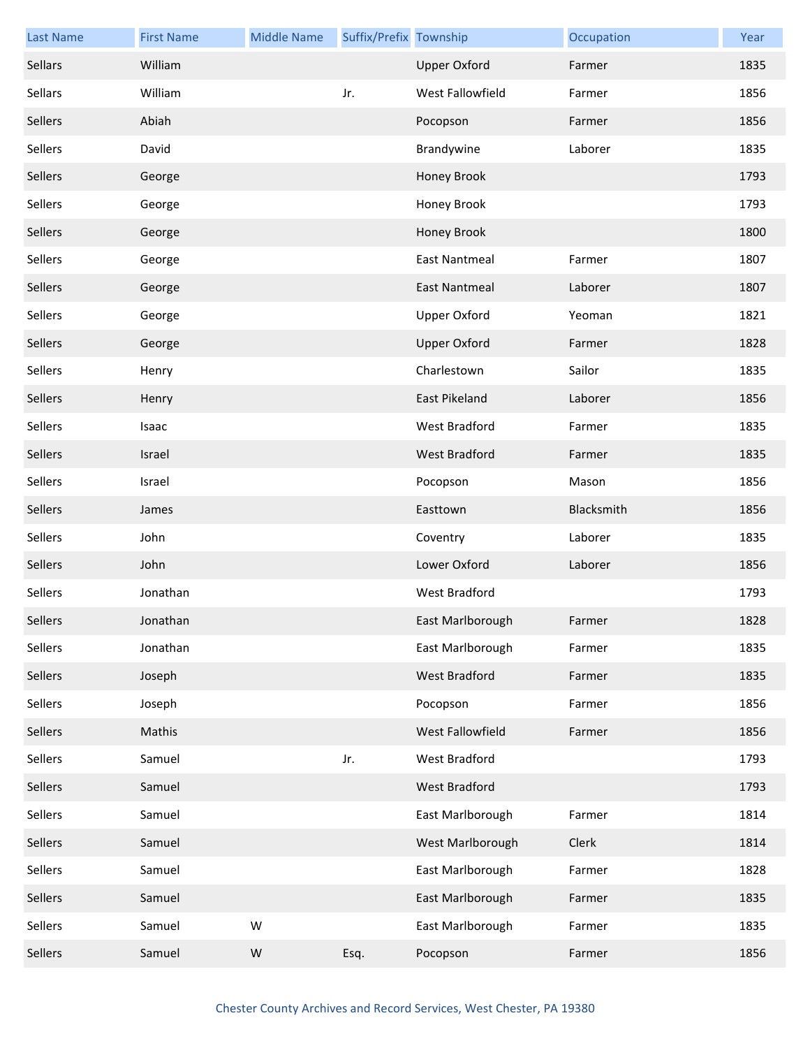| Last Name | First Name | Middle Name | Suffix/Prefix | Township | Occupation | Year |
|---|---|---|---|---|---|---|
| Sellars | William | | | Upper Oxford | Farmer | 1835 |
| Sellars | William | | Jr. | West Fallowfield | Farmer | 1856 |
| Sellers | Abiah | | | Pocopson | Farmer | 1856 |
| Sellers | David | | | Brandywine | Laborer | 1835 |
| Sellers | George | | | Honey Brook | | 1793 |
| Sellers | George | | | Honey Brook | | 1793 |
| Sellers | George | | | Honey Brook | | 1800 |
| Sellers | George | | | East Nantmeal | Farmer | 1807 |
| Sellers | George | | | East Nantmeal | Laborer | 1807 |
| Sellers | George | | | Upper Oxford | Yeoman | 1821 |
| Sellers | George | | | Upper Oxford | Farmer | 1828 |
| Sellers | Henry | | | Charlestown | Sailor | 1835 |
| Sellers | Henry | | | East Pikeland | Laborer | 1856 |
| Sellers | Isaac | | | West Bradford | Farmer | 1835 |
| Sellers | Israel | | | West Bradford | Farmer | 1835 |
| Sellers | Israel | | | Pocopson | Mason | 1856 |
| Sellers | James | | | Easttown | Blacksmith | 1856 |
| Sellers | John | | | Coventry | Laborer | 1835 |
| Sellers | John | | | Lower Oxford | Laborer | 1856 |
| Sellers | Jonathan | | | West Bradford | | 1793 |
| Sellers | Jonathan | | | East Marlborough | Farmer | 1828 |
| Sellers | Jonathan | | | East Marlborough | Farmer | 1835 |
| Sellers | Joseph | | | West Bradford | Farmer | 1835 |
| Sellers | Joseph | | | Pocopson | Farmer | 1856 |
| Sellers | Mathis | | | West Fallowfield | Farmer | 1856 |
| Sellers | Samuel | | Jr. | West Bradford | | 1793 |
| Sellers | Samuel | | | West Bradford | | 1793 |
| Sellers | Samuel | | | East Marlborough | Farmer | 1814 |
| Sellers | Samuel | | | West Marlborough | Clerk | 1814 |
| Sellers | Samuel | | | East Marlborough | Farmer | 1828 |
| Sellers | Samuel | | | East Marlborough | Farmer | 1835 |
| Sellers | Samuel | W | | East Marlborough | Farmer | 1835 |
| Sellers | Samuel | W | Esq. | Pocopson | Farmer | 1856 |

Chester County Archives and Record Services, West Chester, PA 19380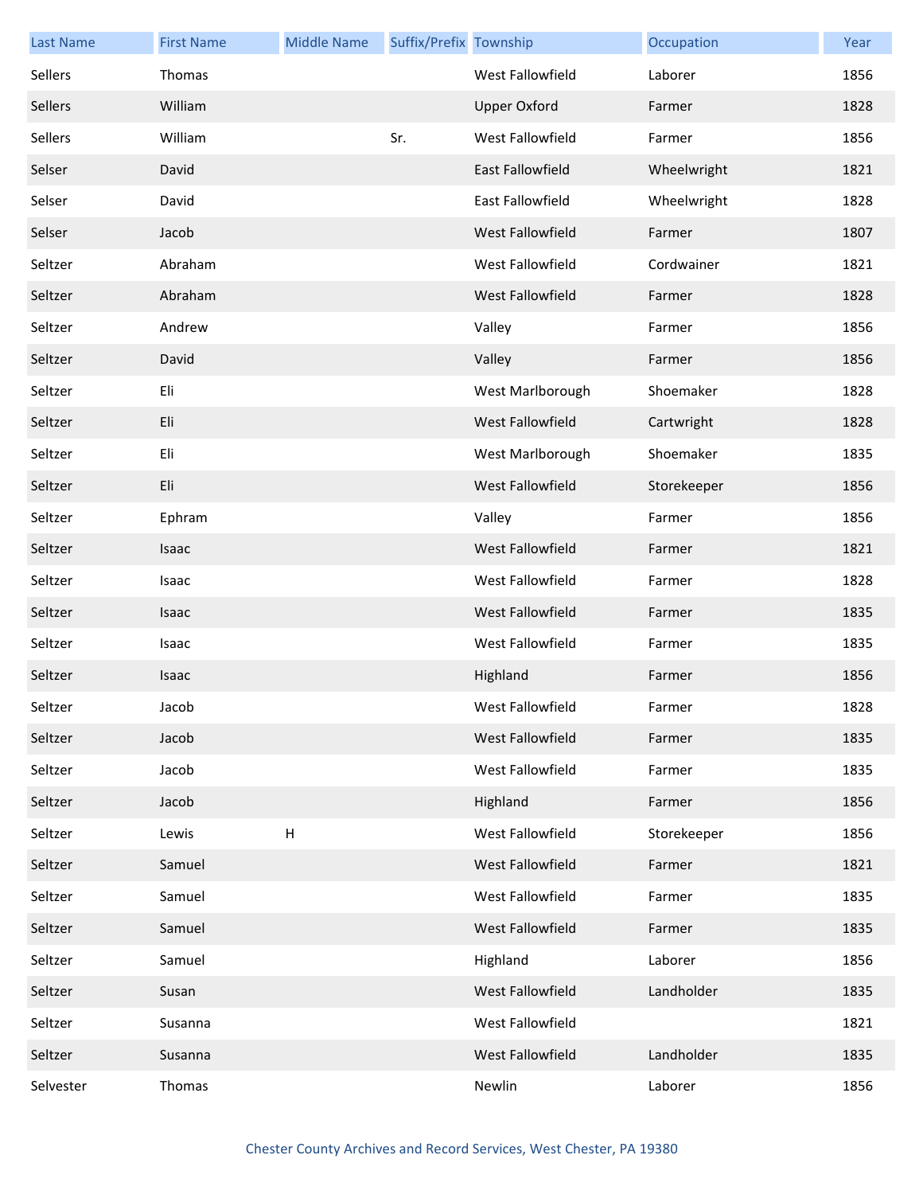| Last Name | First Name | Middle Name | Suffix/Prefix | Township | Occupation | Year |
|---|---|---|---|---|---|---|
| Sellers | Thomas | | | West Fallowfield | Laborer | 1856 |
| Sellers | William | | | Upper Oxford | Farmer | 1828 |
| Sellers | William | | Sr. | West Fallowfield | Farmer | 1856 |
| Selser | David | | | East Fallowfield | Wheelwright | 1821 |
| Selser | David | | | East Fallowfield | Wheelwright | 1828 |
| Selser | Jacob | | | West Fallowfield | Farmer | 1807 |
| Seltzer | Abraham | | | West Fallowfield | Cordwainer | 1821 |
| Seltzer | Abraham | | | West Fallowfield | Farmer | 1828 |
| Seltzer | Andrew | | | Valley | Farmer | 1856 |
| Seltzer | David | | | Valley | Farmer | 1856 |
| Seltzer | Eli | | | West Marlborough | Shoemaker | 1828 |
| Seltzer | Eli | | | West Fallowfield | Cartwright | 1828 |
| Seltzer | Eli | | | West Marlborough | Shoemaker | 1835 |
| Seltzer | Eli | | | West Fallowfield | Storekeeper | 1856 |
| Seltzer | Ephram | | | Valley | Farmer | 1856 |
| Seltzer | Isaac | | | West Fallowfield | Farmer | 1821 |
| Seltzer | Isaac | | | West Fallowfield | Farmer | 1828 |
| Seltzer | Isaac | | | West Fallowfield | Farmer | 1835 |
| Seltzer | Isaac | | | West Fallowfield | Farmer | 1835 |
| Seltzer | Isaac | | | Highland | Farmer | 1856 |
| Seltzer | Jacob | | | West Fallowfield | Farmer | 1828 |
| Seltzer | Jacob | | | West Fallowfield | Farmer | 1835 |
| Seltzer | Jacob | | | West Fallowfield | Farmer | 1835 |
| Seltzer | Jacob | | | Highland | Farmer | 1856 |
| Seltzer | Lewis | H | | West Fallowfield | Storekeeper | 1856 |
| Seltzer | Samuel | | | West Fallowfield | Farmer | 1821 |
| Seltzer | Samuel | | | West Fallowfield | Farmer | 1835 |
| Seltzer | Samuel | | | West Fallowfield | Farmer | 1835 |
| Seltzer | Samuel | | | Highland | Laborer | 1856 |
| Seltzer | Susan | | | West Fallowfield | Landholder | 1835 |
| Seltzer | Susanna | | | West Fallowfield | | 1821 |
| Seltzer | Susanna | | | West Fallowfield | Landholder | 1835 |
| Selvester | Thomas | | | Newlin | Laborer | 1856 |

Chester County Archives and Record Services, West Chester, PA 19380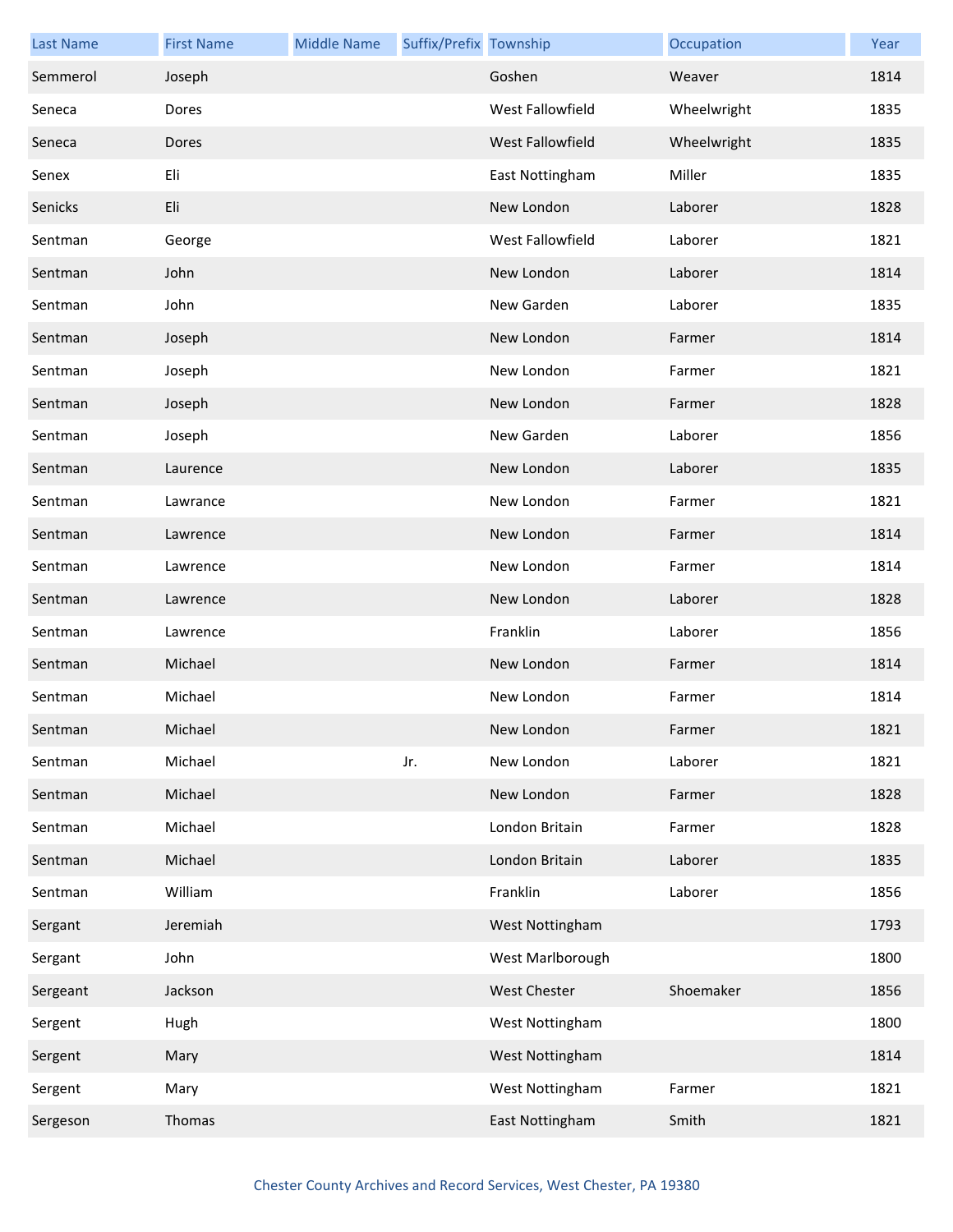| Last Name | First Name | Middle Name | Suffix/Prefix | Township | Occupation | Year |
| --- | --- | --- | --- | --- | --- | --- |
| Semmerol | Joseph | | | Goshen | Weaver | 1814 |
| Seneca | Dores | | | West Fallowfield | Wheelwright | 1835 |
| Seneca | Dores | | | West Fallowfield | Wheelwright | 1835 |
| Senex | Eli | | | East Nottingham | Miller | 1835 |
| Senicks | Eli | | | New London | Laborer | 1828 |
| Sentman | George | | | West Fallowfield | Laborer | 1821 |
| Sentman | John | | | New London | Laborer | 1814 |
| Sentman | John | | | New Garden | Laborer | 1835 |
| Sentman | Joseph | | | New London | Farmer | 1814 |
| Sentman | Joseph | | | New London | Farmer | 1821 |
| Sentman | Joseph | | | New London | Farmer | 1828 |
| Sentman | Joseph | | | New Garden | Laborer | 1856 |
| Sentman | Laurence | | | New London | Laborer | 1835 |
| Sentman | Lawrance | | | New London | Farmer | 1821 |
| Sentman | Lawrence | | | New London | Farmer | 1814 |
| Sentman | Lawrence | | | New London | Farmer | 1814 |
| Sentman | Lawrence | | | New London | Laborer | 1828 |
| Sentman | Lawrence | | | Franklin | Laborer | 1856 |
| Sentman | Michael | | | New London | Farmer | 1814 |
| Sentman | Michael | | | New London | Farmer | 1814 |
| Sentman | Michael | | | New London | Farmer | 1821 |
| Sentman | Michael | | Jr. | New London | Laborer | 1821 |
| Sentman | Michael | | | New London | Farmer | 1828 |
| Sentman | Michael | | | London Britain | Farmer | 1828 |
| Sentman | Michael | | | London Britain | Laborer | 1835 |
| Sentman | William | | | Franklin | Laborer | 1856 |
| Sergant | Jeremiah | | | West Nottingham | | 1793 |
| Sergant | John | | | West Marlborough | | 1800 |
| Sergeant | Jackson | | | West Chester | Shoemaker | 1856 |
| Sergent | Hugh | | | West Nottingham | | 1800 |
| Sergent | Mary | | | West Nottingham | | 1814 |
| Sergent | Mary | | | West Nottingham | Farmer | 1821 |
| Sergeson | Thomas | | | East Nottingham | Smith | 1821 |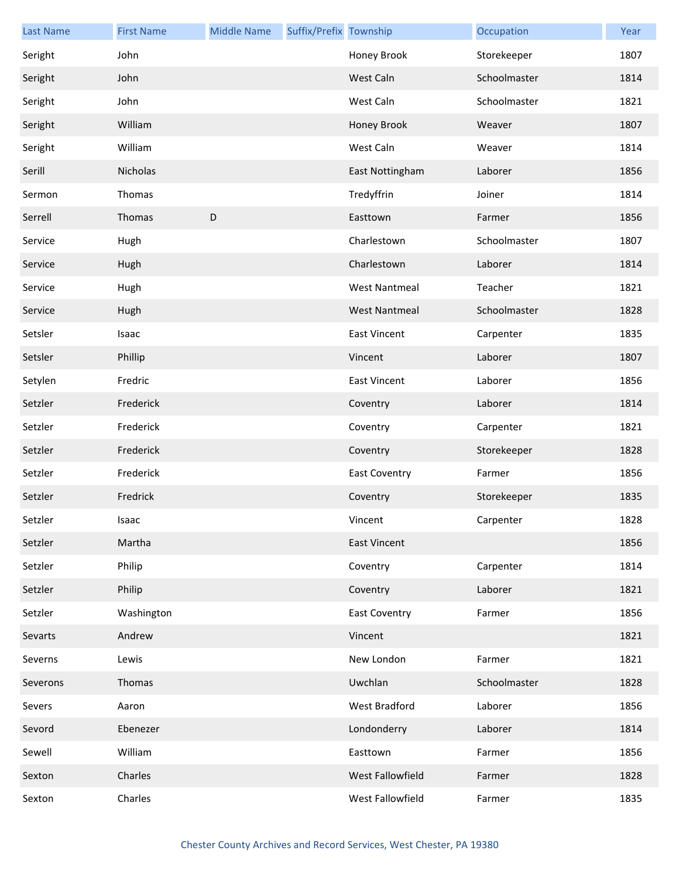| Last Name | First Name | Middle Name | Suffix/Prefix | Township | Occupation | Year |
|---|---|---|---|---|---|---|
| Seright | John | | | Honey Brook | Storekeeper | 1807 |
| Seright | John | | | West Caln | Schoolmaster | 1814 |
| Seright | John | | | West Caln | Schoolmaster | 1821 |
| Seright | William | | | Honey Brook | Weaver | 1807 |
| Seright | William | | | West Caln | Weaver | 1814 |
| Serill | Nicholas | | | East Nottingham | Laborer | 1856 |
| Sermon | Thomas | | | Tredyffrin | Joiner | 1814 |
| Serrell | Thomas | D | | Easttown | Farmer | 1856 |
| Service | Hugh | | | Charlestown | Schoolmaster | 1807 |
| Service | Hugh | | | Charlestown | Laborer | 1814 |
| Service | Hugh | | | West Nantmeal | Teacher | 1821 |
| Service | Hugh | | | West Nantmeal | Schoolmaster | 1828 |
| Setsler | Isaac | | | East Vincent | Carpenter | 1835 |
| Setsler | Phillip | | | Vincent | Laborer | 1807 |
| Setylen | Fredric | | | East Vincent | Laborer | 1856 |
| Setzler | Frederick | | | Coventry | Laborer | 1814 |
| Setzler | Frederick | | | Coventry | Carpenter | 1821 |
| Setzler | Frederick | | | Coventry | Storekeeper | 1828 |
| Setzler | Frederick | | | East Coventry | Farmer | 1856 |
| Setzler | Fredrick | | | Coventry | Storekeeper | 1835 |
| Setzler | Isaac | | | Vincent | Carpenter | 1828 |
| Setzler | Martha | | | East Vincent | | 1856 |
| Setzler | Philip | | | Coventry | Carpenter | 1814 |
| Setzler | Philip | | | Coventry | Laborer | 1821 |
| Setzler | Washington | | | East Coventry | Farmer | 1856 |
| Sevarts | Andrew | | | Vincent | | 1821 |
| Severns | Lewis | | | New London | Farmer | 1821 |
| Severons | Thomas | | | Uwchlan | Schoolmaster | 1828 |
| Severs | Aaron | | | West Bradford | Laborer | 1856 |
| Sevord | Ebenezer | | | Londonderry | Laborer | 1814 |
| Sewell | William | | | Easttown | Farmer | 1856 |
| Sexton | Charles | | | West Fallowfield | Farmer | 1828 |
| Sexton | Charles | | | West Fallowfield | Farmer | 1835 |

Chester County Archives and Record Services, West Chester, PA 19380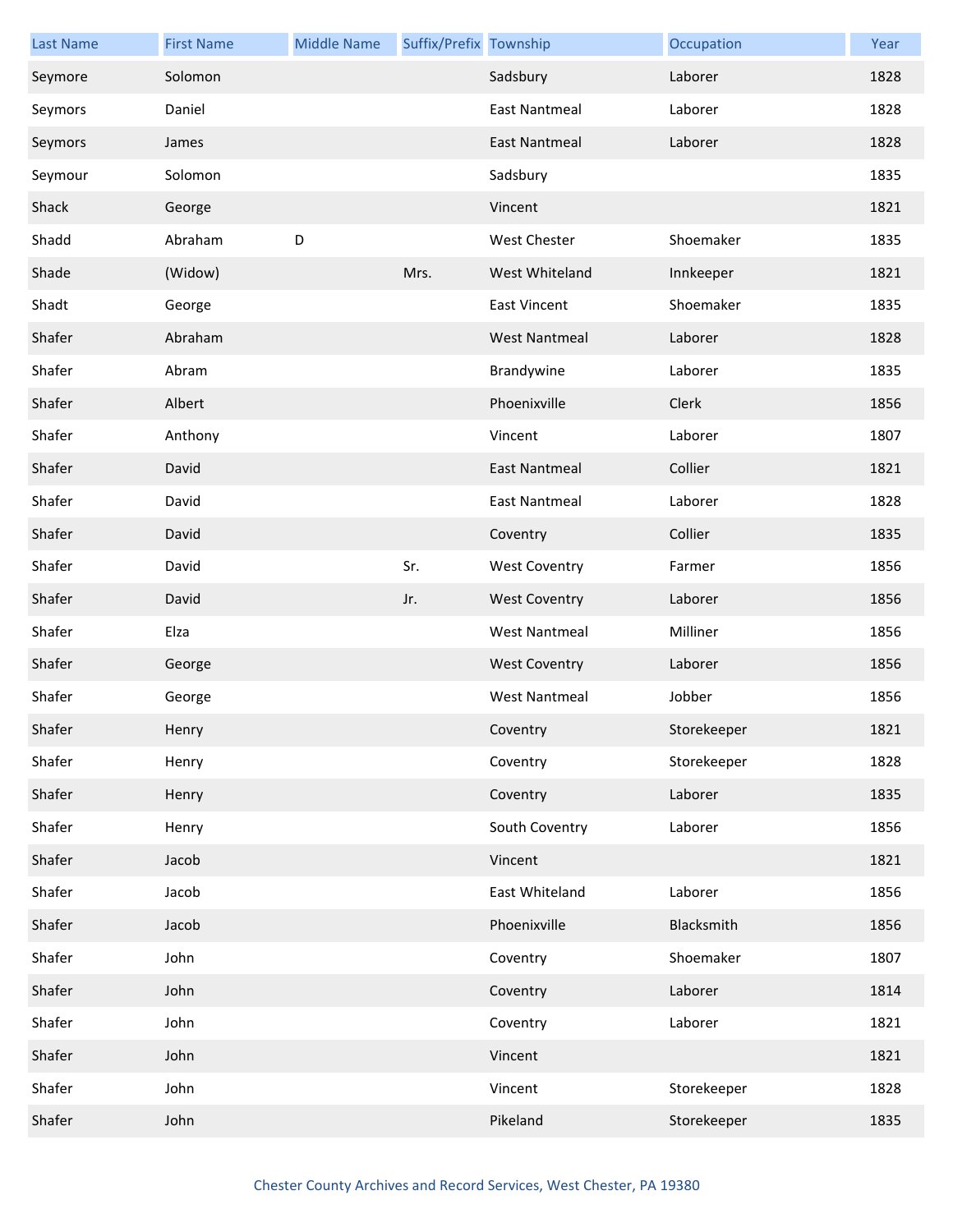| Last Name | First Name | Middle Name | Suffix/Prefix | Township | Occupation | Year |
|---|---|---|---|---|---|---|
| Seymore | Solomon | | | Sadsbury | Laborer | 1828 |
| Seymors | Daniel | | | East Nantmeal | Laborer | 1828 |
| Seymors | James | | | East Nantmeal | Laborer | 1828 |
| Seymour | Solomon | | | Sadsbury | | 1835 |
| Shack | George | | | Vincent | | 1821 |
| Shadd | Abraham | D | | West Chester | Shoemaker | 1835 |
| Shade | (Widow) | | Mrs. | West Whiteland | Innkeeper | 1821 |
| Shadt | George | | | East Vincent | Shoemaker | 1835 |
| Shafer | Abraham | | | West Nantmeal | Laborer | 1828 |
| Shafer | Abram | | | Brandywine | Laborer | 1835 |
| Shafer | Albert | | | Phoenixville | Clerk | 1856 |
| Shafer | Anthony | | | Vincent | Laborer | 1807 |
| Shafer | David | | | East Nantmeal | Collier | 1821 |
| Shafer | David | | | East Nantmeal | Laborer | 1828 |
| Shafer | David | | | Coventry | Collier | 1835 |
| Shafer | David | | Sr. | West Coventry | Farmer | 1856 |
| Shafer | David | | Jr. | West Coventry | Laborer | 1856 |
| Shafer | Elza | | | West Nantmeal | Milliner | 1856 |
| Shafer | George | | | West Coventry | Laborer | 1856 |
| Shafer | George | | | West Nantmeal | Jobber | 1856 |
| Shafer | Henry | | | Coventry | Storekeeper | 1821 |
| Shafer | Henry | | | Coventry | Storekeeper | 1828 |
| Shafer | Henry | | | Coventry | Laborer | 1835 |
| Shafer | Henry | | | South Coventry | Laborer | 1856 |
| Shafer | Jacob | | | Vincent | | 1821 |
| Shafer | Jacob | | | East Whiteland | Laborer | 1856 |
| Shafer | Jacob | | | Phoenixville | Blacksmith | 1856 |
| Shafer | John | | | Coventry | Shoemaker | 1807 |
| Shafer | John | | | Coventry | Laborer | 1814 |
| Shafer | John | | | Coventry | Laborer | 1821 |
| Shafer | John | | | Vincent | | 1821 |
| Shafer | John | | | Vincent | Storekeeper | 1828 |
| Shafer | John | | | Pikeland | Storekeeper | 1835 |

Chester County Archives and Record Services, West Chester, PA 19380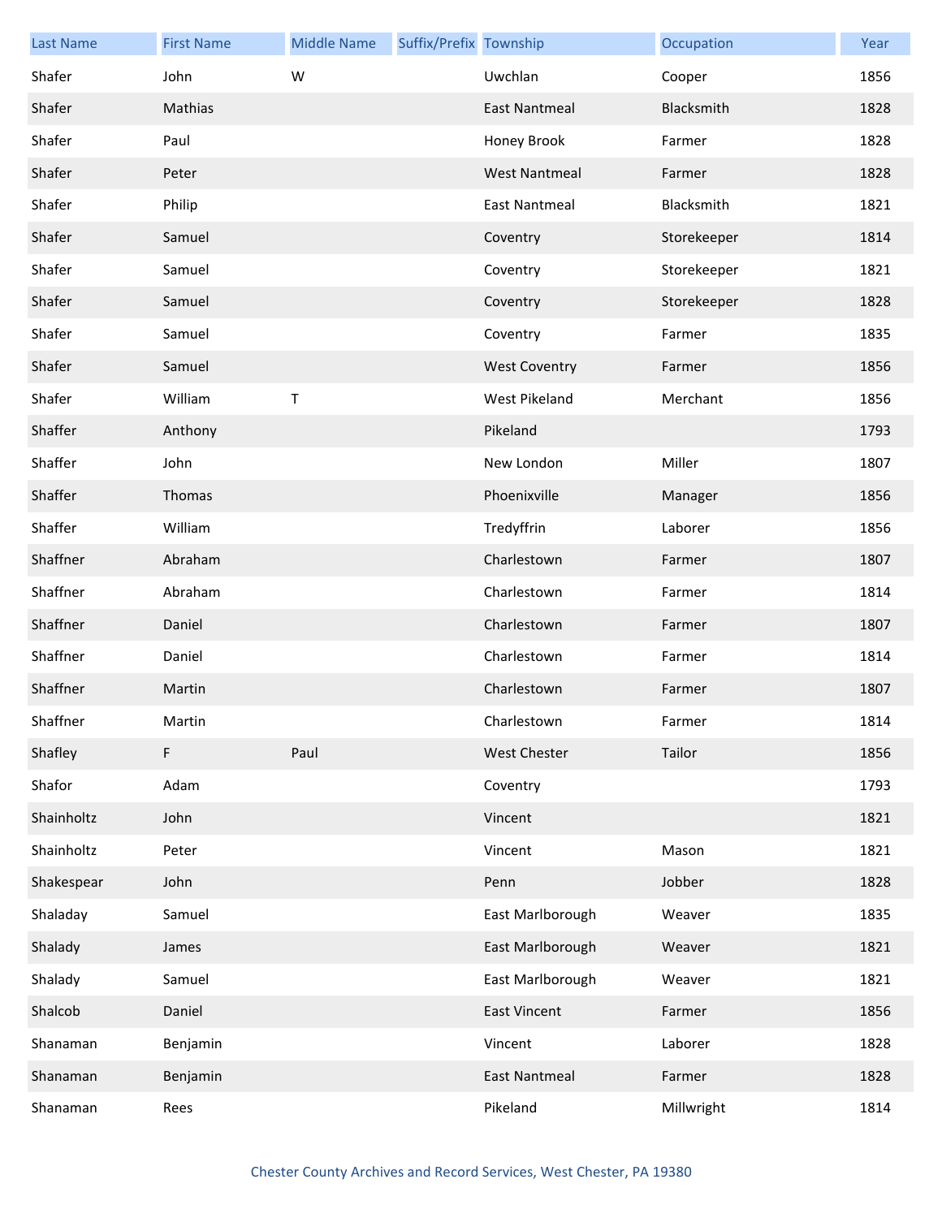| Last Name | First Name | Middle Name | Suffix/Prefix | Township | Occupation | Year |
|---|---|---|---|---|---|---|
| Shafer | John | W | | Uwchlan | Cooper | 1856 |
| Shafer | Mathias | | | East Nantmeal | Blacksmith | 1828 |
| Shafer | Paul | | | Honey Brook | Farmer | 1828 |
| Shafer | Peter | | | West Nantmeal | Farmer | 1828 |
| Shafer | Philip | | | East Nantmeal | Blacksmith | 1821 |
| Shafer | Samuel | | | Coventry | Storekeeper | 1814 |
| Shafer | Samuel | | | Coventry | Storekeeper | 1821 |
| Shafer | Samuel | | | Coventry | Storekeeper | 1828 |
| Shafer | Samuel | | | Coventry | Farmer | 1835 |
| Shafer | Samuel | | | West Coventry | Farmer | 1856 |
| Shafer | William | T | | West Pikeland | Merchant | 1856 |
| Shaffer | Anthony | | | Pikeland | | 1793 |
| Shaffer | John | | | New London | Miller | 1807 |
| Shaffer | Thomas | | | Phoenixville | Manager | 1856 |
| Shaffer | William | | | Tredyffrin | Laborer | 1856 |
| Shaffner | Abraham | | | Charlestown | Farmer | 1807 |
| Shaffner | Abraham | | | Charlestown | Farmer | 1814 |
| Shaffner | Daniel | | | Charlestown | Farmer | 1807 |
| Shaffner | Daniel | | | Charlestown | Farmer | 1814 |
| Shaffner | Martin | | | Charlestown | Farmer | 1807 |
| Shaffner | Martin | | | Charlestown | Farmer | 1814 |
| Shafley | F | Paul | | West Chester | Tailor | 1856 |
| Shafor | Adam | | | Coventry | | 1793 |
| Shainholtz | John | | | Vincent | | 1821 |
| Shainholtz | Peter | | | Vincent | Mason | 1821 |
| Shakespear | John | | | Penn | Jobber | 1828 |
| Shaladay | Samuel | | | East Marlborough | Weaver | 1835 |
| Shalady | James | | | East Marlborough | Weaver | 1821 |
| Shalady | Samuel | | | East Marlborough | Weaver | 1821 |
| Shalcob | Daniel | | | East Vincent | Farmer | 1856 |
| Shanaman | Benjamin | | | Vincent | Laborer | 1828 |
| Shanaman | Benjamin | | | East Nantmeal | Farmer | 1828 |
| Shanaman | Rees | | | Pikeland | Millwright | 1814 |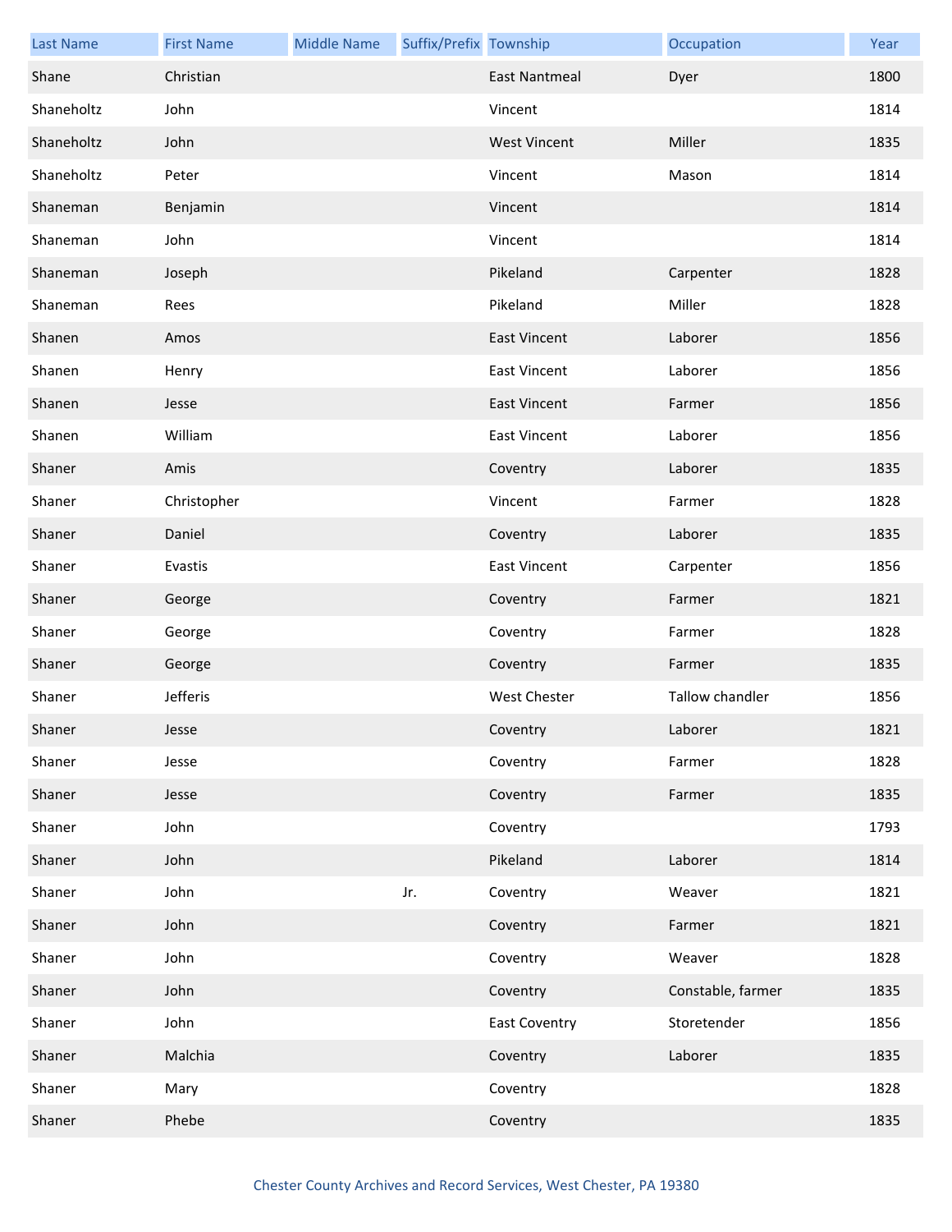| Last Name | First Name | Middle Name | Suffix/Prefix | Township | Occupation | Year |
|---|---|---|---|---|---|---|
| Shane | Christian | | | East Nantmeal | Dyer | 1800 |
| Shaneholtz | John | | | Vincent | | 1814 |
| Shaneholtz | John | | | West Vincent | Miller | 1835 |
| Shaneholtz | Peter | | | Vincent | Mason | 1814 |
| Shaneman | Benjamin | | | Vincent | | 1814 |
| Shaneman | John | | | Vincent | | 1814 |
| Shaneman | Joseph | | | Pikeland | Carpenter | 1828 |
| Shaneman | Rees | | | Pikeland | Miller | 1828 |
| Shanen | Amos | | | East Vincent | Laborer | 1856 |
| Shanen | Henry | | | East Vincent | Laborer | 1856 |
| Shanen | Jesse | | | East Vincent | Farmer | 1856 |
| Shanen | William | | | East Vincent | Laborer | 1856 |
| Shaner | Amis | | | Coventry | Laborer | 1835 |
| Shaner | Christopher | | | Vincent | Farmer | 1828 |
| Shaner | Daniel | | | Coventry | Laborer | 1835 |
| Shaner | Evastis | | | East Vincent | Carpenter | 1856 |
| Shaner | George | | | Coventry | Farmer | 1821 |
| Shaner | George | | | Coventry | Farmer | 1828 |
| Shaner | George | | | Coventry | Farmer | 1835 |
| Shaner | Jefferis | | | West Chester | Tallow chandler | 1856 |
| Shaner | Jesse | | | Coventry | Laborer | 1821 |
| Shaner | Jesse | | | Coventry | Farmer | 1828 |
| Shaner | Jesse | | | Coventry | Farmer | 1835 |
| Shaner | John | | | Coventry | | 1793 |
| Shaner | John | | | Pikeland | Laborer | 1814 |
| Shaner | John | | Jr. | Coventry | Weaver | 1821 |
| Shaner | John | | | Coventry | Farmer | 1821 |
| Shaner | John | | | Coventry | Weaver | 1828 |
| Shaner | John | | | Coventry | Constable, farmer | 1835 |
| Shaner | John | | | East Coventry | Storetender | 1856 |
| Shaner | Malchia | | | Coventry | Laborer | 1835 |
| Shaner | Mary | | | Coventry | | 1828 |
| Shaner | Phebe | | | Coventry | | 1835 |

Chester County Archives and Record Services, West Chester, PA 19380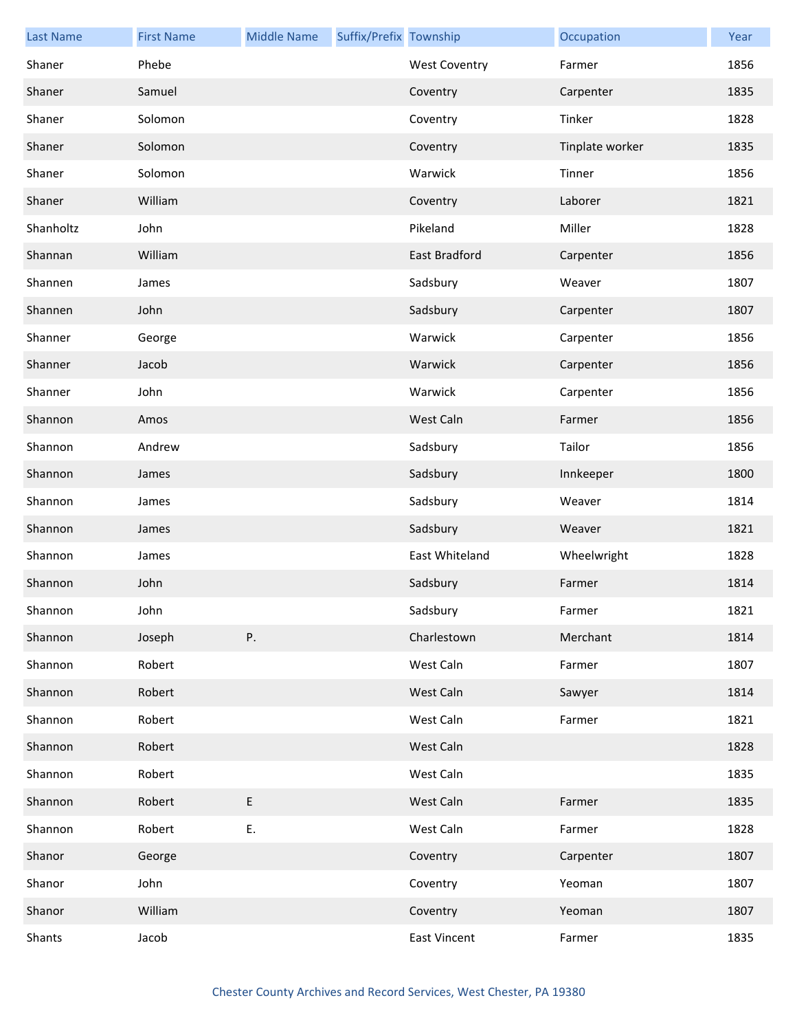| Last Name | First Name | Middle Name | Suffix/Prefix | Township | Occupation | Year |
| --- | --- | --- | --- | --- | --- | --- |
| Shaner | Phebe | | | West Coventry | Farmer | 1856 |
| Shaner | Samuel | | | Coventry | Carpenter | 1835 |
| Shaner | Solomon | | | Coventry | Tinker | 1828 |
| Shaner | Solomon | | | Coventry | Tinplate worker | 1835 |
| Shaner | Solomon | | | Warwick | Tinner | 1856 |
| Shaner | William | | | Coventry | Laborer | 1821 |
| Shanholtz | John | | | Pikeland | Miller | 1828 |
| Shannan | William | | | East Bradford | Carpenter | 1856 |
| Shannen | James | | | Sadsbury | Weaver | 1807 |
| Shannen | John | | | Sadsbury | Carpenter | 1807 |
| Shanner | George | | | Warwick | Carpenter | 1856 |
| Shanner | Jacob | | | Warwick | Carpenter | 1856 |
| Shanner | John | | | Warwick | Carpenter | 1856 |
| Shannon | Amos | | | West Caln | Farmer | 1856 |
| Shannon | Andrew | | | Sadsbury | Tailor | 1856 |
| Shannon | James | | | Sadsbury | Innkeeper | 1800 |
| Shannon | James | | | Sadsbury | Weaver | 1814 |
| Shannon | James | | | Sadsbury | Weaver | 1821 |
| Shannon | James | | | East Whiteland | Wheelwright | 1828 |
| Shannon | John | | | Sadsbury | Farmer | 1814 |
| Shannon | John | | | Sadsbury | Farmer | 1821 |
| Shannon | Joseph | P. | | Charlestown | Merchant | 1814 |
| Shannon | Robert | | | West Caln | Farmer | 1807 |
| Shannon | Robert | | | West Caln | Sawyer | 1814 |
| Shannon | Robert | | | West Caln | Farmer | 1821 |
| Shannon | Robert | | | West Caln | | 1828 |
| Shannon | Robert | | | West Caln | | 1835 |
| Shannon | Robert | E | | West Caln | Farmer | 1835 |
| Shannon | Robert | E. | | West Caln | Farmer | 1828 |
| Shanor | George | | | Coventry | Carpenter | 1807 |
| Shanor | John | | | Coventry | Yeoman | 1807 |
| Shanor | William | | | Coventry | Yeoman | 1807 |
| Shants | Jacob | | | East Vincent | Farmer | 1835 |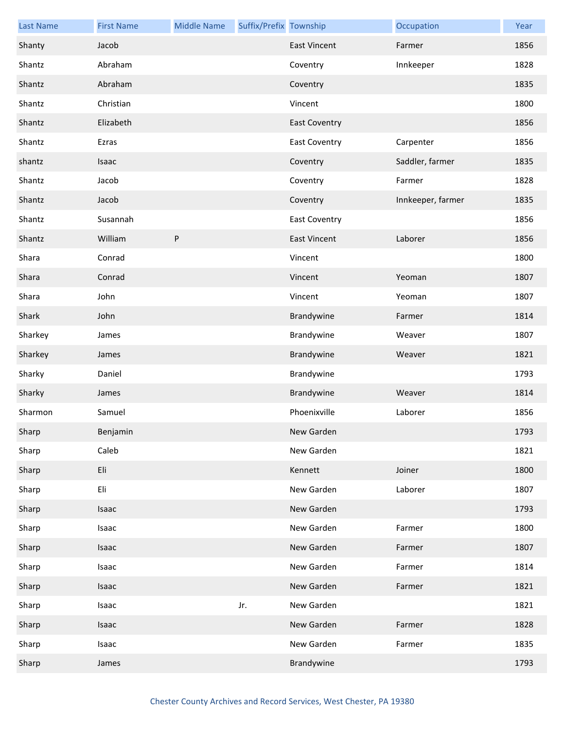| Last Name | First Name | Middle Name | Suffix/Prefix | Township | Occupation | Year |
|---|---|---|---|---|---|---|
| Shanty | Jacob | | | East Vincent | Farmer | 1856 |
| Shantz | Abraham | | | Coventry | Innkeeper | 1828 |
| Shantz | Abraham | | | Coventry | | 1835 |
| Shantz | Christian | | | Vincent | | 1800 |
| Shantz | Elizabeth | | | East Coventry | | 1856 |
| Shantz | Ezras | | | East Coventry | Carpenter | 1856 |
| shantz | Isaac | | | Coventry | Saddler, farmer | 1835 |
| Shantz | Jacob | | | Coventry | Farmer | 1828 |
| Shantz | Jacob | | | Coventry | Innkeeper, farmer | 1835 |
| Shantz | Susannah | | | East Coventry | | 1856 |
| Shantz | William | P | | East Vincent | Laborer | 1856 |
| Shara | Conrad | | | Vincent | | 1800 |
| Shara | Conrad | | | Vincent | Yeoman | 1807 |
| Shara | John | | | Vincent | Yeoman | 1807 |
| Shark | John | | | Brandywine | Farmer | 1814 |
| Sharkey | James | | | Brandywine | Weaver | 1807 |
| Sharkey | James | | | Brandywine | Weaver | 1821 |
| Sharky | Daniel | | | Brandywine | | 1793 |
| Sharky | James | | | Brandywine | Weaver | 1814 |
| Sharmon | Samuel | | | Phoenixville | Laborer | 1856 |
| Sharp | Benjamin | | | New Garden | | 1793 |
| Sharp | Caleb | | | New Garden | | 1821 |
| Sharp | Eli | | | Kennett | Joiner | 1800 |
| Sharp | Eli | | | New Garden | Laborer | 1807 |
| Sharp | Isaac | | | New Garden | | 1793 |
| Sharp | Isaac | | | New Garden | Farmer | 1800 |
| Sharp | Isaac | | | New Garden | Farmer | 1807 |
| Sharp | Isaac | | | New Garden | Farmer | 1814 |
| Sharp | Isaac | | | New Garden | Farmer | 1821 |
| Sharp | Isaac | | Jr. | New Garden | | 1821 |
| Sharp | Isaac | | | New Garden | Farmer | 1828 |
| Sharp | Isaac | | | New Garden | Farmer | 1835 |
| Sharp | James | | | Brandywine | | 1793 |

Chester County Archives and Record Services, West Chester, PA 19380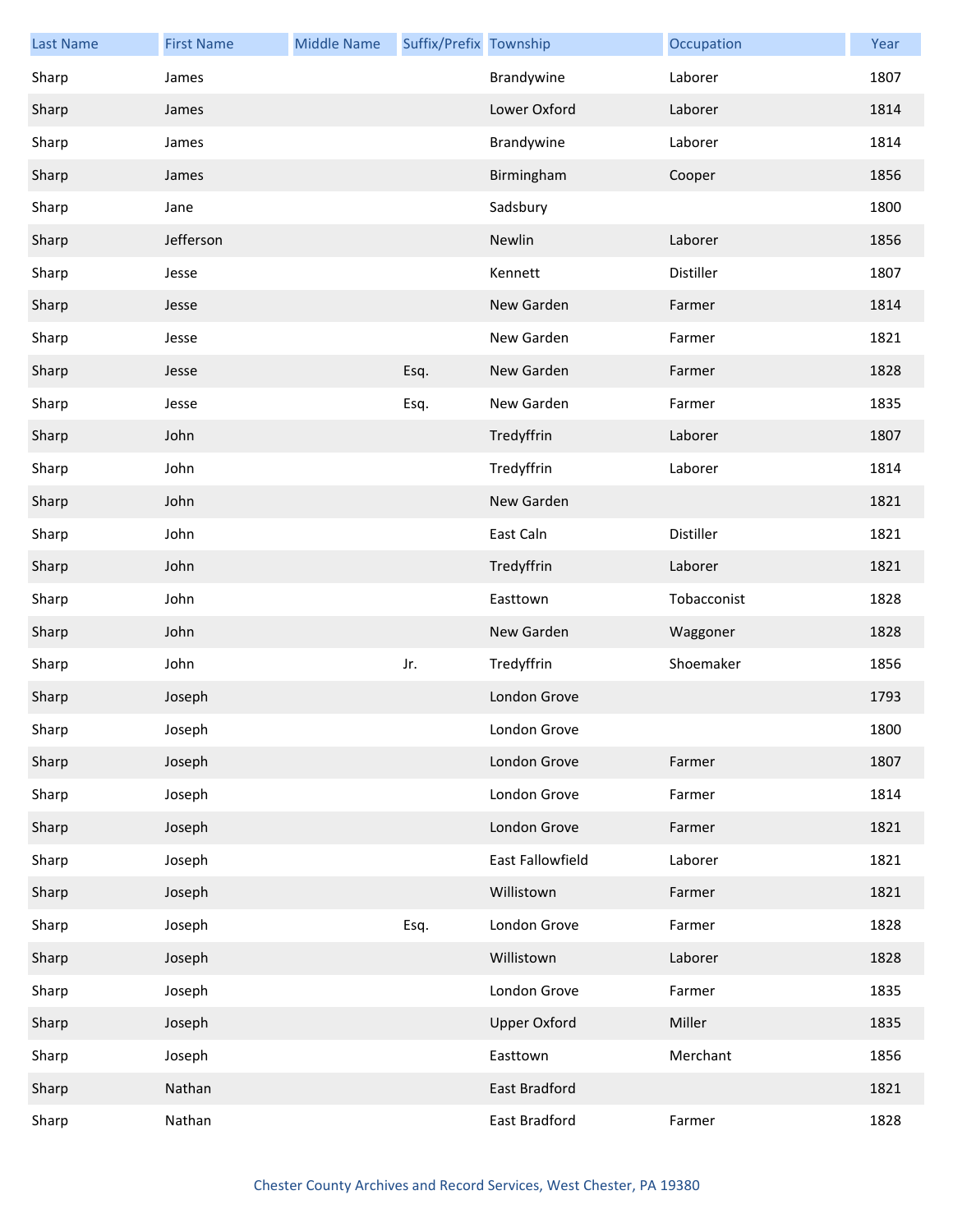| Last Name | First Name | Middle Name | Suffix/Prefix | Township | Occupation | Year |
|---|---|---|---|---|---|---|
| Sharp | James | | | Brandywine | Laborer | 1807 |
| Sharp | James | | | Lower Oxford | Laborer | 1814 |
| Sharp | James | | | Brandywine | Laborer | 1814 |
| Sharp | James | | | Birmingham | Cooper | 1856 |
| Sharp | Jane | | | Sadsbury | | 1800 |
| Sharp | Jefferson | | | Newlin | Laborer | 1856 |
| Sharp | Jesse | | | Kennett | Distiller | 1807 |
| Sharp | Jesse | | | New Garden | Farmer | 1814 |
| Sharp | Jesse | | | New Garden | Farmer | 1821 |
| Sharp | Jesse | | Esq. | New Garden | Farmer | 1828 |
| Sharp | Jesse | | Esq. | New Garden | Farmer | 1835 |
| Sharp | John | | | Tredyffrin | Laborer | 1807 |
| Sharp | John | | | Tredyffrin | Laborer | 1814 |
| Sharp | John | | | New Garden | | 1821 |
| Sharp | John | | | East Caln | Distiller | 1821 |
| Sharp | John | | | Tredyffrin | Laborer | 1821 |
| Sharp | John | | | Easttown | Tobacconist | 1828 |
| Sharp | John | | | New Garden | Waggoner | 1828 |
| Sharp | John | | Jr. | Tredyffrin | Shoemaker | 1856 |
| Sharp | Joseph | | | London Grove | | 1793 |
| Sharp | Joseph | | | London Grove | | 1800 |
| Sharp | Joseph | | | London Grove | Farmer | 1807 |
| Sharp | Joseph | | | London Grove | Farmer | 1814 |
| Sharp | Joseph | | | London Grove | Farmer | 1821 |
| Sharp | Joseph | | | East Fallowfield | Laborer | 1821 |
| Sharp | Joseph | | | Willistown | Farmer | 1821 |
| Sharp | Joseph | | Esq. | London Grove | Farmer | 1828 |
| Sharp | Joseph | | | Willistown | Laborer | 1828 |
| Sharp | Joseph | | | London Grove | Farmer | 1835 |
| Sharp | Joseph | | | Upper Oxford | Miller | 1835 |
| Sharp | Joseph | | | Easttown | Merchant | 1856 |
| Sharp | Nathan | | | East Bradford | | 1821 |
| Sharp | Nathan | | | East Bradford | Farmer | 1828 |

Chester County Archives and Record Services, West Chester, PA 19380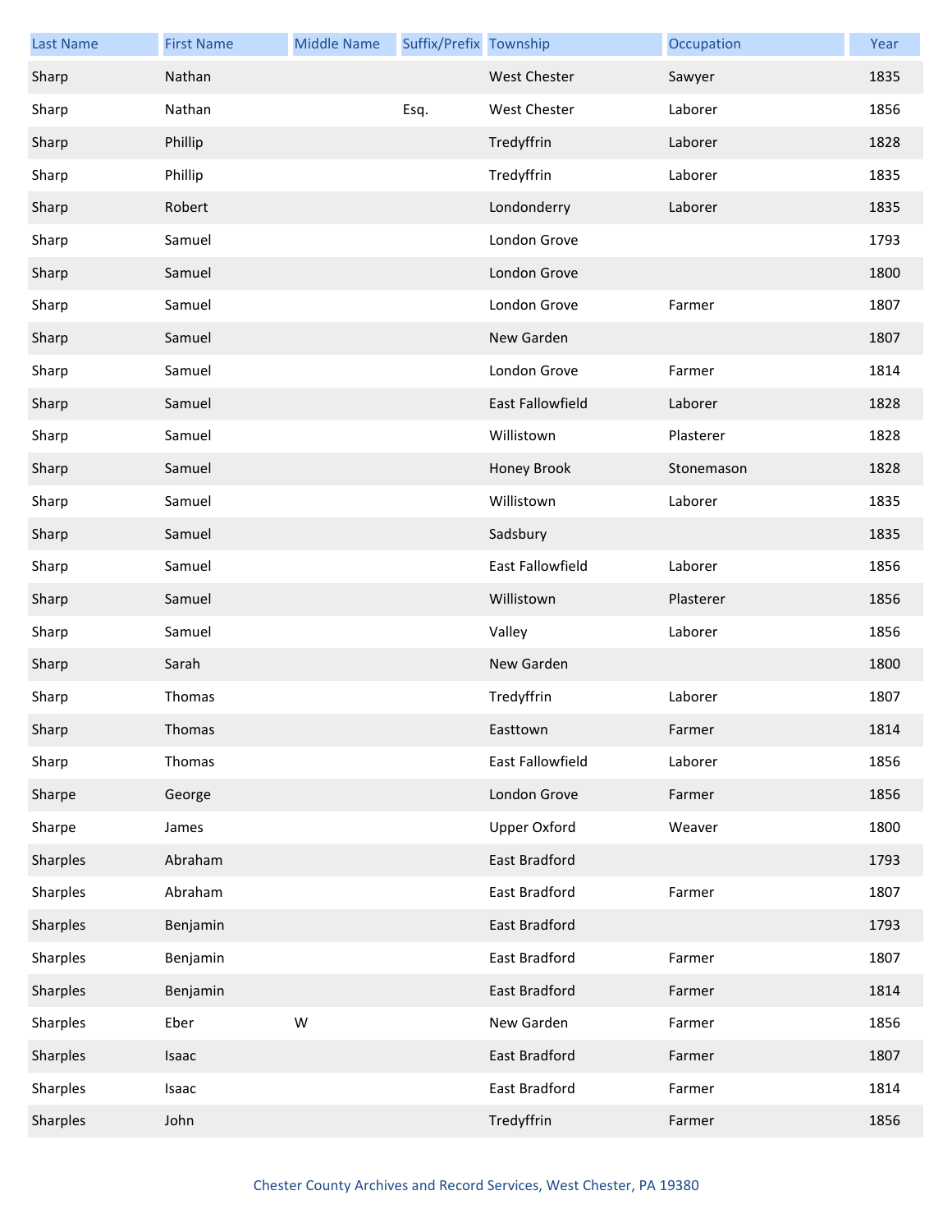| Last Name | First Name | Middle Name | Suffix/Prefix | Township | Occupation | Year |
|---|---|---|---|---|---|---|
| Sharp | Nathan | | | West Chester | Sawyer | 1835 |
| Sharp | Nathan | | Esq. | West Chester | Laborer | 1856 |
| Sharp | Phillip | | | Tredyffrin | Laborer | 1828 |
| Sharp | Phillip | | | Tredyffrin | Laborer | 1835 |
| Sharp | Robert | | | Londonderry | Laborer | 1835 |
| Sharp | Samuel | | | London Grove | | 1793 |
| Sharp | Samuel | | | London Grove | | 1800 |
| Sharp | Samuel | | | London Grove | Farmer | 1807 |
| Sharp | Samuel | | | New Garden | | 1807 |
| Sharp | Samuel | | | London Grove | Farmer | 1814 |
| Sharp | Samuel | | | East Fallowfield | Laborer | 1828 |
| Sharp | Samuel | | | Willistown | Plasterer | 1828 |
| Sharp | Samuel | | | Honey Brook | Stonemason | 1828 |
| Sharp | Samuel | | | Willistown | Laborer | 1835 |
| Sharp | Samuel | | | Sadsbury | | 1835 |
| Sharp | Samuel | | | East Fallowfield | Laborer | 1856 |
| Sharp | Samuel | | | Willistown | Plasterer | 1856 |
| Sharp | Samuel | | | Valley | Laborer | 1856 |
| Sharp | Sarah | | | New Garden | | 1800 |
| Sharp | Thomas | | | Tredyffrin | Laborer | 1807 |
| Sharp | Thomas | | | Easttown | Farmer | 1814 |
| Sharp | Thomas | | | East Fallowfield | Laborer | 1856 |
| Sharpe | George | | | London Grove | Farmer | 1856 |
| Sharpe | James | | | Upper Oxford | Weaver | 1800 |
| Sharples | Abraham | | | East Bradford | | 1793 |
| Sharples | Abraham | | | East Bradford | Farmer | 1807 |
| Sharples | Benjamin | | | East Bradford | | 1793 |
| Sharples | Benjamin | | | East Bradford | Farmer | 1807 |
| Sharples | Benjamin | | | East Bradford | Farmer | 1814 |
| Sharples | Eber | W | | New Garden | Farmer | 1856 |
| Sharples | Isaac | | | East Bradford | Farmer | 1807 |
| Sharples | Isaac | | | East Bradford | Farmer | 1814 |
| Sharples | John | | | Tredyffrin | Farmer | 1856 |

Chester County Archives and Record Services, West Chester, PA 19380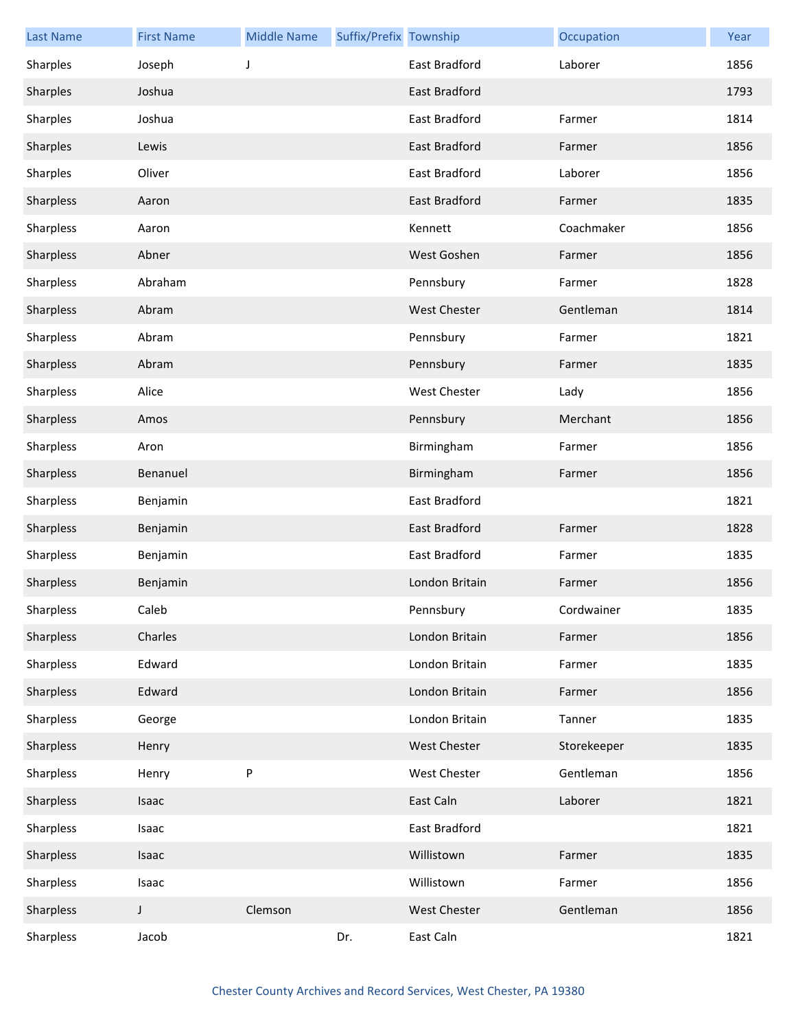| Last Name | First Name | Middle Name | Suffix/Prefix | Township | Occupation | Year |
| --- | --- | --- | --- | --- | --- | --- |
| Sharples | Joseph | J | | East Bradford | Laborer | 1856 |
| Sharples | Joshua | | | East Bradford | | 1793 |
| Sharples | Joshua | | | East Bradford | Farmer | 1814 |
| Sharples | Lewis | | | East Bradford | Farmer | 1856 |
| Sharples | Oliver | | | East Bradford | Laborer | 1856 |
| Sharpless | Aaron | | | East Bradford | Farmer | 1835 |
| Sharpless | Aaron | | | Kennett | Coachmaker | 1856 |
| Sharpless | Abner | | | West Goshen | Farmer | 1856 |
| Sharpless | Abraham | | | Pennsbury | Farmer | 1828 |
| Sharpless | Abram | | | West Chester | Gentleman | 1814 |
| Sharpless | Abram | | | Pennsbury | Farmer | 1821 |
| Sharpless | Abram | | | Pennsbury | Farmer | 1835 |
| Sharpless | Alice | | | West Chester | Lady | 1856 |
| Sharpless | Amos | | | Pennsbury | Merchant | 1856 |
| Sharpless | Aron | | | Birmingham | Farmer | 1856 |
| Sharpless | Benanuel | | | Birmingham | Farmer | 1856 |
| Sharpless | Benjamin | | | East Bradford | | 1821 |
| Sharpless | Benjamin | | | East Bradford | Farmer | 1828 |
| Sharpless | Benjamin | | | East Bradford | Farmer | 1835 |
| Sharpless | Benjamin | | | London Britain | Farmer | 1856 |
| Sharpless | Caleb | | | Pennsbury | Cordwainer | 1835 |
| Sharpless | Charles | | | London Britain | Farmer | 1856 |
| Sharpless | Edward | | | London Britain | Farmer | 1835 |
| Sharpless | Edward | | | London Britain | Farmer | 1856 |
| Sharpless | George | | | London Britain | Tanner | 1835 |
| Sharpless | Henry | | | West Chester | Storekeeper | 1835 |
| Sharpless | Henry | P | | West Chester | Gentleman | 1856 |
| Sharpless | Isaac | | | East Caln | Laborer | 1821 |
| Sharpless | Isaac | | | East Bradford | | 1821 |
| Sharpless | Isaac | | | Willistown | Farmer | 1835 |
| Sharpless | Isaac | | | Willistown | Farmer | 1856 |
| Sharpless | J | Clemson | | West Chester | Gentleman | 1856 |
| Sharpless | Jacob | | Dr. | East Caln | | 1821 |

Chester County Archives and Record Services, West Chester, PA 19380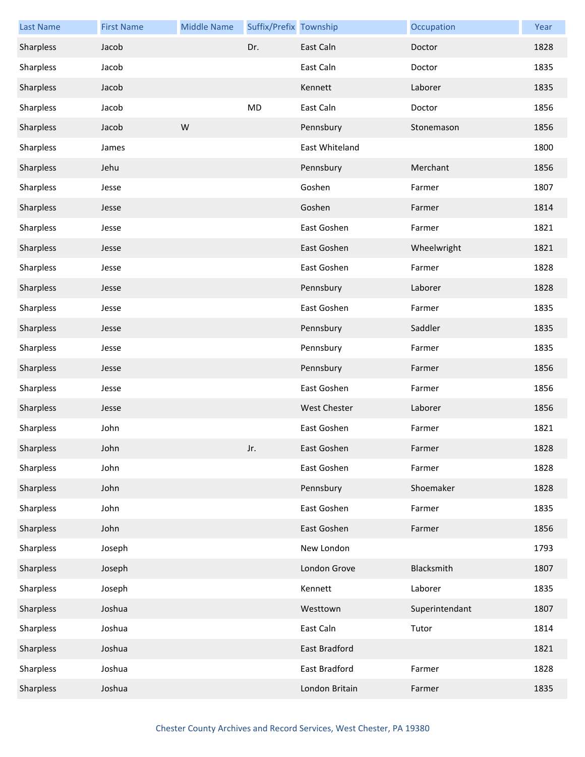| Last Name | First Name | Middle Name | Suffix/Prefix | Township | Occupation | Year |
|---|---|---|---|---|---|---|
| Sharpless | Jacob | | Dr. | East Caln | Doctor | 1828 |
| Sharpless | Jacob | | | East Caln | Doctor | 1835 |
| Sharpless | Jacob | | | Kennett | Laborer | 1835 |
| Sharpless | Jacob | | MD | East Caln | Doctor | 1856 |
| Sharpless | Jacob | W | | Pennsbury | Stonemason | 1856 |
| Sharpless | James | | | East Whiteland | | 1800 |
| Sharpless | Jehu | | | Pennsbury | Merchant | 1856 |
| Sharpless | Jesse | | | Goshen | Farmer | 1807 |
| Sharpless | Jesse | | | Goshen | Farmer | 1814 |
| Sharpless | Jesse | | | East Goshen | Farmer | 1821 |
| Sharpless | Jesse | | | East Goshen | Wheelwright | 1821 |
| Sharpless | Jesse | | | East Goshen | Farmer | 1828 |
| Sharpless | Jesse | | | Pennsbury | Laborer | 1828 |
| Sharpless | Jesse | | | East Goshen | Farmer | 1835 |
| Sharpless | Jesse | | | Pennsbury | Saddler | 1835 |
| Sharpless | Jesse | | | Pennsbury | Farmer | 1835 |
| Sharpless | Jesse | | | Pennsbury | Farmer | 1856 |
| Sharpless | Jesse | | | East Goshen | Farmer | 1856 |
| Sharpless | Jesse | | | West Chester | Laborer | 1856 |
| Sharpless | John | | | East Goshen | Farmer | 1821 |
| Sharpless | John | | Jr. | East Goshen | Farmer | 1828 |
| Sharpless | John | | | East Goshen | Farmer | 1828 |
| Sharpless | John | | | Pennsbury | Shoemaker | 1828 |
| Sharpless | John | | | East Goshen | Farmer | 1835 |
| Sharpless | John | | | East Goshen | Farmer | 1856 |
| Sharpless | Joseph | | | New London | | 1793 |
| Sharpless | Joseph | | | London Grove | Blacksmith | 1807 |
| Sharpless | Joseph | | | Kennett | Laborer | 1835 |
| Sharpless | Joshua | | | Westtown | Superintendant | 1807 |
| Sharpless | Joshua | | | East Caln | Tutor | 1814 |
| Sharpless | Joshua | | | East Bradford | | 1821 |
| Sharpless | Joshua | | | East Bradford | Farmer | 1828 |
| Sharpless | Joshua | | | London Britain | Farmer | 1835 |

Chester County Archives and Record Services, West Chester, PA 19380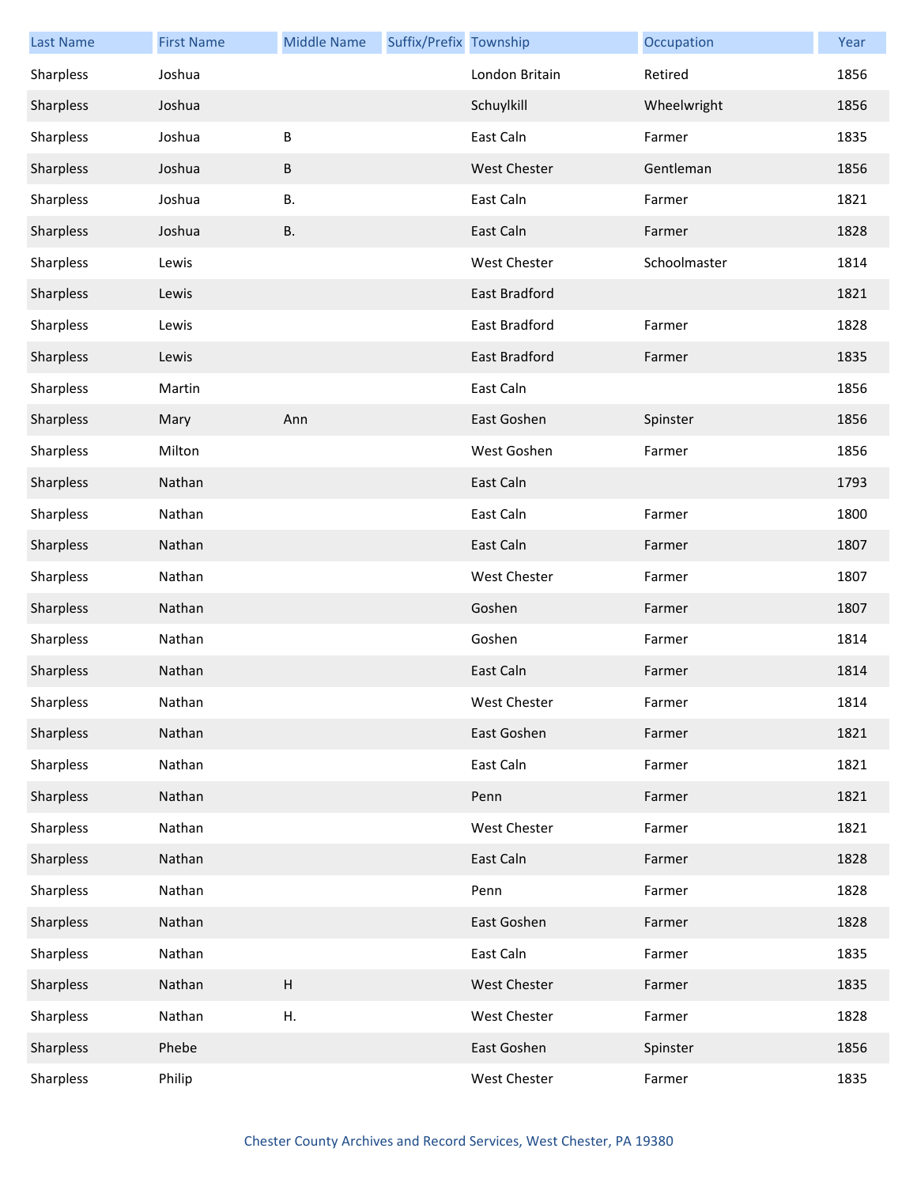| Last Name | First Name | Middle Name | Suffix/Prefix | Township | Occupation | Year |
| --- | --- | --- | --- | --- | --- | --- |
| Sharpless | Joshua | | | London Britain | Retired | 1856 |
| Sharpless | Joshua | | | Schuylkill | Wheelwright | 1856 |
| Sharpless | Joshua | B | | East Caln | Farmer | 1835 |
| Sharpless | Joshua | B | | West Chester | Gentleman | 1856 |
| Sharpless | Joshua | B. | | East Caln | Farmer | 1821 |
| Sharpless | Joshua | B. | | East Caln | Farmer | 1828 |
| Sharpless | Lewis | | | West Chester | Schoolmaster | 1814 |
| Sharpless | Lewis | | | East Bradford | | 1821 |
| Sharpless | Lewis | | | East Bradford | Farmer | 1828 |
| Sharpless | Lewis | | | East Bradford | Farmer | 1835 |
| Sharpless | Martin | | | East Caln | | 1856 |
| Sharpless | Mary | Ann | | East Goshen | Spinster | 1856 |
| Sharpless | Milton | | | West Goshen | Farmer | 1856 |
| Sharpless | Nathan | | | East Caln | | 1793 |
| Sharpless | Nathan | | | East Caln | Farmer | 1800 |
| Sharpless | Nathan | | | East Caln | Farmer | 1807 |
| Sharpless | Nathan | | | West Chester | Farmer | 1807 |
| Sharpless | Nathan | | | Goshen | Farmer | 1807 |
| Sharpless | Nathan | | | Goshen | Farmer | 1814 |
| Sharpless | Nathan | | | East Caln | Farmer | 1814 |
| Sharpless | Nathan | | | West Chester | Farmer | 1814 |
| Sharpless | Nathan | | | East Goshen | Farmer | 1821 |
| Sharpless | Nathan | | | East Caln | Farmer | 1821 |
| Sharpless | Nathan | | | Penn | Farmer | 1821 |
| Sharpless | Nathan | | | West Chester | Farmer | 1821 |
| Sharpless | Nathan | | | East Caln | Farmer | 1828 |
| Sharpless | Nathan | | | Penn | Farmer | 1828 |
| Sharpless | Nathan | | | East Goshen | Farmer | 1828 |
| Sharpless | Nathan | | | East Caln | Farmer | 1835 |
| Sharpless | Nathan | H | | West Chester | Farmer | 1835 |
| Sharpless | Nathan | H. | | West Chester | Farmer | 1828 |
| Sharpless | Phebe | | | East Goshen | Spinster | 1856 |
| Sharpless | Philip | | | West Chester | Farmer | 1835 |

Chester County Archives and Record Services, West Chester, PA 19380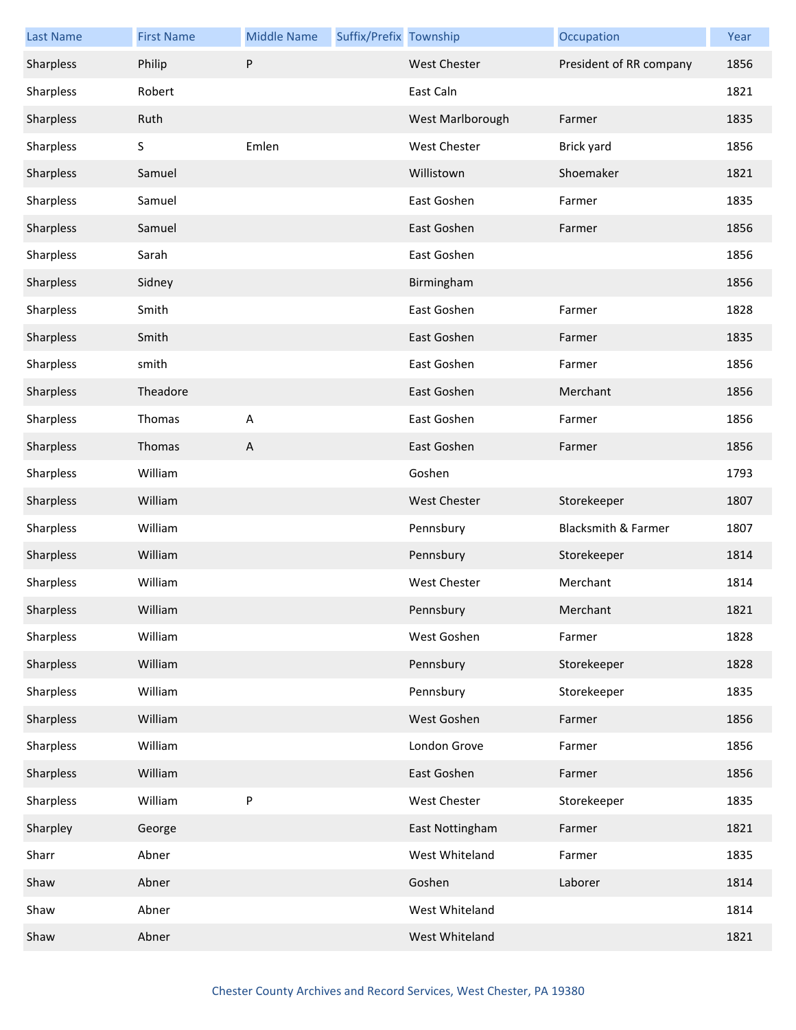| Last Name | First Name | Middle Name | Suffix/Prefix | Township | Occupation | Year |
| --- | --- | --- | --- | --- | --- | --- |
| Sharpless | Philip | P | | West Chester | President of RR company | 1856 |
| Sharpless | Robert | | | East Caln | | 1821 |
| Sharpless | Ruth | | | West Marlborough | Farmer | 1835 |
| Sharpless | S | Emlen | | West Chester | Brick yard | 1856 |
| Sharpless | Samuel | | | Willistown | Shoemaker | 1821 |
| Sharpless | Samuel | | | East Goshen | Farmer | 1835 |
| Sharpless | Samuel | | | East Goshen | Farmer | 1856 |
| Sharpless | Sarah | | | East Goshen | | 1856 |
| Sharpless | Sidney | | | Birmingham | | 1856 |
| Sharpless | Smith | | | East Goshen | Farmer | 1828 |
| Sharpless | Smith | | | East Goshen | Farmer | 1835 |
| Sharpless | smith | | | East Goshen | Farmer | 1856 |
| Sharpless | Theadore | | | East Goshen | Merchant | 1856 |
| Sharpless | Thomas | A | | East Goshen | Farmer | 1856 |
| Sharpless | Thomas | A | | East Goshen | Farmer | 1856 |
| Sharpless | William | | | Goshen | | 1793 |
| Sharpless | William | | | West Chester | Storekeeper | 1807 |
| Sharpless | William | | | Pennsbury | Blacksmith & Farmer | 1807 |
| Sharpless | William | | | Pennsbury | Storekeeper | 1814 |
| Sharpless | William | | | West Chester | Merchant | 1814 |
| Sharpless | William | | | Pennsbury | Merchant | 1821 |
| Sharpless | William | | | West Goshen | Farmer | 1828 |
| Sharpless | William | | | Pennsbury | Storekeeper | 1828 |
| Sharpless | William | | | Pennsbury | Storekeeper | 1835 |
| Sharpless | William | | | West Goshen | Farmer | 1856 |
| Sharpless | William | | | London Grove | Farmer | 1856 |
| Sharpless | William | | | East Goshen | Farmer | 1856 |
| Sharpless | William | P | | West Chester | Storekeeper | 1835 |
| Sharpley | George | | | East Nottingham | Farmer | 1821 |
| Sharr | Abner | | | West Whiteland | Farmer | 1835 |
| Shaw | Abner | | | Goshen | Laborer | 1814 |
| Shaw | Abner | | | West Whiteland | | 1814 |
| Shaw | Abner | | | West Whiteland | | 1821 |

Chester County Archives and Record Services, West Chester, PA 19380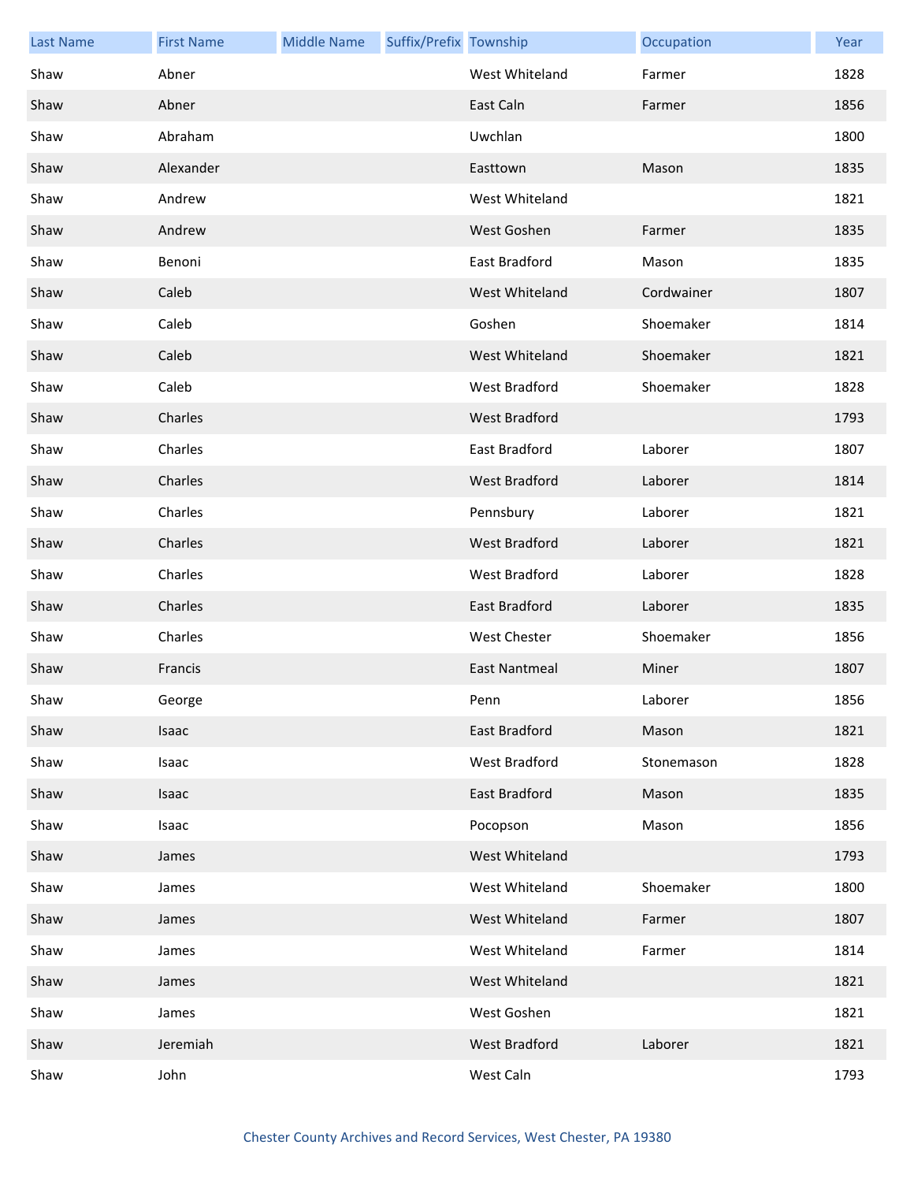| Last Name | First Name | Middle Name | Suffix/Prefix | Township | Occupation | Year |
|---|---|---|---|---|---|---|
| Shaw | Abner | | | West Whiteland | Farmer | 1828 |
| Shaw | Abner | | | East Caln | Farmer | 1856 |
| Shaw | Abraham | | | Uwchlan | | 1800 |
| Shaw | Alexander | | | Easttown | Mason | 1835 |
| Shaw | Andrew | | | West Whiteland | | 1821 |
| Shaw | Andrew | | | West Goshen | Farmer | 1835 |
| Shaw | Benoni | | | East Bradford | Mason | 1835 |
| Shaw | Caleb | | | West Whiteland | Cordwainer | 1807 |
| Shaw | Caleb | | | Goshen | Shoemaker | 1814 |
| Shaw | Caleb | | | West Whiteland | Shoemaker | 1821 |
| Shaw | Caleb | | | West Bradford | Shoemaker | 1828 |
| Shaw | Charles | | | West Bradford | | 1793 |
| Shaw | Charles | | | East Bradford | Laborer | 1807 |
| Shaw | Charles | | | West Bradford | Laborer | 1814 |
| Shaw | Charles | | | Pennsbury | Laborer | 1821 |
| Shaw | Charles | | | West Bradford | Laborer | 1821 |
| Shaw | Charles | | | West Bradford | Laborer | 1828 |
| Shaw | Charles | | | East Bradford | Laborer | 1835 |
| Shaw | Charles | | | West Chester | Shoemaker | 1856 |
| Shaw | Francis | | | East Nantmeal | Miner | 1807 |
| Shaw | George | | | Penn | Laborer | 1856 |
| Shaw | Isaac | | | East Bradford | Mason | 1821 |
| Shaw | Isaac | | | West Bradford | Stonemason | 1828 |
| Shaw | Isaac | | | East Bradford | Mason | 1835 |
| Shaw | Isaac | | | Pocopson | Mason | 1856 |
| Shaw | James | | | West Whiteland | | 1793 |
| Shaw | James | | | West Whiteland | Shoemaker | 1800 |
| Shaw | James | | | West Whiteland | Farmer | 1807 |
| Shaw | James | | | West Whiteland | Farmer | 1814 |
| Shaw | James | | | West Whiteland | | 1821 |
| Shaw | James | | | West Goshen | | 1821 |
| Shaw | Jeremiah | | | West Bradford | Laborer | 1821 |
| Shaw | John | | | West Caln | | 1793 |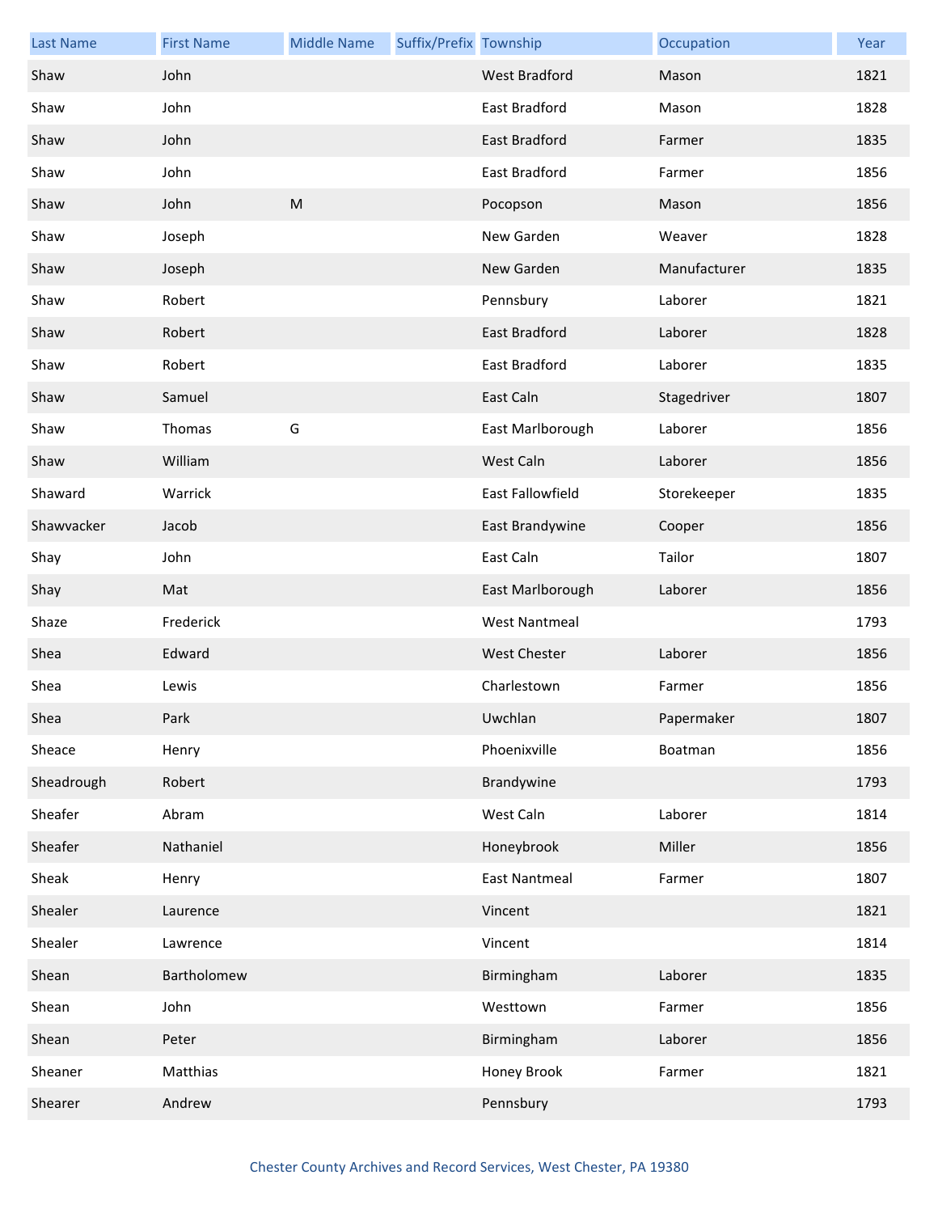| Last Name | First Name | Middle Name | Suffix/Prefix | Township | Occupation | Year |
|---|---|---|---|---|---|---|
| Shaw | John | | | West Bradford | Mason | 1821 |
| Shaw | John | | | East Bradford | Mason | 1828 |
| Shaw | John | | | East Bradford | Farmer | 1835 |
| Shaw | John | | | East Bradford | Farmer | 1856 |
| Shaw | John | M | | Pocopson | Mason | 1856 |
| Shaw | Joseph | | | New Garden | Weaver | 1828 |
| Shaw | Joseph | | | New Garden | Manufacturer | 1835 |
| Shaw | Robert | | | Pennsbury | Laborer | 1821 |
| Shaw | Robert | | | East Bradford | Laborer | 1828 |
| Shaw | Robert | | | East Bradford | Laborer | 1835 |
| Shaw | Samuel | | | East Caln | Stagedriver | 1807 |
| Shaw | Thomas | G | | East Marlborough | Laborer | 1856 |
| Shaw | William | | | West Caln | Laborer | 1856 |
| Shaward | Warrick | | | East Fallowfield | Storekeeper | 1835 |
| Shawvacker | Jacob | | | East Brandywine | Cooper | 1856 |
| Shay | John | | | East Caln | Tailor | 1807 |
| Shay | Mat | | | East Marlborough | Laborer | 1856 |
| Shaze | Frederick | | | West Nantmeal | | 1793 |
| Shea | Edward | | | West Chester | Laborer | 1856 |
| Shea | Lewis | | | Charlestown | Farmer | 1856 |
| Shea | Park | | | Uwchlan | Papermaker | 1807 |
| Sheace | Henry | | | Phoenixville | Boatman | 1856 |
| Sheadrough | Robert | | | Brandywine | | 1793 |
| Sheafer | Abram | | | West Caln | Laborer | 1814 |
| Sheafer | Nathaniel | | | Honeybrook | Miller | 1856 |
| Sheak | Henry | | | East Nantmeal | Farmer | 1807 |
| Shealer | Laurence | | | Vincent | | 1821 |
| Shealer | Lawrence | | | Vincent | | 1814 |
| Shean | Bartholomew | | | Birmingham | Laborer | 1835 |
| Shean | John | | | Westtown | Farmer | 1856 |
| Shean | Peter | | | Birmingham | Laborer | 1856 |
| Sheaner | Matthias | | | Honey Brook | Farmer | 1821 |
| Shearer | Andrew | | | Pennsbury | | 1793 |

Chester County Archives and Record Services, West Chester, PA 19380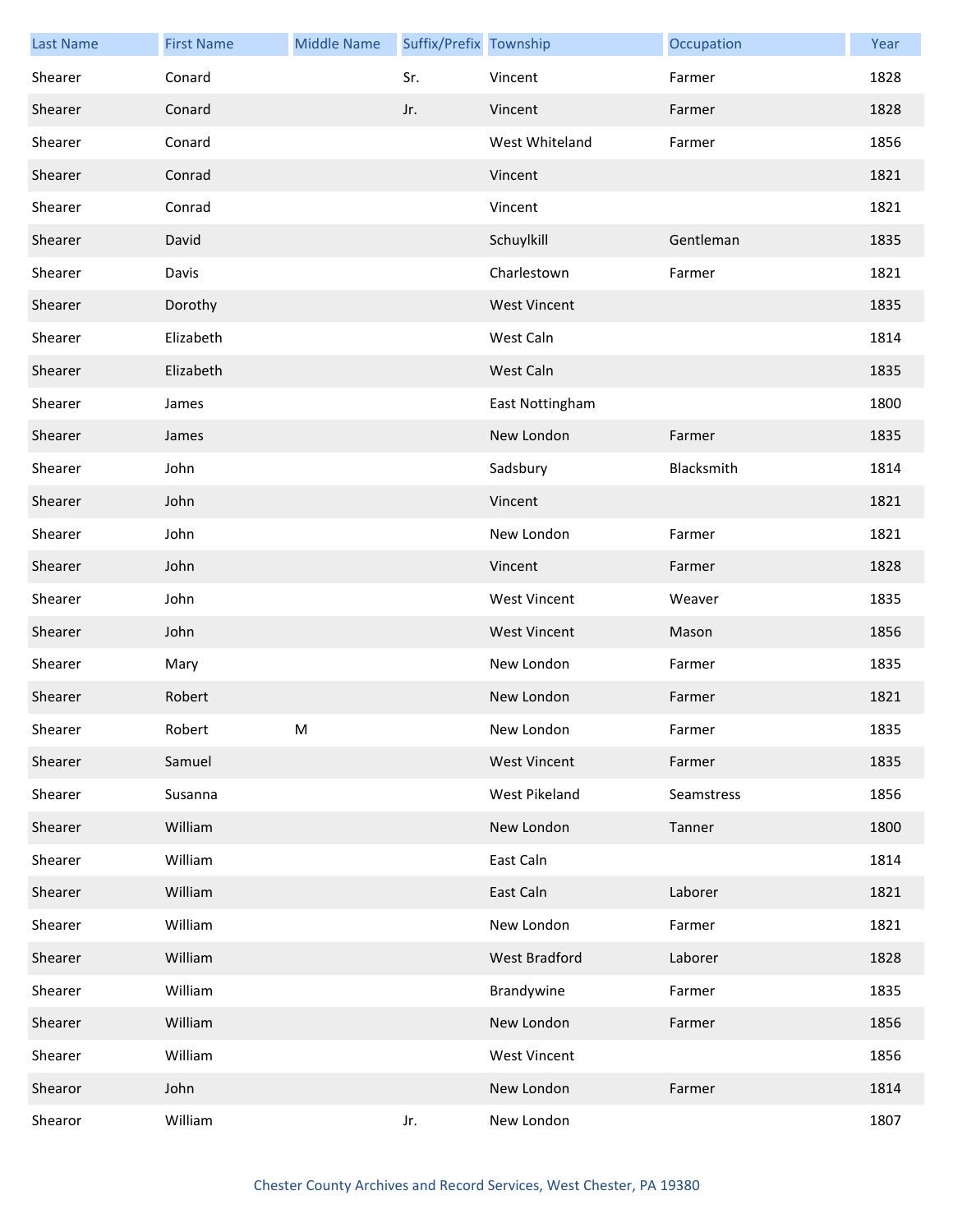| Last Name | First Name | Middle Name | Suffix/Prefix | Township | Occupation | Year |
|---|---|---|---|---|---|---|
| Shearer | Conard | | Sr. | Vincent | Farmer | 1828 |
| Shearer | Conard | | Jr. | Vincent | Farmer | 1828 |
| Shearer | Conard | | | West Whiteland | Farmer | 1856 |
| Shearer | Conrad | | | Vincent | | 1821 |
| Shearer | Conrad | | | Vincent | | 1821 |
| Shearer | David | | | Schuylkill | Gentleman | 1835 |
| Shearer | Davis | | | Charlestown | Farmer | 1821 |
| Shearer | Dorothy | | | West Vincent | | 1835 |
| Shearer | Elizabeth | | | West Caln | | 1814 |
| Shearer | Elizabeth | | | West Caln | | 1835 |
| Shearer | James | | | East Nottingham | | 1800 |
| Shearer | James | | | New London | Farmer | 1835 |
| Shearer | John | | | Sadsbury | Blacksmith | 1814 |
| Shearer | John | | | Vincent | | 1821 |
| Shearer | John | | | New London | Farmer | 1821 |
| Shearer | John | | | Vincent | Farmer | 1828 |
| Shearer | John | | | West Vincent | Weaver | 1835 |
| Shearer | John | | | West Vincent | Mason | 1856 |
| Shearer | Mary | | | New London | Farmer | 1835 |
| Shearer | Robert | | | New London | Farmer | 1821 |
| Shearer | Robert | M | | New London | Farmer | 1835 |
| Shearer | Samuel | | | West Vincent | Farmer | 1835 |
| Shearer | Susanna | | | West Pikeland | Seamstress | 1856 |
| Shearer | William | | | New London | Tanner | 1800 |
| Shearer | William | | | East Caln | | 1814 |
| Shearer | William | | | East Caln | Laborer | 1821 |
| Shearer | William | | | New London | Farmer | 1821 |
| Shearer | William | | | West Bradford | Laborer | 1828 |
| Shearer | William | | | Brandywine | Farmer | 1835 |
| Shearer | William | | | New London | Farmer | 1856 |
| Shearer | William | | | West Vincent | | 1856 |
| Shearor | John | | | New London | Farmer | 1814 |
| Shearor | William | | Jr. | New London | | 1807 |

Chester County Archives and Record Services, West Chester, PA 19380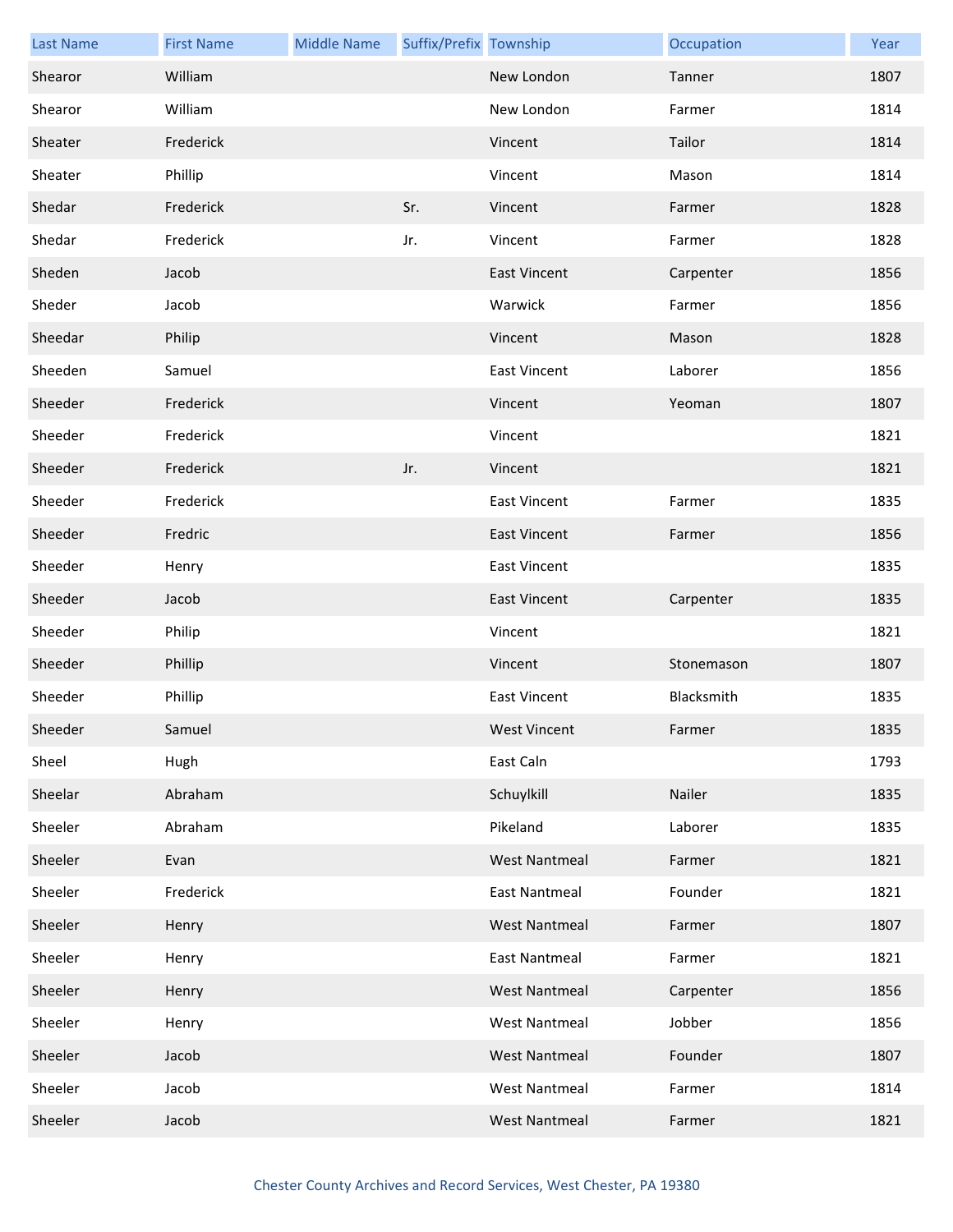| Last Name | First Name | Middle Name | Suffix/Prefix | Township | Occupation | Year |
|---|---|---|---|---|---|---|
| Shearor | William | | | New London | Tanner | 1807 |
| Shearor | William | | | New London | Farmer | 1814 |
| Sheater | Frederick | | | Vincent | Tailor | 1814 |
| Sheater | Phillip | | | Vincent | Mason | 1814 |
| Shedar | Frederick | | Sr. | Vincent | Farmer | 1828 |
| Shedar | Frederick | | Jr. | Vincent | Farmer | 1828 |
| Sheden | Jacob | | | East Vincent | Carpenter | 1856 |
| Sheder | Jacob | | | Warwick | Farmer | 1856 |
| Sheedar | Philip | | | Vincent | Mason | 1828 |
| Sheeden | Samuel | | | East Vincent | Laborer | 1856 |
| Sheeder | Frederick | | | Vincent | Yeoman | 1807 |
| Sheeder | Frederick | | | Vincent | | 1821 |
| Sheeder | Frederick | | Jr. | Vincent | | 1821 |
| Sheeder | Frederick | | | East Vincent | Farmer | 1835 |
| Sheeder | Fredric | | | East Vincent | Farmer | 1856 |
| Sheeder | Henry | | | East Vincent | | 1835 |
| Sheeder | Jacob | | | East Vincent | Carpenter | 1835 |
| Sheeder | Philip | | | Vincent | | 1821 |
| Sheeder | Phillip | | | Vincent | Stonemason | 1807 |
| Sheeder | Phillip | | | East Vincent | Blacksmith | 1835 |
| Sheeder | Samuel | | | West Vincent | Farmer | 1835 |
| Sheel | Hugh | | | East Caln | | 1793 |
| Sheelar | Abraham | | | Schuylkill | Nailer | 1835 |
| Sheeler | Abraham | | | Pikeland | Laborer | 1835 |
| Sheeler | Evan | | | West Nantmeal | Farmer | 1821 |
| Sheeler | Frederick | | | East Nantmeal | Founder | 1821 |
| Sheeler | Henry | | | West Nantmeal | Farmer | 1807 |
| Sheeler | Henry | | | East Nantmeal | Farmer | 1821 |
| Sheeler | Henry | | | West Nantmeal | Carpenter | 1856 |
| Sheeler | Henry | | | West Nantmeal | Jobber | 1856 |
| Sheeler | Jacob | | | West Nantmeal | Founder | 1807 |
| Sheeler | Jacob | | | West Nantmeal | Farmer | 1814 |
| Sheeler | Jacob | | | West Nantmeal | Farmer | 1821 |

Chester County Archives and Record Services, West Chester, PA 19380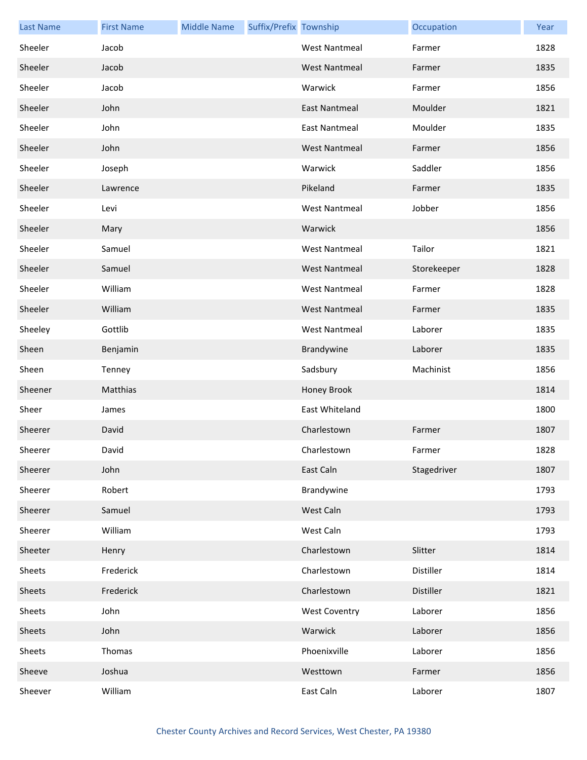| Last Name | First Name | Middle Name | Suffix/Prefix | Township | Occupation | Year |
|---|---|---|---|---|---|---|
| Sheeler | Jacob | | | West Nantmeal | Farmer | 1828 |
| Sheeler | Jacob | | | West Nantmeal | Farmer | 1835 |
| Sheeler | Jacob | | | Warwick | Farmer | 1856 |
| Sheeler | John | | | East Nantmeal | Moulder | 1821 |
| Sheeler | John | | | East Nantmeal | Moulder | 1835 |
| Sheeler | John | | | West Nantmeal | Farmer | 1856 |
| Sheeler | Joseph | | | Warwick | Saddler | 1856 |
| Sheeler | Lawrence | | | Pikeland | Farmer | 1835 |
| Sheeler | Levi | | | West Nantmeal | Jobber | 1856 |
| Sheeler | Mary | | | Warwick | | 1856 |
| Sheeler | Samuel | | | West Nantmeal | Tailor | 1821 |
| Sheeler | Samuel | | | West Nantmeal | Storekeeper | 1828 |
| Sheeler | William | | | West Nantmeal | Farmer | 1828 |
| Sheeler | William | | | West Nantmeal | Farmer | 1835 |
| Sheeley | Gottlib | | | West Nantmeal | Laborer | 1835 |
| Sheen | Benjamin | | | Brandywine | Laborer | 1835 |
| Sheen | Tenney | | | Sadsbury | Machinist | 1856 |
| Sheener | Matthias | | | Honey Brook | | 1814 |
| Sheer | James | | | East Whiteland | | 1800 |
| Sheerer | David | | | Charlestown | Farmer | 1807 |
| Sheerer | David | | | Charlestown | Farmer | 1828 |
| Sheerer | John | | | East Caln | Stagedriver | 1807 |
| Sheerer | Robert | | | Brandywine | | 1793 |
| Sheerer | Samuel | | | West Caln | | 1793 |
| Sheerer | William | | | West Caln | | 1793 |
| Sheeter | Henry | | | Charlestown | Slitter | 1814 |
| Sheets | Frederick | | | Charlestown | Distiller | 1814 |
| Sheets | Frederick | | | Charlestown | Distiller | 1821 |
| Sheets | John | | | West Coventry | Laborer | 1856 |
| Sheets | John | | | Warwick | Laborer | 1856 |
| Sheets | Thomas | | | Phoenixville | Laborer | 1856 |
| Sheeve | Joshua | | | Westtown | Farmer | 1856 |
| Sheever | William | | | East Caln | Laborer | 1807 |

Chester County Archives and Record Services, West Chester, PA 19380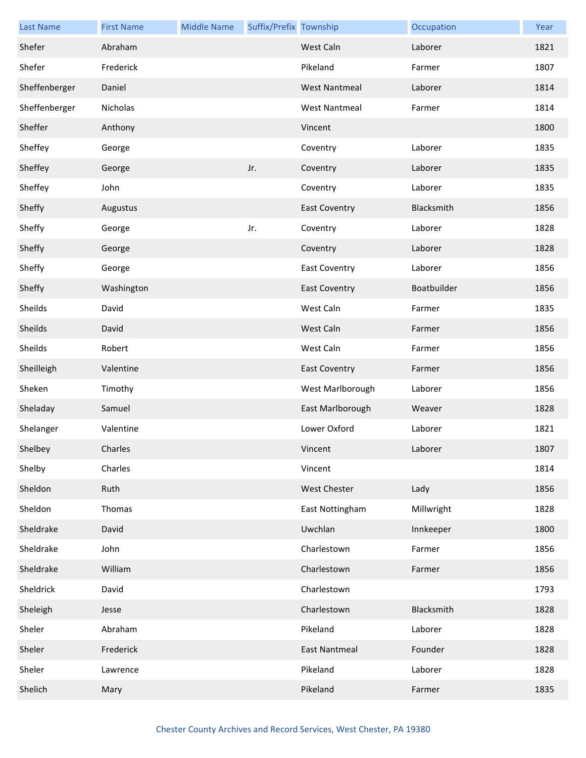| Last Name | First Name | Middle Name | Suffix/Prefix | Township | Occupation | Year |
|---|---|---|---|---|---|---|
| Shefer | Abraham | | | West Caln | Laborer | 1821 |
| Shefer | Frederick | | | Pikeland | Farmer | 1807 |
| Sheffenberger | Daniel | | | West Nantmeal | Laborer | 1814 |
| Sheffenberger | Nicholas | | | West Nantmeal | Farmer | 1814 |
| Sheffer | Anthony | | | Vincent | | 1800 |
| Sheffey | George | | | Coventry | Laborer | 1835 |
| Sheffey | George | | Jr. | Coventry | Laborer | 1835 |
| Sheffey | John | | | Coventry | Laborer | 1835 |
| Sheffy | Augustus | | | East Coventry | Blacksmith | 1856 |
| Sheffy | George | | Jr. | Coventry | Laborer | 1828 |
| Sheffy | George | | | Coventry | Laborer | 1828 |
| Sheffy | George | | | East Coventry | Laborer | 1856 |
| Sheffy | Washington | | | East Coventry | Boatbuilder | 1856 |
| Sheilds | David | | | West Caln | Farmer | 1835 |
| Sheilds | David | | | West Caln | Farmer | 1856 |
| Sheilds | Robert | | | West Caln | Farmer | 1856 |
| Sheilleigh | Valentine | | | East Coventry | Farmer | 1856 |
| Sheken | Timothy | | | West Marlborough | Laborer | 1856 |
| Sheladay | Samuel | | | East Marlborough | Weaver | 1828 |
| Shelanger | Valentine | | | Lower Oxford | Laborer | 1821 |
| Shelbey | Charles | | | Vincent | Laborer | 1807 |
| Shelby | Charles | | | Vincent | | 1814 |
| Sheldon | Ruth | | | West Chester | Lady | 1856 |
| Sheldon | Thomas | | | East Nottingham | Millwright | 1828 |
| Sheldrake | David | | | Uwchlan | Innkeeper | 1800 |
| Sheldrake | John | | | Charlestown | Farmer | 1856 |
| Sheldrake | William | | | Charlestown | Farmer | 1856 |
| Sheldrick | David | | | Charlestown | | 1793 |
| Sheleigh | Jesse | | | Charlestown | Blacksmith | 1828 |
| Sheler | Abraham | | | Pikeland | Laborer | 1828 |
| Sheler | Frederick | | | East Nantmeal | Founder | 1828 |
| Sheler | Lawrence | | | Pikeland | Laborer | 1828 |
| Shelich | Mary | | | Pikeland | Farmer | 1835 |

Chester County Archives and Record Services, West Chester, PA 19380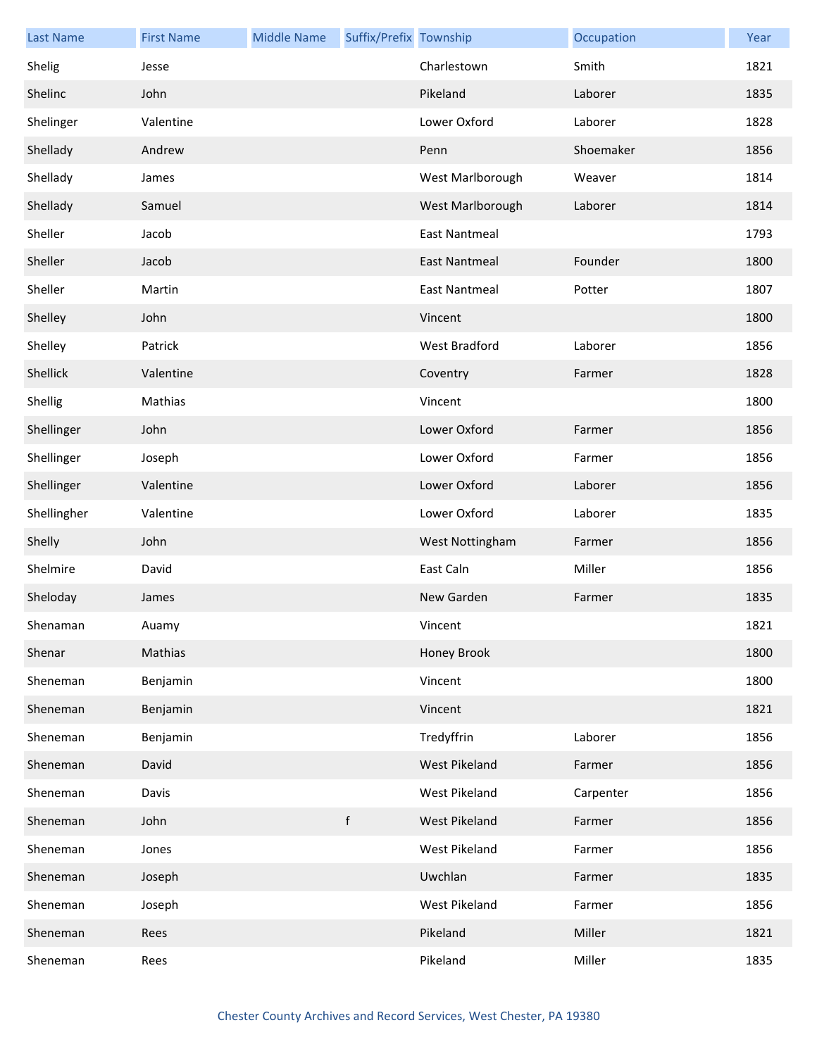| Last Name | First Name | Middle Name | Suffix/Prefix | Township | Occupation | Year |
|---|---|---|---|---|---|---|
| Shelig | Jesse | | | Charlestown | Smith | 1821 |
| Shelinc | John | | | Pikeland | Laborer | 1835 |
| Shelinger | Valentine | | | Lower Oxford | Laborer | 1828 |
| Shellady | Andrew | | | Penn | Shoemaker | 1856 |
| Shellady | James | | | West Marlborough | Weaver | 1814 |
| Shellady | Samuel | | | West Marlborough | Laborer | 1814 |
| Sheller | Jacob | | | East Nantmeal | | 1793 |
| Sheller | Jacob | | | East Nantmeal | Founder | 1800 |
| Sheller | Martin | | | East Nantmeal | Potter | 1807 |
| Shelley | John | | | Vincent | | 1800 |
| Shelley | Patrick | | | West Bradford | Laborer | 1856 |
| Shellick | Valentine | | | Coventry | Farmer | 1828 |
| Shellig | Mathias | | | Vincent | | 1800 |
| Shellinger | John | | | Lower Oxford | Farmer | 1856 |
| Shellinger | Joseph | | | Lower Oxford | Farmer | 1856 |
| Shellinger | Valentine | | | Lower Oxford | Laborer | 1856 |
| Shellingher | Valentine | | | Lower Oxford | Laborer | 1835 |
| Shelly | John | | | West Nottingham | Farmer | 1856 |
| Shelmire | David | | | East Caln | Miller | 1856 |
| Sheloday | James | | | New Garden | Farmer | 1835 |
| Shenaman | Auamy | | | Vincent | | 1821 |
| Shenar | Mathias | | | Honey Brook | | 1800 |
| Sheneman | Benjamin | | | Vincent | | 1800 |
| Sheneman | Benjamin | | | Vincent | | 1821 |
| Sheneman | Benjamin | | | Tredyffrin | Laborer | 1856 |
| Sheneman | David | | | West Pikeland | Farmer | 1856 |
| Sheneman | Davis | | | West Pikeland | Carpenter | 1856 |
| Sheneman | John | | f | West Pikeland | Farmer | 1856 |
| Sheneman | Jones | | | West Pikeland | Farmer | 1856 |
| Sheneman | Joseph | | | Uwchlan | Farmer | 1835 |
| Sheneman | Joseph | | | West Pikeland | Farmer | 1856 |
| Sheneman | Rees | | | Pikeland | Miller | 1821 |
| Sheneman | Rees | | | Pikeland | Miller | 1835 |

Chester County Archives and Record Services, West Chester, PA 19380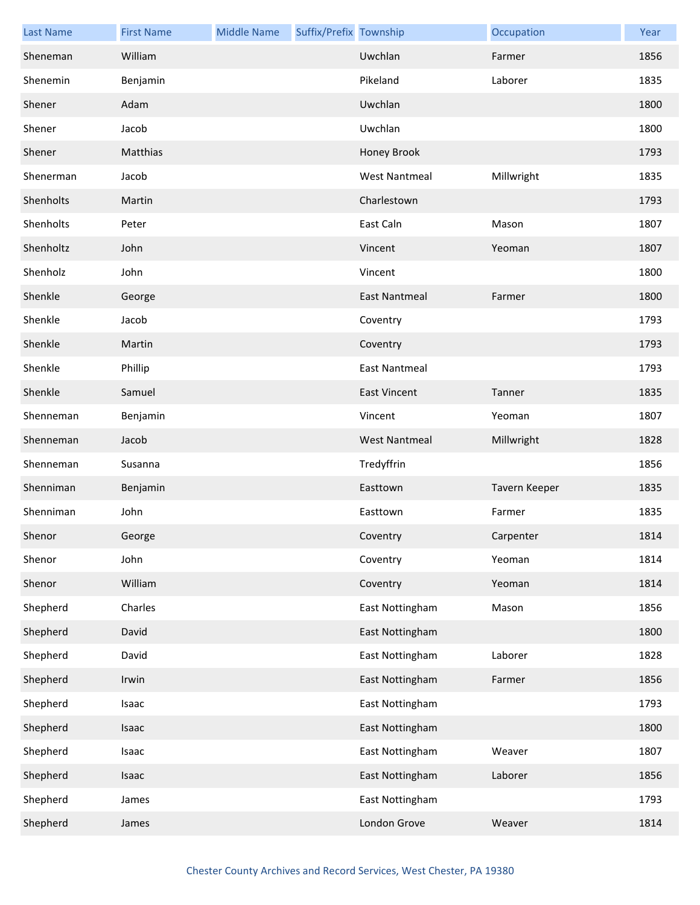| Last Name | First Name | Middle Name | Suffix/Prefix | Township | Occupation | Year |
|---|---|---|---|---|---|---|
| Sheneman | William | | | Uwchlan | Farmer | 1856 |
| Shenemin | Benjamin | | | Pikeland | Laborer | 1835 |
| Shener | Adam | | | Uwchlan | | 1800 |
| Shener | Jacob | | | Uwchlan | | 1800 |
| Shener | Matthias | | | Honey Brook | | 1793 |
| Shenerman | Jacob | | | West Nantmeal | Millwright | 1835 |
| Shenholts | Martin | | | Charlestown | | 1793 |
| Shenholts | Peter | | | East Caln | Mason | 1807 |
| Shenholtz | John | | | Vincent | Yeoman | 1807 |
| Shenholz | John | | | Vincent | | 1800 |
| Shenkle | George | | | East Nantmeal | Farmer | 1800 |
| Shenkle | Jacob | | | Coventry | | 1793 |
| Shenkle | Martin | | | Coventry | | 1793 |
| Shenkle | Phillip | | | East Nantmeal | | 1793 |
| Shenkle | Samuel | | | East Vincent | Tanner | 1835 |
| Shenneman | Benjamin | | | Vincent | Yeoman | 1807 |
| Shenneman | Jacob | | | West Nantmeal | Millwright | 1828 |
| Shenneman | Susanna | | | Tredyffrin | | 1856 |
| Shenniman | Benjamin | | | Easttown | Tavern Keeper | 1835 |
| Shenniman | John | | | Easttown | Farmer | 1835 |
| Shenor | George | | | Coventry | Carpenter | 1814 |
| Shenor | John | | | Coventry | Yeoman | 1814 |
| Shenor | William | | | Coventry | Yeoman | 1814 |
| Shepherd | Charles | | | East Nottingham | Mason | 1856 |
| Shepherd | David | | | East Nottingham | | 1800 |
| Shepherd | David | | | East Nottingham | Laborer | 1828 |
| Shepherd | Irwin | | | East Nottingham | Farmer | 1856 |
| Shepherd | Isaac | | | East Nottingham | | 1793 |
| Shepherd | Isaac | | | East Nottingham | | 1800 |
| Shepherd | Isaac | | | East Nottingham | Weaver | 1807 |
| Shepherd | Isaac | | | East Nottingham | Laborer | 1856 |
| Shepherd | James | | | East Nottingham | | 1793 |
| Shepherd | James | | | London Grove | Weaver | 1814 |

Chester County Archives and Record Services, West Chester, PA 19380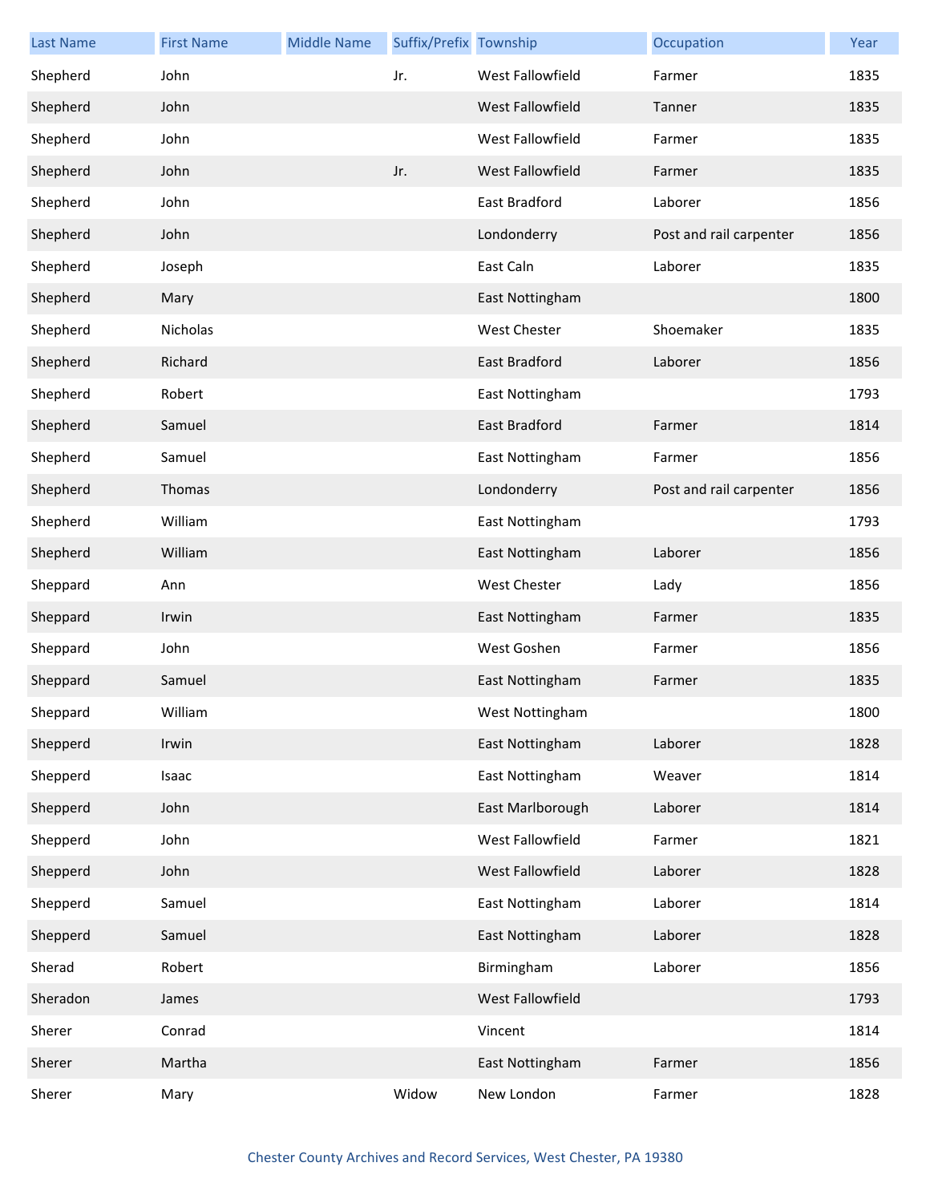| Last Name | First Name | Middle Name | Suffix/Prefix | Township | Occupation | Year |
|---|---|---|---|---|---|---|
| Shepherd | John | | Jr. | West Fallowfield | Farmer | 1835 |
| Shepherd | John | | | West Fallowfield | Tanner | 1835 |
| Shepherd | John | | | West Fallowfield | Farmer | 1835 |
| Shepherd | John | | Jr. | West Fallowfield | Farmer | 1835 |
| Shepherd | John | | | East Bradford | Laborer | 1856 |
| Shepherd | John | | | Londonderry | Post and rail carpenter | 1856 |
| Shepherd | Joseph | | | East Caln | Laborer | 1835 |
| Shepherd | Mary | | | East Nottingham | | 1800 |
| Shepherd | Nicholas | | | West Chester | Shoemaker | 1835 |
| Shepherd | Richard | | | East Bradford | Laborer | 1856 |
| Shepherd | Robert | | | East Nottingham | | 1793 |
| Shepherd | Samuel | | | East Bradford | Farmer | 1814 |
| Shepherd | Samuel | | | East Nottingham | Farmer | 1856 |
| Shepherd | Thomas | | | Londonderry | Post and rail carpenter | 1856 |
| Shepherd | William | | | East Nottingham | | 1793 |
| Shepherd | William | | | East Nottingham | Laborer | 1856 |
| Sheppard | Ann | | | West Chester | Lady | 1856 |
| Sheppard | Irwin | | | East Nottingham | Farmer | 1835 |
| Sheppard | John | | | West Goshen | Farmer | 1856 |
| Sheppard | Samuel | | | East Nottingham | Farmer | 1835 |
| Sheppard | William | | | West Nottingham | | 1800 |
| Shepperd | Irwin | | | East Nottingham | Laborer | 1828 |
| Shepperd | Isaac | | | East Nottingham | Weaver | 1814 |
| Shepperd | John | | | East Marlborough | Laborer | 1814 |
| Shepperd | John | | | West Fallowfield | Farmer | 1821 |
| Shepperd | John | | | West Fallowfield | Laborer | 1828 |
| Shepperd | Samuel | | | East Nottingham | Laborer | 1814 |
| Shepperd | Samuel | | | East Nottingham | Laborer | 1828 |
| Sherad | Robert | | | Birmingham | Laborer | 1856 |
| Sheradon | James | | | West Fallowfield | | 1793 |
| Sherer | Conrad | | | Vincent | | 1814 |
| Sherer | Martha | | | East Nottingham | Farmer | 1856 |
| Sherer | Mary | | Widow | New London | Farmer | 1828 |

Chester County Archives and Record Services, West Chester, PA 19380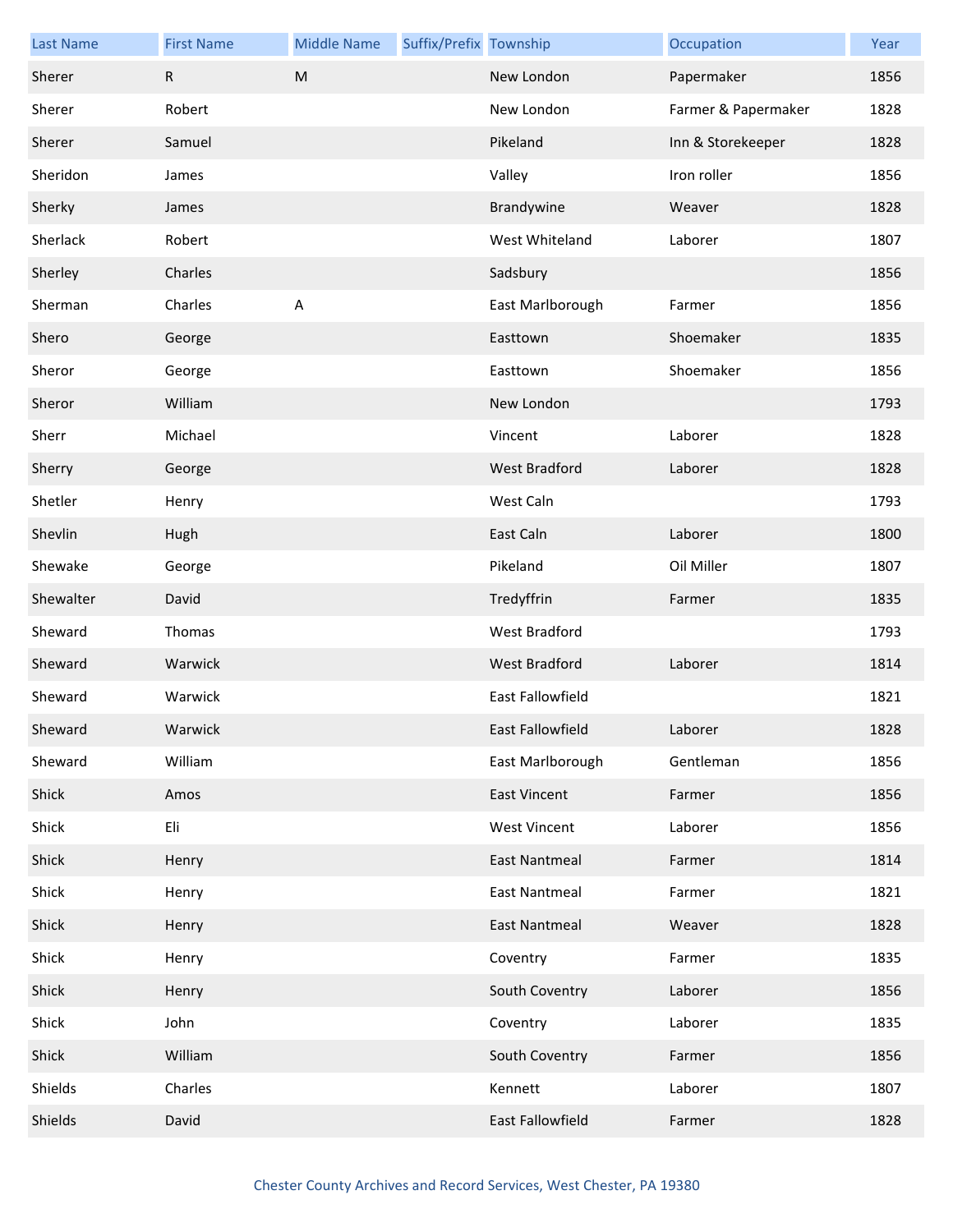| Last Name | First Name | Middle Name | Suffix/Prefix | Township | Occupation | Year |
|---|---|---|---|---|---|---|
| Sherer | R | M | | New London | Papermaker | 1856 |
| Sherer | Robert | | | New London | Farmer & Papermaker | 1828 |
| Sherer | Samuel | | | Pikeland | Inn & Storekeeper | 1828 |
| Sheridon | James | | | Valley | Iron roller | 1856 |
| Sherky | James | | | Brandywine | Weaver | 1828 |
| Sherlack | Robert | | | West Whiteland | Laborer | 1807 |
| Sherley | Charles | | | Sadsbury | | 1856 |
| Sherman | Charles | A | | East Marlborough | Farmer | 1856 |
| Shero | George | | | Easttown | Shoemaker | 1835 |
| Sheror | George | | | Easttown | Shoemaker | 1856 |
| Sheror | William | | | New London | | 1793 |
| Sherr | Michael | | | Vincent | Laborer | 1828 |
| Sherry | George | | | West Bradford | Laborer | 1828 |
| Shetler | Henry | | | West Caln | | 1793 |
| Shevlin | Hugh | | | East Caln | Laborer | 1800 |
| Shewake | George | | | Pikeland | Oil Miller | 1807 |
| Shewalter | David | | | Tredyffrin | Farmer | 1835 |
| Sheward | Thomas | | | West Bradford | | 1793 |
| Sheward | Warwick | | | West Bradford | Laborer | 1814 |
| Sheward | Warwick | | | East Fallowfield | | 1821 |
| Sheward | Warwick | | | East Fallowfield | Laborer | 1828 |
| Sheward | William | | | East Marlborough | Gentleman | 1856 |
| Shick | Amos | | | East Vincent | Farmer | 1856 |
| Shick | Eli | | | West Vincent | Laborer | 1856 |
| Shick | Henry | | | East Nantmeal | Farmer | 1814 |
| Shick | Henry | | | East Nantmeal | Farmer | 1821 |
| Shick | Henry | | | East Nantmeal | Weaver | 1828 |
| Shick | Henry | | | Coventry | Farmer | 1835 |
| Shick | Henry | | | South Coventry | Laborer | 1856 |
| Shick | John | | | Coventry | Laborer | 1835 |
| Shick | William | | | South Coventry | Farmer | 1856 |
| Shields | Charles | | | Kennett | Laborer | 1807 |
| Shields | David | | | East Fallowfield | Farmer | 1828 |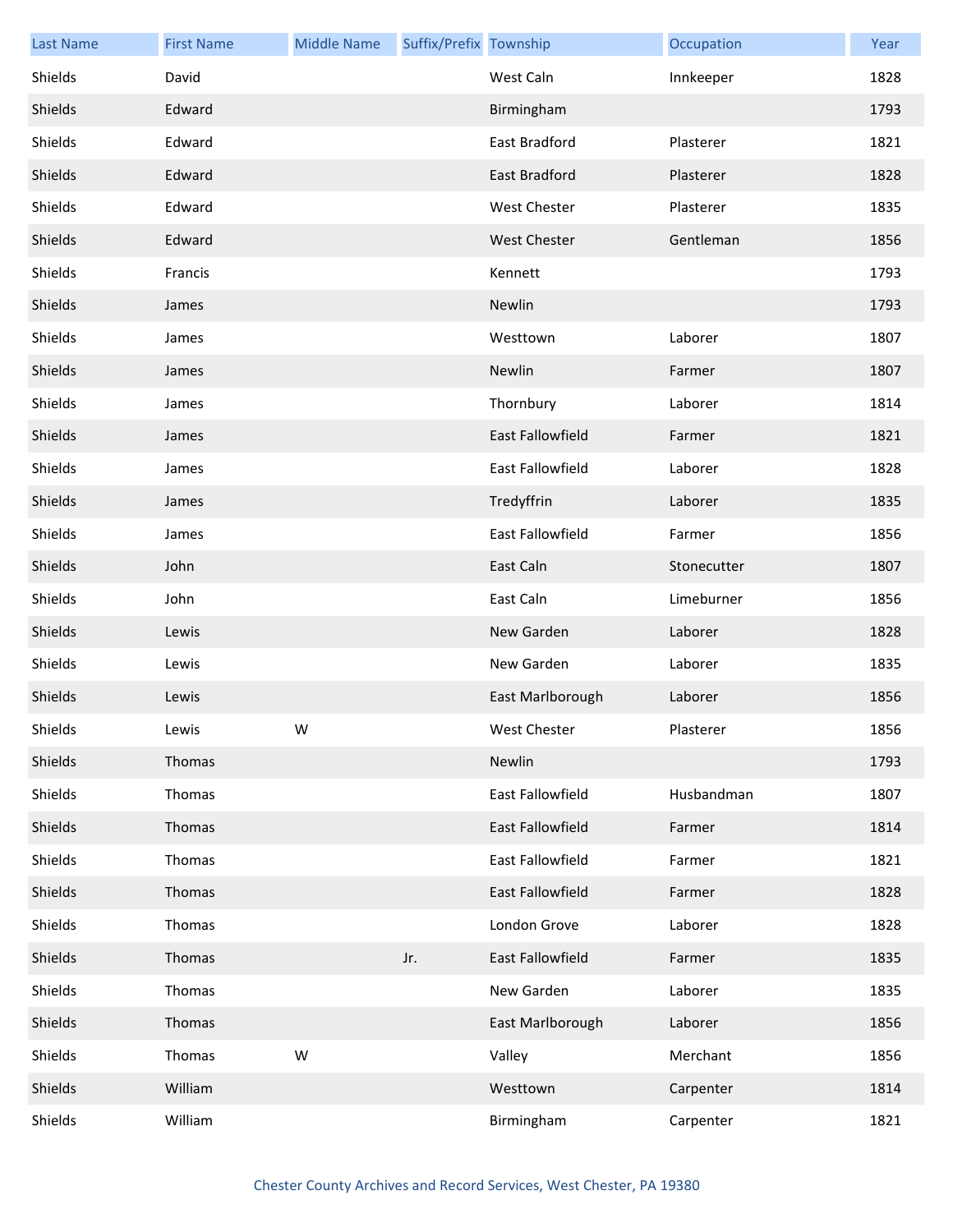| Last Name | First Name | Middle Name | Suffix/Prefix | Township | Occupation | Year |
|---|---|---|---|---|---|---|
| Shields | David | | | West Caln | Innkeeper | 1828 |
| Shields | Edward | | | Birmingham | | 1793 |
| Shields | Edward | | | East Bradford | Plasterer | 1821 |
| Shields | Edward | | | East Bradford | Plasterer | 1828 |
| Shields | Edward | | | West Chester | Plasterer | 1835 |
| Shields | Edward | | | West Chester | Gentleman | 1856 |
| Shields | Francis | | | Kennett | | 1793 |
| Shields | James | | | Newlin | | 1793 |
| Shields | James | | | Westtown | Laborer | 1807 |
| Shields | James | | | Newlin | Farmer | 1807 |
| Shields | James | | | Thornbury | Laborer | 1814 |
| Shields | James | | | East Fallowfield | Farmer | 1821 |
| Shields | James | | | East Fallowfield | Laborer | 1828 |
| Shields | James | | | Tredyffrin | Laborer | 1835 |
| Shields | James | | | East Fallowfield | Farmer | 1856 |
| Shields | John | | | East Caln | Stonecutter | 1807 |
| Shields | John | | | East Caln | Limeburner | 1856 |
| Shields | Lewis | | | New Garden | Laborer | 1828 |
| Shields | Lewis | | | New Garden | Laborer | 1835 |
| Shields | Lewis | | | East Marlborough | Laborer | 1856 |
| Shields | Lewis | W | | West Chester | Plasterer | 1856 |
| Shields | Thomas | | | Newlin | | 1793 |
| Shields | Thomas | | | East Fallowfield | Husbandman | 1807 |
| Shields | Thomas | | | East Fallowfield | Farmer | 1814 |
| Shields | Thomas | | | East Fallowfield | Farmer | 1821 |
| Shields | Thomas | | | East Fallowfield | Farmer | 1828 |
| Shields | Thomas | | | London Grove | Laborer | 1828 |
| Shields | Thomas | | Jr. | East Fallowfield | Farmer | 1835 |
| Shields | Thomas | | | New Garden | Laborer | 1835 |
| Shields | Thomas | | | East Marlborough | Laborer | 1856 |
| Shields | Thomas | W | | Valley | Merchant | 1856 |
| Shields | William | | | Westtown | Carpenter | 1814 |
| Shields | William | | | Birmingham | Carpenter | 1821 |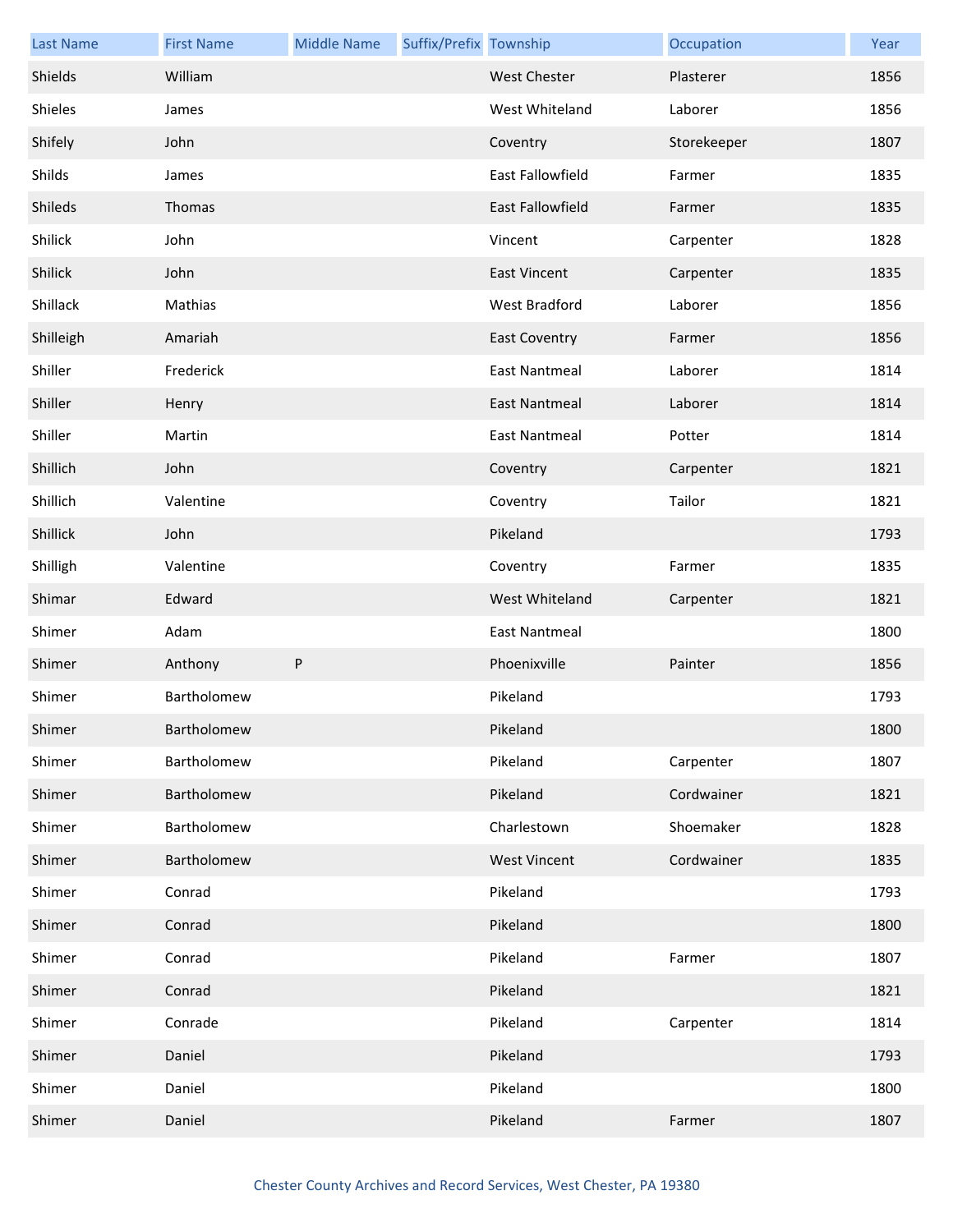| Last Name | First Name | Middle Name | Suffix/Prefix | Township | Occupation | Year |
|---|---|---|---|---|---|---|
| Shields | William | | | West Chester | Plasterer | 1856 |
| Shieles | James | | | West Whiteland | Laborer | 1856 |
| Shifely | John | | | Coventry | Storekeeper | 1807 |
| Shilds | James | | | East Fallowfield | Farmer | 1835 |
| Shileds | Thomas | | | East Fallowfield | Farmer | 1835 |
| Shilick | John | | | Vincent | Carpenter | 1828 |
| Shilick | John | | | East Vincent | Carpenter | 1835 |
| Shillack | Mathias | | | West Bradford | Laborer | 1856 |
| Shilleigh | Amariah | | | East Coventry | Farmer | 1856 |
| Shiller | Frederick | | | East Nantmeal | Laborer | 1814 |
| Shiller | Henry | | | East Nantmeal | Laborer | 1814 |
| Shiller | Martin | | | East Nantmeal | Potter | 1814 |
| Shillich | John | | | Coventry | Carpenter | 1821 |
| Shillich | Valentine | | | Coventry | Tailor | 1821 |
| Shillick | John | | | Pikeland | | 1793 |
| Shilligh | Valentine | | | Coventry | Farmer | 1835 |
| Shimar | Edward | | | West Whiteland | Carpenter | 1821 |
| Shimer | Adam | | | East Nantmeal | | 1800 |
| Shimer | Anthony | P | | Phoenixville | Painter | 1856 |
| Shimer | Bartholomew | | | Pikeland | | 1793 |
| Shimer | Bartholomew | | | Pikeland | | 1800 |
| Shimer | Bartholomew | | | Pikeland | Carpenter | 1807 |
| Shimer | Bartholomew | | | Pikeland | Cordwainer | 1821 |
| Shimer | Bartholomew | | | Charlestown | Shoemaker | 1828 |
| Shimer | Bartholomew | | | West Vincent | Cordwainer | 1835 |
| Shimer | Conrad | | | Pikeland | | 1793 |
| Shimer | Conrad | | | Pikeland | | 1800 |
| Shimer | Conrad | | | Pikeland | Farmer | 1807 |
| Shimer | Conrad | | | Pikeland | | 1821 |
| Shimer | Conrade | | | Pikeland | Carpenter | 1814 |
| Shimer | Daniel | | | Pikeland | | 1793 |
| Shimer | Daniel | | | Pikeland | | 1800 |
| Shimer | Daniel | | | Pikeland | Farmer | 1807 |

Chester County Archives and Record Services, West Chester, PA 19380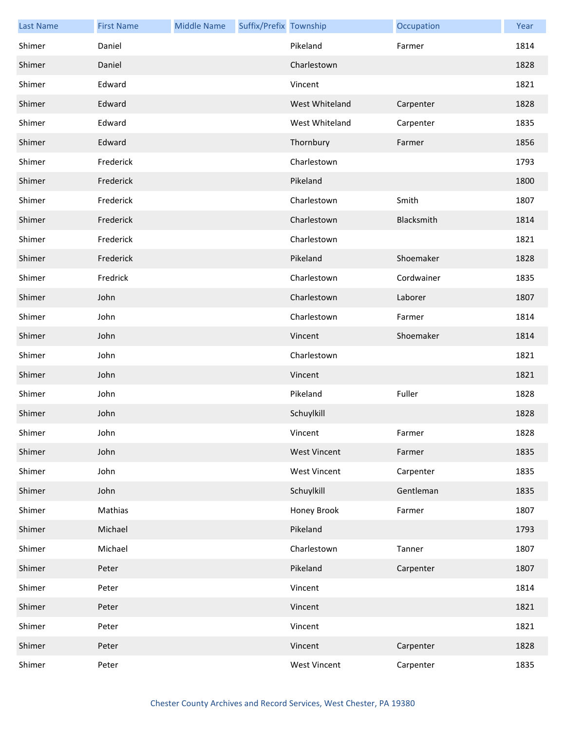| Last Name | First Name | Middle Name | Suffix/Prefix | Township | Occupation | Year |
|---|---|---|---|---|---|---|
| Shimer | Daniel | | | Pikeland | Farmer | 1814 |
| Shimer | Daniel | | | Charlestown | | 1828 |
| Shimer | Edward | | | Vincent | | 1821 |
| Shimer | Edward | | | West Whiteland | Carpenter | 1828 |
| Shimer | Edward | | | West Whiteland | Carpenter | 1835 |
| Shimer | Edward | | | Thornbury | Farmer | 1856 |
| Shimer | Frederick | | | Charlestown | | 1793 |
| Shimer | Frederick | | | Pikeland | | 1800 |
| Shimer | Frederick | | | Charlestown | Smith | 1807 |
| Shimer | Frederick | | | Charlestown | Blacksmith | 1814 |
| Shimer | Frederick | | | Charlestown | | 1821 |
| Shimer | Frederick | | | Pikeland | Shoemaker | 1828 |
| Shimer | Fredrick | | | Charlestown | Cordwainer | 1835 |
| Shimer | John | | | Charlestown | Laborer | 1807 |
| Shimer | John | | | Charlestown | Farmer | 1814 |
| Shimer | John | | | Vincent | Shoemaker | 1814 |
| Shimer | John | | | Charlestown | | 1821 |
| Shimer | John | | | Vincent | | 1821 |
| Shimer | John | | | Pikeland | Fuller | 1828 |
| Shimer | John | | | Schuylkill | | 1828 |
| Shimer | John | | | Vincent | Farmer | 1828 |
| Shimer | John | | | West Vincent | Farmer | 1835 |
| Shimer | John | | | West Vincent | Carpenter | 1835 |
| Shimer | John | | | Schuylkill | Gentleman | 1835 |
| Shimer | Mathias | | | Honey Brook | Farmer | 1807 |
| Shimer | Michael | | | Pikeland | | 1793 |
| Shimer | Michael | | | Charlestown | Tanner | 1807 |
| Shimer | Peter | | | Pikeland | Carpenter | 1807 |
| Shimer | Peter | | | Vincent | | 1814 |
| Shimer | Peter | | | Vincent | | 1821 |
| Shimer | Peter | | | Vincent | | 1821 |
| Shimer | Peter | | | Vincent | Carpenter | 1828 |
| Shimer | Peter | | | West Vincent | Carpenter | 1835 |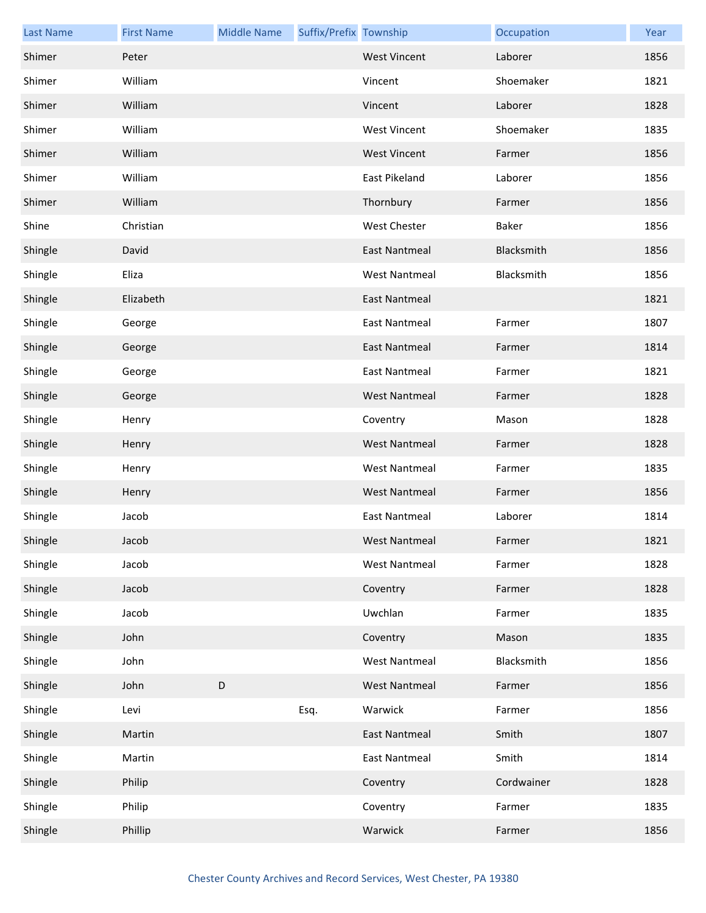| Last Name | First Name | Middle Name | Suffix/Prefix | Township | Occupation | Year |
| --- | --- | --- | --- | --- | --- | --- |
| Shimer | Peter | | | West Vincent | Laborer | 1856 |
| Shimer | William | | | Vincent | Shoemaker | 1821 |
| Shimer | William | | | Vincent | Laborer | 1828 |
| Shimer | William | | | West Vincent | Shoemaker | 1835 |
| Shimer | William | | | West Vincent | Farmer | 1856 |
| Shimer | William | | | East Pikeland | Laborer | 1856 |
| Shimer | William | | | Thornbury | Farmer | 1856 |
| Shine | Christian | | | West Chester | Baker | 1856 |
| Shingle | David | | | East Nantmeal | Blacksmith | 1856 |
| Shingle | Eliza | | | West Nantmeal | Blacksmith | 1856 |
| Shingle | Elizabeth | | | East Nantmeal | | 1821 |
| Shingle | George | | | East Nantmeal | Farmer | 1807 |
| Shingle | George | | | East Nantmeal | Farmer | 1814 |
| Shingle | George | | | East Nantmeal | Farmer | 1821 |
| Shingle | George | | | West Nantmeal | Farmer | 1828 |
| Shingle | Henry | | | Coventry | Mason | 1828 |
| Shingle | Henry | | | West Nantmeal | Farmer | 1828 |
| Shingle | Henry | | | West Nantmeal | Farmer | 1835 |
| Shingle | Henry | | | West Nantmeal | Farmer | 1856 |
| Shingle | Jacob | | | East Nantmeal | Laborer | 1814 |
| Shingle | Jacob | | | West Nantmeal | Farmer | 1821 |
| Shingle | Jacob | | | West Nantmeal | Farmer | 1828 |
| Shingle | Jacob | | | Coventry | Farmer | 1828 |
| Shingle | Jacob | | | Uwchlan | Farmer | 1835 |
| Shingle | John | | | Coventry | Mason | 1835 |
| Shingle | John | | | West Nantmeal | Blacksmith | 1856 |
| Shingle | John | D | | West Nantmeal | Farmer | 1856 |
| Shingle | Levi | | Esq. | Warwick | Farmer | 1856 |
| Shingle | Martin | | | East Nantmeal | Smith | 1807 |
| Shingle | Martin | | | East Nantmeal | Smith | 1814 |
| Shingle | Philip | | | Coventry | Cordwainer | 1828 |
| Shingle | Philip | | | Coventry | Farmer | 1835 |
| Shingle | Phillip | | | Warwick | Farmer | 1856 |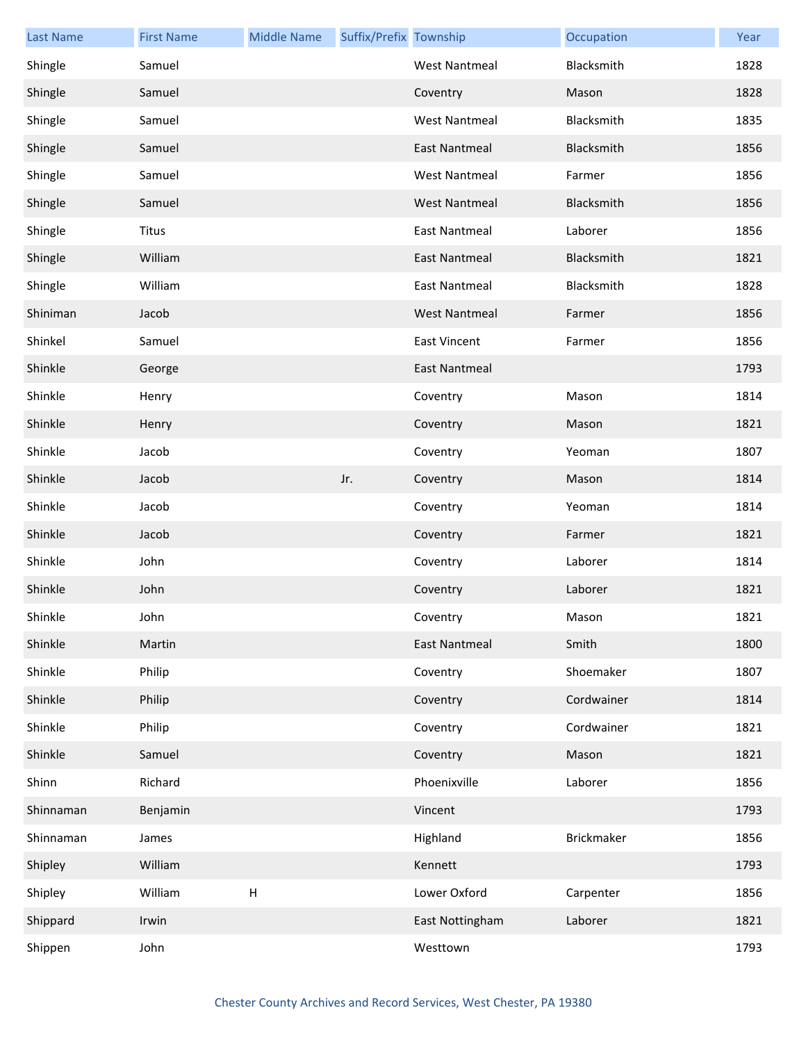| Last Name | First Name | Middle Name | Suffix/Prefix | Township | Occupation | Year |
| --- | --- | --- | --- | --- | --- | --- |
| Shingle | Samuel | | | West Nantmeal | Blacksmith | 1828 |
| Shingle | Samuel | | | Coventry | Mason | 1828 |
| Shingle | Samuel | | | West Nantmeal | Blacksmith | 1835 |
| Shingle | Samuel | | | East Nantmeal | Blacksmith | 1856 |
| Shingle | Samuel | | | West Nantmeal | Farmer | 1856 |
| Shingle | Samuel | | | West Nantmeal | Blacksmith | 1856 |
| Shingle | Titus | | | East Nantmeal | Laborer | 1856 |
| Shingle | William | | | East Nantmeal | Blacksmith | 1821 |
| Shingle | William | | | East Nantmeal | Blacksmith | 1828 |
| Shiniman | Jacob | | | West Nantmeal | Farmer | 1856 |
| Shinkel | Samuel | | | East Vincent | Farmer | 1856 |
| Shinkle | George | | | East Nantmeal | | 1793 |
| Shinkle | Henry | | | Coventry | Mason | 1814 |
| Shinkle | Henry | | | Coventry | Mason | 1821 |
| Shinkle | Jacob | | | Coventry | Yeoman | 1807 |
| Shinkle | Jacob | | Jr. | Coventry | Mason | 1814 |
| Shinkle | Jacob | | | Coventry | Yeoman | 1814 |
| Shinkle | Jacob | | | Coventry | Farmer | 1821 |
| Shinkle | John | | | Coventry | Laborer | 1814 |
| Shinkle | John | | | Coventry | Laborer | 1821 |
| Shinkle | John | | | Coventry | Mason | 1821 |
| Shinkle | Martin | | | East Nantmeal | Smith | 1800 |
| Shinkle | Philip | | | Coventry | Shoemaker | 1807 |
| Shinkle | Philip | | | Coventry | Cordwainer | 1814 |
| Shinkle | Philip | | | Coventry | Cordwainer | 1821 |
| Shinkle | Samuel | | | Coventry | Mason | 1821 |
| Shinn | Richard | | | Phoenixville | Laborer | 1856 |
| Shinnaman | Benjamin | | | Vincent | | 1793 |
| Shinnaman | James | | | Highland | Brickmaker | 1856 |
| Shipley | William | | | Kennett | | 1793 |
| Shipley | William | H | | Lower Oxford | Carpenter | 1856 |
| Shippard | Irwin | | | East Nottingham | Laborer | 1821 |
| Shippen | John | | | Westtown | | 1793 |

Chester County Archives and Record Services, West Chester, PA 19380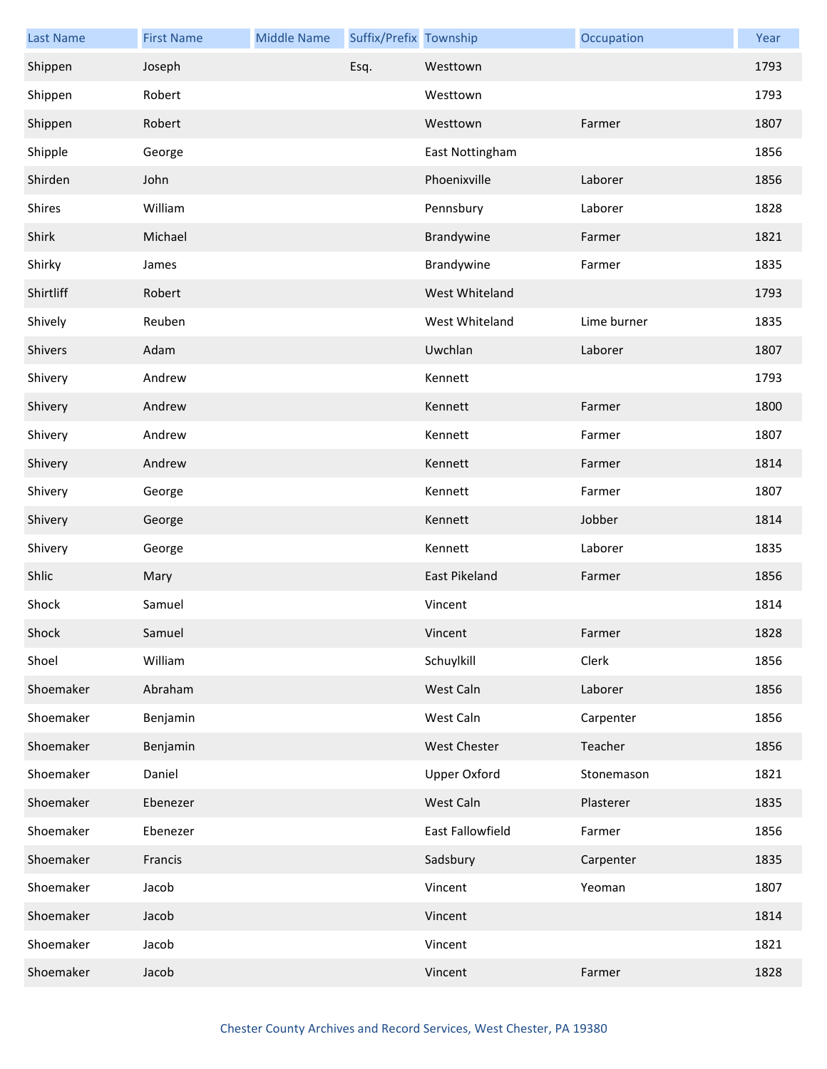| Last Name | First Name | Middle Name | Suffix/Prefix | Township | Occupation | Year |
|---|---|---|---|---|---|---|
| Shippen | Joseph | | Esq. | Westtown | | 1793 |
| Shippen | Robert | | | Westtown | | 1793 |
| Shippen | Robert | | | Westtown | Farmer | 1807 |
| Shipple | George | | | East Nottingham | | 1856 |
| Shirden | John | | | Phoenixville | Laborer | 1856 |
| Shires | William | | | Pennsbury | Laborer | 1828 |
| Shirk | Michael | | | Brandywine | Farmer | 1821 |
| Shirky | James | | | Brandywine | Farmer | 1835 |
| Shirtliff | Robert | | | West Whiteland | | 1793 |
| Shively | Reuben | | | West Whiteland | Lime burner | 1835 |
| Shivers | Adam | | | Uwchlan | Laborer | 1807 |
| Shivery | Andrew | | | Kennett | | 1793 |
| Shivery | Andrew | | | Kennett | Farmer | 1800 |
| Shivery | Andrew | | | Kennett | Farmer | 1807 |
| Shivery | Andrew | | | Kennett | Farmer | 1814 |
| Shivery | George | | | Kennett | Farmer | 1807 |
| Shivery | George | | | Kennett | Jobber | 1814 |
| Shivery | George | | | Kennett | Laborer | 1835 |
| Shlic | Mary | | | East Pikeland | Farmer | 1856 |
| Shock | Samuel | | | Vincent | | 1814 |
| Shock | Samuel | | | Vincent | Farmer | 1828 |
| Shoel | William | | | Schuylkill | Clerk | 1856 |
| Shoemaker | Abraham | | | West Caln | Laborer | 1856 |
| Shoemaker | Benjamin | | | West Caln | Carpenter | 1856 |
| Shoemaker | Benjamin | | | West Chester | Teacher | 1856 |
| Shoemaker | Daniel | | | Upper Oxford | Stonemason | 1821 |
| Shoemaker | Ebenezer | | | West Caln | Plasterer | 1835 |
| Shoemaker | Ebenezer | | | East Fallowfield | Farmer | 1856 |
| Shoemaker | Francis | | | Sadsbury | Carpenter | 1835 |
| Shoemaker | Jacob | | | Vincent | Yeoman | 1807 |
| Shoemaker | Jacob | | | Vincent | | 1814 |
| Shoemaker | Jacob | | | Vincent | | 1821 |
| Shoemaker | Jacob | | | Vincent | Farmer | 1828 |

Chester County Archives and Record Services, West Chester, PA 19380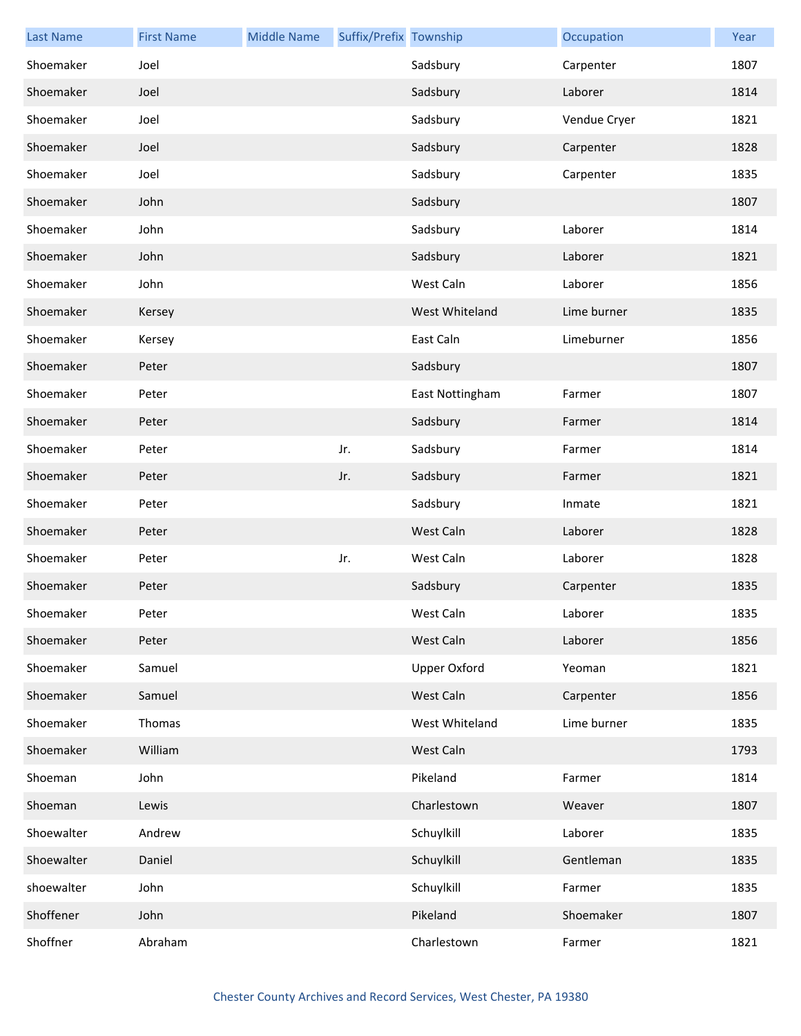| Last Name | First Name | Middle Name | Suffix/Prefix | Township | Occupation | Year |
|---|---|---|---|---|---|---|
| Shoemaker | Joel | | | Sadsbury | Carpenter | 1807 |
| Shoemaker | Joel | | | Sadsbury | Laborer | 1814 |
| Shoemaker | Joel | | | Sadsbury | Vendue Cryer | 1821 |
| Shoemaker | Joel | | | Sadsbury | Carpenter | 1828 |
| Shoemaker | Joel | | | Sadsbury | Carpenter | 1835 |
| Shoemaker | John | | | Sadsbury | | 1807 |
| Shoemaker | John | | | Sadsbury | Laborer | 1814 |
| Shoemaker | John | | | Sadsbury | Laborer | 1821 |
| Shoemaker | John | | | West Caln | Laborer | 1856 |
| Shoemaker | Kersey | | | West Whiteland | Lime burner | 1835 |
| Shoemaker | Kersey | | | East Caln | Limeburner | 1856 |
| Shoemaker | Peter | | | Sadsbury | | 1807 |
| Shoemaker | Peter | | | East Nottingham | Farmer | 1807 |
| Shoemaker | Peter | | | Sadsbury | Farmer | 1814 |
| Shoemaker | Peter | | Jr. | Sadsbury | Farmer | 1814 |
| Shoemaker | Peter | | Jr. | Sadsbury | Farmer | 1821 |
| Shoemaker | Peter | | | Sadsbury | Inmate | 1821 |
| Shoemaker | Peter | | | West Caln | Laborer | 1828 |
| Shoemaker | Peter | | Jr. | West Caln | Laborer | 1828 |
| Shoemaker | Peter | | | Sadsbury | Carpenter | 1835 |
| Shoemaker | Peter | | | West Caln | Laborer | 1835 |
| Shoemaker | Peter | | | West Caln | Laborer | 1856 |
| Shoemaker | Samuel | | | Upper Oxford | Yeoman | 1821 |
| Shoemaker | Samuel | | | West Caln | Carpenter | 1856 |
| Shoemaker | Thomas | | | West Whiteland | Lime burner | 1835 |
| Shoemaker | William | | | West Caln | | 1793 |
| Shoeman | John | | | Pikeland | Farmer | 1814 |
| Shoeman | Lewis | | | Charlestown | Weaver | 1807 |
| Shoewalter | Andrew | | | Schuylkill | Laborer | 1835 |
| Shoewalter | Daniel | | | Schuylkill | Gentleman | 1835 |
| shoewalter | John | | | Schuylkill | Farmer | 1835 |
| Shoffener | John | | | Pikeland | Shoemaker | 1807 |
| Shoffner | Abraham | | | Charlestown | Farmer | 1821 |

Chester County Archives and Record Services, West Chester, PA 19380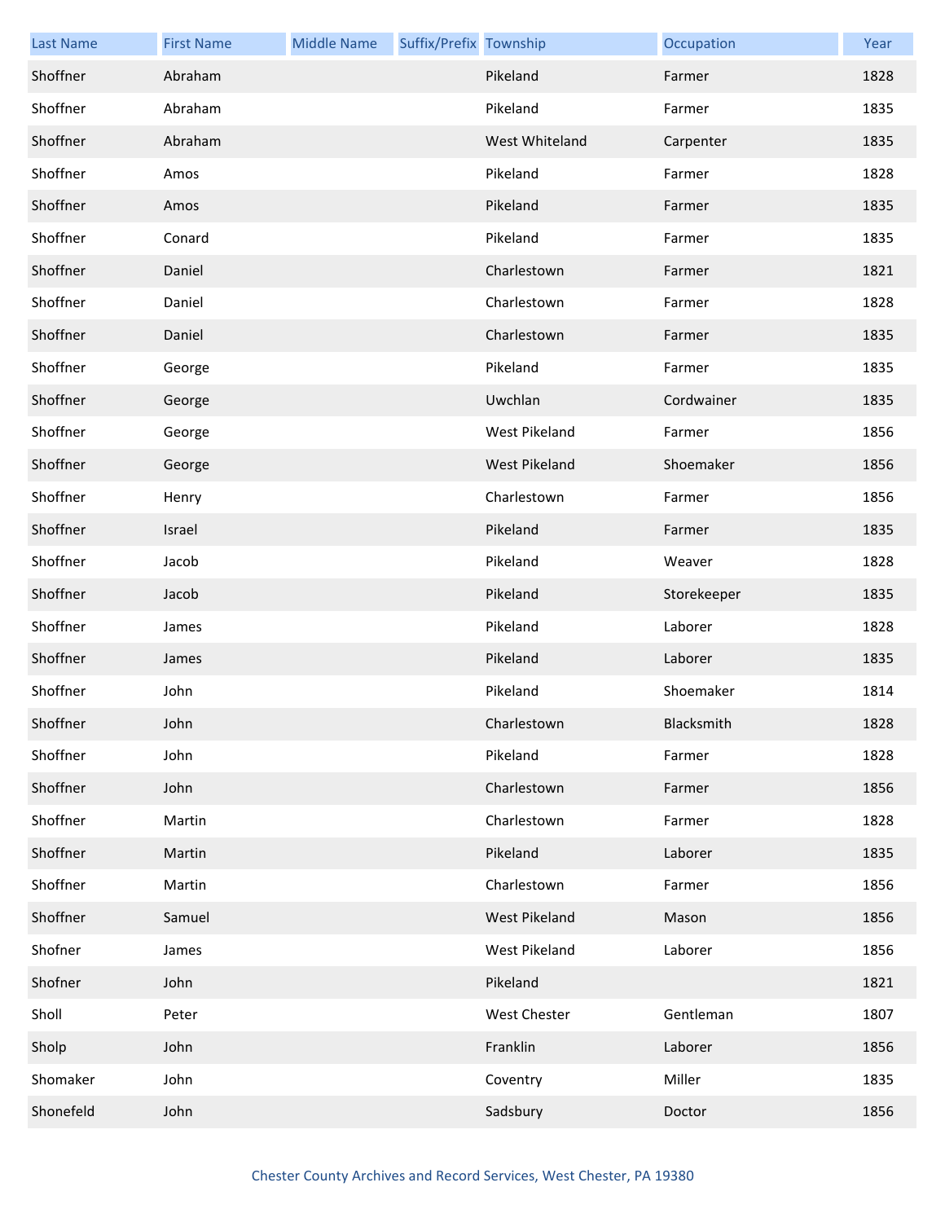| Last Name | First Name | Middle Name | Suffix/Prefix | Township | Occupation | Year |
|---|---|---|---|---|---|---|
| Shoffner | Abraham | | | Pikeland | Farmer | 1828 |
| Shoffner | Abraham | | | Pikeland | Farmer | 1835 |
| Shoffner | Abraham | | | West Whiteland | Carpenter | 1835 |
| Shoffner | Amos | | | Pikeland | Farmer | 1828 |
| Shoffner | Amos | | | Pikeland | Farmer | 1835 |
| Shoffner | Conard | | | Pikeland | Farmer | 1835 |
| Shoffner | Daniel | | | Charlestown | Farmer | 1821 |
| Shoffner | Daniel | | | Charlestown | Farmer | 1828 |
| Shoffner | Daniel | | | Charlestown | Farmer | 1835 |
| Shoffner | George | | | Pikeland | Farmer | 1835 |
| Shoffner | George | | | Uwchlan | Cordwainer | 1835 |
| Shoffner | George | | | West Pikeland | Farmer | 1856 |
| Shoffner | George | | | West Pikeland | Shoemaker | 1856 |
| Shoffner | Henry | | | Charlestown | Farmer | 1856 |
| Shoffner | Israel | | | Pikeland | Farmer | 1835 |
| Shoffner | Jacob | | | Pikeland | Weaver | 1828 |
| Shoffner | Jacob | | | Pikeland | Storekeeper | 1835 |
| Shoffner | James | | | Pikeland | Laborer | 1828 |
| Shoffner | James | | | Pikeland | Laborer | 1835 |
| Shoffner | John | | | Pikeland | Shoemaker | 1814 |
| Shoffner | John | | | Charlestown | Blacksmith | 1828 |
| Shoffner | John | | | Pikeland | Farmer | 1828 |
| Shoffner | John | | | Charlestown | Farmer | 1856 |
| Shoffner | Martin | | | Charlestown | Farmer | 1828 |
| Shoffner | Martin | | | Pikeland | Laborer | 1835 |
| Shoffner | Martin | | | Charlestown | Farmer | 1856 |
| Shoffner | Samuel | | | West Pikeland | Mason | 1856 |
| Shofner | James | | | West Pikeland | Laborer | 1856 |
| Shofner | John | | | Pikeland | | 1821 |
| Sholl | Peter | | | West Chester | Gentleman | 1807 |
| Sholp | John | | | Franklin | Laborer | 1856 |
| Shomaker | John | | | Coventry | Miller | 1835 |
| Shonefeld | John | | | Sadsbury | Doctor | 1856 |

Chester County Archives and Record Services, West Chester, PA 19380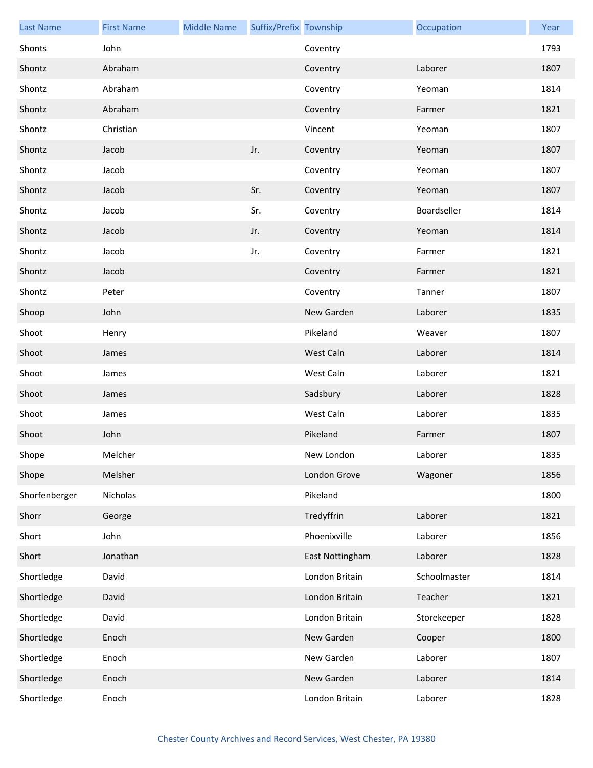| Last Name | First Name | Middle Name | Suffix/Prefix | Township | Occupation | Year |
|---|---|---|---|---|---|---|
| Shonts | John | | | Coventry | | 1793 |
| Shontz | Abraham | | | Coventry | Laborer | 1807 |
| Shontz | Abraham | | | Coventry | Yeoman | 1814 |
| Shontz | Abraham | | | Coventry | Farmer | 1821 |
| Shontz | Christian | | | Vincent | Yeoman | 1807 |
| Shontz | Jacob | | Jr. | Coventry | Yeoman | 1807 |
| Shontz | Jacob | | | Coventry | Yeoman | 1807 |
| Shontz | Jacob | | Sr. | Coventry | Yeoman | 1807 |
| Shontz | Jacob | | Sr. | Coventry | Boardseller | 1814 |
| Shontz | Jacob | | Jr. | Coventry | Yeoman | 1814 |
| Shontz | Jacob | | Jr. | Coventry | Farmer | 1821 |
| Shontz | Jacob | | | Coventry | Farmer | 1821 |
| Shontz | Peter | | | Coventry | Tanner | 1807 |
| Shoop | John | | | New Garden | Laborer | 1835 |
| Shoot | Henry | | | Pikeland | Weaver | 1807 |
| Shoot | James | | | West Caln | Laborer | 1814 |
| Shoot | James | | | West Caln | Laborer | 1821 |
| Shoot | James | | | Sadsbury | Laborer | 1828 |
| Shoot | James | | | West Caln | Laborer | 1835 |
| Shoot | John | | | Pikeland | Farmer | 1807 |
| Shope | Melcher | | | New London | Laborer | 1835 |
| Shope | Melsher | | | London Grove | Wagoner | 1856 |
| Shorfenberger | Nicholas | | | Pikeland | | 1800 |
| Shorr | George | | | Tredyffrin | Laborer | 1821 |
| Short | John | | | Phoenixville | Laborer | 1856 |
| Short | Jonathan | | | East Nottingham | Laborer | 1828 |
| Shortledge | David | | | London Britain | Schoolmaster | 1814 |
| Shortledge | David | | | London Britain | Teacher | 1821 |
| Shortledge | David | | | London Britain | Storekeeper | 1828 |
| Shortledge | Enoch | | | New Garden | Cooper | 1800 |
| Shortledge | Enoch | | | New Garden | Laborer | 1807 |
| Shortledge | Enoch | | | New Garden | Laborer | 1814 |
| Shortledge | Enoch | | | London Britain | Laborer | 1828 |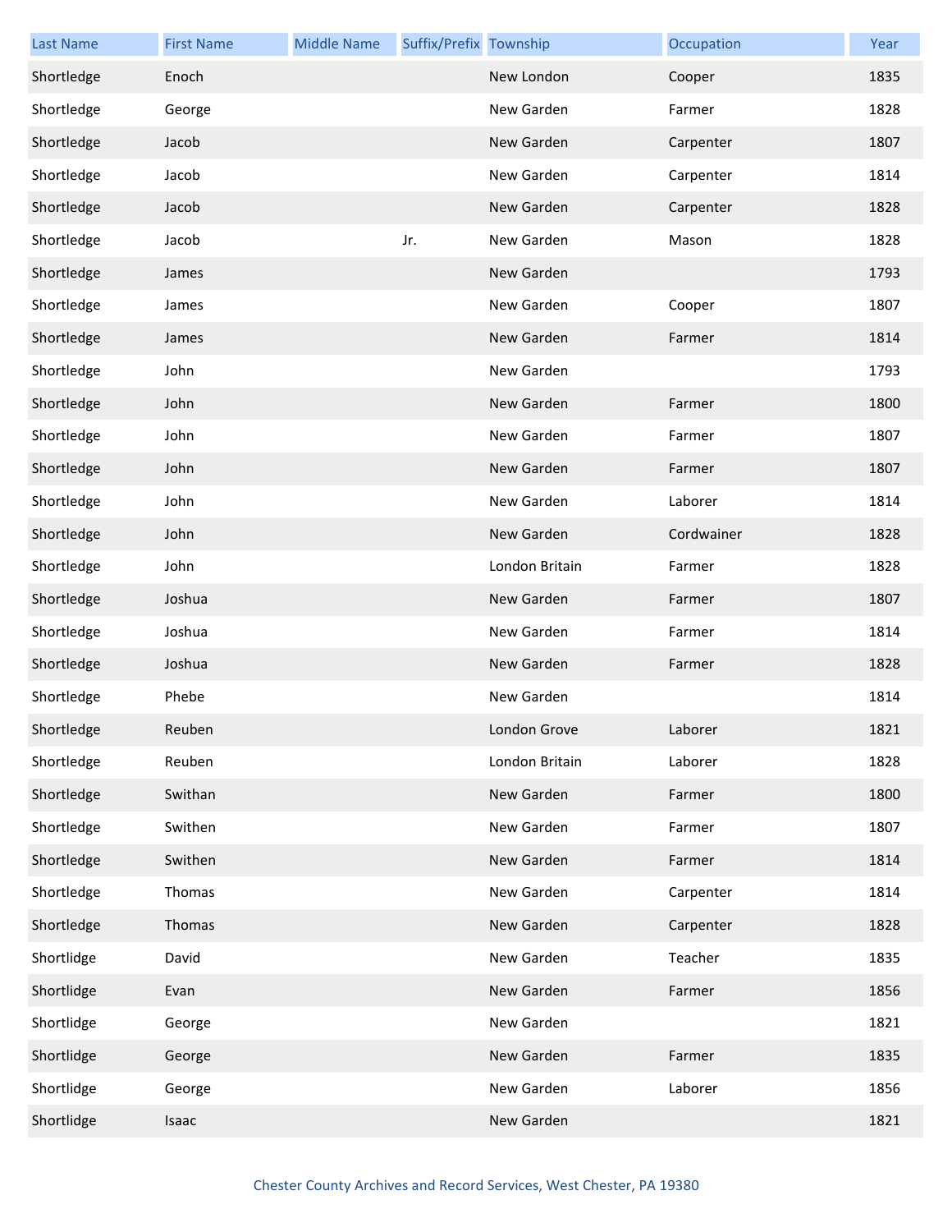| Last Name | First Name | Middle Name | Suffix/Prefix | Township | Occupation | Year |
|---|---|---|---|---|---|---|
| Shortledge | Enoch | | | New London | Cooper | 1835 |
| Shortledge | George | | | New Garden | Farmer | 1828 |
| Shortledge | Jacob | | | New Garden | Carpenter | 1807 |
| Shortledge | Jacob | | | New Garden | Carpenter | 1814 |
| Shortledge | Jacob | | | New Garden | Carpenter | 1828 |
| Shortledge | Jacob | | Jr. | New Garden | Mason | 1828 |
| Shortledge | James | | | New Garden | | 1793 |
| Shortledge | James | | | New Garden | Cooper | 1807 |
| Shortledge | James | | | New Garden | Farmer | 1814 |
| Shortledge | John | | | New Garden | | 1793 |
| Shortledge | John | | | New Garden | Farmer | 1800 |
| Shortledge | John | | | New Garden | Farmer | 1807 |
| Shortledge | John | | | New Garden | Farmer | 1807 |
| Shortledge | John | | | New Garden | Laborer | 1814 |
| Shortledge | John | | | New Garden | Cordwainer | 1828 |
| Shortledge | John | | | London Britain | Farmer | 1828 |
| Shortledge | Joshua | | | New Garden | Farmer | 1807 |
| Shortledge | Joshua | | | New Garden | Farmer | 1814 |
| Shortledge | Joshua | | | New Garden | Farmer | 1828 |
| Shortledge | Phebe | | | New Garden | | 1814 |
| Shortledge | Reuben | | | London Grove | Laborer | 1821 |
| Shortledge | Reuben | | | London Britain | Laborer | 1828 |
| Shortledge | Swithan | | | New Garden | Farmer | 1800 |
| Shortledge | Swithen | | | New Garden | Farmer | 1807 |
| Shortledge | Swithen | | | New Garden | Farmer | 1814 |
| Shortledge | Thomas | | | New Garden | Carpenter | 1814 |
| Shortledge | Thomas | | | New Garden | Carpenter | 1828 |
| Shortlidge | David | | | New Garden | Teacher | 1835 |
| Shortlidge | Evan | | | New Garden | Farmer | 1856 |
| Shortlidge | George | | | New Garden | | 1821 |
| Shortlidge | George | | | New Garden | Farmer | 1835 |
| Shortlidge | George | | | New Garden | Laborer | 1856 |
| Shortlidge | Isaac | | | New Garden | | 1821 |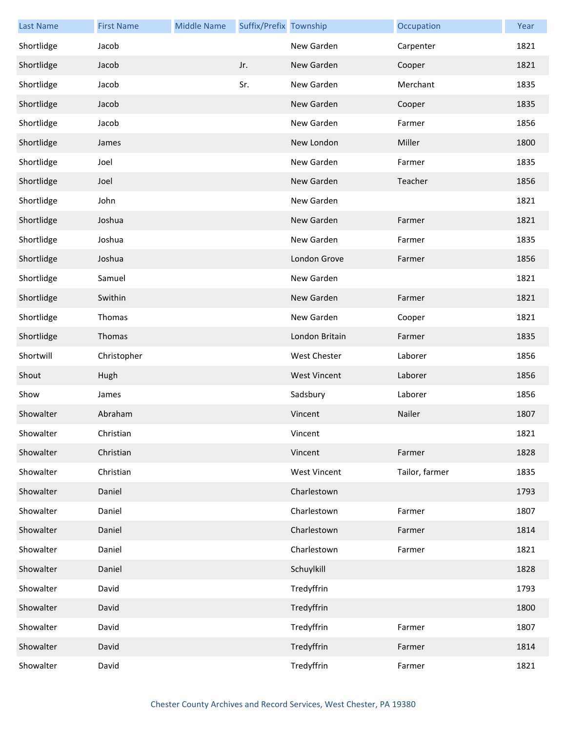| Last Name | First Name | Middle Name | Suffix/Prefix | Township | Occupation | Year |
|---|---|---|---|---|---|---|
| Shortlidge | Jacob | | | New Garden | Carpenter | 1821 |
| Shortlidge | Jacob | | Jr. | New Garden | Cooper | 1821 |
| Shortlidge | Jacob | | Sr. | New Garden | Merchant | 1835 |
| Shortlidge | Jacob | | | New Garden | Cooper | 1835 |
| Shortlidge | Jacob | | | New Garden | Farmer | 1856 |
| Shortlidge | James | | | New London | Miller | 1800 |
| Shortlidge | Joel | | | New Garden | Farmer | 1835 |
| Shortlidge | Joel | | | New Garden | Teacher | 1856 |
| Shortlidge | John | | | New Garden | | 1821 |
| Shortlidge | Joshua | | | New Garden | Farmer | 1821 |
| Shortlidge | Joshua | | | New Garden | Farmer | 1835 |
| Shortlidge | Joshua | | | London Grove | Farmer | 1856 |
| Shortlidge | Samuel | | | New Garden | | 1821 |
| Shortlidge | Swithin | | | New Garden | Farmer | 1821 |
| Shortlidge | Thomas | | | New Garden | Cooper | 1821 |
| Shortlidge | Thomas | | | London Britain | Farmer | 1835 |
| Shortwill | Christopher | | | West Chester | Laborer | 1856 |
| Shout | Hugh | | | West Vincent | Laborer | 1856 |
| Show | James | | | Sadsbury | Laborer | 1856 |
| Showalter | Abraham | | | Vincent | Nailer | 1807 |
| Showalter | Christian | | | Vincent | | 1821 |
| Showalter | Christian | | | Vincent | Farmer | 1828 |
| Showalter | Christian | | | West Vincent | Tailor, farmer | 1835 |
| Showalter | Daniel | | | Charlestown | | 1793 |
| Showalter | Daniel | | | Charlestown | Farmer | 1807 |
| Showalter | Daniel | | | Charlestown | Farmer | 1814 |
| Showalter | Daniel | | | Charlestown | Farmer | 1821 |
| Showalter | Daniel | | | Schuylkill | | 1828 |
| Showalter | David | | | Tredyffrin | | 1793 |
| Showalter | David | | | Tredyffrin | | 1800 |
| Showalter | David | | | Tredyffrin | Farmer | 1807 |
| Showalter | David | | | Tredyffrin | Farmer | 1814 |
| Showalter | David | | | Tredyffrin | Farmer | 1821 |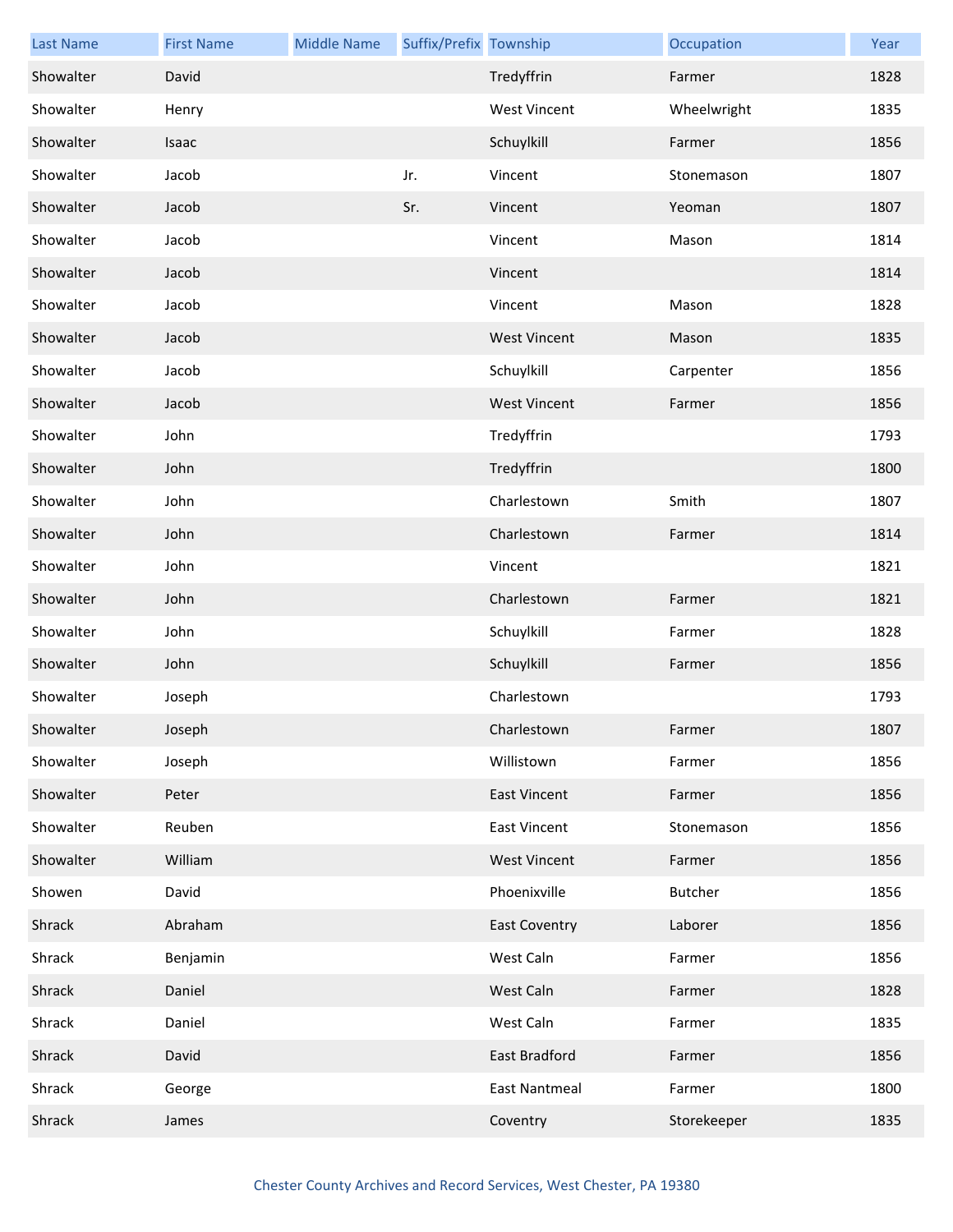| Last Name | First Name | Middle Name | Suffix/Prefix | Township | Occupation | Year |
|---|---|---|---|---|---|---|
| Showalter | David | | | Tredyffrin | Farmer | 1828 |
| Showalter | Henry | | | West Vincent | Wheelwright | 1835 |
| Showalter | Isaac | | | Schuylkill | Farmer | 1856 |
| Showalter | Jacob | | Jr. | Vincent | Stonemason | 1807 |
| Showalter | Jacob | | Sr. | Vincent | Yeoman | 1807 |
| Showalter | Jacob | | | Vincent | Mason | 1814 |
| Showalter | Jacob | | | Vincent | | 1814 |
| Showalter | Jacob | | | Vincent | Mason | 1828 |
| Showalter | Jacob | | | West Vincent | Mason | 1835 |
| Showalter | Jacob | | | Schuylkill | Carpenter | 1856 |
| Showalter | Jacob | | | West Vincent | Farmer | 1856 |
| Showalter | John | | | Tredyffrin | | 1793 |
| Showalter | John | | | Tredyffrin | | 1800 |
| Showalter | John | | | Charlestown | Smith | 1807 |
| Showalter | John | | | Charlestown | Farmer | 1814 |
| Showalter | John | | | Vincent | | 1821 |
| Showalter | John | | | Charlestown | Farmer | 1821 |
| Showalter | John | | | Schuylkill | Farmer | 1828 |
| Showalter | John | | | Schuylkill | Farmer | 1856 |
| Showalter | Joseph | | | Charlestown | | 1793 |
| Showalter | Joseph | | | Charlestown | Farmer | 1807 |
| Showalter | Joseph | | | Willistown | Farmer | 1856 |
| Showalter | Peter | | | East Vincent | Farmer | 1856 |
| Showalter | Reuben | | | East Vincent | Stonemason | 1856 |
| Showalter | William | | | West Vincent | Farmer | 1856 |
| Showen | David | | | Phoenixville | Butcher | 1856 |
| Shrack | Abraham | | | East Coventry | Laborer | 1856 |
| Shrack | Benjamin | | | West Caln | Farmer | 1856 |
| Shrack | Daniel | | | West Caln | Farmer | 1828 |
| Shrack | Daniel | | | West Caln | Farmer | 1835 |
| Shrack | David | | | East Bradford | Farmer | 1856 |
| Shrack | George | | | East Nantmeal | Farmer | 1800 |
| Shrack | James | | | Coventry | Storekeeper | 1835 |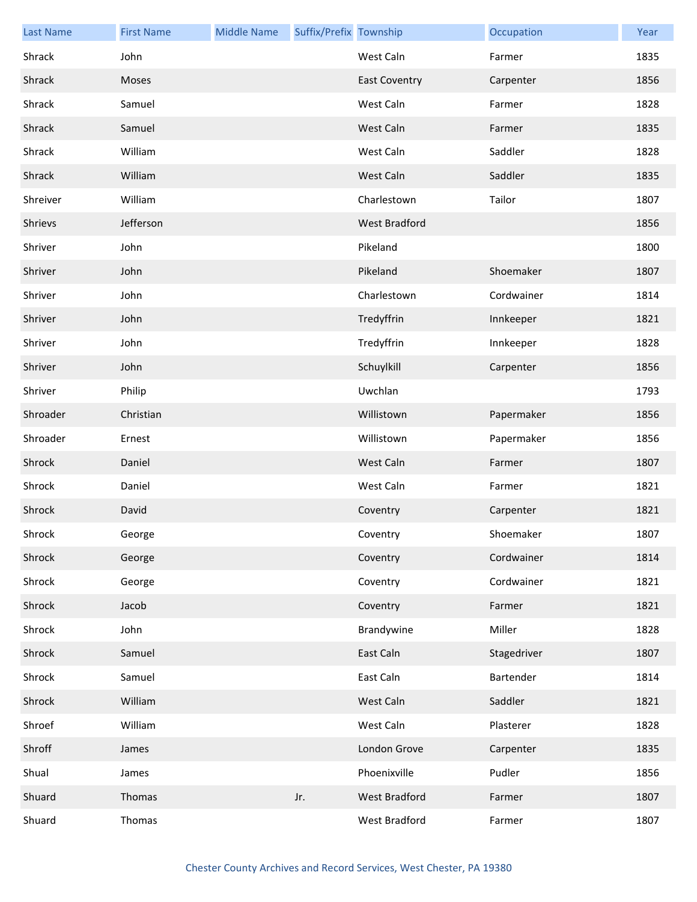| Last Name | First Name | Middle Name | Suffix/Prefix | Township | Occupation | Year |
|---|---|---|---|---|---|---|
| Shrack | John | | | West Caln | Farmer | 1835 |
| Shrack | Moses | | | East Coventry | Carpenter | 1856 |
| Shrack | Samuel | | | West Caln | Farmer | 1828 |
| Shrack | Samuel | | | West Caln | Farmer | 1835 |
| Shrack | William | | | West Caln | Saddler | 1828 |
| Shrack | William | | | West Caln | Saddler | 1835 |
| Shreiver | William | | | Charlestown | Tailor | 1807 |
| Shrievs | Jefferson | | | West Bradford | | 1856 |
| Shriver | John | | | Pikeland | | 1800 |
| Shriver | John | | | Pikeland | Shoemaker | 1807 |
| Shriver | John | | | Charlestown | Cordwainer | 1814 |
| Shriver | John | | | Tredyffrin | Innkeeper | 1821 |
| Shriver | John | | | Tredyffrin | Innkeeper | 1828 |
| Shriver | John | | | Schuylkill | Carpenter | 1856 |
| Shriver | Philip | | | Uwchlan | | 1793 |
| Shroader | Christian | | | Willistown | Papermaker | 1856 |
| Shroader | Ernest | | | Willistown | Papermaker | 1856 |
| Shrock | Daniel | | | West Caln | Farmer | 1807 |
| Shrock | Daniel | | | West Caln | Farmer | 1821 |
| Shrock | David | | | Coventry | Carpenter | 1821 |
| Shrock | George | | | Coventry | Shoemaker | 1807 |
| Shrock | George | | | Coventry | Cordwainer | 1814 |
| Shrock | George | | | Coventry | Cordwainer | 1821 |
| Shrock | Jacob | | | Coventry | Farmer | 1821 |
| Shrock | John | | | Brandywine | Miller | 1828 |
| Shrock | Samuel | | | East Caln | Stagedriver | 1807 |
| Shrock | Samuel | | | East Caln | Bartender | 1814 |
| Shrock | William | | | West Caln | Saddler | 1821 |
| Shroef | William | | | West Caln | Plasterer | 1828 |
| Shroff | James | | | London Grove | Carpenter | 1835 |
| Shual | James | | | Phoenixville | Pudler | 1856 |
| Shuard | Thomas | | Jr. | West Bradford | Farmer | 1807 |
| Shuard | Thomas | | | West Bradford | Farmer | 1807 |

Chester County Archives and Record Services, West Chester, PA 19380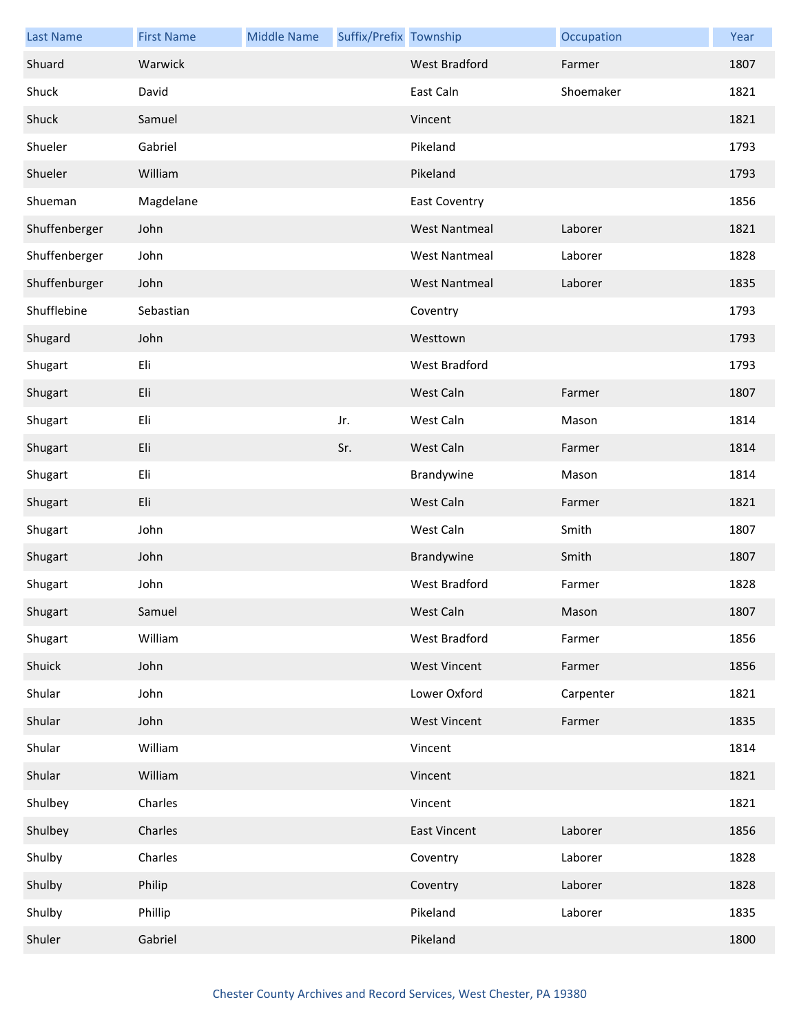| Last Name | First Name | Middle Name | Suffix/Prefix | Township | Occupation | Year |
|---|---|---|---|---|---|---|
| Shuard | Warwick | | | West Bradford | Farmer | 1807 |
| Shuck | David | | | East Caln | Shoemaker | 1821 |
| Shuck | Samuel | | | Vincent | | 1821 |
| Shueler | Gabriel | | | Pikeland | | 1793 |
| Shueler | William | | | Pikeland | | 1793 |
| Shueman | Magdelane | | | East Coventry | | 1856 |
| Shuffenberger | John | | | West Nantmeal | Laborer | 1821 |
| Shuffenberger | John | | | West Nantmeal | Laborer | 1828 |
| Shuffenburger | John | | | West Nantmeal | Laborer | 1835 |
| Shufflebine | Sebastian | | | Coventry | | 1793 |
| Shugard | John | | | Westtown | | 1793 |
| Shugart | Eli | | | West Bradford | | 1793 |
| Shugart | Eli | | | West Caln | Farmer | 1807 |
| Shugart | Eli | | Jr. | West Caln | Mason | 1814 |
| Shugart | Eli | | Sr. | West Caln | Farmer | 1814 |
| Shugart | Eli | | | Brandywine | Mason | 1814 |
| Shugart | Eli | | | West Caln | Farmer | 1821 |
| Shugart | John | | | West Caln | Smith | 1807 |
| Shugart | John | | | Brandywine | Smith | 1807 |
| Shugart | John | | | West Bradford | Farmer | 1828 |
| Shugart | Samuel | | | West Caln | Mason | 1807 |
| Shugart | William | | | West Bradford | Farmer | 1856 |
| Shuick | John | | | West Vincent | Farmer | 1856 |
| Shular | John | | | Lower Oxford | Carpenter | 1821 |
| Shular | John | | | West Vincent | Farmer | 1835 |
| Shular | William | | | Vincent | | 1814 |
| Shular | William | | | Vincent | | 1821 |
| Shulbey | Charles | | | Vincent | | 1821 |
| Shulbey | Charles | | | East Vincent | Laborer | 1856 |
| Shulby | Charles | | | Coventry | Laborer | 1828 |
| Shulby | Philip | | | Coventry | Laborer | 1828 |
| Shulby | Phillip | | | Pikeland | Laborer | 1835 |
| Shuler | Gabriel | | | Pikeland | | 1800 |

Chester County Archives and Record Services, West Chester, PA 19380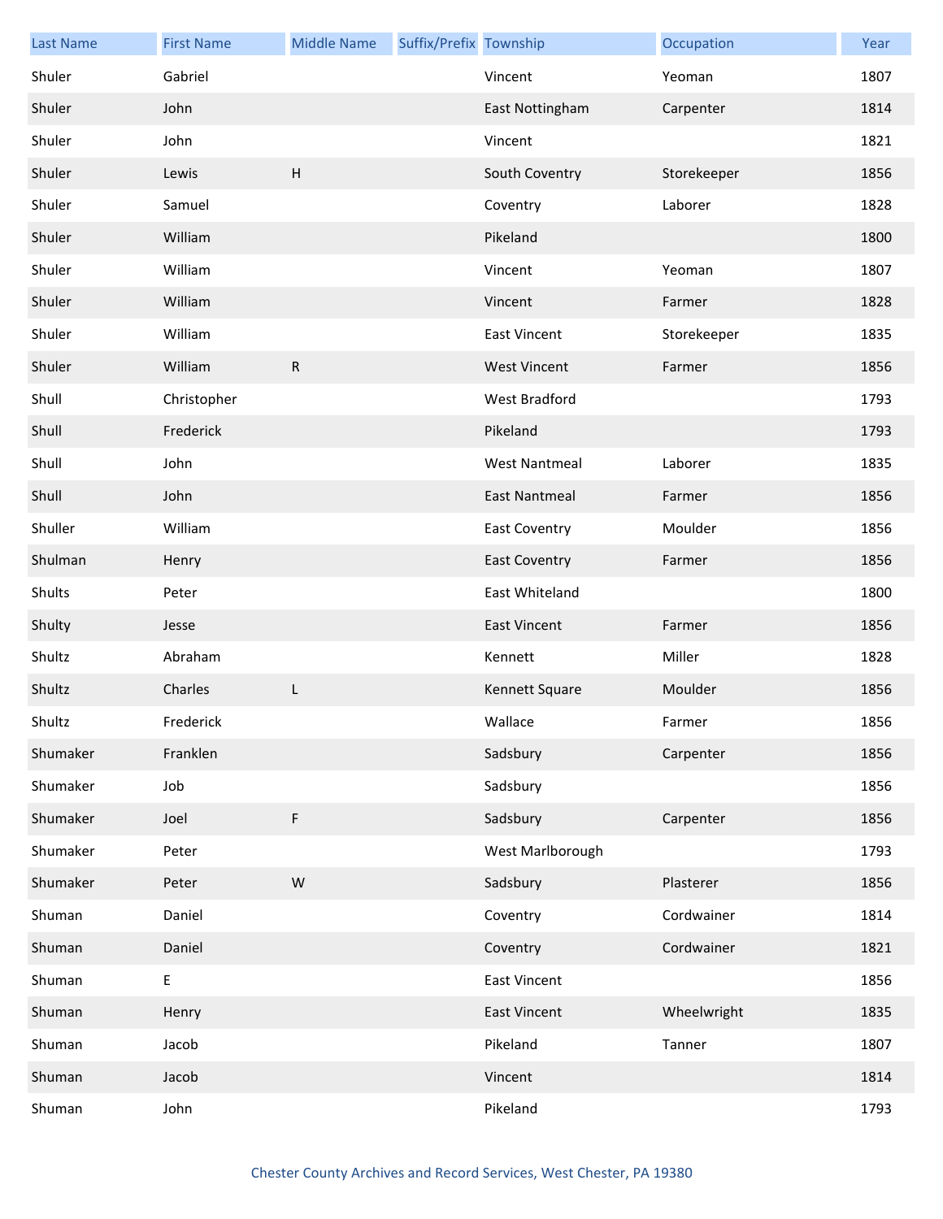| Last Name | First Name | Middle Name | Suffix/Prefix | Township | Occupation | Year |
| --- | --- | --- | --- | --- | --- | --- |
| Shuler | Gabriel | | | Vincent | Yeoman | 1807 |
| Shuler | John | | | East Nottingham | Carpenter | 1814 |
| Shuler | John | | | Vincent | | 1821 |
| Shuler | Lewis | H | | South Coventry | Storekeeper | 1856 |
| Shuler | Samuel | | | Coventry | Laborer | 1828 |
| Shuler | William | | | Pikeland | | 1800 |
| Shuler | William | | | Vincent | Yeoman | 1807 |
| Shuler | William | | | Vincent | Farmer | 1828 |
| Shuler | William | | | East Vincent | Storekeeper | 1835 |
| Shuler | William | R | | West Vincent | Farmer | 1856 |
| Shull | Christopher | | | West Bradford | | 1793 |
| Shull | Frederick | | | Pikeland | | 1793 |
| Shull | John | | | West Nantmeal | Laborer | 1835 |
| Shull | John | | | East Nantmeal | Farmer | 1856 |
| Shuller | William | | | East Coventry | Moulder | 1856 |
| Shulman | Henry | | | East Coventry | Farmer | 1856 |
| Shults | Peter | | | East Whiteland | | 1800 |
| Shulty | Jesse | | | East Vincent | Farmer | 1856 |
| Shultz | Abraham | | | Kennett | Miller | 1828 |
| Shultz | Charles | L | | Kennett Square | Moulder | 1856 |
| Shultz | Frederick | | | Wallace | Farmer | 1856 |
| Shumaker | Franklen | | | Sadsbury | Carpenter | 1856 |
| Shumaker | Job | | | Sadsbury | | 1856 |
| Shumaker | Joel | F | | Sadsbury | Carpenter | 1856 |
| Shumaker | Peter | | | West Marlborough | | 1793 |
| Shumaker | Peter | W | | Sadsbury | Plasterer | 1856 |
| Shuman | Daniel | | | Coventry | Cordwainer | 1814 |
| Shuman | Daniel | | | Coventry | Cordwainer | 1821 |
| Shuman | E | | | East Vincent | | 1856 |
| Shuman | Henry | | | East Vincent | Wheelwright | 1835 |
| Shuman | Jacob | | | Pikeland | Tanner | 1807 |
| Shuman | Jacob | | | Vincent | | 1814 |
| Shuman | John | | | Pikeland | | 1793 |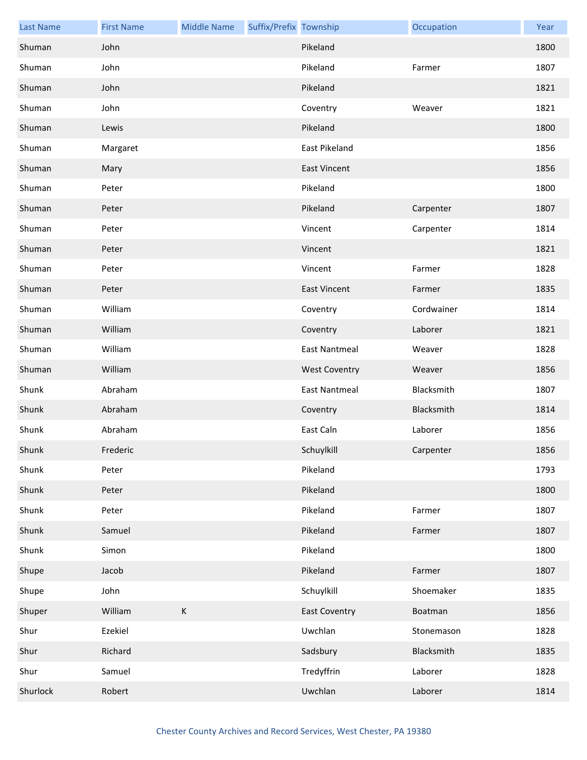| Last Name | First Name | Middle Name | Suffix/Prefix | Township | Occupation | Year |
|---|---|---|---|---|---|---|
| Shuman | John | | | Pikeland | | 1800 |
| Shuman | John | | | Pikeland | Farmer | 1807 |
| Shuman | John | | | Pikeland | | 1821 |
| Shuman | John | | | Coventry | Weaver | 1821 |
| Shuman | Lewis | | | Pikeland | | 1800 |
| Shuman | Margaret | | | East Pikeland | | 1856 |
| Shuman | Mary | | | East Vincent | | 1856 |
| Shuman | Peter | | | Pikeland | | 1800 |
| Shuman | Peter | | | Pikeland | Carpenter | 1807 |
| Shuman | Peter | | | Vincent | Carpenter | 1814 |
| Shuman | Peter | | | Vincent | | 1821 |
| Shuman | Peter | | | Vincent | Farmer | 1828 |
| Shuman | Peter | | | East Vincent | Farmer | 1835 |
| Shuman | William | | | Coventry | Cordwainer | 1814 |
| Shuman | William | | | Coventry | Laborer | 1821 |
| Shuman | William | | | East Nantmeal | Weaver | 1828 |
| Shuman | William | | | West Coventry | Weaver | 1856 |
| Shunk | Abraham | | | East Nantmeal | Blacksmith | 1807 |
| Shunk | Abraham | | | Coventry | Blacksmith | 1814 |
| Shunk | Abraham | | | East Caln | Laborer | 1856 |
| Shunk | Frederic | | | Schuylkill | Carpenter | 1856 |
| Shunk | Peter | | | Pikeland | | 1793 |
| Shunk | Peter | | | Pikeland | | 1800 |
| Shunk | Peter | | | Pikeland | Farmer | 1807 |
| Shunk | Samuel | | | Pikeland | Farmer | 1807 |
| Shunk | Simon | | | Pikeland | | 1800 |
| Shupe | Jacob | | | Pikeland | Farmer | 1807 |
| Shupe | John | | | Schuylkill | Shoemaker | 1835 |
| Shuper | William | K | | East Coventry | Boatman | 1856 |
| Shur | Ezekiel | | | Uwchlan | Stonemason | 1828 |
| Shur | Richard | | | Sadsbury | Blacksmith | 1835 |
| Shur | Samuel | | | Tredyffrin | Laborer | 1828 |
| Shurlock | Robert | | | Uwchlan | Laborer | 1814 |

Chester County Archives and Record Services, West Chester, PA 19380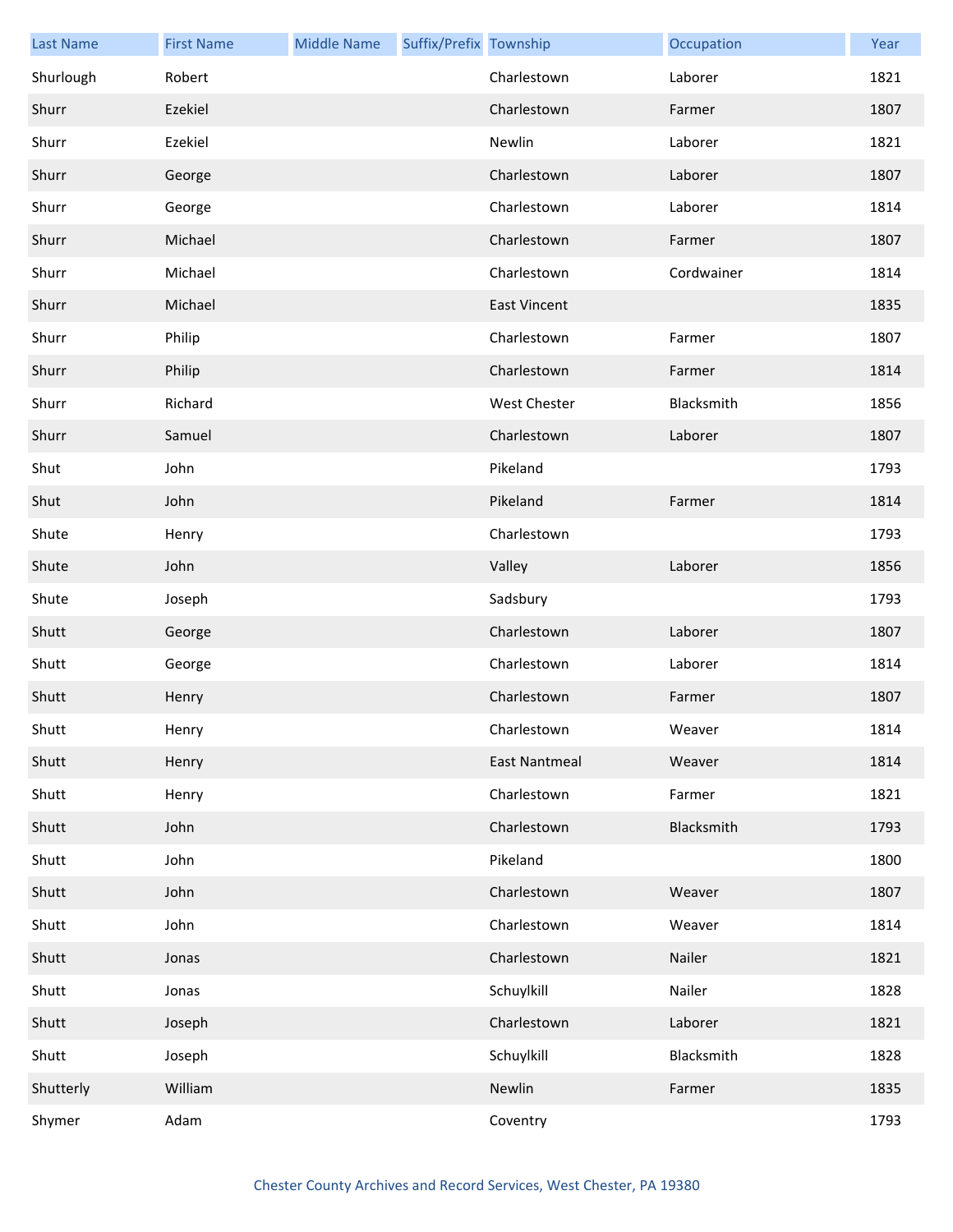| Last Name | First Name | Middle Name | Suffix/Prefix | Township | Occupation | Year |
|---|---|---|---|---|---|---|
| Shurlough | Robert | | | Charlestown | Laborer | 1821 |
| Shurr | Ezekiel | | | Charlestown | Farmer | 1807 |
| Shurr | Ezekiel | | | Newlin | Laborer | 1821 |
| Shurr | George | | | Charlestown | Laborer | 1807 |
| Shurr | George | | | Charlestown | Laborer | 1814 |
| Shurr | Michael | | | Charlestown | Farmer | 1807 |
| Shurr | Michael | | | Charlestown | Cordwainer | 1814 |
| Shurr | Michael | | | East Vincent | | 1835 |
| Shurr | Philip | | | Charlestown | Farmer | 1807 |
| Shurr | Philip | | | Charlestown | Farmer | 1814 |
| Shurr | Richard | | | West Chester | Blacksmith | 1856 |
| Shurr | Samuel | | | Charlestown | Laborer | 1807 |
| Shut | John | | | Pikeland | | 1793 |
| Shut | John | | | Pikeland | Farmer | 1814 |
| Shute | Henry | | | Charlestown | | 1793 |
| Shute | John | | | Valley | Laborer | 1856 |
| Shute | Joseph | | | Sadsbury | | 1793 |
| Shutt | George | | | Charlestown | Laborer | 1807 |
| Shutt | George | | | Charlestown | Laborer | 1814 |
| Shutt | Henry | | | Charlestown | Farmer | 1807 |
| Shutt | Henry | | | Charlestown | Weaver | 1814 |
| Shutt | Henry | | | East Nantmeal | Weaver | 1814 |
| Shutt | Henry | | | Charlestown | Farmer | 1821 |
| Shutt | John | | | Charlestown | Blacksmith | 1793 |
| Shutt | John | | | Pikeland | | 1800 |
| Shutt | John | | | Charlestown | Weaver | 1807 |
| Shutt | John | | | Charlestown | Weaver | 1814 |
| Shutt | Jonas | | | Charlestown | Nailer | 1821 |
| Shutt | Jonas | | | Schuylkill | Nailer | 1828 |
| Shutt | Joseph | | | Charlestown | Laborer | 1821 |
| Shutt | Joseph | | | Schuylkill | Blacksmith | 1828 |
| Shutterly | William | | | Newlin | Farmer | 1835 |
| Shymer | Adam | | | Coventry | | 1793 |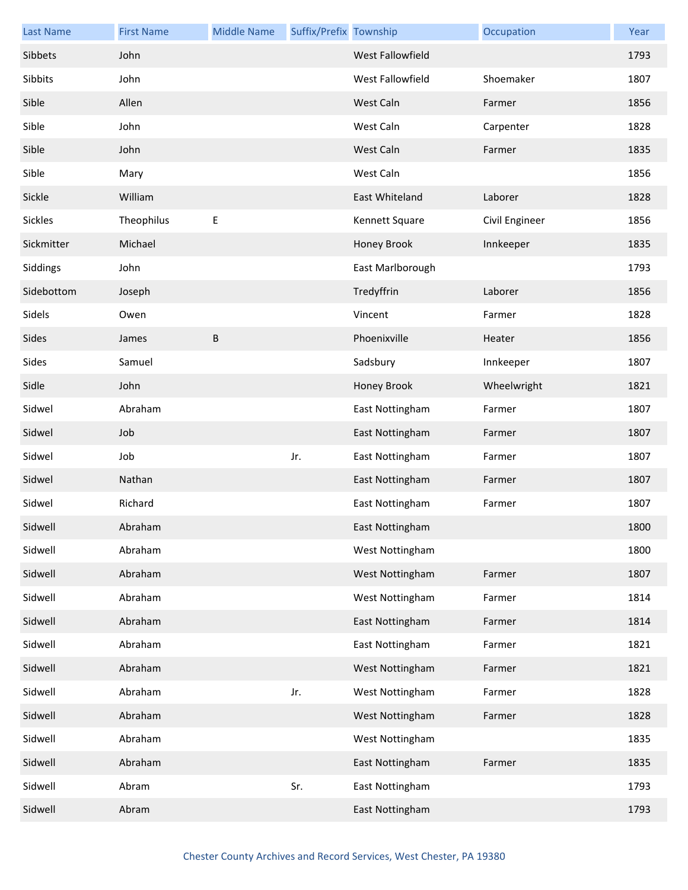| Last Name | First Name | Middle Name | Suffix/Prefix | Township | Occupation | Year |
| --- | --- | --- | --- | --- | --- | --- |
| Sibbets | John | | | West Fallowfield | | 1793 |
| Sibbits | John | | | West Fallowfield | Shoemaker | 1807 |
| Sible | Allen | | | West Caln | Farmer | 1856 |
| Sible | John | | | West Caln | Carpenter | 1828 |
| Sible | John | | | West Caln | Farmer | 1835 |
| Sible | Mary | | | West Caln | | 1856 |
| Sickle | William | | | East Whiteland | Laborer | 1828 |
| Sickles | Theophilus | E | | Kennett Square | Civil Engineer | 1856 |
| Sickmitter | Michael | | | Honey Brook | Innkeeper | 1835 |
| Siddings | John | | | East Marlborough | | 1793 |
| Sidebottom | Joseph | | | Tredyffrin | Laborer | 1856 |
| Sidels | Owen | | | Vincent | Farmer | 1828 |
| Sides | James | B | | Phoenixville | Heater | 1856 |
| Sides | Samuel | | | Sadsbury | Innkeeper | 1807 |
| Sidle | John | | | Honey Brook | Wheelwright | 1821 |
| Sidwel | Abraham | | | East Nottingham | Farmer | 1807 |
| Sidwel | Job | | | East Nottingham | Farmer | 1807 |
| Sidwel | Job | | Jr. | East Nottingham | Farmer | 1807 |
| Sidwel | Nathan | | | East Nottingham | Farmer | 1807 |
| Sidwel | Richard | | | East Nottingham | Farmer | 1807 |
| Sidwell | Abraham | | | East Nottingham | | 1800 |
| Sidwell | Abraham | | | West Nottingham | | 1800 |
| Sidwell | Abraham | | | West Nottingham | Farmer | 1807 |
| Sidwell | Abraham | | | West Nottingham | Farmer | 1814 |
| Sidwell | Abraham | | | East Nottingham | Farmer | 1814 |
| Sidwell | Abraham | | | East Nottingham | Farmer | 1821 |
| Sidwell | Abraham | | | West Nottingham | Farmer | 1821 |
| Sidwell | Abraham | | Jr. | West Nottingham | Farmer | 1828 |
| Sidwell | Abraham | | | West Nottingham | Farmer | 1828 |
| Sidwell | Abraham | | | West Nottingham | | 1835 |
| Sidwell | Abraham | | | East Nottingham | Farmer | 1835 |
| Sidwell | Abram | | Sr. | East Nottingham | | 1793 |
| Sidwell | Abram | | | East Nottingham | | 1793 |

Chester County Archives and Record Services, West Chester, PA 19380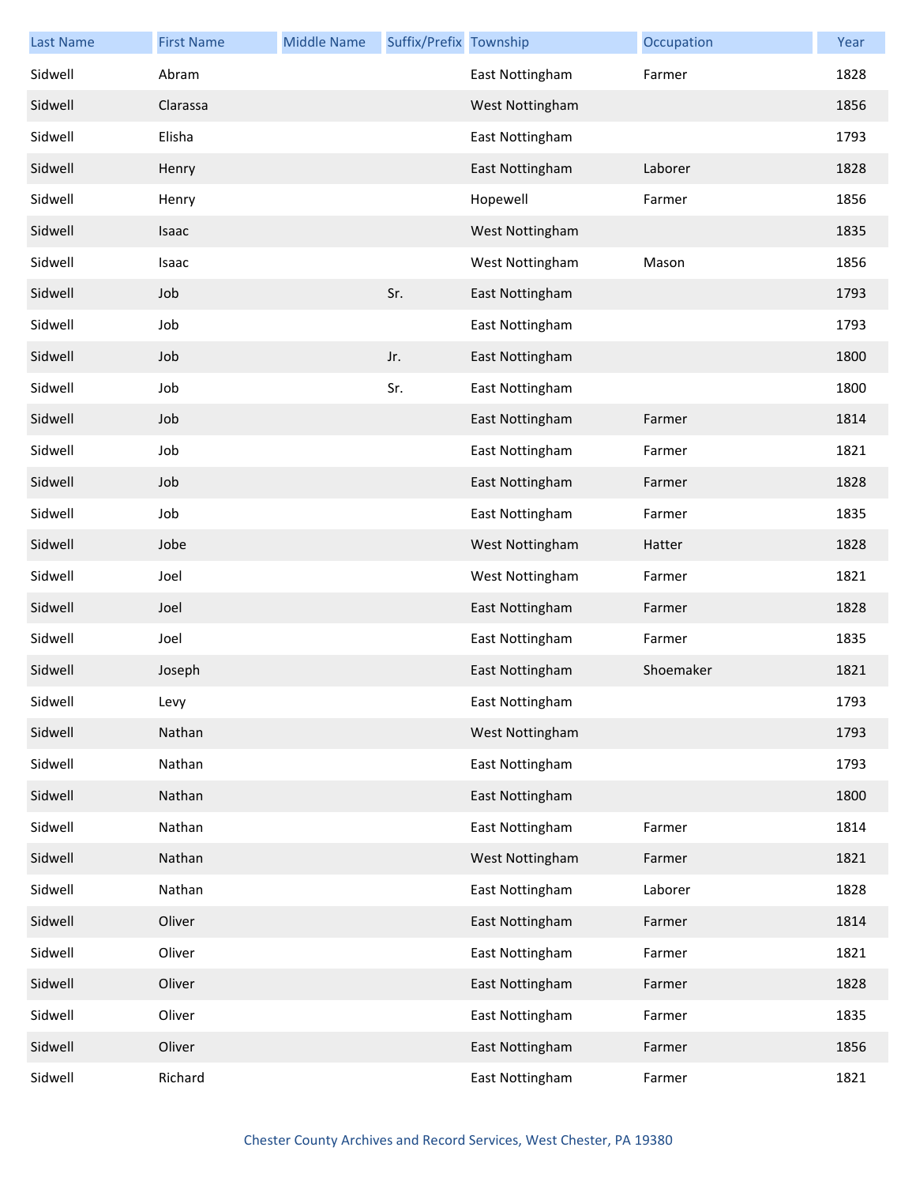| Last Name | First Name | Middle Name | Suffix/Prefix | Township | Occupation | Year |
| --- | --- | --- | --- | --- | --- | --- |
| Sidwell | Abram | | | East Nottingham | Farmer | 1828 |
| Sidwell | Clarassa | | | West Nottingham | | 1856 |
| Sidwell | Elisha | | | East Nottingham | | 1793 |
| Sidwell | Henry | | | East Nottingham | Laborer | 1828 |
| Sidwell | Henry | | | Hopewell | Farmer | 1856 |
| Sidwell | Isaac | | | West Nottingham | | 1835 |
| Sidwell | Isaac | | | West Nottingham | Mason | 1856 |
| Sidwell | Job | | Sr. | East Nottingham | | 1793 |
| Sidwell | Job | | | East Nottingham | | 1793 |
| Sidwell | Job | | Jr. | East Nottingham | | 1800 |
| Sidwell | Job | | Sr. | East Nottingham | | 1800 |
| Sidwell | Job | | | East Nottingham | Farmer | 1814 |
| Sidwell | Job | | | East Nottingham | Farmer | 1821 |
| Sidwell | Job | | | East Nottingham | Farmer | 1828 |
| Sidwell | Job | | | East Nottingham | Farmer | 1835 |
| Sidwell | Jobe | | | West Nottingham | Hatter | 1828 |
| Sidwell | Joel | | | West Nottingham | Farmer | 1821 |
| Sidwell | Joel | | | East Nottingham | Farmer | 1828 |
| Sidwell | Joel | | | East Nottingham | Farmer | 1835 |
| Sidwell | Joseph | | | East Nottingham | Shoemaker | 1821 |
| Sidwell | Levy | | | East Nottingham | | 1793 |
| Sidwell | Nathan | | | West Nottingham | | 1793 |
| Sidwell | Nathan | | | East Nottingham | | 1793 |
| Sidwell | Nathan | | | East Nottingham | | 1800 |
| Sidwell | Nathan | | | East Nottingham | Farmer | 1814 |
| Sidwell | Nathan | | | West Nottingham | Farmer | 1821 |
| Sidwell | Nathan | | | East Nottingham | Laborer | 1828 |
| Sidwell | Oliver | | | East Nottingham | Farmer | 1814 |
| Sidwell | Oliver | | | East Nottingham | Farmer | 1821 |
| Sidwell | Oliver | | | East Nottingham | Farmer | 1828 |
| Sidwell | Oliver | | | East Nottingham | Farmer | 1835 |
| Sidwell | Oliver | | | East Nottingham | Farmer | 1856 |
| Sidwell | Richard | | | East Nottingham | Farmer | 1821 |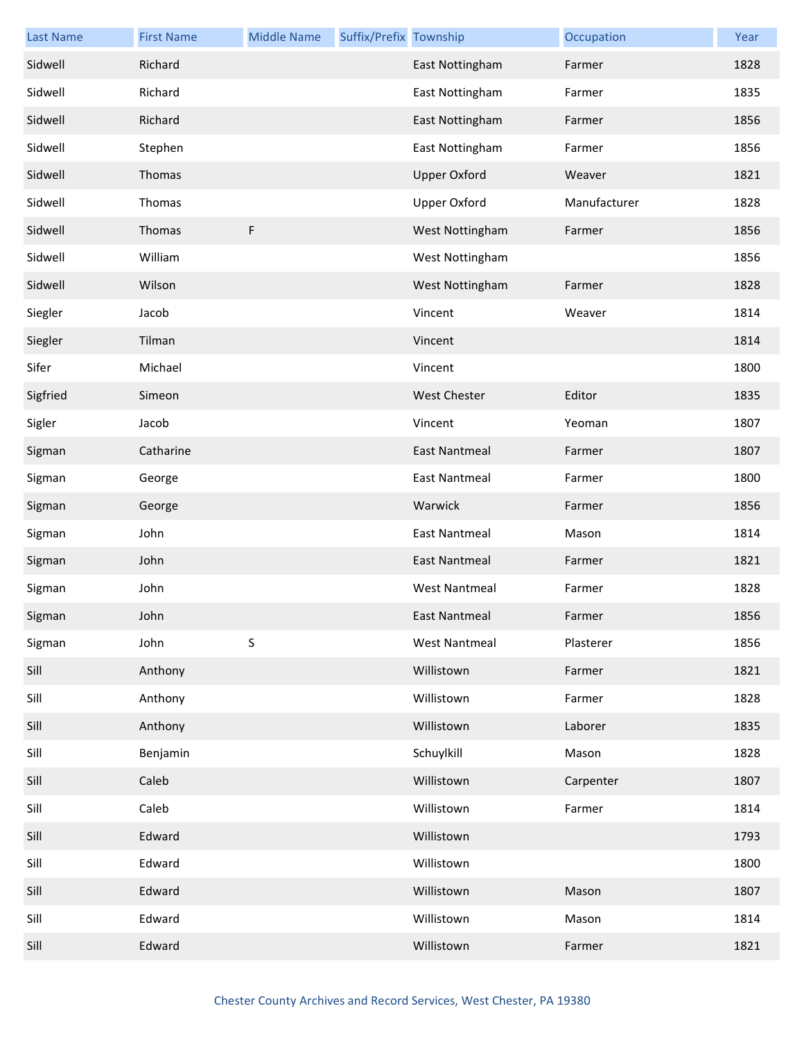| Last Name | First Name | Middle Name | Suffix/Prefix | Township | Occupation | Year |
| --- | --- | --- | --- | --- | --- | --- |
| Sidwell | Richard | | | East Nottingham | Farmer | 1828 |
| Sidwell | Richard | | | East Nottingham | Farmer | 1835 |
| Sidwell | Richard | | | East Nottingham | Farmer | 1856 |
| Sidwell | Stephen | | | East Nottingham | Farmer | 1856 |
| Sidwell | Thomas | | | Upper Oxford | Weaver | 1821 |
| Sidwell | Thomas | | | Upper Oxford | Manufacturer | 1828 |
| Sidwell | Thomas | F | | West Nottingham | Farmer | 1856 |
| Sidwell | William | | | West Nottingham | | 1856 |
| Sidwell | Wilson | | | West Nottingham | Farmer | 1828 |
| Siegler | Jacob | | | Vincent | Weaver | 1814 |
| Siegler | Tilman | | | Vincent | | 1814 |
| Sifer | Michael | | | Vincent | | 1800 |
| Sigfried | Simeon | | | West Chester | Editor | 1835 |
| Sigler | Jacob | | | Vincent | Yeoman | 1807 |
| Sigman | Catharine | | | East Nantmeal | Farmer | 1807 |
| Sigman | George | | | East Nantmeal | Farmer | 1800 |
| Sigman | George | | | Warwick | Farmer | 1856 |
| Sigman | John | | | East Nantmeal | Mason | 1814 |
| Sigman | John | | | East Nantmeal | Farmer | 1821 |
| Sigman | John | | | West Nantmeal | Farmer | 1828 |
| Sigman | John | | | East Nantmeal | Farmer | 1856 |
| Sigman | John | S | | West Nantmeal | Plasterer | 1856 |
| Sill | Anthony | | | Willistown | Farmer | 1821 |
| Sill | Anthony | | | Willistown | Farmer | 1828 |
| Sill | Anthony | | | Willistown | Laborer | 1835 |
| Sill | Benjamin | | | Schuylkill | Mason | 1828 |
| Sill | Caleb | | | Willistown | Carpenter | 1807 |
| Sill | Caleb | | | Willistown | Farmer | 1814 |
| Sill | Edward | | | Willistown | | 1793 |
| Sill | Edward | | | Willistown | | 1800 |
| Sill | Edward | | | Willistown | Mason | 1807 |
| Sill | Edward | | | Willistown | Mason | 1814 |
| Sill | Edward | | | Willistown | Farmer | 1821 |

Chester County Archives and Record Services, West Chester, PA 19380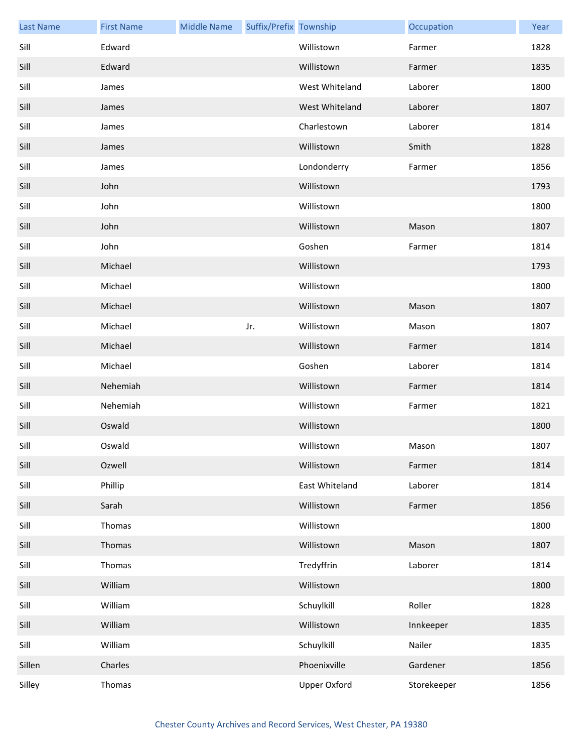| Last Name | First Name | Middle Name | Suffix/Prefix | Township | Occupation | Year |
|---|---|---|---|---|---|---|
| Sill | Edward | | | Willistown | Farmer | 1828 |
| Sill | Edward | | | Willistown | Farmer | 1835 |
| Sill | James | | | West Whiteland | Laborer | 1800 |
| Sill | James | | | West Whiteland | Laborer | 1807 |
| Sill | James | | | Charlestown | Laborer | 1814 |
| Sill | James | | | Willistown | Smith | 1828 |
| Sill | James | | | Londonderry | Farmer | 1856 |
| Sill | John | | | Willistown | | 1793 |
| Sill | John | | | Willistown | | 1800 |
| Sill | John | | | Willistown | Mason | 1807 |
| Sill | John | | | Goshen | Farmer | 1814 |
| Sill | Michael | | | Willistown | | 1793 |
| Sill | Michael | | | Willistown | | 1800 |
| Sill | Michael | | | Willistown | Mason | 1807 |
| Sill | Michael | | Jr. | Willistown | Mason | 1807 |
| Sill | Michael | | | Willistown | Farmer | 1814 |
| Sill | Michael | | | Goshen | Laborer | 1814 |
| Sill | Nehemiah | | | Willistown | Farmer | 1814 |
| Sill | Nehemiah | | | Willistown | Farmer | 1821 |
| Sill | Oswald | | | Willistown | | 1800 |
| Sill | Oswald | | | Willistown | Mason | 1807 |
| Sill | Ozwell | | | Willistown | Farmer | 1814 |
| Sill | Phillip | | | East Whiteland | Laborer | 1814 |
| Sill | Sarah | | | Willistown | Farmer | 1856 |
| Sill | Thomas | | | Willistown | | 1800 |
| Sill | Thomas | | | Willistown | Mason | 1807 |
| Sill | Thomas | | | Tredyffrin | Laborer | 1814 |
| Sill | William | | | Willistown | | 1800 |
| Sill | William | | | Schuylkill | Roller | 1828 |
| Sill | William | | | Willistown | Innkeeper | 1835 |
| Sill | William | | | Schuylkill | Nailer | 1835 |
| Sillen | Charles | | | Phoenixville | Gardener | 1856 |
| Silley | Thomas | | | Upper Oxford | Storekeeper | 1856 |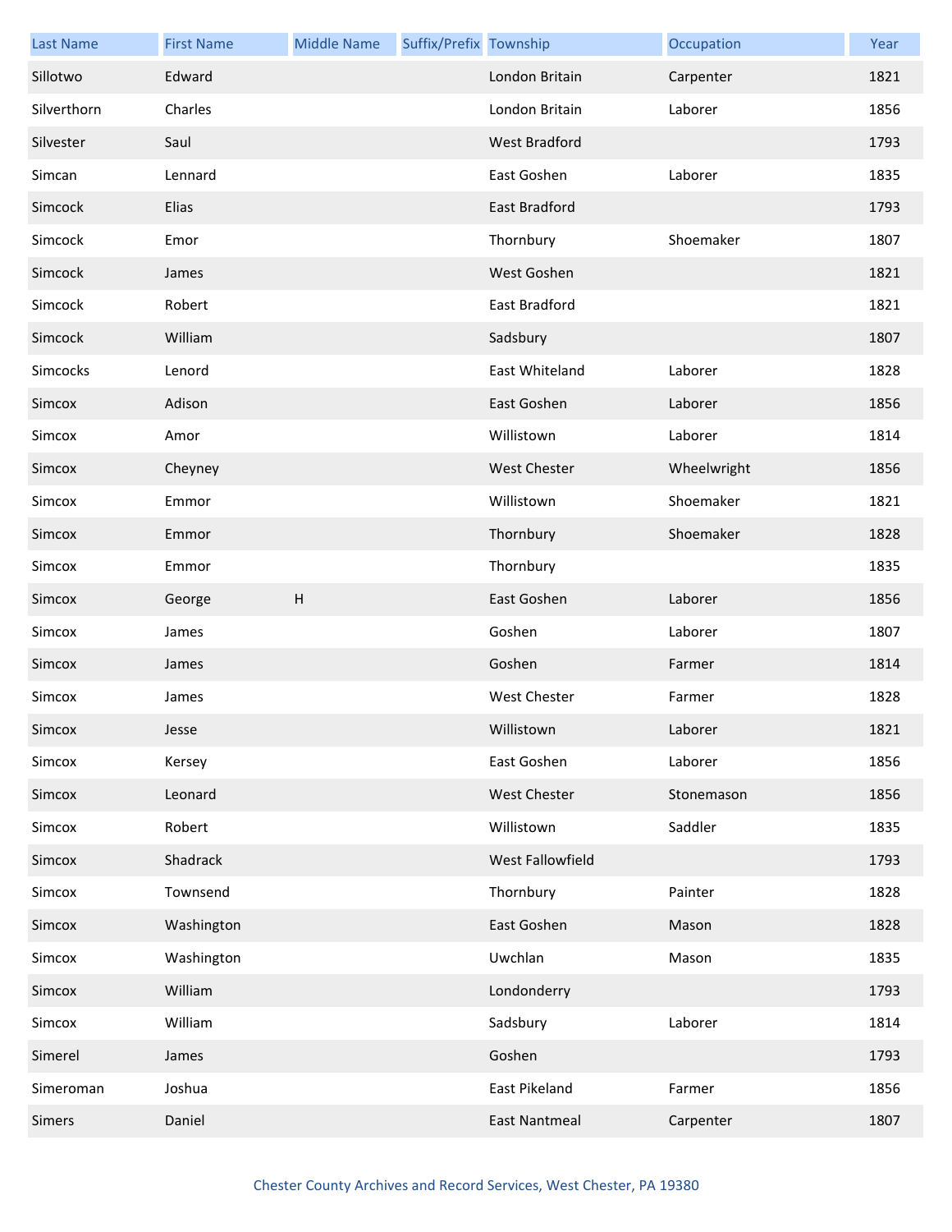| Last Name | First Name | Middle Name | Suffix/Prefix | Township | Occupation | Year |
|---|---|---|---|---|---|---|
| Sillotwo | Edward | | | London Britain | Carpenter | 1821 |
| Silverthorn | Charles | | | London Britain | Laborer | 1856 |
| Silvester | Saul | | | West Bradford | | 1793 |
| Simcan | Lennard | | | East Goshen | Laborer | 1835 |
| Simcock | Elias | | | East Bradford | | 1793 |
| Simcock | Emor | | | Thornbury | Shoemaker | 1807 |
| Simcock | James | | | West Goshen | | 1821 |
| Simcock | Robert | | | East Bradford | | 1821 |
| Simcock | William | | | Sadsbury | | 1807 |
| Simcocks | Lenord | | | East Whiteland | Laborer | 1828 |
| Simcox | Adison | | | East Goshen | Laborer | 1856 |
| Simcox | Amor | | | Willistown | Laborer | 1814 |
| Simcox | Cheyney | | | West Chester | Wheelwright | 1856 |
| Simcox | Emmor | | | Willistown | Shoemaker | 1821 |
| Simcox | Emmor | | | Thornbury | Shoemaker | 1828 |
| Simcox | Emmor | | | Thornbury | | 1835 |
| Simcox | George | H | | East Goshen | Laborer | 1856 |
| Simcox | James | | | Goshen | Laborer | 1807 |
| Simcox | James | | | Goshen | Farmer | 1814 |
| Simcox | James | | | West Chester | Farmer | 1828 |
| Simcox | Jesse | | | Willistown | Laborer | 1821 |
| Simcox | Kersey | | | East Goshen | Laborer | 1856 |
| Simcox | Leonard | | | West Chester | Stonemason | 1856 |
| Simcox | Robert | | | Willistown | Saddler | 1835 |
| Simcox | Shadrack | | | West Fallowfield | | 1793 |
| Simcox | Townsend | | | Thornbury | Painter | 1828 |
| Simcox | Washington | | | East Goshen | Mason | 1828 |
| Simcox | Washington | | | Uwchlan | Mason | 1835 |
| Simcox | William | | | Londonderry | | 1793 |
| Simcox | William | | | Sadsbury | Laborer | 1814 |
| Simerel | James | | | Goshen | | 1793 |
| Simeroman | Joshua | | | East Pikeland | Farmer | 1856 |
| Simers | Daniel | | | East Nantmeal | Carpenter | 1807 |

Chester County Archives and Record Services, West Chester, PA 19380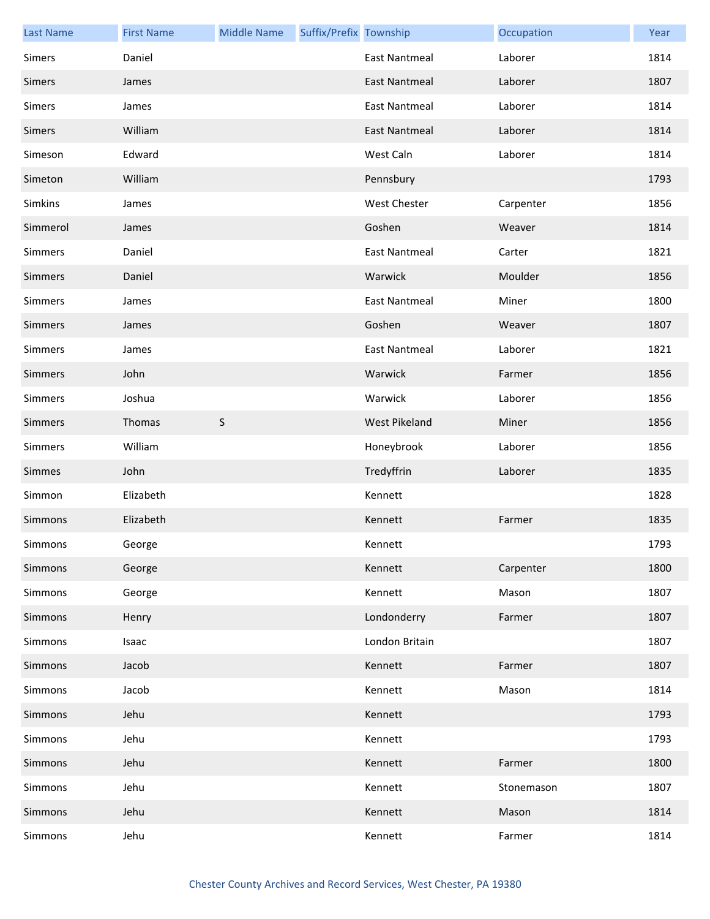| Last Name | First Name | Middle Name | Suffix/Prefix | Township | Occupation | Year |
|---|---|---|---|---|---|---|
| Simers | Daniel | | | East Nantmeal | Laborer | 1814 |
| Simers | James | | | East Nantmeal | Laborer | 1807 |
| Simers | James | | | East Nantmeal | Laborer | 1814 |
| Simers | William | | | East Nantmeal | Laborer | 1814 |
| Simeson | Edward | | | West Caln | Laborer | 1814 |
| Simeton | William | | | Pennsbury | | 1793 |
| Simkins | James | | | West Chester | Carpenter | 1856 |
| Simmerol | James | | | Goshen | Weaver | 1814 |
| Simmers | Daniel | | | East Nantmeal | Carter | 1821 |
| Simmers | Daniel | | | Warwick | Moulder | 1856 |
| Simmers | James | | | East Nantmeal | Miner | 1800 |
| Simmers | James | | | Goshen | Weaver | 1807 |
| Simmers | James | | | East Nantmeal | Laborer | 1821 |
| Simmers | John | | | Warwick | Farmer | 1856 |
| Simmers | Joshua | | | Warwick | Laborer | 1856 |
| Simmers | Thomas | S | | West Pikeland | Miner | 1856 |
| Simmers | William | | | Honeybrook | Laborer | 1856 |
| Simmes | John | | | Tredyffrin | Laborer | 1835 |
| Simmon | Elizabeth | | | Kennett | | 1828 |
| Simmons | Elizabeth | | | Kennett | Farmer | 1835 |
| Simmons | George | | | Kennett | | 1793 |
| Simmons | George | | | Kennett | Carpenter | 1800 |
| Simmons | George | | | Kennett | Mason | 1807 |
| Simmons | Henry | | | Londonderry | Farmer | 1807 |
| Simmons | Isaac | | | London Britain | | 1807 |
| Simmons | Jacob | | | Kennett | Farmer | 1807 |
| Simmons | Jacob | | | Kennett | Mason | 1814 |
| Simmons | Jehu | | | Kennett | | 1793 |
| Simmons | Jehu | | | Kennett | | 1793 |
| Simmons | Jehu | | | Kennett | Farmer | 1800 |
| Simmons | Jehu | | | Kennett | Stonemason | 1807 |
| Simmons | Jehu | | | Kennett | Mason | 1814 |
| Simmons | Jehu | | | Kennett | Farmer | 1814 |

Chester County Archives and Record Services, West Chester, PA 19380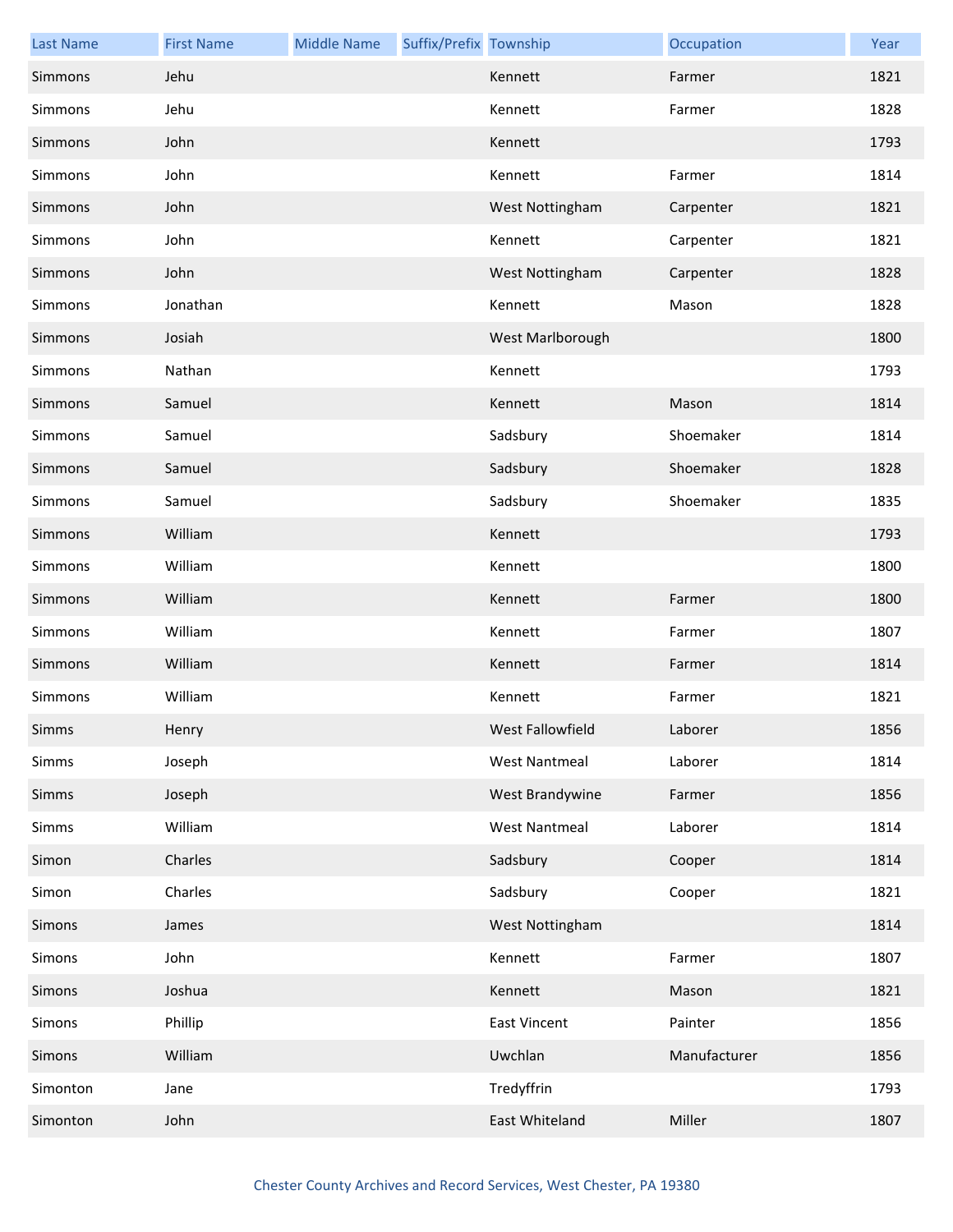| Last Name | First Name | Middle Name | Suffix/Prefix | Township | Occupation | Year |
|---|---|---|---|---|---|---|
| Simmons | Jehu | | | Kennett | Farmer | 1821 |
| Simmons | Jehu | | | Kennett | Farmer | 1828 |
| Simmons | John | | | Kennett | | 1793 |
| Simmons | John | | | Kennett | Farmer | 1814 |
| Simmons | John | | | West Nottingham | Carpenter | 1821 |
| Simmons | John | | | Kennett | Carpenter | 1821 |
| Simmons | John | | | West Nottingham | Carpenter | 1828 |
| Simmons | Jonathan | | | Kennett | Mason | 1828 |
| Simmons | Josiah | | | West Marlborough | | 1800 |
| Simmons | Nathan | | | Kennett | | 1793 |
| Simmons | Samuel | | | Kennett | Mason | 1814 |
| Simmons | Samuel | | | Sadsbury | Shoemaker | 1814 |
| Simmons | Samuel | | | Sadsbury | Shoemaker | 1828 |
| Simmons | Samuel | | | Sadsbury | Shoemaker | 1835 |
| Simmons | William | | | Kennett | | 1793 |
| Simmons | William | | | Kennett | | 1800 |
| Simmons | William | | | Kennett | Farmer | 1800 |
| Simmons | William | | | Kennett | Farmer | 1807 |
| Simmons | William | | | Kennett | Farmer | 1814 |
| Simmons | William | | | Kennett | Farmer | 1821 |
| Simms | Henry | | | West Fallowfield | Laborer | 1856 |
| Simms | Joseph | | | West Nantmeal | Laborer | 1814 |
| Simms | Joseph | | | West Brandywine | Farmer | 1856 |
| Simms | William | | | West Nantmeal | Laborer | 1814 |
| Simon | Charles | | | Sadsbury | Cooper | 1814 |
| Simon | Charles | | | Sadsbury | Cooper | 1821 |
| Simons | James | | | West Nottingham | | 1814 |
| Simons | John | | | Kennett | Farmer | 1807 |
| Simons | Joshua | | | Kennett | Mason | 1821 |
| Simons | Phillip | | | East Vincent | Painter | 1856 |
| Simons | William | | | Uwchlan | Manufacturer | 1856 |
| Simonton | Jane | | | Tredyffrin | | 1793 |
| Simonton | John | | | East Whiteland | Miller | 1807 |

Chester County Archives and Record Services, West Chester, PA 19380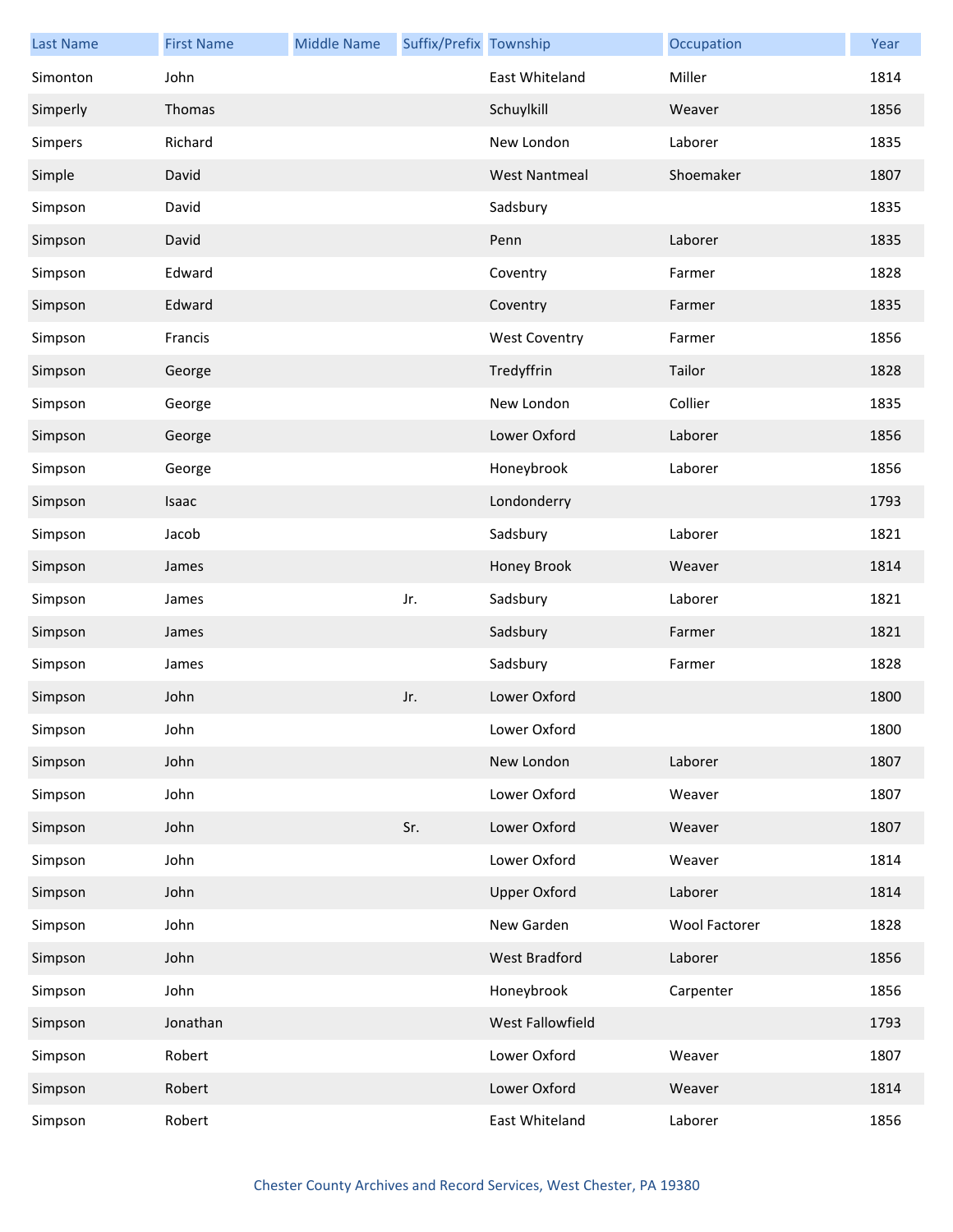| Last Name | First Name | Middle Name | Suffix/Prefix | Township | Occupation | Year |
|---|---|---|---|---|---|---|
| Simonton | John | | | East Whiteland | Miller | 1814 |
| Simperly | Thomas | | | Schuylkill | Weaver | 1856 |
| Simpers | Richard | | | New London | Laborer | 1835 |
| Simple | David | | | West Nantmeal | Shoemaker | 1807 |
| Simpson | David | | | Sadsbury | | 1835 |
| Simpson | David | | | Penn | Laborer | 1835 |
| Simpson | Edward | | | Coventry | Farmer | 1828 |
| Simpson | Edward | | | Coventry | Farmer | 1835 |
| Simpson | Francis | | | West Coventry | Farmer | 1856 |
| Simpson | George | | | Tredyffrin | Tailor | 1828 |
| Simpson | George | | | New London | Collier | 1835 |
| Simpson | George | | | Lower Oxford | Laborer | 1856 |
| Simpson | George | | | Honeybrook | Laborer | 1856 |
| Simpson | Isaac | | | Londonderry | | 1793 |
| Simpson | Jacob | | | Sadsbury | Laborer | 1821 |
| Simpson | James | | | Honey Brook | Weaver | 1814 |
| Simpson | James | | Jr. | Sadsbury | Laborer | 1821 |
| Simpson | James | | | Sadsbury | Farmer | 1821 |
| Simpson | James | | | Sadsbury | Farmer | 1828 |
| Simpson | John | | Jr. | Lower Oxford | | 1800 |
| Simpson | John | | | Lower Oxford | | 1800 |
| Simpson | John | | | New London | Laborer | 1807 |
| Simpson | John | | | Lower Oxford | Weaver | 1807 |
| Simpson | John | | Sr. | Lower Oxford | Weaver | 1807 |
| Simpson | John | | | Lower Oxford | Weaver | 1814 |
| Simpson | John | | | Upper Oxford | Laborer | 1814 |
| Simpson | John | | | New Garden | Wool Factorer | 1828 |
| Simpson | John | | | West Bradford | Laborer | 1856 |
| Simpson | John | | | Honeybrook | Carpenter | 1856 |
| Simpson | Jonathan | | | West Fallowfield | | 1793 |
| Simpson | Robert | | | Lower Oxford | Weaver | 1807 |
| Simpson | Robert | | | Lower Oxford | Weaver | 1814 |
| Simpson | Robert | | | East Whiteland | Laborer | 1856 |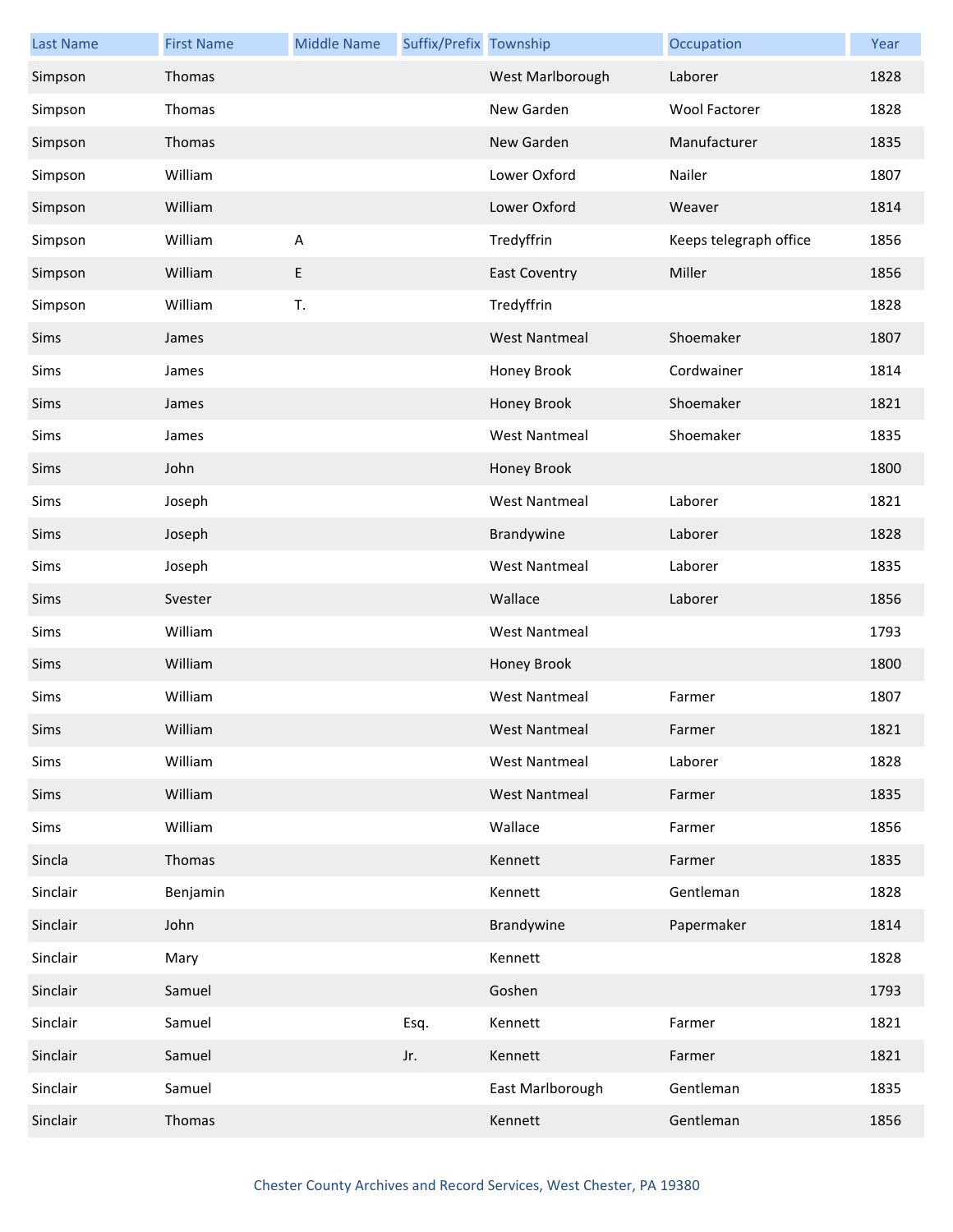| Last Name | First Name | Middle Name | Suffix/Prefix | Township | Occupation | Year |
|---|---|---|---|---|---|---|
| Simpson | Thomas | | | West Marlborough | Laborer | 1828 |
| Simpson | Thomas | | | New Garden | Wool Factorer | 1828 |
| Simpson | Thomas | | | New Garden | Manufacturer | 1835 |
| Simpson | William | | | Lower Oxford | Nailer | 1807 |
| Simpson | William | | | Lower Oxford | Weaver | 1814 |
| Simpson | William | A | | Tredyffrin | Keeps telegraph office | 1856 |
| Simpson | William | E | | East Coventry | Miller | 1856 |
| Simpson | William | T. | | Tredyffrin | | 1828 |
| Sims | James | | | West Nantmeal | Shoemaker | 1807 |
| Sims | James | | | Honey Brook | Cordwainer | 1814 |
| Sims | James | | | Honey Brook | Shoemaker | 1821 |
| Sims | James | | | West Nantmeal | Shoemaker | 1835 |
| Sims | John | | | Honey Brook | | 1800 |
| Sims | Joseph | | | West Nantmeal | Laborer | 1821 |
| Sims | Joseph | | | Brandywine | Laborer | 1828 |
| Sims | Joseph | | | West Nantmeal | Laborer | 1835 |
| Sims | Svester | | | Wallace | Laborer | 1856 |
| Sims | William | | | West Nantmeal | | 1793 |
| Sims | William | | | Honey Brook | | 1800 |
| Sims | William | | | West Nantmeal | Farmer | 1807 |
| Sims | William | | | West Nantmeal | Farmer | 1821 |
| Sims | William | | | West Nantmeal | Laborer | 1828 |
| Sims | William | | | West Nantmeal | Farmer | 1835 |
| Sims | William | | | Wallace | Farmer | 1856 |
| Sincla | Thomas | | | Kennett | Farmer | 1835 |
| Sinclair | Benjamin | | | Kennett | Gentleman | 1828 |
| Sinclair | John | | | Brandywine | Papermaker | 1814 |
| Sinclair | Mary | | | Kennett | | 1828 |
| Sinclair | Samuel | | | Goshen | | 1793 |
| Sinclair | Samuel | | Esq. | Kennett | Farmer | 1821 |
| Sinclair | Samuel | | Jr. | Kennett | Farmer | 1821 |
| Sinclair | Samuel | | | East Marlborough | Gentleman | 1835 |
| Sinclair | Thomas | | | Kennett | Gentleman | 1856 |

Chester County Archives and Record Services, West Chester, PA 19380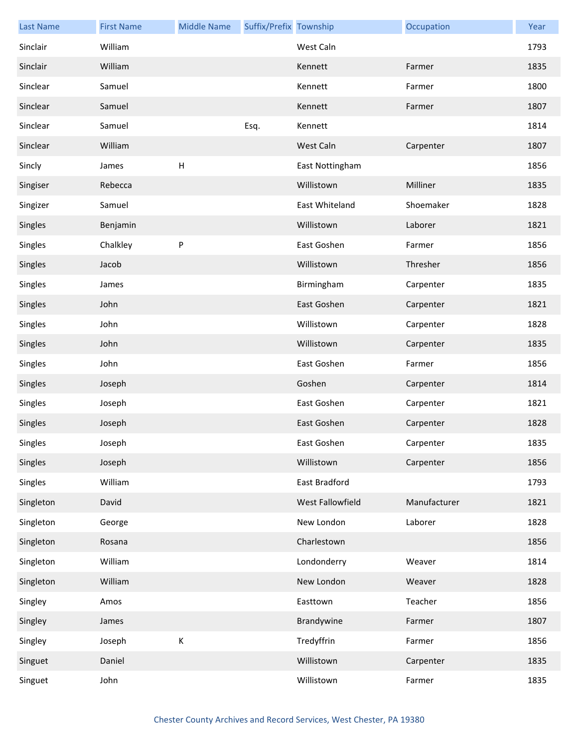| Last Name | First Name | Middle Name | Suffix/Prefix | Township | Occupation | Year |
|---|---|---|---|---|---|---|
| Sinclair | William | | | West Caln | | 1793 |
| Sinclair | William | | | Kennett | Farmer | 1835 |
| Sinclear | Samuel | | | Kennett | Farmer | 1800 |
| Sinclear | Samuel | | | Kennett | Farmer | 1807 |
| Sinclear | Samuel | | Esq. | Kennett | | 1814 |
| Sinclear | William | | | West Caln | Carpenter | 1807 |
| Sincly | James | H | | East Nottingham | | 1856 |
| Singiser | Rebecca | | | Willistown | Milliner | 1835 |
| Singizer | Samuel | | | East Whiteland | Shoemaker | 1828 |
| Singles | Benjamin | | | Willistown | Laborer | 1821 |
| Singles | Chalkley | P | | East Goshen | Farmer | 1856 |
| Singles | Jacob | | | Willistown | Thresher | 1856 |
| Singles | James | | | Birmingham | Carpenter | 1835 |
| Singles | John | | | East Goshen | Carpenter | 1821 |
| Singles | John | | | Willistown | Carpenter | 1828 |
| Singles | John | | | Willistown | Carpenter | 1835 |
| Singles | John | | | East Goshen | Farmer | 1856 |
| Singles | Joseph | | | Goshen | Carpenter | 1814 |
| Singles | Joseph | | | East Goshen | Carpenter | 1821 |
| Singles | Joseph | | | East Goshen | Carpenter | 1828 |
| Singles | Joseph | | | East Goshen | Carpenter | 1835 |
| Singles | Joseph | | | Willistown | Carpenter | 1856 |
| Singles | William | | | East Bradford | | 1793 |
| Singleton | David | | | West Fallowfield | Manufacturer | 1821 |
| Singleton | George | | | New London | Laborer | 1828 |
| Singleton | Rosana | | | Charlestown | | 1856 |
| Singleton | William | | | Londonderry | Weaver | 1814 |
| Singleton | William | | | New London | Weaver | 1828 |
| Singley | Amos | | | Easttown | Teacher | 1856 |
| Singley | James | | | Brandywine | Farmer | 1807 |
| Singley | Joseph | K | | Tredyffrin | Farmer | 1856 |
| Singuet | Daniel | | | Willistown | Carpenter | 1835 |
| Singuet | John | | | Willistown | Farmer | 1835 |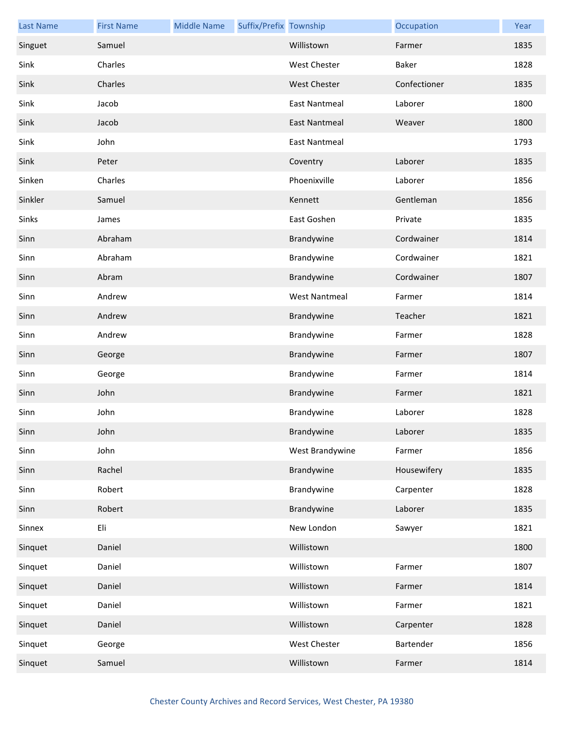| Last Name | First Name | Middle Name | Suffix/Prefix | Township | Occupation | Year |
|---|---|---|---|---|---|---|
| Singuet | Samuel | | | Willistown | Farmer | 1835 |
| Sink | Charles | | | West Chester | Baker | 1828 |
| Sink | Charles | | | West Chester | Confectioner | 1835 |
| Sink | Jacob | | | East Nantmeal | Laborer | 1800 |
| Sink | Jacob | | | East Nantmeal | Weaver | 1800 |
| Sink | John | | | East Nantmeal | | 1793 |
| Sink | Peter | | | Coventry | Laborer | 1835 |
| Sinken | Charles | | | Phoenixville | Laborer | 1856 |
| Sinkler | Samuel | | | Kennett | Gentleman | 1856 |
| Sinks | James | | | East Goshen | Private | 1835 |
| Sinn | Abraham | | | Brandywine | Cordwainer | 1814 |
| Sinn | Abraham | | | Brandywine | Cordwainer | 1821 |
| Sinn | Abram | | | Brandywine | Cordwainer | 1807 |
| Sinn | Andrew | | | West Nantmeal | Farmer | 1814 |
| Sinn | Andrew | | | Brandywine | Teacher | 1821 |
| Sinn | Andrew | | | Brandywine | Farmer | 1828 |
| Sinn | George | | | Brandywine | Farmer | 1807 |
| Sinn | George | | | Brandywine | Farmer | 1814 |
| Sinn | John | | | Brandywine | Farmer | 1821 |
| Sinn | John | | | Brandywine | Laborer | 1828 |
| Sinn | John | | | Brandywine | Laborer | 1835 |
| Sinn | John | | | West Brandywine | Farmer | 1856 |
| Sinn | Rachel | | | Brandywine | Housewifery | 1835 |
| Sinn | Robert | | | Brandywine | Carpenter | 1828 |
| Sinn | Robert | | | Brandywine | Laborer | 1835 |
| Sinnex | Eli | | | New London | Sawyer | 1821 |
| Sinquet | Daniel | | | Willistown | | 1800 |
| Sinquet | Daniel | | | Willistown | Farmer | 1807 |
| Sinquet | Daniel | | | Willistown | Farmer | 1814 |
| Sinquet | Daniel | | | Willistown | Farmer | 1821 |
| Sinquet | Daniel | | | Willistown | Carpenter | 1828 |
| Sinquet | George | | | West Chester | Bartender | 1856 |
| Sinquet | Samuel | | | Willistown | Farmer | 1814 |

Chester County Archives and Record Services, West Chester, PA 19380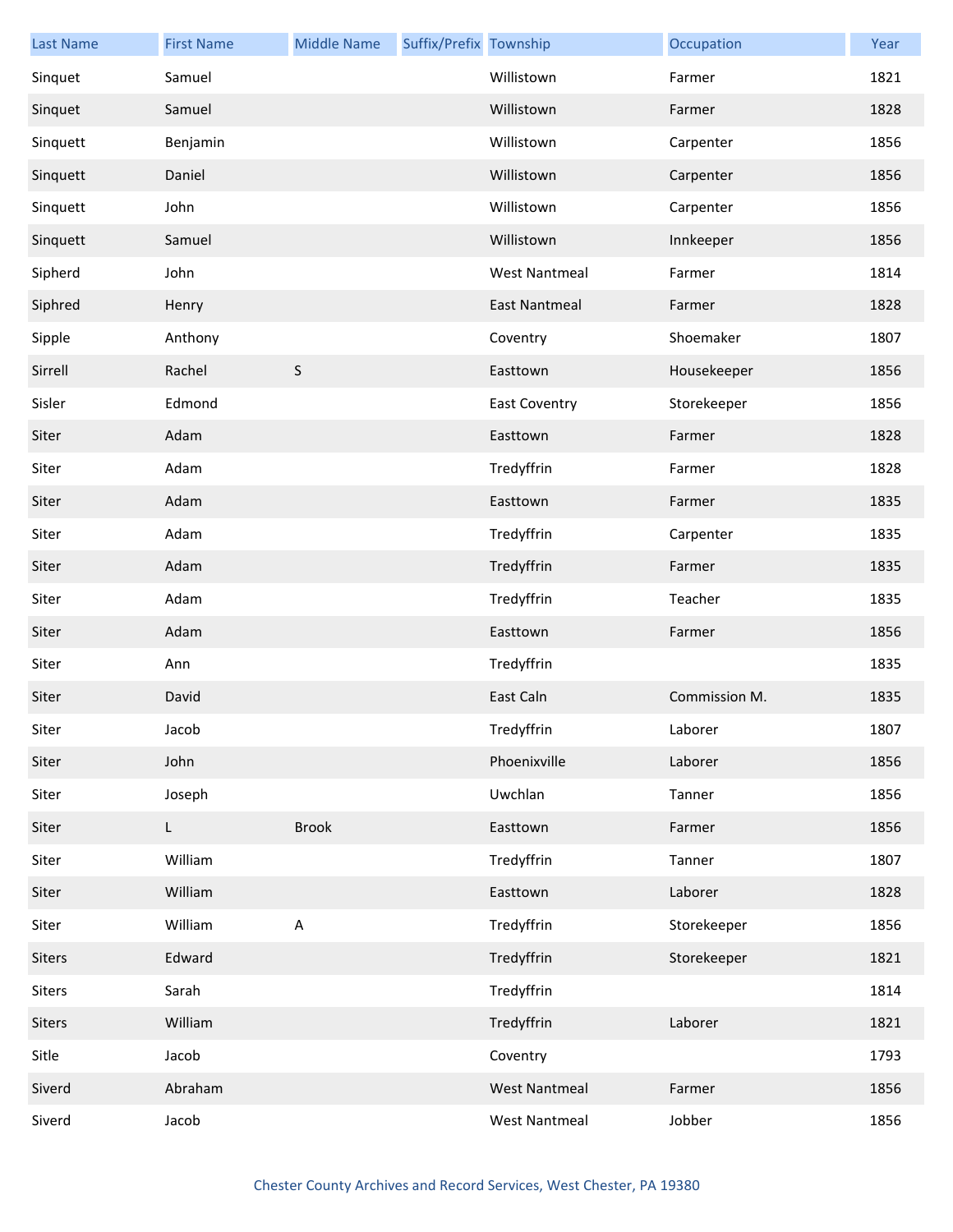| Last Name | First Name | Middle Name | Suffix/Prefix | Township | Occupation | Year |
|---|---|---|---|---|---|---|
| Sinquet | Samuel | | | Willistown | Farmer | 1821 |
| Sinquet | Samuel | | | Willistown | Farmer | 1828 |
| Sinquett | Benjamin | | | Willistown | Carpenter | 1856 |
| Sinquett | Daniel | | | Willistown | Carpenter | 1856 |
| Sinquett | John | | | Willistown | Carpenter | 1856 |
| Sinquett | Samuel | | | Willistown | Innkeeper | 1856 |
| Sipherd | John | | | West Nantmeal | Farmer | 1814 |
| Siphred | Henry | | | East Nantmeal | Farmer | 1828 |
| Sipple | Anthony | | | Coventry | Shoemaker | 1807 |
| Sirrell | Rachel | S | | Easttown | Housekeeper | 1856 |
| Sisler | Edmond | | | East Coventry | Storekeeper | 1856 |
| Siter | Adam | | | Easttown | Farmer | 1828 |
| Siter | Adam | | | Tredyffrin | Farmer | 1828 |
| Siter | Adam | | | Easttown | Farmer | 1835 |
| Siter | Adam | | | Tredyffrin | Carpenter | 1835 |
| Siter | Adam | | | Tredyffrin | Farmer | 1835 |
| Siter | Adam | | | Tredyffrin | Teacher | 1835 |
| Siter | Adam | | | Easttown | Farmer | 1856 |
| Siter | Ann | | | Tredyffrin | | 1835 |
| Siter | David | | | East Caln | Commission M. | 1835 |
| Siter | Jacob | | | Tredyffrin | Laborer | 1807 |
| Siter | John | | | Phoenixville | Laborer | 1856 |
| Siter | Joseph | | | Uwchlan | Tanner | 1856 |
| Siter | L | Brook | | Easttown | Farmer | 1856 |
| Siter | William | | | Tredyffrin | Tanner | 1807 |
| Siter | William | | | Easttown | Laborer | 1828 |
| Siter | William | A | | Tredyffrin | Storekeeper | 1856 |
| Siters | Edward | | | Tredyffrin | Storekeeper | 1821 |
| Siters | Sarah | | | Tredyffrin | | 1814 |
| Siters | William | | | Tredyffrin | Laborer | 1821 |
| Sitle | Jacob | | | Coventry | | 1793 |
| Siverd | Abraham | | | West Nantmeal | Farmer | 1856 |
| Siverd | Jacob | | | West Nantmeal | Jobber | 1856 |

Chester County Archives and Record Services, West Chester, PA 19380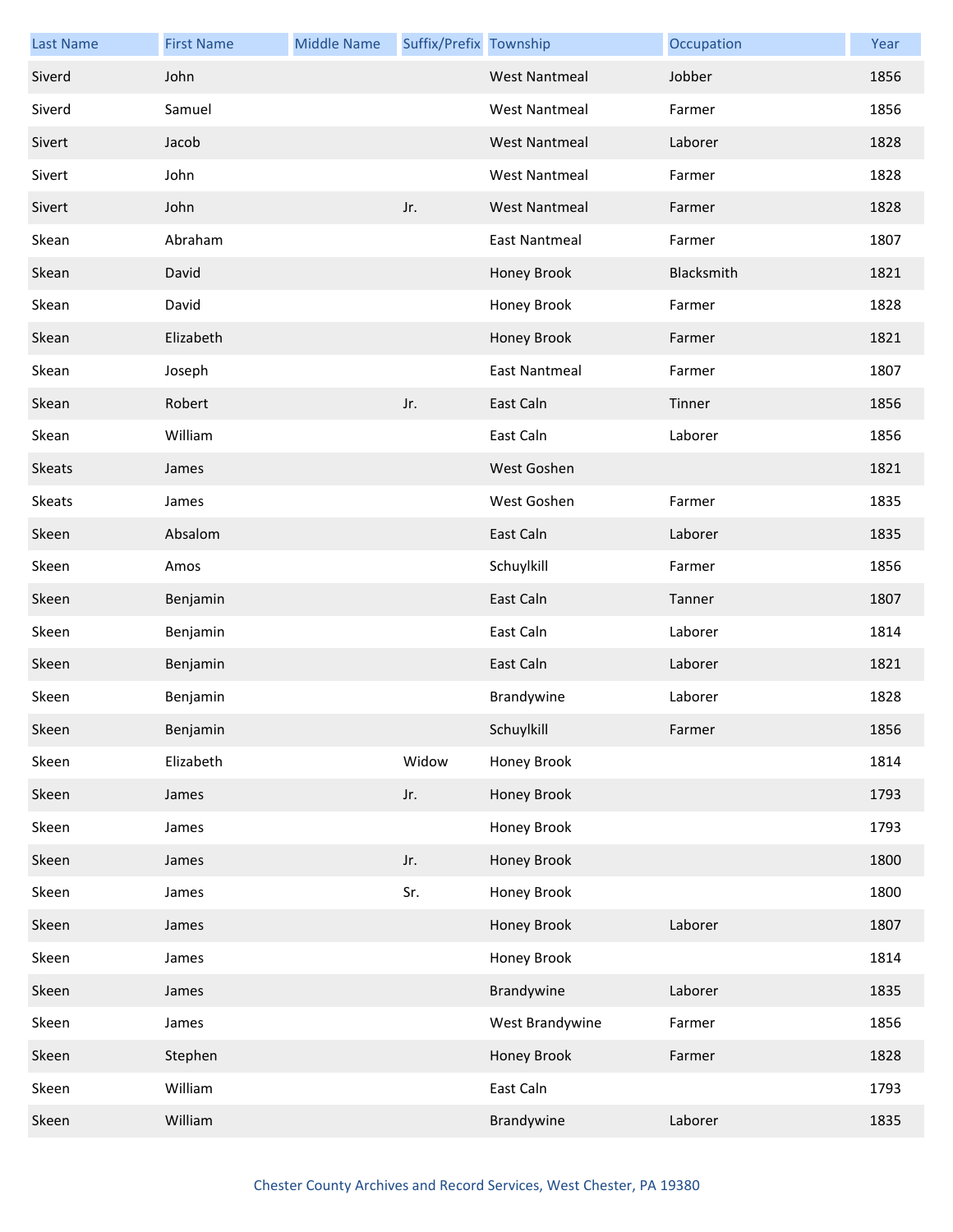| Last Name | First Name | Middle Name | Suffix/Prefix | Township | Occupation | Year |
|---|---|---|---|---|---|---|
| Siverd | John | | | West Nantmeal | Jobber | 1856 |
| Siverd | Samuel | | | West Nantmeal | Farmer | 1856 |
| Sivert | Jacob | | | West Nantmeal | Laborer | 1828 |
| Sivert | John | | | West Nantmeal | Farmer | 1828 |
| Sivert | John | | Jr. | West Nantmeal | Farmer | 1828 |
| Skean | Abraham | | | East Nantmeal | Farmer | 1807 |
| Skean | David | | | Honey Brook | Blacksmith | 1821 |
| Skean | David | | | Honey Brook | Farmer | 1828 |
| Skean | Elizabeth | | | Honey Brook | Farmer | 1821 |
| Skean | Joseph | | | East Nantmeal | Farmer | 1807 |
| Skean | Robert | | Jr. | East Caln | Tinner | 1856 |
| Skean | William | | | East Caln | Laborer | 1856 |
| Skeats | James | | | West Goshen | | 1821 |
| Skeats | James | | | West Goshen | Farmer | 1835 |
| Skeen | Absalom | | | East Caln | Laborer | 1835 |
| Skeen | Amos | | | Schuylkill | Farmer | 1856 |
| Skeen | Benjamin | | | East Caln | Tanner | 1807 |
| Skeen | Benjamin | | | East Caln | Laborer | 1814 |
| Skeen | Benjamin | | | East Caln | Laborer | 1821 |
| Skeen | Benjamin | | | Brandywine | Laborer | 1828 |
| Skeen | Benjamin | | | Schuylkill | Farmer | 1856 |
| Skeen | Elizabeth | | Widow | Honey Brook | | 1814 |
| Skeen | James | | Jr. | Honey Brook | | 1793 |
| Skeen | James | | | Honey Brook | | 1793 |
| Skeen | James | | Jr. | Honey Brook | | 1800 |
| Skeen | James | | Sr. | Honey Brook | | 1800 |
| Skeen | James | | | Honey Brook | Laborer | 1807 |
| Skeen | James | | | Honey Brook | | 1814 |
| Skeen | James | | | Brandywine | Laborer | 1835 |
| Skeen | James | | | West Brandywine | Farmer | 1856 |
| Skeen | Stephen | | | Honey Brook | Farmer | 1828 |
| Skeen | William | | | East Caln | | 1793 |
| Skeen | William | | | Brandywine | Laborer | 1835 |

Chester County Archives and Record Services, West Chester, PA 19380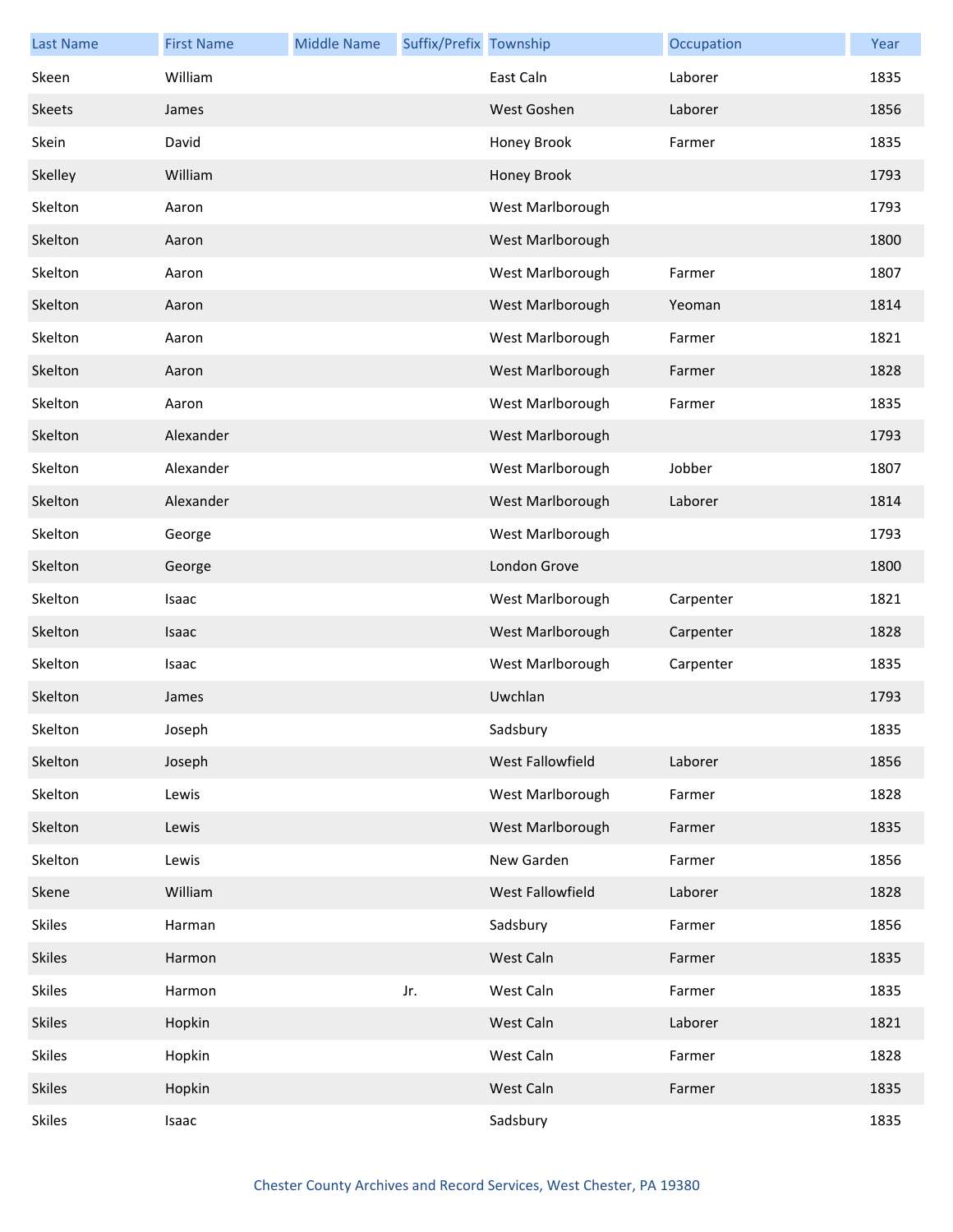| Last Name | First Name | Middle Name | Suffix/Prefix | Township | Occupation | Year |
|---|---|---|---|---|---|---|
| Skeen | William | | | East Caln | Laborer | 1835 |
| Skeets | James | | | West Goshen | Laborer | 1856 |
| Skein | David | | | Honey Brook | Farmer | 1835 |
| Skelley | William | | | Honey Brook | | 1793 |
| Skelton | Aaron | | | West Marlborough | | 1793 |
| Skelton | Aaron | | | West Marlborough | | 1800 |
| Skelton | Aaron | | | West Marlborough | Farmer | 1807 |
| Skelton | Aaron | | | West Marlborough | Yeoman | 1814 |
| Skelton | Aaron | | | West Marlborough | Farmer | 1821 |
| Skelton | Aaron | | | West Marlborough | Farmer | 1828 |
| Skelton | Aaron | | | West Marlborough | Farmer | 1835 |
| Skelton | Alexander | | | West Marlborough | | 1793 |
| Skelton | Alexander | | | West Marlborough | Jobber | 1807 |
| Skelton | Alexander | | | West Marlborough | Laborer | 1814 |
| Skelton | George | | | West Marlborough | | 1793 |
| Skelton | George | | | London Grove | | 1800 |
| Skelton | Isaac | | | West Marlborough | Carpenter | 1821 |
| Skelton | Isaac | | | West Marlborough | Carpenter | 1828 |
| Skelton | Isaac | | | West Marlborough | Carpenter | 1835 |
| Skelton | James | | | Uwchlan | | 1793 |
| Skelton | Joseph | | | Sadsbury | | 1835 |
| Skelton | Joseph | | | West Fallowfield | Laborer | 1856 |
| Skelton | Lewis | | | West Marlborough | Farmer | 1828 |
| Skelton | Lewis | | | West Marlborough | Farmer | 1835 |
| Skelton | Lewis | | | New Garden | Farmer | 1856 |
| Skene | William | | | West Fallowfield | Laborer | 1828 |
| Skiles | Harman | | | Sadsbury | Farmer | 1856 |
| Skiles | Harmon | | | West Caln | Farmer | 1835 |
| Skiles | Harmon | | Jr. | West Caln | Farmer | 1835 |
| Skiles | Hopkin | | | West Caln | Laborer | 1821 |
| Skiles | Hopkin | | | West Caln | Farmer | 1828 |
| Skiles | Hopkin | | | West Caln | Farmer | 1835 |
| Skiles | Isaac | | | Sadsbury | | 1835 |

Chester County Archives and Record Services, West Chester, PA 19380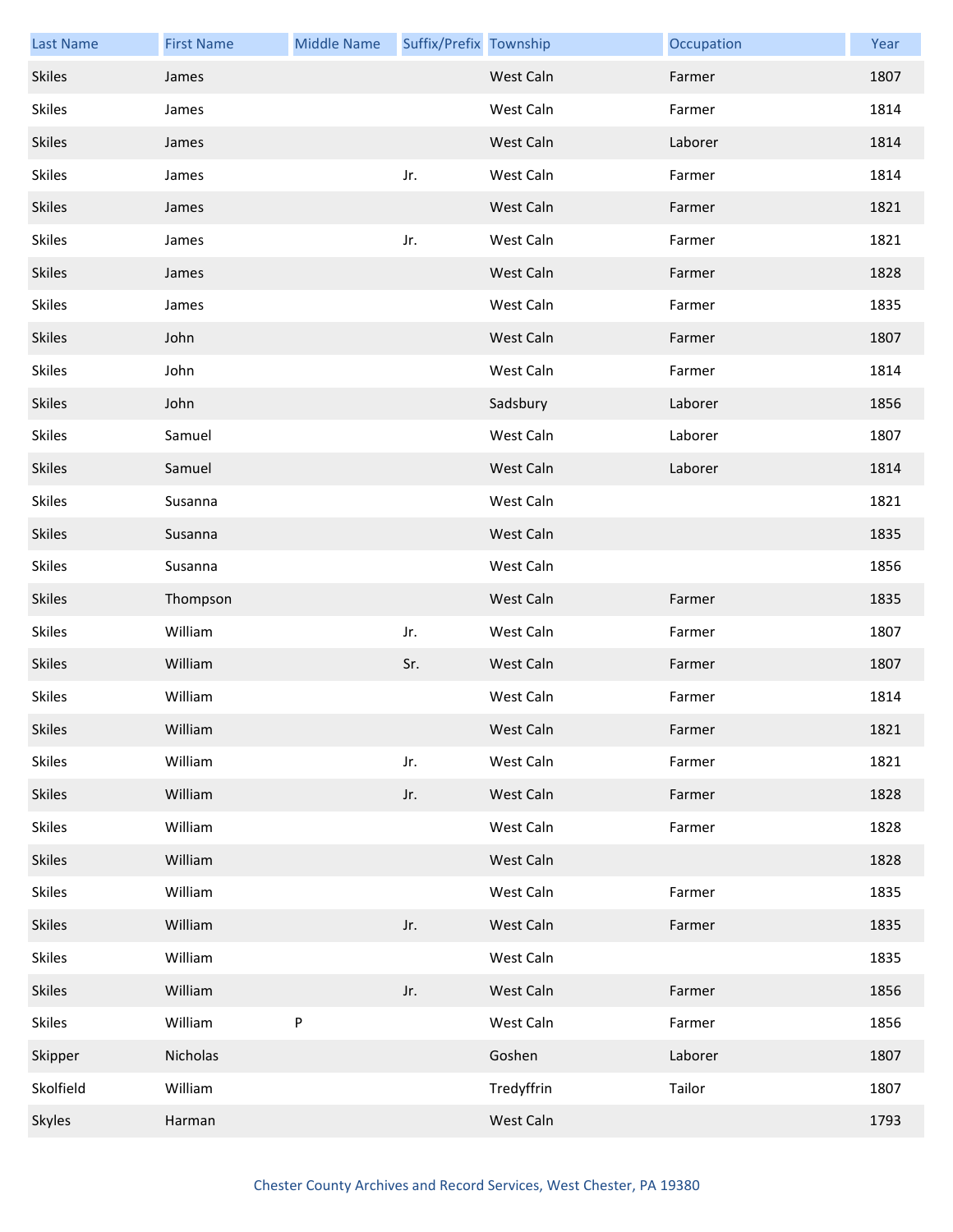| Last Name | First Name | Middle Name | Suffix/Prefix | Township | Occupation | Year |
|---|---|---|---|---|---|---|
| Skiles | James | | | West Caln | Farmer | 1807 |
| Skiles | James | | | West Caln | Farmer | 1814 |
| Skiles | James | | | West Caln | Laborer | 1814 |
| Skiles | James | | Jr. | West Caln | Farmer | 1814 |
| Skiles | James | | | West Caln | Farmer | 1821 |
| Skiles | James | | Jr. | West Caln | Farmer | 1821 |
| Skiles | James | | | West Caln | Farmer | 1828 |
| Skiles | James | | | West Caln | Farmer | 1835 |
| Skiles | John | | | West Caln | Farmer | 1807 |
| Skiles | John | | | West Caln | Farmer | 1814 |
| Skiles | John | | | Sadsbury | Laborer | 1856 |
| Skiles | Samuel | | | West Caln | Laborer | 1807 |
| Skiles | Samuel | | | West Caln | Laborer | 1814 |
| Skiles | Susanna | | | West Caln | | 1821 |
| Skiles | Susanna | | | West Caln | | 1835 |
| Skiles | Susanna | | | West Caln | | 1856 |
| Skiles | Thompson | | | West Caln | Farmer | 1835 |
| Skiles | William | | Jr. | West Caln | Farmer | 1807 |
| Skiles | William | | Sr. | West Caln | Farmer | 1807 |
| Skiles | William | | | West Caln | Farmer | 1814 |
| Skiles | William | | | West Caln | Farmer | 1821 |
| Skiles | William | | Jr. | West Caln | Farmer | 1821 |
| Skiles | William | | Jr. | West Caln | Farmer | 1828 |
| Skiles | William | | | West Caln | Farmer | 1828 |
| Skiles | William | | | West Caln | | 1828 |
| Skiles | William | | | West Caln | Farmer | 1835 |
| Skiles | William | | Jr. | West Caln | Farmer | 1835 |
| Skiles | William | | | West Caln | | 1835 |
| Skiles | William | | Jr. | West Caln | Farmer | 1856 |
| Skiles | William | P | | West Caln | Farmer | 1856 |
| Skipper | Nicholas | | | Goshen | Laborer | 1807 |
| Skolfield | William | | | Tredyffrin | Tailor | 1807 |
| Skyles | Harman | | | West Caln | | 1793 |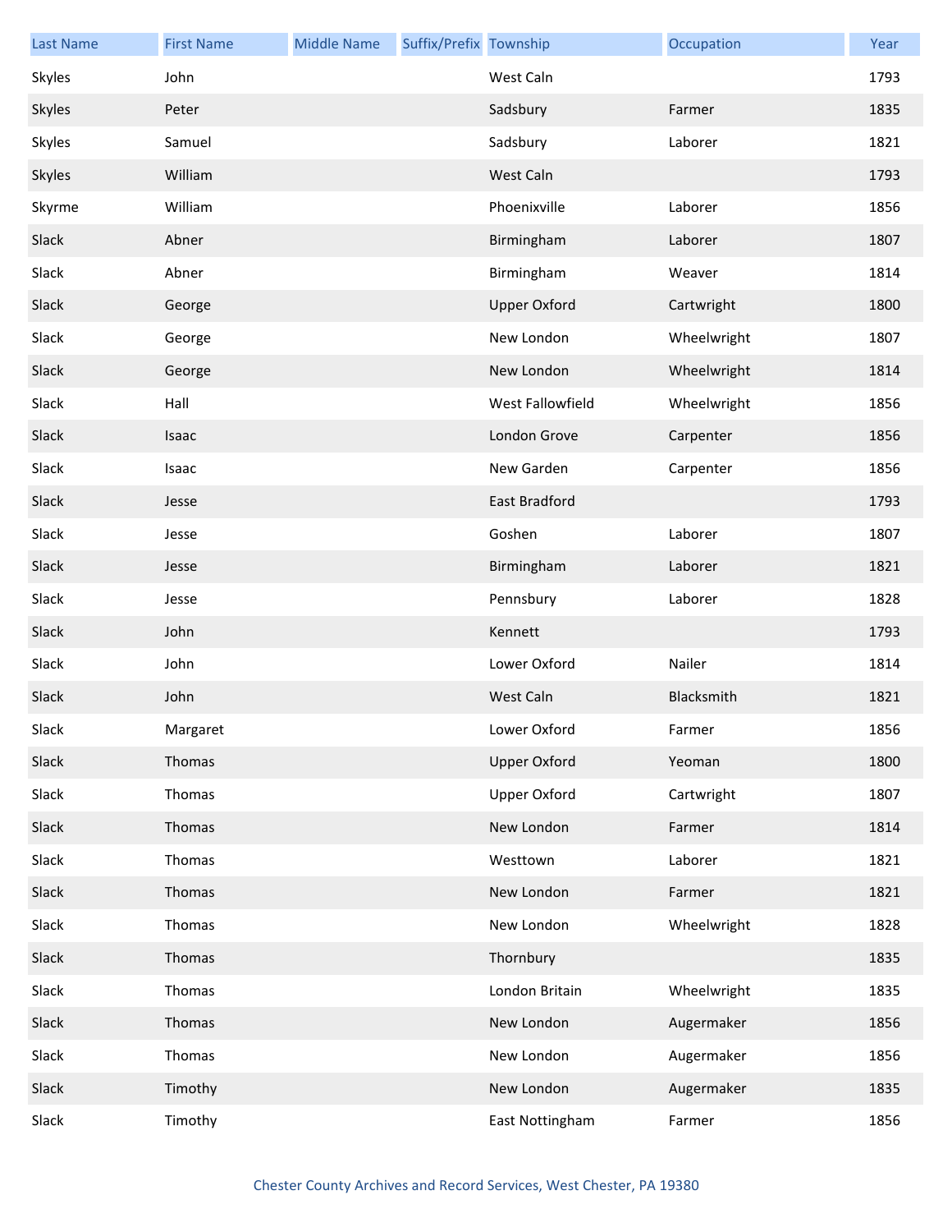| Last Name | First Name | Middle Name | Suffix/Prefix | Township | Occupation | Year |
|---|---|---|---|---|---|---|
| Skyles | John | | | West Caln | | 1793 |
| Skyles | Peter | | | Sadsbury | Farmer | 1835 |
| Skyles | Samuel | | | Sadsbury | Laborer | 1821 |
| Skyles | William | | | West Caln | | 1793 |
| Skyrme | William | | | Phoenixville | Laborer | 1856 |
| Slack | Abner | | | Birmingham | Laborer | 1807 |
| Slack | Abner | | | Birmingham | Weaver | 1814 |
| Slack | George | | | Upper Oxford | Cartwright | 1800 |
| Slack | George | | | New London | Wheelwright | 1807 |
| Slack | George | | | New London | Wheelwright | 1814 |
| Slack | Hall | | | West Fallowfield | Wheelwright | 1856 |
| Slack | Isaac | | | London Grove | Carpenter | 1856 |
| Slack | Isaac | | | New Garden | Carpenter | 1856 |
| Slack | Jesse | | | East Bradford | | 1793 |
| Slack | Jesse | | | Goshen | Laborer | 1807 |
| Slack | Jesse | | | Birmingham | Laborer | 1821 |
| Slack | Jesse | | | Pennsbury | Laborer | 1828 |
| Slack | John | | | Kennett | | 1793 |
| Slack | John | | | Lower Oxford | Nailer | 1814 |
| Slack | John | | | West Caln | Blacksmith | 1821 |
| Slack | Margaret | | | Lower Oxford | Farmer | 1856 |
| Slack | Thomas | | | Upper Oxford | Yeoman | 1800 |
| Slack | Thomas | | | Upper Oxford | Cartwright | 1807 |
| Slack | Thomas | | | New London | Farmer | 1814 |
| Slack | Thomas | | | Westtown | Laborer | 1821 |
| Slack | Thomas | | | New London | Farmer | 1821 |
| Slack | Thomas | | | New London | Wheelwright | 1828 |
| Slack | Thomas | | | Thornbury | | 1835 |
| Slack | Thomas | | | London Britain | Wheelwright | 1835 |
| Slack | Thomas | | | New London | Augermaker | 1856 |
| Slack | Thomas | | | New London | Augermaker | 1856 |
| Slack | Timothy | | | New London | Augermaker | 1835 |
| Slack | Timothy | | | East Nottingham | Farmer | 1856 |

Chester County Archives and Record Services, West Chester, PA 19380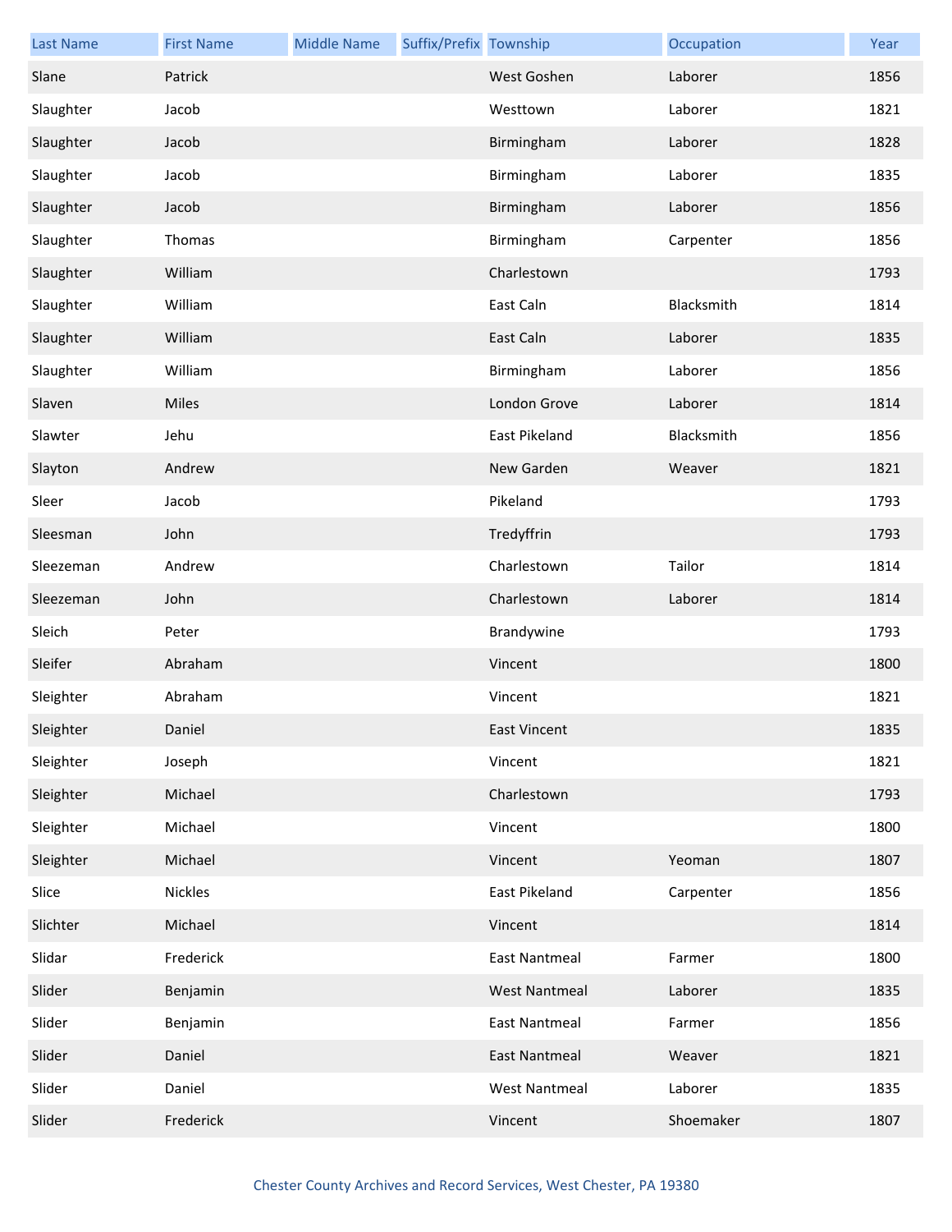| Last Name | First Name | Middle Name | Suffix/Prefix | Township | Occupation | Year |
| --- | --- | --- | --- | --- | --- | --- |
| Slane | Patrick | | | West Goshen | Laborer | 1856 |
| Slaughter | Jacob | | | Westtown | Laborer | 1821 |
| Slaughter | Jacob | | | Birmingham | Laborer | 1828 |
| Slaughter | Jacob | | | Birmingham | Laborer | 1835 |
| Slaughter | Jacob | | | Birmingham | Laborer | 1856 |
| Slaughter | Thomas | | | Birmingham | Carpenter | 1856 |
| Slaughter | William | | | Charlestown | | 1793 |
| Slaughter | William | | | East Caln | Blacksmith | 1814 |
| Slaughter | William | | | East Caln | Laborer | 1835 |
| Slaughter | William | | | Birmingham | Laborer | 1856 |
| Slaven | Miles | | | London Grove | Laborer | 1814 |
| Slawter | Jehu | | | East Pikeland | Blacksmith | 1856 |
| Slayton | Andrew | | | New Garden | Weaver | 1821 |
| Sleer | Jacob | | | Pikeland | | 1793 |
| Sleesman | John | | | Tredyffrin | | 1793 |
| Sleezeman | Andrew | | | Charlestown | Tailor | 1814 |
| Sleezeman | John | | | Charlestown | Laborer | 1814 |
| Sleich | Peter | | | Brandywine | | 1793 |
| Sleifer | Abraham | | | Vincent | | 1800 |
| Sleighter | Abraham | | | Vincent | | 1821 |
| Sleighter | Daniel | | | East Vincent | | 1835 |
| Sleighter | Joseph | | | Vincent | | 1821 |
| Sleighter | Michael | | | Charlestown | | 1793 |
| Sleighter | Michael | | | Vincent | | 1800 |
| Sleighter | Michael | | | Vincent | Yeoman | 1807 |
| Slice | Nickles | | | East Pikeland | Carpenter | 1856 |
| Slichter | Michael | | | Vincent | | 1814 |
| Slidar | Frederick | | | East Nantmeal | Farmer | 1800 |
| Slider | Benjamin | | | West Nantmeal | Laborer | 1835 |
| Slider | Benjamin | | | East Nantmeal | Farmer | 1856 |
| Slider | Daniel | | | East Nantmeal | Weaver | 1821 |
| Slider | Daniel | | | West Nantmeal | Laborer | 1835 |
| Slider | Frederick | | | Vincent | Shoemaker | 1807 |

Chester County Archives and Record Services, West Chester, PA 19380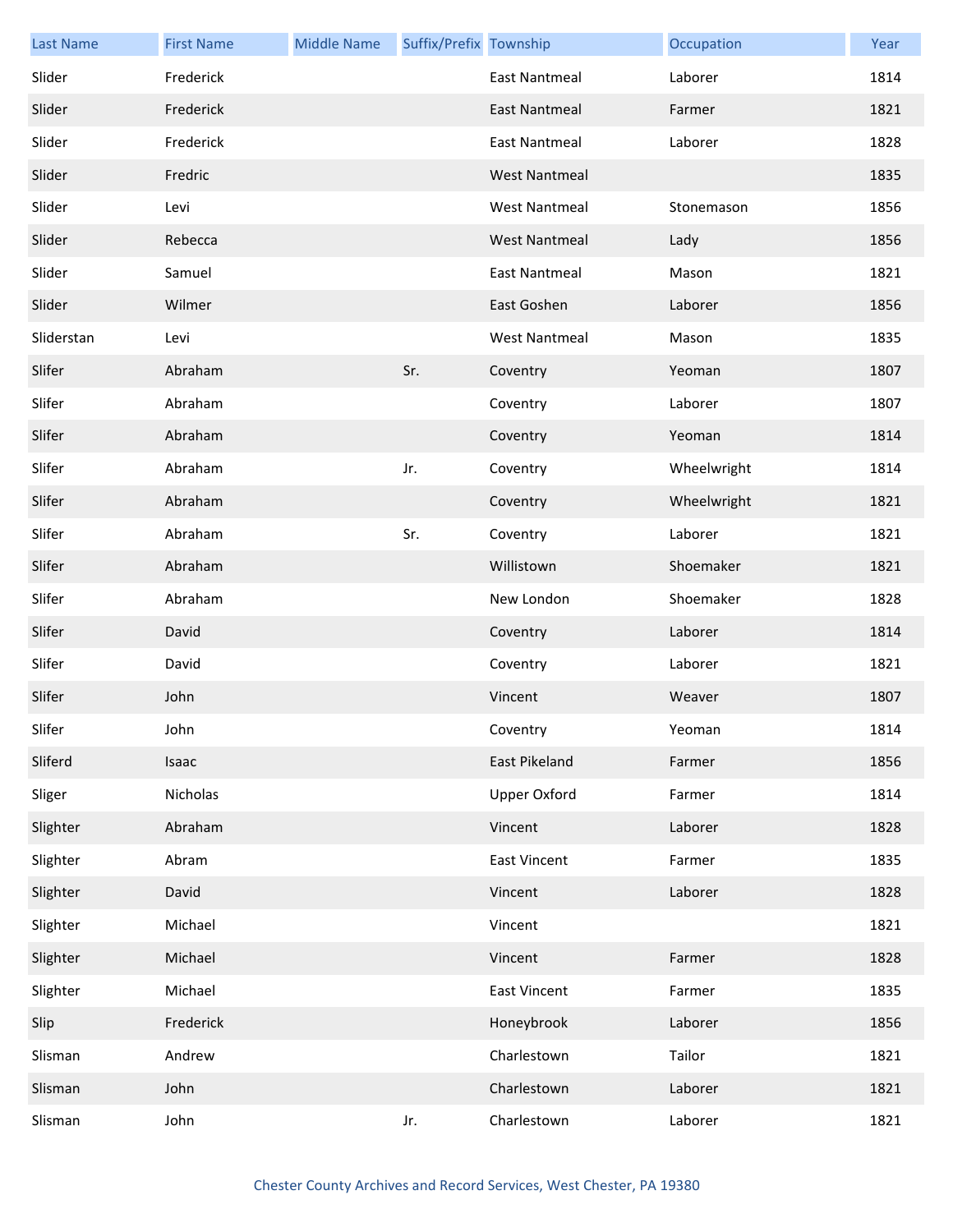| Last Name | First Name | Middle Name | Suffix/Prefix | Township | Occupation | Year |
|---|---|---|---|---|---|---|
| Slider | Frederick | | | East Nantmeal | Laborer | 1814 |
| Slider | Frederick | | | East Nantmeal | Farmer | 1821 |
| Slider | Frederick | | | East Nantmeal | Laborer | 1828 |
| Slider | Fredric | | | West Nantmeal | | 1835 |
| Slider | Levi | | | West Nantmeal | Stonemason | 1856 |
| Slider | Rebecca | | | West Nantmeal | Lady | 1856 |
| Slider | Samuel | | | East Nantmeal | Mason | 1821 |
| Slider | Wilmer | | | East Goshen | Laborer | 1856 |
| Sliderstan | Levi | | | West Nantmeal | Mason | 1835 |
| Slifer | Abraham | | Sr. | Coventry | Yeoman | 1807 |
| Slifer | Abraham | | | Coventry | Laborer | 1807 |
| Slifer | Abraham | | | Coventry | Yeoman | 1814 |
| Slifer | Abraham | | Jr. | Coventry | Wheelwright | 1814 |
| Slifer | Abraham | | | Coventry | Wheelwright | 1821 |
| Slifer | Abraham | | Sr. | Coventry | Laborer | 1821 |
| Slifer | Abraham | | | Willistown | Shoemaker | 1821 |
| Slifer | Abraham | | | New London | Shoemaker | 1828 |
| Slifer | David | | | Coventry | Laborer | 1814 |
| Slifer | David | | | Coventry | Laborer | 1821 |
| Slifer | John | | | Vincent | Weaver | 1807 |
| Slifer | John | | | Coventry | Yeoman | 1814 |
| Sliferd | Isaac | | | East Pikeland | Farmer | 1856 |
| Sliger | Nicholas | | | Upper Oxford | Farmer | 1814 |
| Slighter | Abraham | | | Vincent | Laborer | 1828 |
| Slighter | Abram | | | East Vincent | Farmer | 1835 |
| Slighter | David | | | Vincent | Laborer | 1828 |
| Slighter | Michael | | | Vincent | | 1821 |
| Slighter | Michael | | | Vincent | Farmer | 1828 |
| Slighter | Michael | | | East Vincent | Farmer | 1835 |
| Slip | Frederick | | | Honeybrook | Laborer | 1856 |
| Slisman | Andrew | | | Charlestown | Tailor | 1821 |
| Slisman | John | | | Charlestown | Laborer | 1821 |
| Slisman | John | | Jr. | Charlestown | Laborer | 1821 |

Chester County Archives and Record Services, West Chester, PA 19380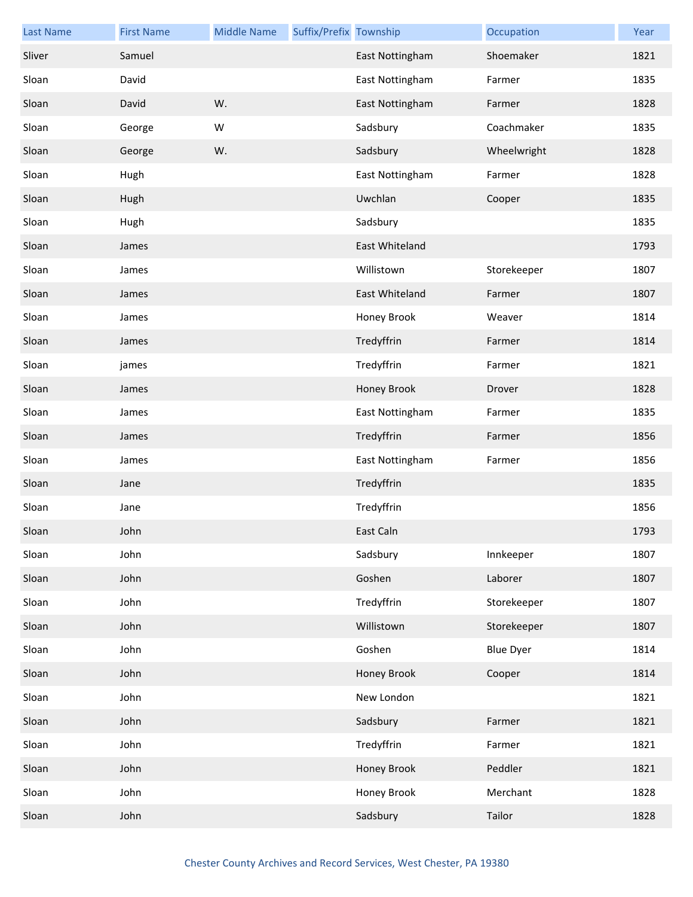| Last Name | First Name | Middle Name | Suffix/Prefix | Township | Occupation | Year |
|---|---|---|---|---|---|---|
| Sliver | Samuel | | | East Nottingham | Shoemaker | 1821 |
| Sloan | David | | | East Nottingham | Farmer | 1835 |
| Sloan | David | W. | | East Nottingham | Farmer | 1828 |
| Sloan | George | W | | Sadsbury | Coachmaker | 1835 |
| Sloan | George | W. | | Sadsbury | Wheelwright | 1828 |
| Sloan | Hugh | | | East Nottingham | Farmer | 1828 |
| Sloan | Hugh | | | Uwchlan | Cooper | 1835 |
| Sloan | Hugh | | | Sadsbury | | 1835 |
| Sloan | James | | | East Whiteland | | 1793 |
| Sloan | James | | | Willistown | Storekeeper | 1807 |
| Sloan | James | | | East Whiteland | Farmer | 1807 |
| Sloan | James | | | Honey Brook | Weaver | 1814 |
| Sloan | James | | | Tredyffrin | Farmer | 1814 |
| Sloan | james | | | Tredyffrin | Farmer | 1821 |
| Sloan | James | | | Honey Brook | Drover | 1828 |
| Sloan | James | | | East Nottingham | Farmer | 1835 |
| Sloan | James | | | Tredyffrin | Farmer | 1856 |
| Sloan | James | | | East Nottingham | Farmer | 1856 |
| Sloan | Jane | | | Tredyffrin | | 1835 |
| Sloan | Jane | | | Tredyffrin | | 1856 |
| Sloan | John | | | East Caln | | 1793 |
| Sloan | John | | | Sadsbury | Innkeeper | 1807 |
| Sloan | John | | | Goshen | Laborer | 1807 |
| Sloan | John | | | Tredyffrin | Storekeeper | 1807 |
| Sloan | John | | | Willistown | Storekeeper | 1807 |
| Sloan | John | | | Goshen | Blue Dyer | 1814 |
| Sloan | John | | | Honey Brook | Cooper | 1814 |
| Sloan | John | | | New London | | 1821 |
| Sloan | John | | | Sadsbury | Farmer | 1821 |
| Sloan | John | | | Tredyffrin | Farmer | 1821 |
| Sloan | John | | | Honey Brook | Peddler | 1821 |
| Sloan | John | | | Honey Brook | Merchant | 1828 |
| Sloan | John | | | Sadsbury | Tailor | 1828 |

Chester County Archives and Record Services, West Chester, PA 19380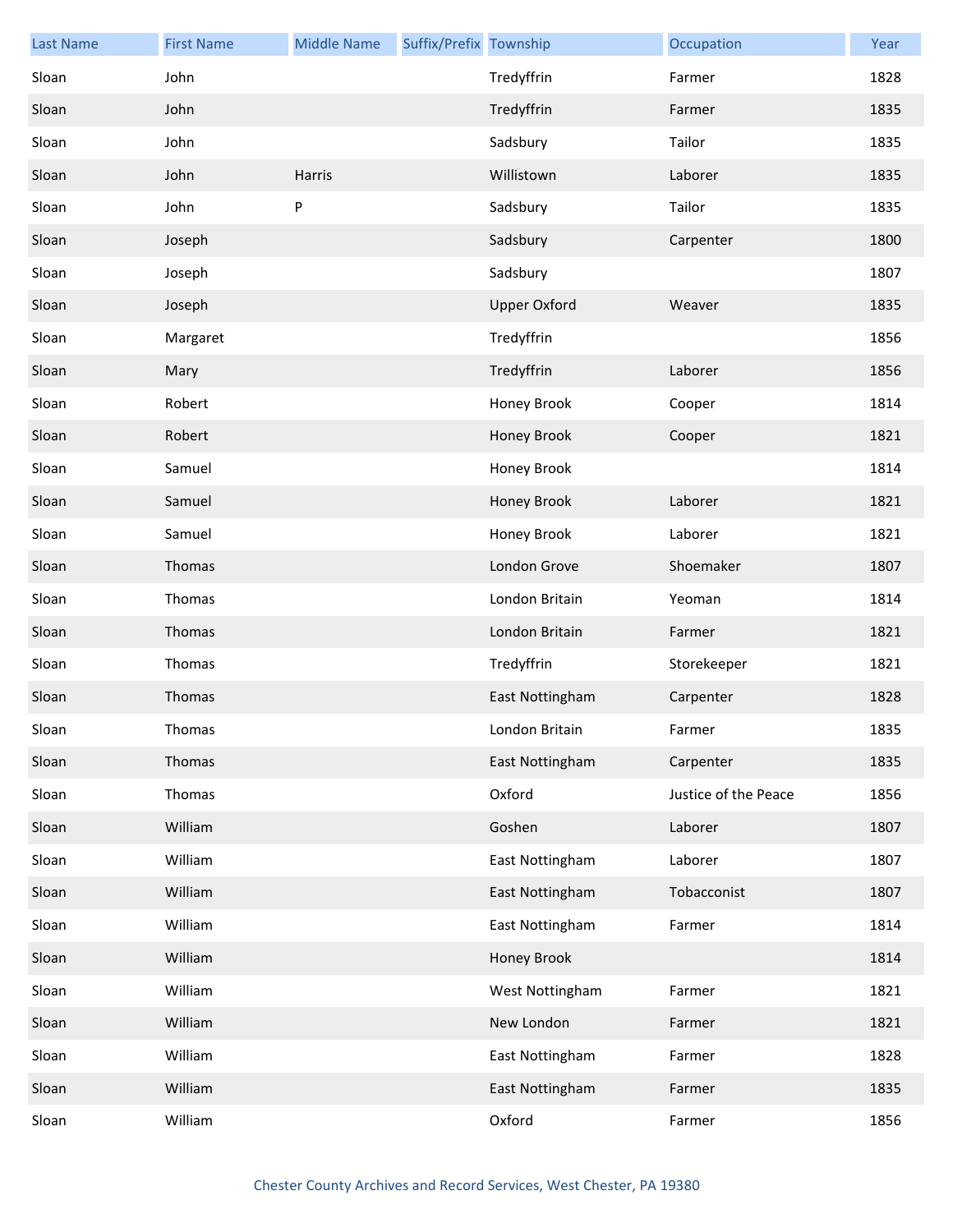| Last Name | First Name | Middle Name | Suffix/Prefix | Township | Occupation | Year |
| --- | --- | --- | --- | --- | --- | --- |
| Sloan | John | | | Tredyffrin | Farmer | 1828 |
| Sloan | John | | | Tredyffrin | Farmer | 1835 |
| Sloan | John | | | Sadsbury | Tailor | 1835 |
| Sloan | John | Harris | | Willistown | Laborer | 1835 |
| Sloan | John | P | | Sadsbury | Tailor | 1835 |
| Sloan | Joseph | | | Sadsbury | Carpenter | 1800 |
| Sloan | Joseph | | | Sadsbury | | 1807 |
| Sloan | Joseph | | | Upper Oxford | Weaver | 1835 |
| Sloan | Margaret | | | Tredyffrin | | 1856 |
| Sloan | Mary | | | Tredyffrin | Laborer | 1856 |
| Sloan | Robert | | | Honey Brook | Cooper | 1814 |
| Sloan | Robert | | | Honey Brook | Cooper | 1821 |
| Sloan | Samuel | | | Honey Brook | | 1814 |
| Sloan | Samuel | | | Honey Brook | Laborer | 1821 |
| Sloan | Samuel | | | Honey Brook | Laborer | 1821 |
| Sloan | Thomas | | | London Grove | Shoemaker | 1807 |
| Sloan | Thomas | | | London Britain | Yeoman | 1814 |
| Sloan | Thomas | | | London Britain | Farmer | 1821 |
| Sloan | Thomas | | | Tredyffrin | Storekeeper | 1821 |
| Sloan | Thomas | | | East Nottingham | Carpenter | 1828 |
| Sloan | Thomas | | | London Britain | Farmer | 1835 |
| Sloan | Thomas | | | East Nottingham | Carpenter | 1835 |
| Sloan | Thomas | | | Oxford | Justice of the Peace | 1856 |
| Sloan | William | | | Goshen | Laborer | 1807 |
| Sloan | William | | | East Nottingham | Laborer | 1807 |
| Sloan | William | | | East Nottingham | Tobacconist | 1807 |
| Sloan | William | | | East Nottingham | Farmer | 1814 |
| Sloan | William | | | Honey Brook | | 1814 |
| Sloan | William | | | West Nottingham | Farmer | 1821 |
| Sloan | William | | | New London | Farmer | 1821 |
| Sloan | William | | | East Nottingham | Farmer | 1828 |
| Sloan | William | | | East Nottingham | Farmer | 1835 |
| Sloan | William | | | Oxford | Farmer | 1856 |

Chester County Archives and Record Services, West Chester, PA 19380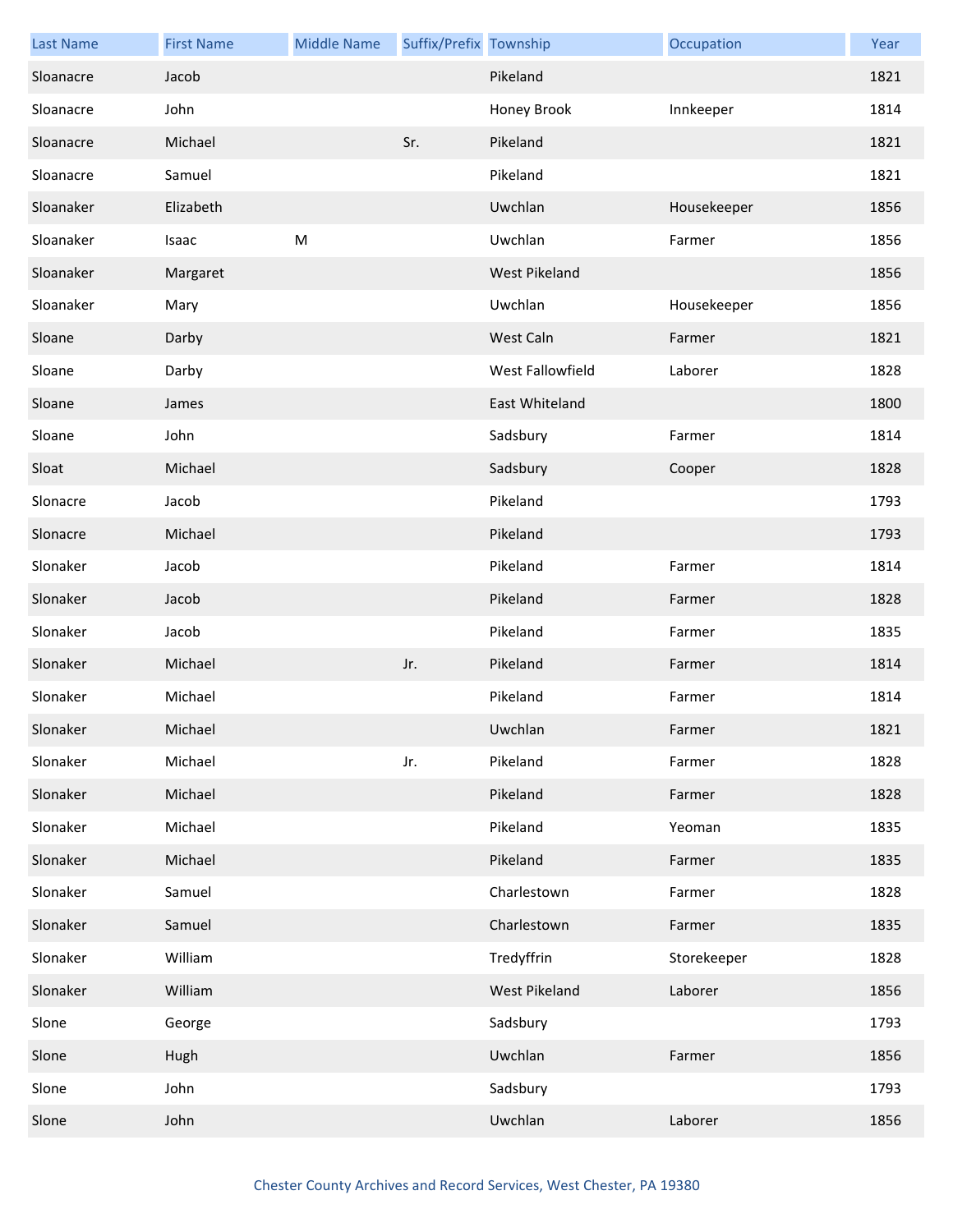| Last Name | First Name | Middle Name | Suffix/Prefix | Township | Occupation | Year |
| --- | --- | --- | --- | --- | --- | --- |
| Sloanacre | Jacob | | | Pikeland | | 1821 |
| Sloanacre | John | | | Honey Brook | Innkeeper | 1814 |
| Sloanacre | Michael | | Sr. | Pikeland | | 1821 |
| Sloanacre | Samuel | | | Pikeland | | 1821 |
| Sloanaker | Elizabeth | | | Uwchlan | Housekeeper | 1856 |
| Sloanaker | Isaac | M | | Uwchlan | Farmer | 1856 |
| Sloanaker | Margaret | | | West Pikeland | | 1856 |
| Sloanaker | Mary | | | Uwchlan | Housekeeper | 1856 |
| Sloane | Darby | | | West Caln | Farmer | 1821 |
| Sloane | Darby | | | West Fallowfield | Laborer | 1828 |
| Sloane | James | | | East Whiteland | | 1800 |
| Sloane | John | | | Sadsbury | Farmer | 1814 |
| Sloat | Michael | | | Sadsbury | Cooper | 1828 |
| Slonacre | Jacob | | | Pikeland | | 1793 |
| Slonacre | Michael | | | Pikeland | | 1793 |
| Slonaker | Jacob | | | Pikeland | Farmer | 1814 |
| Slonaker | Jacob | | | Pikeland | Farmer | 1828 |
| Slonaker | Jacob | | | Pikeland | Farmer | 1835 |
| Slonaker | Michael | | Jr. | Pikeland | Farmer | 1814 |
| Slonaker | Michael | | | Pikeland | Farmer | 1814 |
| Slonaker | Michael | | | Uwchlan | Farmer | 1821 |
| Slonaker | Michael | | Jr. | Pikeland | Farmer | 1828 |
| Slonaker | Michael | | | Pikeland | Farmer | 1828 |
| Slonaker | Michael | | | Pikeland | Yeoman | 1835 |
| Slonaker | Michael | | | Pikeland | Farmer | 1835 |
| Slonaker | Samuel | | | Charlestown | Farmer | 1828 |
| Slonaker | Samuel | | | Charlestown | Farmer | 1835 |
| Slonaker | William | | | Tredyffrin | Storekeeper | 1828 |
| Slonaker | William | | | West Pikeland | Laborer | 1856 |
| Slone | George | | | Sadsbury | | 1793 |
| Slone | Hugh | | | Uwchlan | Farmer | 1856 |
| Slone | John | | | Sadsbury | | 1793 |
| Slone | John | | | Uwchlan | Laborer | 1856 |

Chester County Archives and Record Services, West Chester, PA 19380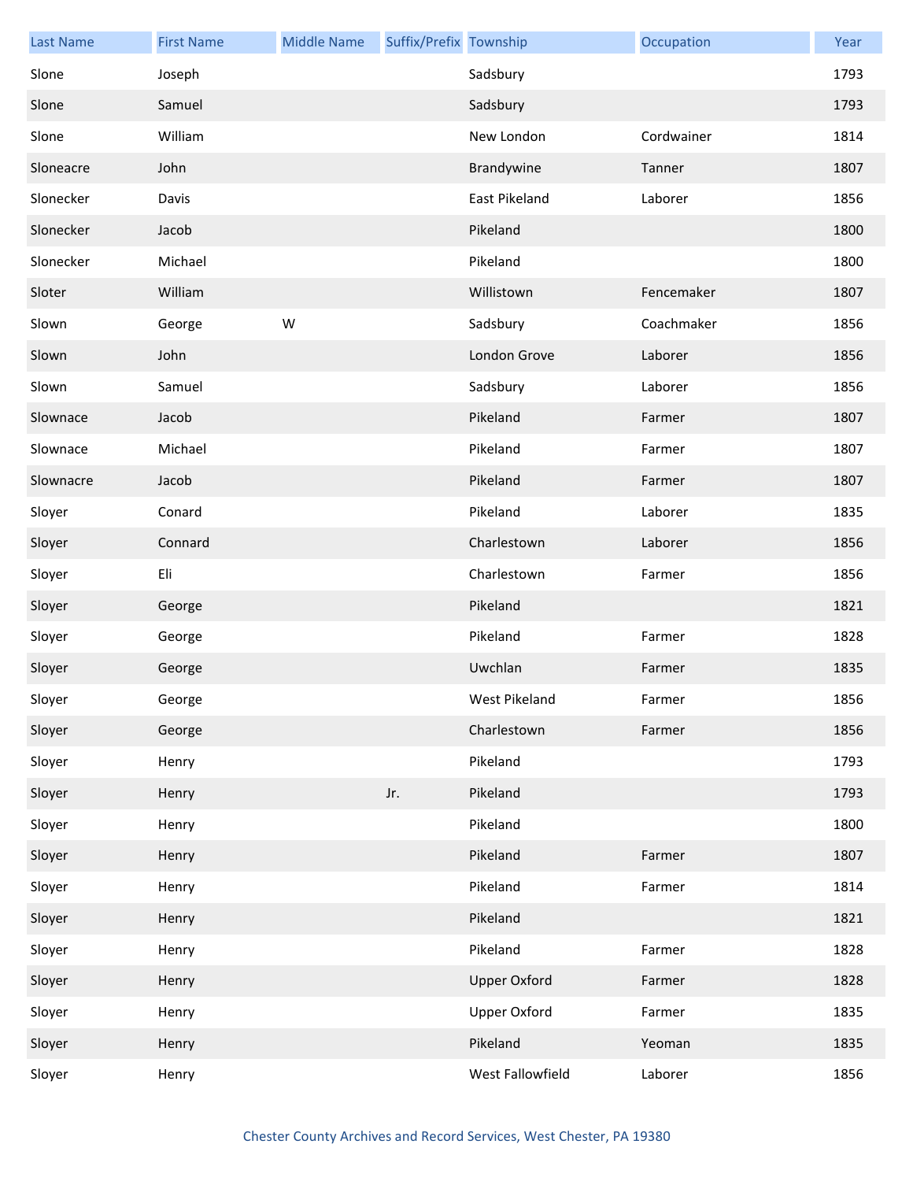| Last Name | First Name | Middle Name | Suffix/Prefix | Township | Occupation | Year |
|---|---|---|---|---|---|---|
| Slone | Joseph | | | Sadsbury | | 1793 |
| Slone | Samuel | | | Sadsbury | | 1793 |
| Slone | William | | | New London | Cordwainer | 1814 |
| Sloneacre | John | | | Brandywine | Tanner | 1807 |
| Slonecker | Davis | | | East Pikeland | Laborer | 1856 |
| Slonecker | Jacob | | | Pikeland | | 1800 |
| Slonecker | Michael | | | Pikeland | | 1800 |
| Sloter | William | | | Willistown | Fencemaker | 1807 |
| Slown | George | W | | Sadsbury | Coachmaker | 1856 |
| Slown | John | | | London Grove | Laborer | 1856 |
| Slown | Samuel | | | Sadsbury | Laborer | 1856 |
| Slownace | Jacob | | | Pikeland | Farmer | 1807 |
| Slownace | Michael | | | Pikeland | Farmer | 1807 |
| Slownacre | Jacob | | | Pikeland | Farmer | 1807 |
| Sloyer | Conard | | | Pikeland | Laborer | 1835 |
| Sloyer | Connard | | | Charlestown | Laborer | 1856 |
| Sloyer | Eli | | | Charlestown | Farmer | 1856 |
| Sloyer | George | | | Pikeland | | 1821 |
| Sloyer | George | | | Pikeland | Farmer | 1828 |
| Sloyer | George | | | Uwchlan | Farmer | 1835 |
| Sloyer | George | | | West Pikeland | Farmer | 1856 |
| Sloyer | George | | | Charlestown | Farmer | 1856 |
| Sloyer | Henry | | | Pikeland | | 1793 |
| Sloyer | Henry | | Jr. | Pikeland | | 1793 |
| Sloyer | Henry | | | Pikeland | | 1800 |
| Sloyer | Henry | | | Pikeland | Farmer | 1807 |
| Sloyer | Henry | | | Pikeland | Farmer | 1814 |
| Sloyer | Henry | | | Pikeland | | 1821 |
| Sloyer | Henry | | | Pikeland | Farmer | 1828 |
| Sloyer | Henry | | | Upper Oxford | Farmer | 1828 |
| Sloyer | Henry | | | Upper Oxford | Farmer | 1835 |
| Sloyer | Henry | | | Pikeland | Yeoman | 1835 |
| Sloyer | Henry | | | West Fallowfield | Laborer | 1856 |

Chester County Archives and Record Services, West Chester, PA 19380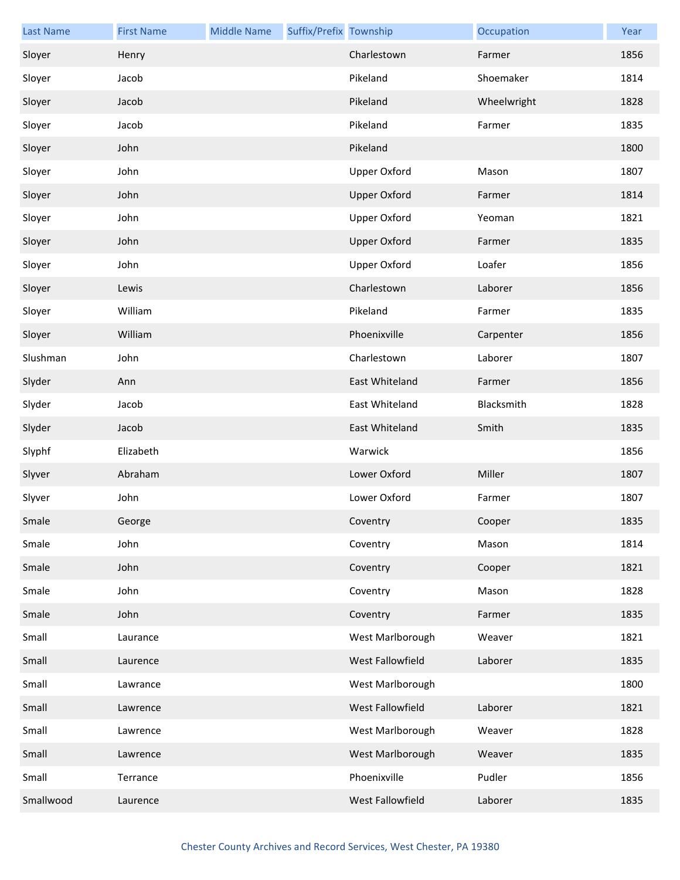| Last Name | First Name | Middle Name | Suffix/Prefix | Township | Occupation | Year |
|---|---|---|---|---|---|---|
| Sloyer | Henry | | | Charlestown | Farmer | 1856 |
| Sloyer | Jacob | | | Pikeland | Shoemaker | 1814 |
| Sloyer | Jacob | | | Pikeland | Wheelwright | 1828 |
| Sloyer | Jacob | | | Pikeland | Farmer | 1835 |
| Sloyer | John | | | Pikeland | | 1800 |
| Sloyer | John | | | Upper Oxford | Mason | 1807 |
| Sloyer | John | | | Upper Oxford | Farmer | 1814 |
| Sloyer | John | | | Upper Oxford | Yeoman | 1821 |
| Sloyer | John | | | Upper Oxford | Farmer | 1835 |
| Sloyer | John | | | Upper Oxford | Loafer | 1856 |
| Sloyer | Lewis | | | Charlestown | Laborer | 1856 |
| Sloyer | William | | | Pikeland | Farmer | 1835 |
| Sloyer | William | | | Phoenixville | Carpenter | 1856 |
| Slushman | John | | | Charlestown | Laborer | 1807 |
| Slyder | Ann | | | East Whiteland | Farmer | 1856 |
| Slyder | Jacob | | | East Whiteland | Blacksmith | 1828 |
| Slyder | Jacob | | | East Whiteland | Smith | 1835 |
| Slyphf | Elizabeth | | | Warwick | | 1856 |
| Slyver | Abraham | | | Lower Oxford | Miller | 1807 |
| Slyver | John | | | Lower Oxford | Farmer | 1807 |
| Smale | George | | | Coventry | Cooper | 1835 |
| Smale | John | | | Coventry | Mason | 1814 |
| Smale | John | | | Coventry | Cooper | 1821 |
| Smale | John | | | Coventry | Mason | 1828 |
| Smale | John | | | Coventry | Farmer | 1835 |
| Small | Laurance | | | West Marlborough | Weaver | 1821 |
| Small | Laurence | | | West Fallowfield | Laborer | 1835 |
| Small | Lawrance | | | West Marlborough | | 1800 |
| Small | Lawrence | | | West Fallowfield | Laborer | 1821 |
| Small | Lawrence | | | West Marlborough | Weaver | 1828 |
| Small | Lawrence | | | West Marlborough | Weaver | 1835 |
| Small | Terrance | | | Phoenixville | Pudler | 1856 |
| Smallwood | Laurence | | | West Fallowfield | Laborer | 1835 |

Chester County Archives and Record Services, West Chester, PA 19380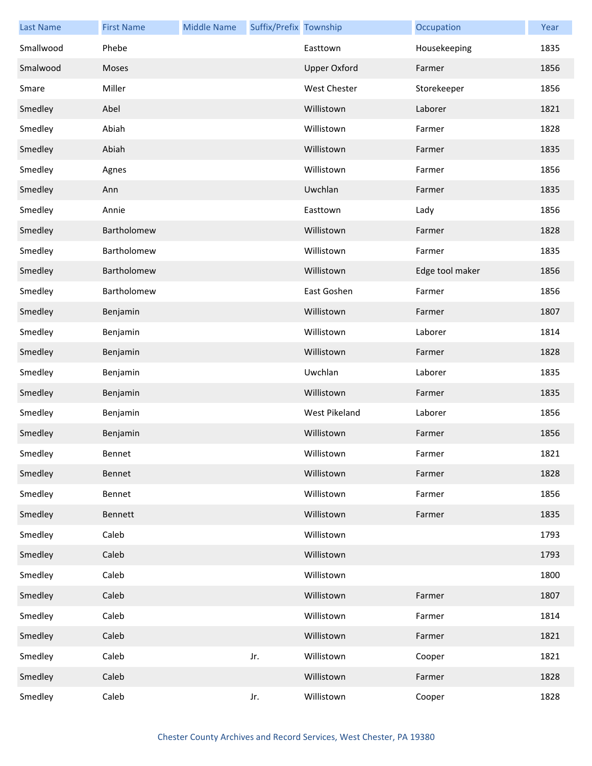| Last Name | First Name | Middle Name | Suffix/Prefix | Township | Occupation | Year |
|---|---|---|---|---|---|---|
| Smallwood | Phebe | | | Easttown | Housekeeping | 1835 |
| Smalwood | Moses | | | Upper Oxford | Farmer | 1856 |
| Smare | Miller | | | West Chester | Storekeeper | 1856 |
| Smedley | Abel | | | Willistown | Laborer | 1821 |
| Smedley | Abiah | | | Willistown | Farmer | 1828 |
| Smedley | Abiah | | | Willistown | Farmer | 1835 |
| Smedley | Agnes | | | Willistown | Farmer | 1856 |
| Smedley | Ann | | | Uwchlan | Farmer | 1835 |
| Smedley | Annie | | | Easttown | Lady | 1856 |
| Smedley | Bartholomew | | | Willistown | Farmer | 1828 |
| Smedley | Bartholomew | | | Willistown | Farmer | 1835 |
| Smedley | Bartholomew | | | Willistown | Edge tool maker | 1856 |
| Smedley | Bartholomew | | | East Goshen | Farmer | 1856 |
| Smedley | Benjamin | | | Willistown | Farmer | 1807 |
| Smedley | Benjamin | | | Willistown | Laborer | 1814 |
| Smedley | Benjamin | | | Willistown | Farmer | 1828 |
| Smedley | Benjamin | | | Uwchlan | Laborer | 1835 |
| Smedley | Benjamin | | | Willistown | Farmer | 1835 |
| Smedley | Benjamin | | | West Pikeland | Laborer | 1856 |
| Smedley | Benjamin | | | Willistown | Farmer | 1856 |
| Smedley | Bennet | | | Willistown | Farmer | 1821 |
| Smedley | Bennet | | | Willistown | Farmer | 1828 |
| Smedley | Bennet | | | Willistown | Farmer | 1856 |
| Smedley | Bennett | | | Willistown | Farmer | 1835 |
| Smedley | Caleb | | | Willistown | | 1793 |
| Smedley | Caleb | | | Willistown | | 1793 |
| Smedley | Caleb | | | Willistown | | 1800 |
| Smedley | Caleb | | | Willistown | Farmer | 1807 |
| Smedley | Caleb | | | Willistown | Farmer | 1814 |
| Smedley | Caleb | | | Willistown | Farmer | 1821 |
| Smedley | Caleb | | Jr. | Willistown | Cooper | 1821 |
| Smedley | Caleb | | | Willistown | Farmer | 1828 |
| Smedley | Caleb | | Jr. | Willistown | Cooper | 1828 |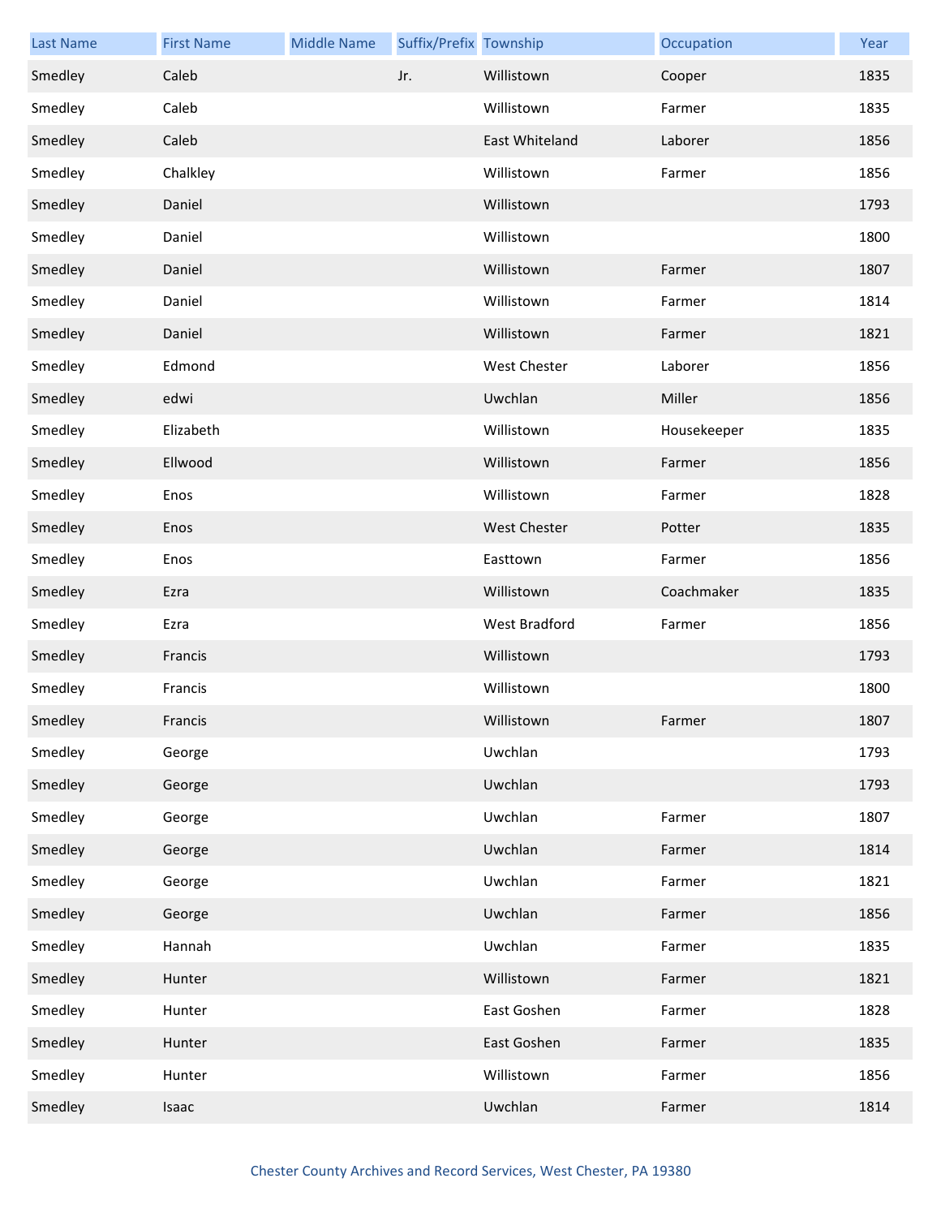| Last Name | First Name | Middle Name | Suffix/Prefix | Township | Occupation | Year |
|---|---|---|---|---|---|---|
| Smedley | Caleb | | Jr. | Willistown | Cooper | 1835 |
| Smedley | Caleb | | | Willistown | Farmer | 1835 |
| Smedley | Caleb | | | East Whiteland | Laborer | 1856 |
| Smedley | Chalkley | | | Willistown | Farmer | 1856 |
| Smedley | Daniel | | | Willistown | | 1793 |
| Smedley | Daniel | | | Willistown | | 1800 |
| Smedley | Daniel | | | Willistown | Farmer | 1807 |
| Smedley | Daniel | | | Willistown | Farmer | 1814 |
| Smedley | Daniel | | | Willistown | Farmer | 1821 |
| Smedley | Edmond | | | West Chester | Laborer | 1856 |
| Smedley | edwi | | | Uwchlan | Miller | 1856 |
| Smedley | Elizabeth | | | Willistown | Housekeeper | 1835 |
| Smedley | Ellwood | | | Willistown | Farmer | 1856 |
| Smedley | Enos | | | Willistown | Farmer | 1828 |
| Smedley | Enos | | | West Chester | Potter | 1835 |
| Smedley | Enos | | | Easttown | Farmer | 1856 |
| Smedley | Ezra | | | Willistown | Coachmaker | 1835 |
| Smedley | Ezra | | | West Bradford | Farmer | 1856 |
| Smedley | Francis | | | Willistown | | 1793 |
| Smedley | Francis | | | Willistown | | 1800 |
| Smedley | Francis | | | Willistown | Farmer | 1807 |
| Smedley | George | | | Uwchlan | | 1793 |
| Smedley | George | | | Uwchlan | | 1793 |
| Smedley | George | | | Uwchlan | Farmer | 1807 |
| Smedley | George | | | Uwchlan | Farmer | 1814 |
| Smedley | George | | | Uwchlan | Farmer | 1821 |
| Smedley | George | | | Uwchlan | Farmer | 1856 |
| Smedley | Hannah | | | Uwchlan | Farmer | 1835 |
| Smedley | Hunter | | | Willistown | Farmer | 1821 |
| Smedley | Hunter | | | East Goshen | Farmer | 1828 |
| Smedley | Hunter | | | East Goshen | Farmer | 1835 |
| Smedley | Hunter | | | Willistown | Farmer | 1856 |
| Smedley | Isaac | | | Uwchlan | Farmer | 1814 |

Chester County Archives and Record Services, West Chester, PA 19380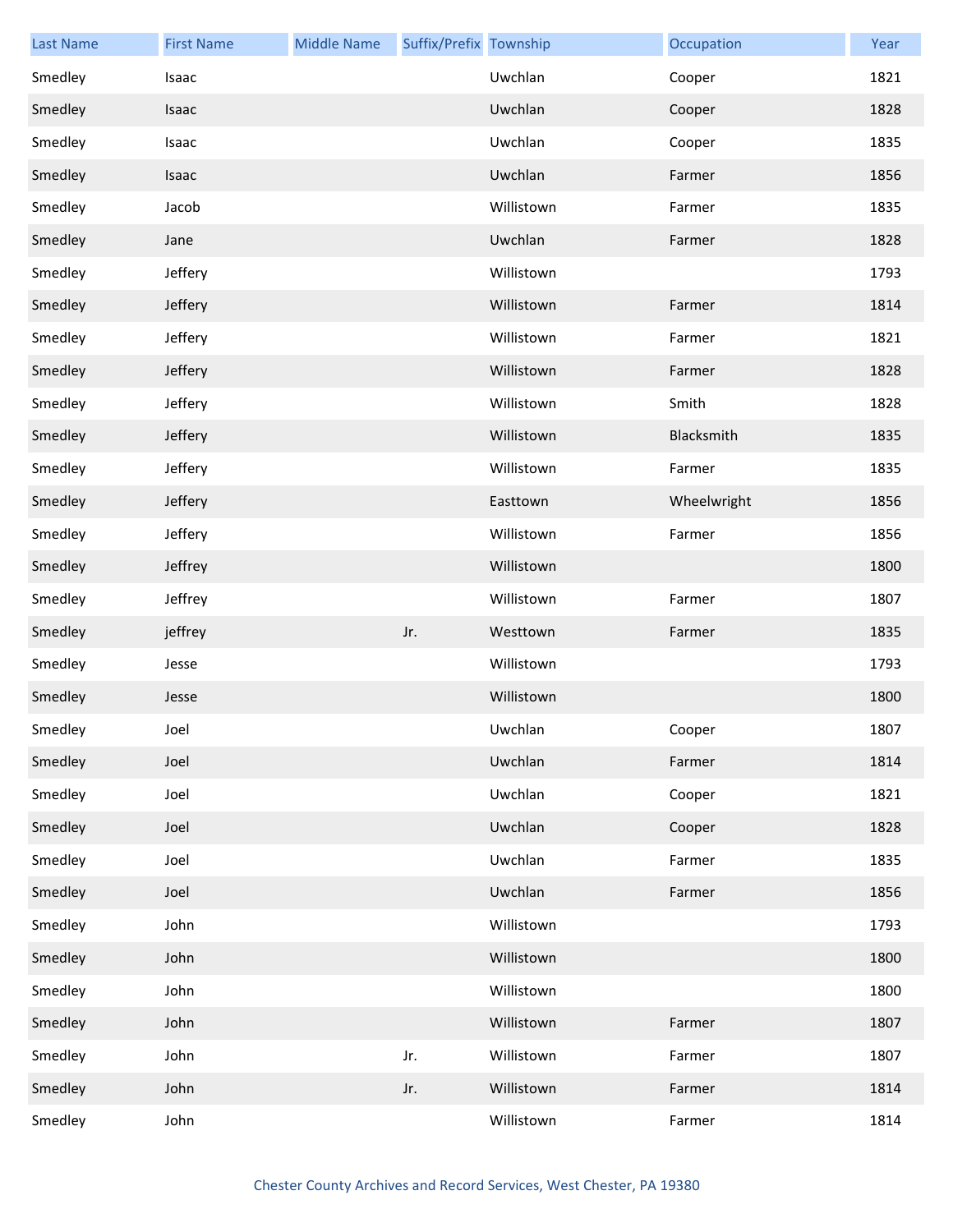| Last Name | First Name | Middle Name | Suffix/Prefix | Township | Occupation | Year |
|---|---|---|---|---|---|---|
| Smedley | Isaac | | | Uwchlan | Cooper | 1821 |
| Smedley | Isaac | | | Uwchlan | Cooper | 1828 |
| Smedley | Isaac | | | Uwchlan | Cooper | 1835 |
| Smedley | Isaac | | | Uwchlan | Farmer | 1856 |
| Smedley | Jacob | | | Willistown | Farmer | 1835 |
| Smedley | Jane | | | Uwchlan | Farmer | 1828 |
| Smedley | Jeffery | | | Willistown | | 1793 |
| Smedley | Jeffery | | | Willistown | Farmer | 1814 |
| Smedley | Jeffery | | | Willistown | Farmer | 1821 |
| Smedley | Jeffery | | | Willistown | Farmer | 1828 |
| Smedley | Jeffery | | | Willistown | Smith | 1828 |
| Smedley | Jeffery | | | Willistown | Blacksmith | 1835 |
| Smedley | Jeffery | | | Willistown | Farmer | 1835 |
| Smedley | Jeffery | | | Easttown | Wheelwright | 1856 |
| Smedley | Jeffery | | | Willistown | Farmer | 1856 |
| Smedley | Jeffrey | | | Willistown | | 1800 |
| Smedley | Jeffrey | | | Willistown | Farmer | 1807 |
| Smedley | jeffrey | | Jr. | Westtown | Farmer | 1835 |
| Smedley | Jesse | | | Willistown | | 1793 |
| Smedley | Jesse | | | Willistown | | 1800 |
| Smedley | Joel | | | Uwchlan | Cooper | 1807 |
| Smedley | Joel | | | Uwchlan | Farmer | 1814 |
| Smedley | Joel | | | Uwchlan | Cooper | 1821 |
| Smedley | Joel | | | Uwchlan | Cooper | 1828 |
| Smedley | Joel | | | Uwchlan | Farmer | 1835 |
| Smedley | Joel | | | Uwchlan | Farmer | 1856 |
| Smedley | John | | | Willistown | | 1793 |
| Smedley | John | | | Willistown | | 1800 |
| Smedley | John | | | Willistown | | 1800 |
| Smedley | John | | | Willistown | Farmer | 1807 |
| Smedley | John | | Jr. | Willistown | Farmer | 1807 |
| Smedley | John | | Jr. | Willistown | Farmer | 1814 |
| Smedley | John | | | Willistown | Farmer | 1814 |

Chester County Archives and Record Services, West Chester, PA 19380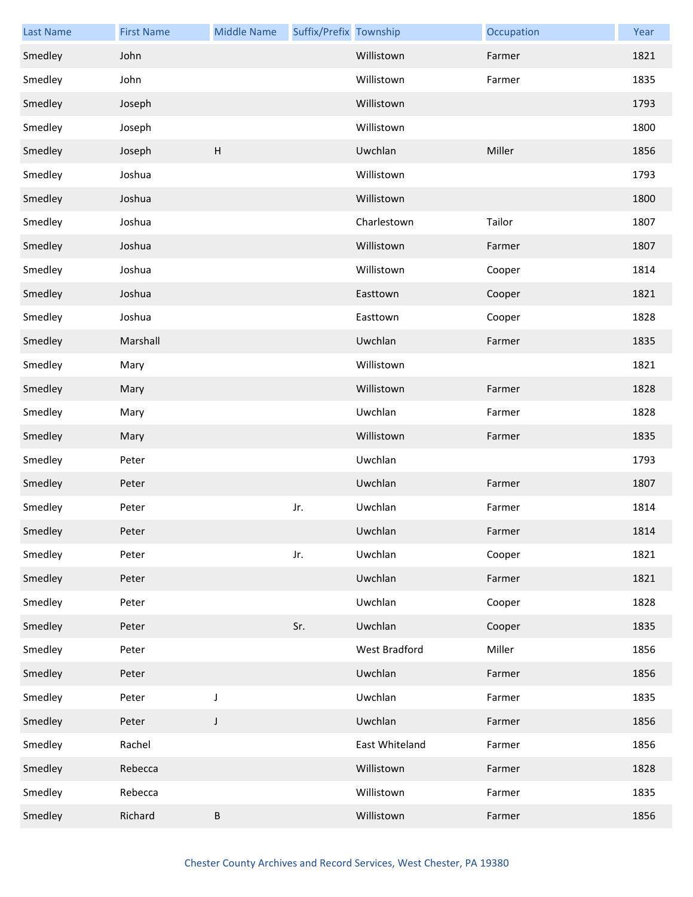| Last Name | First Name | Middle Name | Suffix/Prefix | Township | Occupation | Year |
|---|---|---|---|---|---|---|
| Smedley | John | | | Willistown | Farmer | 1821 |
| Smedley | John | | | Willistown | Farmer | 1835 |
| Smedley | Joseph | | | Willistown | | 1793 |
| Smedley | Joseph | | | Willistown | | 1800 |
| Smedley | Joseph | H | | Uwchlan | Miller | 1856 |
| Smedley | Joshua | | | Willistown | | 1793 |
| Smedley | Joshua | | | Willistown | | 1800 |
| Smedley | Joshua | | | Charlestown | Tailor | 1807 |
| Smedley | Joshua | | | Willistown | Farmer | 1807 |
| Smedley | Joshua | | | Willistown | Cooper | 1814 |
| Smedley | Joshua | | | Easttown | Cooper | 1821 |
| Smedley | Joshua | | | Easttown | Cooper | 1828 |
| Smedley | Marshall | | | Uwchlan | Farmer | 1835 |
| Smedley | Mary | | | Willistown | | 1821 |
| Smedley | Mary | | | Willistown | Farmer | 1828 |
| Smedley | Mary | | | Uwchlan | Farmer | 1828 |
| Smedley | Mary | | | Willistown | Farmer | 1835 |
| Smedley | Peter | | | Uwchlan | | 1793 |
| Smedley | Peter | | | Uwchlan | Farmer | 1807 |
| Smedley | Peter | | Jr. | Uwchlan | Farmer | 1814 |
| Smedley | Peter | | | Uwchlan | Farmer | 1814 |
| Smedley | Peter | | Jr. | Uwchlan | Cooper | 1821 |
| Smedley | Peter | | | Uwchlan | Farmer | 1821 |
| Smedley | Peter | | | Uwchlan | Cooper | 1828 |
| Smedley | Peter | | Sr. | Uwchlan | Cooper | 1835 |
| Smedley | Peter | | | West Bradford | Miller | 1856 |
| Smedley | Peter | | | Uwchlan | Farmer | 1856 |
| Smedley | Peter | J | | Uwchlan | Farmer | 1835 |
| Smedley | Peter | J | | Uwchlan | Farmer | 1856 |
| Smedley | Rachel | | | East Whiteland | Farmer | 1856 |
| Smedley | Rebecca | | | Willistown | Farmer | 1828 |
| Smedley | Rebecca | | | Willistown | Farmer | 1835 |
| Smedley | Richard | B | | Willistown | Farmer | 1856 |

Chester County Archives and Record Services, West Chester, PA 19380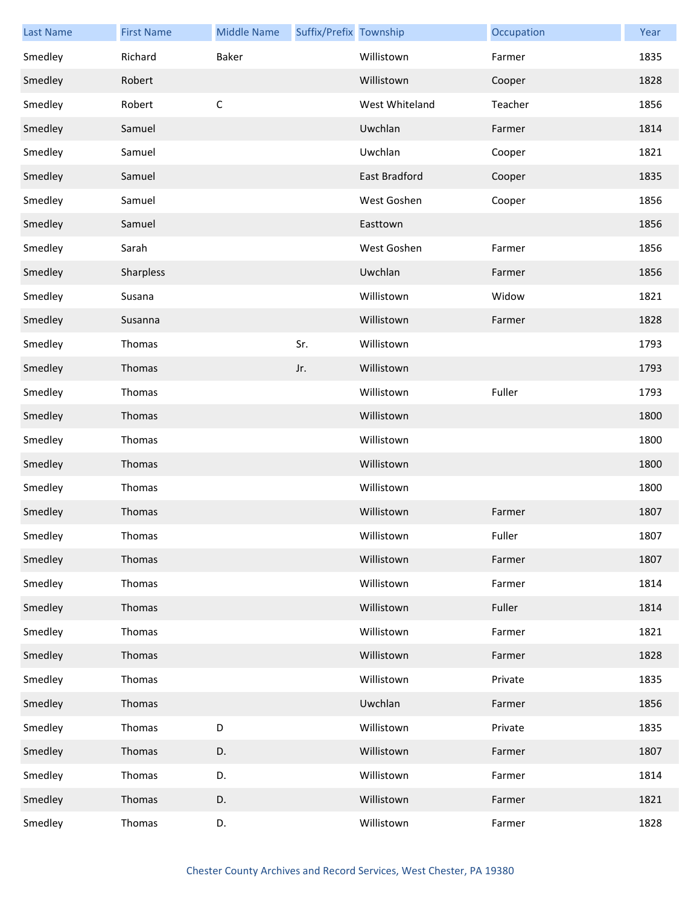| Last Name | First Name | Middle Name | Suffix/Prefix | Township | Occupation | Year |
|---|---|---|---|---|---|---|
| Smedley | Richard | Baker | | Willistown | Farmer | 1835 |
| Smedley | Robert | | | Willistown | Cooper | 1828 |
| Smedley | Robert | C | | West Whiteland | Teacher | 1856 |
| Smedley | Samuel | | | Uwchlan | Farmer | 1814 |
| Smedley | Samuel | | | Uwchlan | Cooper | 1821 |
| Smedley | Samuel | | | East Bradford | Cooper | 1835 |
| Smedley | Samuel | | | West Goshen | Cooper | 1856 |
| Smedley | Samuel | | | Easttown | | 1856 |
| Smedley | Sarah | | | West Goshen | Farmer | 1856 |
| Smedley | Sharpless | | | Uwchlan | Farmer | 1856 |
| Smedley | Susana | | | Willistown | Widow | 1821 |
| Smedley | Susanna | | | Willistown | Farmer | 1828 |
| Smedley | Thomas | | Sr. | Willistown | | 1793 |
| Smedley | Thomas | | Jr. | Willistown | | 1793 |
| Smedley | Thomas | | | Willistown | Fuller | 1793 |
| Smedley | Thomas | | | Willistown | | 1800 |
| Smedley | Thomas | | | Willistown | | 1800 |
| Smedley | Thomas | | | Willistown | | 1800 |
| Smedley | Thomas | | | Willistown | | 1800 |
| Smedley | Thomas | | | Willistown | Farmer | 1807 |
| Smedley | Thomas | | | Willistown | Fuller | 1807 |
| Smedley | Thomas | | | Willistown | Farmer | 1807 |
| Smedley | Thomas | | | Willistown | Farmer | 1814 |
| Smedley | Thomas | | | Willistown | Fuller | 1814 |
| Smedley | Thomas | | | Willistown | Farmer | 1821 |
| Smedley | Thomas | | | Willistown | Farmer | 1828 |
| Smedley | Thomas | | | Willistown | Private | 1835 |
| Smedley | Thomas | | | Uwchlan | Farmer | 1856 |
| Smedley | Thomas | D | | Willistown | Private | 1835 |
| Smedley | Thomas | D. | | Willistown | Farmer | 1807 |
| Smedley | Thomas | D. | | Willistown | Farmer | 1814 |
| Smedley | Thomas | D. | | Willistown | Farmer | 1821 |
| Smedley | Thomas | D. | | Willistown | Farmer | 1828 |

Chester County Archives and Record Services, West Chester, PA 19380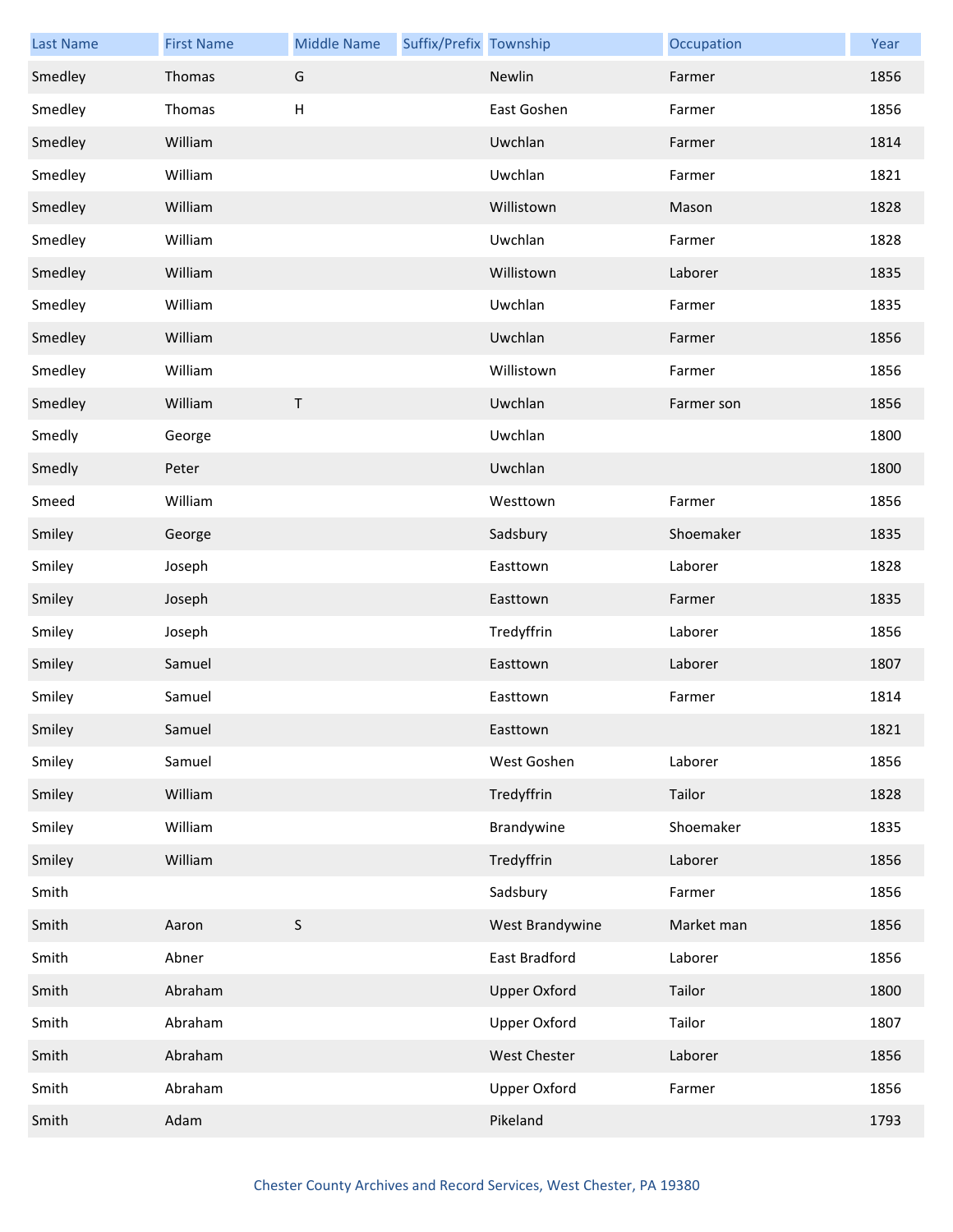| Last Name | First Name | Middle Name | Suffix/Prefix | Township | Occupation | Year |
|---|---|---|---|---|---|---|
| Smedley | Thomas | G | | Newlin | Farmer | 1856 |
| Smedley | Thomas | H | | East Goshen | Farmer | 1856 |
| Smedley | William | | | Uwchlan | Farmer | 1814 |
| Smedley | William | | | Uwchlan | Farmer | 1821 |
| Smedley | William | | | Willistown | Mason | 1828 |
| Smedley | William | | | Uwchlan | Farmer | 1828 |
| Smedley | William | | | Willistown | Laborer | 1835 |
| Smedley | William | | | Uwchlan | Farmer | 1835 |
| Smedley | William | | | Uwchlan | Farmer | 1856 |
| Smedley | William | | | Willistown | Farmer | 1856 |
| Smedley | William | T | | Uwchlan | Farmer son | 1856 |
| Smedly | George | | | Uwchlan | | 1800 |
| Smedly | Peter | | | Uwchlan | | 1800 |
| Smeed | William | | | Westtown | Farmer | 1856 |
| Smiley | George | | | Sadsbury | Shoemaker | 1835 |
| Smiley | Joseph | | | Easttown | Laborer | 1828 |
| Smiley | Joseph | | | Easttown | Farmer | 1835 |
| Smiley | Joseph | | | Tredyffrin | Laborer | 1856 |
| Smiley | Samuel | | | Easttown | Laborer | 1807 |
| Smiley | Samuel | | | Easttown | Farmer | 1814 |
| Smiley | Samuel | | | Easttown | | 1821 |
| Smiley | Samuel | | | West Goshen | Laborer | 1856 |
| Smiley | William | | | Tredyffrin | Tailor | 1828 |
| Smiley | William | | | Brandywine | Shoemaker | 1835 |
| Smiley | William | | | Tredyffrin | Laborer | 1856 |
| Smith | | | | Sadsbury | Farmer | 1856 |
| Smith | Aaron | S | | West Brandywine | Market man | 1856 |
| Smith | Abner | | | East Bradford | Laborer | 1856 |
| Smith | Abraham | | | Upper Oxford | Tailor | 1800 |
| Smith | Abraham | | | Upper Oxford | Tailor | 1807 |
| Smith | Abraham | | | West Chester | Laborer | 1856 |
| Smith | Abraham | | | Upper Oxford | Farmer | 1856 |
| Smith | Adam | | | Pikeland | | 1793 |

Chester County Archives and Record Services, West Chester, PA 19380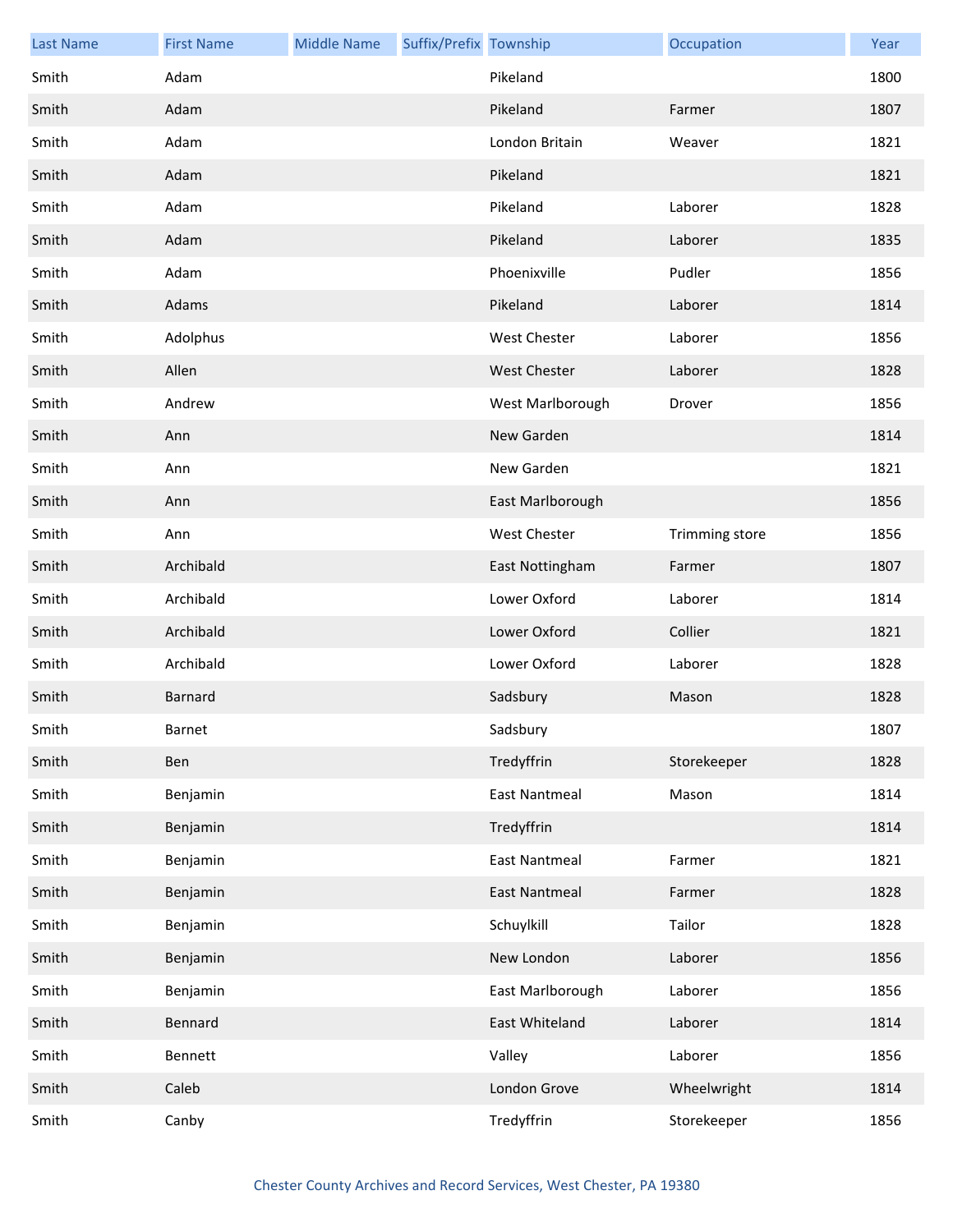| Last Name | First Name | Middle Name | Suffix/Prefix | Township | Occupation | Year |
|---|---|---|---|---|---|---|
| Smith | Adam | | | Pikeland | | 1800 |
| Smith | Adam | | | Pikeland | Farmer | 1807 |
| Smith | Adam | | | London Britain | Weaver | 1821 |
| Smith | Adam | | | Pikeland | | 1821 |
| Smith | Adam | | | Pikeland | Laborer | 1828 |
| Smith | Adam | | | Pikeland | Laborer | 1835 |
| Smith | Adam | | | Phoenixville | Pudler | 1856 |
| Smith | Adams | | | Pikeland | Laborer | 1814 |
| Smith | Adolphus | | | West Chester | Laborer | 1856 |
| Smith | Allen | | | West Chester | Laborer | 1828 |
| Smith | Andrew | | | West Marlborough | Drover | 1856 |
| Smith | Ann | | | New Garden | | 1814 |
| Smith | Ann | | | New Garden | | 1821 |
| Smith | Ann | | | East Marlborough | | 1856 |
| Smith | Ann | | | West Chester | Trimming store | 1856 |
| Smith | Archibald | | | East Nottingham | Farmer | 1807 |
| Smith | Archibald | | | Lower Oxford | Laborer | 1814 |
| Smith | Archibald | | | Lower Oxford | Collier | 1821 |
| Smith | Archibald | | | Lower Oxford | Laborer | 1828 |
| Smith | Barnard | | | Sadsbury | Mason | 1828 |
| Smith | Barnet | | | Sadsbury | | 1807 |
| Smith | Ben | | | Tredyffrin | Storekeeper | 1828 |
| Smith | Benjamin | | | East Nantmeal | Mason | 1814 |
| Smith | Benjamin | | | Tredyffrin | | 1814 |
| Smith | Benjamin | | | East Nantmeal | Farmer | 1821 |
| Smith | Benjamin | | | East Nantmeal | Farmer | 1828 |
| Smith | Benjamin | | | Schuylkill | Tailor | 1828 |
| Smith | Benjamin | | | New London | Laborer | 1856 |
| Smith | Benjamin | | | East Marlborough | Laborer | 1856 |
| Smith | Bennard | | | East Whiteland | Laborer | 1814 |
| Smith | Bennett | | | Valley | Laborer | 1856 |
| Smith | Caleb | | | London Grove | Wheelwright | 1814 |
| Smith | Canby | | | Tredyffrin | Storekeeper | 1856 |

Chester County Archives and Record Services, West Chester, PA 19380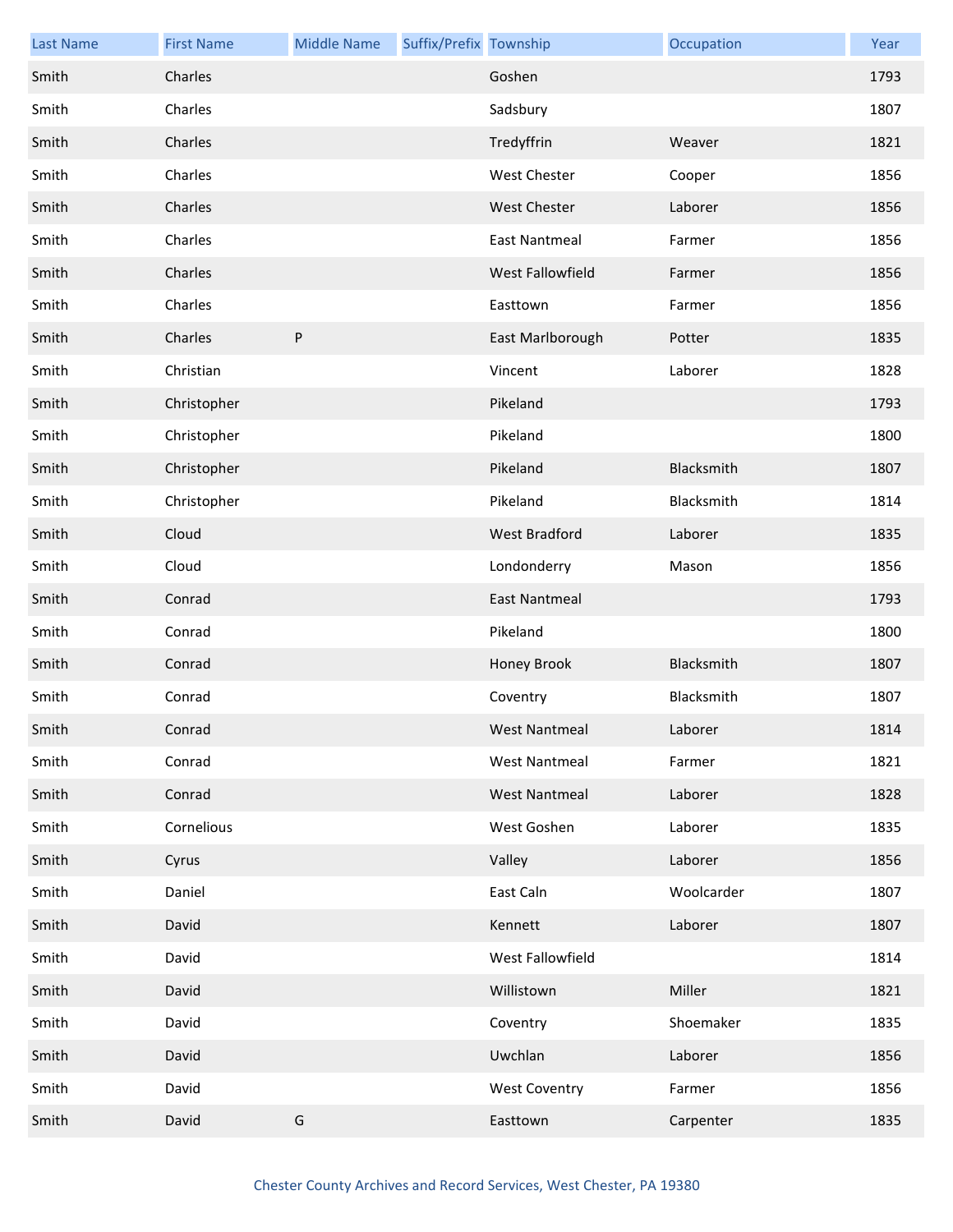| Last Name | First Name | Middle Name | Suffix/Prefix | Township | Occupation | Year |
|---|---|---|---|---|---|---|
| Smith | Charles | | | Goshen | | 1793 |
| Smith | Charles | | | Sadsbury | | 1807 |
| Smith | Charles | | | Tredyffrin | Weaver | 1821 |
| Smith | Charles | | | West Chester | Cooper | 1856 |
| Smith | Charles | | | West Chester | Laborer | 1856 |
| Smith | Charles | | | East Nantmeal | Farmer | 1856 |
| Smith | Charles | | | West Fallowfield | Farmer | 1856 |
| Smith | Charles | | | Easttown | Farmer | 1856 |
| Smith | Charles | P | | East Marlborough | Potter | 1835 |
| Smith | Christian | | | Vincent | Laborer | 1828 |
| Smith | Christopher | | | Pikeland | | 1793 |
| Smith | Christopher | | | Pikeland | | 1800 |
| Smith | Christopher | | | Pikeland | Blacksmith | 1807 |
| Smith | Christopher | | | Pikeland | Blacksmith | 1814 |
| Smith | Cloud | | | West Bradford | Laborer | 1835 |
| Smith | Cloud | | | Londonderry | Mason | 1856 |
| Smith | Conrad | | | East Nantmeal | | 1793 |
| Smith | Conrad | | | Pikeland | | 1800 |
| Smith | Conrad | | | Honey Brook | Blacksmith | 1807 |
| Smith | Conrad | | | Coventry | Blacksmith | 1807 |
| Smith | Conrad | | | West Nantmeal | Laborer | 1814 |
| Smith | Conrad | | | West Nantmeal | Farmer | 1821 |
| Smith | Conrad | | | West Nantmeal | Laborer | 1828 |
| Smith | Cornelious | | | West Goshen | Laborer | 1835 |
| Smith | Cyrus | | | Valley | Laborer | 1856 |
| Smith | Daniel | | | East Caln | Woolcarder | 1807 |
| Smith | David | | | Kennett | Laborer | 1807 |
| Smith | David | | | West Fallowfield | | 1814 |
| Smith | David | | | Willistown | Miller | 1821 |
| Smith | David | | | Coventry | Shoemaker | 1835 |
| Smith | David | | | Uwchlan | Laborer | 1856 |
| Smith | David | | | West Coventry | Farmer | 1856 |
| Smith | David | G | | Easttown | Carpenter | 1835 |

Chester County Archives and Record Services, West Chester, PA 19380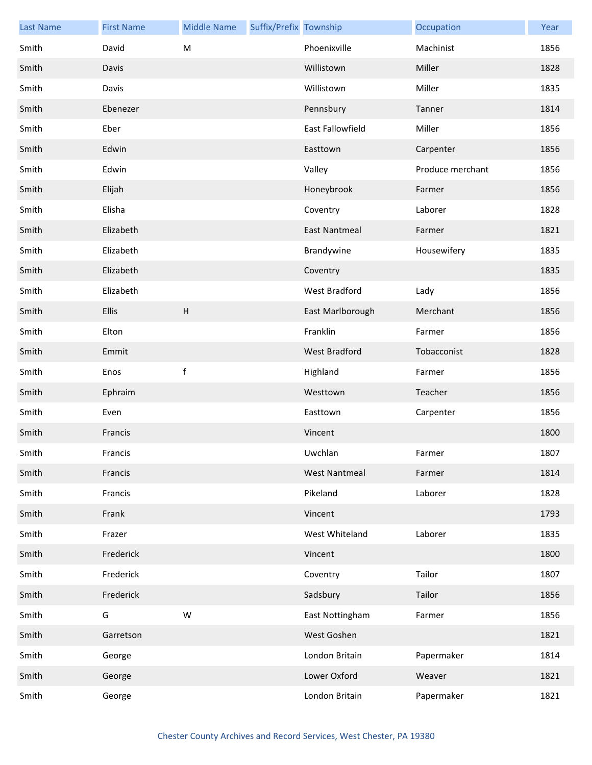| Last Name | First Name | Middle Name | Suffix/Prefix | Township | Occupation | Year |
|---|---|---|---|---|---|---|
| Smith | David | M | | Phoenixville | Machinist | 1856 |
| Smith | Davis | | | Willistown | Miller | 1828 |
| Smith | Davis | | | Willistown | Miller | 1835 |
| Smith | Ebenezer | | | Pennsbury | Tanner | 1814 |
| Smith | Eber | | | East Fallowfield | Miller | 1856 |
| Smith | Edwin | | | Easttown | Carpenter | 1856 |
| Smith | Edwin | | | Valley | Produce merchant | 1856 |
| Smith | Elijah | | | Honeybrook | Farmer | 1856 |
| Smith | Elisha | | | Coventry | Laborer | 1828 |
| Smith | Elizabeth | | | East Nantmeal | Farmer | 1821 |
| Smith | Elizabeth | | | Brandywine | Housewifery | 1835 |
| Smith | Elizabeth | | | Coventry | | 1835 |
| Smith | Elizabeth | | | West Bradford | Lady | 1856 |
| Smith | Ellis | H | | East Marlborough | Merchant | 1856 |
| Smith | Elton | | | Franklin | Farmer | 1856 |
| Smith | Emmit | | | West Bradford | Tobacconist | 1828 |
| Smith | Enos | f | | Highland | Farmer | 1856 |
| Smith | Ephraim | | | Westtown | Teacher | 1856 |
| Smith | Even | | | Easttown | Carpenter | 1856 |
| Smith | Francis | | | Vincent | | 1800 |
| Smith | Francis | | | Uwchlan | Farmer | 1807 |
| Smith | Francis | | | West Nantmeal | Farmer | 1814 |
| Smith | Francis | | | Pikeland | Laborer | 1828 |
| Smith | Frank | | | Vincent | | 1793 |
| Smith | Frazer | | | West Whiteland | Laborer | 1835 |
| Smith | Frederick | | | Vincent | | 1800 |
| Smith | Frederick | | | Coventry | Tailor | 1807 |
| Smith | Frederick | | | Sadsbury | Tailor | 1856 |
| Smith | G | W | | East Nottingham | Farmer | 1856 |
| Smith | Garretson | | | West Goshen | | 1821 |
| Smith | George | | | London Britain | Papermaker | 1814 |
| Smith | George | | | Lower Oxford | Weaver | 1821 |
| Smith | George | | | London Britain | Papermaker | 1821 |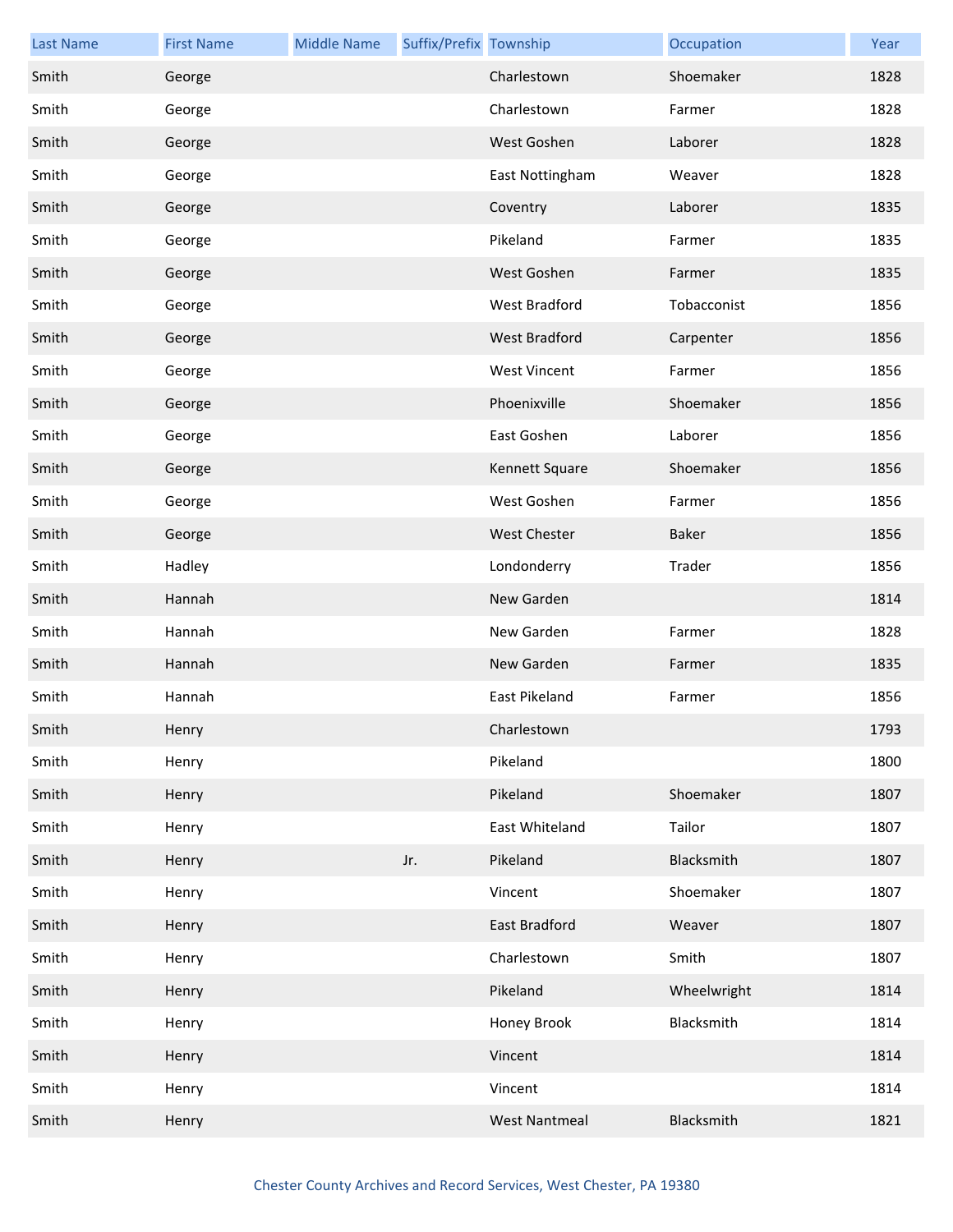| Last Name | First Name | Middle Name | Suffix/Prefix | Township | Occupation | Year |
|---|---|---|---|---|---|---|
| Smith | George | | | Charlestown | Shoemaker | 1828 |
| Smith | George | | | Charlestown | Farmer | 1828 |
| Smith | George | | | West Goshen | Laborer | 1828 |
| Smith | George | | | East Nottingham | Weaver | 1828 |
| Smith | George | | | Coventry | Laborer | 1835 |
| Smith | George | | | Pikeland | Farmer | 1835 |
| Smith | George | | | West Goshen | Farmer | 1835 |
| Smith | George | | | West Bradford | Tobacconist | 1856 |
| Smith | George | | | West Bradford | Carpenter | 1856 |
| Smith | George | | | West Vincent | Farmer | 1856 |
| Smith | George | | | Phoenixville | Shoemaker | 1856 |
| Smith | George | | | East Goshen | Laborer | 1856 |
| Smith | George | | | Kennett Square | Shoemaker | 1856 |
| Smith | George | | | West Goshen | Farmer | 1856 |
| Smith | George | | | West Chester | Baker | 1856 |
| Smith | Hadley | | | Londonderry | Trader | 1856 |
| Smith | Hannah | | | New Garden | | 1814 |
| Smith | Hannah | | | New Garden | Farmer | 1828 |
| Smith | Hannah | | | New Garden | Farmer | 1835 |
| Smith | Hannah | | | East Pikeland | Farmer | 1856 |
| Smith | Henry | | | Charlestown | | 1793 |
| Smith | Henry | | | Pikeland | | 1800 |
| Smith | Henry | | | Pikeland | Shoemaker | 1807 |
| Smith | Henry | | | East Whiteland | Tailor | 1807 |
| Smith | Henry | | Jr. | Pikeland | Blacksmith | 1807 |
| Smith | Henry | | | Vincent | Shoemaker | 1807 |
| Smith | Henry | | | East Bradford | Weaver | 1807 |
| Smith | Henry | | | Charlestown | Smith | 1807 |
| Smith | Henry | | | Pikeland | Wheelwright | 1814 |
| Smith | Henry | | | Honey Brook | Blacksmith | 1814 |
| Smith | Henry | | | Vincent | | 1814 |
| Smith | Henry | | | Vincent | | 1814 |
| Smith | Henry | | | West Nantmeal | Blacksmith | 1821 |

Chester County Archives and Record Services, West Chester, PA 19380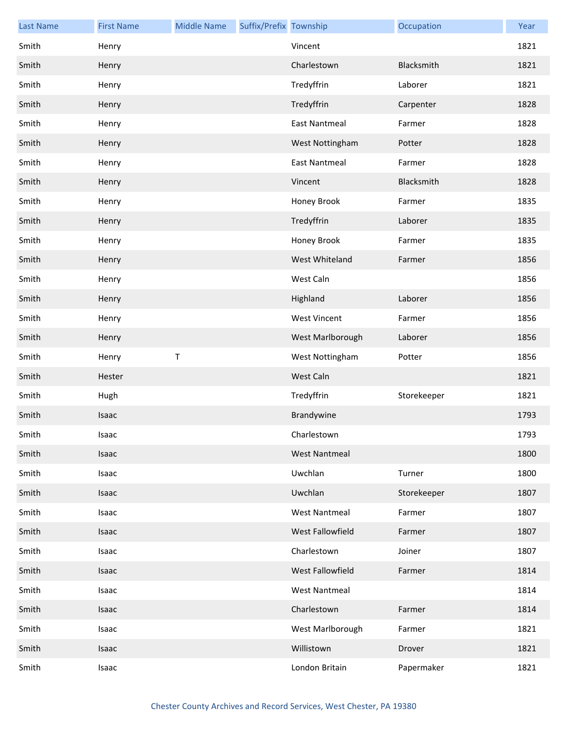| Last Name | First Name | Middle Name | Suffix/Prefix | Township | Occupation | Year |
|---|---|---|---|---|---|---|
| Smith | Henry | | | Vincent | | 1821 |
| Smith | Henry | | | Charlestown | Blacksmith | 1821 |
| Smith | Henry | | | Tredyffrin | Laborer | 1821 |
| Smith | Henry | | | Tredyffrin | Carpenter | 1828 |
| Smith | Henry | | | East Nantmeal | Farmer | 1828 |
| Smith | Henry | | | West Nottingham | Potter | 1828 |
| Smith | Henry | | | East Nantmeal | Farmer | 1828 |
| Smith | Henry | | | Vincent | Blacksmith | 1828 |
| Smith | Henry | | | Honey Brook | Farmer | 1835 |
| Smith | Henry | | | Tredyffrin | Laborer | 1835 |
| Smith | Henry | | | Honey Brook | Farmer | 1835 |
| Smith | Henry | | | West Whiteland | Farmer | 1856 |
| Smith | Henry | | | West Caln | | 1856 |
| Smith | Henry | | | Highland | Laborer | 1856 |
| Smith | Henry | | | West Vincent | Farmer | 1856 |
| Smith | Henry | | | West Marlborough | Laborer | 1856 |
| Smith | Henry | T | | West Nottingham | Potter | 1856 |
| Smith | Hester | | | West Caln | | 1821 |
| Smith | Hugh | | | Tredyffrin | Storekeeper | 1821 |
| Smith | Isaac | | | Brandywine | | 1793 |
| Smith | Isaac | | | Charlestown | | 1793 |
| Smith | Isaac | | | West Nantmeal | | 1800 |
| Smith | Isaac | | | Uwchlan | Turner | 1800 |
| Smith | Isaac | | | Uwchlan | Storekeeper | 1807 |
| Smith | Isaac | | | West Nantmeal | Farmer | 1807 |
| Smith | Isaac | | | West Fallowfield | Farmer | 1807 |
| Smith | Isaac | | | Charlestown | Joiner | 1807 |
| Smith | Isaac | | | West Fallowfield | Farmer | 1814 |
| Smith | Isaac | | | West Nantmeal | | 1814 |
| Smith | Isaac | | | Charlestown | Farmer | 1814 |
| Smith | Isaac | | | West Marlborough | Farmer | 1821 |
| Smith | Isaac | | | Willistown | Drover | 1821 |
| Smith | Isaac | | | London Britain | Papermaker | 1821 |

Chester County Archives and Record Services, West Chester, PA 19380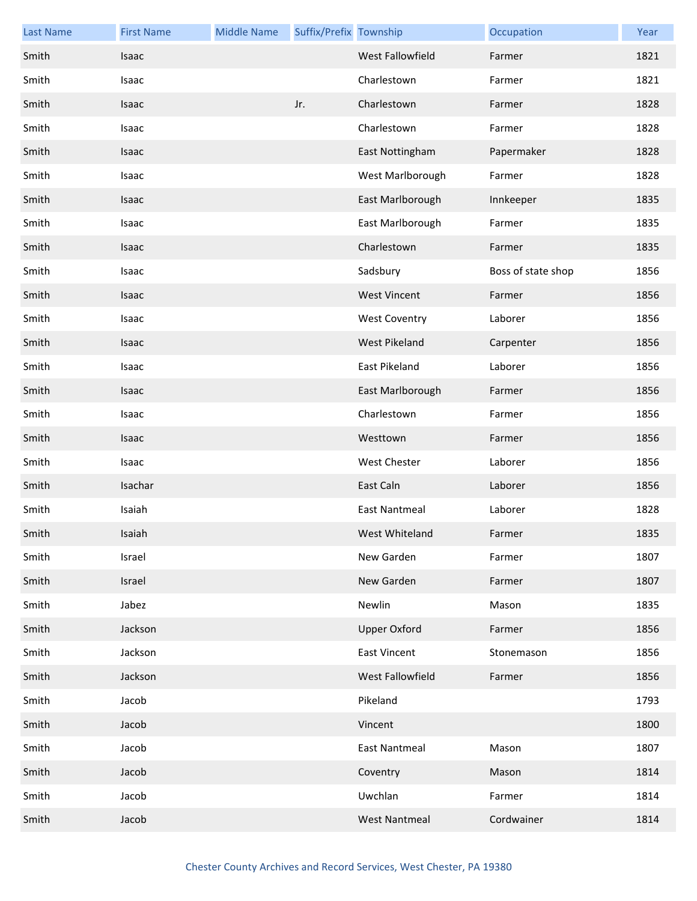| Last Name | First Name | Middle Name | Suffix/Prefix | Township | Occupation | Year |
|---|---|---|---|---|---|---|
| Smith | Isaac | | | West Fallowfield | Farmer | 1821 |
| Smith | Isaac | | | Charlestown | Farmer | 1821 |
| Smith | Isaac | | Jr. | Charlestown | Farmer | 1828 |
| Smith | Isaac | | | Charlestown | Farmer | 1828 |
| Smith | Isaac | | | East Nottingham | Papermaker | 1828 |
| Smith | Isaac | | | West Marlborough | Farmer | 1828 |
| Smith | Isaac | | | East Marlborough | Innkeeper | 1835 |
| Smith | Isaac | | | East Marlborough | Farmer | 1835 |
| Smith | Isaac | | | Charlestown | Farmer | 1835 |
| Smith | Isaac | | | Sadsbury | Boss of state shop | 1856 |
| Smith | Isaac | | | West Vincent | Farmer | 1856 |
| Smith | Isaac | | | West Coventry | Laborer | 1856 |
| Smith | Isaac | | | West Pikeland | Carpenter | 1856 |
| Smith | Isaac | | | East Pikeland | Laborer | 1856 |
| Smith | Isaac | | | East Marlborough | Farmer | 1856 |
| Smith | Isaac | | | Charlestown | Farmer | 1856 |
| Smith | Isaac | | | Westtown | Farmer | 1856 |
| Smith | Isaac | | | West Chester | Laborer | 1856 |
| Smith | Isachar | | | East Caln | Laborer | 1856 |
| Smith | Isaiah | | | East Nantmeal | Laborer | 1828 |
| Smith | Isaiah | | | West Whiteland | Farmer | 1835 |
| Smith | Israel | | | New Garden | Farmer | 1807 |
| Smith | Israel | | | New Garden | Farmer | 1807 |
| Smith | Jabez | | | Newlin | Mason | 1835 |
| Smith | Jackson | | | Upper Oxford | Farmer | 1856 |
| Smith | Jackson | | | East Vincent | Stonemason | 1856 |
| Smith | Jackson | | | West Fallowfield | Farmer | 1856 |
| Smith | Jacob | | | Pikeland | | 1793 |
| Smith | Jacob | | | Vincent | | 1800 |
| Smith | Jacob | | | East Nantmeal | Mason | 1807 |
| Smith | Jacob | | | Coventry | Mason | 1814 |
| Smith | Jacob | | | Uwchlan | Farmer | 1814 |
| Smith | Jacob | | | West Nantmeal | Cordwainer | 1814 |

Chester County Archives and Record Services, West Chester, PA 19380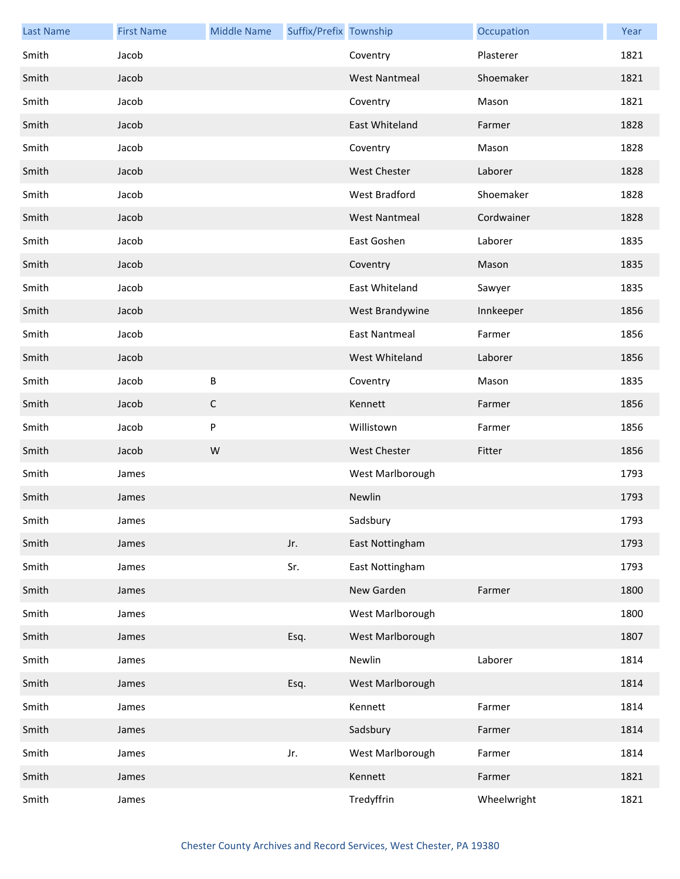| Last Name | First Name | Middle Name | Suffix/Prefix | Township | Occupation | Year |
|---|---|---|---|---|---|---|
| Smith | Jacob | | | Coventry | Plasterer | 1821 |
| Smith | Jacob | | | West Nantmeal | Shoemaker | 1821 |
| Smith | Jacob | | | Coventry | Mason | 1821 |
| Smith | Jacob | | | East Whiteland | Farmer | 1828 |
| Smith | Jacob | | | Coventry | Mason | 1828 |
| Smith | Jacob | | | West Chester | Laborer | 1828 |
| Smith | Jacob | | | West Bradford | Shoemaker | 1828 |
| Smith | Jacob | | | West Nantmeal | Cordwainer | 1828 |
| Smith | Jacob | | | East Goshen | Laborer | 1835 |
| Smith | Jacob | | | Coventry | Mason | 1835 |
| Smith | Jacob | | | East Whiteland | Sawyer | 1835 |
| Smith | Jacob | | | West Brandywine | Innkeeper | 1856 |
| Smith | Jacob | | | East Nantmeal | Farmer | 1856 |
| Smith | Jacob | | | West Whiteland | Laborer | 1856 |
| Smith | Jacob | B | | Coventry | Mason | 1835 |
| Smith | Jacob | C | | Kennett | Farmer | 1856 |
| Smith | Jacob | P | | Willistown | Farmer | 1856 |
| Smith | Jacob | W | | West Chester | Fitter | 1856 |
| Smith | James | | | West Marlborough | | 1793 |
| Smith | James | | | Newlin | | 1793 |
| Smith | James | | | Sadsbury | | 1793 |
| Smith | James | | Jr. | East Nottingham | | 1793 |
| Smith | James | | Sr. | East Nottingham | | 1793 |
| Smith | James | | | New Garden | Farmer | 1800 |
| Smith | James | | | West Marlborough | | 1800 |
| Smith | James | | Esq. | West Marlborough | | 1807 |
| Smith | James | | | Newlin | Laborer | 1814 |
| Smith | James | | Esq. | West Marlborough | | 1814 |
| Smith | James | | | Kennett | Farmer | 1814 |
| Smith | James | | | Sadsbury | Farmer | 1814 |
| Smith | James | | Jr. | West Marlborough | Farmer | 1814 |
| Smith | James | | | Kennett | Farmer | 1821 |
| Smith | James | | | Tredyffrin | Wheelwright | 1821 |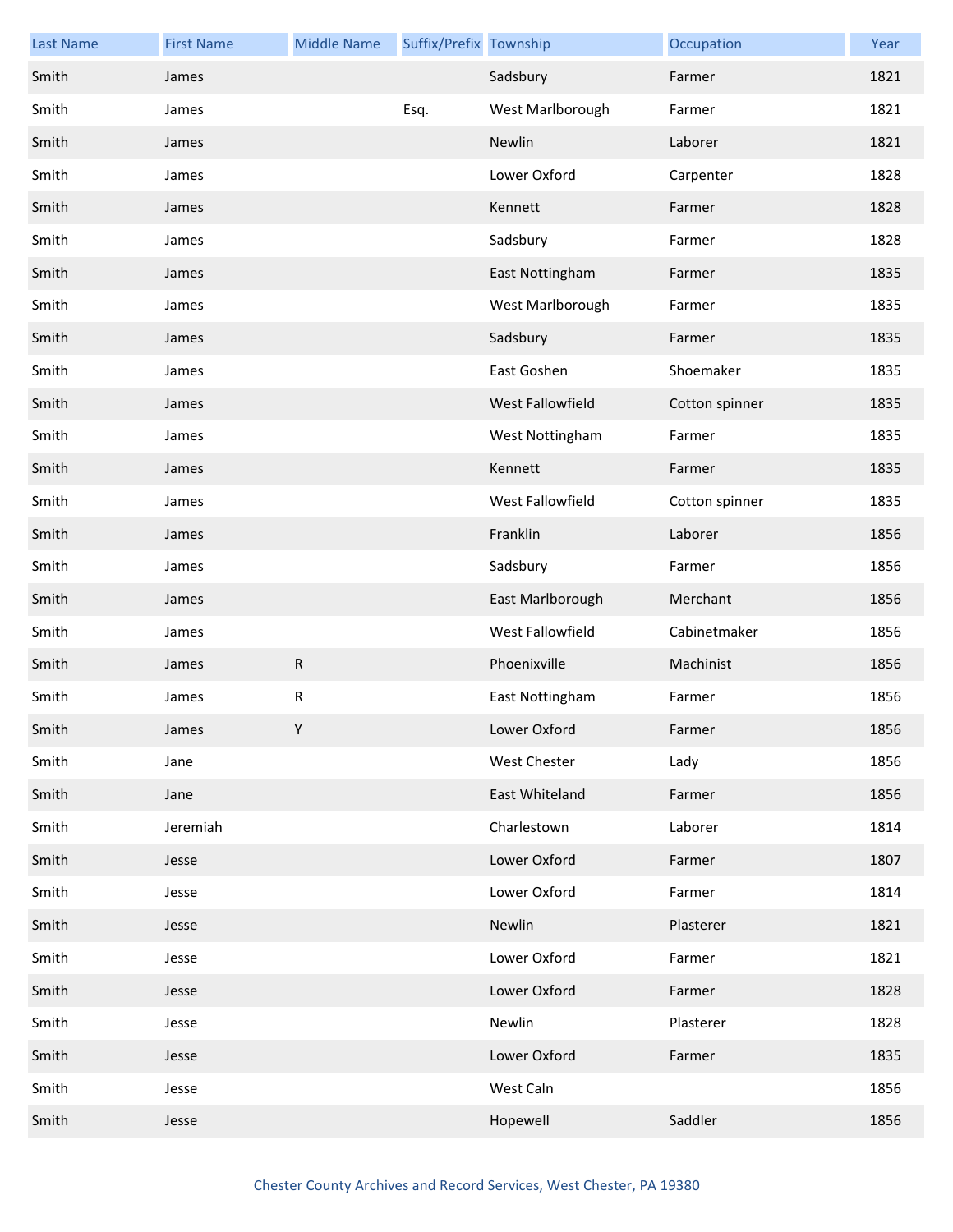| Last Name | First Name | Middle Name | Suffix/Prefix | Township | Occupation | Year |
| --- | --- | --- | --- | --- | --- | --- |
| Smith | James | | | Sadsbury | Farmer | 1821 |
| Smith | James | | Esq. | West Marlborough | Farmer | 1821 |
| Smith | James | | | Newlin | Laborer | 1821 |
| Smith | James | | | Lower Oxford | Carpenter | 1828 |
| Smith | James | | | Kennett | Farmer | 1828 |
| Smith | James | | | Sadsbury | Farmer | 1828 |
| Smith | James | | | East Nottingham | Farmer | 1835 |
| Smith | James | | | West Marlborough | Farmer | 1835 |
| Smith | James | | | Sadsbury | Farmer | 1835 |
| Smith | James | | | East Goshen | Shoemaker | 1835 |
| Smith | James | | | West Fallowfield | Cotton spinner | 1835 |
| Smith | James | | | West Nottingham | Farmer | 1835 |
| Smith | James | | | Kennett | Farmer | 1835 |
| Smith | James | | | West Fallowfield | Cotton spinner | 1835 |
| Smith | James | | | Franklin | Laborer | 1856 |
| Smith | James | | | Sadsbury | Farmer | 1856 |
| Smith | James | | | East Marlborough | Merchant | 1856 |
| Smith | James | | | West Fallowfield | Cabinetmaker | 1856 |
| Smith | James | R | | Phoenixville | Machinist | 1856 |
| Smith | James | R | | East Nottingham | Farmer | 1856 |
| Smith | James | Y | | Lower Oxford | Farmer | 1856 |
| Smith | Jane | | | West Chester | Lady | 1856 |
| Smith | Jane | | | East Whiteland | Farmer | 1856 |
| Smith | Jeremiah | | | Charlestown | Laborer | 1814 |
| Smith | Jesse | | | Lower Oxford | Farmer | 1807 |
| Smith | Jesse | | | Lower Oxford | Farmer | 1814 |
| Smith | Jesse | | | Newlin | Plasterer | 1821 |
| Smith | Jesse | | | Lower Oxford | Farmer | 1821 |
| Smith | Jesse | | | Lower Oxford | Farmer | 1828 |
| Smith | Jesse | | | Newlin | Plasterer | 1828 |
| Smith | Jesse | | | Lower Oxford | Farmer | 1835 |
| Smith | Jesse | | | West Caln | | 1856 |
| Smith | Jesse | | | Hopewell | Saddler | 1856 |

Chester County Archives and Record Services, West Chester, PA 19380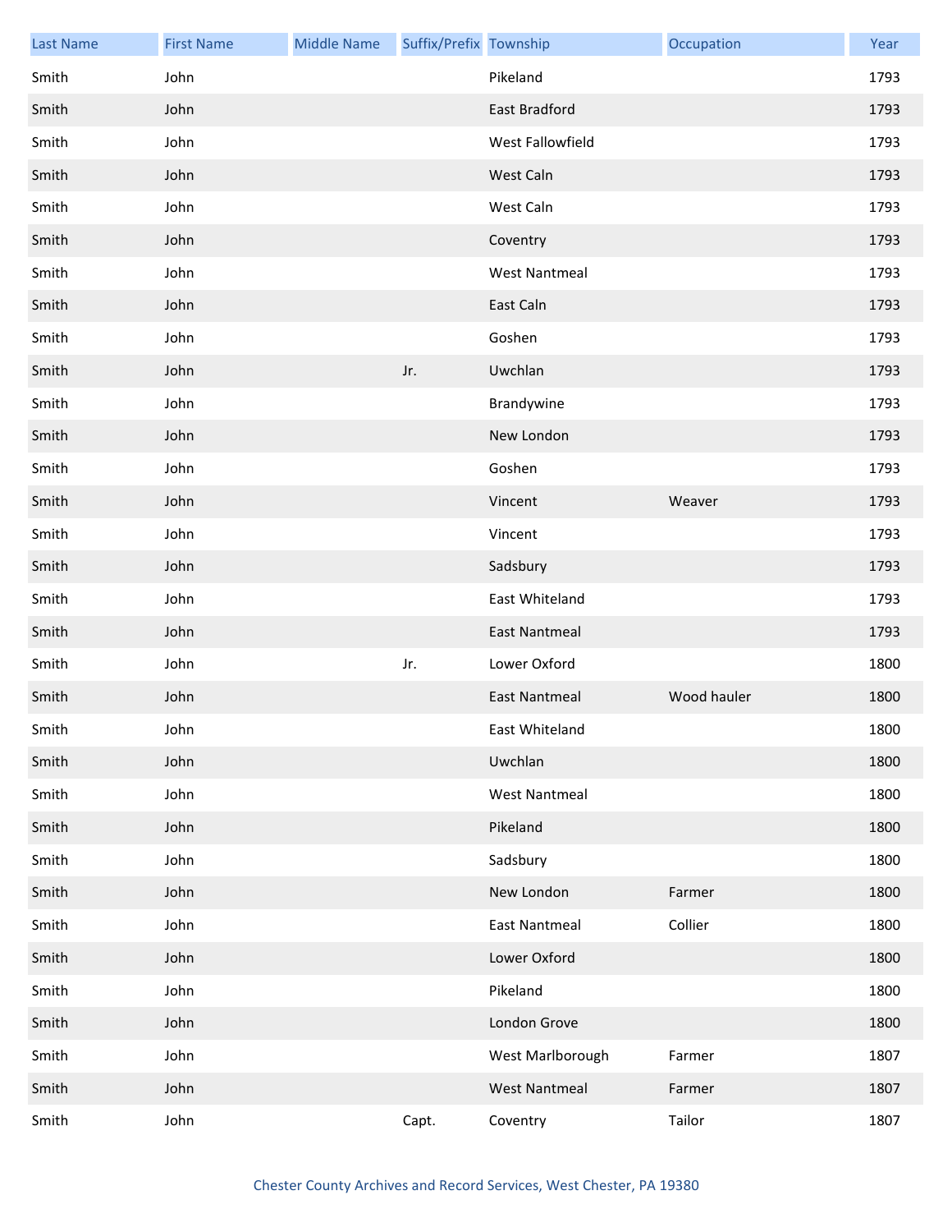| Last Name | First Name | Middle Name | Suffix/Prefix | Township | Occupation | Year |
|---|---|---|---|---|---|---|
| Smith | John | | | Pikeland | | 1793 |
| Smith | John | | | East Bradford | | 1793 |
| Smith | John | | | West Fallowfield | | 1793 |
| Smith | John | | | West Caln | | 1793 |
| Smith | John | | | West Caln | | 1793 |
| Smith | John | | | Coventry | | 1793 |
| Smith | John | | | West Nantmeal | | 1793 |
| Smith | John | | | East Caln | | 1793 |
| Smith | John | | | Goshen | | 1793 |
| Smith | John | | Jr. | Uwchlan | | 1793 |
| Smith | John | | | Brandywine | | 1793 |
| Smith | John | | | New London | | 1793 |
| Smith | John | | | Goshen | | 1793 |
| Smith | John | | | Vincent | Weaver | 1793 |
| Smith | John | | | Vincent | | 1793 |
| Smith | John | | | Sadsbury | | 1793 |
| Smith | John | | | East Whiteland | | 1793 |
| Smith | John | | | East Nantmeal | | 1793 |
| Smith | John | | Jr. | Lower Oxford | | 1800 |
| Smith | John | | | East Nantmeal | Wood hauler | 1800 |
| Smith | John | | | East Whiteland | | 1800 |
| Smith | John | | | Uwchlan | | 1800 |
| Smith | John | | | West Nantmeal | | 1800 |
| Smith | John | | | Pikeland | | 1800 |
| Smith | John | | | Sadsbury | | 1800 |
| Smith | John | | | New London | Farmer | 1800 |
| Smith | John | | | East Nantmeal | Collier | 1800 |
| Smith | John | | | Lower Oxford | | 1800 |
| Smith | John | | | Pikeland | | 1800 |
| Smith | John | | | London Grove | | 1800 |
| Smith | John | | | West Marlborough | Farmer | 1807 |
| Smith | John | | | West Nantmeal | Farmer | 1807 |
| Smith | John | | Capt. | Coventry | Tailor | 1807 |

Chester County Archives and Record Services, West Chester, PA 19380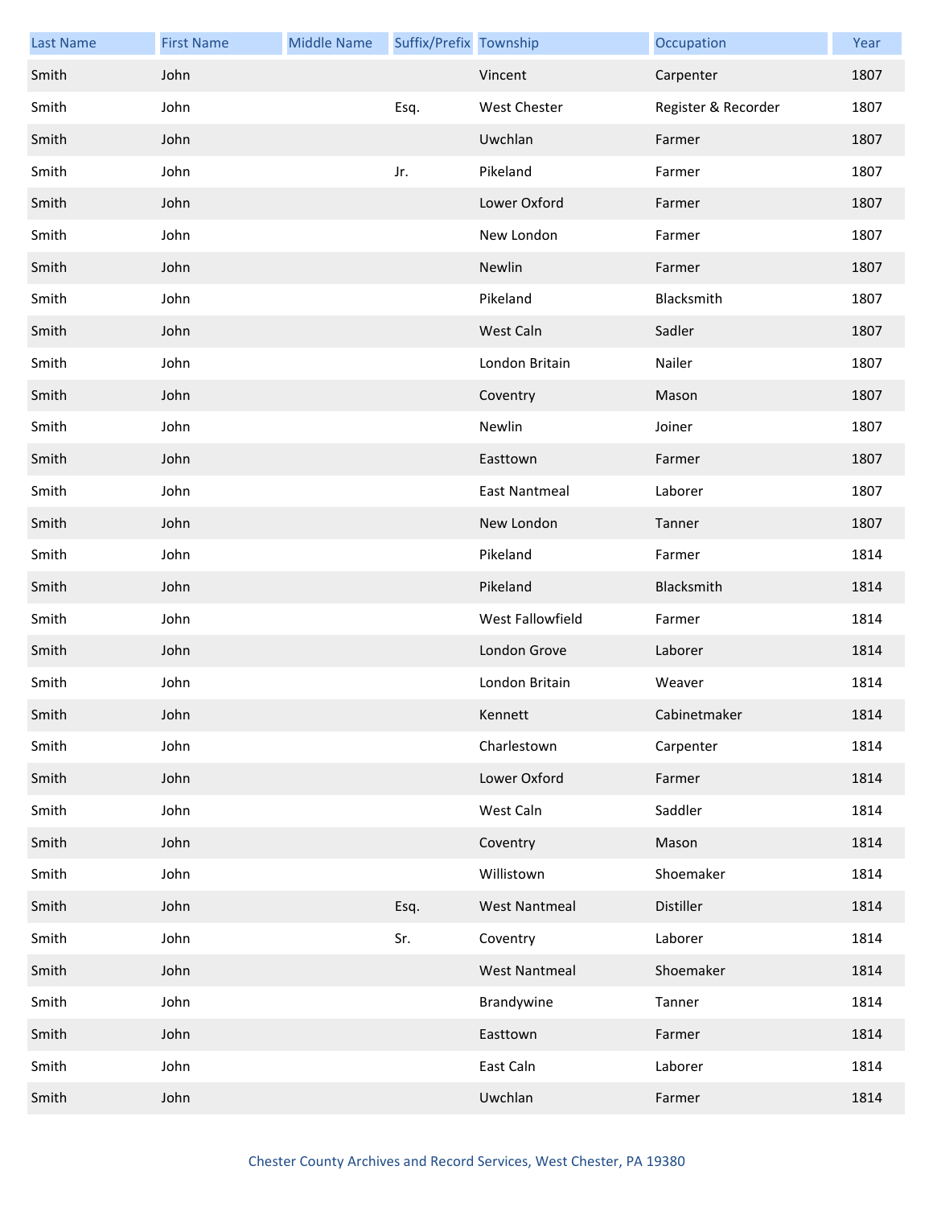| Last Name | First Name | Middle Name | Suffix/Prefix | Township | Occupation | Year |
|---|---|---|---|---|---|---|
| Smith | John | | | Vincent | Carpenter | 1807 |
| Smith | John | | Esq. | West Chester | Register & Recorder | 1807 |
| Smith | John | | | Uwchlan | Farmer | 1807 |
| Smith | John | | Jr. | Pikeland | Farmer | 1807 |
| Smith | John | | | Lower Oxford | Farmer | 1807 |
| Smith | John | | | New London | Farmer | 1807 |
| Smith | John | | | Newlin | Farmer | 1807 |
| Smith | John | | | Pikeland | Blacksmith | 1807 |
| Smith | John | | | West Caln | Sadler | 1807 |
| Smith | John | | | London Britain | Nailer | 1807 |
| Smith | John | | | Coventry | Mason | 1807 |
| Smith | John | | | Newlin | Joiner | 1807 |
| Smith | John | | | Easttown | Farmer | 1807 |
| Smith | John | | | East Nantmeal | Laborer | 1807 |
| Smith | John | | | New London | Tanner | 1807 |
| Smith | John | | | Pikeland | Farmer | 1814 |
| Smith | John | | | Pikeland | Blacksmith | 1814 |
| Smith | John | | | West Fallowfield | Farmer | 1814 |
| Smith | John | | | London Grove | Laborer | 1814 |
| Smith | John | | | London Britain | Weaver | 1814 |
| Smith | John | | | Kennett | Cabinetmaker | 1814 |
| Smith | John | | | Charlestown | Carpenter | 1814 |
| Smith | John | | | Lower Oxford | Farmer | 1814 |
| Smith | John | | | West Caln | Saddler | 1814 |
| Smith | John | | | Coventry | Mason | 1814 |
| Smith | John | | | Willistown | Shoemaker | 1814 |
| Smith | John | | Esq. | West Nantmeal | Distiller | 1814 |
| Smith | John | | Sr. | Coventry | Laborer | 1814 |
| Smith | John | | | West Nantmeal | Shoemaker | 1814 |
| Smith | John | | | Brandywine | Tanner | 1814 |
| Smith | John | | | Easttown | Farmer | 1814 |
| Smith | John | | | East Caln | Laborer | 1814 |
| Smith | John | | | Uwchlan | Farmer | 1814 |

Chester County Archives and Record Services, West Chester, PA 19380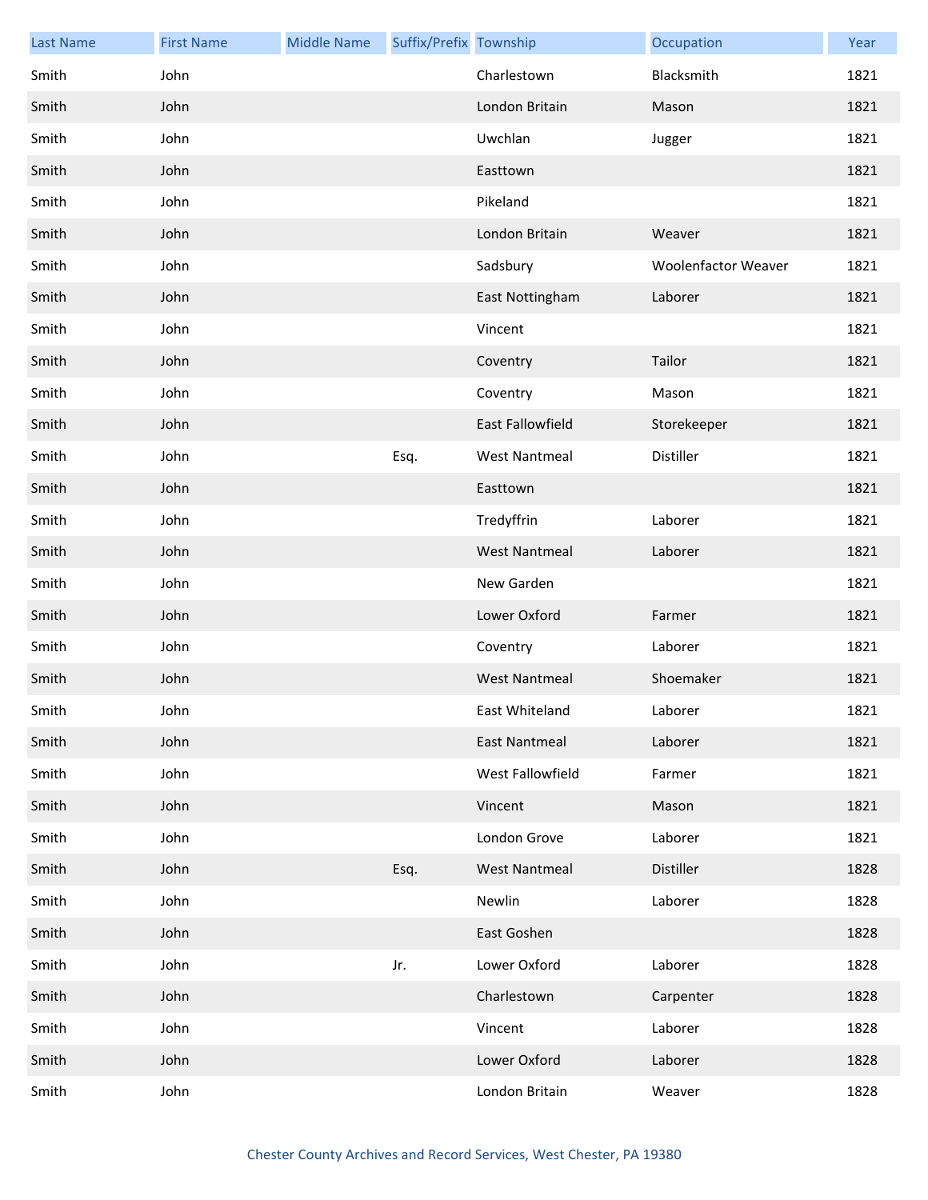| Last Name | First Name | Middle Name | Suffix/Prefix | Township | Occupation | Year |
|---|---|---|---|---|---|---|
| Smith | John | | | Charlestown | Blacksmith | 1821 |
| Smith | John | | | London Britain | Mason | 1821 |
| Smith | John | | | Uwchlan | Jugger | 1821 |
| Smith | John | | | Easttown | | 1821 |
| Smith | John | | | Pikeland | | 1821 |
| Smith | John | | | London Britain | Weaver | 1821 |
| Smith | John | | | Sadsbury | Woolenfactor Weaver | 1821 |
| Smith | John | | | East Nottingham | Laborer | 1821 |
| Smith | John | | | Vincent | | 1821 |
| Smith | John | | | Coventry | Tailor | 1821 |
| Smith | John | | | Coventry | Mason | 1821 |
| Smith | John | | | East Fallowfield | Storekeeper | 1821 |
| Smith | John | | Esq. | West Nantmeal | Distiller | 1821 |
| Smith | John | | | Easttown | | 1821 |
| Smith | John | | | Tredyffrin | Laborer | 1821 |
| Smith | John | | | West Nantmeal | Laborer | 1821 |
| Smith | John | | | New Garden | | 1821 |
| Smith | John | | | Lower Oxford | Farmer | 1821 |
| Smith | John | | | Coventry | Laborer | 1821 |
| Smith | John | | | West Nantmeal | Shoemaker | 1821 |
| Smith | John | | | East Whiteland | Laborer | 1821 |
| Smith | John | | | East Nantmeal | Laborer | 1821 |
| Smith | John | | | West Fallowfield | Farmer | 1821 |
| Smith | John | | | Vincent | Mason | 1821 |
| Smith | John | | | London Grove | Laborer | 1821 |
| Smith | John | | Esq. | West Nantmeal | Distiller | 1828 |
| Smith | John | | | Newlin | Laborer | 1828 |
| Smith | John | | | East Goshen | | 1828 |
| Smith | John | | Jr. | Lower Oxford | Laborer | 1828 |
| Smith | John | | | Charlestown | Carpenter | 1828 |
| Smith | John | | | Vincent | Laborer | 1828 |
| Smith | John | | | Lower Oxford | Laborer | 1828 |
| Smith | John | | | London Britain | Weaver | 1828 |

Chester County Archives and Record Services, West Chester, PA 19380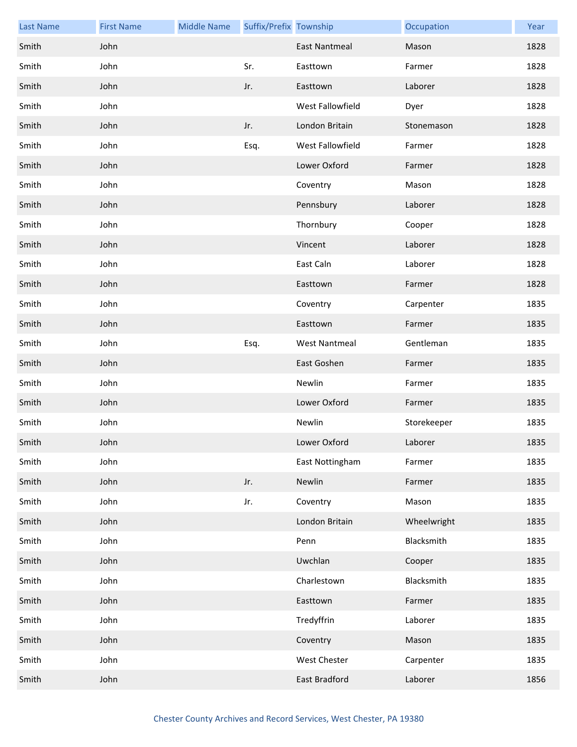| Last Name | First Name | Middle Name | Suffix/Prefix | Township | Occupation | Year |
|---|---|---|---|---|---|---|
| Smith | John | | | East Nantmeal | Mason | 1828 |
| Smith | John | | Sr. | Easttown | Farmer | 1828 |
| Smith | John | | Jr. | Easttown | Laborer | 1828 |
| Smith | John | | | West Fallowfield | Dyer | 1828 |
| Smith | John | | Jr. | London Britain | Stonemason | 1828 |
| Smith | John | | Esq. | West Fallowfield | Farmer | 1828 |
| Smith | John | | | Lower Oxford | Farmer | 1828 |
| Smith | John | | | Coventry | Mason | 1828 |
| Smith | John | | | Pennsbury | Laborer | 1828 |
| Smith | John | | | Thornbury | Cooper | 1828 |
| Smith | John | | | Vincent | Laborer | 1828 |
| Smith | John | | | East Caln | Laborer | 1828 |
| Smith | John | | | Easttown | Farmer | 1828 |
| Smith | John | | | Coventry | Carpenter | 1835 |
| Smith | John | | | Easttown | Farmer | 1835 |
| Smith | John | | Esq. | West Nantmeal | Gentleman | 1835 |
| Smith | John | | | East Goshen | Farmer | 1835 |
| Smith | John | | | Newlin | Farmer | 1835 |
| Smith | John | | | Lower Oxford | Farmer | 1835 |
| Smith | John | | | Newlin | Storekeeper | 1835 |
| Smith | John | | | Lower Oxford | Laborer | 1835 |
| Smith | John | | | East Nottingham | Farmer | 1835 |
| Smith | John | | Jr. | Newlin | Farmer | 1835 |
| Smith | John | | Jr. | Coventry | Mason | 1835 |
| Smith | John | | | London Britain | Wheelwright | 1835 |
| Smith | John | | | Penn | Blacksmith | 1835 |
| Smith | John | | | Uwchlan | Cooper | 1835 |
| Smith | John | | | Charlestown | Blacksmith | 1835 |
| Smith | John | | | Easttown | Farmer | 1835 |
| Smith | John | | | Tredyffrin | Laborer | 1835 |
| Smith | John | | | Coventry | Mason | 1835 |
| Smith | John | | | West Chester | Carpenter | 1835 |
| Smith | John | | | East Bradford | Laborer | 1856 |

Chester County Archives and Record Services, West Chester, PA 19380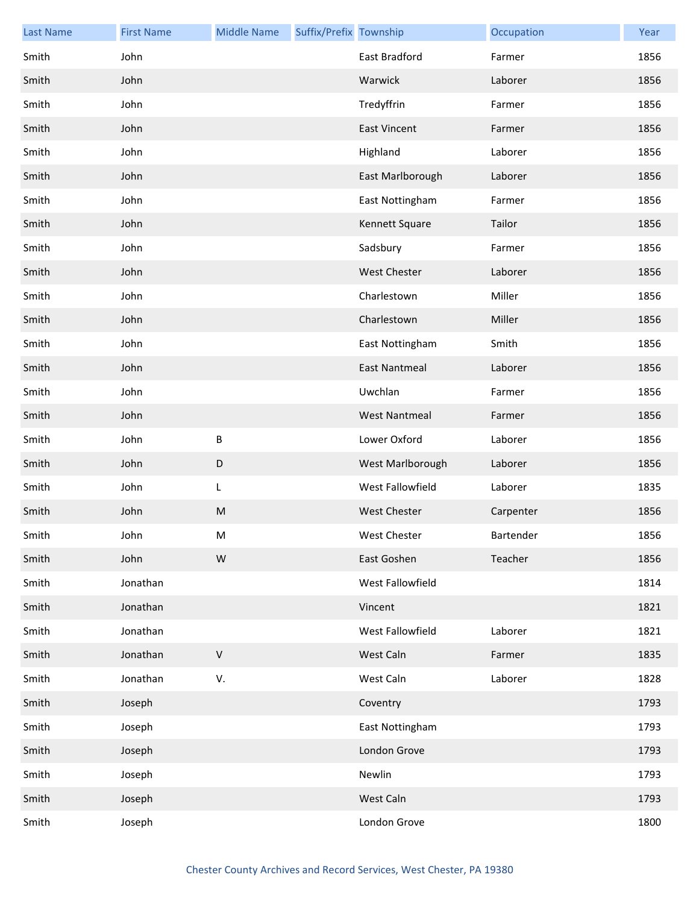| Last Name | First Name | Middle Name | Suffix/Prefix | Township | Occupation | Year |
|---|---|---|---|---|---|---|
| Smith | John | | | East Bradford | Farmer | 1856 |
| Smith | John | | | Warwick | Laborer | 1856 |
| Smith | John | | | Tredyffrin | Farmer | 1856 |
| Smith | John | | | East Vincent | Farmer | 1856 |
| Smith | John | | | Highland | Laborer | 1856 |
| Smith | John | | | East Marlborough | Laborer | 1856 |
| Smith | John | | | East Nottingham | Farmer | 1856 |
| Smith | John | | | Kennett Square | Tailor | 1856 |
| Smith | John | | | Sadsbury | Farmer | 1856 |
| Smith | John | | | West Chester | Laborer | 1856 |
| Smith | John | | | Charlestown | Miller | 1856 |
| Smith | John | | | Charlestown | Miller | 1856 |
| Smith | John | | | East Nottingham | Smith | 1856 |
| Smith | John | | | East Nantmeal | Laborer | 1856 |
| Smith | John | | | Uwchlan | Farmer | 1856 |
| Smith | John | | | West Nantmeal | Farmer | 1856 |
| Smith | John | B | | Lower Oxford | Laborer | 1856 |
| Smith | John | D | | West Marlborough | Laborer | 1856 |
| Smith | John | L | | West Fallowfield | Laborer | 1835 |
| Smith | John | M | | West Chester | Carpenter | 1856 |
| Smith | John | M | | West Chester | Bartender | 1856 |
| Smith | John | W | | East Goshen | Teacher | 1856 |
| Smith | Jonathan | | | West Fallowfield | | 1814 |
| Smith | Jonathan | | | Vincent | | 1821 |
| Smith | Jonathan | | | West Fallowfield | Laborer | 1821 |
| Smith | Jonathan | V | | West Caln | Farmer | 1835 |
| Smith | Jonathan | V. | | West Caln | Laborer | 1828 |
| Smith | Joseph | | | Coventry | | 1793 |
| Smith | Joseph | | | East Nottingham | | 1793 |
| Smith | Joseph | | | London Grove | | 1793 |
| Smith | Joseph | | | Newlin | | 1793 |
| Smith | Joseph | | | West Caln | | 1793 |
| Smith | Joseph | | | London Grove | | 1800 |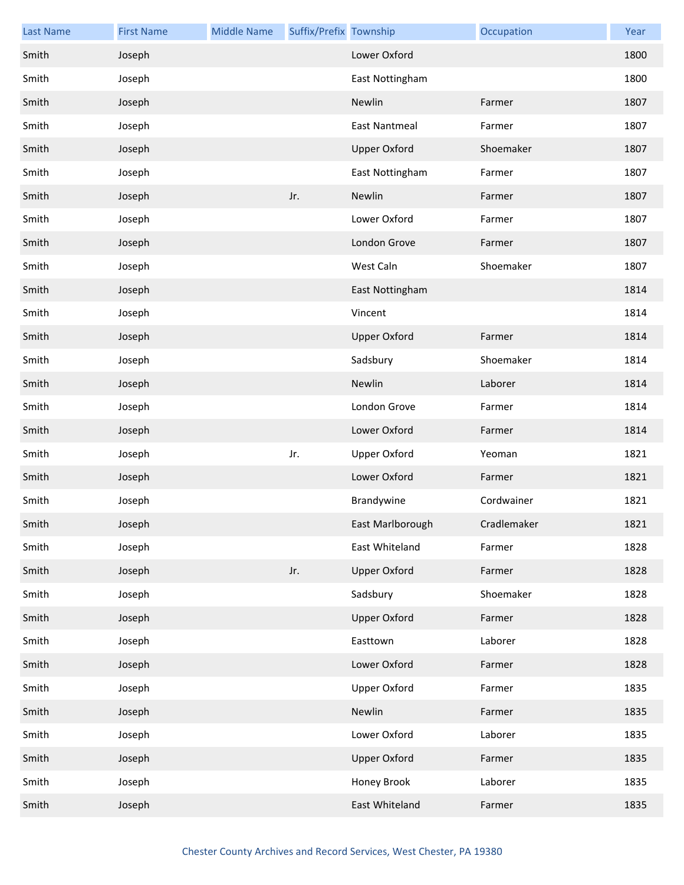| Last Name | First Name | Middle Name | Suffix/Prefix | Township | Occupation | Year |
|---|---|---|---|---|---|---|
| Smith | Joseph | | | Lower Oxford | | 1800 |
| Smith | Joseph | | | East Nottingham | | 1800 |
| Smith | Joseph | | | Newlin | Farmer | 1807 |
| Smith | Joseph | | | East Nantmeal | Farmer | 1807 |
| Smith | Joseph | | | Upper Oxford | Shoemaker | 1807 |
| Smith | Joseph | | | East Nottingham | Farmer | 1807 |
| Smith | Joseph | | Jr. | Newlin | Farmer | 1807 |
| Smith | Joseph | | | Lower Oxford | Farmer | 1807 |
| Smith | Joseph | | | London Grove | Farmer | 1807 |
| Smith | Joseph | | | West Caln | Shoemaker | 1807 |
| Smith | Joseph | | | East Nottingham | | 1814 |
| Smith | Joseph | | | Vincent | | 1814 |
| Smith | Joseph | | | Upper Oxford | Farmer | 1814 |
| Smith | Joseph | | | Sadsbury | Shoemaker | 1814 |
| Smith | Joseph | | | Newlin | Laborer | 1814 |
| Smith | Joseph | | | London Grove | Farmer | 1814 |
| Smith | Joseph | | | Lower Oxford | Farmer | 1814 |
| Smith | Joseph | | Jr. | Upper Oxford | Yeoman | 1821 |
| Smith | Joseph | | | Lower Oxford | Farmer | 1821 |
| Smith | Joseph | | | Brandywine | Cordwainer | 1821 |
| Smith | Joseph | | | East Marlborough | Cradlemaker | 1821 |
| Smith | Joseph | | | East Whiteland | Farmer | 1828 |
| Smith | Joseph | | Jr. | Upper Oxford | Farmer | 1828 |
| Smith | Joseph | | | Sadsbury | Shoemaker | 1828 |
| Smith | Joseph | | | Upper Oxford | Farmer | 1828 |
| Smith | Joseph | | | Easttown | Laborer | 1828 |
| Smith | Joseph | | | Lower Oxford | Farmer | 1828 |
| Smith | Joseph | | | Upper Oxford | Farmer | 1835 |
| Smith | Joseph | | | Newlin | Farmer | 1835 |
| Smith | Joseph | | | Lower Oxford | Laborer | 1835 |
| Smith | Joseph | | | Upper Oxford | Farmer | 1835 |
| Smith | Joseph | | | Honey Brook | Laborer | 1835 |
| Smith | Joseph | | | East Whiteland | Farmer | 1835 |

Chester County Archives and Record Services, West Chester, PA 19380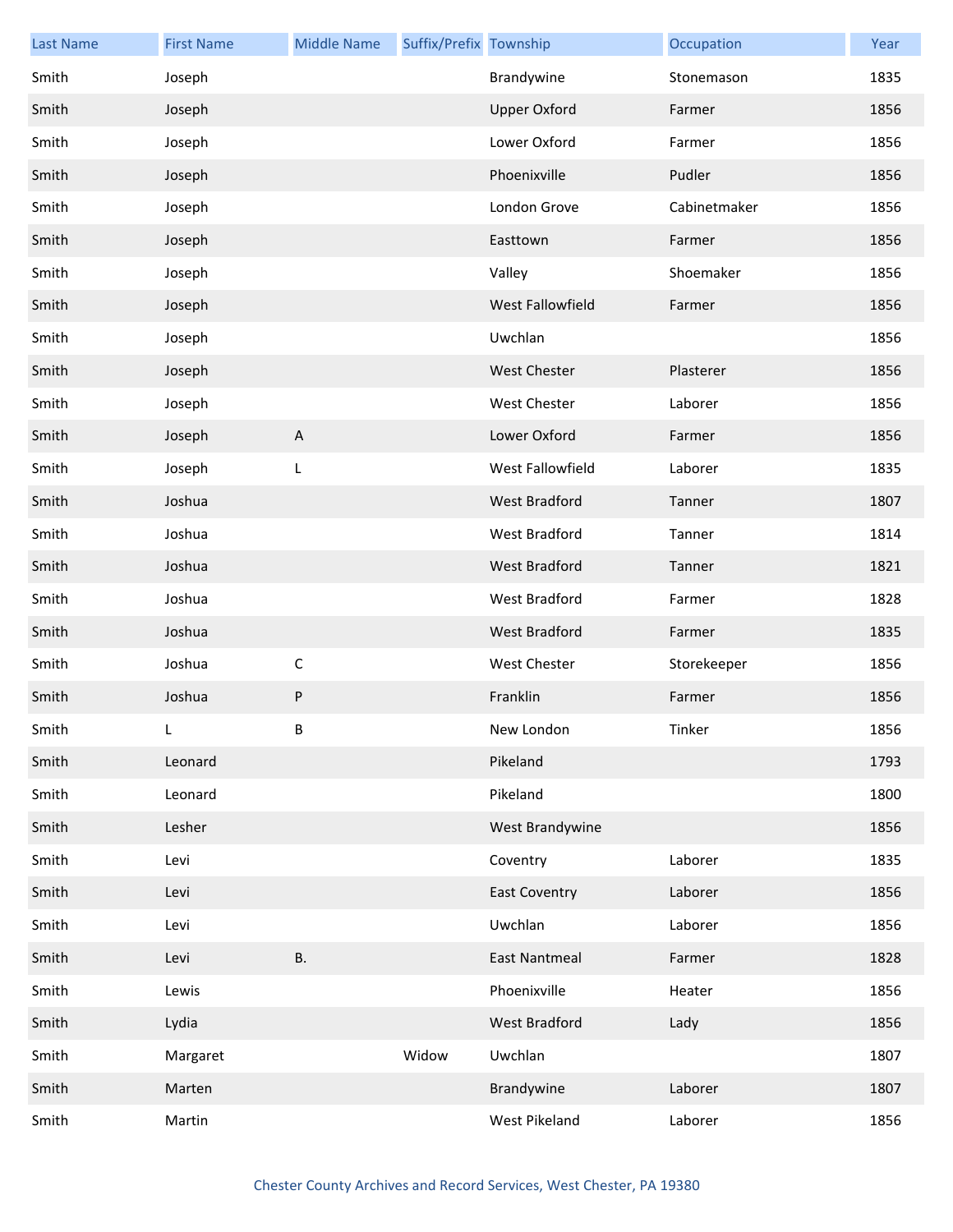| Last Name | First Name | Middle Name | Suffix/Prefix | Township | Occupation | Year |
|---|---|---|---|---|---|---|
| Smith | Joseph | | | Brandywine | Stonemason | 1835 |
| Smith | Joseph | | | Upper Oxford | Farmer | 1856 |
| Smith | Joseph | | | Lower Oxford | Farmer | 1856 |
| Smith | Joseph | | | Phoenixville | Pudler | 1856 |
| Smith | Joseph | | | London Grove | Cabinetmaker | 1856 |
| Smith | Joseph | | | Easttown | Farmer | 1856 |
| Smith | Joseph | | | Valley | Shoemaker | 1856 |
| Smith | Joseph | | | West Fallowfield | Farmer | 1856 |
| Smith | Joseph | | | Uwchlan | | 1856 |
| Smith | Joseph | | | West Chester | Plasterer | 1856 |
| Smith | Joseph | | | West Chester | Laborer | 1856 |
| Smith | Joseph | A | | Lower Oxford | Farmer | 1856 |
| Smith | Joseph | L | | West Fallowfield | Laborer | 1835 |
| Smith | Joshua | | | West Bradford | Tanner | 1807 |
| Smith | Joshua | | | West Bradford | Tanner | 1814 |
| Smith | Joshua | | | West Bradford | Tanner | 1821 |
| Smith | Joshua | | | West Bradford | Farmer | 1828 |
| Smith | Joshua | | | West Bradford | Farmer | 1835 |
| Smith | Joshua | C | | West Chester | Storekeeper | 1856 |
| Smith | Joshua | P | | Franklin | Farmer | 1856 |
| Smith | L | B | | New London | Tinker | 1856 |
| Smith | Leonard | | | Pikeland | | 1793 |
| Smith | Leonard | | | Pikeland | | 1800 |
| Smith | Lesher | | | West Brandywine | | 1856 |
| Smith | Levi | | | Coventry | Laborer | 1835 |
| Smith | Levi | | | East Coventry | Laborer | 1856 |
| Smith | Levi | | | Uwchlan | Laborer | 1856 |
| Smith | Levi | B. | | East Nantmeal | Farmer | 1828 |
| Smith | Lewis | | | Phoenixville | Heater | 1856 |
| Smith | Lydia | | | West Bradford | Lady | 1856 |
| Smith | Margaret | | Widow | Uwchlan | | 1807 |
| Smith | Marten | | | Brandywine | Laborer | 1807 |
| Smith | Martin | | | West Pikeland | Laborer | 1856 |

Chester County Archives and Record Services, West Chester, PA 19380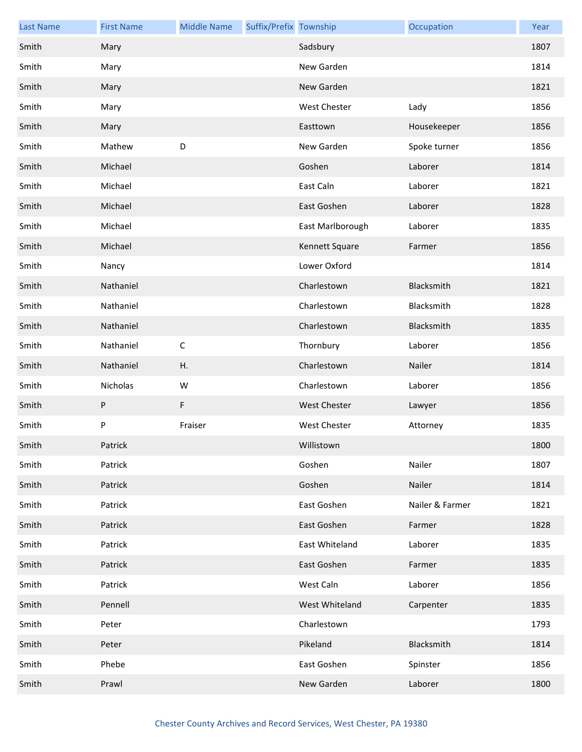| Last Name | First Name | Middle Name | Suffix/Prefix | Township | Occupation | Year |
|---|---|---|---|---|---|---|
| Smith | Mary | | | Sadsbury | | 1807 |
| Smith | Mary | | | New Garden | | 1814 |
| Smith | Mary | | | New Garden | | 1821 |
| Smith | Mary | | | West Chester | Lady | 1856 |
| Smith | Mary | | | Easttown | Housekeeper | 1856 |
| Smith | Mathew | D | | New Garden | Spoke turner | 1856 |
| Smith | Michael | | | Goshen | Laborer | 1814 |
| Smith | Michael | | | East Caln | Laborer | 1821 |
| Smith | Michael | | | East Goshen | Laborer | 1828 |
| Smith | Michael | | | East Marlborough | Laborer | 1835 |
| Smith | Michael | | | Kennett Square | Farmer | 1856 |
| Smith | Nancy | | | Lower Oxford | | 1814 |
| Smith | Nathaniel | | | Charlestown | Blacksmith | 1821 |
| Smith | Nathaniel | | | Charlestown | Blacksmith | 1828 |
| Smith | Nathaniel | | | Charlestown | Blacksmith | 1835 |
| Smith | Nathaniel | C | | Thornbury | Laborer | 1856 |
| Smith | Nathaniel | H. | | Charlestown | Nailer | 1814 |
| Smith | Nicholas | W | | Charlestown | Laborer | 1856 |
| Smith | P | F | | West Chester | Lawyer | 1856 |
| Smith | P | Fraiser | | West Chester | Attorney | 1835 |
| Smith | Patrick | | | Willistown | | 1800 |
| Smith | Patrick | | | Goshen | Nailer | 1807 |
| Smith | Patrick | | | Goshen | Nailer | 1814 |
| Smith | Patrick | | | East Goshen | Nailer & Farmer | 1821 |
| Smith | Patrick | | | East Goshen | Farmer | 1828 |
| Smith | Patrick | | | East Whiteland | Laborer | 1835 |
| Smith | Patrick | | | East Goshen | Farmer | 1835 |
| Smith | Patrick | | | West Caln | Laborer | 1856 |
| Smith | Pennell | | | West Whiteland | Carpenter | 1835 |
| Smith | Peter | | | Charlestown | | 1793 |
| Smith | Peter | | | Pikeland | Blacksmith | 1814 |
| Smith | Phebe | | | East Goshen | Spinster | 1856 |
| Smith | Prawl | | | New Garden | Laborer | 1800 |

Chester County Archives and Record Services, West Chester, PA 19380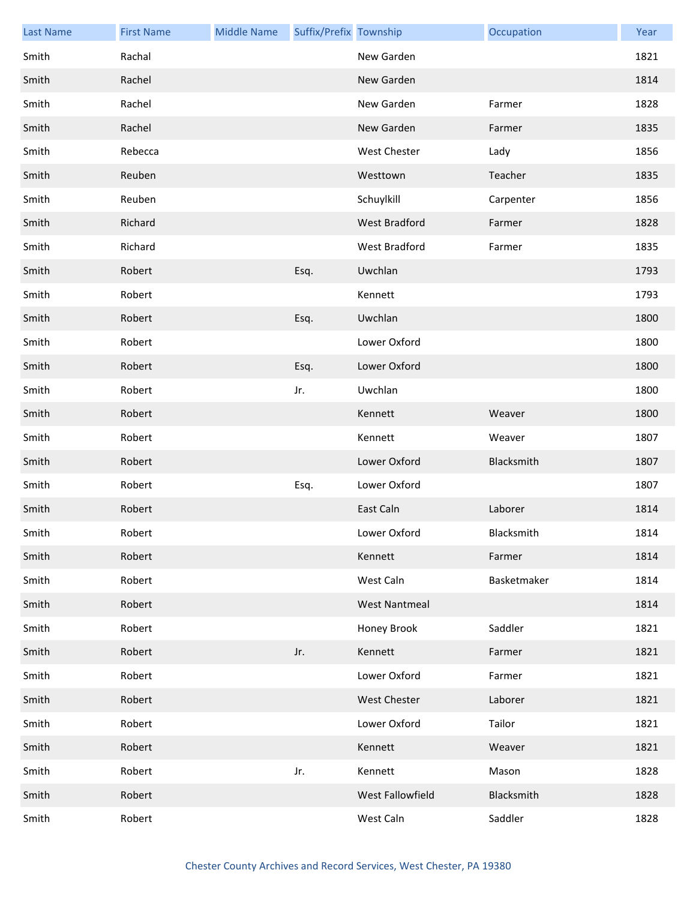| Last Name | First Name | Middle Name | Suffix/Prefix | Township | Occupation | Year |
|---|---|---|---|---|---|---|
| Smith | Rachal | | | New Garden | | 1821 |
| Smith | Rachel | | | New Garden | | 1814 |
| Smith | Rachel | | | New Garden | Farmer | 1828 |
| Smith | Rachel | | | New Garden | Farmer | 1835 |
| Smith | Rebecca | | | West Chester | Lady | 1856 |
| Smith | Reuben | | | Westtown | Teacher | 1835 |
| Smith | Reuben | | | Schuylkill | Carpenter | 1856 |
| Smith | Richard | | | West Bradford | Farmer | 1828 |
| Smith | Richard | | | West Bradford | Farmer | 1835 |
| Smith | Robert | | Esq. | Uwchlan | | 1793 |
| Smith | Robert | | | Kennett | | 1793 |
| Smith | Robert | | Esq. | Uwchlan | | 1800 |
| Smith | Robert | | | Lower Oxford | | 1800 |
| Smith | Robert | | Esq. | Lower Oxford | | 1800 |
| Smith | Robert | | Jr. | Uwchlan | | 1800 |
| Smith | Robert | | | Kennett | Weaver | 1800 |
| Smith | Robert | | | Kennett | Weaver | 1807 |
| Smith | Robert | | | Lower Oxford | Blacksmith | 1807 |
| Smith | Robert | | Esq. | Lower Oxford | | 1807 |
| Smith | Robert | | | East Caln | Laborer | 1814 |
| Smith | Robert | | | Lower Oxford | Blacksmith | 1814 |
| Smith | Robert | | | Kennett | Farmer | 1814 |
| Smith | Robert | | | West Caln | Basketmaker | 1814 |
| Smith | Robert | | | West Nantmeal | | 1814 |
| Smith | Robert | | | Honey Brook | Saddler | 1821 |
| Smith | Robert | | Jr. | Kennett | Farmer | 1821 |
| Smith | Robert | | | Lower Oxford | Farmer | 1821 |
| Smith | Robert | | | West Chester | Laborer | 1821 |
| Smith | Robert | | | Lower Oxford | Tailor | 1821 |
| Smith | Robert | | | Kennett | Weaver | 1821 |
| Smith | Robert | | Jr. | Kennett | Mason | 1828 |
| Smith | Robert | | | West Fallowfield | Blacksmith | 1828 |
| Smith | Robert | | | West Caln | Saddler | 1828 |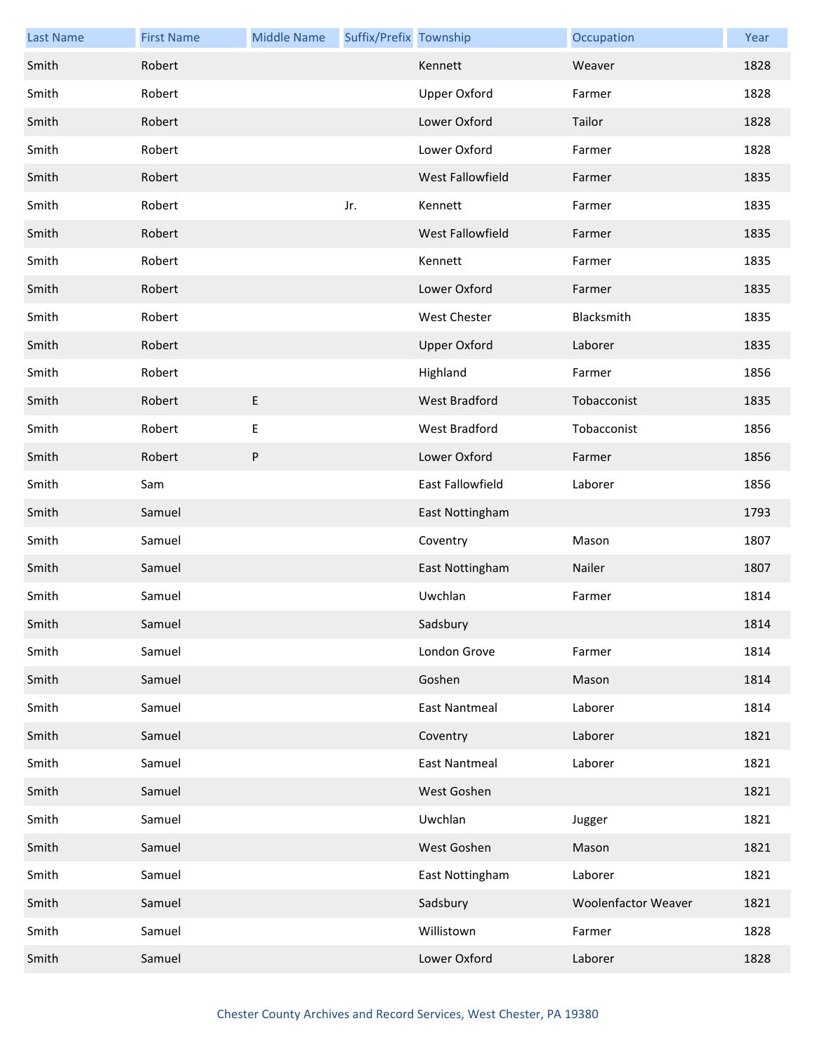| Last Name | First Name | Middle Name | Suffix/Prefix | Township | Occupation | Year |
|---|---|---|---|---|---|---|
| Smith | Robert | | | Kennett | Weaver | 1828 |
| Smith | Robert | | | Upper Oxford | Farmer | 1828 |
| Smith | Robert | | | Lower Oxford | Tailor | 1828 |
| Smith | Robert | | | Lower Oxford | Farmer | 1828 |
| Smith | Robert | | | West Fallowfield | Farmer | 1835 |
| Smith | Robert | | Jr. | Kennett | Farmer | 1835 |
| Smith | Robert | | | West Fallowfield | Farmer | 1835 |
| Smith | Robert | | | Kennett | Farmer | 1835 |
| Smith | Robert | | | Lower Oxford | Farmer | 1835 |
| Smith | Robert | | | West Chester | Blacksmith | 1835 |
| Smith | Robert | | | Upper Oxford | Laborer | 1835 |
| Smith | Robert | | | Highland | Farmer | 1856 |
| Smith | Robert | E | | West Bradford | Tobacconist | 1835 |
| Smith | Robert | E | | West Bradford | Tobacconist | 1856 |
| Smith | Robert | P | | Lower Oxford | Farmer | 1856 |
| Smith | Sam | | | East Fallowfield | Laborer | 1856 |
| Smith | Samuel | | | East Nottingham | | 1793 |
| Smith | Samuel | | | Coventry | Mason | 1807 |
| Smith | Samuel | | | East Nottingham | Nailer | 1807 |
| Smith | Samuel | | | Uwchlan | Farmer | 1814 |
| Smith | Samuel | | | Sadsbury | | 1814 |
| Smith | Samuel | | | London Grove | Farmer | 1814 |
| Smith | Samuel | | | Goshen | Mason | 1814 |
| Smith | Samuel | | | East Nantmeal | Laborer | 1814 |
| Smith | Samuel | | | Coventry | Laborer | 1821 |
| Smith | Samuel | | | East Nantmeal | Laborer | 1821 |
| Smith | Samuel | | | West Goshen | | 1821 |
| Smith | Samuel | | | Uwchlan | Jugger | 1821 |
| Smith | Samuel | | | West Goshen | Mason | 1821 |
| Smith | Samuel | | | East Nottingham | Laborer | 1821 |
| Smith | Samuel | | | Sadsbury | Woolenfactor Weaver | 1821 |
| Smith | Samuel | | | Willistown | Farmer | 1828 |
| Smith | Samuel | | | Lower Oxford | Laborer | 1828 |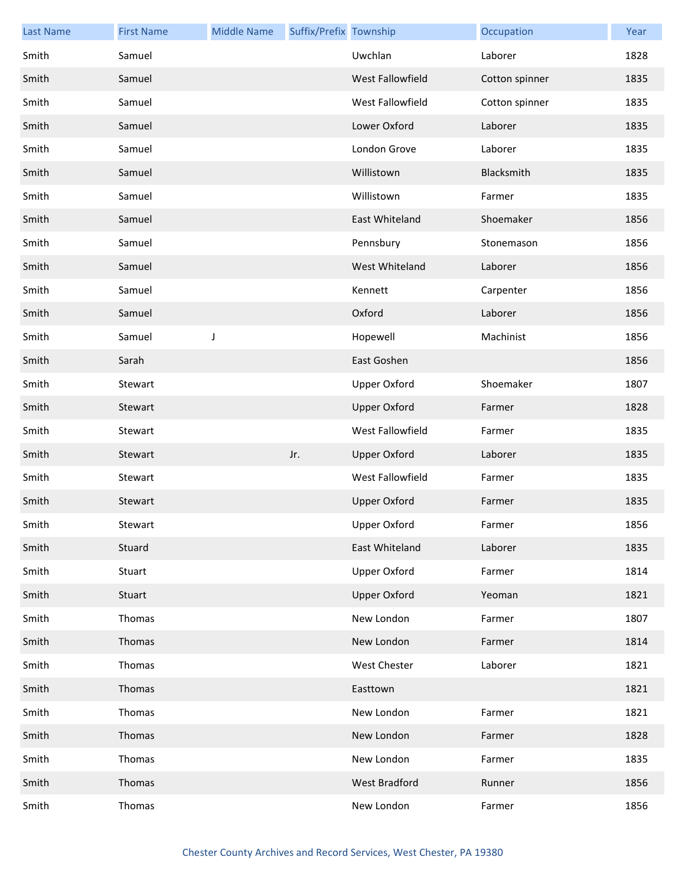| Last Name | First Name | Middle Name | Suffix/Prefix | Township | Occupation | Year |
|---|---|---|---|---|---|---|
| Smith | Samuel | | | Uwchlan | Laborer | 1828 |
| Smith | Samuel | | | West Fallowfield | Cotton spinner | 1835 |
| Smith | Samuel | | | West Fallowfield | Cotton spinner | 1835 |
| Smith | Samuel | | | Lower Oxford | Laborer | 1835 |
| Smith | Samuel | | | London Grove | Laborer | 1835 |
| Smith | Samuel | | | Willistown | Blacksmith | 1835 |
| Smith | Samuel | | | Willistown | Farmer | 1835 |
| Smith | Samuel | | | East Whiteland | Shoemaker | 1856 |
| Smith | Samuel | | | Pennsbury | Stonemason | 1856 |
| Smith | Samuel | | | West Whiteland | Laborer | 1856 |
| Smith | Samuel | | | Kennett | Carpenter | 1856 |
| Smith | Samuel | | | Oxford | Laborer | 1856 |
| Smith | Samuel | J | | Hopewell | Machinist | 1856 |
| Smith | Sarah | | | East Goshen | | 1856 |
| Smith | Stewart | | | Upper Oxford | Shoemaker | 1807 |
| Smith | Stewart | | | Upper Oxford | Farmer | 1828 |
| Smith | Stewart | | | West Fallowfield | Farmer | 1835 |
| Smith | Stewart | | Jr. | Upper Oxford | Laborer | 1835 |
| Smith | Stewart | | | West Fallowfield | Farmer | 1835 |
| Smith | Stewart | | | Upper Oxford | Farmer | 1835 |
| Smith | Stewart | | | Upper Oxford | Farmer | 1856 |
| Smith | Stuard | | | East Whiteland | Laborer | 1835 |
| Smith | Stuart | | | Upper Oxford | Farmer | 1814 |
| Smith | Stuart | | | Upper Oxford | Yeoman | 1821 |
| Smith | Thomas | | | New London | Farmer | 1807 |
| Smith | Thomas | | | New London | Farmer | 1814 |
| Smith | Thomas | | | West Chester | Laborer | 1821 |
| Smith | Thomas | | | Easttown | | 1821 |
| Smith | Thomas | | | New London | Farmer | 1821 |
| Smith | Thomas | | | New London | Farmer | 1828 |
| Smith | Thomas | | | New London | Farmer | 1835 |
| Smith | Thomas | | | West Bradford | Runner | 1856 |
| Smith | Thomas | | | New London | Farmer | 1856 |

Chester County Archives and Record Services, West Chester, PA 19380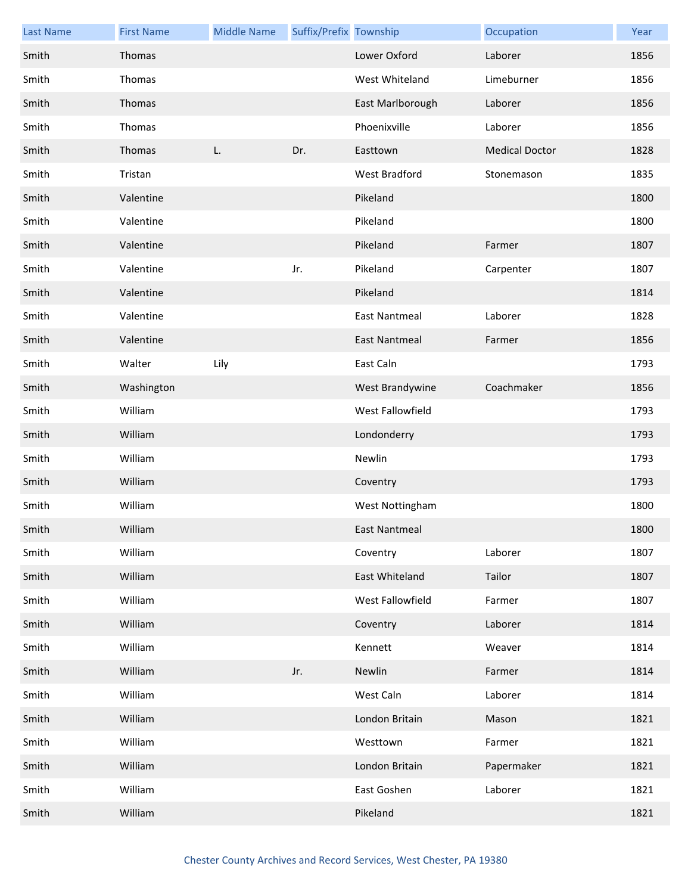| Last Name | First Name | Middle Name | Suffix/Prefix | Township | Occupation | Year |
|---|---|---|---|---|---|---|
| Smith | Thomas | | | Lower Oxford | Laborer | 1856 |
| Smith | Thomas | | | West Whiteland | Limeburner | 1856 |
| Smith | Thomas | | | East Marlborough | Laborer | 1856 |
| Smith | Thomas | | | Phoenixville | Laborer | 1856 |
| Smith | Thomas | L. | Dr. | Easttown | Medical Doctor | 1828 |
| Smith | Tristan | | | West Bradford | Stonemason | 1835 |
| Smith | Valentine | | | Pikeland | | 1800 |
| Smith | Valentine | | | Pikeland | | 1800 |
| Smith | Valentine | | | Pikeland | Farmer | 1807 |
| Smith | Valentine | | Jr. | Pikeland | Carpenter | 1807 |
| Smith | Valentine | | | Pikeland | | 1814 |
| Smith | Valentine | | | East Nantmeal | Laborer | 1828 |
| Smith | Valentine | | | East Nantmeal | Farmer | 1856 |
| Smith | Walter | Lily | | East Caln | | 1793 |
| Smith | Washington | | | West Brandywine | Coachmaker | 1856 |
| Smith | William | | | West Fallowfield | | 1793 |
| Smith | William | | | Londonderry | | 1793 |
| Smith | William | | | Newlin | | 1793 |
| Smith | William | | | Coventry | | 1793 |
| Smith | William | | | West Nottingham | | 1800 |
| Smith | William | | | East Nantmeal | | 1800 |
| Smith | William | | | Coventry | Laborer | 1807 |
| Smith | William | | | East Whiteland | Tailor | 1807 |
| Smith | William | | | West Fallowfield | Farmer | 1807 |
| Smith | William | | | Coventry | Laborer | 1814 |
| Smith | William | | | Kennett | Weaver | 1814 |
| Smith | William | | Jr. | Newlin | Farmer | 1814 |
| Smith | William | | | West Caln | Laborer | 1814 |
| Smith | William | | | London Britain | Mason | 1821 |
| Smith | William | | | Westtown | Farmer | 1821 |
| Smith | William | | | London Britain | Papermaker | 1821 |
| Smith | William | | | East Goshen | Laborer | 1821 |
| Smith | William | | | Pikeland | | 1821 |

Chester County Archives and Record Services, West Chester, PA 19380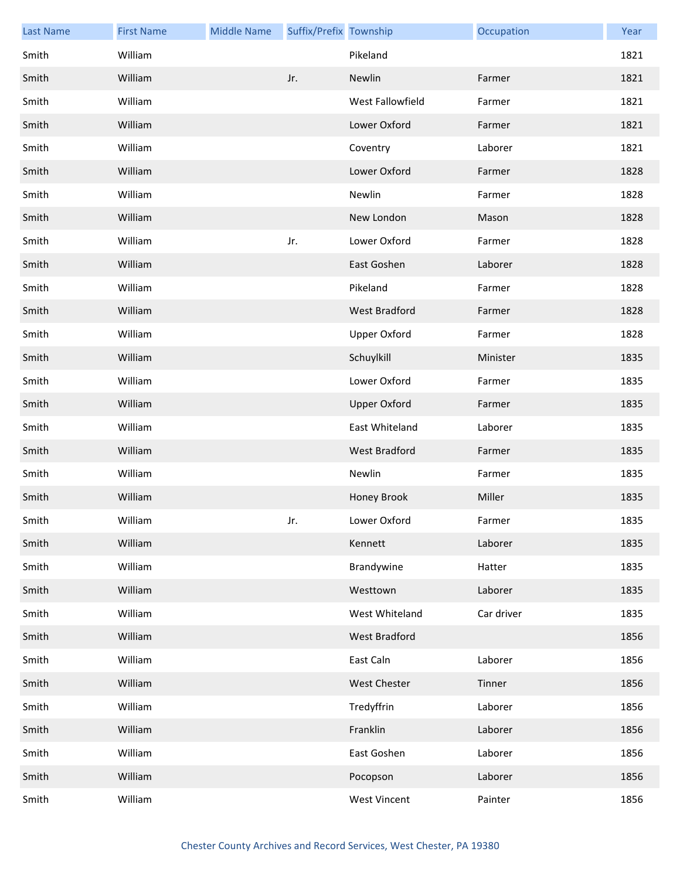| Last Name | First Name | Middle Name | Suffix/Prefix | Township | Occupation | Year |
|---|---|---|---|---|---|---|
| Smith | William | | | Pikeland | | 1821 |
| Smith | William | | Jr. | Newlin | Farmer | 1821 |
| Smith | William | | | West Fallowfield | Farmer | 1821 |
| Smith | William | | | Lower Oxford | Farmer | 1821 |
| Smith | William | | | Coventry | Laborer | 1821 |
| Smith | William | | | Lower Oxford | Farmer | 1828 |
| Smith | William | | | Newlin | Farmer | 1828 |
| Smith | William | | | New London | Mason | 1828 |
| Smith | William | | Jr. | Lower Oxford | Farmer | 1828 |
| Smith | William | | | East Goshen | Laborer | 1828 |
| Smith | William | | | Pikeland | Farmer | 1828 |
| Smith | William | | | West Bradford | Farmer | 1828 |
| Smith | William | | | Upper Oxford | Farmer | 1828 |
| Smith | William | | | Schuylkill | Minister | 1835 |
| Smith | William | | | Lower Oxford | Farmer | 1835 |
| Smith | William | | | Upper Oxford | Farmer | 1835 |
| Smith | William | | | East Whiteland | Laborer | 1835 |
| Smith | William | | | West Bradford | Farmer | 1835 |
| Smith | William | | | Newlin | Farmer | 1835 |
| Smith | William | | | Honey Brook | Miller | 1835 |
| Smith | William | | Jr. | Lower Oxford | Farmer | 1835 |
| Smith | William | | | Kennett | Laborer | 1835 |
| Smith | William | | | Brandywine | Hatter | 1835 |
| Smith | William | | | Westtown | Laborer | 1835 |
| Smith | William | | | West Whiteland | Car driver | 1835 |
| Smith | William | | | West Bradford | | 1856 |
| Smith | William | | | East Caln | Laborer | 1856 |
| Smith | William | | | West Chester | Tinner | 1856 |
| Smith | William | | | Tredyffrin | Laborer | 1856 |
| Smith | William | | | Franklin | Laborer | 1856 |
| Smith | William | | | East Goshen | Laborer | 1856 |
| Smith | William | | | Pocopson | Laborer | 1856 |
| Smith | William | | | West Vincent | Painter | 1856 |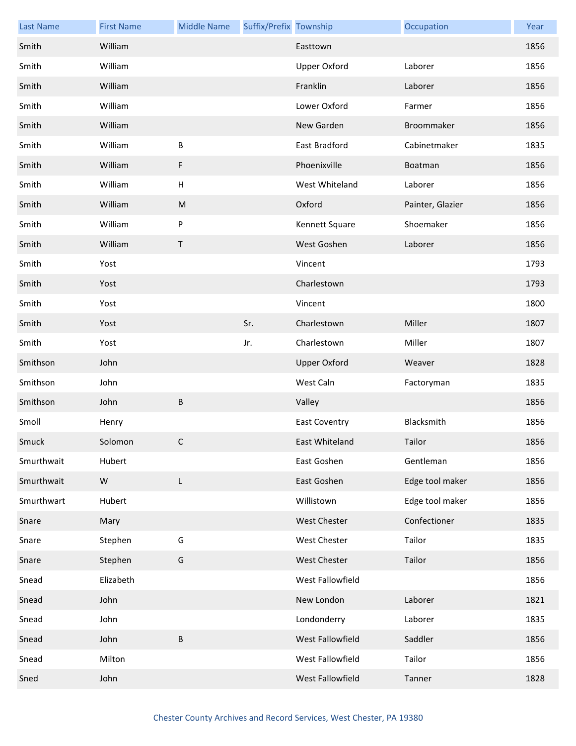| Last Name | First Name | Middle Name | Suffix/Prefix | Township | Occupation | Year |
|---|---|---|---|---|---|---|
| Smith | William | | | Easttown | | 1856 |
| Smith | William | | | Upper Oxford | Laborer | 1856 |
| Smith | William | | | Franklin | Laborer | 1856 |
| Smith | William | | | Lower Oxford | Farmer | 1856 |
| Smith | William | | | New Garden | Broommaker | 1856 |
| Smith | William | B | | East Bradford | Cabinetmaker | 1835 |
| Smith | William | F | | Phoenixville | Boatman | 1856 |
| Smith | William | H | | West Whiteland | Laborer | 1856 |
| Smith | William | M | | Oxford | Painter, Glazier | 1856 |
| Smith | William | P | | Kennett Square | Shoemaker | 1856 |
| Smith | William | T | | West Goshen | Laborer | 1856 |
| Smith | Yost | | | Vincent | | 1793 |
| Smith | Yost | | | Charlestown | | 1793 |
| Smith | Yost | | | Vincent | | 1800 |
| Smith | Yost | | Sr. | Charlestown | Miller | 1807 |
| Smith | Yost | | Jr. | Charlestown | Miller | 1807 |
| Smithson | John | | | Upper Oxford | Weaver | 1828 |
| Smithson | John | | | West Caln | Factoryman | 1835 |
| Smithson | John | B | | Valley | | 1856 |
| Smoll | Henry | | | East Coventry | Blacksmith | 1856 |
| Smuck | Solomon | C | | East Whiteland | Tailor | 1856 |
| Smurthwait | Hubert | | | East Goshen | Gentleman | 1856 |
| Smurthwait | W | L | | East Goshen | Edge tool maker | 1856 |
| Smurthwart | Hubert | | | Willistown | Edge tool maker | 1856 |
| Snare | Mary | | | West Chester | Confectioner | 1835 |
| Snare | Stephen | G | | West Chester | Tailor | 1835 |
| Snare | Stephen | G | | West Chester | Tailor | 1856 |
| Snead | Elizabeth | | | West Fallowfield | | 1856 |
| Snead | John | | | New London | Laborer | 1821 |
| Snead | John | | | Londonderry | Laborer | 1835 |
| Snead | John | B | | West Fallowfield | Saddler | 1856 |
| Snead | Milton | | | West Fallowfield | Tailor | 1856 |
| Sned | John | | | West Fallowfield | Tanner | 1828 |

Chester County Archives and Record Services, West Chester, PA 19380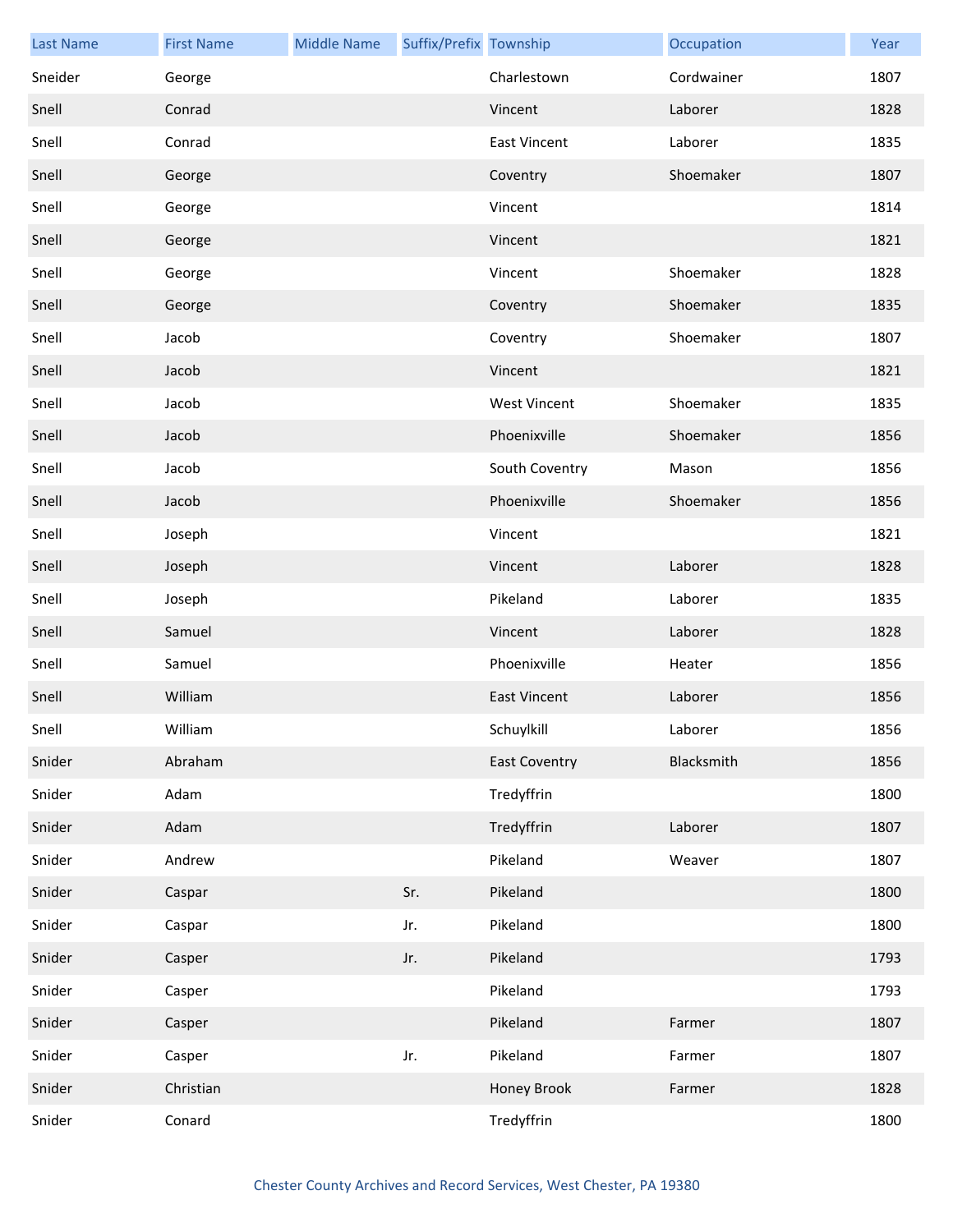| Last Name | First Name | Middle Name | Suffix/Prefix | Township | Occupation | Year |
|---|---|---|---|---|---|---|
| Sneider | George | | | Charlestown | Cordwainer | 1807 |
| Snell | Conrad | | | Vincent | Laborer | 1828 |
| Snell | Conrad | | | East Vincent | Laborer | 1835 |
| Snell | George | | | Coventry | Shoemaker | 1807 |
| Snell | George | | | Vincent | | 1814 |
| Snell | George | | | Vincent | | 1821 |
| Snell | George | | | Vincent | Shoemaker | 1828 |
| Snell | George | | | Coventry | Shoemaker | 1835 |
| Snell | Jacob | | | Coventry | Shoemaker | 1807 |
| Snell | Jacob | | | Vincent | | 1821 |
| Snell | Jacob | | | West Vincent | Shoemaker | 1835 |
| Snell | Jacob | | | Phoenixville | Shoemaker | 1856 |
| Snell | Jacob | | | South Coventry | Mason | 1856 |
| Snell | Jacob | | | Phoenixville | Shoemaker | 1856 |
| Snell | Joseph | | | Vincent | | 1821 |
| Snell | Joseph | | | Vincent | Laborer | 1828 |
| Snell | Joseph | | | Pikeland | Laborer | 1835 |
| Snell | Samuel | | | Vincent | Laborer | 1828 |
| Snell | Samuel | | | Phoenixville | Heater | 1856 |
| Snell | William | | | East Vincent | Laborer | 1856 |
| Snell | William | | | Schuylkill | Laborer | 1856 |
| Snider | Abraham | | | East Coventry | Blacksmith | 1856 |
| Snider | Adam | | | Tredyffrin | | 1800 |
| Snider | Adam | | | Tredyffrin | Laborer | 1807 |
| Snider | Andrew | | | Pikeland | Weaver | 1807 |
| Snider | Caspar | | Sr. | Pikeland | | 1800 |
| Snider | Caspar | | Jr. | Pikeland | | 1800 |
| Snider | Casper | | Jr. | Pikeland | | 1793 |
| Snider | Casper | | | Pikeland | | 1793 |
| Snider | Casper | | | Pikeland | Farmer | 1807 |
| Snider | Casper | | Jr. | Pikeland | Farmer | 1807 |
| Snider | Christian | | | Honey Brook | Farmer | 1828 |
| Snider | Conard | | | Tredyffrin | | 1800 |

Chester County Archives and Record Services, West Chester, PA 19380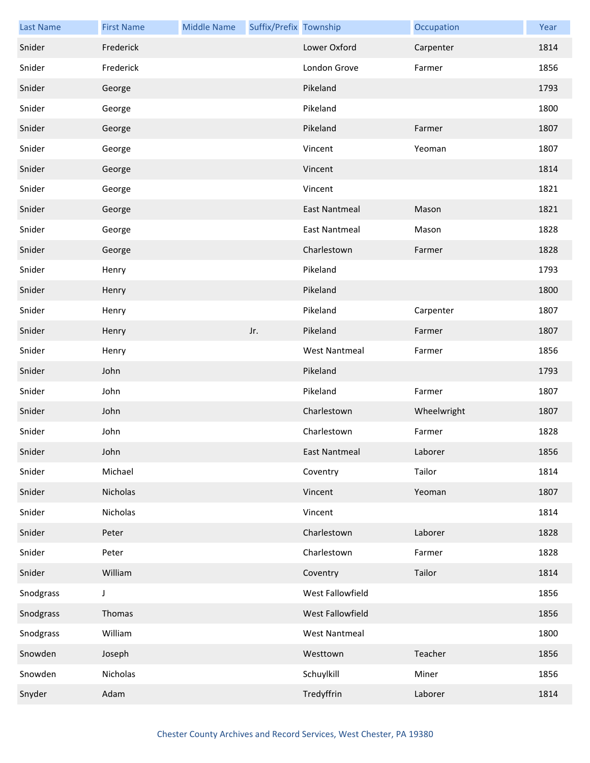| Last Name | First Name | Middle Name | Suffix/Prefix | Township | Occupation | Year |
|---|---|---|---|---|---|---|
| Snider | Frederick | | | Lower Oxford | Carpenter | 1814 |
| Snider | Frederick | | | London Grove | Farmer | 1856 |
| Snider | George | | | Pikeland | | 1793 |
| Snider | George | | | Pikeland | | 1800 |
| Snider | George | | | Pikeland | Farmer | 1807 |
| Snider | George | | | Vincent | Yeoman | 1807 |
| Snider | George | | | Vincent | | 1814 |
| Snider | George | | | Vincent | | 1821 |
| Snider | George | | | East Nantmeal | Mason | 1821 |
| Snider | George | | | East Nantmeal | Mason | 1828 |
| Snider | George | | | Charlestown | Farmer | 1828 |
| Snider | Henry | | | Pikeland | | 1793 |
| Snider | Henry | | | Pikeland | | 1800 |
| Snider | Henry | | | Pikeland | Carpenter | 1807 |
| Snider | Henry | | Jr. | Pikeland | Farmer | 1807 |
| Snider | Henry | | | West Nantmeal | Farmer | 1856 |
| Snider | John | | | Pikeland | | 1793 |
| Snider | John | | | Pikeland | Farmer | 1807 |
| Snider | John | | | Charlestown | Wheelwright | 1807 |
| Snider | John | | | Charlestown | Farmer | 1828 |
| Snider | John | | | East Nantmeal | Laborer | 1856 |
| Snider | Michael | | | Coventry | Tailor | 1814 |
| Snider | Nicholas | | | Vincent | Yeoman | 1807 |
| Snider | Nicholas | | | Vincent | | 1814 |
| Snider | Peter | | | Charlestown | Laborer | 1828 |
| Snider | Peter | | | Charlestown | Farmer | 1828 |
| Snider | William | | | Coventry | Tailor | 1814 |
| Snodgrass | J | | | West Fallowfield | | 1856 |
| Snodgrass | Thomas | | | West Fallowfield | | 1856 |
| Snodgrass | William | | | West Nantmeal | | 1800 |
| Snowden | Joseph | | | Westtown | Teacher | 1856 |
| Snowden | Nicholas | | | Schuylkill | Miner | 1856 |
| Snyder | Adam | | | Tredyffrin | Laborer | 1814 |

Chester County Archives and Record Services, West Chester, PA 19380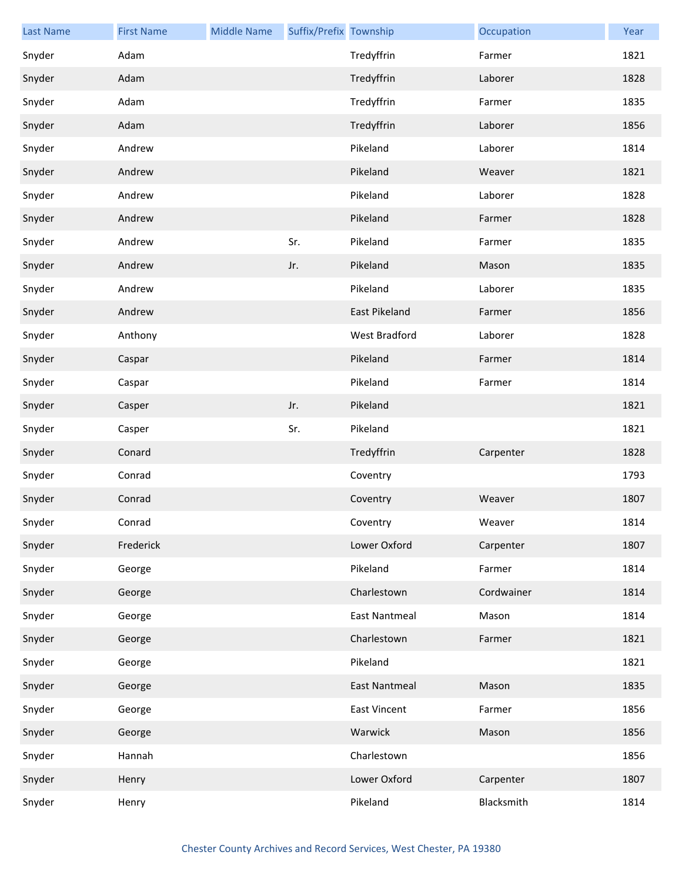| Last Name | First Name | Middle Name | Suffix/Prefix | Township | Occupation | Year |
|---|---|---|---|---|---|---|
| Snyder | Adam | | | Tredyffrin | Farmer | 1821 |
| Snyder | Adam | | | Tredyffrin | Laborer | 1828 |
| Snyder | Adam | | | Tredyffrin | Farmer | 1835 |
| Snyder | Adam | | | Tredyffrin | Laborer | 1856 |
| Snyder | Andrew | | | Pikeland | Laborer | 1814 |
| Snyder | Andrew | | | Pikeland | Weaver | 1821 |
| Snyder | Andrew | | | Pikeland | Laborer | 1828 |
| Snyder | Andrew | | | Pikeland | Farmer | 1828 |
| Snyder | Andrew | | Sr. | Pikeland | Farmer | 1835 |
| Snyder | Andrew | | Jr. | Pikeland | Mason | 1835 |
| Snyder | Andrew | | | Pikeland | Laborer | 1835 |
| Snyder | Andrew | | | East Pikeland | Farmer | 1856 |
| Snyder | Anthony | | | West Bradford | Laborer | 1828 |
| Snyder | Caspar | | | Pikeland | Farmer | 1814 |
| Snyder | Caspar | | | Pikeland | Farmer | 1814 |
| Snyder | Casper | | Jr. | Pikeland | | 1821 |
| Snyder | Casper | | Sr. | Pikeland | | 1821 |
| Snyder | Conard | | | Tredyffrin | Carpenter | 1828 |
| Snyder | Conrad | | | Coventry | | 1793 |
| Snyder | Conrad | | | Coventry | Weaver | 1807 |
| Snyder | Conrad | | | Coventry | Weaver | 1814 |
| Snyder | Frederick | | | Lower Oxford | Carpenter | 1807 |
| Snyder | George | | | Pikeland | Farmer | 1814 |
| Snyder | George | | | Charlestown | Cordwainer | 1814 |
| Snyder | George | | | East Nantmeal | Mason | 1814 |
| Snyder | George | | | Charlestown | Farmer | 1821 |
| Snyder | George | | | Pikeland | | 1821 |
| Snyder | George | | | East Nantmeal | Mason | 1835 |
| Snyder | George | | | East Vincent | Farmer | 1856 |
| Snyder | George | | | Warwick | Mason | 1856 |
| Snyder | Hannah | | | Charlestown | | 1856 |
| Snyder | Henry | | | Lower Oxford | Carpenter | 1807 |
| Snyder | Henry | | | Pikeland | Blacksmith | 1814 |

Chester County Archives and Record Services, West Chester, PA 19380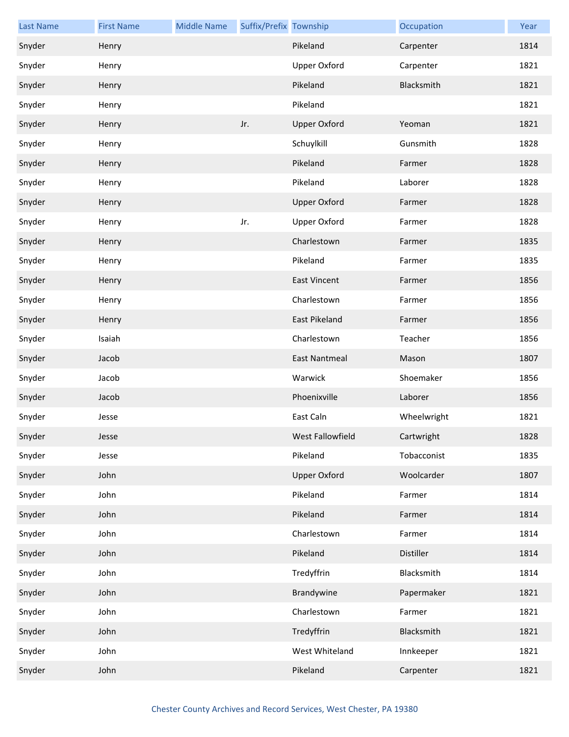| Last Name | First Name | Middle Name | Suffix/Prefix | Township | Occupation | Year |
|---|---|---|---|---|---|---|
| Snyder | Henry | | | Pikeland | Carpenter | 1814 |
| Snyder | Henry | | | Upper Oxford | Carpenter | 1821 |
| Snyder | Henry | | | Pikeland | Blacksmith | 1821 |
| Snyder | Henry | | | Pikeland | | 1821 |
| Snyder | Henry | | Jr. | Upper Oxford | Yeoman | 1821 |
| Snyder | Henry | | | Schuylkill | Gunsmith | 1828 |
| Snyder | Henry | | | Pikeland | Farmer | 1828 |
| Snyder | Henry | | | Pikeland | Laborer | 1828 |
| Snyder | Henry | | | Upper Oxford | Farmer | 1828 |
| Snyder | Henry | | Jr. | Upper Oxford | Farmer | 1828 |
| Snyder | Henry | | | Charlestown | Farmer | 1835 |
| Snyder | Henry | | | Pikeland | Farmer | 1835 |
| Snyder | Henry | | | East Vincent | Farmer | 1856 |
| Snyder | Henry | | | Charlestown | Farmer | 1856 |
| Snyder | Henry | | | East Pikeland | Farmer | 1856 |
| Snyder | Isaiah | | | Charlestown | Teacher | 1856 |
| Snyder | Jacob | | | East Nantmeal | Mason | 1807 |
| Snyder | Jacob | | | Warwick | Shoemaker | 1856 |
| Snyder | Jacob | | | Phoenixville | Laborer | 1856 |
| Snyder | Jesse | | | East Caln | Wheelwright | 1821 |
| Snyder | Jesse | | | West Fallowfield | Cartwright | 1828 |
| Snyder | Jesse | | | Pikeland | Tobacconist | 1835 |
| Snyder | John | | | Upper Oxford | Woolcarder | 1807 |
| Snyder | John | | | Pikeland | Farmer | 1814 |
| Snyder | John | | | Pikeland | Farmer | 1814 |
| Snyder | John | | | Charlestown | Farmer | 1814 |
| Snyder | John | | | Pikeland | Distiller | 1814 |
| Snyder | John | | | Tredyffrin | Blacksmith | 1814 |
| Snyder | John | | | Brandywine | Papermaker | 1821 |
| Snyder | John | | | Charlestown | Farmer | 1821 |
| Snyder | John | | | Tredyffrin | Blacksmith | 1821 |
| Snyder | John | | | West Whiteland | Innkeeper | 1821 |
| Snyder | John | | | Pikeland | Carpenter | 1821 |

Chester County Archives and Record Services, West Chester, PA 19380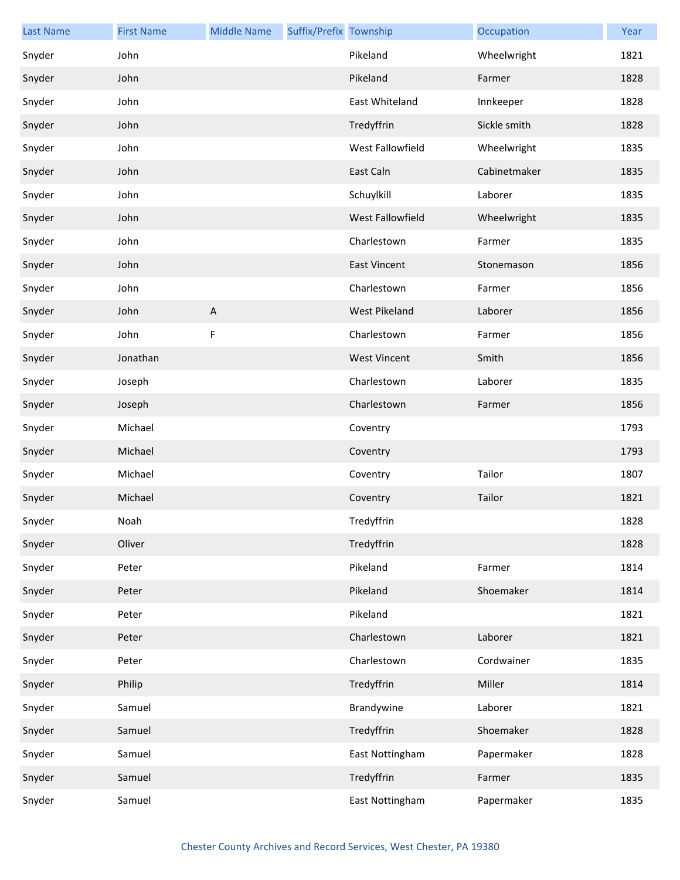| Last Name | First Name | Middle Name | Suffix/Prefix | Township | Occupation | Year |
|---|---|---|---|---|---|---|
| Snyder | John | | | Pikeland | Wheelwright | 1821 |
| Snyder | John | | | Pikeland | Farmer | 1828 |
| Snyder | John | | | East Whiteland | Innkeeper | 1828 |
| Snyder | John | | | Tredyffrin | Sickle smith | 1828 |
| Snyder | John | | | West Fallowfield | Wheelwright | 1835 |
| Snyder | John | | | East Caln | Cabinetmaker | 1835 |
| Snyder | John | | | Schuylkill | Laborer | 1835 |
| Snyder | John | | | West Fallowfield | Wheelwright | 1835 |
| Snyder | John | | | Charlestown | Farmer | 1835 |
| Snyder | John | | | East Vincent | Stonemason | 1856 |
| Snyder | John | | | Charlestown | Farmer | 1856 |
| Snyder | John | A | | West Pikeland | Laborer | 1856 |
| Snyder | John | F | | Charlestown | Farmer | 1856 |
| Snyder | Jonathan | | | West Vincent | Smith | 1856 |
| Snyder | Joseph | | | Charlestown | Laborer | 1835 |
| Snyder | Joseph | | | Charlestown | Farmer | 1856 |
| Snyder | Michael | | | Coventry | | 1793 |
| Snyder | Michael | | | Coventry | | 1793 |
| Snyder | Michael | | | Coventry | Tailor | 1807 |
| Snyder | Michael | | | Coventry | Tailor | 1821 |
| Snyder | Noah | | | Tredyffrin | | 1828 |
| Snyder | Oliver | | | Tredyffrin | | 1828 |
| Snyder | Peter | | | Pikeland | Farmer | 1814 |
| Snyder | Peter | | | Pikeland | Shoemaker | 1814 |
| Snyder | Peter | | | Pikeland | | 1821 |
| Snyder | Peter | | | Charlestown | Laborer | 1821 |
| Snyder | Peter | | | Charlestown | Cordwainer | 1835 |
| Snyder | Philip | | | Tredyffrin | Miller | 1814 |
| Snyder | Samuel | | | Brandywine | Laborer | 1821 |
| Snyder | Samuel | | | Tredyffrin | Shoemaker | 1828 |
| Snyder | Samuel | | | East Nottingham | Papermaker | 1828 |
| Snyder | Samuel | | | Tredyffrin | Farmer | 1835 |
| Snyder | Samuel | | | East Nottingham | Papermaker | 1835 |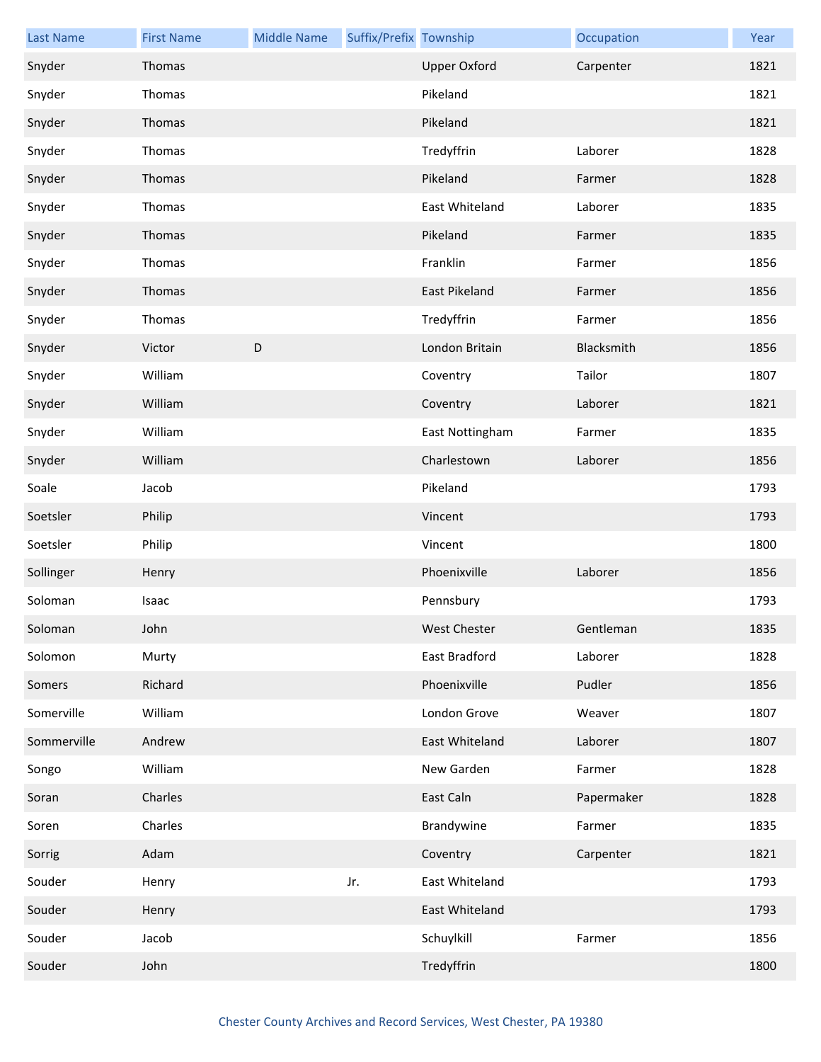| Last Name | First Name | Middle Name | Suffix/Prefix | Township | Occupation | Year |
|---|---|---|---|---|---|---|
| Snyder | Thomas | | | Upper Oxford | Carpenter | 1821 |
| Snyder | Thomas | | | Pikeland | | 1821 |
| Snyder | Thomas | | | Pikeland | | 1821 |
| Snyder | Thomas | | | Tredyffrin | Laborer | 1828 |
| Snyder | Thomas | | | Pikeland | Farmer | 1828 |
| Snyder | Thomas | | | East Whiteland | Laborer | 1835 |
| Snyder | Thomas | | | Pikeland | Farmer | 1835 |
| Snyder | Thomas | | | Franklin | Farmer | 1856 |
| Snyder | Thomas | | | East Pikeland | Farmer | 1856 |
| Snyder | Thomas | | | Tredyffrin | Farmer | 1856 |
| Snyder | Victor | D | | London Britain | Blacksmith | 1856 |
| Snyder | William | | | Coventry | Tailor | 1807 |
| Snyder | William | | | Coventry | Laborer | 1821 |
| Snyder | William | | | East Nottingham | Farmer | 1835 |
| Snyder | William | | | Charlestown | Laborer | 1856 |
| Soale | Jacob | | | Pikeland | | 1793 |
| Soetsler | Philip | | | Vincent | | 1793 |
| Soetsler | Philip | | | Vincent | | 1800 |
| Sollinger | Henry | | | Phoenixville | Laborer | 1856 |
| Soloman | Isaac | | | Pennsbury | | 1793 |
| Soloman | John | | | West Chester | Gentleman | 1835 |
| Solomon | Murty | | | East Bradford | Laborer | 1828 |
| Somers | Richard | | | Phoenixville | Pudler | 1856 |
| Somerville | William | | | London Grove | Weaver | 1807 |
| Sommerville | Andrew | | | East Whiteland | Laborer | 1807 |
| Songo | William | | | New Garden | Farmer | 1828 |
| Soran | Charles | | | East Caln | Papermaker | 1828 |
| Soren | Charles | | | Brandywine | Farmer | 1835 |
| Sorrig | Adam | | | Coventry | Carpenter | 1821 |
| Souder | Henry | | Jr. | East Whiteland | | 1793 |
| Souder | Henry | | | East Whiteland | | 1793 |
| Souder | Jacob | | | Schuylkill | Farmer | 1856 |
| Souder | John | | | Tredyffrin | | 1800 |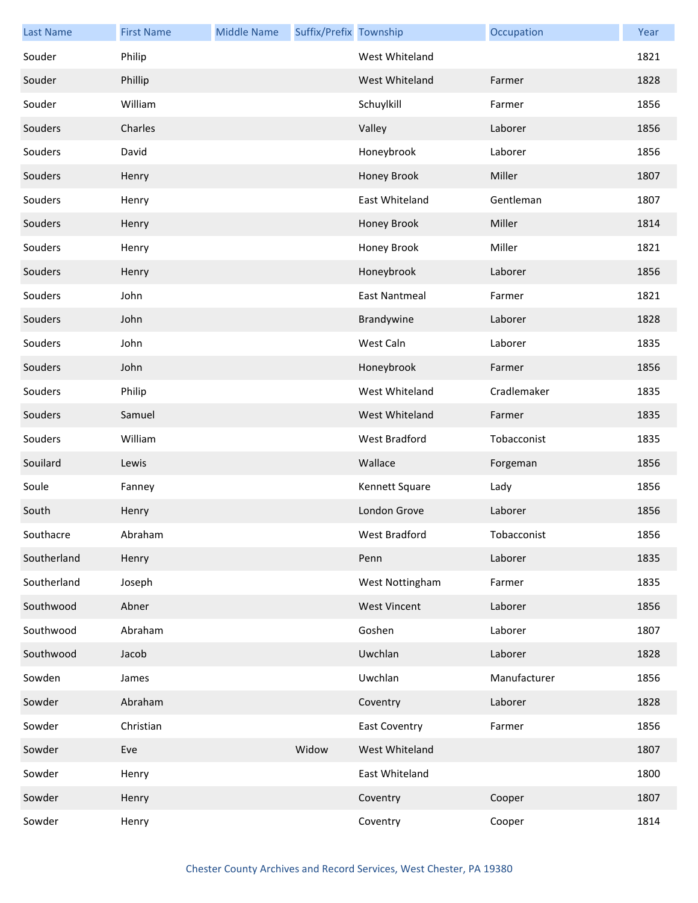| Last Name | First Name | Middle Name | Suffix/Prefix | Township | Occupation | Year |
|---|---|---|---|---|---|---|
| Souder | Philip | | | West Whiteland | | 1821 |
| Souder | Phillip | | | West Whiteland | Farmer | 1828 |
| Souder | William | | | Schuylkill | Farmer | 1856 |
| Souders | Charles | | | Valley | Laborer | 1856 |
| Souders | David | | | Honeybrook | Laborer | 1856 |
| Souders | Henry | | | Honey Brook | Miller | 1807 |
| Souders | Henry | | | East Whiteland | Gentleman | 1807 |
| Souders | Henry | | | Honey Brook | Miller | 1814 |
| Souders | Henry | | | Honey Brook | Miller | 1821 |
| Souders | Henry | | | Honeybrook | Laborer | 1856 |
| Souders | John | | | East Nantmeal | Farmer | 1821 |
| Souders | John | | | Brandywine | Laborer | 1828 |
| Souders | John | | | West Caln | Laborer | 1835 |
| Souders | John | | | Honeybrook | Farmer | 1856 |
| Souders | Philip | | | West Whiteland | Cradlemaker | 1835 |
| Souders | Samuel | | | West Whiteland | Farmer | 1835 |
| Souders | William | | | West Bradford | Tobacconist | 1835 |
| Souilard | Lewis | | | Wallace | Forgeman | 1856 |
| Soule | Fanney | | | Kennett Square | Lady | 1856 |
| South | Henry | | | London Grove | Laborer | 1856 |
| Southacre | Abraham | | | West Bradford | Tobacconist | 1856 |
| Southerland | Henry | | | Penn | Laborer | 1835 |
| Southerland | Joseph | | | West Nottingham | Farmer | 1835 |
| Southwood | Abner | | | West Vincent | Laborer | 1856 |
| Southwood | Abraham | | | Goshen | Laborer | 1807 |
| Southwood | Jacob | | | Uwchlan | Laborer | 1828 |
| Sowden | James | | | Uwchlan | Manufacturer | 1856 |
| Sowder | Abraham | | | Coventry | Laborer | 1828 |
| Sowder | Christian | | | East Coventry | Farmer | 1856 |
| Sowder | Eve | | Widow | West Whiteland | | 1807 |
| Sowder | Henry | | | East Whiteland | | 1800 |
| Sowder | Henry | | | Coventry | Cooper | 1807 |
| Sowder | Henry | | | Coventry | Cooper | 1814 |

Chester County Archives and Record Services, West Chester, PA 19380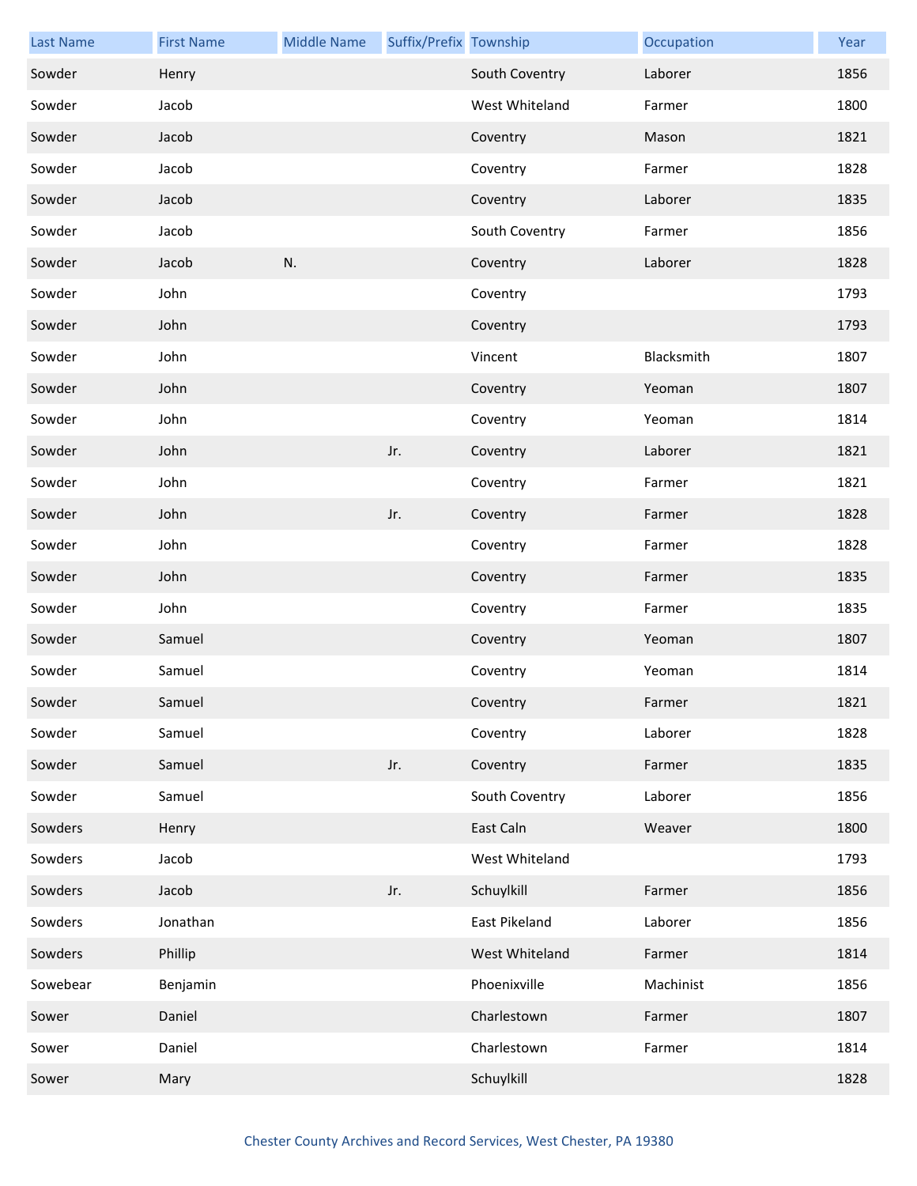| Last Name | First Name | Middle Name | Suffix/Prefix | Township | Occupation | Year |
|---|---|---|---|---|---|---|
| Sowder | Henry | | | South Coventry | Laborer | 1856 |
| Sowder | Jacob | | | West Whiteland | Farmer | 1800 |
| Sowder | Jacob | | | Coventry | Mason | 1821 |
| Sowder | Jacob | | | Coventry | Farmer | 1828 |
| Sowder | Jacob | | | Coventry | Laborer | 1835 |
| Sowder | Jacob | | | South Coventry | Farmer | 1856 |
| Sowder | Jacob | N. | | Coventry | Laborer | 1828 |
| Sowder | John | | | Coventry | | 1793 |
| Sowder | John | | | Coventry | | 1793 |
| Sowder | John | | | Vincent | Blacksmith | 1807 |
| Sowder | John | | | Coventry | Yeoman | 1807 |
| Sowder | John | | | Coventry | Yeoman | 1814 |
| Sowder | John | | Jr. | Coventry | Laborer | 1821 |
| Sowder | John | | | Coventry | Farmer | 1821 |
| Sowder | John | | Jr. | Coventry | Farmer | 1828 |
| Sowder | John | | | Coventry | Farmer | 1828 |
| Sowder | John | | | Coventry | Farmer | 1835 |
| Sowder | John | | | Coventry | Farmer | 1835 |
| Sowder | Samuel | | | Coventry | Yeoman | 1807 |
| Sowder | Samuel | | | Coventry | Yeoman | 1814 |
| Sowder | Samuel | | | Coventry | Farmer | 1821 |
| Sowder | Samuel | | | Coventry | Laborer | 1828 |
| Sowder | Samuel | | Jr. | Coventry | Farmer | 1835 |
| Sowder | Samuel | | | South Coventry | Laborer | 1856 |
| Sowders | Henry | | | East Caln | Weaver | 1800 |
| Sowders | Jacob | | | West Whiteland | | 1793 |
| Sowders | Jacob | | Jr. | Schuylkill | Farmer | 1856 |
| Sowders | Jonathan | | | East Pikeland | Laborer | 1856 |
| Sowders | Phillip | | | West Whiteland | Farmer | 1814 |
| Sowebear | Benjamin | | | Phoenixville | Machinist | 1856 |
| Sower | Daniel | | | Charlestown | Farmer | 1807 |
| Sower | Daniel | | | Charlestown | Farmer | 1814 |
| Sower | Mary | | | Schuylkill | | 1828 |

Chester County Archives and Record Services, West Chester, PA 19380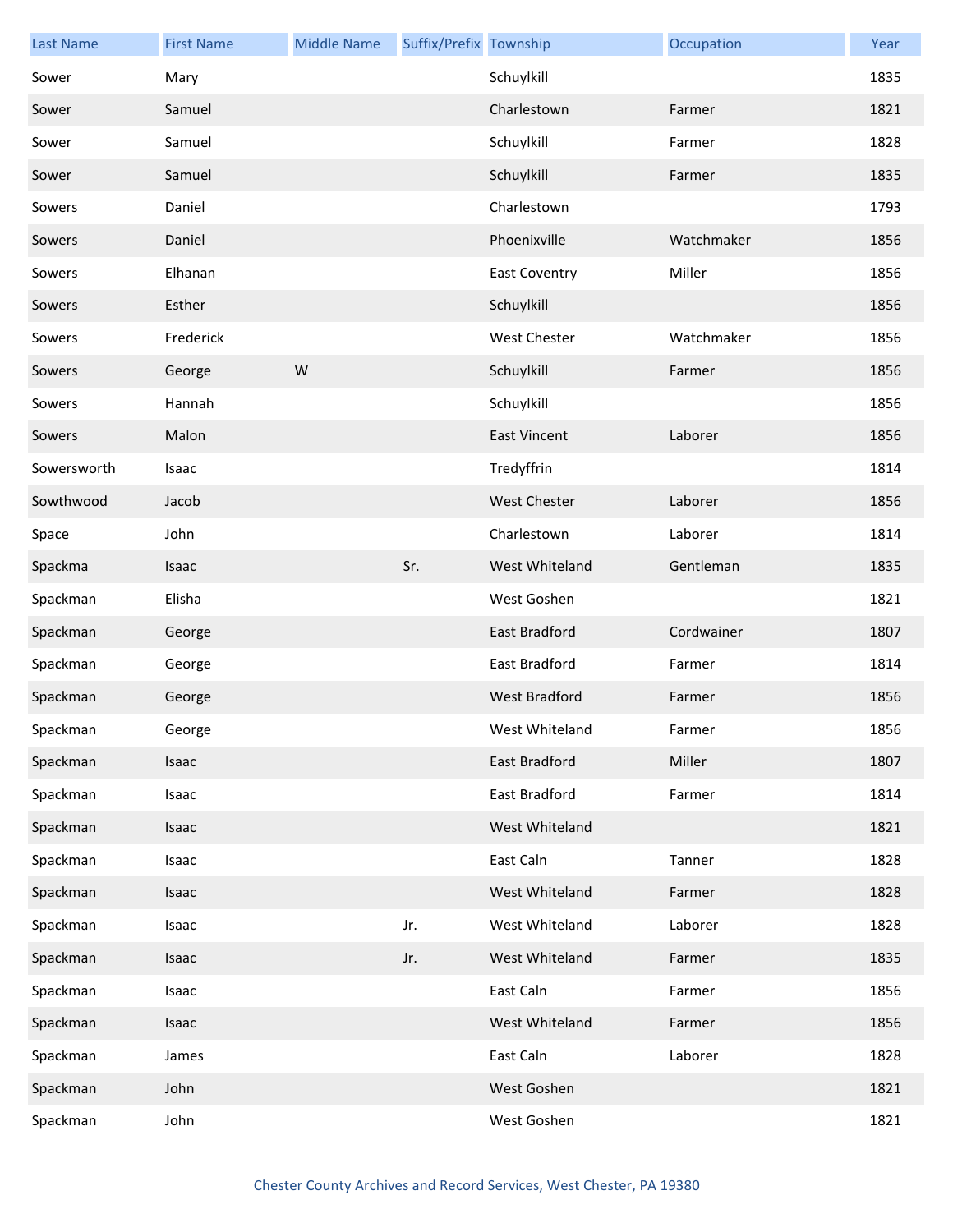| Last Name | First Name | Middle Name | Suffix/Prefix | Township | Occupation | Year |
|---|---|---|---|---|---|---|
| Sower | Mary | | | Schuylkill | | 1835 |
| Sower | Samuel | | | Charlestown | Farmer | 1821 |
| Sower | Samuel | | | Schuylkill | Farmer | 1828 |
| Sower | Samuel | | | Schuylkill | Farmer | 1835 |
| Sowers | Daniel | | | Charlestown | | 1793 |
| Sowers | Daniel | | | Phoenixville | Watchmaker | 1856 |
| Sowers | Elhanan | | | East Coventry | Miller | 1856 |
| Sowers | Esther | | | Schuylkill | | 1856 |
| Sowers | Frederick | | | West Chester | Watchmaker | 1856 |
| Sowers | George | W | | Schuylkill | Farmer | 1856 |
| Sowers | Hannah | | | Schuylkill | | 1856 |
| Sowers | Malon | | | East Vincent | Laborer | 1856 |
| Sowersworth | Isaac | | | Tredyffrin | | 1814 |
| Sowthwood | Jacob | | | West Chester | Laborer | 1856 |
| Space | John | | | Charlestown | Laborer | 1814 |
| Spackma | Isaac | | Sr. | West Whiteland | Gentleman | 1835 |
| Spackman | Elisha | | | West Goshen | | 1821 |
| Spackman | George | | | East Bradford | Cordwainer | 1807 |
| Spackman | George | | | East Bradford | Farmer | 1814 |
| Spackman | George | | | West Bradford | Farmer | 1856 |
| Spackman | George | | | West Whiteland | Farmer | 1856 |
| Spackman | Isaac | | | East Bradford | Miller | 1807 |
| Spackman | Isaac | | | East Bradford | Farmer | 1814 |
| Spackman | Isaac | | | West Whiteland | | 1821 |
| Spackman | Isaac | | | East Caln | Tanner | 1828 |
| Spackman | Isaac | | | West Whiteland | Farmer | 1828 |
| Spackman | Isaac | | Jr. | West Whiteland | Laborer | 1828 |
| Spackman | Isaac | | Jr. | West Whiteland | Farmer | 1835 |
| Spackman | Isaac | | | East Caln | Farmer | 1856 |
| Spackman | Isaac | | | West Whiteland | Farmer | 1856 |
| Spackman | James | | | East Caln | Laborer | 1828 |
| Spackman | John | | | West Goshen | | 1821 |
| Spackman | John | | | West Goshen | | 1821 |

Chester County Archives and Record Services, West Chester, PA 19380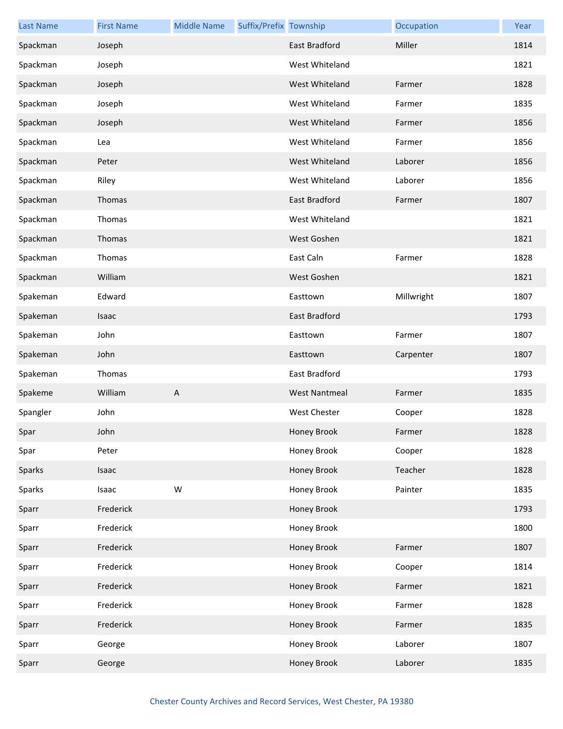| Last Name | First Name | Middle Name | Suffix/Prefix | Township | Occupation | Year |
|---|---|---|---|---|---|---|
| Spackman | Joseph | | | East Bradford | Miller | 1814 |
| Spackman | Joseph | | | West Whiteland | | 1821 |
| Spackman | Joseph | | | West Whiteland | Farmer | 1828 |
| Spackman | Joseph | | | West Whiteland | Farmer | 1835 |
| Spackman | Joseph | | | West Whiteland | Farmer | 1856 |
| Spackman | Lea | | | West Whiteland | Farmer | 1856 |
| Spackman | Peter | | | West Whiteland | Laborer | 1856 |
| Spackman | Riley | | | West Whiteland | Laborer | 1856 |
| Spackman | Thomas | | | East Bradford | Farmer | 1807 |
| Spackman | Thomas | | | West Whiteland | | 1821 |
| Spackman | Thomas | | | West Goshen | | 1821 |
| Spackman | Thomas | | | East Caln | Farmer | 1828 |
| Spackman | William | | | West Goshen | | 1821 |
| Spakeman | Edward | | | Easttown | Millwright | 1807 |
| Spakeman | Isaac | | | East Bradford | | 1793 |
| Spakeman | John | | | Easttown | Farmer | 1807 |
| Spakeman | John | | | Easttown | Carpenter | 1807 |
| Spakeman | Thomas | | | East Bradford | | 1793 |
| Spakeme | William | A | | West Nantmeal | Farmer | 1835 |
| Spangler | John | | | West Chester | Cooper | 1828 |
| Spar | John | | | Honey Brook | Farmer | 1828 |
| Spar | Peter | | | Honey Brook | Cooper | 1828 |
| Sparks | Isaac | | | Honey Brook | Teacher | 1828 |
| Sparks | Isaac | W | | Honey Brook | Painter | 1835 |
| Sparr | Frederick | | | Honey Brook | | 1793 |
| Sparr | Frederick | | | Honey Brook | | 1800 |
| Sparr | Frederick | | | Honey Brook | Farmer | 1807 |
| Sparr | Frederick | | | Honey Brook | Cooper | 1814 |
| Sparr | Frederick | | | Honey Brook | Farmer | 1821 |
| Sparr | Frederick | | | Honey Brook | Farmer | 1828 |
| Sparr | Frederick | | | Honey Brook | Farmer | 1835 |
| Sparr | George | | | Honey Brook | Laborer | 1807 |
| Sparr | George | | | Honey Brook | Laborer | 1835 |

Chester County Archives and Record Services, West Chester, PA 19380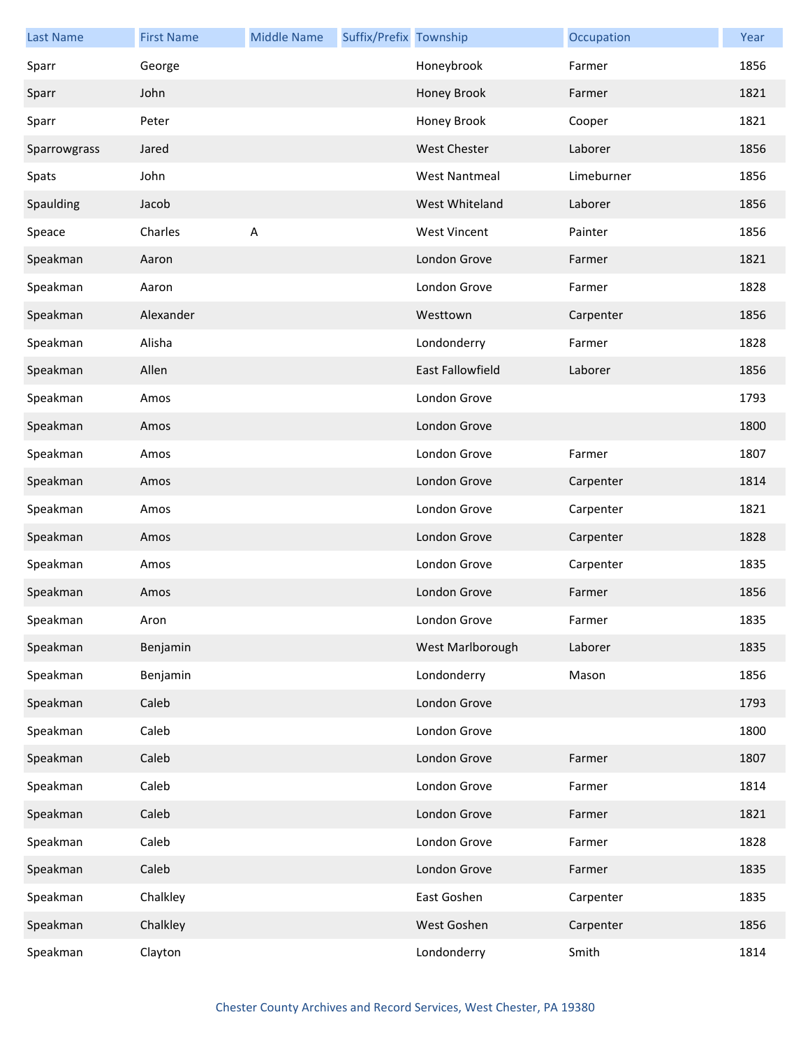| Last Name | First Name | Middle Name | Suffix/Prefix | Township | Occupation | Year |
| --- | --- | --- | --- | --- | --- | --- |
| Sparr | George | | | Honeybrook | Farmer | 1856 |
| Sparr | John | | | Honey Brook | Farmer | 1821 |
| Sparr | Peter | | | Honey Brook | Cooper | 1821 |
| Sparrowgrass | Jared | | | West Chester | Laborer | 1856 |
| Spats | John | | | West Nantmeal | Limeburner | 1856 |
| Spaulding | Jacob | | | West Whiteland | Laborer | 1856 |
| Speace | Charles | A | | West Vincent | Painter | 1856 |
| Speakman | Aaron | | | London Grove | Farmer | 1821 |
| Speakman | Aaron | | | London Grove | Farmer | 1828 |
| Speakman | Alexander | | | Westtown | Carpenter | 1856 |
| Speakman | Alisha | | | Londonderry | Farmer | 1828 |
| Speakman | Allen | | | East Fallowfield | Laborer | 1856 |
| Speakman | Amos | | | London Grove | | 1793 |
| Speakman | Amos | | | London Grove | | 1800 |
| Speakman | Amos | | | London Grove | Farmer | 1807 |
| Speakman | Amos | | | London Grove | Carpenter | 1814 |
| Speakman | Amos | | | London Grove | Carpenter | 1821 |
| Speakman | Amos | | | London Grove | Carpenter | 1828 |
| Speakman | Amos | | | London Grove | Carpenter | 1835 |
| Speakman | Amos | | | London Grove | Farmer | 1856 |
| Speakman | Aron | | | London Grove | Farmer | 1835 |
| Speakman | Benjamin | | | West Marlborough | Laborer | 1835 |
| Speakman | Benjamin | | | Londonderry | Mason | 1856 |
| Speakman | Caleb | | | London Grove | | 1793 |
| Speakman | Caleb | | | London Grove | | 1800 |
| Speakman | Caleb | | | London Grove | Farmer | 1807 |
| Speakman | Caleb | | | London Grove | Farmer | 1814 |
| Speakman | Caleb | | | London Grove | Farmer | 1821 |
| Speakman | Caleb | | | London Grove | Farmer | 1828 |
| Speakman | Caleb | | | London Grove | Farmer | 1835 |
| Speakman | Chalkley | | | East Goshen | Carpenter | 1835 |
| Speakman | Chalkley | | | West Goshen | Carpenter | 1856 |
| Speakman | Clayton | | | Londonderry | Smith | 1814 |

Chester County Archives and Record Services, West Chester, PA 19380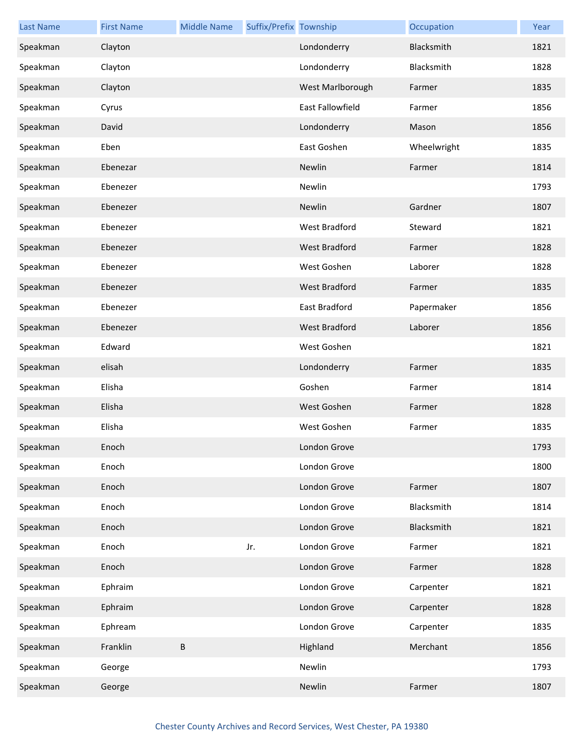| Last Name | First Name | Middle Name | Suffix/Prefix | Township | Occupation | Year |
|---|---|---|---|---|---|---|
| Speakman | Clayton | | | Londonderry | Blacksmith | 1821 |
| Speakman | Clayton | | | Londonderry | Blacksmith | 1828 |
| Speakman | Clayton | | | West Marlborough | Farmer | 1835 |
| Speakman | Cyrus | | | East Fallowfield | Farmer | 1856 |
| Speakman | David | | | Londonderry | Mason | 1856 |
| Speakman | Eben | | | East Goshen | Wheelwright | 1835 |
| Speakman | Ebenezar | | | Newlin | Farmer | 1814 |
| Speakman | Ebenezer | | | Newlin | | 1793 |
| Speakman | Ebenezer | | | Newlin | Gardner | 1807 |
| Speakman | Ebenezer | | | West Bradford | Steward | 1821 |
| Speakman | Ebenezer | | | West Bradford | Farmer | 1828 |
| Speakman | Ebenezer | | | West Goshen | Laborer | 1828 |
| Speakman | Ebenezer | | | West Bradford | Farmer | 1835 |
| Speakman | Ebenezer | | | East Bradford | Papermaker | 1856 |
| Speakman | Ebenezer | | | West Bradford | Laborer | 1856 |
| Speakman | Edward | | | West Goshen | | 1821 |
| Speakman | elisah | | | Londonderry | Farmer | 1835 |
| Speakman | Elisha | | | Goshen | Farmer | 1814 |
| Speakman | Elisha | | | West Goshen | Farmer | 1828 |
| Speakman | Elisha | | | West Goshen | Farmer | 1835 |
| Speakman | Enoch | | | London Grove | | 1793 |
| Speakman | Enoch | | | London Grove | | 1800 |
| Speakman | Enoch | | | London Grove | Farmer | 1807 |
| Speakman | Enoch | | | London Grove | Blacksmith | 1814 |
| Speakman | Enoch | | | London Grove | Blacksmith | 1821 |
| Speakman | Enoch | | Jr. | London Grove | Farmer | 1821 |
| Speakman | Enoch | | | London Grove | Farmer | 1828 |
| Speakman | Ephraim | | | London Grove | Carpenter | 1821 |
| Speakman | Ephraim | | | London Grove | Carpenter | 1828 |
| Speakman | Ephream | | | London Grove | Carpenter | 1835 |
| Speakman | Franklin | B | | Highland | Merchant | 1856 |
| Speakman | George | | | Newlin | | 1793 |
| Speakman | George | | | Newlin | Farmer | 1807 |

Chester County Archives and Record Services, West Chester, PA 19380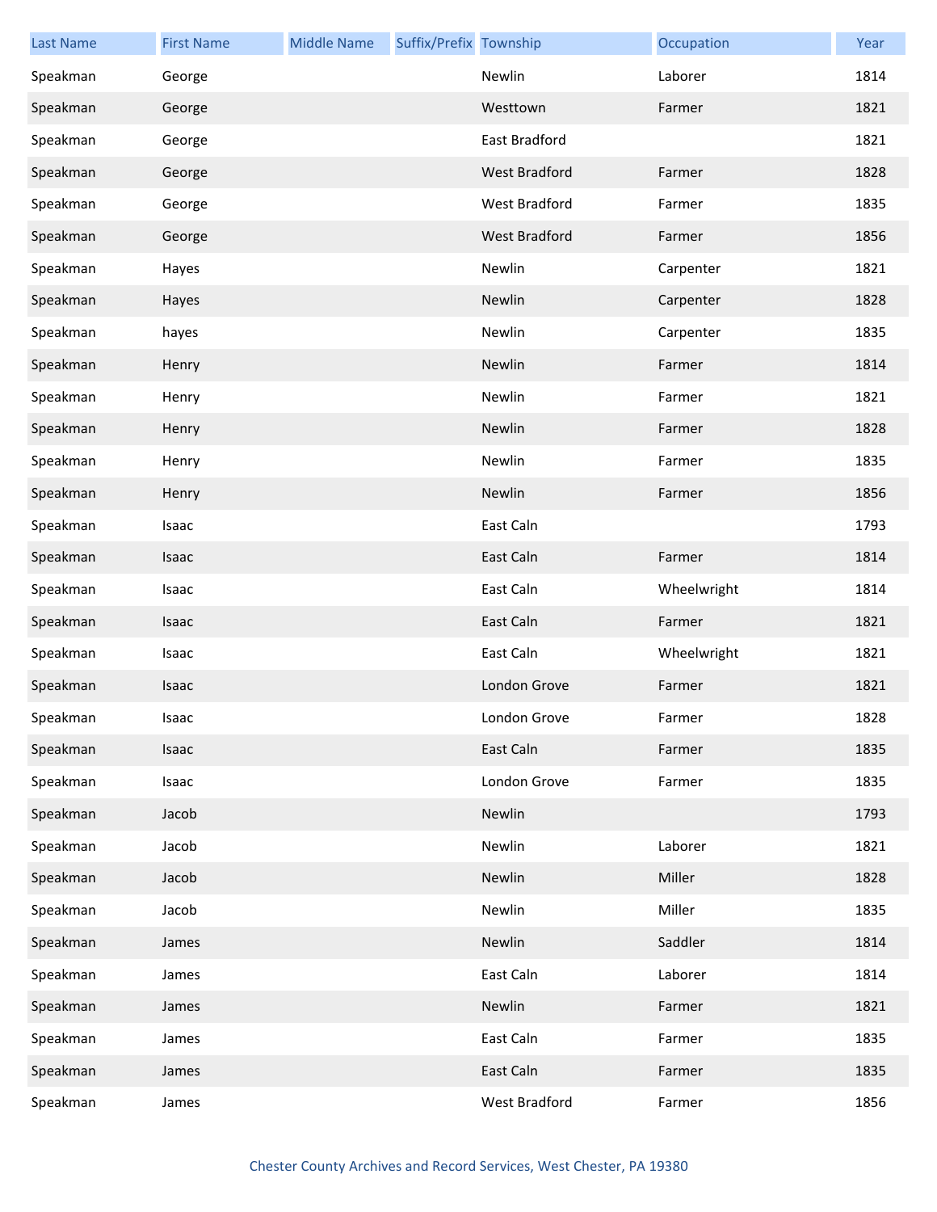| Last Name | First Name | Middle Name | Suffix/Prefix | Township | Occupation | Year |
|---|---|---|---|---|---|---|
| Speakman | George | | | Newlin | Laborer | 1814 |
| Speakman | George | | | Westtown | Farmer | 1821 |
| Speakman | George | | | East Bradford | | 1821 |
| Speakman | George | | | West Bradford | Farmer | 1828 |
| Speakman | George | | | West Bradford | Farmer | 1835 |
| Speakman | George | | | West Bradford | Farmer | 1856 |
| Speakman | Hayes | | | Newlin | Carpenter | 1821 |
| Speakman | Hayes | | | Newlin | Carpenter | 1828 |
| Speakman | hayes | | | Newlin | Carpenter | 1835 |
| Speakman | Henry | | | Newlin | Farmer | 1814 |
| Speakman | Henry | | | Newlin | Farmer | 1821 |
| Speakman | Henry | | | Newlin | Farmer | 1828 |
| Speakman | Henry | | | Newlin | Farmer | 1835 |
| Speakman | Henry | | | Newlin | Farmer | 1856 |
| Speakman | Isaac | | | East Caln | | 1793 |
| Speakman | Isaac | | | East Caln | Farmer | 1814 |
| Speakman | Isaac | | | East Caln | Wheelwright | 1814 |
| Speakman | Isaac | | | East Caln | Farmer | 1821 |
| Speakman | Isaac | | | East Caln | Wheelwright | 1821 |
| Speakman | Isaac | | | London Grove | Farmer | 1821 |
| Speakman | Isaac | | | London Grove | Farmer | 1828 |
| Speakman | Isaac | | | East Caln | Farmer | 1835 |
| Speakman | Isaac | | | London Grove | Farmer | 1835 |
| Speakman | Jacob | | | Newlin | | 1793 |
| Speakman | Jacob | | | Newlin | Laborer | 1821 |
| Speakman | Jacob | | | Newlin | Miller | 1828 |
| Speakman | Jacob | | | Newlin | Miller | 1835 |
| Speakman | James | | | Newlin | Saddler | 1814 |
| Speakman | James | | | East Caln | Laborer | 1814 |
| Speakman | James | | | Newlin | Farmer | 1821 |
| Speakman | James | | | East Caln | Farmer | 1835 |
| Speakman | James | | | East Caln | Farmer | 1835 |
| Speakman | James | | | West Bradford | Farmer | 1856 |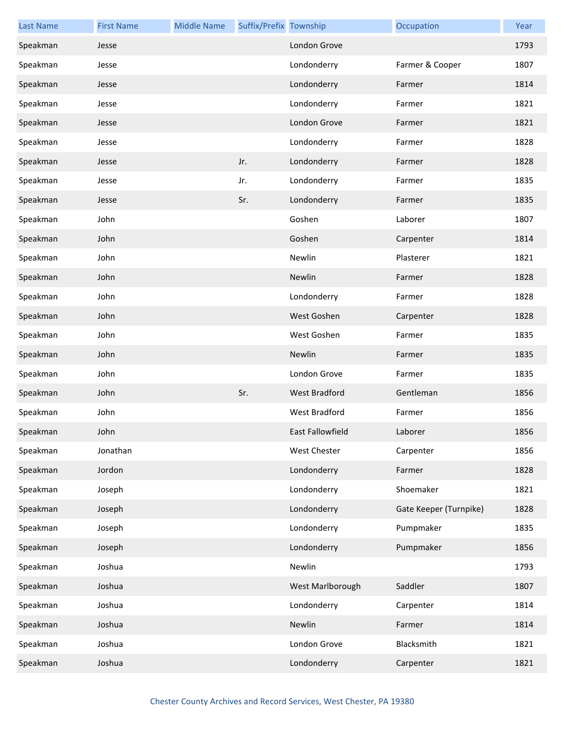| Last Name | First Name | Middle Name | Suffix/Prefix | Township | Occupation | Year |
|---|---|---|---|---|---|---|
| Speakman | Jesse | | | London Grove | | 1793 |
| Speakman | Jesse | | | Londonderry | Farmer & Cooper | 1807 |
| Speakman | Jesse | | | Londonderry | Farmer | 1814 |
| Speakman | Jesse | | | Londonderry | Farmer | 1821 |
| Speakman | Jesse | | | London Grove | Farmer | 1821 |
| Speakman | Jesse | | | Londonderry | Farmer | 1828 |
| Speakman | Jesse | | Jr. | Londonderry | Farmer | 1828 |
| Speakman | Jesse | | Jr. | Londonderry | Farmer | 1835 |
| Speakman | Jesse | | Sr. | Londonderry | Farmer | 1835 |
| Speakman | John | | | Goshen | Laborer | 1807 |
| Speakman | John | | | Goshen | Carpenter | 1814 |
| Speakman | John | | | Newlin | Plasterer | 1821 |
| Speakman | John | | | Newlin | Farmer | 1828 |
| Speakman | John | | | Londonderry | Farmer | 1828 |
| Speakman | John | | | West Goshen | Carpenter | 1828 |
| Speakman | John | | | West Goshen | Farmer | 1835 |
| Speakman | John | | | Newlin | Farmer | 1835 |
| Speakman | John | | | London Grove | Farmer | 1835 |
| Speakman | John | | Sr. | West Bradford | Gentleman | 1856 |
| Speakman | John | | | West Bradford | Farmer | 1856 |
| Speakman | John | | | East Fallowfield | Laborer | 1856 |
| Speakman | Jonathan | | | West Chester | Carpenter | 1856 |
| Speakman | Jordon | | | Londonderry | Farmer | 1828 |
| Speakman | Joseph | | | Londonderry | Shoemaker | 1821 |
| Speakman | Joseph | | | Londonderry | Gate Keeper (Turnpike) | 1828 |
| Speakman | Joseph | | | Londonderry | Pumpmaker | 1835 |
| Speakman | Joseph | | | Londonderry | Pumpmaker | 1856 |
| Speakman | Joshua | | | Newlin | | 1793 |
| Speakman | Joshua | | | West Marlborough | Saddler | 1807 |
| Speakman | Joshua | | | Londonderry | Carpenter | 1814 |
| Speakman | Joshua | | | Newlin | Farmer | 1814 |
| Speakman | Joshua | | | London Grove | Blacksmith | 1821 |
| Speakman | Joshua | | | Londonderry | Carpenter | 1821 |

Chester County Archives and Record Services, West Chester, PA 19380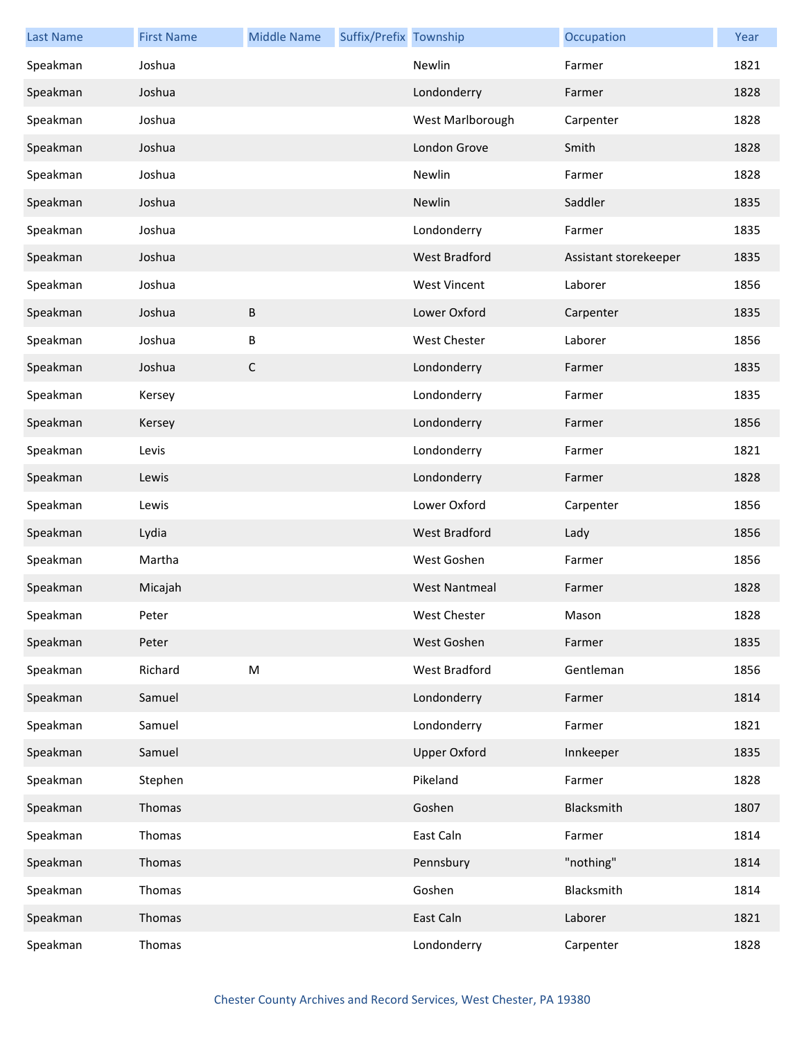| Last Name | First Name | Middle Name | Suffix/Prefix | Township | Occupation | Year |
|---|---|---|---|---|---|---|
| Speakman | Joshua | | | Newlin | Farmer | 1821 |
| Speakman | Joshua | | | Londonderry | Farmer | 1828 |
| Speakman | Joshua | | | West Marlborough | Carpenter | 1828 |
| Speakman | Joshua | | | London Grove | Smith | 1828 |
| Speakman | Joshua | | | Newlin | Farmer | 1828 |
| Speakman | Joshua | | | Newlin | Saddler | 1835 |
| Speakman | Joshua | | | Londonderry | Farmer | 1835 |
| Speakman | Joshua | | | West Bradford | Assistant storekeeper | 1835 |
| Speakman | Joshua | | | West Vincent | Laborer | 1856 |
| Speakman | Joshua | B | | Lower Oxford | Carpenter | 1835 |
| Speakman | Joshua | B | | West Chester | Laborer | 1856 |
| Speakman | Joshua | C | | Londonderry | Farmer | 1835 |
| Speakman | Kersey | | | Londonderry | Farmer | 1835 |
| Speakman | Kersey | | | Londonderry | Farmer | 1856 |
| Speakman | Levis | | | Londonderry | Farmer | 1821 |
| Speakman | Lewis | | | Londonderry | Farmer | 1828 |
| Speakman | Lewis | | | Lower Oxford | Carpenter | 1856 |
| Speakman | Lydia | | | West Bradford | Lady | 1856 |
| Speakman | Martha | | | West Goshen | Farmer | 1856 |
| Speakman | Micajah | | | West Nantmeal | Farmer | 1828 |
| Speakman | Peter | | | West Chester | Mason | 1828 |
| Speakman | Peter | | | West Goshen | Farmer | 1835 |
| Speakman | Richard | M | | West Bradford | Gentleman | 1856 |
| Speakman | Samuel | | | Londonderry | Farmer | 1814 |
| Speakman | Samuel | | | Londonderry | Farmer | 1821 |
| Speakman | Samuel | | | Upper Oxford | Innkeeper | 1835 |
| Speakman | Stephen | | | Pikeland | Farmer | 1828 |
| Speakman | Thomas | | | Goshen | Blacksmith | 1807 |
| Speakman | Thomas | | | East Caln | Farmer | 1814 |
| Speakman | Thomas | | | Pennsbury | "nothing" | 1814 |
| Speakman | Thomas | | | Goshen | Blacksmith | 1814 |
| Speakman | Thomas | | | East Caln | Laborer | 1821 |
| Speakman | Thomas | | | Londonderry | Carpenter | 1828 |

Chester County Archives and Record Services, West Chester, PA 19380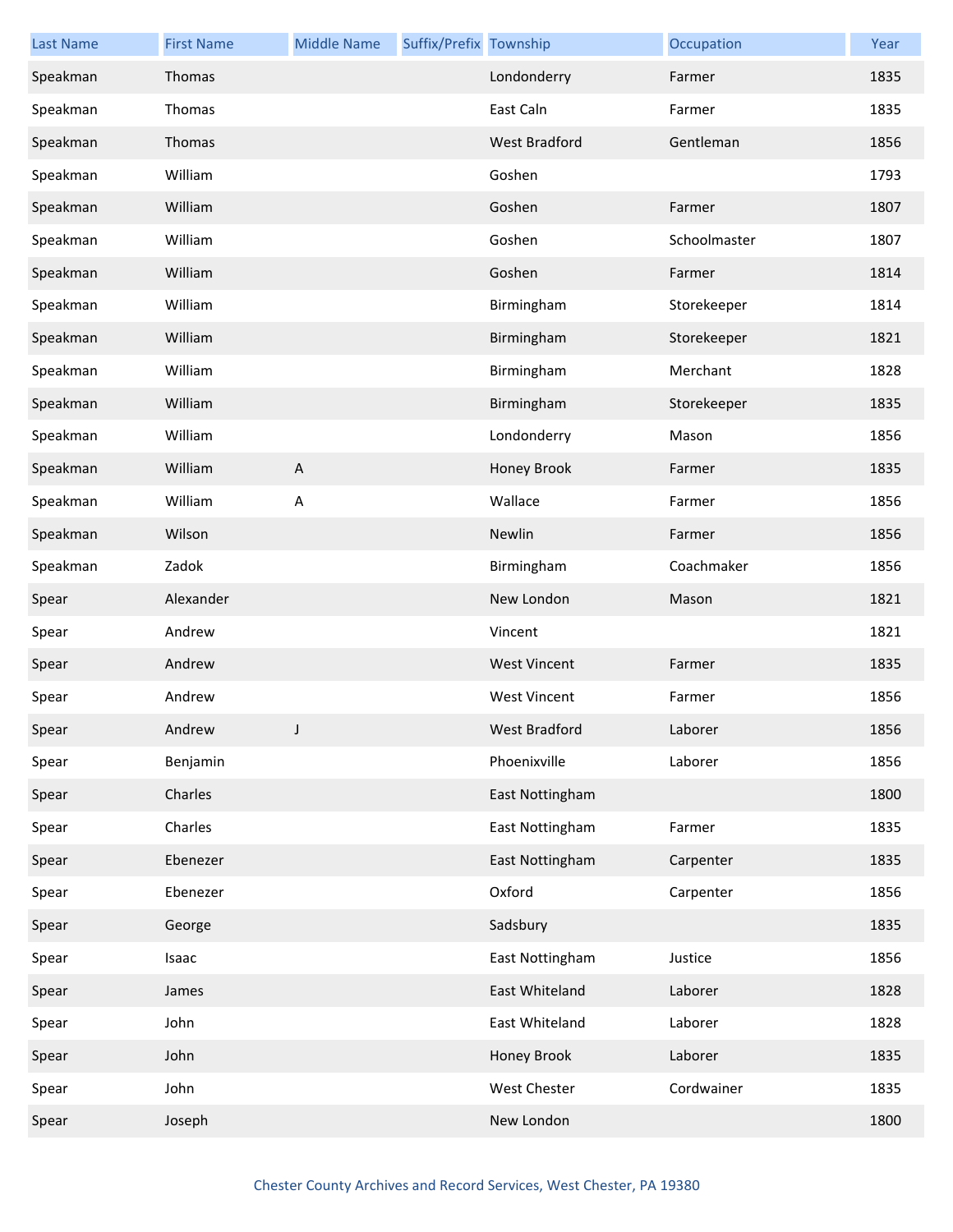| Last Name | First Name | Middle Name | Suffix/Prefix | Township | Occupation | Year |
|---|---|---|---|---|---|---|
| Speakman | Thomas | | | Londonderry | Farmer | 1835 |
| Speakman | Thomas | | | East Caln | Farmer | 1835 |
| Speakman | Thomas | | | West Bradford | Gentleman | 1856 |
| Speakman | William | | | Goshen | | 1793 |
| Speakman | William | | | Goshen | Farmer | 1807 |
| Speakman | William | | | Goshen | Schoolmaster | 1807 |
| Speakman | William | | | Goshen | Farmer | 1814 |
| Speakman | William | | | Birmingham | Storekeeper | 1814 |
| Speakman | William | | | Birmingham | Storekeeper | 1821 |
| Speakman | William | | | Birmingham | Merchant | 1828 |
| Speakman | William | | | Birmingham | Storekeeper | 1835 |
| Speakman | William | | | Londonderry | Mason | 1856 |
| Speakman | William | A | | Honey Brook | Farmer | 1835 |
| Speakman | William | A | | Wallace | Farmer | 1856 |
| Speakman | Wilson | | | Newlin | Farmer | 1856 |
| Speakman | Zadok | | | Birmingham | Coachmaker | 1856 |
| Spear | Alexander | | | New London | Mason | 1821 |
| Spear | Andrew | | | Vincent | | 1821 |
| Spear | Andrew | | | West Vincent | Farmer | 1835 |
| Spear | Andrew | | | West Vincent | Farmer | 1856 |
| Spear | Andrew | J | | West Bradford | Laborer | 1856 |
| Spear | Benjamin | | | Phoenixville | Laborer | 1856 |
| Spear | Charles | | | East Nottingham | | 1800 |
| Spear | Charles | | | East Nottingham | Farmer | 1835 |
| Spear | Ebenezer | | | East Nottingham | Carpenter | 1835 |
| Spear | Ebenezer | | | Oxford | Carpenter | 1856 |
| Spear | George | | | Sadsbury | | 1835 |
| Spear | Isaac | | | East Nottingham | Justice | 1856 |
| Spear | James | | | East Whiteland | Laborer | 1828 |
| Spear | John | | | East Whiteland | Laborer | 1828 |
| Spear | John | | | Honey Brook | Laborer | 1835 |
| Spear | John | | | West Chester | Cordwainer | 1835 |
| Spear | Joseph | | | New London | | 1800 |

Chester County Archives and Record Services, West Chester, PA 19380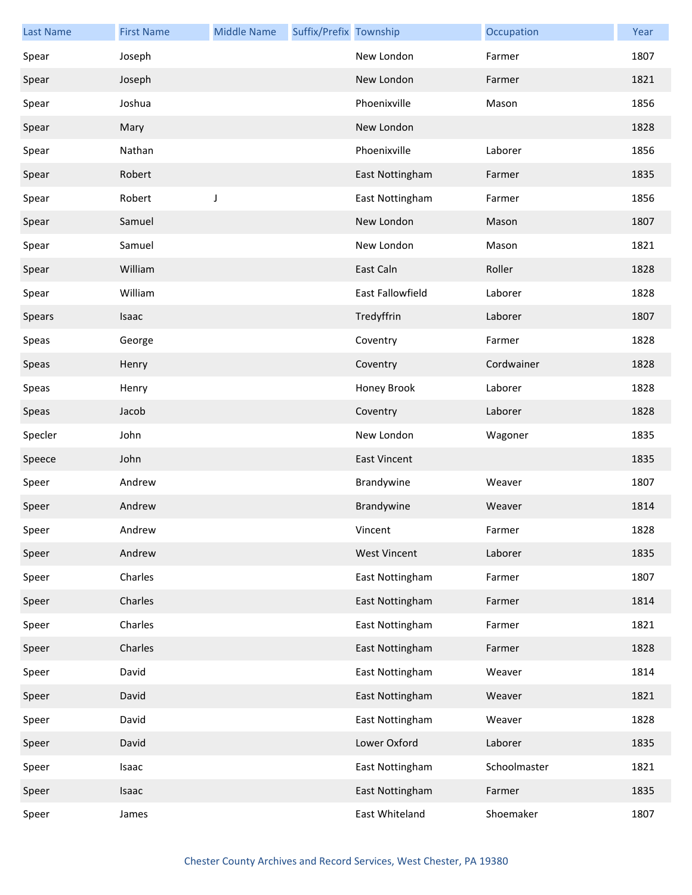| Last Name | First Name | Middle Name | Suffix/Prefix | Township | Occupation | Year |
|---|---|---|---|---|---|---|
| Spear | Joseph | | | New London | Farmer | 1807 |
| Spear | Joseph | | | New London | Farmer | 1821 |
| Spear | Joshua | | | Phoenixville | Mason | 1856 |
| Spear | Mary | | | New London | | 1828 |
| Spear | Nathan | | | Phoenixville | Laborer | 1856 |
| Spear | Robert | | | East Nottingham | Farmer | 1835 |
| Spear | Robert | J | | East Nottingham | Farmer | 1856 |
| Spear | Samuel | | | New London | Mason | 1807 |
| Spear | Samuel | | | New London | Mason | 1821 |
| Spear | William | | | East Caln | Roller | 1828 |
| Spear | William | | | East Fallowfield | Laborer | 1828 |
| Spears | Isaac | | | Tredyffrin | Laborer | 1807 |
| Speas | George | | | Coventry | Farmer | 1828 |
| Speas | Henry | | | Coventry | Cordwainer | 1828 |
| Speas | Henry | | | Honey Brook | Laborer | 1828 |
| Speas | Jacob | | | Coventry | Laborer | 1828 |
| Specler | John | | | New London | Wagoner | 1835 |
| Speece | John | | | East Vincent | | 1835 |
| Speer | Andrew | | | Brandywine | Weaver | 1807 |
| Speer | Andrew | | | Brandywine | Weaver | 1814 |
| Speer | Andrew | | | Vincent | Farmer | 1828 |
| Speer | Andrew | | | West Vincent | Laborer | 1835 |
| Speer | Charles | | | East Nottingham | Farmer | 1807 |
| Speer | Charles | | | East Nottingham | Farmer | 1814 |
| Speer | Charles | | | East Nottingham | Farmer | 1821 |
| Speer | Charles | | | East Nottingham | Farmer | 1828 |
| Speer | David | | | East Nottingham | Weaver | 1814 |
| Speer | David | | | East Nottingham | Weaver | 1821 |
| Speer | David | | | East Nottingham | Weaver | 1828 |
| Speer | David | | | Lower Oxford | Laborer | 1835 |
| Speer | Isaac | | | East Nottingham | Schoolmaster | 1821 |
| Speer | Isaac | | | East Nottingham | Farmer | 1835 |
| Speer | James | | | East Whiteland | Shoemaker | 1807 |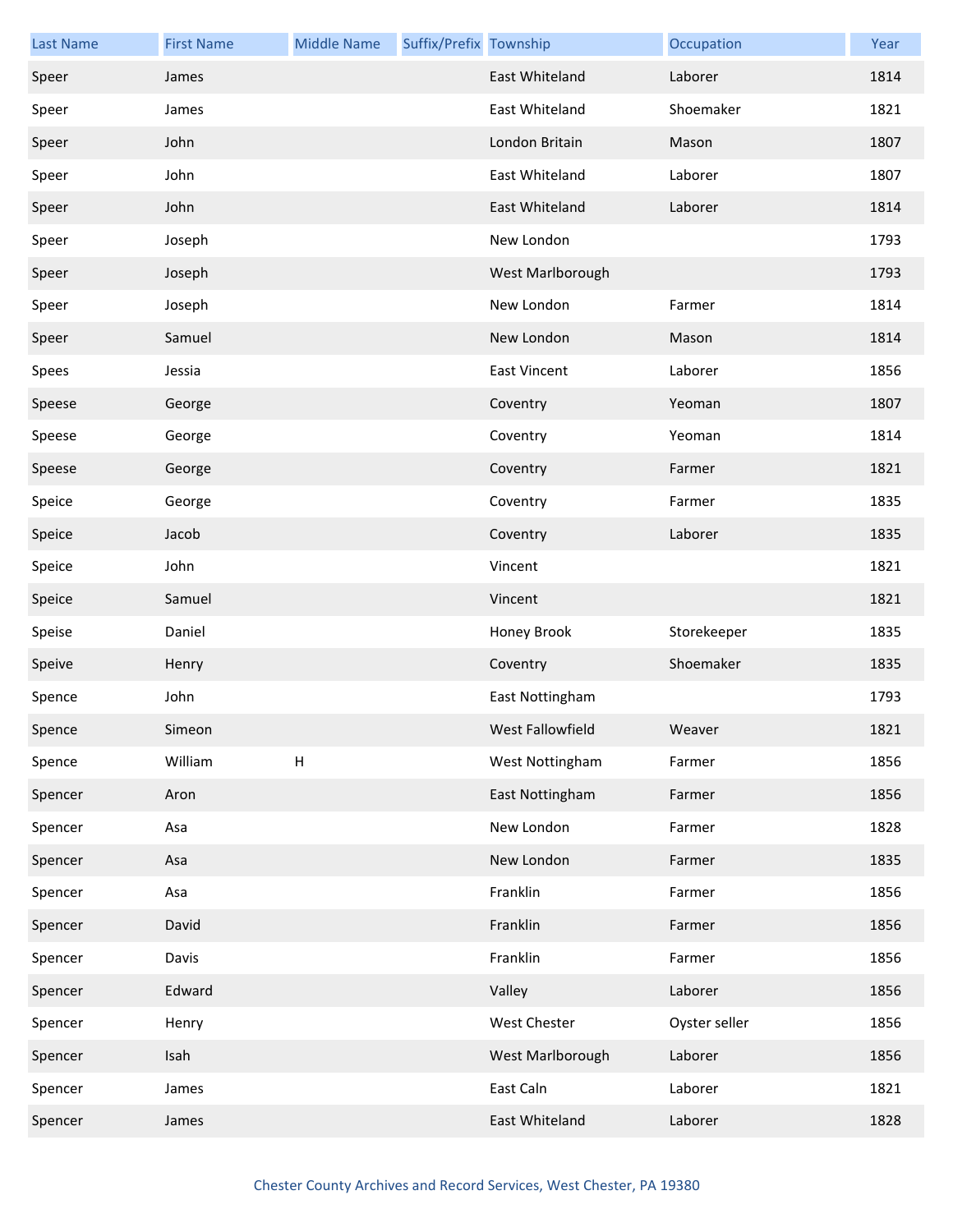| Last Name | First Name | Middle Name | Suffix/Prefix | Township | Occupation | Year |
|---|---|---|---|---|---|---|
| Speer | James | | | East Whiteland | Laborer | 1814 |
| Speer | James | | | East Whiteland | Shoemaker | 1821 |
| Speer | John | | | London Britain | Mason | 1807 |
| Speer | John | | | East Whiteland | Laborer | 1807 |
| Speer | John | | | East Whiteland | Laborer | 1814 |
| Speer | Joseph | | | New London | | 1793 |
| Speer | Joseph | | | West Marlborough | | 1793 |
| Speer | Joseph | | | New London | Farmer | 1814 |
| Speer | Samuel | | | New London | Mason | 1814 |
| Spees | Jessia | | | East Vincent | Laborer | 1856 |
| Speese | George | | | Coventry | Yeoman | 1807 |
| Speese | George | | | Coventry | Yeoman | 1814 |
| Speese | George | | | Coventry | Farmer | 1821 |
| Speice | George | | | Coventry | Farmer | 1835 |
| Speice | Jacob | | | Coventry | Laborer | 1835 |
| Speice | John | | | Vincent | | 1821 |
| Speice | Samuel | | | Vincent | | 1821 |
| Speise | Daniel | | | Honey Brook | Storekeeper | 1835 |
| Speive | Henry | | | Coventry | Shoemaker | 1835 |
| Spence | John | | | East Nottingham | | 1793 |
| Spence | Simeon | | | West Fallowfield | Weaver | 1821 |
| Spence | William | H | | West Nottingham | Farmer | 1856 |
| Spencer | Aron | | | East Nottingham | Farmer | 1856 |
| Spencer | Asa | | | New London | Farmer | 1828 |
| Spencer | Asa | | | New London | Farmer | 1835 |
| Spencer | Asa | | | Franklin | Farmer | 1856 |
| Spencer | David | | | Franklin | Farmer | 1856 |
| Spencer | Davis | | | Franklin | Farmer | 1856 |
| Spencer | Edward | | | Valley | Laborer | 1856 |
| Spencer | Henry | | | West Chester | Oyster seller | 1856 |
| Spencer | Isah | | | West Marlborough | Laborer | 1856 |
| Spencer | James | | | East Caln | Laborer | 1821 |
| Spencer | James | | | East Whiteland | Laborer | 1828 |

Chester County Archives and Record Services, West Chester, PA 19380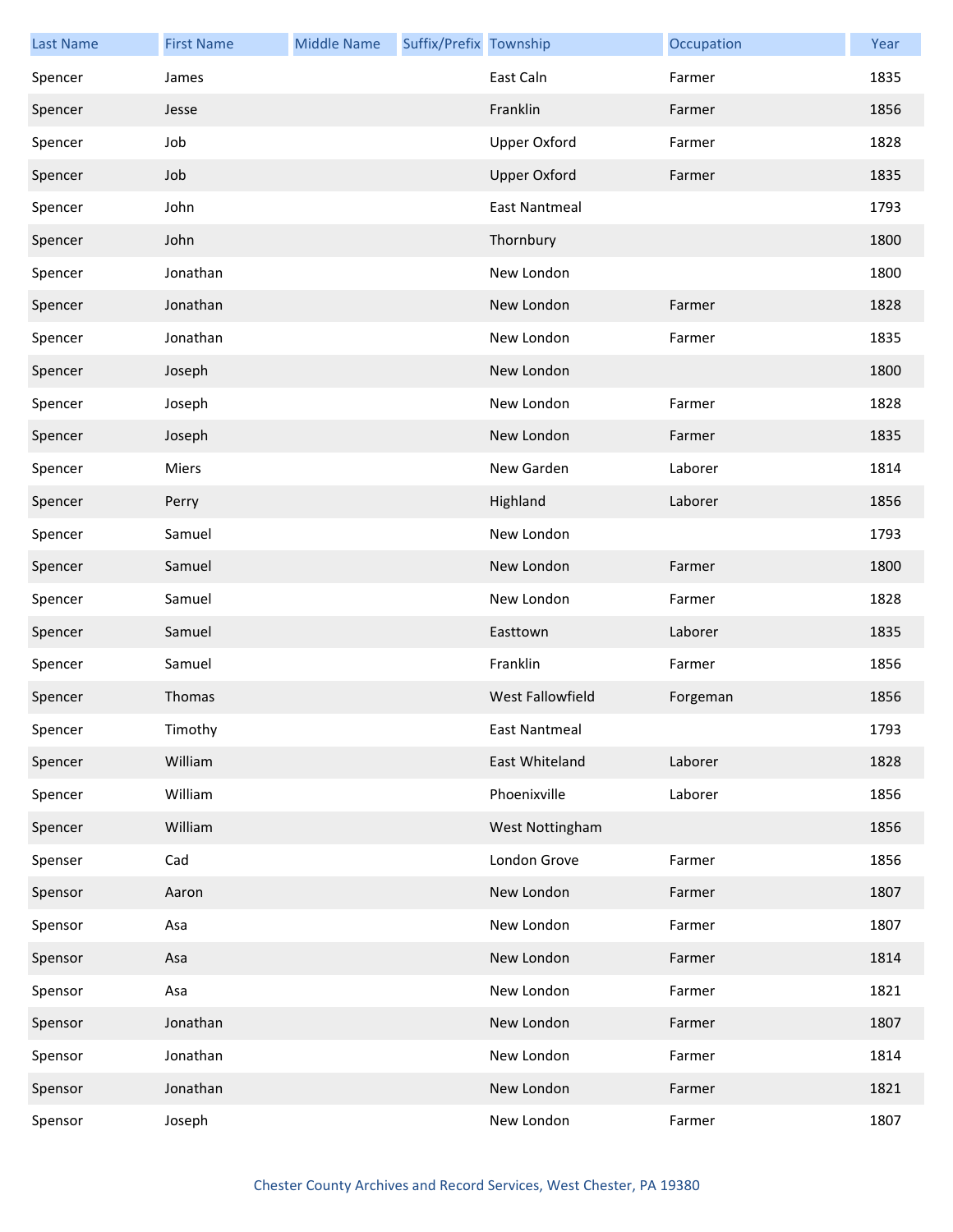| Last Name | First Name | Middle Name | Suffix/Prefix | Township | Occupation | Year |
|---|---|---|---|---|---|---|
| Spencer | James | | | East Caln | Farmer | 1835 |
| Spencer | Jesse | | | Franklin | Farmer | 1856 |
| Spencer | Job | | | Upper Oxford | Farmer | 1828 |
| Spencer | Job | | | Upper Oxford | Farmer | 1835 |
| Spencer | John | | | East Nantmeal | | 1793 |
| Spencer | John | | | Thornbury | | 1800 |
| Spencer | Jonathan | | | New London | | 1800 |
| Spencer | Jonathan | | | New London | Farmer | 1828 |
| Spencer | Jonathan | | | New London | Farmer | 1835 |
| Spencer | Joseph | | | New London | | 1800 |
| Spencer | Joseph | | | New London | Farmer | 1828 |
| Spencer | Joseph | | | New London | Farmer | 1835 |
| Spencer | Miers | | | New Garden | Laborer | 1814 |
| Spencer | Perry | | | Highland | Laborer | 1856 |
| Spencer | Samuel | | | New London | | 1793 |
| Spencer | Samuel | | | New London | Farmer | 1800 |
| Spencer | Samuel | | | New London | Farmer | 1828 |
| Spencer | Samuel | | | Easttown | Laborer | 1835 |
| Spencer | Samuel | | | Franklin | Farmer | 1856 |
| Spencer | Thomas | | | West Fallowfield | Forgeman | 1856 |
| Spencer | Timothy | | | East Nantmeal | | 1793 |
| Spencer | William | | | East Whiteland | Laborer | 1828 |
| Spencer | William | | | Phoenixville | Laborer | 1856 |
| Spencer | William | | | West Nottingham | | 1856 |
| Spenser | Cad | | | London Grove | Farmer | 1856 |
| Spensor | Aaron | | | New London | Farmer | 1807 |
| Spensor | Asa | | | New London | Farmer | 1807 |
| Spensor | Asa | | | New London | Farmer | 1814 |
| Spensor | Asa | | | New London | Farmer | 1821 |
| Spensor | Jonathan | | | New London | Farmer | 1807 |
| Spensor | Jonathan | | | New London | Farmer | 1814 |
| Spensor | Jonathan | | | New London | Farmer | 1821 |
| Spensor | Joseph | | | New London | Farmer | 1807 |

Chester County Archives and Record Services, West Chester, PA 19380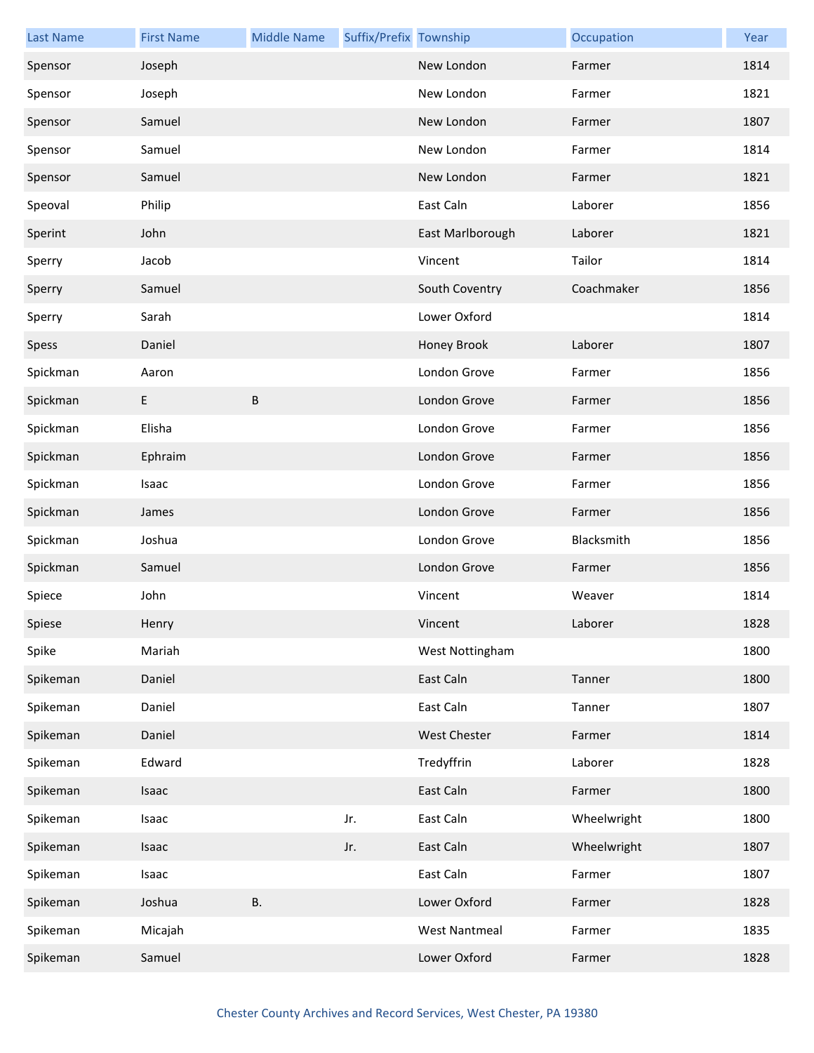| Last Name | First Name | Middle Name | Suffix/Prefix | Township | Occupation | Year |
|---|---|---|---|---|---|---|
| Spensor | Joseph | | | New London | Farmer | 1814 |
| Spensor | Joseph | | | New London | Farmer | 1821 |
| Spensor | Samuel | | | New London | Farmer | 1807 |
| Spensor | Samuel | | | New London | Farmer | 1814 |
| Spensor | Samuel | | | New London | Farmer | 1821 |
| Speoval | Philip | | | East Caln | Laborer | 1856 |
| Sperint | John | | | East Marlborough | Laborer | 1821 |
| Sperry | Jacob | | | Vincent | Tailor | 1814 |
| Sperry | Samuel | | | South Coventry | Coachmaker | 1856 |
| Sperry | Sarah | | | Lower Oxford | | 1814 |
| Spess | Daniel | | | Honey Brook | Laborer | 1807 |
| Spickman | Aaron | | | London Grove | Farmer | 1856 |
| Spickman | E | B | | London Grove | Farmer | 1856 |
| Spickman | Elisha | | | London Grove | Farmer | 1856 |
| Spickman | Ephraim | | | London Grove | Farmer | 1856 |
| Spickman | Isaac | | | London Grove | Farmer | 1856 |
| Spickman | James | | | London Grove | Farmer | 1856 |
| Spickman | Joshua | | | London Grove | Blacksmith | 1856 |
| Spickman | Samuel | | | London Grove | Farmer | 1856 |
| Spiece | John | | | Vincent | Weaver | 1814 |
| Spiese | Henry | | | Vincent | Laborer | 1828 |
| Spike | Mariah | | | West Nottingham | | 1800 |
| Spikeman | Daniel | | | East Caln | Tanner | 1800 |
| Spikeman | Daniel | | | East Caln | Tanner | 1807 |
| Spikeman | Daniel | | | West Chester | Farmer | 1814 |
| Spikeman | Edward | | | Tredyffrin | Laborer | 1828 |
| Spikeman | Isaac | | | East Caln | Farmer | 1800 |
| Spikeman | Isaac | | Jr. | East Caln | Wheelwright | 1800 |
| Spikeman | Isaac | | Jr. | East Caln | Wheelwright | 1807 |
| Spikeman | Isaac | | | East Caln | Farmer | 1807 |
| Spikeman | Joshua | B. | | Lower Oxford | Farmer | 1828 |
| Spikeman | Micajah | | | West Nantmeal | Farmer | 1835 |
| Spikeman | Samuel | | | Lower Oxford | Farmer | 1828 |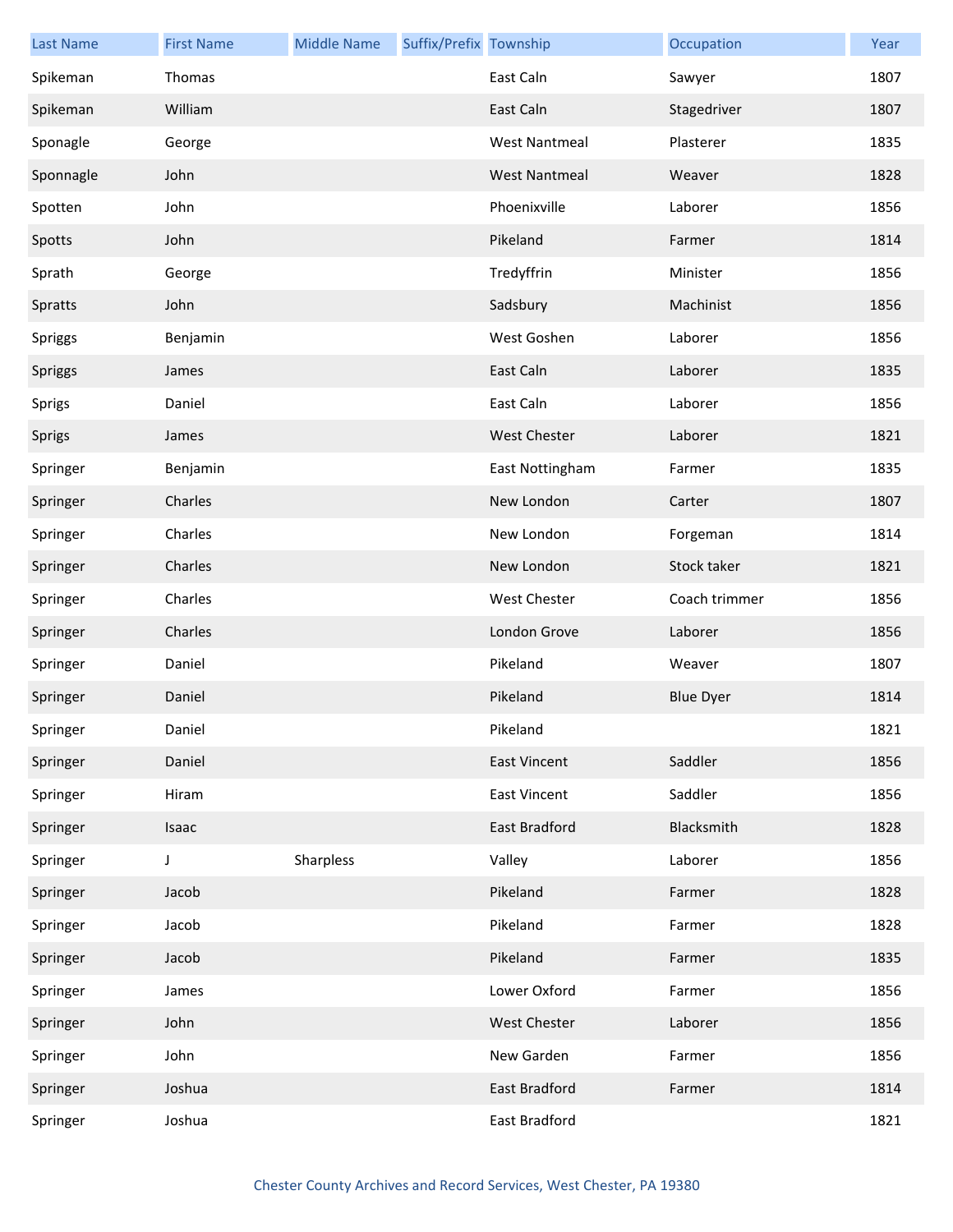| Last Name | First Name | Middle Name | Suffix/Prefix | Township | Occupation | Year |
|---|---|---|---|---|---|---|
| Spikeman | Thomas | | | East Caln | Sawyer | 1807 |
| Spikeman | William | | | East Caln | Stagedriver | 1807 |
| Sponagle | George | | | West Nantmeal | Plasterer | 1835 |
| Sponnagle | John | | | West Nantmeal | Weaver | 1828 |
| Spotten | John | | | Phoenixville | Laborer | 1856 |
| Spotts | John | | | Pikeland | Farmer | 1814 |
| Sprath | George | | | Tredyffrin | Minister | 1856 |
| Spratts | John | | | Sadsbury | Machinist | 1856 |
| Spriggs | Benjamin | | | West Goshen | Laborer | 1856 |
| Spriggs | James | | | East Caln | Laborer | 1835 |
| Sprigs | Daniel | | | East Caln | Laborer | 1856 |
| Sprigs | James | | | West Chester | Laborer | 1821 |
| Springer | Benjamin | | | East Nottingham | Farmer | 1835 |
| Springer | Charles | | | New London | Carter | 1807 |
| Springer | Charles | | | New London | Forgeman | 1814 |
| Springer | Charles | | | New London | Stock taker | 1821 |
| Springer | Charles | | | West Chester | Coach trimmer | 1856 |
| Springer | Charles | | | London Grove | Laborer | 1856 |
| Springer | Daniel | | | Pikeland | Weaver | 1807 |
| Springer | Daniel | | | Pikeland | Blue Dyer | 1814 |
| Springer | Daniel | | | Pikeland | | 1821 |
| Springer | Daniel | | | East Vincent | Saddler | 1856 |
| Springer | Hiram | | | East Vincent | Saddler | 1856 |
| Springer | Isaac | | | East Bradford | Blacksmith | 1828 |
| Springer | J | Sharpless | | Valley | Laborer | 1856 |
| Springer | Jacob | | | Pikeland | Farmer | 1828 |
| Springer | Jacob | | | Pikeland | Farmer | 1828 |
| Springer | Jacob | | | Pikeland | Farmer | 1835 |
| Springer | James | | | Lower Oxford | Farmer | 1856 |
| Springer | John | | | West Chester | Laborer | 1856 |
| Springer | John | | | New Garden | Farmer | 1856 |
| Springer | Joshua | | | East Bradford | Farmer | 1814 |
| Springer | Joshua | | | East Bradford | | 1821 |

Chester County Archives and Record Services, West Chester, PA 19380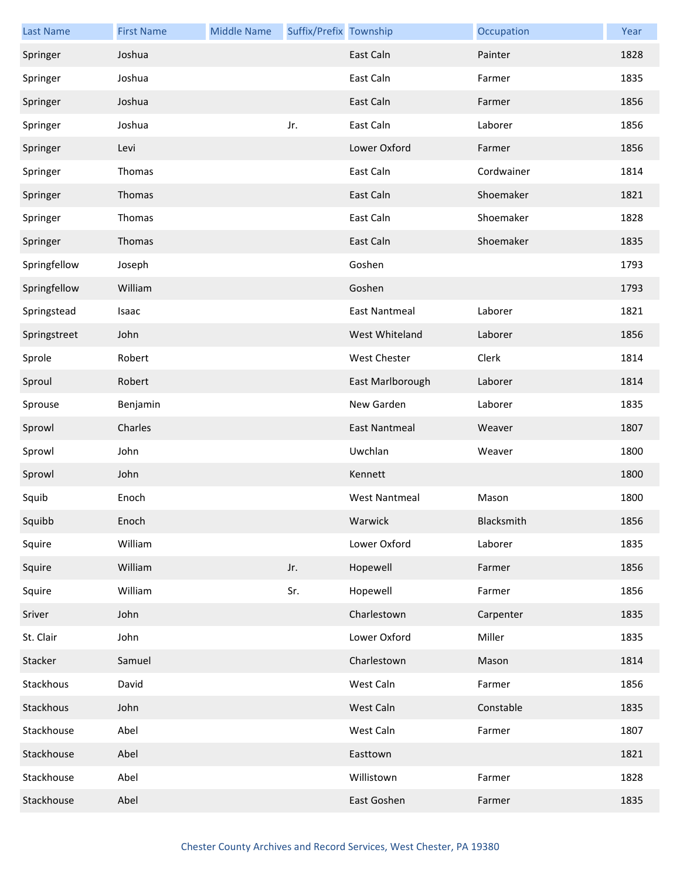| Last Name | First Name | Middle Name | Suffix/Prefix | Township | Occupation | Year |
|---|---|---|---|---|---|---|
| Springer | Joshua | | | East Caln | Painter | 1828 |
| Springer | Joshua | | | East Caln | Farmer | 1835 |
| Springer | Joshua | | | East Caln | Farmer | 1856 |
| Springer | Joshua | | Jr. | East Caln | Laborer | 1856 |
| Springer | Levi | | | Lower Oxford | Farmer | 1856 |
| Springer | Thomas | | | East Caln | Cordwainer | 1814 |
| Springer | Thomas | | | East Caln | Shoemaker | 1821 |
| Springer | Thomas | | | East Caln | Shoemaker | 1828 |
| Springer | Thomas | | | East Caln | Shoemaker | 1835 |
| Springfellow | Joseph | | | Goshen | | 1793 |
| Springfellow | William | | | Goshen | | 1793 |
| Springstead | Isaac | | | East Nantmeal | Laborer | 1821 |
| Springstreet | John | | | West Whiteland | Laborer | 1856 |
| Sprole | Robert | | | West Chester | Clerk | 1814 |
| Sproul | Robert | | | East Marlborough | Laborer | 1814 |
| Sprouse | Benjamin | | | New Garden | Laborer | 1835 |
| Sprowl | Charles | | | East Nantmeal | Weaver | 1807 |
| Sprowl | John | | | Uwchlan | Weaver | 1800 |
| Sprowl | John | | | Kennett | | 1800 |
| Squib | Enoch | | | West Nantmeal | Mason | 1800 |
| Squibb | Enoch | | | Warwick | Blacksmith | 1856 |
| Squire | William | | | Lower Oxford | Laborer | 1835 |
| Squire | William | | Jr. | Hopewell | Farmer | 1856 |
| Squire | William | | Sr. | Hopewell | Farmer | 1856 |
| Sriver | John | | | Charlestown | Carpenter | 1835 |
| St. Clair | John | | | Lower Oxford | Miller | 1835 |
| Stacker | Samuel | | | Charlestown | Mason | 1814 |
| Stackhous | David | | | West Caln | Farmer | 1856 |
| Stackhous | John | | | West Caln | Constable | 1835 |
| Stackhouse | Abel | | | West Caln | Farmer | 1807 |
| Stackhouse | Abel | | | Easttown | | 1821 |
| Stackhouse | Abel | | | Willistown | Farmer | 1828 |
| Stackhouse | Abel | | | East Goshen | Farmer | 1835 |

Chester County Archives and Record Services, West Chester, PA 19380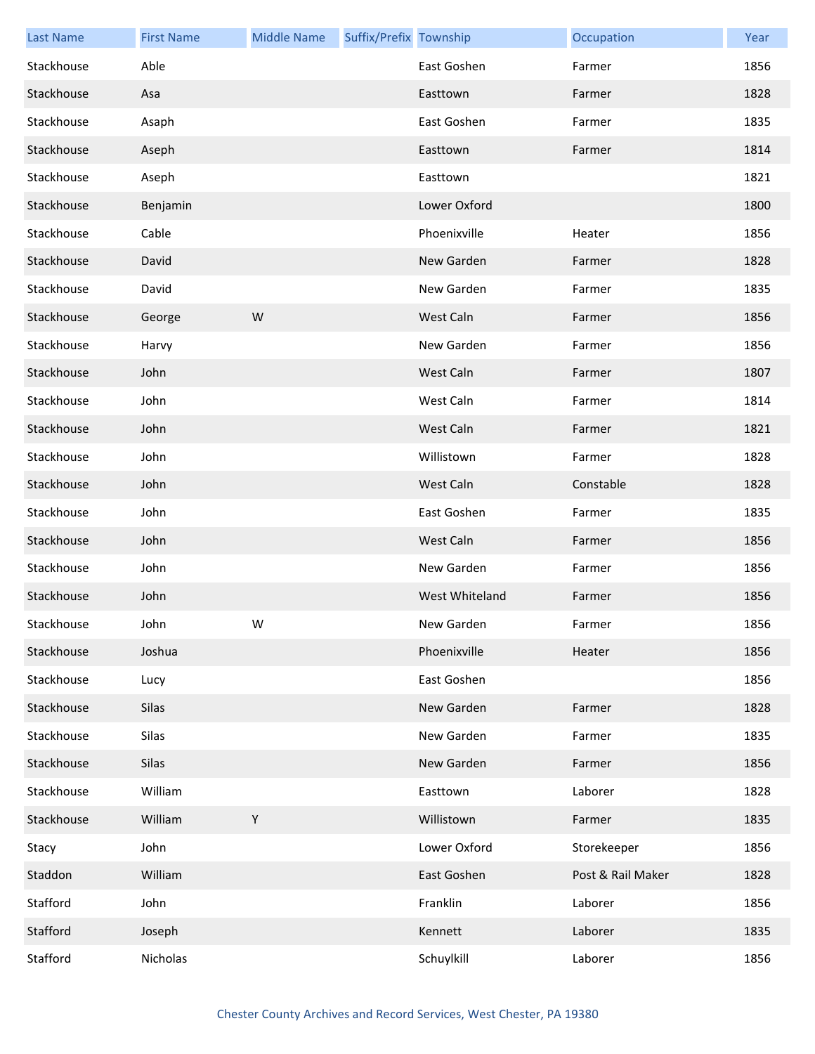| Last Name | First Name | Middle Name | Suffix/Prefix | Township | Occupation | Year |
|---|---|---|---|---|---|---|
| Stackhouse | Able | | | East Goshen | Farmer | 1856 |
| Stackhouse | Asa | | | Easttown | Farmer | 1828 |
| Stackhouse | Asaph | | | East Goshen | Farmer | 1835 |
| Stackhouse | Aseph | | | Easttown | Farmer | 1814 |
| Stackhouse | Aseph | | | Easttown | | 1821 |
| Stackhouse | Benjamin | | | Lower Oxford | | 1800 |
| Stackhouse | Cable | | | Phoenixville | Heater | 1856 |
| Stackhouse | David | | | New Garden | Farmer | 1828 |
| Stackhouse | David | | | New Garden | Farmer | 1835 |
| Stackhouse | George | W | | West Caln | Farmer | 1856 |
| Stackhouse | Harvy | | | New Garden | Farmer | 1856 |
| Stackhouse | John | | | West Caln | Farmer | 1807 |
| Stackhouse | John | | | West Caln | Farmer | 1814 |
| Stackhouse | John | | | West Caln | Farmer | 1821 |
| Stackhouse | John | | | Willistown | Farmer | 1828 |
| Stackhouse | John | | | West Caln | Constable | 1828 |
| Stackhouse | John | | | East Goshen | Farmer | 1835 |
| Stackhouse | John | | | West Caln | Farmer | 1856 |
| Stackhouse | John | | | New Garden | Farmer | 1856 |
| Stackhouse | John | | | West Whiteland | Farmer | 1856 |
| Stackhouse | John | W | | New Garden | Farmer | 1856 |
| Stackhouse | Joshua | | | Phoenixville | Heater | 1856 |
| Stackhouse | Lucy | | | East Goshen | | 1856 |
| Stackhouse | Silas | | | New Garden | Farmer | 1828 |
| Stackhouse | Silas | | | New Garden | Farmer | 1835 |
| Stackhouse | Silas | | | New Garden | Farmer | 1856 |
| Stackhouse | William | | | Easttown | Laborer | 1828 |
| Stackhouse | William | Y | | Willistown | Farmer | 1835 |
| Stacy | John | | | Lower Oxford | Storekeeper | 1856 |
| Staddon | William | | | East Goshen | Post & Rail Maker | 1828 |
| Stafford | John | | | Franklin | Laborer | 1856 |
| Stafford | Joseph | | | Kennett | Laborer | 1835 |
| Stafford | Nicholas | | | Schuylkill | Laborer | 1856 |

Chester County Archives and Record Services, West Chester, PA 19380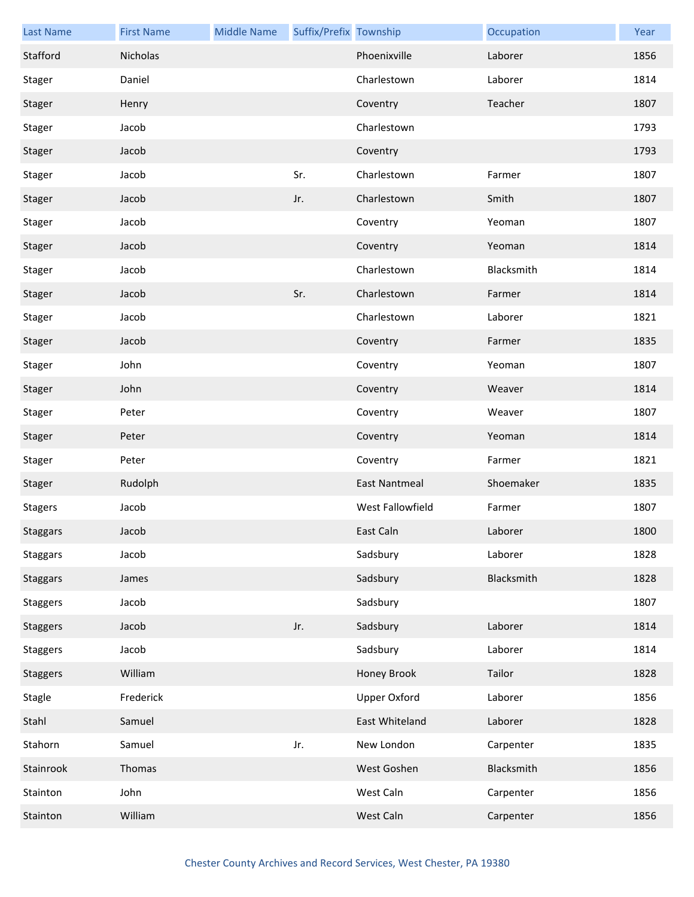| Last Name | First Name | Middle Name | Suffix/Prefix | Township | Occupation | Year |
|---|---|---|---|---|---|---|
| Stafford | Nicholas | | | Phoenixville | Laborer | 1856 |
| Stager | Daniel | | | Charlestown | Laborer | 1814 |
| Stager | Henry | | | Coventry | Teacher | 1807 |
| Stager | Jacob | | | Charlestown | | 1793 |
| Stager | Jacob | | | Coventry | | 1793 |
| Stager | Jacob | | Sr. | Charlestown | Farmer | 1807 |
| Stager | Jacob | | Jr. | Charlestown | Smith | 1807 |
| Stager | Jacob | | | Coventry | Yeoman | 1807 |
| Stager | Jacob | | | Coventry | Yeoman | 1814 |
| Stager | Jacob | | | Charlestown | Blacksmith | 1814 |
| Stager | Jacob | | Sr. | Charlestown | Farmer | 1814 |
| Stager | Jacob | | | Charlestown | Laborer | 1821 |
| Stager | Jacob | | | Coventry | Farmer | 1835 |
| Stager | John | | | Coventry | Yeoman | 1807 |
| Stager | John | | | Coventry | Weaver | 1814 |
| Stager | Peter | | | Coventry | Weaver | 1807 |
| Stager | Peter | | | Coventry | Yeoman | 1814 |
| Stager | Peter | | | Coventry | Farmer | 1821 |
| Stager | Rudolph | | | East Nantmeal | Shoemaker | 1835 |
| Stagers | Jacob | | | West Fallowfield | Farmer | 1807 |
| Staggars | Jacob | | | East Caln | Laborer | 1800 |
| Staggars | Jacob | | | Sadsbury | Laborer | 1828 |
| Staggars | James | | | Sadsbury | Blacksmith | 1828 |
| Staggers | Jacob | | | Sadsbury | | 1807 |
| Staggers | Jacob | | Jr. | Sadsbury | Laborer | 1814 |
| Staggers | Jacob | | | Sadsbury | Laborer | 1814 |
| Staggers | William | | | Honey Brook | Tailor | 1828 |
| Stagle | Frederick | | | Upper Oxford | Laborer | 1856 |
| Stahl | Samuel | | | East Whiteland | Laborer | 1828 |
| Stahorn | Samuel | | Jr. | New London | Carpenter | 1835 |
| Stainrook | Thomas | | | West Goshen | Blacksmith | 1856 |
| Stainton | John | | | West Caln | Carpenter | 1856 |
| Stainton | William | | | West Caln | Carpenter | 1856 |

Chester County Archives and Record Services, West Chester, PA 19380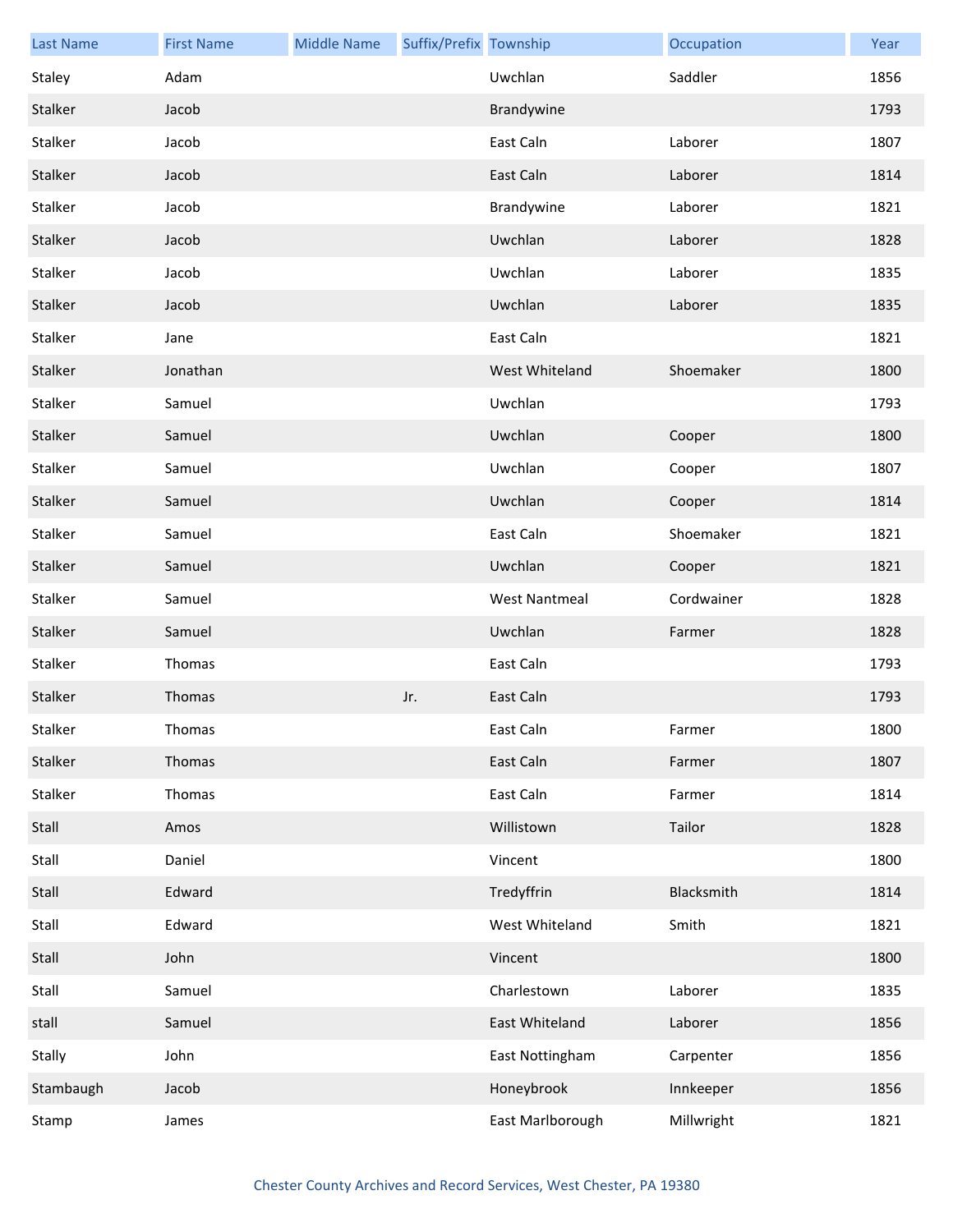| Last Name | First Name | Middle Name | Suffix/Prefix | Township | Occupation | Year |
|---|---|---|---|---|---|---|
| Staley | Adam | | | Uwchlan | Saddler | 1856 |
| Stalker | Jacob | | | Brandywine | | 1793 |
| Stalker | Jacob | | | East Caln | Laborer | 1807 |
| Stalker | Jacob | | | East Caln | Laborer | 1814 |
| Stalker | Jacob | | | Brandywine | Laborer | 1821 |
| Stalker | Jacob | | | Uwchlan | Laborer | 1828 |
| Stalker | Jacob | | | Uwchlan | Laborer | 1835 |
| Stalker | Jacob | | | Uwchlan | Laborer | 1835 |
| Stalker | Jane | | | East Caln | | 1821 |
| Stalker | Jonathan | | | West Whiteland | Shoemaker | 1800 |
| Stalker | Samuel | | | Uwchlan | | 1793 |
| Stalker | Samuel | | | Uwchlan | Cooper | 1800 |
| Stalker | Samuel | | | Uwchlan | Cooper | 1807 |
| Stalker | Samuel | | | Uwchlan | Cooper | 1814 |
| Stalker | Samuel | | | East Caln | Shoemaker | 1821 |
| Stalker | Samuel | | | Uwchlan | Cooper | 1821 |
| Stalker | Samuel | | | West Nantmeal | Cordwainer | 1828 |
| Stalker | Samuel | | | Uwchlan | Farmer | 1828 |
| Stalker | Thomas | | | East Caln | | 1793 |
| Stalker | Thomas | | Jr. | East Caln | | 1793 |
| Stalker | Thomas | | | East Caln | Farmer | 1800 |
| Stalker | Thomas | | | East Caln | Farmer | 1807 |
| Stalker | Thomas | | | East Caln | Farmer | 1814 |
| Stall | Amos | | | Willistown | Tailor | 1828 |
| Stall | Daniel | | | Vincent | | 1800 |
| Stall | Edward | | | Tredyffrin | Blacksmith | 1814 |
| Stall | Edward | | | West Whiteland | Smith | 1821 |
| Stall | John | | | Vincent | | 1800 |
| Stall | Samuel | | | Charlestown | Laborer | 1835 |
| stall | Samuel | | | East Whiteland | Laborer | 1856 |
| Stally | John | | | East Nottingham | Carpenter | 1856 |
| Stambaugh | Jacob | | | Honeybrook | Innkeeper | 1856 |
| Stamp | James | | | East Marlborough | Millwright | 1821 |

Chester County Archives and Record Services, West Chester, PA 19380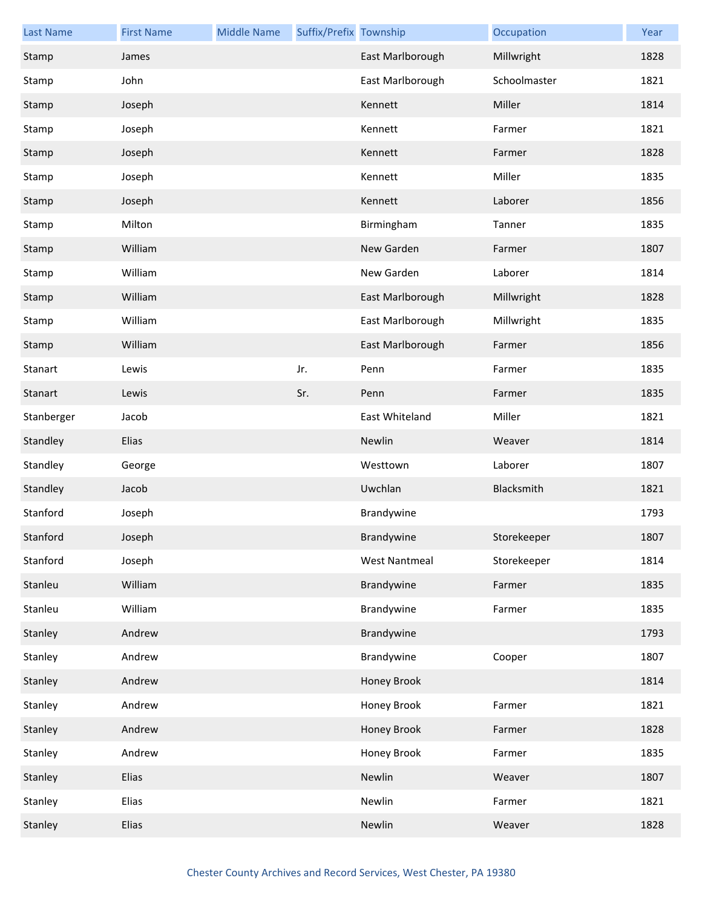| Last Name | First Name | Middle Name | Suffix/Prefix | Township | Occupation | Year |
|---|---|---|---|---|---|---|
| Stamp | James | | | East Marlborough | Millwright | 1828 |
| Stamp | John | | | East Marlborough | Schoolmaster | 1821 |
| Stamp | Joseph | | | Kennett | Miller | 1814 |
| Stamp | Joseph | | | Kennett | Farmer | 1821 |
| Stamp | Joseph | | | Kennett | Farmer | 1828 |
| Stamp | Joseph | | | Kennett | Miller | 1835 |
| Stamp | Joseph | | | Kennett | Laborer | 1856 |
| Stamp | Milton | | | Birmingham | Tanner | 1835 |
| Stamp | William | | | New Garden | Farmer | 1807 |
| Stamp | William | | | New Garden | Laborer | 1814 |
| Stamp | William | | | East Marlborough | Millwright | 1828 |
| Stamp | William | | | East Marlborough | Millwright | 1835 |
| Stamp | William | | | East Marlborough | Farmer | 1856 |
| Stanart | Lewis | | Jr. | Penn | Farmer | 1835 |
| Stanart | Lewis | | Sr. | Penn | Farmer | 1835 |
| Stanberger | Jacob | | | East Whiteland | Miller | 1821 |
| Standley | Elias | | | Newlin | Weaver | 1814 |
| Standley | George | | | Westtown | Laborer | 1807 |
| Standley | Jacob | | | Uwchlan | Blacksmith | 1821 |
| Stanford | Joseph | | | Brandywine | | 1793 |
| Stanford | Joseph | | | Brandywine | Storekeeper | 1807 |
| Stanford | Joseph | | | West Nantmeal | Storekeeper | 1814 |
| Stanleu | William | | | Brandywine | Farmer | 1835 |
| Stanleu | William | | | Brandywine | Farmer | 1835 |
| Stanley | Andrew | | | Brandywine | | 1793 |
| Stanley | Andrew | | | Brandywine | Cooper | 1807 |
| Stanley | Andrew | | | Honey Brook | | 1814 |
| Stanley | Andrew | | | Honey Brook | Farmer | 1821 |
| Stanley | Andrew | | | Honey Brook | Farmer | 1828 |
| Stanley | Andrew | | | Honey Brook | Farmer | 1835 |
| Stanley | Elias | | | Newlin | Weaver | 1807 |
| Stanley | Elias | | | Newlin | Farmer | 1821 |
| Stanley | Elias | | | Newlin | Weaver | 1828 |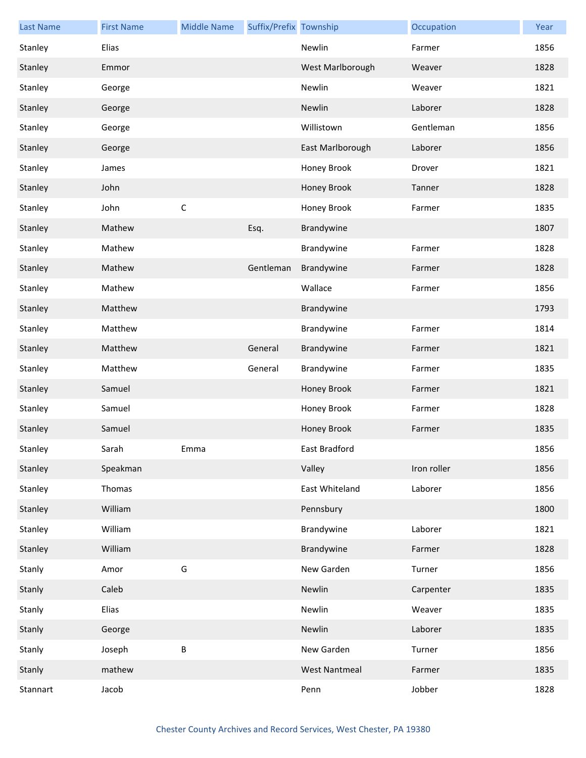| Last Name | First Name | Middle Name | Suffix/Prefix | Township | Occupation | Year |
| --- | --- | --- | --- | --- | --- | --- |
| Stanley | Elias | | | Newlin | Farmer | 1856 |
| Stanley | Emmor | | | West Marlborough | Weaver | 1828 |
| Stanley | George | | | Newlin | Weaver | 1821 |
| Stanley | George | | | Newlin | Laborer | 1828 |
| Stanley | George | | | Willistown | Gentleman | 1856 |
| Stanley | George | | | East Marlborough | Laborer | 1856 |
| Stanley | James | | | Honey Brook | Drover | 1821 |
| Stanley | John | | | Honey Brook | Tanner | 1828 |
| Stanley | John | C | | Honey Brook | Farmer | 1835 |
| Stanley | Mathew | | Esq. | Brandywine | | 1807 |
| Stanley | Mathew | | | Brandywine | Farmer | 1828 |
| Stanley | Mathew | | Gentleman | Brandywine | Farmer | 1828 |
| Stanley | Mathew | | | Wallace | Farmer | 1856 |
| Stanley | Matthew | | | Brandywine | | 1793 |
| Stanley | Matthew | | | Brandywine | Farmer | 1814 |
| Stanley | Matthew | | General | Brandywine | Farmer | 1821 |
| Stanley | Matthew | | General | Brandywine | Farmer | 1835 |
| Stanley | Samuel | | | Honey Brook | Farmer | 1821 |
| Stanley | Samuel | | | Honey Brook | Farmer | 1828 |
| Stanley | Samuel | | | Honey Brook | Farmer | 1835 |
| Stanley | Sarah | Emma | | East Bradford | | 1856 |
| Stanley | Speakman | | | Valley | Iron roller | 1856 |
| Stanley | Thomas | | | East Whiteland | Laborer | 1856 |
| Stanley | William | | | Pennsbury | | 1800 |
| Stanley | William | | | Brandywine | Laborer | 1821 |
| Stanley | William | | | Brandywine | Farmer | 1828 |
| Stanly | Amor | G | | New Garden | Turner | 1856 |
| Stanly | Caleb | | | Newlin | Carpenter | 1835 |
| Stanly | Elias | | | Newlin | Weaver | 1835 |
| Stanly | George | | | Newlin | Laborer | 1835 |
| Stanly | Joseph | B | | New Garden | Turner | 1856 |
| Stanly | mathew | | | West Nantmeal | Farmer | 1835 |
| Stannart | Jacob | | | Penn | Jobber | 1828 |

Chester County Archives and Record Services, West Chester, PA 19380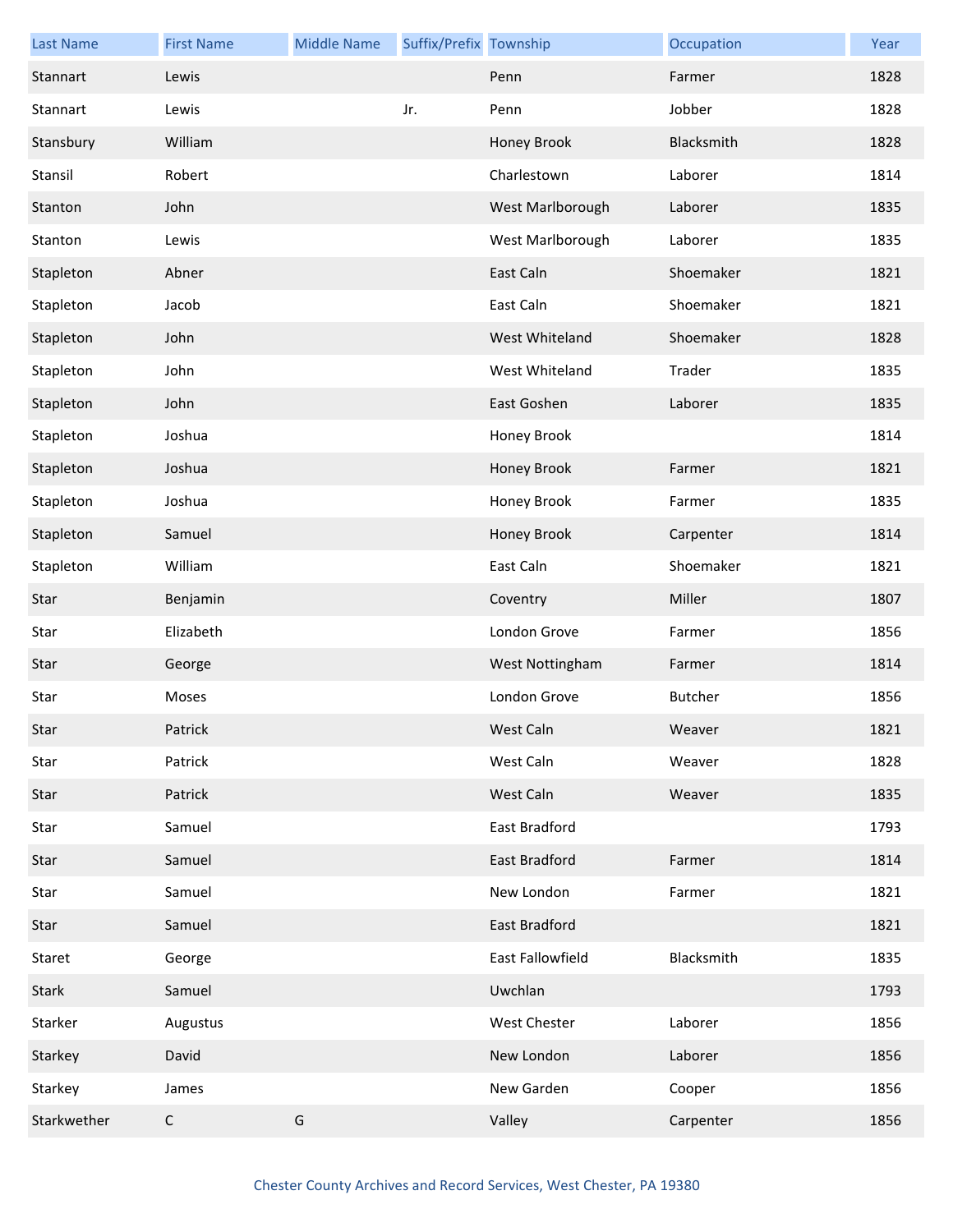| Last Name | First Name | Middle Name | Suffix/Prefix | Township | Occupation | Year |
|---|---|---|---|---|---|---|
| Stannart | Lewis | | | Penn | Farmer | 1828 |
| Stannart | Lewis | | Jr. | Penn | Jobber | 1828 |
| Stansbury | William | | | Honey Brook | Blacksmith | 1828 |
| Stansil | Robert | | | Charlestown | Laborer | 1814 |
| Stanton | John | | | West Marlborough | Laborer | 1835 |
| Stanton | Lewis | | | West Marlborough | Laborer | 1835 |
| Stapleton | Abner | | | East Caln | Shoemaker | 1821 |
| Stapleton | Jacob | | | East Caln | Shoemaker | 1821 |
| Stapleton | John | | | West Whiteland | Shoemaker | 1828 |
| Stapleton | John | | | West Whiteland | Trader | 1835 |
| Stapleton | John | | | East Goshen | Laborer | 1835 |
| Stapleton | Joshua | | | Honey Brook | | 1814 |
| Stapleton | Joshua | | | Honey Brook | Farmer | 1821 |
| Stapleton | Joshua | | | Honey Brook | Farmer | 1835 |
| Stapleton | Samuel | | | Honey Brook | Carpenter | 1814 |
| Stapleton | William | | | East Caln | Shoemaker | 1821 |
| Star | Benjamin | | | Coventry | Miller | 1807 |
| Star | Elizabeth | | | London Grove | Farmer | 1856 |
| Star | George | | | West Nottingham | Farmer | 1814 |
| Star | Moses | | | London Grove | Butcher | 1856 |
| Star | Patrick | | | West Caln | Weaver | 1821 |
| Star | Patrick | | | West Caln | Weaver | 1828 |
| Star | Patrick | | | West Caln | Weaver | 1835 |
| Star | Samuel | | | East Bradford | | 1793 |
| Star | Samuel | | | East Bradford | Farmer | 1814 |
| Star | Samuel | | | New London | Farmer | 1821 |
| Star | Samuel | | | East Bradford | | 1821 |
| Staret | George | | | East Fallowfield | Blacksmith | 1835 |
| Stark | Samuel | | | Uwchlan | | 1793 |
| Starker | Augustus | | | West Chester | Laborer | 1856 |
| Starkey | David | | | New London | Laborer | 1856 |
| Starkey | James | | | New Garden | Cooper | 1856 |
| Starkwether | C | G | | Valley | Carpenter | 1856 |

Chester County Archives and Record Services, West Chester, PA 19380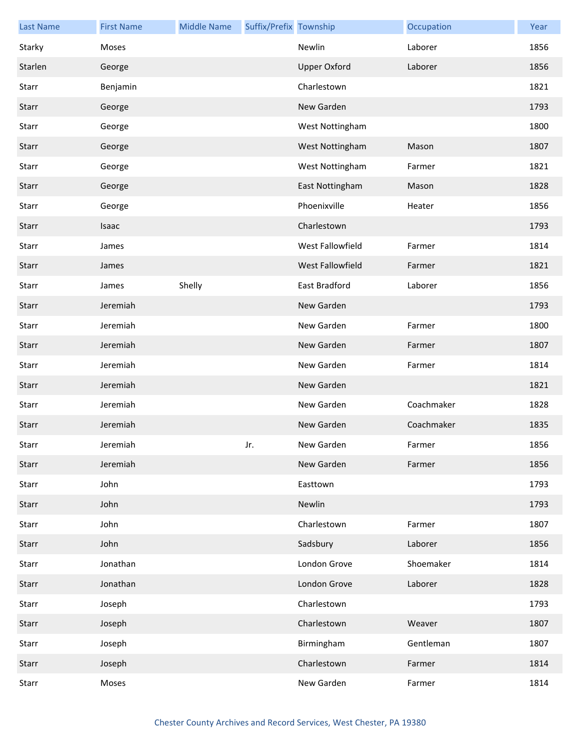| Last Name | First Name | Middle Name | Suffix/Prefix | Township | Occupation | Year |
|---|---|---|---|---|---|---|
| Starky | Moses | | | Newlin | Laborer | 1856 |
| Starlen | George | | | Upper Oxford | Laborer | 1856 |
| Starr | Benjamin | | | Charlestown | | 1821 |
| Starr | George | | | New Garden | | 1793 |
| Starr | George | | | West Nottingham | | 1800 |
| Starr | George | | | West Nottingham | Mason | 1807 |
| Starr | George | | | West Nottingham | Farmer | 1821 |
| Starr | George | | | East Nottingham | Mason | 1828 |
| Starr | George | | | Phoenixville | Heater | 1856 |
| Starr | Isaac | | | Charlestown | | 1793 |
| Starr | James | | | West Fallowfield | Farmer | 1814 |
| Starr | James | | | West Fallowfield | Farmer | 1821 |
| Starr | James | Shelly | | East Bradford | Laborer | 1856 |
| Starr | Jeremiah | | | New Garden | | 1793 |
| Starr | Jeremiah | | | New Garden | Farmer | 1800 |
| Starr | Jeremiah | | | New Garden | Farmer | 1807 |
| Starr | Jeremiah | | | New Garden | Farmer | 1814 |
| Starr | Jeremiah | | | New Garden | | 1821 |
| Starr | Jeremiah | | | New Garden | Coachmaker | 1828 |
| Starr | Jeremiah | | | New Garden | Coachmaker | 1835 |
| Starr | Jeremiah | | Jr. | New Garden | Farmer | 1856 |
| Starr | Jeremiah | | | New Garden | Farmer | 1856 |
| Starr | John | | | Easttown | | 1793 |
| Starr | John | | | Newlin | | 1793 |
| Starr | John | | | Charlestown | Farmer | 1807 |
| Starr | John | | | Sadsbury | Laborer | 1856 |
| Starr | Jonathan | | | London Grove | Shoemaker | 1814 |
| Starr | Jonathan | | | London Grove | Laborer | 1828 |
| Starr | Joseph | | | Charlestown | | 1793 |
| Starr | Joseph | | | Charlestown | Weaver | 1807 |
| Starr | Joseph | | | Birmingham | Gentleman | 1807 |
| Starr | Joseph | | | Charlestown | Farmer | 1814 |
| Starr | Moses | | | New Garden | Farmer | 1814 |

Chester County Archives and Record Services, West Chester, PA 19380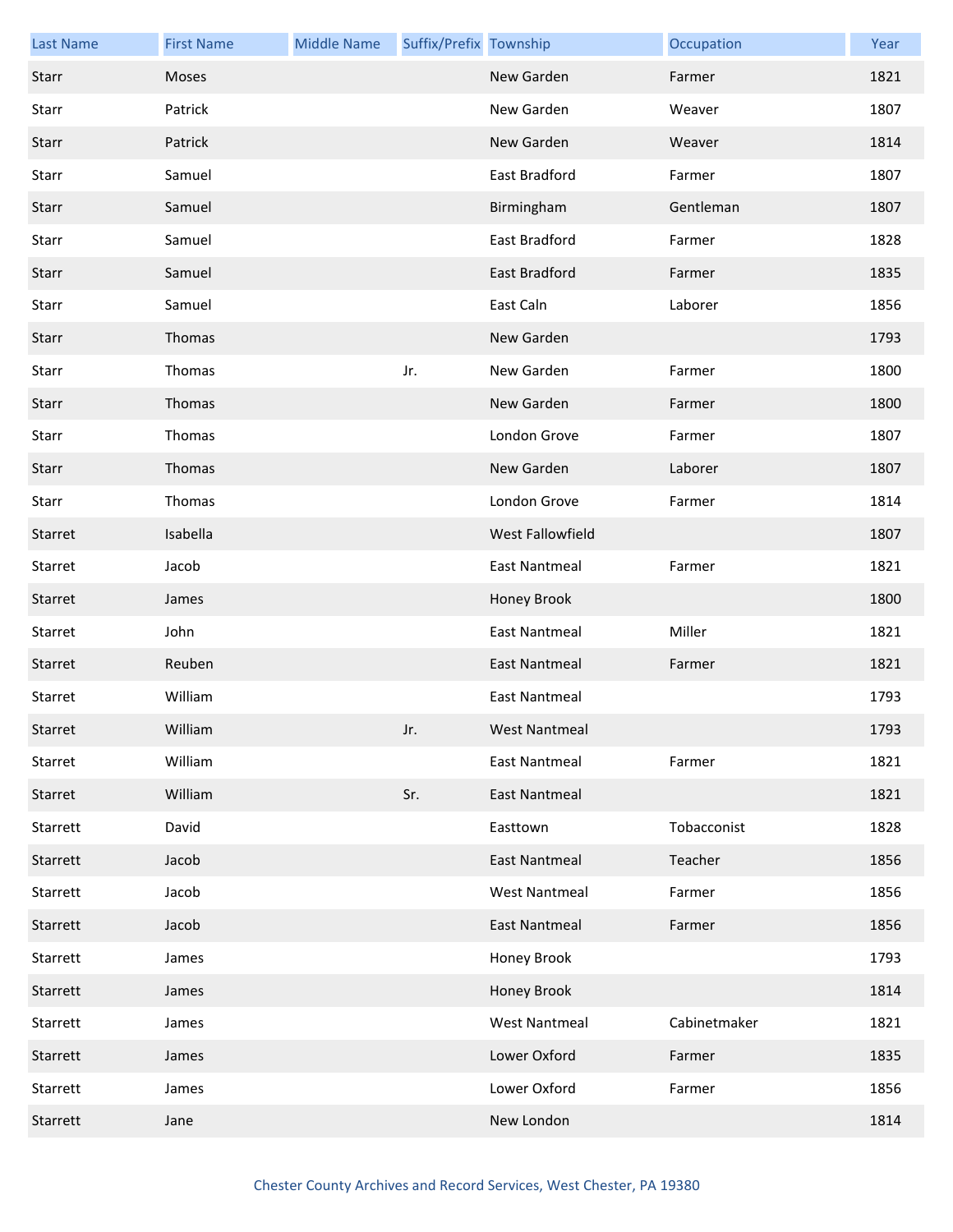| Last Name | First Name | Middle Name | Suffix/Prefix | Township | Occupation | Year |
|---|---|---|---|---|---|---|
| Starr | Moses | | | New Garden | Farmer | 1821 |
| Starr | Patrick | | | New Garden | Weaver | 1807 |
| Starr | Patrick | | | New Garden | Weaver | 1814 |
| Starr | Samuel | | | East Bradford | Farmer | 1807 |
| Starr | Samuel | | | Birmingham | Gentleman | 1807 |
| Starr | Samuel | | | East Bradford | Farmer | 1828 |
| Starr | Samuel | | | East Bradford | Farmer | 1835 |
| Starr | Samuel | | | East Caln | Laborer | 1856 |
| Starr | Thomas | | | New Garden | | 1793 |
| Starr | Thomas | | Jr. | New Garden | Farmer | 1800 |
| Starr | Thomas | | | New Garden | Farmer | 1800 |
| Starr | Thomas | | | London Grove | Farmer | 1807 |
| Starr | Thomas | | | New Garden | Laborer | 1807 |
| Starr | Thomas | | | London Grove | Farmer | 1814 |
| Starret | Isabella | | | West Fallowfield | | 1807 |
| Starret | Jacob | | | East Nantmeal | Farmer | 1821 |
| Starret | James | | | Honey Brook | | 1800 |
| Starret | John | | | East Nantmeal | Miller | 1821 |
| Starret | Reuben | | | East Nantmeal | Farmer | 1821 |
| Starret | William | | | East Nantmeal | | 1793 |
| Starret | William | | Jr. | West Nantmeal | | 1793 |
| Starret | William | | | East Nantmeal | Farmer | 1821 |
| Starret | William | | Sr. | East Nantmeal | | 1821 |
| Starrett | David | | | Easttown | Tobacconist | 1828 |
| Starrett | Jacob | | | East Nantmeal | Teacher | 1856 |
| Starrett | Jacob | | | West Nantmeal | Farmer | 1856 |
| Starrett | Jacob | | | East Nantmeal | Farmer | 1856 |
| Starrett | James | | | Honey Brook | | 1793 |
| Starrett | James | | | Honey Brook | | 1814 |
| Starrett | James | | | West Nantmeal | Cabinetmaker | 1821 |
| Starrett | James | | | Lower Oxford | Farmer | 1835 |
| Starrett | James | | | Lower Oxford | Farmer | 1856 |
| Starrett | Jane | | | New London | | 1814 |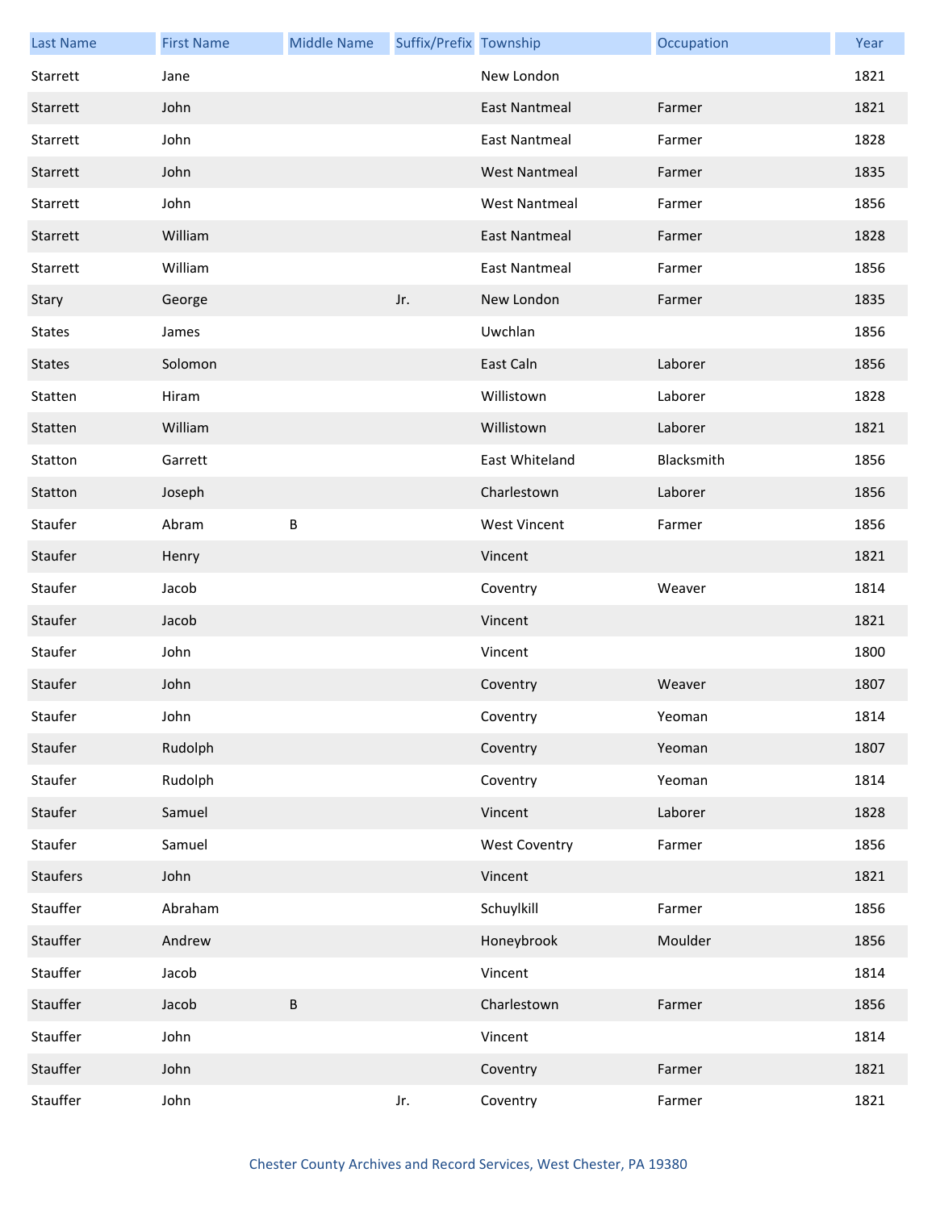| Last Name | First Name | Middle Name | Suffix/Prefix | Township | Occupation | Year |
| --- | --- | --- | --- | --- | --- | --- |
| Starrett | Jane | | | New London | | 1821 |
| Starrett | John | | | East Nantmeal | Farmer | 1821 |
| Starrett | John | | | East Nantmeal | Farmer | 1828 |
| Starrett | John | | | West Nantmeal | Farmer | 1835 |
| Starrett | John | | | West Nantmeal | Farmer | 1856 |
| Starrett | William | | | East Nantmeal | Farmer | 1828 |
| Starrett | William | | | East Nantmeal | Farmer | 1856 |
| Stary | George | | Jr. | New London | Farmer | 1835 |
| States | James | | | Uwchlan | | 1856 |
| States | Solomon | | | East Caln | Laborer | 1856 |
| Statten | Hiram | | | Willistown | Laborer | 1828 |
| Statten | William | | | Willistown | Laborer | 1821 |
| Statton | Garrett | | | East Whiteland | Blacksmith | 1856 |
| Statton | Joseph | | | Charlestown | Laborer | 1856 |
| Staufer | Abram | B | | West Vincent | Farmer | 1856 |
| Staufer | Henry | | | Vincent | | 1821 |
| Staufer | Jacob | | | Coventry | Weaver | 1814 |
| Staufer | Jacob | | | Vincent | | 1821 |
| Staufer | John | | | Vincent | | 1800 |
| Staufer | John | | | Coventry | Weaver | 1807 |
| Staufer | John | | | Coventry | Yeoman | 1814 |
| Staufer | Rudolph | | | Coventry | Yeoman | 1807 |
| Staufer | Rudolph | | | Coventry | Yeoman | 1814 |
| Staufer | Samuel | | | Vincent | Laborer | 1828 |
| Staufer | Samuel | | | West Coventry | Farmer | 1856 |
| Staufers | John | | | Vincent | | 1821 |
| Stauffer | Abraham | | | Schuylkill | Farmer | 1856 |
| Stauffer | Andrew | | | Honeybrook | Moulder | 1856 |
| Stauffer | Jacob | | | Vincent | | 1814 |
| Stauffer | Jacob | B | | Charlestown | Farmer | 1856 |
| Stauffer | John | | | Vincent | | 1814 |
| Stauffer | John | | | Coventry | Farmer | 1821 |
| Stauffer | John | | Jr. | Coventry | Farmer | 1821 |

Chester County Archives and Record Services, West Chester, PA 19380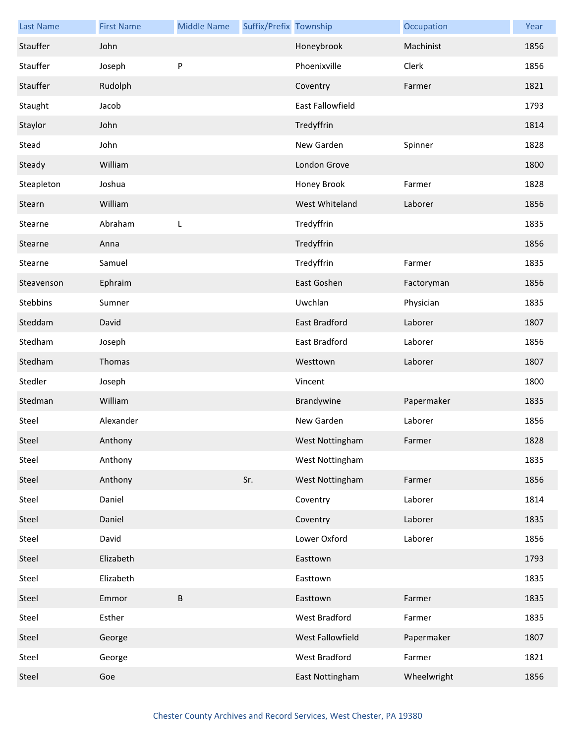| Last Name | First Name | Middle Name | Suffix/Prefix | Township | Occupation | Year |
|---|---|---|---|---|---|---|
| Stauffer | John | | | Honeybrook | Machinist | 1856 |
| Stauffer | Joseph | P | | Phoenixville | Clerk | 1856 |
| Stauffer | Rudolph | | | Coventry | Farmer | 1821 |
| Staught | Jacob | | | East Fallowfield | | 1793 |
| Staylor | John | | | Tredyffrin | | 1814 |
| Stead | John | | | New Garden | Spinner | 1828 |
| Steady | William | | | London Grove | | 1800 |
| Steapleton | Joshua | | | Honey Brook | Farmer | 1828 |
| Stearn | William | | | West Whiteland | Laborer | 1856 |
| Stearne | Abraham | L | | Tredyffrin | | 1835 |
| Stearne | Anna | | | Tredyffrin | | 1856 |
| Stearne | Samuel | | | Tredyffrin | Farmer | 1835 |
| Steavenson | Ephraim | | | East Goshen | Factoryman | 1856 |
| Stebbins | Sumner | | | Uwchlan | Physician | 1835 |
| Steddam | David | | | East Bradford | Laborer | 1807 |
| Stedham | Joseph | | | East Bradford | Laborer | 1856 |
| Stedham | Thomas | | | Westtown | Laborer | 1807 |
| Stedler | Joseph | | | Vincent | | 1800 |
| Stedman | William | | | Brandywine | Papermaker | 1835 |
| Steel | Alexander | | | New Garden | Laborer | 1856 |
| Steel | Anthony | | | West Nottingham | Farmer | 1828 |
| Steel | Anthony | | | West Nottingham | | 1835 |
| Steel | Anthony | | Sr. | West Nottingham | Farmer | 1856 |
| Steel | Daniel | | | Coventry | Laborer | 1814 |
| Steel | Daniel | | | Coventry | Laborer | 1835 |
| Steel | David | | | Lower Oxford | Laborer | 1856 |
| Steel | Elizabeth | | | Easttown | | 1793 |
| Steel | Elizabeth | | | Easttown | | 1835 |
| Steel | Emmor | B | | Easttown | Farmer | 1835 |
| Steel | Esther | | | West Bradford | Farmer | 1835 |
| Steel | George | | | West Fallowfield | Papermaker | 1807 |
| Steel | George | | | West Bradford | Farmer | 1821 |
| Steel | Goe | | | East Nottingham | Wheelwright | 1856 |

Chester County Archives and Record Services, West Chester, PA 19380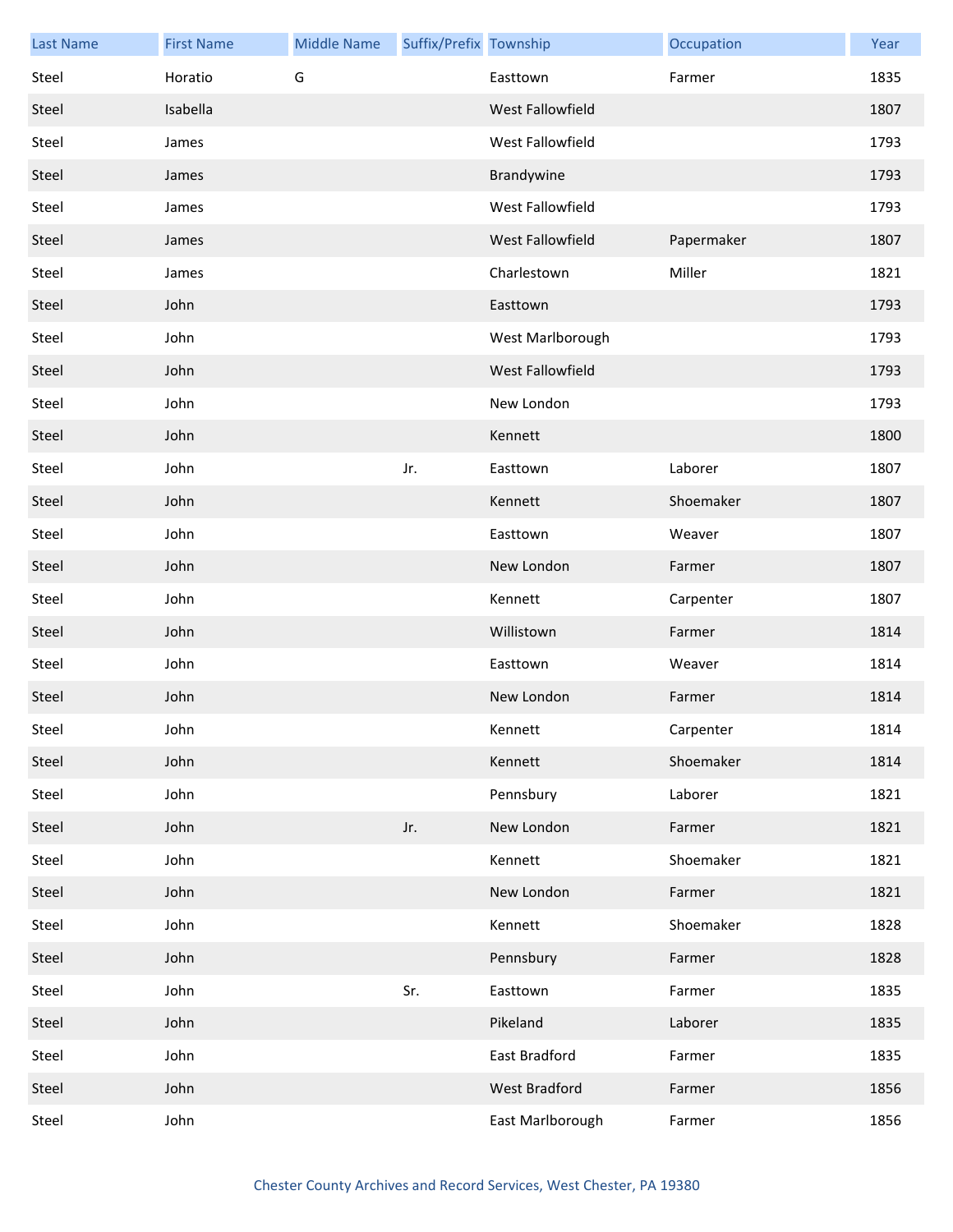| Last Name | First Name | Middle Name | Suffix/Prefix | Township | Occupation | Year |
|---|---|---|---|---|---|---|
| Steel | Horatio | G | | Easttown | Farmer | 1835 |
| Steel | Isabella | | | West Fallowfield | | 1807 |
| Steel | James | | | West Fallowfield | | 1793 |
| Steel | James | | | Brandywine | | 1793 |
| Steel | James | | | West Fallowfield | | 1793 |
| Steel | James | | | West Fallowfield | Papermaker | 1807 |
| Steel | James | | | Charlestown | Miller | 1821 |
| Steel | John | | | Easttown | | 1793 |
| Steel | John | | | West Marlborough | | 1793 |
| Steel | John | | | West Fallowfield | | 1793 |
| Steel | John | | | New London | | 1793 |
| Steel | John | | | Kennett | | 1800 |
| Steel | John | | Jr. | Easttown | Laborer | 1807 |
| Steel | John | | | Kennett | Shoemaker | 1807 |
| Steel | John | | | Easttown | Weaver | 1807 |
| Steel | John | | | New London | Farmer | 1807 |
| Steel | John | | | Kennett | Carpenter | 1807 |
| Steel | John | | | Willistown | Farmer | 1814 |
| Steel | John | | | Easttown | Weaver | 1814 |
| Steel | John | | | New London | Farmer | 1814 |
| Steel | John | | | Kennett | Carpenter | 1814 |
| Steel | John | | | Kennett | Shoemaker | 1814 |
| Steel | John | | | Pennsbury | Laborer | 1821 |
| Steel | John | | Jr. | New London | Farmer | 1821 |
| Steel | John | | | Kennett | Shoemaker | 1821 |
| Steel | John | | | New London | Farmer | 1821 |
| Steel | John | | | Kennett | Shoemaker | 1828 |
| Steel | John | | | Pennsbury | Farmer | 1828 |
| Steel | John | | Sr. | Easttown | Farmer | 1835 |
| Steel | John | | | Pikeland | Laborer | 1835 |
| Steel | John | | | East Bradford | Farmer | 1835 |
| Steel | John | | | West Bradford | Farmer | 1856 |
| Steel | John | | | East Marlborough | Farmer | 1856 |

Chester County Archives and Record Services, West Chester, PA 19380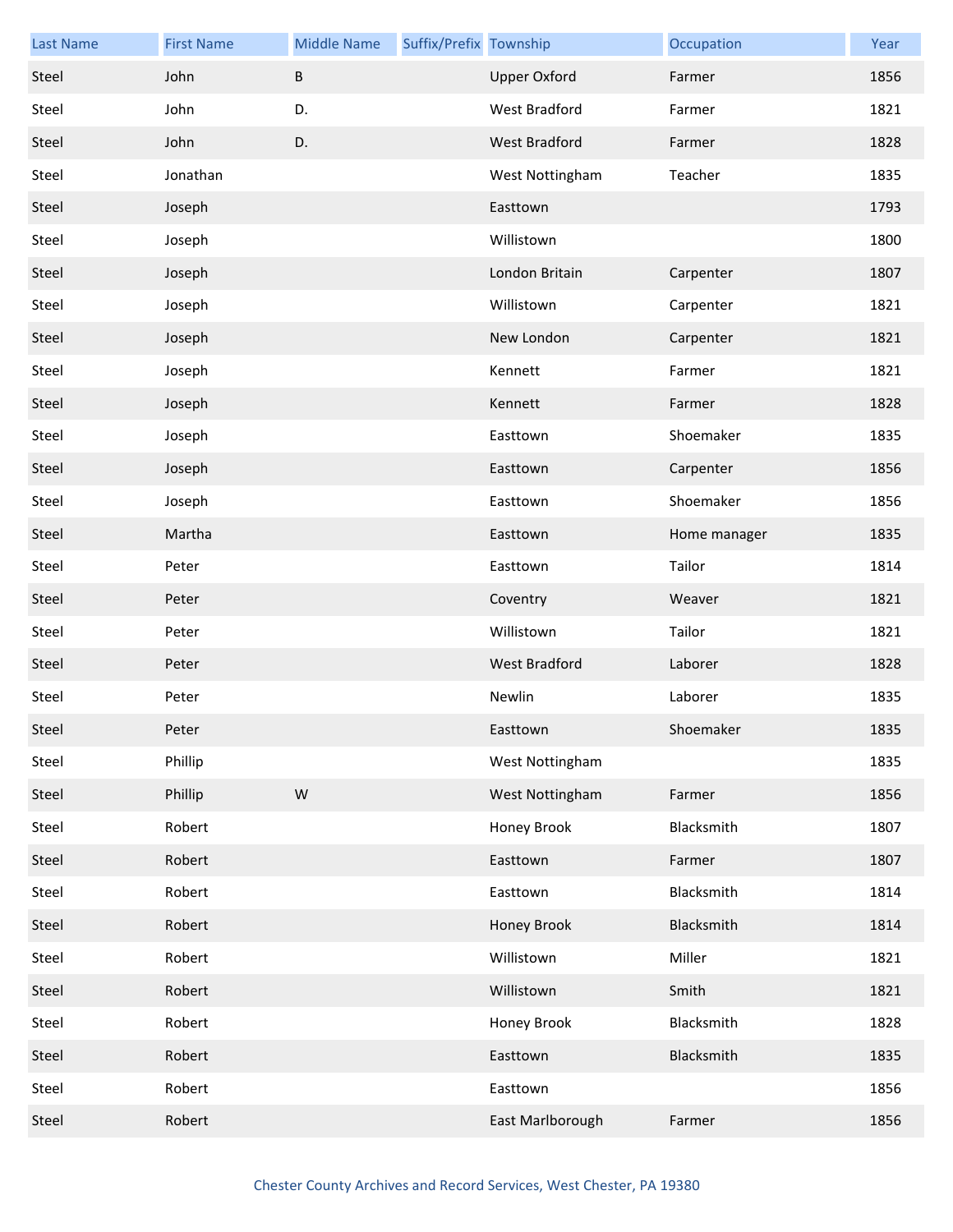| Last Name | First Name | Middle Name | Suffix/Prefix | Township | Occupation | Year |
|---|---|---|---|---|---|---|
| Steel | John | B | | Upper Oxford | Farmer | 1856 |
| Steel | John | D. | | West Bradford | Farmer | 1821 |
| Steel | John | D. | | West Bradford | Farmer | 1828 |
| Steel | Jonathan | | | West Nottingham | Teacher | 1835 |
| Steel | Joseph | | | Easttown | | 1793 |
| Steel | Joseph | | | Willistown | | 1800 |
| Steel | Joseph | | | London Britain | Carpenter | 1807 |
| Steel | Joseph | | | Willistown | Carpenter | 1821 |
| Steel | Joseph | | | New London | Carpenter | 1821 |
| Steel | Joseph | | | Kennett | Farmer | 1821 |
| Steel | Joseph | | | Kennett | Farmer | 1828 |
| Steel | Joseph | | | Easttown | Shoemaker | 1835 |
| Steel | Joseph | | | Easttown | Carpenter | 1856 |
| Steel | Joseph | | | Easttown | Shoemaker | 1856 |
| Steel | Martha | | | Easttown | Home manager | 1835 |
| Steel | Peter | | | Easttown | Tailor | 1814 |
| Steel | Peter | | | Coventry | Weaver | 1821 |
| Steel | Peter | | | Willistown | Tailor | 1821 |
| Steel | Peter | | | West Bradford | Laborer | 1828 |
| Steel | Peter | | | Newlin | Laborer | 1835 |
| Steel | Peter | | | Easttown | Shoemaker | 1835 |
| Steel | Phillip | | | West Nottingham | | 1835 |
| Steel | Phillip | W | | West Nottingham | Farmer | 1856 |
| Steel | Robert | | | Honey Brook | Blacksmith | 1807 |
| Steel | Robert | | | Easttown | Farmer | 1807 |
| Steel | Robert | | | Easttown | Blacksmith | 1814 |
| Steel | Robert | | | Honey Brook | Blacksmith | 1814 |
| Steel | Robert | | | Willistown | Miller | 1821 |
| Steel | Robert | | | Willistown | Smith | 1821 |
| Steel | Robert | | | Honey Brook | Blacksmith | 1828 |
| Steel | Robert | | | Easttown | Blacksmith | 1835 |
| Steel | Robert | | | Easttown | | 1856 |
| Steel | Robert | | | East Marlborough | Farmer | 1856 |

Chester County Archives and Record Services, West Chester, PA 19380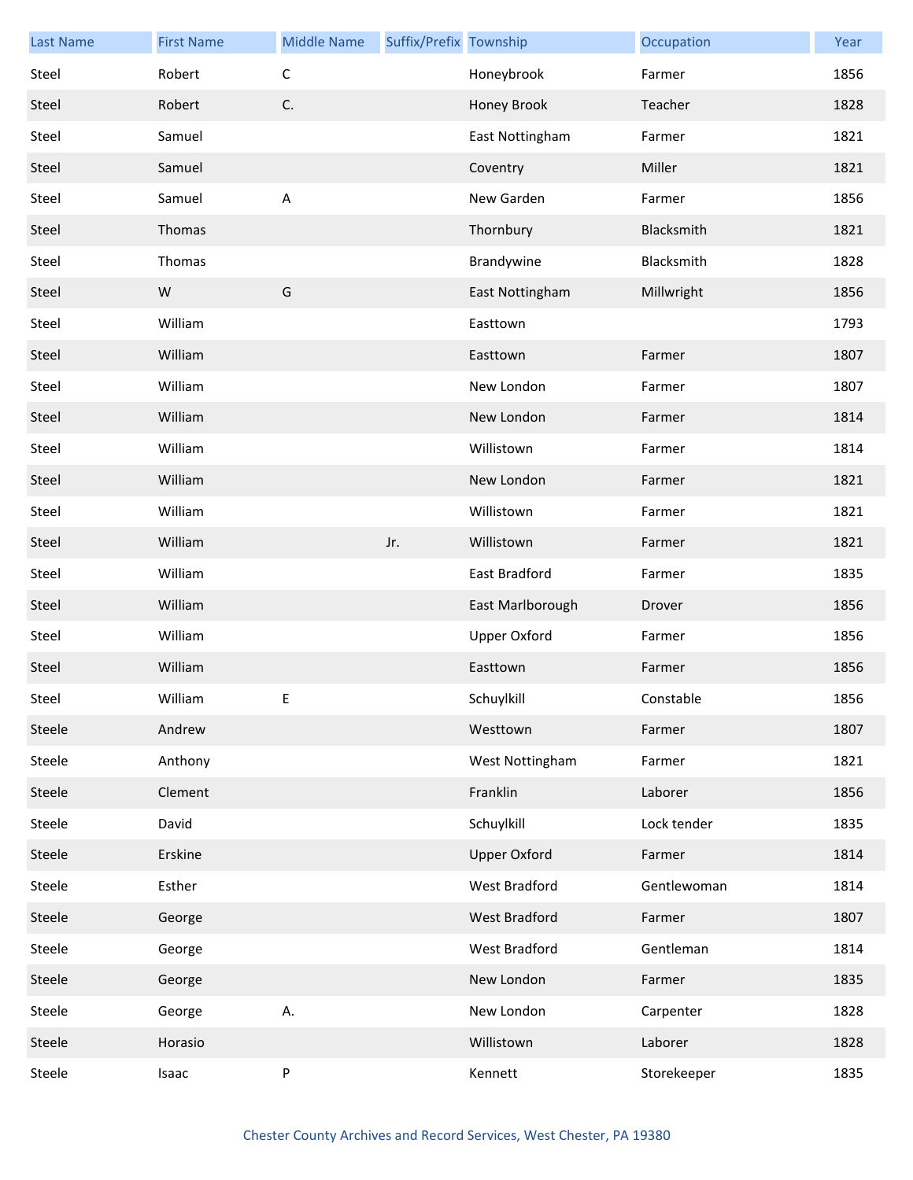| Last Name | First Name | Middle Name | Suffix/Prefix | Township | Occupation | Year |
|---|---|---|---|---|---|---|
| Steel | Robert | C | | Honeybrook | Farmer | 1856 |
| Steel | Robert | C. | | Honey Brook | Teacher | 1828 |
| Steel | Samuel | | | East Nottingham | Farmer | 1821 |
| Steel | Samuel | | | Coventry | Miller | 1821 |
| Steel | Samuel | A | | New Garden | Farmer | 1856 |
| Steel | Thomas | | | Thornbury | Blacksmith | 1821 |
| Steel | Thomas | | | Brandywine | Blacksmith | 1828 |
| Steel | W | G | | East Nottingham | Millwright | 1856 |
| Steel | William | | | Easttown | | 1793 |
| Steel | William | | | Easttown | Farmer | 1807 |
| Steel | William | | | New London | Farmer | 1807 |
| Steel | William | | | New London | Farmer | 1814 |
| Steel | William | | | Willistown | Farmer | 1814 |
| Steel | William | | | New London | Farmer | 1821 |
| Steel | William | | | Willistown | Farmer | 1821 |
| Steel | William | | Jr. | Willistown | Farmer | 1821 |
| Steel | William | | | East Bradford | Farmer | 1835 |
| Steel | William | | | East Marlborough | Drover | 1856 |
| Steel | William | | | Upper Oxford | Farmer | 1856 |
| Steel | William | | | Easttown | Farmer | 1856 |
| Steel | William | E | | Schuylkill | Constable | 1856 |
| Steele | Andrew | | | Westtown | Farmer | 1807 |
| Steele | Anthony | | | West Nottingham | Farmer | 1821 |
| Steele | Clement | | | Franklin | Laborer | 1856 |
| Steele | David | | | Schuylkill | Lock tender | 1835 |
| Steele | Erskine | | | Upper Oxford | Farmer | 1814 |
| Steele | Esther | | | West Bradford | Gentlewoman | 1814 |
| Steele | George | | | West Bradford | Farmer | 1807 |
| Steele | George | | | West Bradford | Gentleman | 1814 |
| Steele | George | | | New London | Farmer | 1835 |
| Steele | George | A. | | New London | Carpenter | 1828 |
| Steele | Horasio | | | Willistown | Laborer | 1828 |
| Steele | Isaac | P | | Kennett | Storekeeper | 1835 |

Chester County Archives and Record Services, West Chester, PA 19380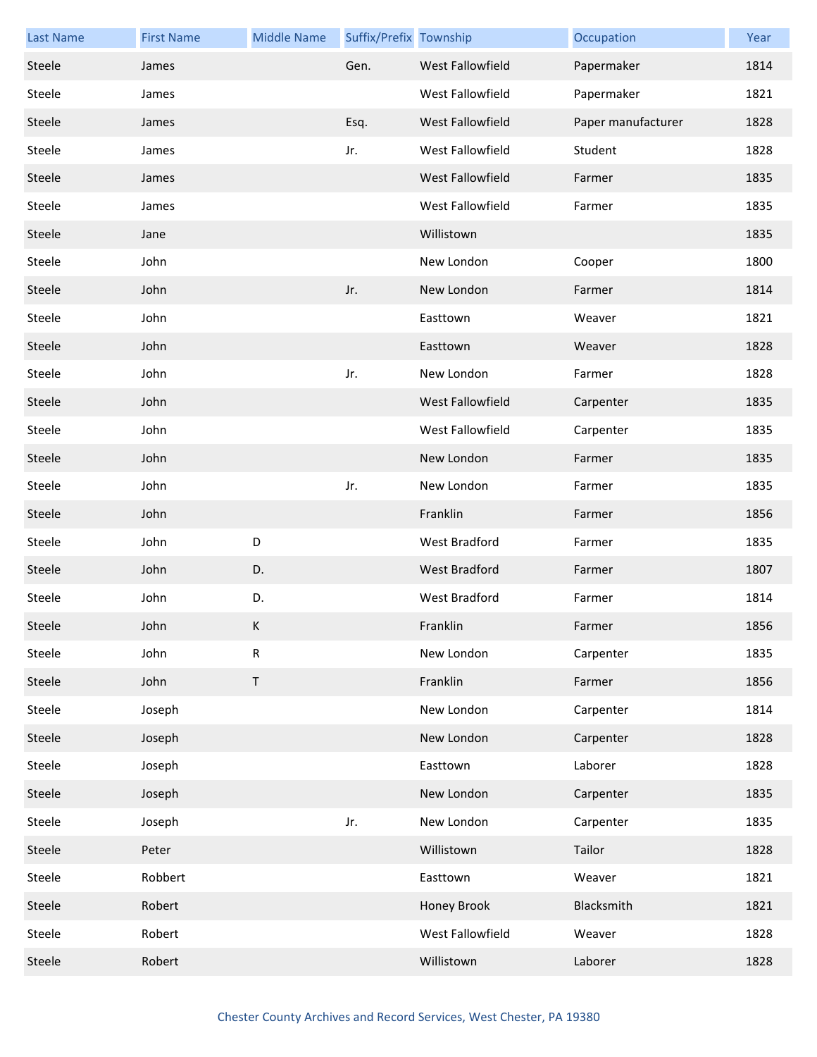| Last Name | First Name | Middle Name | Suffix/Prefix | Township | Occupation | Year |
|---|---|---|---|---|---|---|
| Steele | James | | Gen. | West Fallowfield | Papermaker | 1814 |
| Steele | James | | | West Fallowfield | Papermaker | 1821 |
| Steele | James | | Esq. | West Fallowfield | Paper manufacturer | 1828 |
| Steele | James | | Jr. | West Fallowfield | Student | 1828 |
| Steele | James | | | West Fallowfield | Farmer | 1835 |
| Steele | James | | | West Fallowfield | Farmer | 1835 |
| Steele | Jane | | | Willistown | | 1835 |
| Steele | John | | | New London | Cooper | 1800 |
| Steele | John | | Jr. | New London | Farmer | 1814 |
| Steele | John | | | Easttown | Weaver | 1821 |
| Steele | John | | | Easttown | Weaver | 1828 |
| Steele | John | | Jr. | New London | Farmer | 1828 |
| Steele | John | | | West Fallowfield | Carpenter | 1835 |
| Steele | John | | | West Fallowfield | Carpenter | 1835 |
| Steele | John | | | New London | Farmer | 1835 |
| Steele | John | | Jr. | New London | Farmer | 1835 |
| Steele | John | | | Franklin | Farmer | 1856 |
| Steele | John | D | | West Bradford | Farmer | 1835 |
| Steele | John | D. | | West Bradford | Farmer | 1807 |
| Steele | John | D. | | West Bradford | Farmer | 1814 |
| Steele | John | K | | Franklin | Farmer | 1856 |
| Steele | John | R | | New London | Carpenter | 1835 |
| Steele | John | T | | Franklin | Farmer | 1856 |
| Steele | Joseph | | | New London | Carpenter | 1814 |
| Steele | Joseph | | | New London | Carpenter | 1828 |
| Steele | Joseph | | | Easttown | Laborer | 1828 |
| Steele | Joseph | | | New London | Carpenter | 1835 |
| Steele | Joseph | | Jr. | New London | Carpenter | 1835 |
| Steele | Peter | | | Willistown | Tailor | 1828 |
| Steele | Robbert | | | Easttown | Weaver | 1821 |
| Steele | Robert | | | Honey Brook | Blacksmith | 1821 |
| Steele | Robert | | | West Fallowfield | Weaver | 1828 |
| Steele | Robert | | | Willistown | Laborer | 1828 |

Chester County Archives and Record Services, West Chester, PA 19380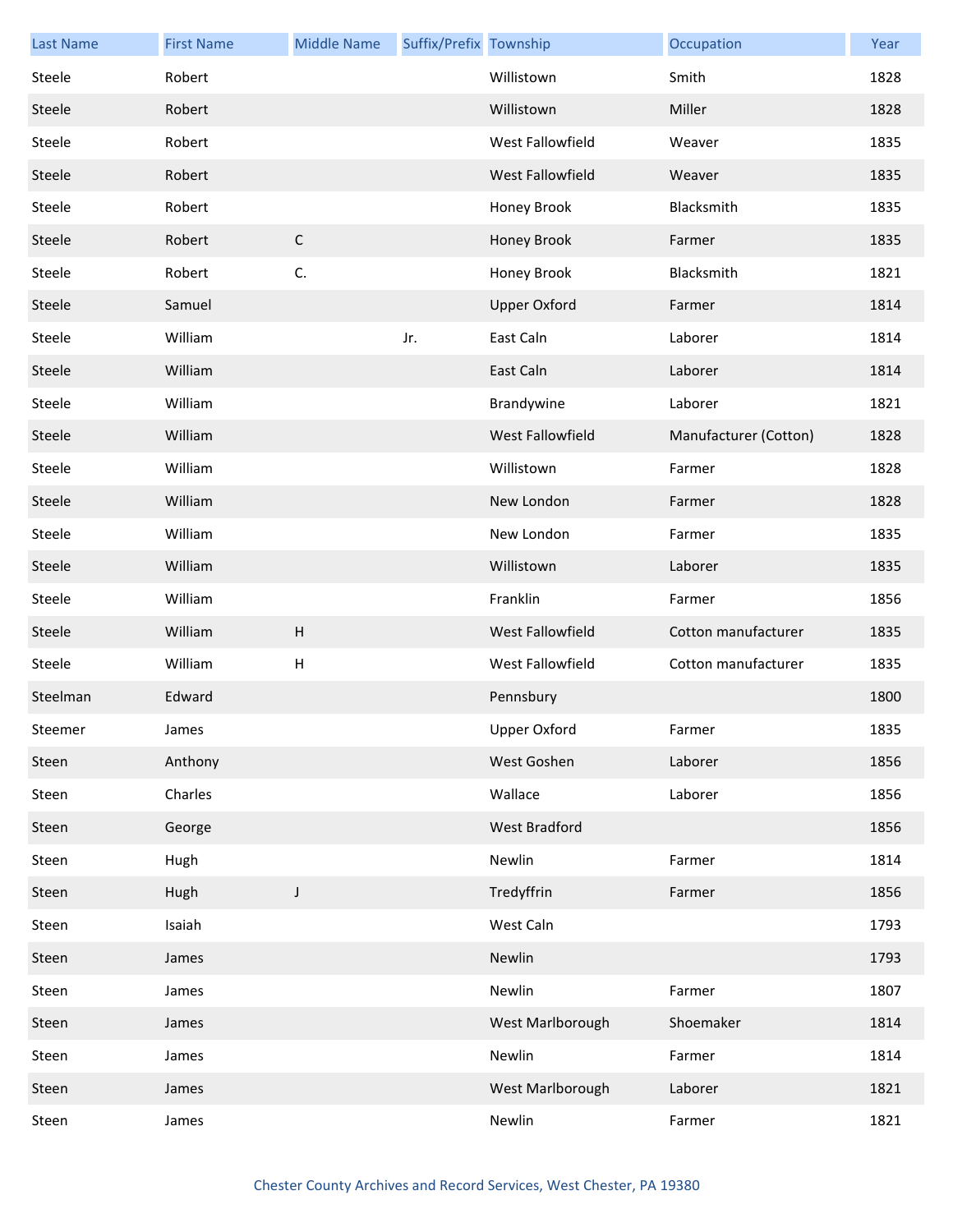| Last Name | First Name | Middle Name | Suffix/Prefix | Township | Occupation | Year |
|---|---|---|---|---|---|---|
| Steele | Robert | | | Willistown | Smith | 1828 |
| Steele | Robert | | | Willistown | Miller | 1828 |
| Steele | Robert | | | West Fallowfield | Weaver | 1835 |
| Steele | Robert | | | West Fallowfield | Weaver | 1835 |
| Steele | Robert | | | Honey Brook | Blacksmith | 1835 |
| Steele | Robert | C | | Honey Brook | Farmer | 1835 |
| Steele | Robert | C. | | Honey Brook | Blacksmith | 1821 |
| Steele | Samuel | | | Upper Oxford | Farmer | 1814 |
| Steele | William | | Jr. | East Caln | Laborer | 1814 |
| Steele | William | | | East Caln | Laborer | 1814 |
| Steele | William | | | Brandywine | Laborer | 1821 |
| Steele | William | | | West Fallowfield | Manufacturer (Cotton) | 1828 |
| Steele | William | | | Willistown | Farmer | 1828 |
| Steele | William | | | New London | Farmer | 1828 |
| Steele | William | | | New London | Farmer | 1835 |
| Steele | William | | | Willistown | Laborer | 1835 |
| Steele | William | | | Franklin | Farmer | 1856 |
| Steele | William | H | | West Fallowfield | Cotton manufacturer | 1835 |
| Steele | William | H | | West Fallowfield | Cotton manufacturer | 1835 |
| Steelman | Edward | | | Pennsbury | | 1800 |
| Steemer | James | | | Upper Oxford | Farmer | 1835 |
| Steen | Anthony | | | West Goshen | Laborer | 1856 |
| Steen | Charles | | | Wallace | Laborer | 1856 |
| Steen | George | | | West Bradford | | 1856 |
| Steen | Hugh | | | Newlin | Farmer | 1814 |
| Steen | Hugh | J | | Tredyffrin | Farmer | 1856 |
| Steen | Isaiah | | | West Caln | | 1793 |
| Steen | James | | | Newlin | | 1793 |
| Steen | James | | | Newlin | Farmer | 1807 |
| Steen | James | | | West Marlborough | Shoemaker | 1814 |
| Steen | James | | | Newlin | Farmer | 1814 |
| Steen | James | | | West Marlborough | Laborer | 1821 |
| Steen | James | | | Newlin | Farmer | 1821 |

Chester County Archives and Record Services, West Chester, PA 19380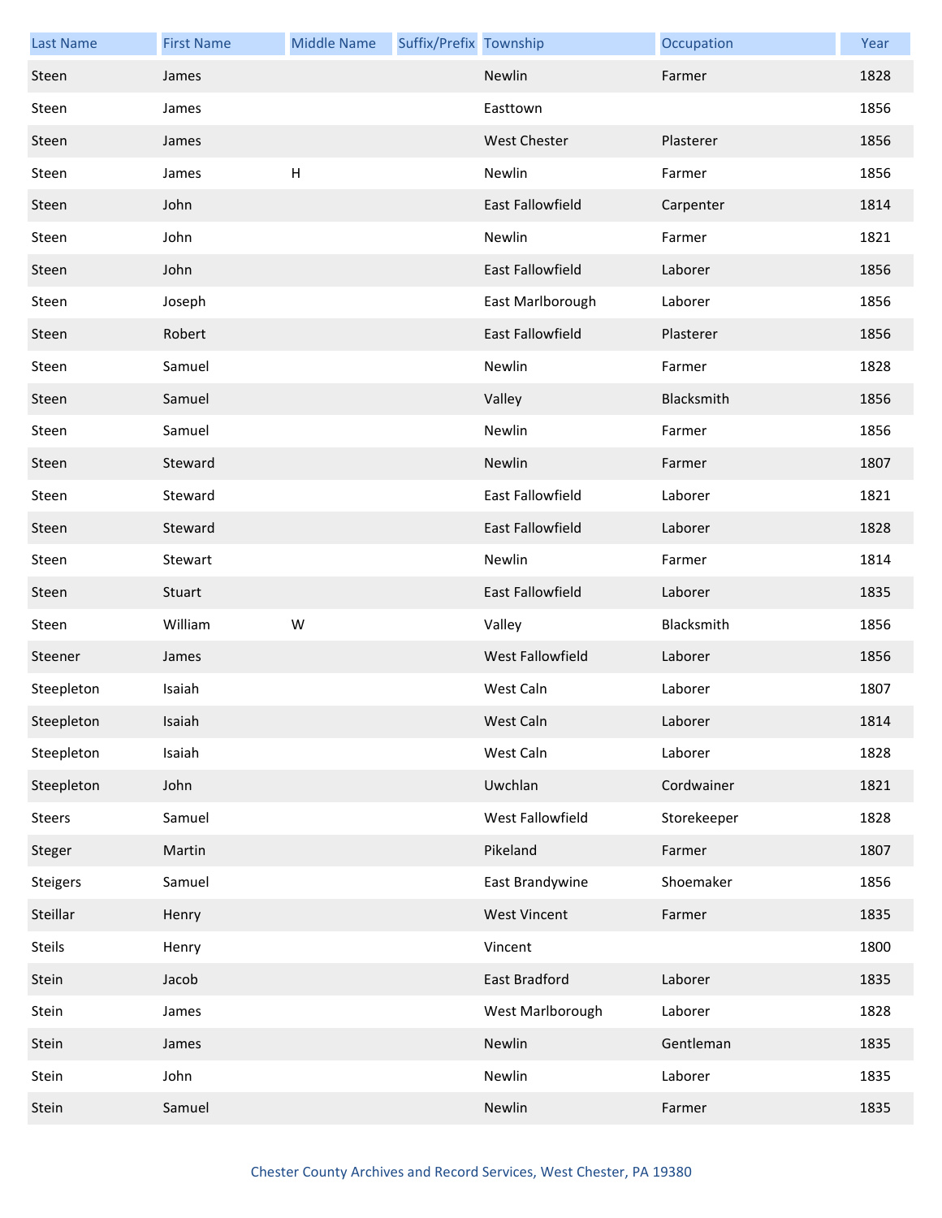| Last Name | First Name | Middle Name | Suffix/Prefix | Township | Occupation | Year |
|---|---|---|---|---|---|---|
| Steen | James | | | Newlin | Farmer | 1828 |
| Steen | James | | | Easttown | | 1856 |
| Steen | James | | | West Chester | Plasterer | 1856 |
| Steen | James | H | | Newlin | Farmer | 1856 |
| Steen | John | | | East Fallowfield | Carpenter | 1814 |
| Steen | John | | | Newlin | Farmer | 1821 |
| Steen | John | | | East Fallowfield | Laborer | 1856 |
| Steen | Joseph | | | East Marlborough | Laborer | 1856 |
| Steen | Robert | | | East Fallowfield | Plasterer | 1856 |
| Steen | Samuel | | | Newlin | Farmer | 1828 |
| Steen | Samuel | | | Valley | Blacksmith | 1856 |
| Steen | Samuel | | | Newlin | Farmer | 1856 |
| Steen | Steward | | | Newlin | Farmer | 1807 |
| Steen | Steward | | | East Fallowfield | Laborer | 1821 |
| Steen | Steward | | | East Fallowfield | Laborer | 1828 |
| Steen | Stewart | | | Newlin | Farmer | 1814 |
| Steen | Stuart | | | East Fallowfield | Laborer | 1835 |
| Steen | William | W | | Valley | Blacksmith | 1856 |
| Steener | James | | | West Fallowfield | Laborer | 1856 |
| Steepleton | Isaiah | | | West Caln | Laborer | 1807 |
| Steepleton | Isaiah | | | West Caln | Laborer | 1814 |
| Steepleton | Isaiah | | | West Caln | Laborer | 1828 |
| Steepleton | John | | | Uwchlan | Cordwainer | 1821 |
| Steers | Samuel | | | West Fallowfield | Storekeeper | 1828 |
| Steger | Martin | | | Pikeland | Farmer | 1807 |
| Steigers | Samuel | | | East Brandywine | Shoemaker | 1856 |
| Steillar | Henry | | | West Vincent | Farmer | 1835 |
| Steils | Henry | | | Vincent | | 1800 |
| Stein | Jacob | | | East Bradford | Laborer | 1835 |
| Stein | James | | | West Marlborough | Laborer | 1828 |
| Stein | James | | | Newlin | Gentleman | 1835 |
| Stein | John | | | Newlin | Laborer | 1835 |
| Stein | Samuel | | | Newlin | Farmer | 1835 |

Chester County Archives and Record Services, West Chester, PA 19380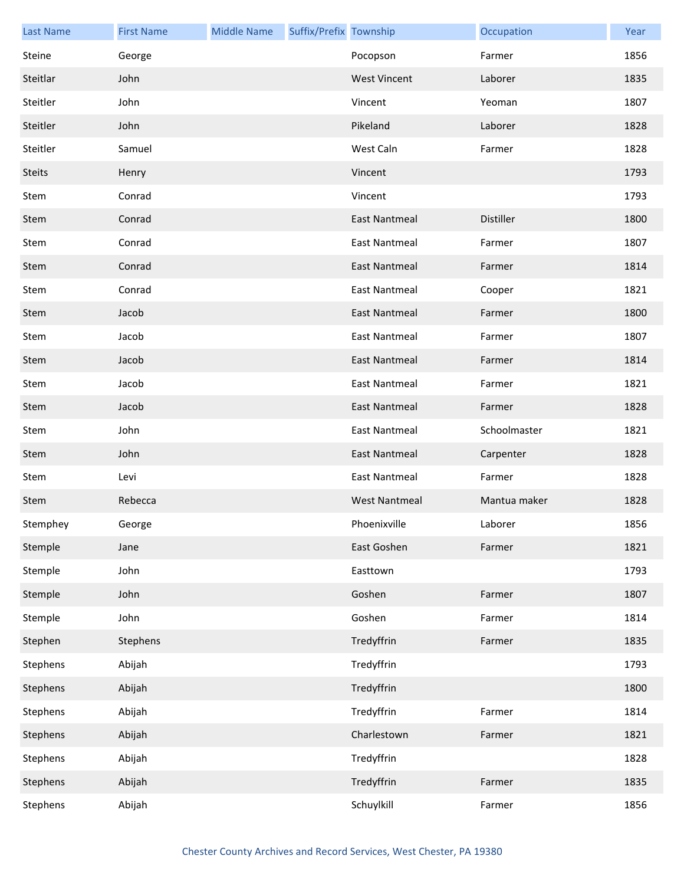| Last Name | First Name | Middle Name | Suffix/Prefix | Township | Occupation | Year |
|---|---|---|---|---|---|---|
| Steine | George | | | Pocopson | Farmer | 1856 |
| Steitlar | John | | | West Vincent | Laborer | 1835 |
| Steitler | John | | | Vincent | Yeoman | 1807 |
| Steitler | John | | | Pikeland | Laborer | 1828 |
| Steitler | Samuel | | | West Caln | Farmer | 1828 |
| Steits | Henry | | | Vincent | | 1793 |
| Stem | Conrad | | | Vincent | | 1793 |
| Stem | Conrad | | | East Nantmeal | Distiller | 1800 |
| Stem | Conrad | | | East Nantmeal | Farmer | 1807 |
| Stem | Conrad | | | East Nantmeal | Farmer | 1814 |
| Stem | Conrad | | | East Nantmeal | Cooper | 1821 |
| Stem | Jacob | | | East Nantmeal | Farmer | 1800 |
| Stem | Jacob | | | East Nantmeal | Farmer | 1807 |
| Stem | Jacob | | | East Nantmeal | Farmer | 1814 |
| Stem | Jacob | | | East Nantmeal | Farmer | 1821 |
| Stem | Jacob | | | East Nantmeal | Farmer | 1828 |
| Stem | John | | | East Nantmeal | Schoolmaster | 1821 |
| Stem | John | | | East Nantmeal | Carpenter | 1828 |
| Stem | Levi | | | East Nantmeal | Farmer | 1828 |
| Stem | Rebecca | | | West Nantmeal | Mantua maker | 1828 |
| Stemphey | George | | | Phoenixville | Laborer | 1856 |
| Stemple | Jane | | | East Goshen | Farmer | 1821 |
| Stemple | John | | | Easttown | | 1793 |
| Stemple | John | | | Goshen | Farmer | 1807 |
| Stemple | John | | | Goshen | Farmer | 1814 |
| Stephen | Stephens | | | Tredyffrin | Farmer | 1835 |
| Stephens | Abijah | | | Tredyffrin | | 1793 |
| Stephens | Abijah | | | Tredyffrin | | 1800 |
| Stephens | Abijah | | | Tredyffrin | Farmer | 1814 |
| Stephens | Abijah | | | Charlestown | Farmer | 1821 |
| Stephens | Abijah | | | Tredyffrin | | 1828 |
| Stephens | Abijah | | | Tredyffrin | Farmer | 1835 |
| Stephens | Abijah | | | Schuylkill | Farmer | 1856 |

Chester County Archives and Record Services, West Chester, PA 19380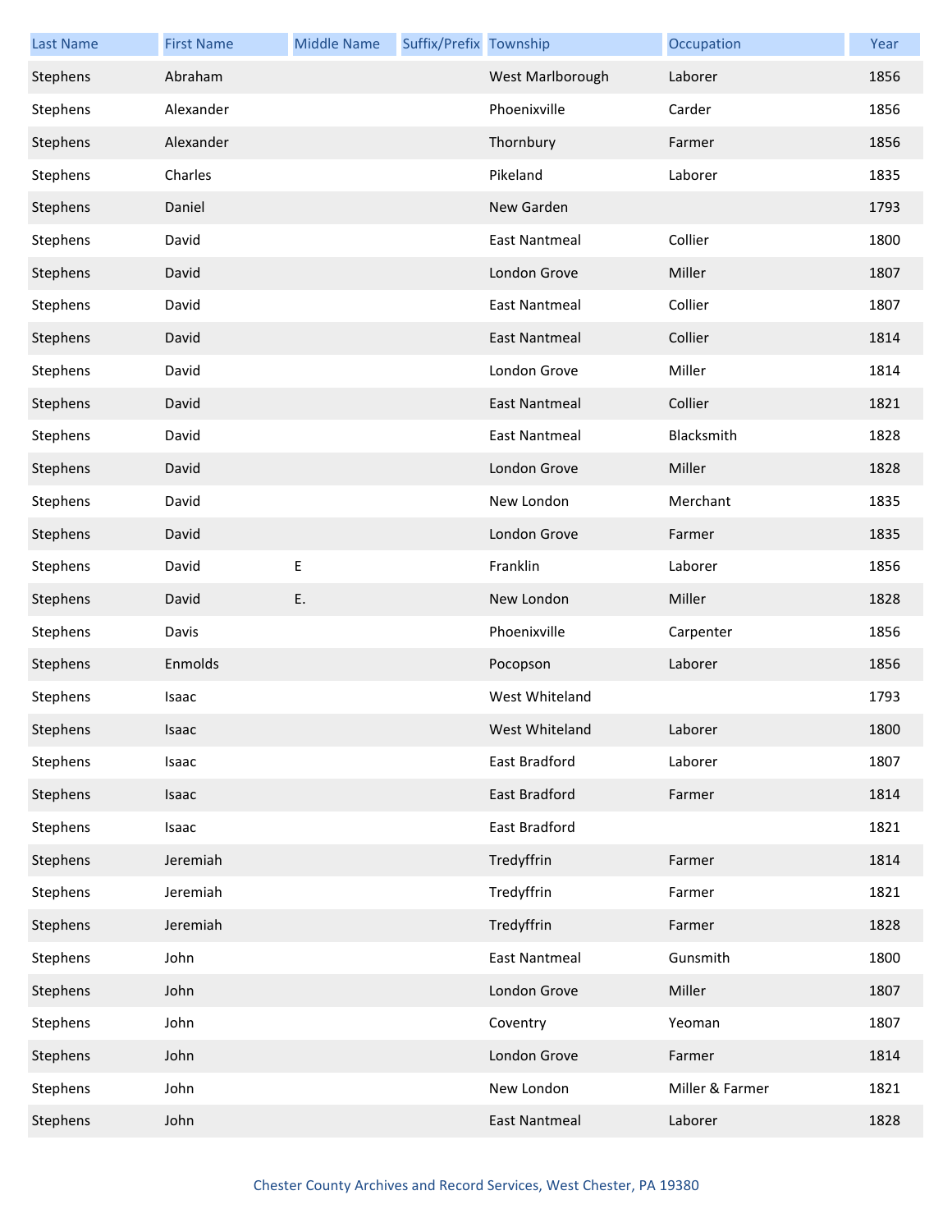| Last Name | First Name | Middle Name | Suffix/Prefix | Township | Occupation | Year |
| --- | --- | --- | --- | --- | --- | --- |
| Stephens | Abraham | | | West Marlborough | Laborer | 1856 |
| Stephens | Alexander | | | Phoenixville | Carder | 1856 |
| Stephens | Alexander | | | Thornbury | Farmer | 1856 |
| Stephens | Charles | | | Pikeland | Laborer | 1835 |
| Stephens | Daniel | | | New Garden | | 1793 |
| Stephens | David | | | East Nantmeal | Collier | 1800 |
| Stephens | David | | | London Grove | Miller | 1807 |
| Stephens | David | | | East Nantmeal | Collier | 1807 |
| Stephens | David | | | East Nantmeal | Collier | 1814 |
| Stephens | David | | | London Grove | Miller | 1814 |
| Stephens | David | | | East Nantmeal | Collier | 1821 |
| Stephens | David | | | East Nantmeal | Blacksmith | 1828 |
| Stephens | David | | | London Grove | Miller | 1828 |
| Stephens | David | | | New London | Merchant | 1835 |
| Stephens | David | | | London Grove | Farmer | 1835 |
| Stephens | David | E | | Franklin | Laborer | 1856 |
| Stephens | David | E. | | New London | Miller | 1828 |
| Stephens | Davis | | | Phoenixville | Carpenter | 1856 |
| Stephens | Enmolds | | | Pocopson | Laborer | 1856 |
| Stephens | Isaac | | | West Whiteland | | 1793 |
| Stephens | Isaac | | | West Whiteland | Laborer | 1800 |
| Stephens | Isaac | | | East Bradford | Laborer | 1807 |
| Stephens | Isaac | | | East Bradford | Farmer | 1814 |
| Stephens | Isaac | | | East Bradford | | 1821 |
| Stephens | Jeremiah | | | Tredyffrin | Farmer | 1814 |
| Stephens | Jeremiah | | | Tredyffrin | Farmer | 1821 |
| Stephens | Jeremiah | | | Tredyffrin | Farmer | 1828 |
| Stephens | John | | | East Nantmeal | Gunsmith | 1800 |
| Stephens | John | | | London Grove | Miller | 1807 |
| Stephens | John | | | Coventry | Yeoman | 1807 |
| Stephens | John | | | London Grove | Farmer | 1814 |
| Stephens | John | | | New London | Miller & Farmer | 1821 |
| Stephens | John | | | East Nantmeal | Laborer | 1828 |

Chester County Archives and Record Services, West Chester, PA 19380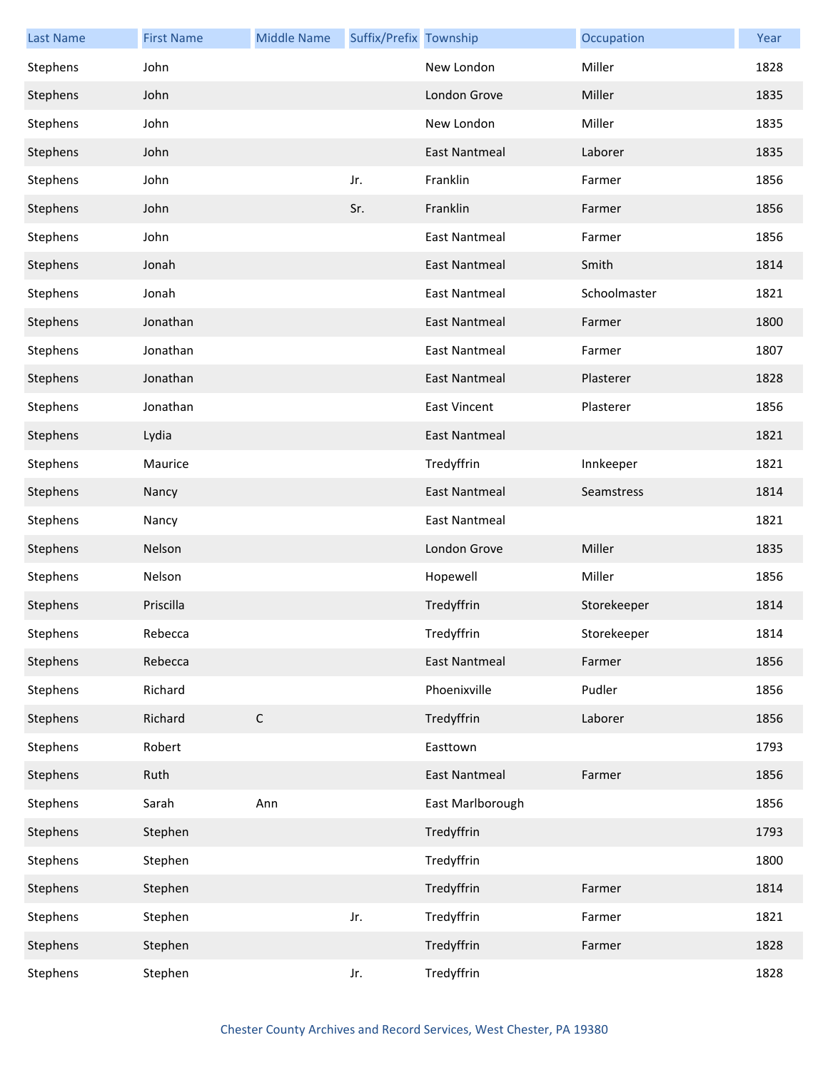| Last Name | First Name | Middle Name | Suffix/Prefix | Township | Occupation | Year |
| --- | --- | --- | --- | --- | --- | --- |
| Stephens | John | | | New London | Miller | 1828 |
| Stephens | John | | | London Grove | Miller | 1835 |
| Stephens | John | | | New London | Miller | 1835 |
| Stephens | John | | | East Nantmeal | Laborer | 1835 |
| Stephens | John | | Jr. | Franklin | Farmer | 1856 |
| Stephens | John | | Sr. | Franklin | Farmer | 1856 |
| Stephens | John | | | East Nantmeal | Farmer | 1856 |
| Stephens | Jonah | | | East Nantmeal | Smith | 1814 |
| Stephens | Jonah | | | East Nantmeal | Schoolmaster | 1821 |
| Stephens | Jonathan | | | East Nantmeal | Farmer | 1800 |
| Stephens | Jonathan | | | East Nantmeal | Farmer | 1807 |
| Stephens | Jonathan | | | East Nantmeal | Plasterer | 1828 |
| Stephens | Jonathan | | | East Vincent | Plasterer | 1856 |
| Stephens | Lydia | | | East Nantmeal | | 1821 |
| Stephens | Maurice | | | Tredyffrin | Innkeeper | 1821 |
| Stephens | Nancy | | | East Nantmeal | Seamstress | 1814 |
| Stephens | Nancy | | | East Nantmeal | | 1821 |
| Stephens | Nelson | | | London Grove | Miller | 1835 |
| Stephens | Nelson | | | Hopewell | Miller | 1856 |
| Stephens | Priscilla | | | Tredyffrin | Storekeeper | 1814 |
| Stephens | Rebecca | | | Tredyffrin | Storekeeper | 1814 |
| Stephens | Rebecca | | | East Nantmeal | Farmer | 1856 |
| Stephens | Richard | | | Phoenixville | Pudler | 1856 |
| Stephens | Richard | C | | Tredyffrin | Laborer | 1856 |
| Stephens | Robert | | | Easttown | | 1793 |
| Stephens | Ruth | | | East Nantmeal | Farmer | 1856 |
| Stephens | Sarah | Ann | | East Marlborough | | 1856 |
| Stephens | Stephen | | | Tredyffrin | | 1793 |
| Stephens | Stephen | | | Tredyffrin | | 1800 |
| Stephens | Stephen | | | Tredyffrin | Farmer | 1814 |
| Stephens | Stephen | | Jr. | Tredyffrin | Farmer | 1821 |
| Stephens | Stephen | | | Tredyffrin | Farmer | 1828 |
| Stephens | Stephen | | Jr. | Tredyffrin | | 1828 |

Chester County Archives and Record Services, West Chester, PA 19380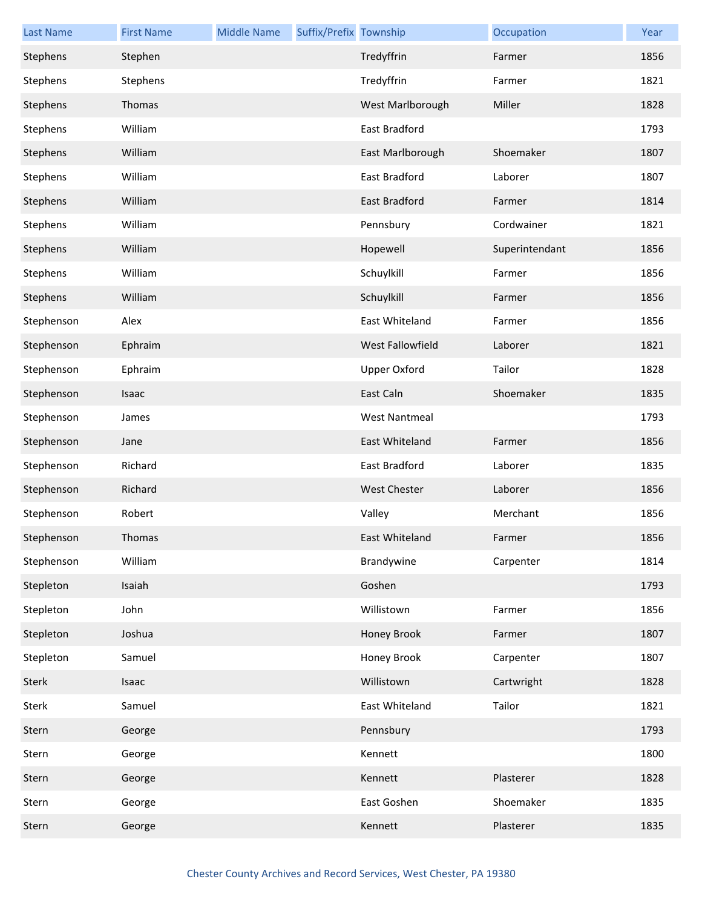| Last Name | First Name | Middle Name | Suffix/Prefix | Township | Occupation | Year |
|---|---|---|---|---|---|---|
| Stephens | Stephen | | | Tredyffrin | Farmer | 1856 |
| Stephens | Stephens | | | Tredyffrin | Farmer | 1821 |
| Stephens | Thomas | | | West Marlborough | Miller | 1828 |
| Stephens | William | | | East Bradford | | 1793 |
| Stephens | William | | | East Marlborough | Shoemaker | 1807 |
| Stephens | William | | | East Bradford | Laborer | 1807 |
| Stephens | William | | | East Bradford | Farmer | 1814 |
| Stephens | William | | | Pennsbury | Cordwainer | 1821 |
| Stephens | William | | | Hopewell | Superintendant | 1856 |
| Stephens | William | | | Schuylkill | Farmer | 1856 |
| Stephens | William | | | Schuylkill | Farmer | 1856 |
| Stephenson | Alex | | | East Whiteland | Farmer | 1856 |
| Stephenson | Ephraim | | | West Fallowfield | Laborer | 1821 |
| Stephenson | Ephraim | | | Upper Oxford | Tailor | 1828 |
| Stephenson | Isaac | | | East Caln | Shoemaker | 1835 |
| Stephenson | James | | | West Nantmeal | | 1793 |
| Stephenson | Jane | | | East Whiteland | Farmer | 1856 |
| Stephenson | Richard | | | East Bradford | Laborer | 1835 |
| Stephenson | Richard | | | West Chester | Laborer | 1856 |
| Stephenson | Robert | | | Valley | Merchant | 1856 |
| Stephenson | Thomas | | | East Whiteland | Farmer | 1856 |
| Stephenson | William | | | Brandywine | Carpenter | 1814 |
| Stepleton | Isaiah | | | Goshen | | 1793 |
| Stepleton | John | | | Willistown | Farmer | 1856 |
| Stepleton | Joshua | | | Honey Brook | Farmer | 1807 |
| Stepleton | Samuel | | | Honey Brook | Carpenter | 1807 |
| Sterk | Isaac | | | Willistown | Cartwright | 1828 |
| Sterk | Samuel | | | East Whiteland | Tailor | 1821 |
| Stern | George | | | Pennsbury | | 1793 |
| Stern | George | | | Kennett | | 1800 |
| Stern | George | | | Kennett | Plasterer | 1828 |
| Stern | George | | | East Goshen | Shoemaker | 1835 |
| Stern | George | | | Kennett | Plasterer | 1835 |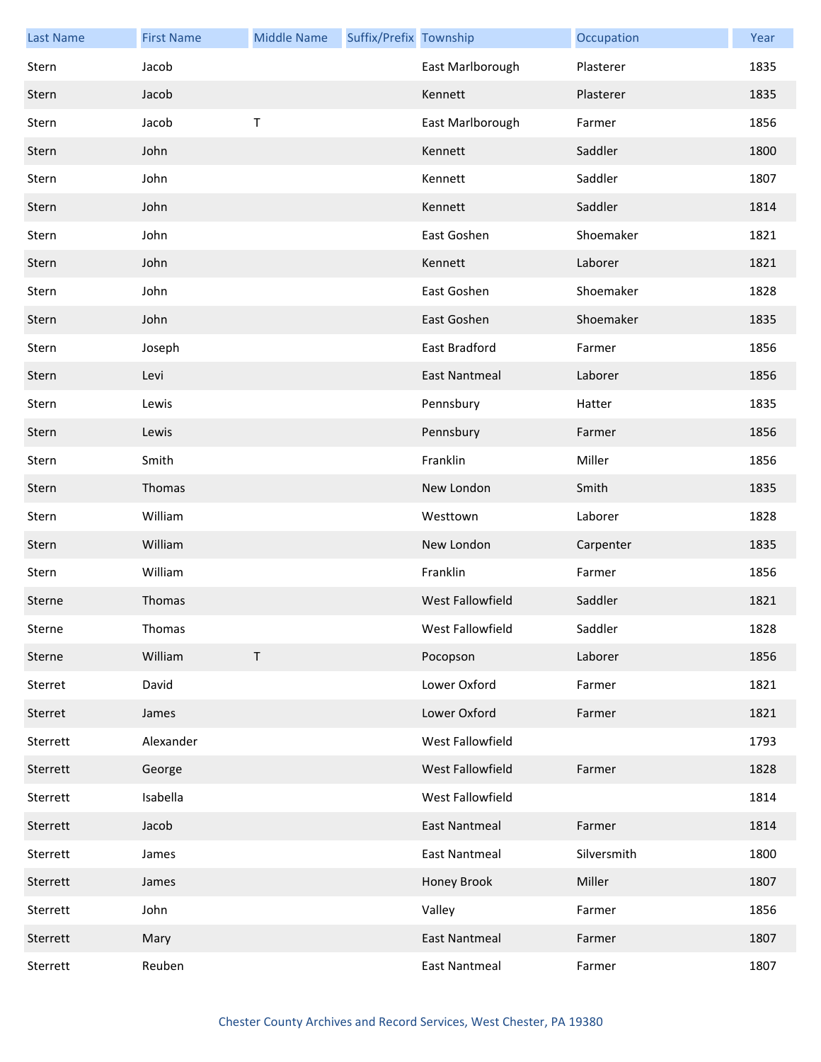| Last Name | First Name | Middle Name | Suffix/Prefix | Township | Occupation | Year |
|---|---|---|---|---|---|---|
| Stern | Jacob | | | East Marlborough | Plasterer | 1835 |
| Stern | Jacob | | | Kennett | Plasterer | 1835 |
| Stern | Jacob | T | | East Marlborough | Farmer | 1856 |
| Stern | John | | | Kennett | Saddler | 1800 |
| Stern | John | | | Kennett | Saddler | 1807 |
| Stern | John | | | Kennett | Saddler | 1814 |
| Stern | John | | | East Goshen | Shoemaker | 1821 |
| Stern | John | | | Kennett | Laborer | 1821 |
| Stern | John | | | East Goshen | Shoemaker | 1828 |
| Stern | John | | | East Goshen | Shoemaker | 1835 |
| Stern | Joseph | | | East Bradford | Farmer | 1856 |
| Stern | Levi | | | East Nantmeal | Laborer | 1856 |
| Stern | Lewis | | | Pennsbury | Hatter | 1835 |
| Stern | Lewis | | | Pennsbury | Farmer | 1856 |
| Stern | Smith | | | Franklin | Miller | 1856 |
| Stern | Thomas | | | New London | Smith | 1835 |
| Stern | William | | | Westtown | Laborer | 1828 |
| Stern | William | | | New London | Carpenter | 1835 |
| Stern | William | | | Franklin | Farmer | 1856 |
| Sterne | Thomas | | | West Fallowfield | Saddler | 1821 |
| Sterne | Thomas | | | West Fallowfield | Saddler | 1828 |
| Sterne | William | T | | Pocopson | Laborer | 1856 |
| Sterret | David | | | Lower Oxford | Farmer | 1821 |
| Sterret | James | | | Lower Oxford | Farmer | 1821 |
| Sterrett | Alexander | | | West Fallowfield | | 1793 |
| Sterrett | George | | | West Fallowfield | Farmer | 1828 |
| Sterrett | Isabella | | | West Fallowfield | | 1814 |
| Sterrett | Jacob | | | East Nantmeal | Farmer | 1814 |
| Sterrett | James | | | East Nantmeal | Silversmith | 1800 |
| Sterrett | James | | | Honey Brook | Miller | 1807 |
| Sterrett | John | | | Valley | Farmer | 1856 |
| Sterrett | Mary | | | East Nantmeal | Farmer | 1807 |
| Sterrett | Reuben | | | East Nantmeal | Farmer | 1807 |

Chester County Archives and Record Services, West Chester, PA 19380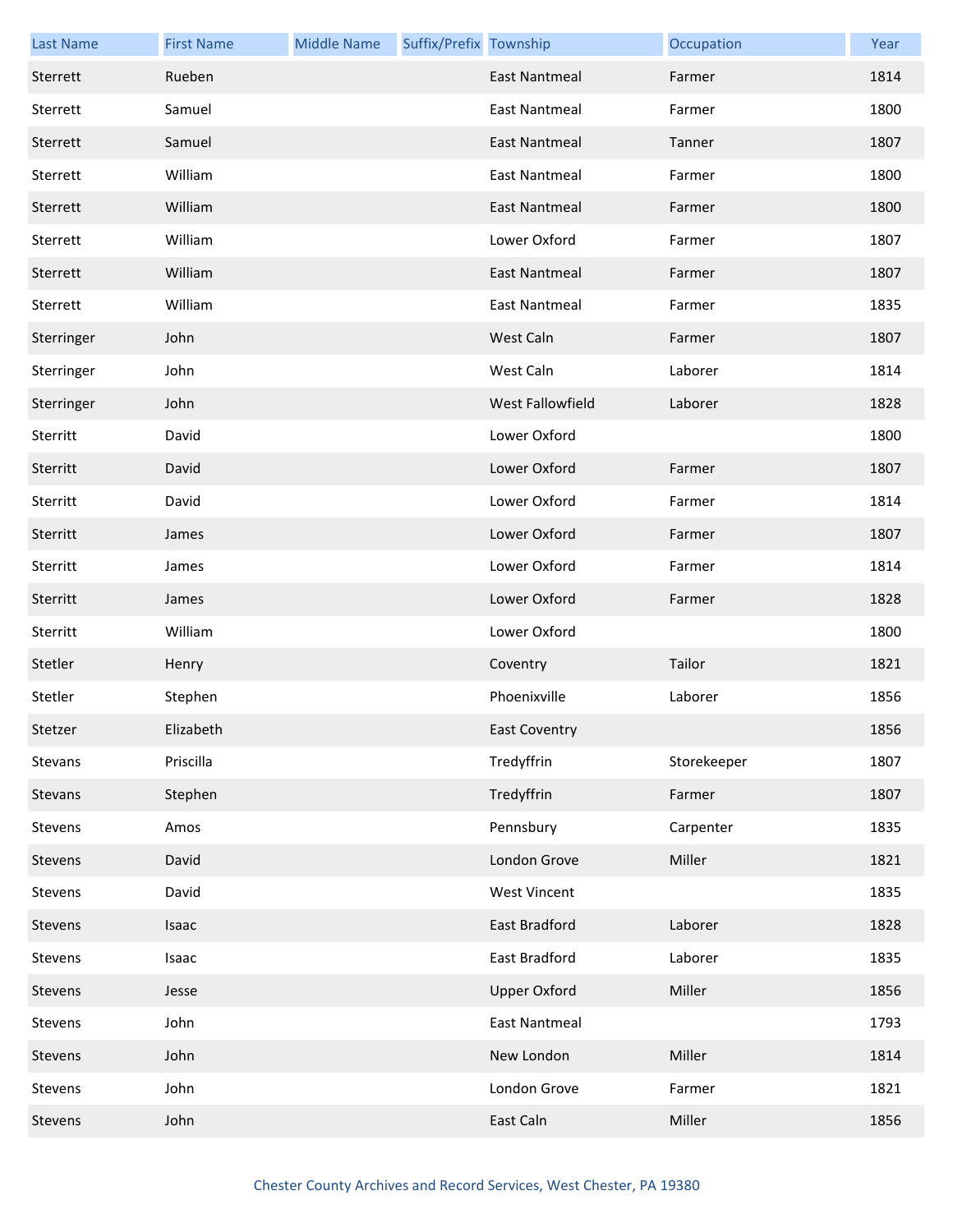| Last Name | First Name | Middle Name | Suffix/Prefix | Township | Occupation | Year |
|---|---|---|---|---|---|---|
| Sterrett | Rueben | | | East Nantmeal | Farmer | 1814 |
| Sterrett | Samuel | | | East Nantmeal | Farmer | 1800 |
| Sterrett | Samuel | | | East Nantmeal | Tanner | 1807 |
| Sterrett | William | | | East Nantmeal | Farmer | 1800 |
| Sterrett | William | | | East Nantmeal | Farmer | 1800 |
| Sterrett | William | | | Lower Oxford | Farmer | 1807 |
| Sterrett | William | | | East Nantmeal | Farmer | 1807 |
| Sterrett | William | | | East Nantmeal | Farmer | 1835 |
| Sterringer | John | | | West Caln | Farmer | 1807 |
| Sterringer | John | | | West Caln | Laborer | 1814 |
| Sterringer | John | | | West Fallowfield | Laborer | 1828 |
| Sterritt | David | | | Lower Oxford | | 1800 |
| Sterritt | David | | | Lower Oxford | Farmer | 1807 |
| Sterritt | David | | | Lower Oxford | Farmer | 1814 |
| Sterritt | James | | | Lower Oxford | Farmer | 1807 |
| Sterritt | James | | | Lower Oxford | Farmer | 1814 |
| Sterritt | James | | | Lower Oxford | Farmer | 1828 |
| Sterritt | William | | | Lower Oxford | | 1800 |
| Stetler | Henry | | | Coventry | Tailor | 1821 |
| Stetler | Stephen | | | Phoenixville | Laborer | 1856 |
| Stetzer | Elizabeth | | | East Coventry | | 1856 |
| Stevans | Priscilla | | | Tredyffrin | Storekeeper | 1807 |
| Stevans | Stephen | | | Tredyffrin | Farmer | 1807 |
| Stevens | Amos | | | Pennsbury | Carpenter | 1835 |
| Stevens | David | | | London Grove | Miller | 1821 |
| Stevens | David | | | West Vincent | | 1835 |
| Stevens | Isaac | | | East Bradford | Laborer | 1828 |
| Stevens | Isaac | | | East Bradford | Laborer | 1835 |
| Stevens | Jesse | | | Upper Oxford | Miller | 1856 |
| Stevens | John | | | East Nantmeal | | 1793 |
| Stevens | John | | | New London | Miller | 1814 |
| Stevens | John | | | London Grove | Farmer | 1821 |
| Stevens | John | | | East Caln | Miller | 1856 |

Chester County Archives and Record Services, West Chester, PA 19380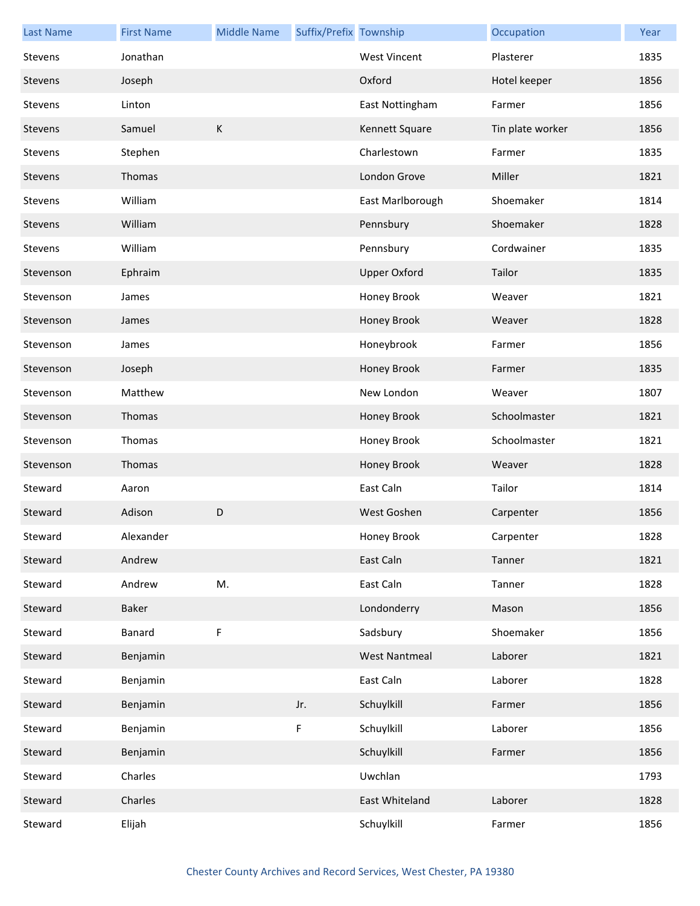| Last Name | First Name | Middle Name | Suffix/Prefix | Township | Occupation | Year |
|---|---|---|---|---|---|---|
| Stevens | Jonathan | | | West Vincent | Plasterer | 1835 |
| Stevens | Joseph | | | Oxford | Hotel keeper | 1856 |
| Stevens | Linton | | | East Nottingham | Farmer | 1856 |
| Stevens | Samuel | K | | Kennett Square | Tin plate worker | 1856 |
| Stevens | Stephen | | | Charlestown | Farmer | 1835 |
| Stevens | Thomas | | | London Grove | Miller | 1821 |
| Stevens | William | | | East Marlborough | Shoemaker | 1814 |
| Stevens | William | | | Pennsbury | Shoemaker | 1828 |
| Stevens | William | | | Pennsbury | Cordwainer | 1835 |
| Stevenson | Ephraim | | | Upper Oxford | Tailor | 1835 |
| Stevenson | James | | | Honey Brook | Weaver | 1821 |
| Stevenson | James | | | Honey Brook | Weaver | 1828 |
| Stevenson | James | | | Honeybrook | Farmer | 1856 |
| Stevenson | Joseph | | | Honey Brook | Farmer | 1835 |
| Stevenson | Matthew | | | New London | Weaver | 1807 |
| Stevenson | Thomas | | | Honey Brook | Schoolmaster | 1821 |
| Stevenson | Thomas | | | Honey Brook | Schoolmaster | 1821 |
| Stevenson | Thomas | | | Honey Brook | Weaver | 1828 |
| Steward | Aaron | | | East Caln | Tailor | 1814 |
| Steward | Adison | D | | West Goshen | Carpenter | 1856 |
| Steward | Alexander | | | Honey Brook | Carpenter | 1828 |
| Steward | Andrew | | | East Caln | Tanner | 1821 |
| Steward | Andrew | M. | | East Caln | Tanner | 1828 |
| Steward | Baker | | | Londonderry | Mason | 1856 |
| Steward | Banard | F | | Sadsbury | Shoemaker | 1856 |
| Steward | Benjamin | | | West Nantmeal | Laborer | 1821 |
| Steward | Benjamin | | | East Caln | Laborer | 1828 |
| Steward | Benjamin | | Jr. | Schuylkill | Farmer | 1856 |
| Steward | Benjamin | | F | Schuylkill | Laborer | 1856 |
| Steward | Benjamin | | | Schuylkill | Farmer | 1856 |
| Steward | Charles | | | Uwchlan | | 1793 |
| Steward | Charles | | | East Whiteland | Laborer | 1828 |
| Steward | Elijah | | | Schuylkill | Farmer | 1856 |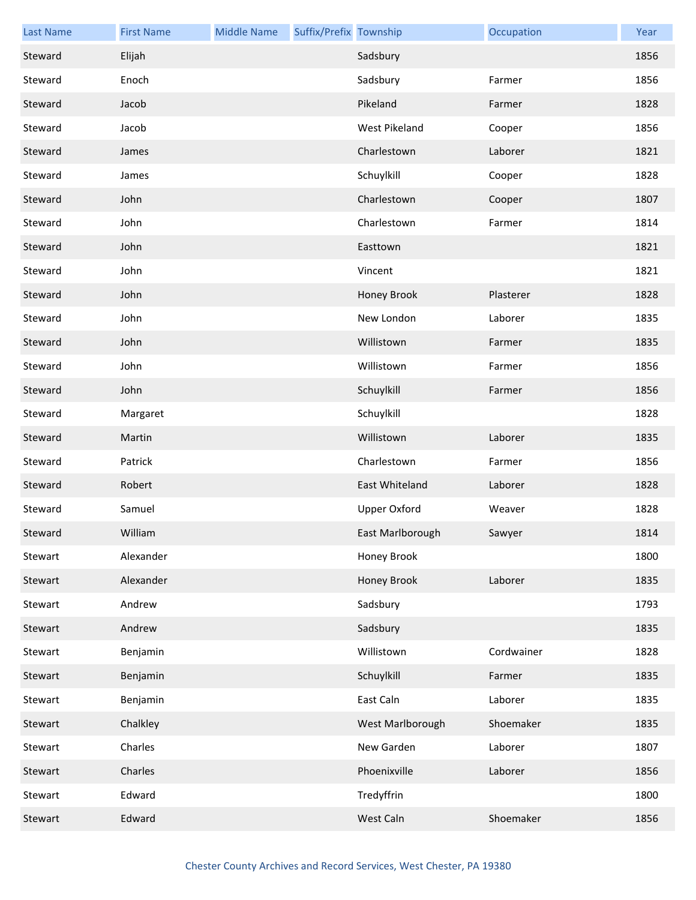| Last Name | First Name | Middle Name | Suffix/Prefix | Township | Occupation | Year |
|---|---|---|---|---|---|---|
| Steward | Elijah | | | Sadsbury | | 1856 |
| Steward | Enoch | | | Sadsbury | Farmer | 1856 |
| Steward | Jacob | | | Pikeland | Farmer | 1828 |
| Steward | Jacob | | | West Pikeland | Cooper | 1856 |
| Steward | James | | | Charlestown | Laborer | 1821 |
| Steward | James | | | Schuylkill | Cooper | 1828 |
| Steward | John | | | Charlestown | Cooper | 1807 |
| Steward | John | | | Charlestown | Farmer | 1814 |
| Steward | John | | | Easttown | | 1821 |
| Steward | John | | | Vincent | | 1821 |
| Steward | John | | | Honey Brook | Plasterer | 1828 |
| Steward | John | | | New London | Laborer | 1835 |
| Steward | John | | | Willistown | Farmer | 1835 |
| Steward | John | | | Willistown | Farmer | 1856 |
| Steward | John | | | Schuylkill | Farmer | 1856 |
| Steward | Margaret | | | Schuylkill | | 1828 |
| Steward | Martin | | | Willistown | Laborer | 1835 |
| Steward | Patrick | | | Charlestown | Farmer | 1856 |
| Steward | Robert | | | East Whiteland | Laborer | 1828 |
| Steward | Samuel | | | Upper Oxford | Weaver | 1828 |
| Steward | William | | | East Marlborough | Sawyer | 1814 |
| Stewart | Alexander | | | Honey Brook | | 1800 |
| Stewart | Alexander | | | Honey Brook | Laborer | 1835 |
| Stewart | Andrew | | | Sadsbury | | 1793 |
| Stewart | Andrew | | | Sadsbury | | 1835 |
| Stewart | Benjamin | | | Willistown | Cordwainer | 1828 |
| Stewart | Benjamin | | | Schuylkill | Farmer | 1835 |
| Stewart | Benjamin | | | East Caln | Laborer | 1835 |
| Stewart | Chalkley | | | West Marlborough | Shoemaker | 1835 |
| Stewart | Charles | | | New Garden | Laborer | 1807 |
| Stewart | Charles | | | Phoenixville | Laborer | 1856 |
| Stewart | Edward | | | Tredyffrin | | 1800 |
| Stewart | Edward | | | West Caln | Shoemaker | 1856 |

Chester County Archives and Record Services, West Chester, PA 19380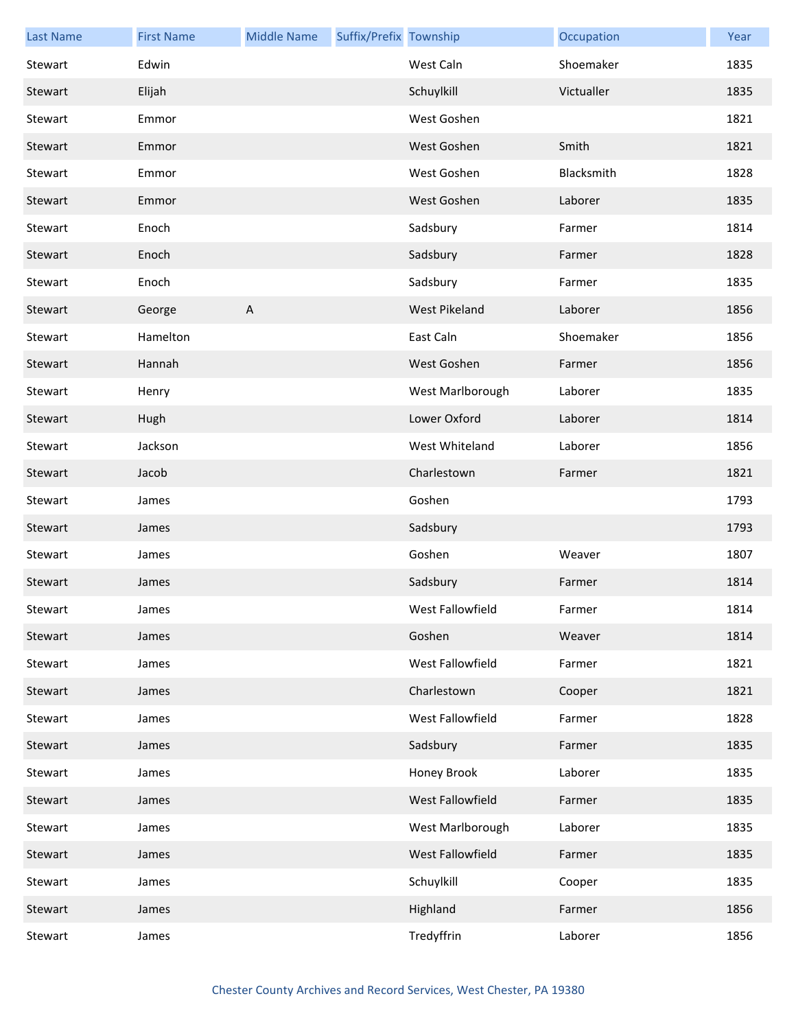| Last Name | First Name | Middle Name | Suffix/Prefix | Township | Occupation | Year |
| --- | --- | --- | --- | --- | --- | --- |
| Stewart | Edwin | | | West Caln | Shoemaker | 1835 |
| Stewart | Elijah | | | Schuylkill | Victualler | 1835 |
| Stewart | Emmor | | | West Goshen | | 1821 |
| Stewart | Emmor | | | West Goshen | Smith | 1821 |
| Stewart | Emmor | | | West Goshen | Blacksmith | 1828 |
| Stewart | Emmor | | | West Goshen | Laborer | 1835 |
| Stewart | Enoch | | | Sadsbury | Farmer | 1814 |
| Stewart | Enoch | | | Sadsbury | Farmer | 1828 |
| Stewart | Enoch | | | Sadsbury | Farmer | 1835 |
| Stewart | George | A | | West Pikeland | Laborer | 1856 |
| Stewart | Hamelton | | | East Caln | Shoemaker | 1856 |
| Stewart | Hannah | | | West Goshen | Farmer | 1856 |
| Stewart | Henry | | | West Marlborough | Laborer | 1835 |
| Stewart | Hugh | | | Lower Oxford | Laborer | 1814 |
| Stewart | Jackson | | | West Whiteland | Laborer | 1856 |
| Stewart | Jacob | | | Charlestown | Farmer | 1821 |
| Stewart | James | | | Goshen | | 1793 |
| Stewart | James | | | Sadsbury | | 1793 |
| Stewart | James | | | Goshen | Weaver | 1807 |
| Stewart | James | | | Sadsbury | Farmer | 1814 |
| Stewart | James | | | West Fallowfield | Farmer | 1814 |
| Stewart | James | | | Goshen | Weaver | 1814 |
| Stewart | James | | | West Fallowfield | Farmer | 1821 |
| Stewart | James | | | Charlestown | Cooper | 1821 |
| Stewart | James | | | West Fallowfield | Farmer | 1828 |
| Stewart | James | | | Sadsbury | Farmer | 1835 |
| Stewart | James | | | Honey Brook | Laborer | 1835 |
| Stewart | James | | | West Fallowfield | Farmer | 1835 |
| Stewart | James | | | West Marlborough | Laborer | 1835 |
| Stewart | James | | | West Fallowfield | Farmer | 1835 |
| Stewart | James | | | Schuylkill | Cooper | 1835 |
| Stewart | James | | | Highland | Farmer | 1856 |
| Stewart | James | | | Tredyffrin | Laborer | 1856 |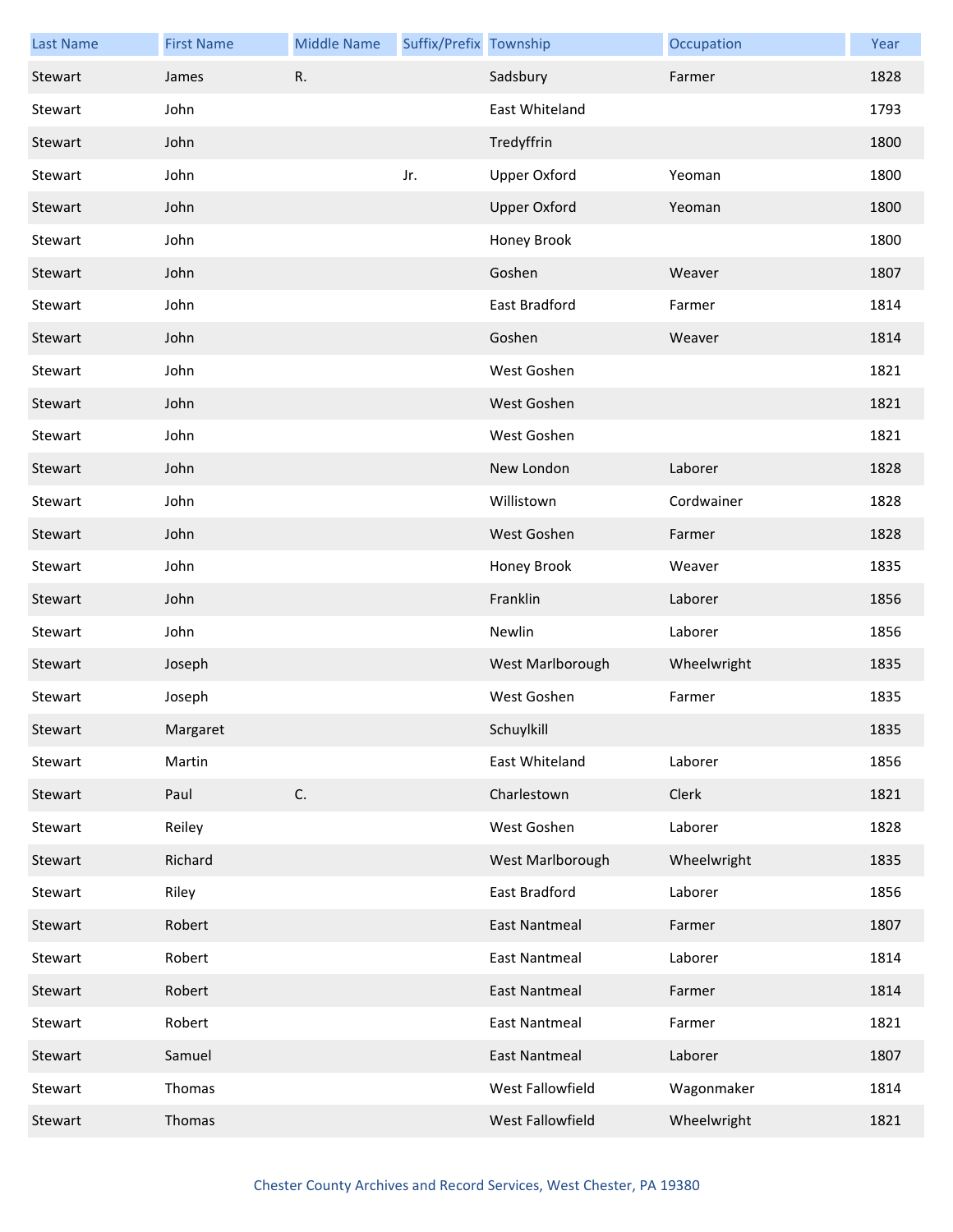| Last Name | First Name | Middle Name | Suffix/Prefix | Township | Occupation | Year |
|---|---|---|---|---|---|---|
| Stewart | James | R. | | Sadsbury | Farmer | 1828 |
| Stewart | John | | | East Whiteland | | 1793 |
| Stewart | John | | | Tredyffrin | | 1800 |
| Stewart | John | | Jr. | Upper Oxford | Yeoman | 1800 |
| Stewart | John | | | Upper Oxford | Yeoman | 1800 |
| Stewart | John | | | Honey Brook | | 1800 |
| Stewart | John | | | Goshen | Weaver | 1807 |
| Stewart | John | | | East Bradford | Farmer | 1814 |
| Stewart | John | | | Goshen | Weaver | 1814 |
| Stewart | John | | | West Goshen | | 1821 |
| Stewart | John | | | West Goshen | | 1821 |
| Stewart | John | | | West Goshen | | 1821 |
| Stewart | John | | | New London | Laborer | 1828 |
| Stewart | John | | | Willistown | Cordwainer | 1828 |
| Stewart | John | | | West Goshen | Farmer | 1828 |
| Stewart | John | | | Honey Brook | Weaver | 1835 |
| Stewart | John | | | Franklin | Laborer | 1856 |
| Stewart | John | | | Newlin | Laborer | 1856 |
| Stewart | Joseph | | | West Marlborough | Wheelwright | 1835 |
| Stewart | Joseph | | | West Goshen | Farmer | 1835 |
| Stewart | Margaret | | | Schuylkill | | 1835 |
| Stewart | Martin | | | East Whiteland | Laborer | 1856 |
| Stewart | Paul | C. | | Charlestown | Clerk | 1821 |
| Stewart | Reiley | | | West Goshen | Laborer | 1828 |
| Stewart | Richard | | | West Marlborough | Wheelwright | 1835 |
| Stewart | Riley | | | East Bradford | Laborer | 1856 |
| Stewart | Robert | | | East Nantmeal | Farmer | 1807 |
| Stewart | Robert | | | East Nantmeal | Laborer | 1814 |
| Stewart | Robert | | | East Nantmeal | Farmer | 1814 |
| Stewart | Robert | | | East Nantmeal | Farmer | 1821 |
| Stewart | Samuel | | | East Nantmeal | Laborer | 1807 |
| Stewart | Thomas | | | West Fallowfield | Wagonmaker | 1814 |
| Stewart | Thomas | | | West Fallowfield | Wheelwright | 1821 |

Chester County Archives and Record Services, West Chester, PA 19380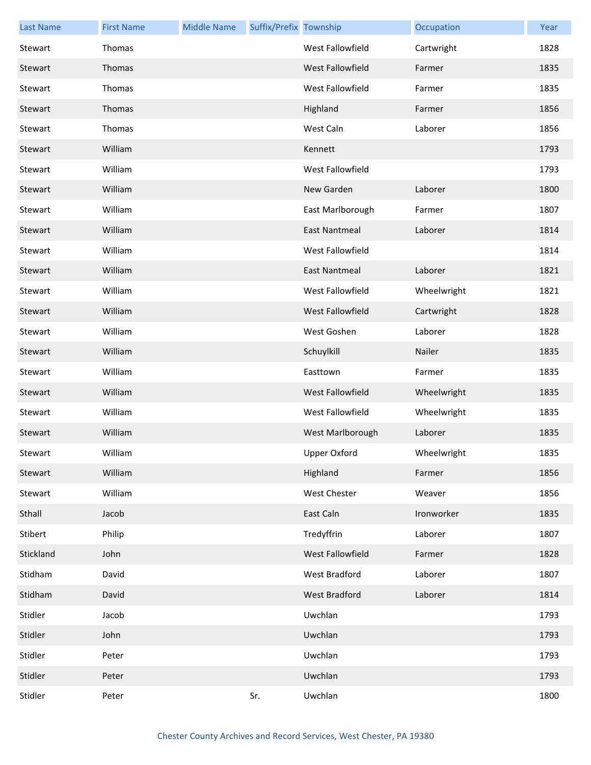| Last Name | First Name | Middle Name | Suffix/Prefix | Township | Occupation | Year |
|---|---|---|---|---|---|---|
| Stewart | Thomas | | | West Fallowfield | Cartwright | 1828 |
| Stewart | Thomas | | | West Fallowfield | Farmer | 1835 |
| Stewart | Thomas | | | West Fallowfield | Farmer | 1835 |
| Stewart | Thomas | | | Highland | Farmer | 1856 |
| Stewart | Thomas | | | West Caln | Laborer | 1856 |
| Stewart | William | | | Kennett | | 1793 |
| Stewart | William | | | West Fallowfield | | 1793 |
| Stewart | William | | | New Garden | Laborer | 1800 |
| Stewart | William | | | East Marlborough | Farmer | 1807 |
| Stewart | William | | | East Nantmeal | Laborer | 1814 |
| Stewart | William | | | West Fallowfield | | 1814 |
| Stewart | William | | | East Nantmeal | Laborer | 1821 |
| Stewart | William | | | West Fallowfield | Wheelwright | 1821 |
| Stewart | William | | | West Fallowfield | Cartwright | 1828 |
| Stewart | William | | | West Goshen | Laborer | 1828 |
| Stewart | William | | | Schuylkill | Nailer | 1835 |
| Stewart | William | | | Easttown | Farmer | 1835 |
| Stewart | William | | | West Fallowfield | Wheelwright | 1835 |
| Stewart | William | | | West Fallowfield | Wheelwright | 1835 |
| Stewart | William | | | West Marlborough | Laborer | 1835 |
| Stewart | William | | | Upper Oxford | Wheelwright | 1835 |
| Stewart | William | | | Highland | Farmer | 1856 |
| Stewart | William | | | West Chester | Weaver | 1856 |
| Sthall | Jacob | | | East Caln | Ironworker | 1835 |
| Stibert | Philip | | | Tredyffrin | Laborer | 1807 |
| Stickland | John | | | West Fallowfield | Farmer | 1828 |
| Stidham | David | | | West Bradford | Laborer | 1807 |
| Stidham | David | | | West Bradford | Laborer | 1814 |
| Stidler | Jacob | | | Uwchlan | | 1793 |
| Stidler | John | | | Uwchlan | | 1793 |
| Stidler | Peter | | | Uwchlan | | 1793 |
| Stidler | Peter | | | Uwchlan | | 1793 |
| Stidler | Peter | | Sr. | Uwchlan | | 1800 |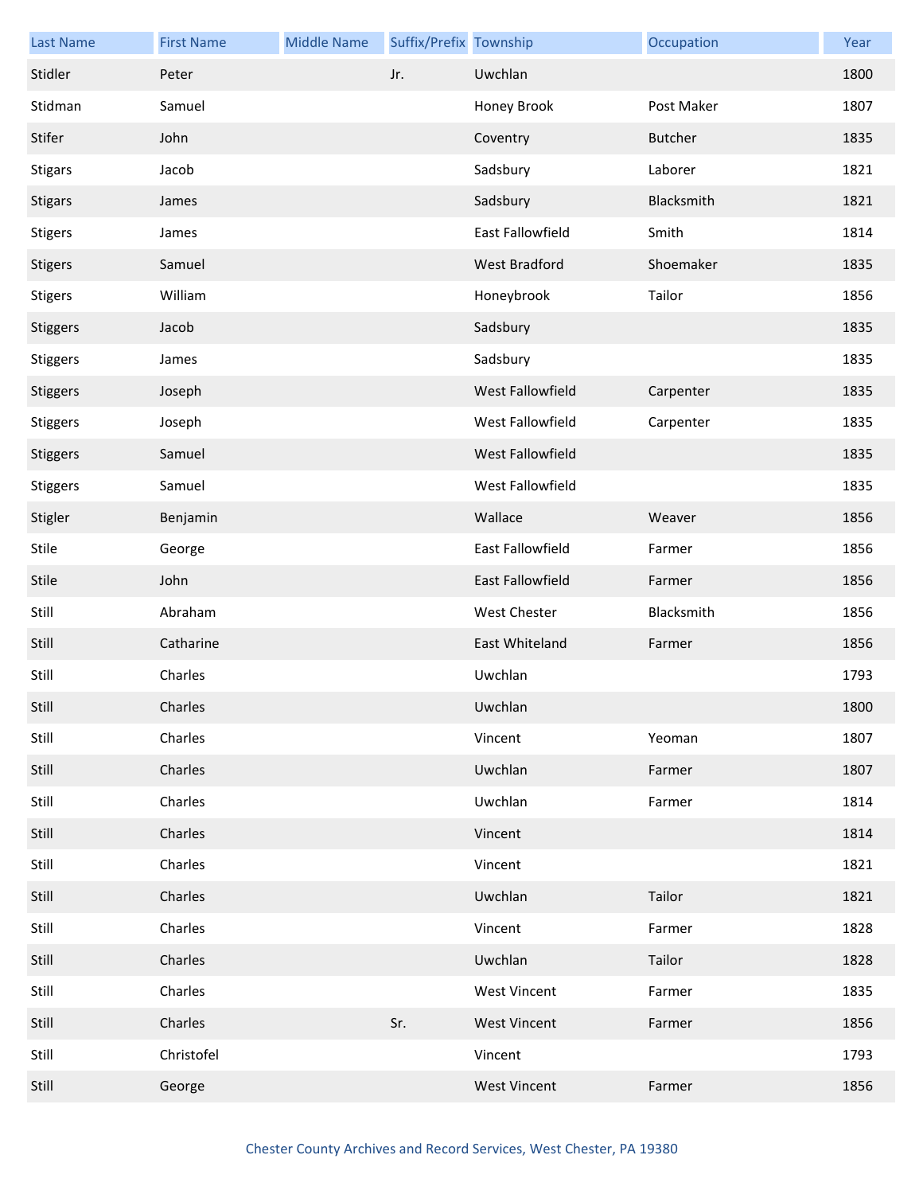| Last Name | First Name | Middle Name | Suffix/Prefix | Township | Occupation | Year |
|---|---|---|---|---|---|---|
| Stidler | Peter | | Jr. | Uwchlan | | 1800 |
| Stidman | Samuel | | | Honey Brook | Post Maker | 1807 |
| Stifer | John | | | Coventry | Butcher | 1835 |
| Stigars | Jacob | | | Sadsbury | Laborer | 1821 |
| Stigars | James | | | Sadsbury | Blacksmith | 1821 |
| Stigers | James | | | East Fallowfield | Smith | 1814 |
| Stigers | Samuel | | | West Bradford | Shoemaker | 1835 |
| Stigers | William | | | Honeybrook | Tailor | 1856 |
| Stiggers | Jacob | | | Sadsbury | | 1835 |
| Stiggers | James | | | Sadsbury | | 1835 |
| Stiggers | Joseph | | | West Fallowfield | Carpenter | 1835 |
| Stiggers | Joseph | | | West Fallowfield | Carpenter | 1835 |
| Stiggers | Samuel | | | West Fallowfield | | 1835 |
| Stiggers | Samuel | | | West Fallowfield | | 1835 |
| Stigler | Benjamin | | | Wallace | Weaver | 1856 |
| Stile | George | | | East Fallowfield | Farmer | 1856 |
| Stile | John | | | East Fallowfield | Farmer | 1856 |
| Still | Abraham | | | West Chester | Blacksmith | 1856 |
| Still | Catharine | | | East Whiteland | Farmer | 1856 |
| Still | Charles | | | Uwchlan | | 1793 |
| Still | Charles | | | Uwchlan | | 1800 |
| Still | Charles | | | Vincent | Yeoman | 1807 |
| Still | Charles | | | Uwchlan | Farmer | 1807 |
| Still | Charles | | | Uwchlan | Farmer | 1814 |
| Still | Charles | | | Vincent | | 1814 |
| Still | Charles | | | Vincent | | 1821 |
| Still | Charles | | | Uwchlan | Tailor | 1821 |
| Still | Charles | | | Vincent | Farmer | 1828 |
| Still | Charles | | | Uwchlan | Tailor | 1828 |
| Still | Charles | | | West Vincent | Farmer | 1835 |
| Still | Charles | | Sr. | West Vincent | Farmer | 1856 |
| Still | Christofel | | | Vincent | | 1793 |
| Still | George | | | West Vincent | Farmer | 1856 |

Chester County Archives and Record Services, West Chester, PA 19380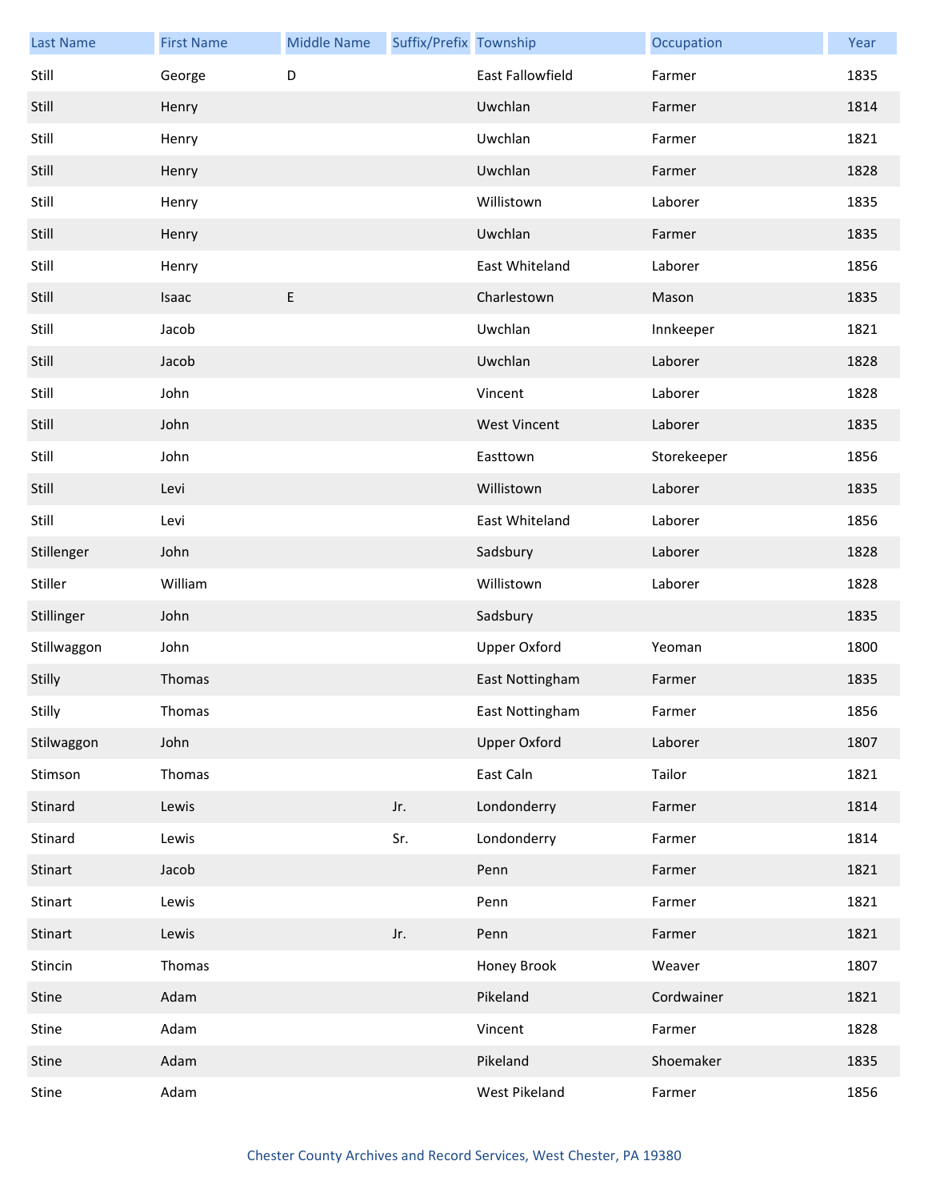| Last Name | First Name | Middle Name | Suffix/Prefix | Township | Occupation | Year |
|---|---|---|---|---|---|---|
| Still | George | D | | East Fallowfield | Farmer | 1835 |
| Still | Henry | | | Uwchlan | Farmer | 1814 |
| Still | Henry | | | Uwchlan | Farmer | 1821 |
| Still | Henry | | | Uwchlan | Farmer | 1828 |
| Still | Henry | | | Willistown | Laborer | 1835 |
| Still | Henry | | | Uwchlan | Farmer | 1835 |
| Still | Henry | | | East Whiteland | Laborer | 1856 |
| Still | Isaac | E | | Charlestown | Mason | 1835 |
| Still | Jacob | | | Uwchlan | Innkeeper | 1821 |
| Still | Jacob | | | Uwchlan | Laborer | 1828 |
| Still | John | | | Vincent | Laborer | 1828 |
| Still | John | | | West Vincent | Laborer | 1835 |
| Still | John | | | Easttown | Storekeeper | 1856 |
| Still | Levi | | | Willistown | Laborer | 1835 |
| Still | Levi | | | East Whiteland | Laborer | 1856 |
| Stillenger | John | | | Sadsbury | Laborer | 1828 |
| Stiller | William | | | Willistown | Laborer | 1828 |
| Stillinger | John | | | Sadsbury | | 1835 |
| Stillwaggon | John | | | Upper Oxford | Yeoman | 1800 |
| Stilly | Thomas | | | East Nottingham | Farmer | 1835 |
| Stilly | Thomas | | | East Nottingham | Farmer | 1856 |
| Stilwaggon | John | | | Upper Oxford | Laborer | 1807 |
| Stimson | Thomas | | | East Caln | Tailor | 1821 |
| Stinard | Lewis | | Jr. | Londonderry | Farmer | 1814 |
| Stinard | Lewis | | Sr. | Londonderry | Farmer | 1814 |
| Stinart | Jacob | | | Penn | Farmer | 1821 |
| Stinart | Lewis | | | Penn | Farmer | 1821 |
| Stinart | Lewis | | Jr. | Penn | Farmer | 1821 |
| Stincin | Thomas | | | Honey Brook | Weaver | 1807 |
| Stine | Adam | | | Pikeland | Cordwainer | 1821 |
| Stine | Adam | | | Vincent | Farmer | 1828 |
| Stine | Adam | | | Pikeland | Shoemaker | 1835 |
| Stine | Adam | | | West Pikeland | Farmer | 1856 |

Chester County Archives and Record Services, West Chester, PA 19380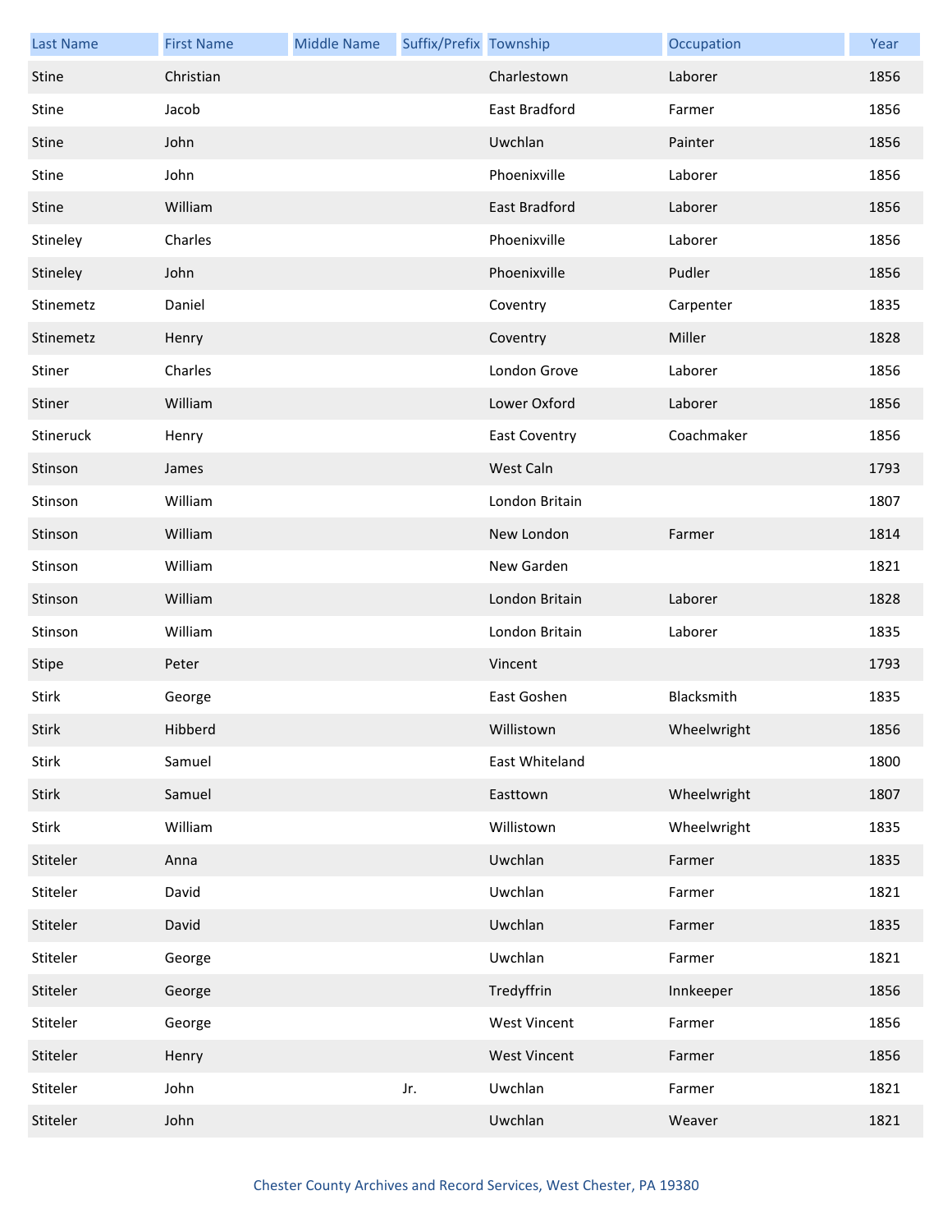| Last Name | First Name | Middle Name | Suffix/Prefix | Township | Occupation | Year |
|---|---|---|---|---|---|---|
| Stine | Christian | | | Charlestown | Laborer | 1856 |
| Stine | Jacob | | | East Bradford | Farmer | 1856 |
| Stine | John | | | Uwchlan | Painter | 1856 |
| Stine | John | | | Phoenixville | Laborer | 1856 |
| Stine | William | | | East Bradford | Laborer | 1856 |
| Stineley | Charles | | | Phoenixville | Laborer | 1856 |
| Stineley | John | | | Phoenixville | Pudler | 1856 |
| Stinemetz | Daniel | | | Coventry | Carpenter | 1835 |
| Stinemetz | Henry | | | Coventry | Miller | 1828 |
| Stiner | Charles | | | London Grove | Laborer | 1856 |
| Stiner | William | | | Lower Oxford | Laborer | 1856 |
| Stineruck | Henry | | | East Coventry | Coachmaker | 1856 |
| Stinson | James | | | West Caln | | 1793 |
| Stinson | William | | | London Britain | | 1807 |
| Stinson | William | | | New London | Farmer | 1814 |
| Stinson | William | | | New Garden | | 1821 |
| Stinson | William | | | London Britain | Laborer | 1828 |
| Stinson | William | | | London Britain | Laborer | 1835 |
| Stipe | Peter | | | Vincent | | 1793 |
| Stirk | George | | | East Goshen | Blacksmith | 1835 |
| Stirk | Hibberd | | | Willistown | Wheelwright | 1856 |
| Stirk | Samuel | | | East Whiteland | | 1800 |
| Stirk | Samuel | | | Easttown | Wheelwright | 1807 |
| Stirk | William | | | Willistown | Wheelwright | 1835 |
| Stiteler | Anna | | | Uwchlan | Farmer | 1835 |
| Stiteler | David | | | Uwchlan | Farmer | 1821 |
| Stiteler | David | | | Uwchlan | Farmer | 1835 |
| Stiteler | George | | | Uwchlan | Farmer | 1821 |
| Stiteler | George | | | Tredyffrin | Innkeeper | 1856 |
| Stiteler | George | | | West Vincent | Farmer | 1856 |
| Stiteler | Henry | | | West Vincent | Farmer | 1856 |
| Stiteler | John | | Jr. | Uwchlan | Farmer | 1821 |
| Stiteler | John | | | Uwchlan | Weaver | 1821 |

Chester County Archives and Record Services, West Chester, PA 19380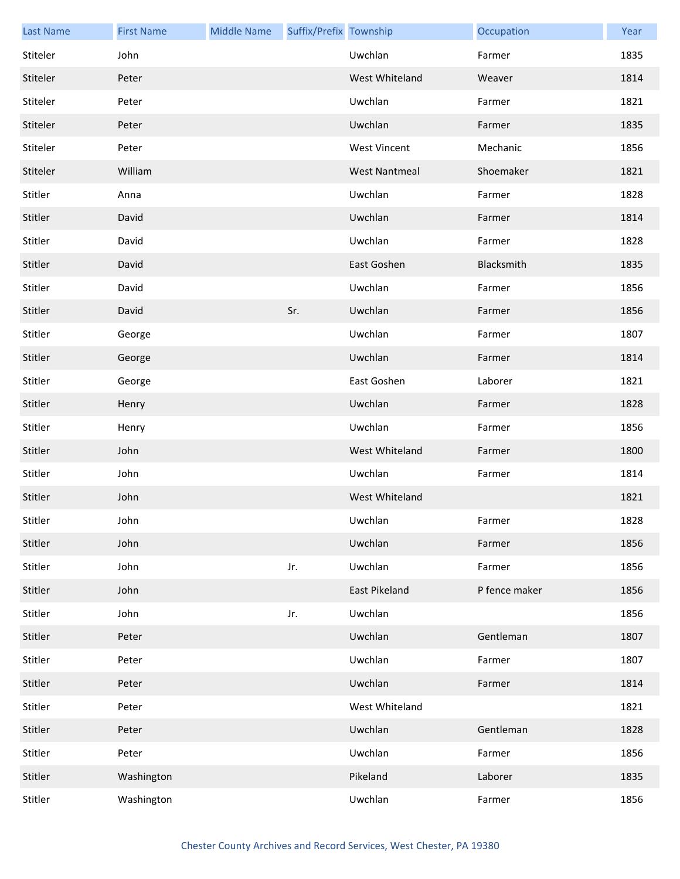| Last Name | First Name | Middle Name | Suffix/Prefix | Township | Occupation | Year |
|---|---|---|---|---|---|---|
| Stiteler | John | | | Uwchlan | Farmer | 1835 |
| Stiteler | Peter | | | West Whiteland | Weaver | 1814 |
| Stiteler | Peter | | | Uwchlan | Farmer | 1821 |
| Stiteler | Peter | | | Uwchlan | Farmer | 1835 |
| Stiteler | Peter | | | West Vincent | Mechanic | 1856 |
| Stiteler | William | | | West Nantmeal | Shoemaker | 1821 |
| Stitler | Anna | | | Uwchlan | Farmer | 1828 |
| Stitler | David | | | Uwchlan | Farmer | 1814 |
| Stitler | David | | | Uwchlan | Farmer | 1828 |
| Stitler | David | | | East Goshen | Blacksmith | 1835 |
| Stitler | David | | | Uwchlan | Farmer | 1856 |
| Stitler | David | | Sr. | Uwchlan | Farmer | 1856 |
| Stitler | George | | | Uwchlan | Farmer | 1807 |
| Stitler | George | | | Uwchlan | Farmer | 1814 |
| Stitler | George | | | East Goshen | Laborer | 1821 |
| Stitler | Henry | | | Uwchlan | Farmer | 1828 |
| Stitler | Henry | | | Uwchlan | Farmer | 1856 |
| Stitler | John | | | West Whiteland | Farmer | 1800 |
| Stitler | John | | | Uwchlan | Farmer | 1814 |
| Stitler | John | | | West Whiteland | | 1821 |
| Stitler | John | | | Uwchlan | Farmer | 1828 |
| Stitler | John | | | Uwchlan | Farmer | 1856 |
| Stitler | John | | Jr. | Uwchlan | Farmer | 1856 |
| Stitler | John | | | East Pikeland | P fence maker | 1856 |
| Stitler | John | | Jr. | Uwchlan | | 1856 |
| Stitler | Peter | | | Uwchlan | Gentleman | 1807 |
| Stitler | Peter | | | Uwchlan | Farmer | 1807 |
| Stitler | Peter | | | Uwchlan | Farmer | 1814 |
| Stitler | Peter | | | West Whiteland | | 1821 |
| Stitler | Peter | | | Uwchlan | Gentleman | 1828 |
| Stitler | Peter | | | Uwchlan | Farmer | 1856 |
| Stitler | Washington | | | Pikeland | Laborer | 1835 |
| Stitler | Washington | | | Uwchlan | Farmer | 1856 |

Chester County Archives and Record Services, West Chester, PA 19380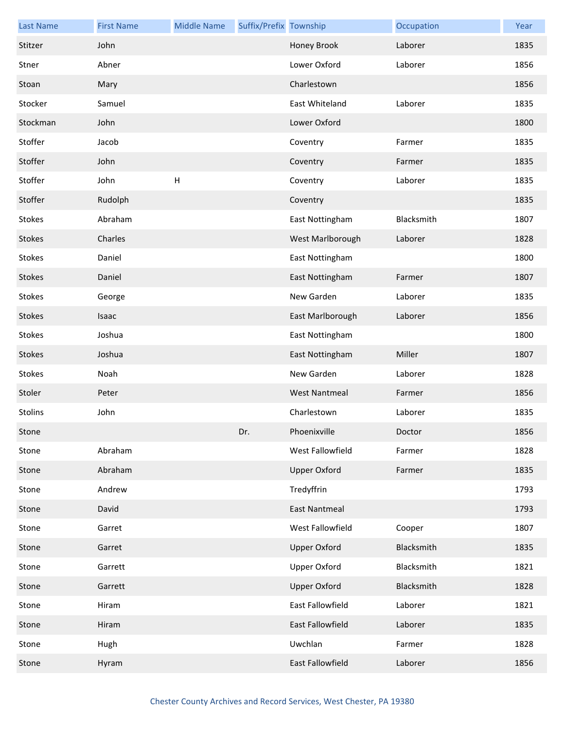| Last Name | First Name | Middle Name | Suffix/Prefix | Township | Occupation | Year |
|---|---|---|---|---|---|---|
| Stitzer | John | | | Honey Brook | Laborer | 1835 |
| Stner | Abner | | | Lower Oxford | Laborer | 1856 |
| Stoan | Mary | | | Charlestown | | 1856 |
| Stocker | Samuel | | | East Whiteland | Laborer | 1835 |
| Stockman | John | | | Lower Oxford | | 1800 |
| Stoffer | Jacob | | | Coventry | Farmer | 1835 |
| Stoffer | John | | | Coventry | Farmer | 1835 |
| Stoffer | John | H | | Coventry | Laborer | 1835 |
| Stoffer | Rudolph | | | Coventry | | 1835 |
| Stokes | Abraham | | | East Nottingham | Blacksmith | 1807 |
| Stokes | Charles | | | West Marlborough | Laborer | 1828 |
| Stokes | Daniel | | | East Nottingham | | 1800 |
| Stokes | Daniel | | | East Nottingham | Farmer | 1807 |
| Stokes | George | | | New Garden | Laborer | 1835 |
| Stokes | Isaac | | | East Marlborough | Laborer | 1856 |
| Stokes | Joshua | | | East Nottingham | | 1800 |
| Stokes | Joshua | | | East Nottingham | Miller | 1807 |
| Stokes | Noah | | | New Garden | Laborer | 1828 |
| Stoler | Peter | | | West Nantmeal | Farmer | 1856 |
| Stolins | John | | | Charlestown | Laborer | 1835 |
| Stone | | | Dr. | Phoenixville | Doctor | 1856 |
| Stone | Abraham | | | West Fallowfield | Farmer | 1828 |
| Stone | Abraham | | | Upper Oxford | Farmer | 1835 |
| Stone | Andrew | | | Tredyffrin | | 1793 |
| Stone | David | | | East Nantmeal | | 1793 |
| Stone | Garret | | | West Fallowfield | Cooper | 1807 |
| Stone | Garret | | | Upper Oxford | Blacksmith | 1835 |
| Stone | Garrett | | | Upper Oxford | Blacksmith | 1821 |
| Stone | Garrett | | | Upper Oxford | Blacksmith | 1828 |
| Stone | Hiram | | | East Fallowfield | Laborer | 1821 |
| Stone | Hiram | | | East Fallowfield | Laborer | 1835 |
| Stone | Hugh | | | Uwchlan | Farmer | 1828 |
| Stone | Hyram | | | East Fallowfield | Laborer | 1856 |

Chester County Archives and Record Services, West Chester, PA 19380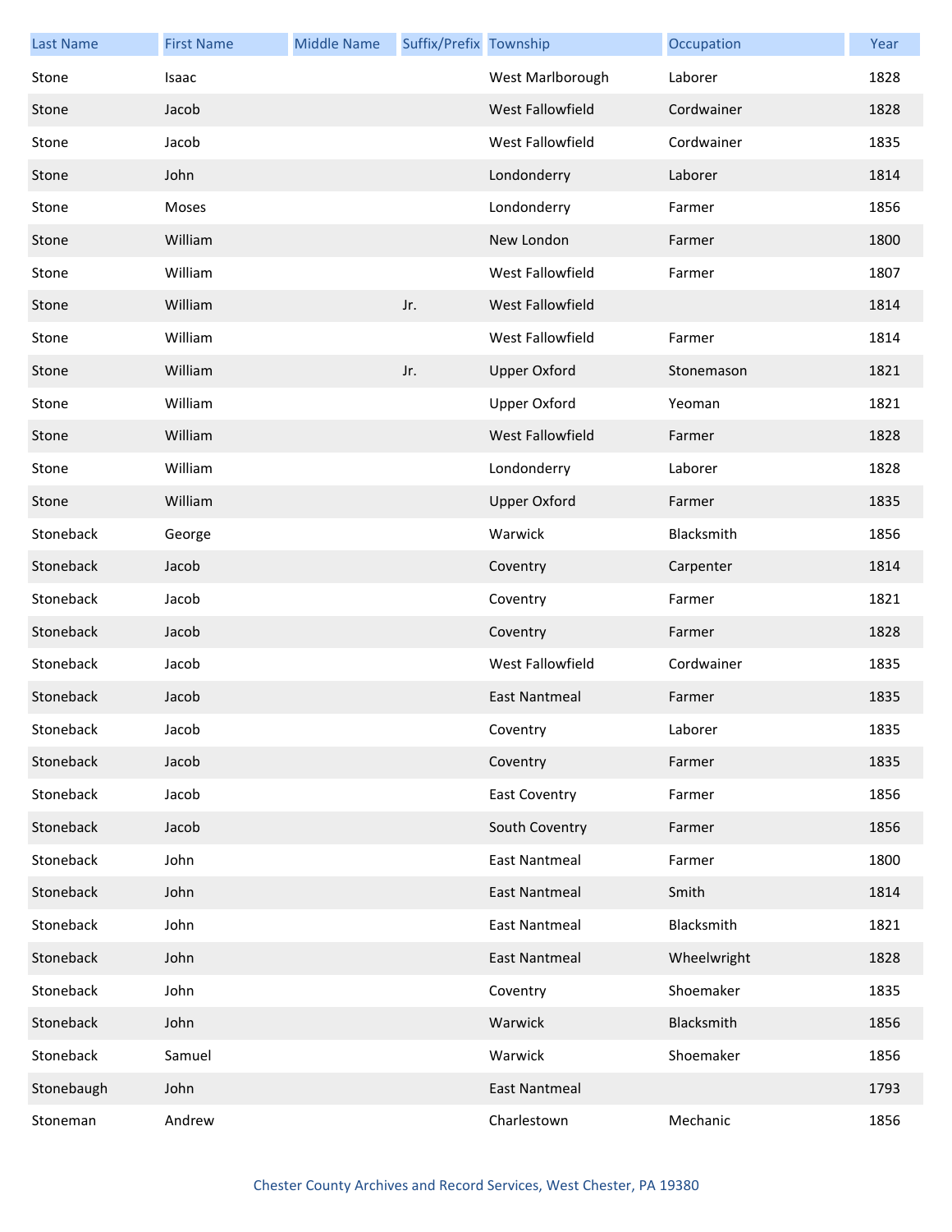| Last Name | First Name | Middle Name | Suffix/Prefix | Township | Occupation | Year |
|---|---|---|---|---|---|---|
| Stone | Isaac | | | West Marlborough | Laborer | 1828 |
| Stone | Jacob | | | West Fallowfield | Cordwainer | 1828 |
| Stone | Jacob | | | West Fallowfield | Cordwainer | 1835 |
| Stone | John | | | Londonderry | Laborer | 1814 |
| Stone | Moses | | | Londonderry | Farmer | 1856 |
| Stone | William | | | New London | Farmer | 1800 |
| Stone | William | | | West Fallowfield | Farmer | 1807 |
| Stone | William | | Jr. | West Fallowfield | | 1814 |
| Stone | William | | | West Fallowfield | Farmer | 1814 |
| Stone | William | | Jr. | Upper Oxford | Stonemason | 1821 |
| Stone | William | | | Upper Oxford | Yeoman | 1821 |
| Stone | William | | | West Fallowfield | Farmer | 1828 |
| Stone | William | | | Londonderry | Laborer | 1828 |
| Stone | William | | | Upper Oxford | Farmer | 1835 |
| Stoneback | George | | | Warwick | Blacksmith | 1856 |
| Stoneback | Jacob | | | Coventry | Carpenter | 1814 |
| Stoneback | Jacob | | | Coventry | Farmer | 1821 |
| Stoneback | Jacob | | | Coventry | Farmer | 1828 |
| Stoneback | Jacob | | | West Fallowfield | Cordwainer | 1835 |
| Stoneback | Jacob | | | East Nantmeal | Farmer | 1835 |
| Stoneback | Jacob | | | Coventry | Laborer | 1835 |
| Stoneback | Jacob | | | Coventry | Farmer | 1835 |
| Stoneback | Jacob | | | East Coventry | Farmer | 1856 |
| Stoneback | Jacob | | | South Coventry | Farmer | 1856 |
| Stoneback | John | | | East Nantmeal | Farmer | 1800 |
| Stoneback | John | | | East Nantmeal | Smith | 1814 |
| Stoneback | John | | | East Nantmeal | Blacksmith | 1821 |
| Stoneback | John | | | East Nantmeal | Wheelwright | 1828 |
| Stoneback | John | | | Coventry | Shoemaker | 1835 |
| Stoneback | John | | | Warwick | Blacksmith | 1856 |
| Stoneback | Samuel | | | Warwick | Shoemaker | 1856 |
| Stonebaugh | John | | | East Nantmeal | | 1793 |
| Stoneman | Andrew | | | Charlestown | Mechanic | 1856 |

Chester County Archives and Record Services, West Chester, PA 19380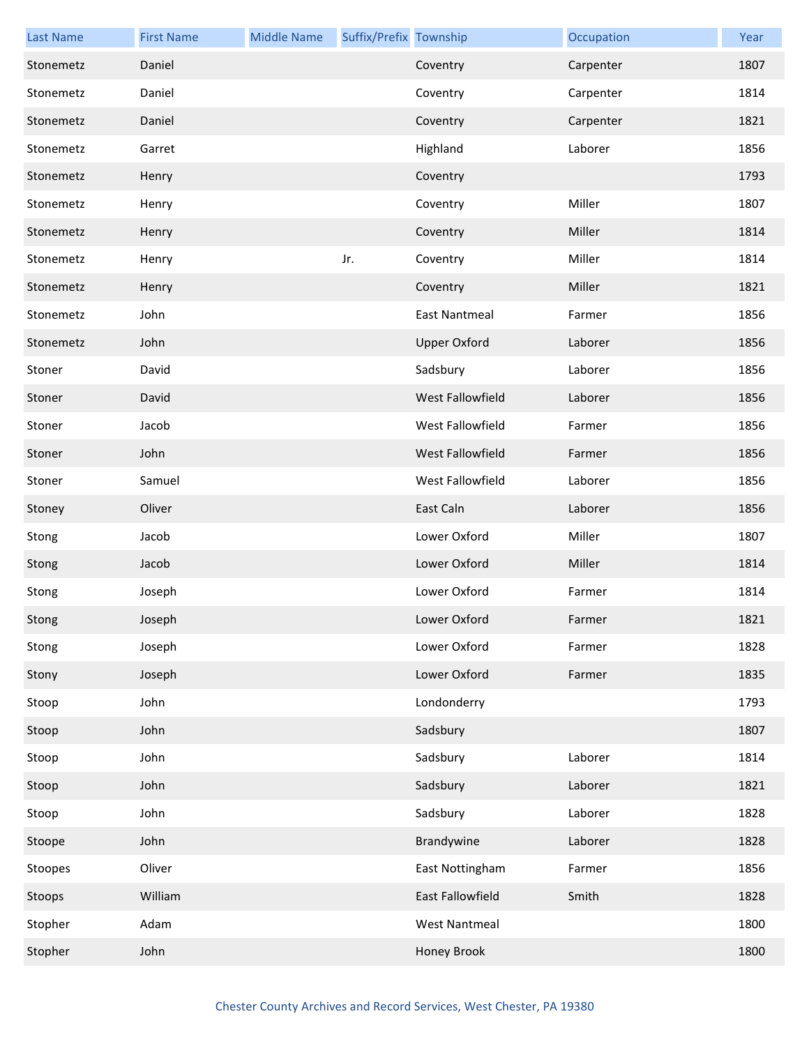| Last Name | First Name | Middle Name | Suffix/Prefix | Township | Occupation | Year |
|---|---|---|---|---|---|---|
| Stonemetz | Daniel | | | Coventry | Carpenter | 1807 |
| Stonemetz | Daniel | | | Coventry | Carpenter | 1814 |
| Stonemetz | Daniel | | | Coventry | Carpenter | 1821 |
| Stonemetz | Garret | | | Highland | Laborer | 1856 |
| Stonemetz | Henry | | | Coventry | | 1793 |
| Stonemetz | Henry | | | Coventry | Miller | 1807 |
| Stonemetz | Henry | | | Coventry | Miller | 1814 |
| Stonemetz | Henry | | Jr. | Coventry | Miller | 1814 |
| Stonemetz | Henry | | | Coventry | Miller | 1821 |
| Stonemetz | John | | | East Nantmeal | Farmer | 1856 |
| Stonemetz | John | | | Upper Oxford | Laborer | 1856 |
| Stoner | David | | | Sadsbury | Laborer | 1856 |
| Stoner | David | | | West Fallowfield | Laborer | 1856 |
| Stoner | Jacob | | | West Fallowfield | Farmer | 1856 |
| Stoner | John | | | West Fallowfield | Farmer | 1856 |
| Stoner | Samuel | | | West Fallowfield | Laborer | 1856 |
| Stoney | Oliver | | | East Caln | Laborer | 1856 |
| Stong | Jacob | | | Lower Oxford | Miller | 1807 |
| Stong | Jacob | | | Lower Oxford | Miller | 1814 |
| Stong | Joseph | | | Lower Oxford | Farmer | 1814 |
| Stong | Joseph | | | Lower Oxford | Farmer | 1821 |
| Stong | Joseph | | | Lower Oxford | Farmer | 1828 |
| Stony | Joseph | | | Lower Oxford | Farmer | 1835 |
| Stoop | John | | | Londonderry | | 1793 |
| Stoop | John | | | Sadsbury | | 1807 |
| Stoop | John | | | Sadsbury | Laborer | 1814 |
| Stoop | John | | | Sadsbury | Laborer | 1821 |
| Stoop | John | | | Sadsbury | Laborer | 1828 |
| Stoope | John | | | Brandywine | Laborer | 1828 |
| Stoopes | Oliver | | | East Nottingham | Farmer | 1856 |
| Stoops | William | | | East Fallowfield | Smith | 1828 |
| Stopher | Adam | | | West Nantmeal | | 1800 |
| Stopher | John | | | Honey Brook | | 1800 |

Chester County Archives and Record Services, West Chester, PA 19380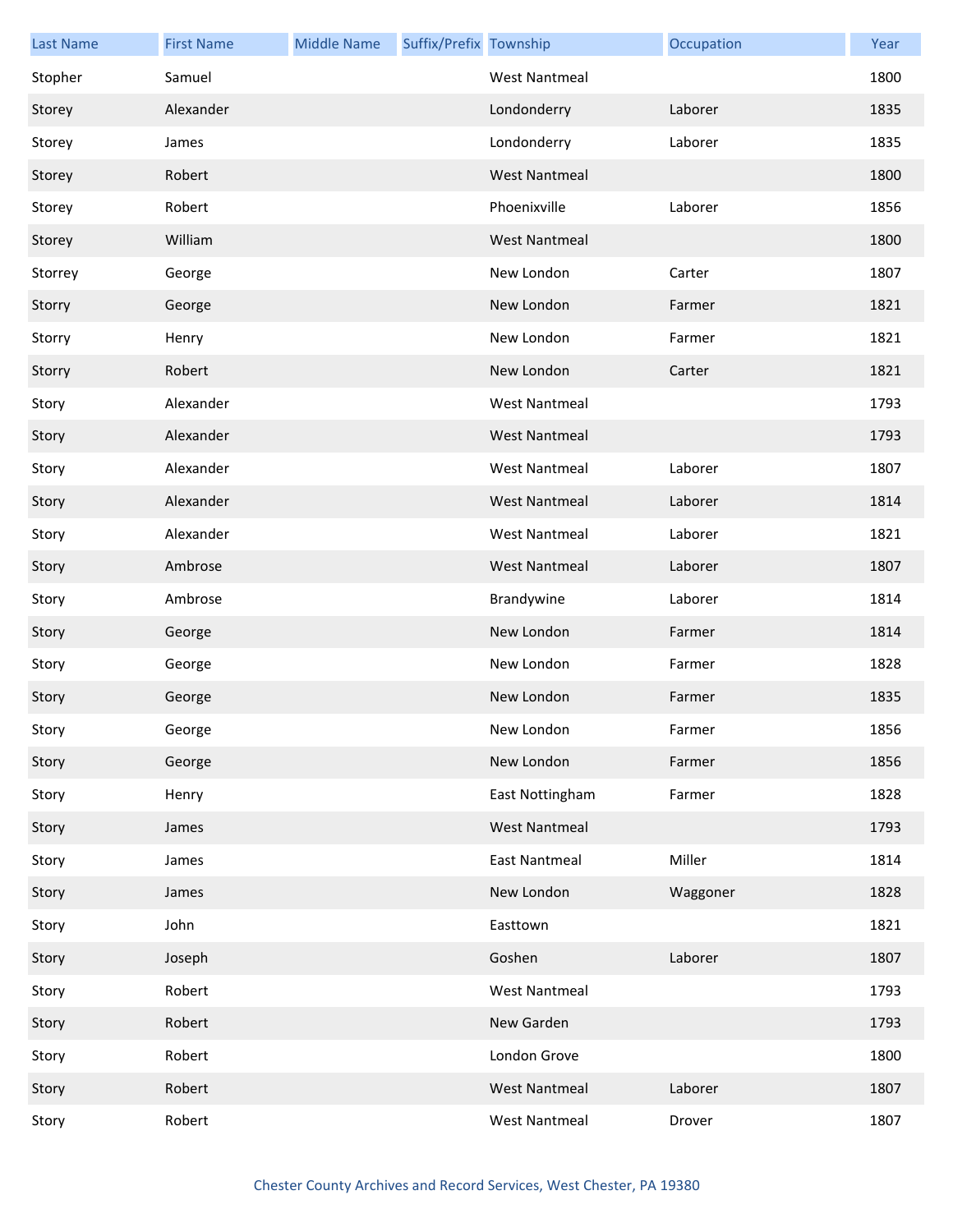| Last Name | First Name | Middle Name | Suffix/Prefix | Township | Occupation | Year |
| --- | --- | --- | --- | --- | --- | --- |
| Stopher | Samuel | | | West Nantmeal | | 1800 |
| Storey | Alexander | | | Londonderry | Laborer | 1835 |
| Storey | James | | | Londonderry | Laborer | 1835 |
| Storey | Robert | | | West Nantmeal | | 1800 |
| Storey | Robert | | | Phoenixville | Laborer | 1856 |
| Storey | William | | | West Nantmeal | | 1800 |
| Storrey | George | | | New London | Carter | 1807 |
| Storry | George | | | New London | Farmer | 1821 |
| Storry | Henry | | | New London | Farmer | 1821 |
| Storry | Robert | | | New London | Carter | 1821 |
| Story | Alexander | | | West Nantmeal | | 1793 |
| Story | Alexander | | | West Nantmeal | | 1793 |
| Story | Alexander | | | West Nantmeal | Laborer | 1807 |
| Story | Alexander | | | West Nantmeal | Laborer | 1814 |
| Story | Alexander | | | West Nantmeal | Laborer | 1821 |
| Story | Ambrose | | | West Nantmeal | Laborer | 1807 |
| Story | Ambrose | | | Brandywine | Laborer | 1814 |
| Story | George | | | New London | Farmer | 1814 |
| Story | George | | | New London | Farmer | 1828 |
| Story | George | | | New London | Farmer | 1835 |
| Story | George | | | New London | Farmer | 1856 |
| Story | George | | | New London | Farmer | 1856 |
| Story | Henry | | | East Nottingham | Farmer | 1828 |
| Story | James | | | West Nantmeal | | 1793 |
| Story | James | | | East Nantmeal | Miller | 1814 |
| Story | James | | | New London | Waggoner | 1828 |
| Story | John | | | Easttown | | 1821 |
| Story | Joseph | | | Goshen | Laborer | 1807 |
| Story | Robert | | | West Nantmeal | | 1793 |
| Story | Robert | | | New Garden | | 1793 |
| Story | Robert | | | London Grove | | 1800 |
| Story | Robert | | | West Nantmeal | Laborer | 1807 |
| Story | Robert | | | West Nantmeal | Drover | 1807 |

Chester County Archives and Record Services, West Chester, PA 19380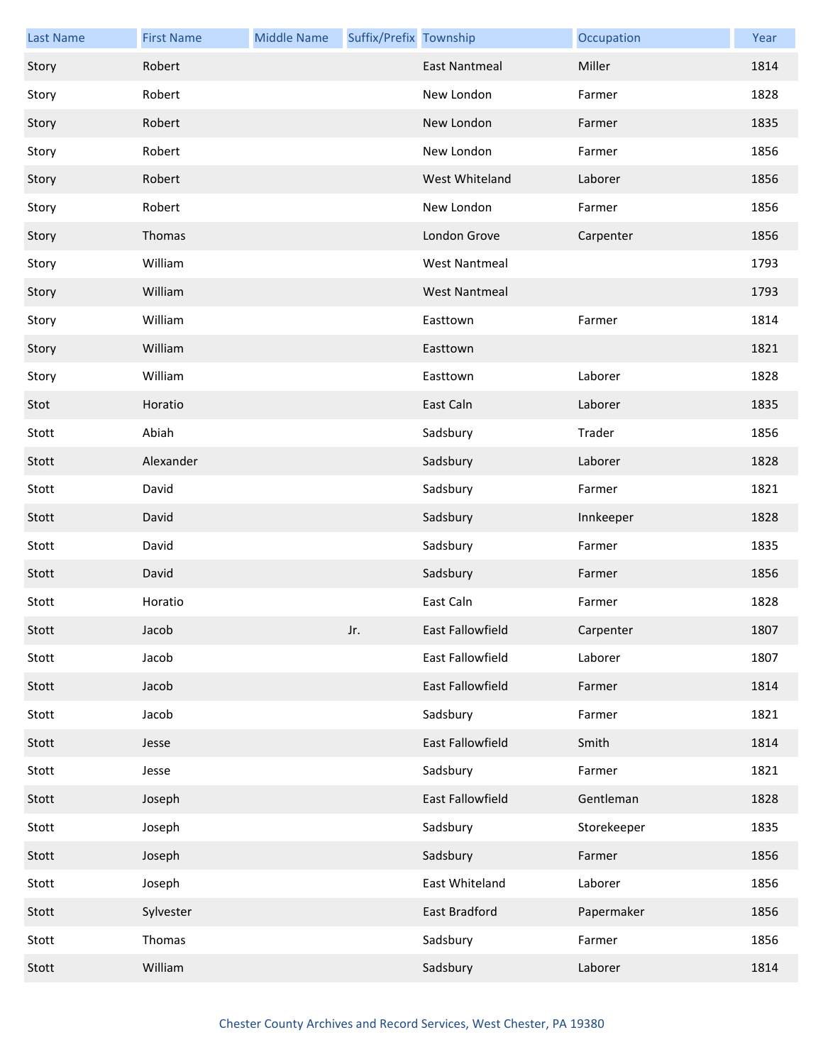| Last Name | First Name | Middle Name | Suffix/Prefix | Township | Occupation | Year |
|---|---|---|---|---|---|---|
| Story | Robert | | | East Nantmeal | Miller | 1814 |
| Story | Robert | | | New London | Farmer | 1828 |
| Story | Robert | | | New London | Farmer | 1835 |
| Story | Robert | | | New London | Farmer | 1856 |
| Story | Robert | | | West Whiteland | Laborer | 1856 |
| Story | Robert | | | New London | Farmer | 1856 |
| Story | Thomas | | | London Grove | Carpenter | 1856 |
| Story | William | | | West Nantmeal | | 1793 |
| Story | William | | | West Nantmeal | | 1793 |
| Story | William | | | Easttown | Farmer | 1814 |
| Story | William | | | Easttown | | 1821 |
| Story | William | | | Easttown | Laborer | 1828 |
| Stot | Horatio | | | East Caln | Laborer | 1835 |
| Stott | Abiah | | | Sadsbury | Trader | 1856 |
| Stott | Alexander | | | Sadsbury | Laborer | 1828 |
| Stott | David | | | Sadsbury | Farmer | 1821 |
| Stott | David | | | Sadsbury | Innkeeper | 1828 |
| Stott | David | | | Sadsbury | Farmer | 1835 |
| Stott | David | | | Sadsbury | Farmer | 1856 |
| Stott | Horatio | | | East Caln | Farmer | 1828 |
| Stott | Jacob | | Jr. | East Fallowfield | Carpenter | 1807 |
| Stott | Jacob | | | East Fallowfield | Laborer | 1807 |
| Stott | Jacob | | | East Fallowfield | Farmer | 1814 |
| Stott | Jacob | | | Sadsbury | Farmer | 1821 |
| Stott | Jesse | | | East Fallowfield | Smith | 1814 |
| Stott | Jesse | | | Sadsbury | Farmer | 1821 |
| Stott | Joseph | | | East Fallowfield | Gentleman | 1828 |
| Stott | Joseph | | | Sadsbury | Storekeeper | 1835 |
| Stott | Joseph | | | Sadsbury | Farmer | 1856 |
| Stott | Joseph | | | East Whiteland | Laborer | 1856 |
| Stott | Sylvester | | | East Bradford | Papermaker | 1856 |
| Stott | Thomas | | | Sadsbury | Farmer | 1856 |
| Stott | William | | | Sadsbury | Laborer | 1814 |

Chester County Archives and Record Services, West Chester, PA 19380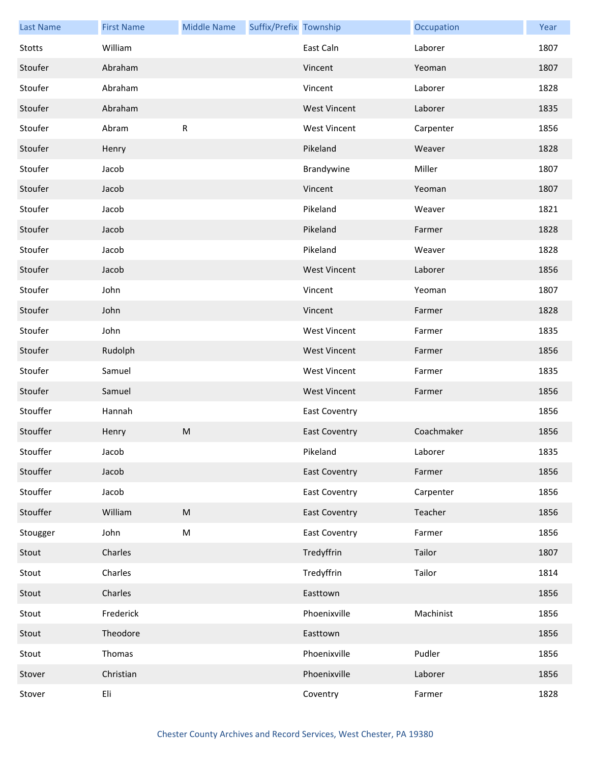| Last Name | First Name | Middle Name | Suffix/Prefix | Township | Occupation | Year |
| --- | --- | --- | --- | --- | --- | --- |
| Stotts | William | | | East Caln | Laborer | 1807 |
| Stoufer | Abraham | | | Vincent | Yeoman | 1807 |
| Stoufer | Abraham | | | Vincent | Laborer | 1828 |
| Stoufer | Abraham | | | West Vincent | Laborer | 1835 |
| Stoufer | Abram | R | | West Vincent | Carpenter | 1856 |
| Stoufer | Henry | | | Pikeland | Weaver | 1828 |
| Stoufer | Jacob | | | Brandywine | Miller | 1807 |
| Stoufer | Jacob | | | Vincent | Yeoman | 1807 |
| Stoufer | Jacob | | | Pikeland | Weaver | 1821 |
| Stoufer | Jacob | | | Pikeland | Farmer | 1828 |
| Stoufer | Jacob | | | Pikeland | Weaver | 1828 |
| Stoufer | Jacob | | | West Vincent | Laborer | 1856 |
| Stoufer | John | | | Vincent | Yeoman | 1807 |
| Stoufer | John | | | Vincent | Farmer | 1828 |
| Stoufer | John | | | West Vincent | Farmer | 1835 |
| Stoufer | Rudolph | | | West Vincent | Farmer | 1856 |
| Stoufer | Samuel | | | West Vincent | Farmer | 1835 |
| Stoufer | Samuel | | | West Vincent | Farmer | 1856 |
| Stouffer | Hannah | | | East Coventry | | 1856 |
| Stouffer | Henry | M | | East Coventry | Coachmaker | 1856 |
| Stouffer | Jacob | | | Pikeland | Laborer | 1835 |
| Stouffer | Jacob | | | East Coventry | Farmer | 1856 |
| Stouffer | Jacob | | | East Coventry | Carpenter | 1856 |
| Stouffer | William | M | | East Coventry | Teacher | 1856 |
| Stougger | John | M | | East Coventry | Farmer | 1856 |
| Stout | Charles | | | Tredyffrin | Tailor | 1807 |
| Stout | Charles | | | Tredyffrin | Tailor | 1814 |
| Stout | Charles | | | Easttown | | 1856 |
| Stout | Frederick | | | Phoenixville | Machinist | 1856 |
| Stout | Theodore | | | Easttown | | 1856 |
| Stout | Thomas | | | Phoenixville | Pudler | 1856 |
| Stover | Christian | | | Phoenixville | Laborer | 1856 |
| Stover | Eli | | | Coventry | Farmer | 1828 |

Chester County Archives and Record Services, West Chester, PA 19380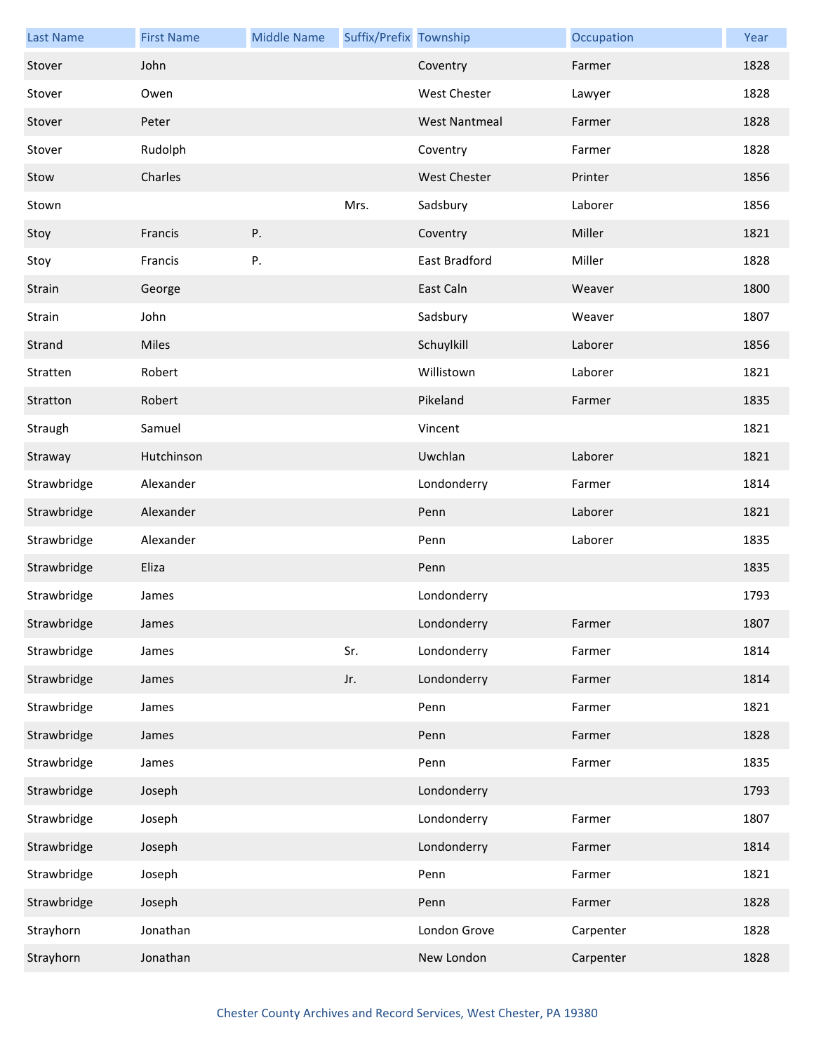| Last Name | First Name | Middle Name | Suffix/Prefix | Township | Occupation | Year |
|---|---|---|---|---|---|---|
| Stover | John | | | Coventry | Farmer | 1828 |
| Stover | Owen | | | West Chester | Lawyer | 1828 |
| Stover | Peter | | | West Nantmeal | Farmer | 1828 |
| Stover | Rudolph | | | Coventry | Farmer | 1828 |
| Stow | Charles | | | West Chester | Printer | 1856 |
| Stown | | | Mrs. | Sadsbury | Laborer | 1856 |
| Stoy | Francis | P. | | Coventry | Miller | 1821 |
| Stoy | Francis | P. | | East Bradford | Miller | 1828 |
| Strain | George | | | East Caln | Weaver | 1800 |
| Strain | John | | | Sadsbury | Weaver | 1807 |
| Strand | Miles | | | Schuylkill | Laborer | 1856 |
| Stratten | Robert | | | Willistown | Laborer | 1821 |
| Stratton | Robert | | | Pikeland | Farmer | 1835 |
| Straugh | Samuel | | | Vincent | | 1821 |
| Straway | Hutchinson | | | Uwchlan | Laborer | 1821 |
| Strawbridge | Alexander | | | Londonderry | Farmer | 1814 |
| Strawbridge | Alexander | | | Penn | Laborer | 1821 |
| Strawbridge | Alexander | | | Penn | Laborer | 1835 |
| Strawbridge | Eliza | | | Penn | | 1835 |
| Strawbridge | James | | | Londonderry | | 1793 |
| Strawbridge | James | | | Londonderry | Farmer | 1807 |
| Strawbridge | James | | Sr. | Londonderry | Farmer | 1814 |
| Strawbridge | James | | Jr. | Londonderry | Farmer | 1814 |
| Strawbridge | James | | | Penn | Farmer | 1821 |
| Strawbridge | James | | | Penn | Farmer | 1828 |
| Strawbridge | James | | | Penn | Farmer | 1835 |
| Strawbridge | Joseph | | | Londonderry | | 1793 |
| Strawbridge | Joseph | | | Londonderry | Farmer | 1807 |
| Strawbridge | Joseph | | | Londonderry | Farmer | 1814 |
| Strawbridge | Joseph | | | Penn | Farmer | 1821 |
| Strawbridge | Joseph | | | Penn | Farmer | 1828 |
| Strayhorn | Jonathan | | | London Grove | Carpenter | 1828 |
| Strayhorn | Jonathan | | | New London | Carpenter | 1828 |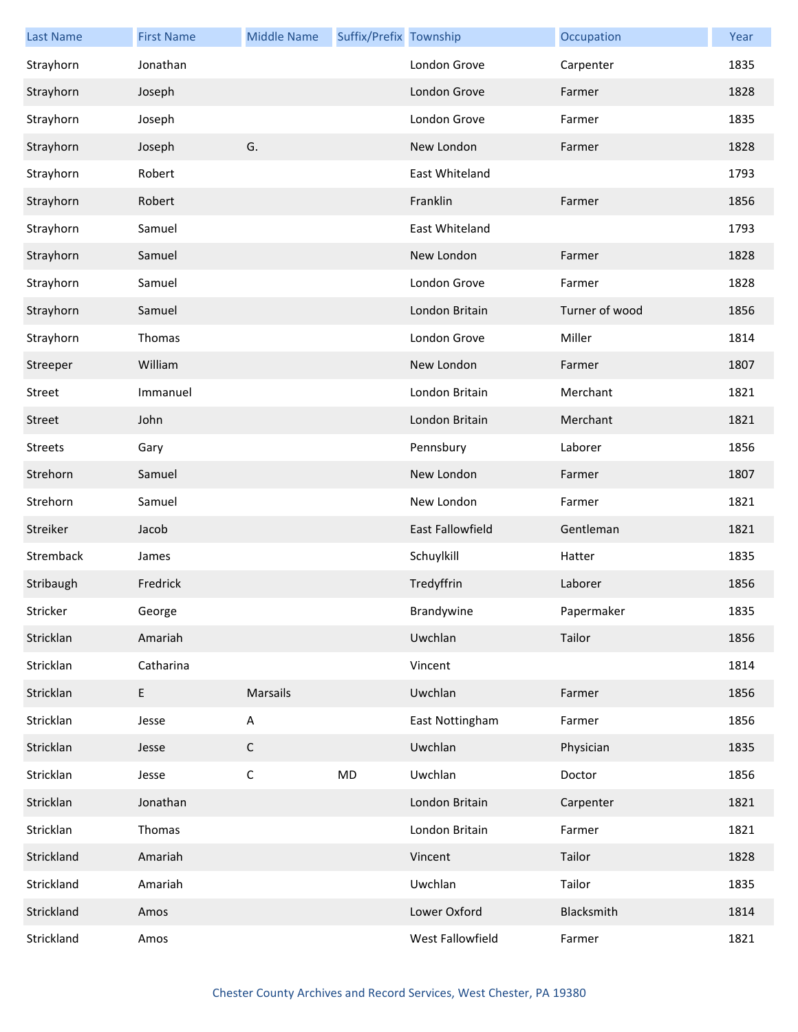| Last Name | First Name | Middle Name | Suffix/Prefix | Township | Occupation | Year |
|---|---|---|---|---|---|---|
| Strayhorn | Jonathan | | | London Grove | Carpenter | 1835 |
| Strayhorn | Joseph | | | London Grove | Farmer | 1828 |
| Strayhorn | Joseph | | | London Grove | Farmer | 1835 |
| Strayhorn | Joseph | G. | | New London | Farmer | 1828 |
| Strayhorn | Robert | | | East Whiteland | | 1793 |
| Strayhorn | Robert | | | Franklin | Farmer | 1856 |
| Strayhorn | Samuel | | | East Whiteland | | 1793 |
| Strayhorn | Samuel | | | New London | Farmer | 1828 |
| Strayhorn | Samuel | | | London Grove | Farmer | 1828 |
| Strayhorn | Samuel | | | London Britain | Turner of wood | 1856 |
| Strayhorn | Thomas | | | London Grove | Miller | 1814 |
| Streeper | William | | | New London | Farmer | 1807 |
| Street | Immanuel | | | London Britain | Merchant | 1821 |
| Street | John | | | London Britain | Merchant | 1821 |
| Streets | Gary | | | Pennsbury | Laborer | 1856 |
| Strehorn | Samuel | | | New London | Farmer | 1807 |
| Strehorn | Samuel | | | New London | Farmer | 1821 |
| Streiker | Jacob | | | East Fallowfield | Gentleman | 1821 |
| Stremback | James | | | Schuylkill | Hatter | 1835 |
| Stribaugh | Fredrick | | | Tredyffrin | Laborer | 1856 |
| Stricker | George | | | Brandywine | Papermaker | 1835 |
| Stricklan | Amariah | | | Uwchlan | Tailor | 1856 |
| Stricklan | Catharina | | | Vincent | | 1814 |
| Stricklan | E | Marsails | | Uwchlan | Farmer | 1856 |
| Stricklan | Jesse | A | | East Nottingham | Farmer | 1856 |
| Stricklan | Jesse | C | | Uwchlan | Physician | 1835 |
| Stricklan | Jesse | C | MD | Uwchlan | Doctor | 1856 |
| Stricklan | Jonathan | | | London Britain | Carpenter | 1821 |
| Stricklan | Thomas | | | London Britain | Farmer | 1821 |
| Strickland | Amariah | | | Vincent | Tailor | 1828 |
| Strickland | Amariah | | | Uwchlan | Tailor | 1835 |
| Strickland | Amos | | | Lower Oxford | Blacksmith | 1814 |
| Strickland | Amos | | | West Fallowfield | Farmer | 1821 |

Chester County Archives and Record Services, West Chester, PA 19380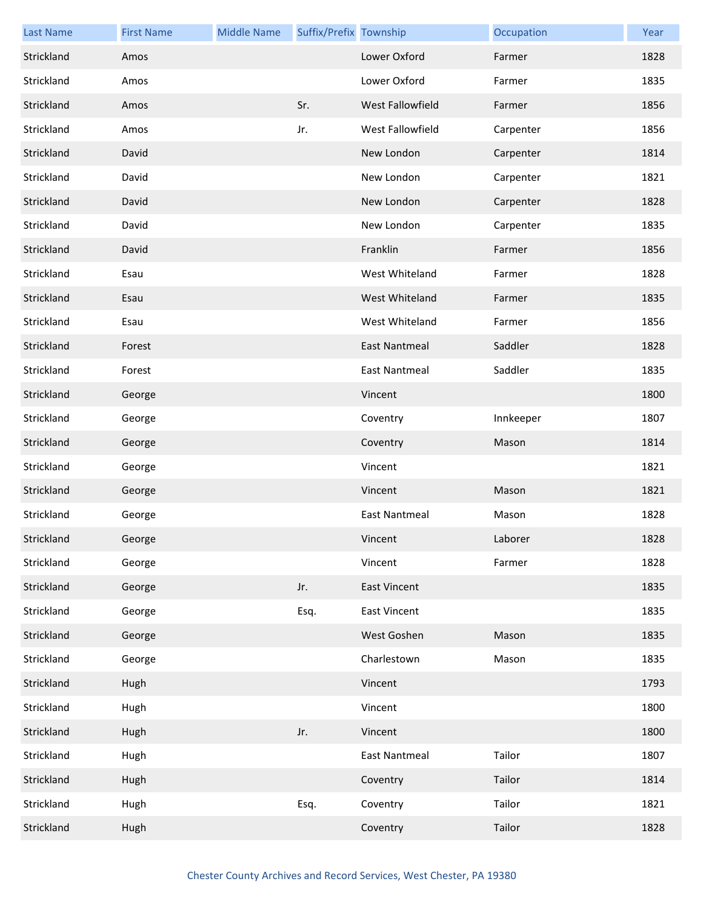| Last Name | First Name | Middle Name | Suffix/Prefix | Township | Occupation | Year |
|---|---|---|---|---|---|---|
| Strickland | Amos | | | Lower Oxford | Farmer | 1828 |
| Strickland | Amos | | | Lower Oxford | Farmer | 1835 |
| Strickland | Amos | | Sr. | West Fallowfield | Farmer | 1856 |
| Strickland | Amos | | Jr. | West Fallowfield | Carpenter | 1856 |
| Strickland | David | | | New London | Carpenter | 1814 |
| Strickland | David | | | New London | Carpenter | 1821 |
| Strickland | David | | | New London | Carpenter | 1828 |
| Strickland | David | | | New London | Carpenter | 1835 |
| Strickland | David | | | Franklin | Farmer | 1856 |
| Strickland | Esau | | | West Whiteland | Farmer | 1828 |
| Strickland | Esau | | | West Whiteland | Farmer | 1835 |
| Strickland | Esau | | | West Whiteland | Farmer | 1856 |
| Strickland | Forest | | | East Nantmeal | Saddler | 1828 |
| Strickland | Forest | | | East Nantmeal | Saddler | 1835 |
| Strickland | George | | | Vincent | | 1800 |
| Strickland | George | | | Coventry | Innkeeper | 1807 |
| Strickland | George | | | Coventry | Mason | 1814 |
| Strickland | George | | | Vincent | | 1821 |
| Strickland | George | | | Vincent | Mason | 1821 |
| Strickland | George | | | East Nantmeal | Mason | 1828 |
| Strickland | George | | | Vincent | Laborer | 1828 |
| Strickland | George | | | Vincent | Farmer | 1828 |
| Strickland | George | | Jr. | East Vincent | | 1835 |
| Strickland | George | | Esq. | East Vincent | | 1835 |
| Strickland | George | | | West Goshen | Mason | 1835 |
| Strickland | George | | | Charlestown | Mason | 1835 |
| Strickland | Hugh | | | Vincent | | 1793 |
| Strickland | Hugh | | | Vincent | | 1800 |
| Strickland | Hugh | | Jr. | Vincent | | 1800 |
| Strickland | Hugh | | | East Nantmeal | Tailor | 1807 |
| Strickland | Hugh | | | Coventry | Tailor | 1814 |
| Strickland | Hugh | | Esq. | Coventry | Tailor | 1821 |
| Strickland | Hugh | | | Coventry | Tailor | 1828 |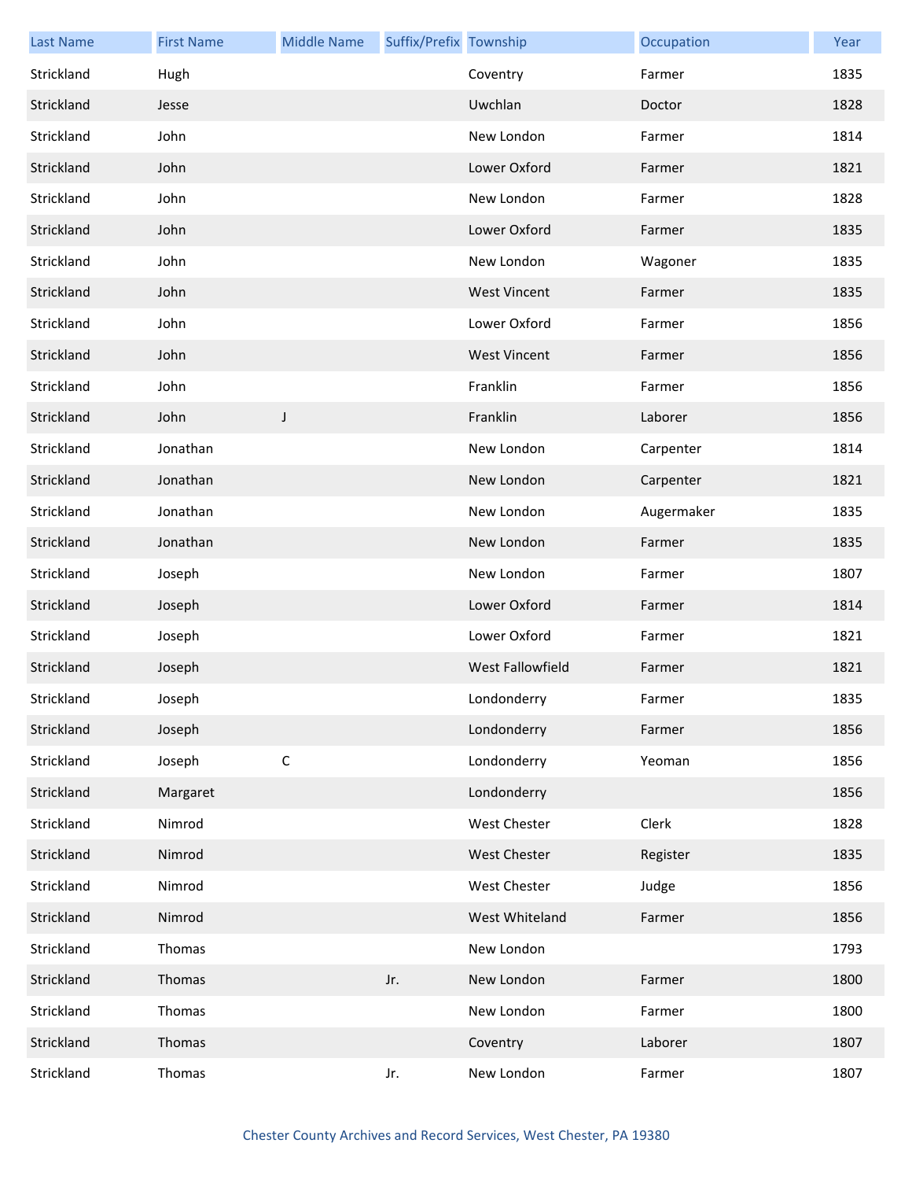| Last Name | First Name | Middle Name | Suffix/Prefix | Township | Occupation | Year |
|---|---|---|---|---|---|---|
| Strickland | Hugh | | | Coventry | Farmer | 1835 |
| Strickland | Jesse | | | Uwchlan | Doctor | 1828 |
| Strickland | John | | | New London | Farmer | 1814 |
| Strickland | John | | | Lower Oxford | Farmer | 1821 |
| Strickland | John | | | New London | Farmer | 1828 |
| Strickland | John | | | Lower Oxford | Farmer | 1835 |
| Strickland | John | | | New London | Wagoner | 1835 |
| Strickland | John | | | West Vincent | Farmer | 1835 |
| Strickland | John | | | Lower Oxford | Farmer | 1856 |
| Strickland | John | | | West Vincent | Farmer | 1856 |
| Strickland | John | | | Franklin | Farmer | 1856 |
| Strickland | John | J | | Franklin | Laborer | 1856 |
| Strickland | Jonathan | | | New London | Carpenter | 1814 |
| Strickland | Jonathan | | | New London | Carpenter | 1821 |
| Strickland | Jonathan | | | New London | Augermaker | 1835 |
| Strickland | Jonathan | | | New London | Farmer | 1835 |
| Strickland | Joseph | | | New London | Farmer | 1807 |
| Strickland | Joseph | | | Lower Oxford | Farmer | 1814 |
| Strickland | Joseph | | | Lower Oxford | Farmer | 1821 |
| Strickland | Joseph | | | West Fallowfield | Farmer | 1821 |
| Strickland | Joseph | | | Londonderry | Farmer | 1835 |
| Strickland | Joseph | | | Londonderry | Farmer | 1856 |
| Strickland | Joseph | C | | Londonderry | Yeoman | 1856 |
| Strickland | Margaret | | | Londonderry | | 1856 |
| Strickland | Nimrod | | | West Chester | Clerk | 1828 |
| Strickland | Nimrod | | | West Chester | Register | 1835 |
| Strickland | Nimrod | | | West Chester | Judge | 1856 |
| Strickland | Nimrod | | | West Whiteland | Farmer | 1856 |
| Strickland | Thomas | | | New London | | 1793 |
| Strickland | Thomas | | Jr. | New London | Farmer | 1800 |
| Strickland | Thomas | | | New London | Farmer | 1800 |
| Strickland | Thomas | | | Coventry | Laborer | 1807 |
| Strickland | Thomas | | Jr. | New London | Farmer | 1807 |

Chester County Archives and Record Services, West Chester, PA 19380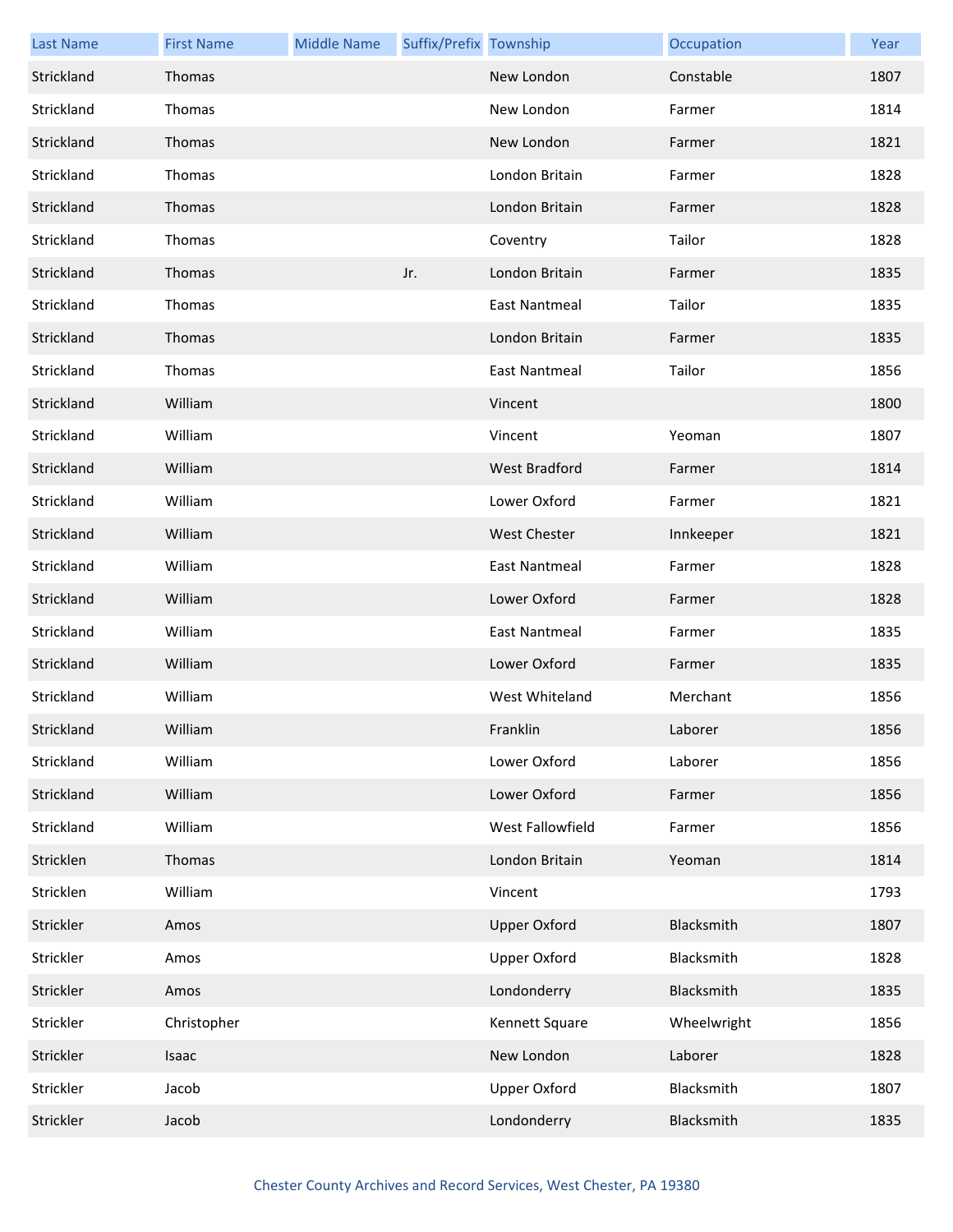| Last Name | First Name | Middle Name | Suffix/Prefix | Township | Occupation | Year |
|---|---|---|---|---|---|---|
| Strickland | Thomas | | | New London | Constable | 1807 |
| Strickland | Thomas | | | New London | Farmer | 1814 |
| Strickland | Thomas | | | New London | Farmer | 1821 |
| Strickland | Thomas | | | London Britain | Farmer | 1828 |
| Strickland | Thomas | | | London Britain | Farmer | 1828 |
| Strickland | Thomas | | | Coventry | Tailor | 1828 |
| Strickland | Thomas | | Jr. | London Britain | Farmer | 1835 |
| Strickland | Thomas | | | East Nantmeal | Tailor | 1835 |
| Strickland | Thomas | | | London Britain | Farmer | 1835 |
| Strickland | Thomas | | | East Nantmeal | Tailor | 1856 |
| Strickland | William | | | Vincent | | 1800 |
| Strickland | William | | | Vincent | Yeoman | 1807 |
| Strickland | William | | | West Bradford | Farmer | 1814 |
| Strickland | William | | | Lower Oxford | Farmer | 1821 |
| Strickland | William | | | West Chester | Innkeeper | 1821 |
| Strickland | William | | | East Nantmeal | Farmer | 1828 |
| Strickland | William | | | Lower Oxford | Farmer | 1828 |
| Strickland | William | | | East Nantmeal | Farmer | 1835 |
| Strickland | William | | | Lower Oxford | Farmer | 1835 |
| Strickland | William | | | West Whiteland | Merchant | 1856 |
| Strickland | William | | | Franklin | Laborer | 1856 |
| Strickland | William | | | Lower Oxford | Laborer | 1856 |
| Strickland | William | | | Lower Oxford | Farmer | 1856 |
| Strickland | William | | | West Fallowfield | Farmer | 1856 |
| Stricklen | Thomas | | | London Britain | Yeoman | 1814 |
| Stricklen | William | | | Vincent | | 1793 |
| Strickler | Amos | | | Upper Oxford | Blacksmith | 1807 |
| Strickler | Amos | | | Upper Oxford | Blacksmith | 1828 |
| Strickler | Amos | | | Londonderry | Blacksmith | 1835 |
| Strickler | Christopher | | | Kennett Square | Wheelwright | 1856 |
| Strickler | Isaac | | | New London | Laborer | 1828 |
| Strickler | Jacob | | | Upper Oxford | Blacksmith | 1807 |
| Strickler | Jacob | | | Londonderry | Blacksmith | 1835 |

Chester County Archives and Record Services, West Chester, PA 19380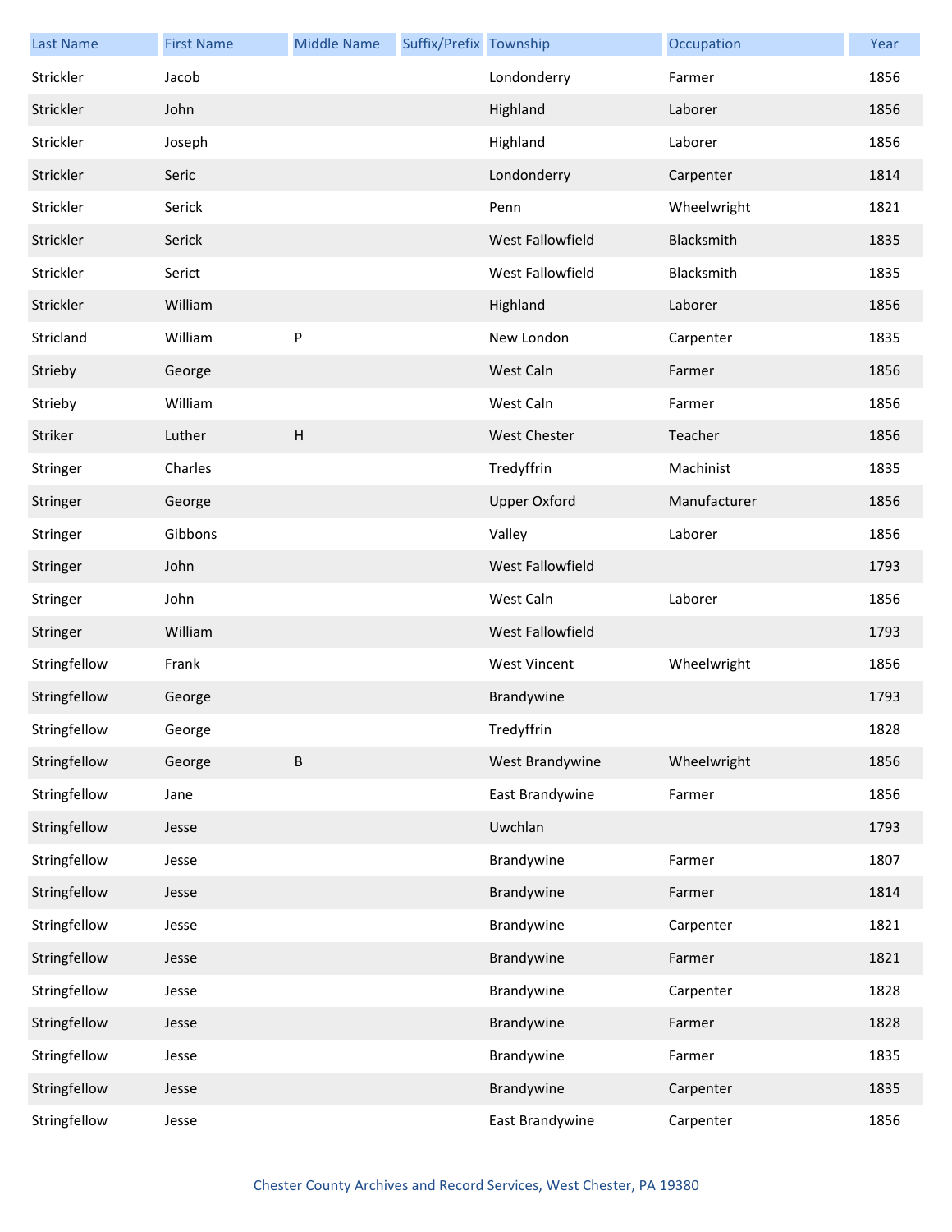| Last Name | First Name | Middle Name | Suffix/Prefix | Township | Occupation | Year |
|---|---|---|---|---|---|---|
| Strickler | Jacob | | | Londonderry | Farmer | 1856 |
| Strickler | John | | | Highland | Laborer | 1856 |
| Strickler | Joseph | | | Highland | Laborer | 1856 |
| Strickler | Seric | | | Londonderry | Carpenter | 1814 |
| Strickler | Serick | | | Penn | Wheelwright | 1821 |
| Strickler | Serick | | | West Fallowfield | Blacksmith | 1835 |
| Strickler | Serict | | | West Fallowfield | Blacksmith | 1835 |
| Strickler | William | | | Highland | Laborer | 1856 |
| Stricland | William | P | | New London | Carpenter | 1835 |
| Strieby | George | | | West Caln | Farmer | 1856 |
| Strieby | William | | | West Caln | Farmer | 1856 |
| Striker | Luther | H | | West Chester | Teacher | 1856 |
| Stringer | Charles | | | Tredyffrin | Machinist | 1835 |
| Stringer | George | | | Upper Oxford | Manufacturer | 1856 |
| Stringer | Gibbons | | | Valley | Laborer | 1856 |
| Stringer | John | | | West Fallowfield | | 1793 |
| Stringer | John | | | West Caln | Laborer | 1856 |
| Stringer | William | | | West Fallowfield | | 1793 |
| Stringfellow | Frank | | | West Vincent | Wheelwright | 1856 |
| Stringfellow | George | | | Brandywine | | 1793 |
| Stringfellow | George | | | Tredyffrin | | 1828 |
| Stringfellow | George | B | | West Brandywine | Wheelwright | 1856 |
| Stringfellow | Jane | | | East Brandywine | Farmer | 1856 |
| Stringfellow | Jesse | | | Uwchlan | | 1793 |
| Stringfellow | Jesse | | | Brandywine | Farmer | 1807 |
| Stringfellow | Jesse | | | Brandywine | Farmer | 1814 |
| Stringfellow | Jesse | | | Brandywine | Carpenter | 1821 |
| Stringfellow | Jesse | | | Brandywine | Farmer | 1821 |
| Stringfellow | Jesse | | | Brandywine | Carpenter | 1828 |
| Stringfellow | Jesse | | | Brandywine | Farmer | 1828 |
| Stringfellow | Jesse | | | Brandywine | Farmer | 1835 |
| Stringfellow | Jesse | | | Brandywine | Carpenter | 1835 |
| Stringfellow | Jesse | | | East Brandywine | Carpenter | 1856 |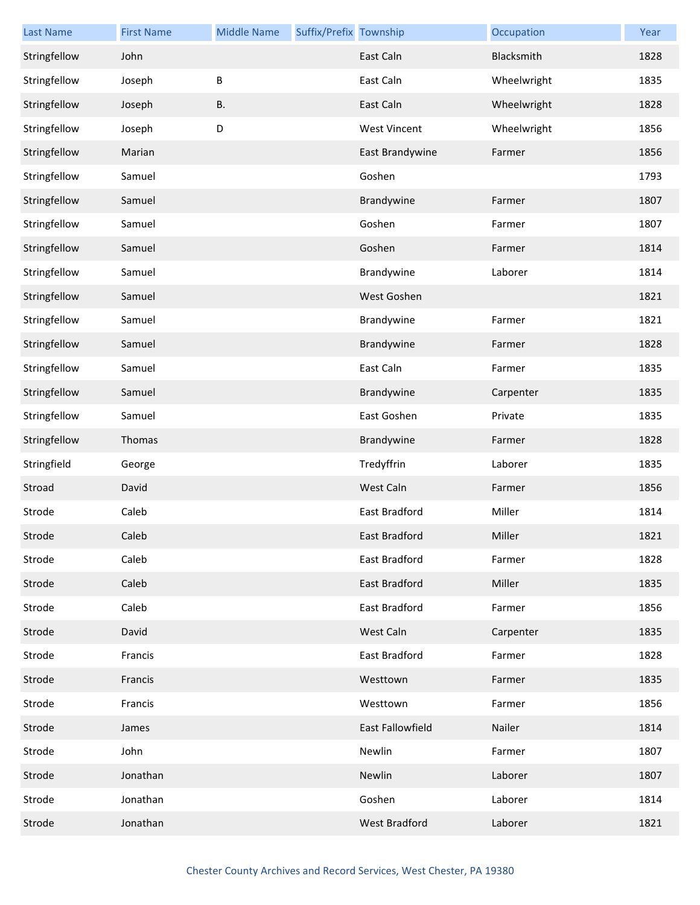| Last Name | First Name | Middle Name | Suffix/Prefix | Township | Occupation | Year |
|---|---|---|---|---|---|---|
| Stringfellow | John | | | East Caln | Blacksmith | 1828 |
| Stringfellow | Joseph | B | | East Caln | Wheelwright | 1835 |
| Stringfellow | Joseph | B. | | East Caln | Wheelwright | 1828 |
| Stringfellow | Joseph | D | | West Vincent | Wheelwright | 1856 |
| Stringfellow | Marian | | | East Brandywine | Farmer | 1856 |
| Stringfellow | Samuel | | | Goshen | | 1793 |
| Stringfellow | Samuel | | | Brandywine | Farmer | 1807 |
| Stringfellow | Samuel | | | Goshen | Farmer | 1807 |
| Stringfellow | Samuel | | | Goshen | Farmer | 1814 |
| Stringfellow | Samuel | | | Brandywine | Laborer | 1814 |
| Stringfellow | Samuel | | | West Goshen | | 1821 |
| Stringfellow | Samuel | | | Brandywine | Farmer | 1821 |
| Stringfellow | Samuel | | | Brandywine | Farmer | 1828 |
| Stringfellow | Samuel | | | East Caln | Farmer | 1835 |
| Stringfellow | Samuel | | | Brandywine | Carpenter | 1835 |
| Stringfellow | Samuel | | | East Goshen | Private | 1835 |
| Stringfellow | Thomas | | | Brandywine | Farmer | 1828 |
| Stringfield | George | | | Tredyffrin | Laborer | 1835 |
| Stroad | David | | | West Caln | Farmer | 1856 |
| Strode | Caleb | | | East Bradford | Miller | 1814 |
| Strode | Caleb | | | East Bradford | Miller | 1821 |
| Strode | Caleb | | | East Bradford | Farmer | 1828 |
| Strode | Caleb | | | East Bradford | Miller | 1835 |
| Strode | Caleb | | | East Bradford | Farmer | 1856 |
| Strode | David | | | West Caln | Carpenter | 1835 |
| Strode | Francis | | | East Bradford | Farmer | 1828 |
| Strode | Francis | | | Westtown | Farmer | 1835 |
| Strode | Francis | | | Westtown | Farmer | 1856 |
| Strode | James | | | East Fallowfield | Nailer | 1814 |
| Strode | John | | | Newlin | Farmer | 1807 |
| Strode | Jonathan | | | Newlin | Laborer | 1807 |
| Strode | Jonathan | | | Goshen | Laborer | 1814 |
| Strode | Jonathan | | | West Bradford | Laborer | 1821 |

Chester County Archives and Record Services, West Chester, PA 19380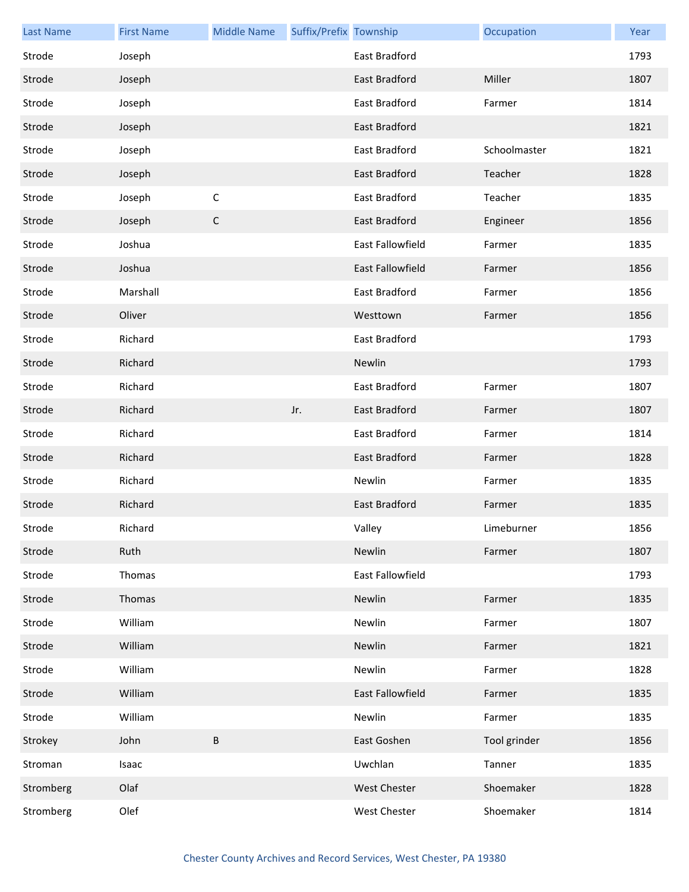| Last Name | First Name | Middle Name | Suffix/Prefix | Township | Occupation | Year |
| --- | --- | --- | --- | --- | --- | --- |
| Strode | Joseph | | | East Bradford | | 1793 |
| Strode | Joseph | | | East Bradford | Miller | 1807 |
| Strode | Joseph | | | East Bradford | Farmer | 1814 |
| Strode | Joseph | | | East Bradford | | 1821 |
| Strode | Joseph | | | East Bradford | Schoolmaster | 1821 |
| Strode | Joseph | | | East Bradford | Teacher | 1828 |
| Strode | Joseph | C | | East Bradford | Teacher | 1835 |
| Strode | Joseph | C | | East Bradford | Engineer | 1856 |
| Strode | Joshua | | | East Fallowfield | Farmer | 1835 |
| Strode | Joshua | | | East Fallowfield | Farmer | 1856 |
| Strode | Marshall | | | East Bradford | Farmer | 1856 |
| Strode | Oliver | | | Westtown | Farmer | 1856 |
| Strode | Richard | | | East Bradford | | 1793 |
| Strode | Richard | | | Newlin | | 1793 |
| Strode | Richard | | | East Bradford | Farmer | 1807 |
| Strode | Richard | | Jr. | East Bradford | Farmer | 1807 |
| Strode | Richard | | | East Bradford | Farmer | 1814 |
| Strode | Richard | | | East Bradford | Farmer | 1828 |
| Strode | Richard | | | Newlin | Farmer | 1835 |
| Strode | Richard | | | East Bradford | Farmer | 1835 |
| Strode | Richard | | | Valley | Limeburner | 1856 |
| Strode | Ruth | | | Newlin | Farmer | 1807 |
| Strode | Thomas | | | East Fallowfield | | 1793 |
| Strode | Thomas | | | Newlin | Farmer | 1835 |
| Strode | William | | | Newlin | Farmer | 1807 |
| Strode | William | | | Newlin | Farmer | 1821 |
| Strode | William | | | Newlin | Farmer | 1828 |
| Strode | William | | | East Fallowfield | Farmer | 1835 |
| Strode | William | | | Newlin | Farmer | 1835 |
| Strokey | John | B | | East Goshen | Tool grinder | 1856 |
| Stroman | Isaac | | | Uwchlan | Tanner | 1835 |
| Stromberg | Olaf | | | West Chester | Shoemaker | 1828 |
| Stromberg | Olef | | | West Chester | Shoemaker | 1814 |

Chester County Archives and Record Services, West Chester, PA 19380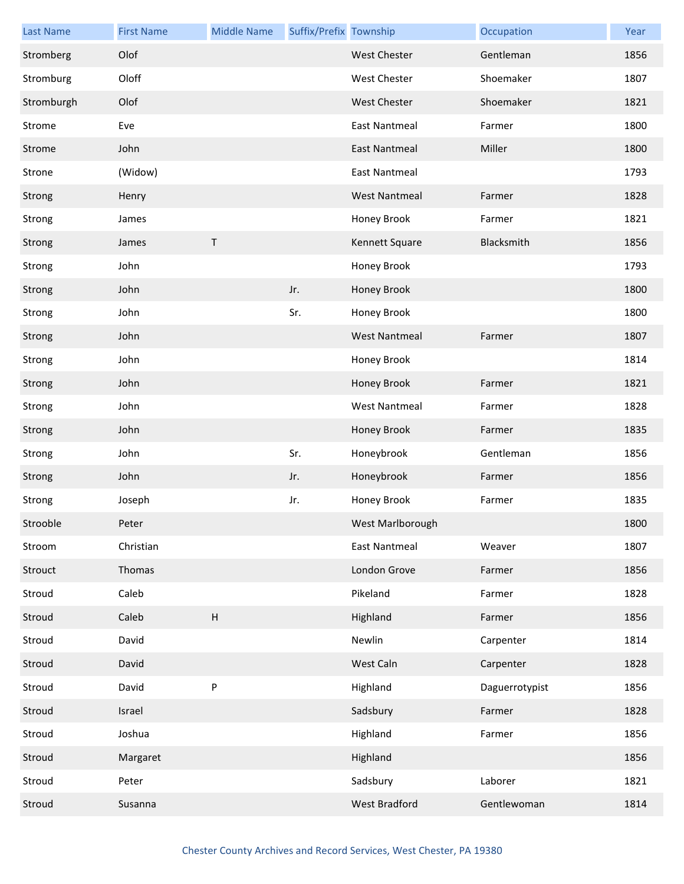| Last Name | First Name | Middle Name | Suffix/Prefix | Township | Occupation | Year |
|---|---|---|---|---|---|---|
| Stromberg | Olof | | | West Chester | Gentleman | 1856 |
| Stromburg | Oloff | | | West Chester | Shoemaker | 1807 |
| Stromburgh | Olof | | | West Chester | Shoemaker | 1821 |
| Strome | Eve | | | East Nantmeal | Farmer | 1800 |
| Strome | John | | | East Nantmeal | Miller | 1800 |
| Strone | (Widow) | | | East Nantmeal | | 1793 |
| Strong | Henry | | | West Nantmeal | Farmer | 1828 |
| Strong | James | | | Honey Brook | Farmer | 1821 |
| Strong | James | T | | Kennett Square | Blacksmith | 1856 |
| Strong | John | | | Honey Brook | | 1793 |
| Strong | John | | Jr. | Honey Brook | | 1800 |
| Strong | John | | Sr. | Honey Brook | | 1800 |
| Strong | John | | | West Nantmeal | Farmer | 1807 |
| Strong | John | | | Honey Brook | | 1814 |
| Strong | John | | | Honey Brook | Farmer | 1821 |
| Strong | John | | | West Nantmeal | Farmer | 1828 |
| Strong | John | | | Honey Brook | Farmer | 1835 |
| Strong | John | | Sr. | Honeybrook | Gentleman | 1856 |
| Strong | John | | Jr. | Honeybrook | Farmer | 1856 |
| Strong | Joseph | | Jr. | Honey Brook | Farmer | 1835 |
| Strooble | Peter | | | West Marlborough | | 1800 |
| Stroom | Christian | | | East Nantmeal | Weaver | 1807 |
| Strouct | Thomas | | | London Grove | Farmer | 1856 |
| Stroud | Caleb | | | Pikeland | Farmer | 1828 |
| Stroud | Caleb | H | | Highland | Farmer | 1856 |
| Stroud | David | | | Newlin | Carpenter | 1814 |
| Stroud | David | | | West Caln | Carpenter | 1828 |
| Stroud | David | P | | Highland | Daguerrotypist | 1856 |
| Stroud | Israel | | | Sadsbury | Farmer | 1828 |
| Stroud | Joshua | | | Highland | Farmer | 1856 |
| Stroud | Margaret | | | Highland | | 1856 |
| Stroud | Peter | | | Sadsbury | Laborer | 1821 |
| Stroud | Susanna | | | West Bradford | Gentlewoman | 1814 |

Chester County Archives and Record Services, West Chester, PA 19380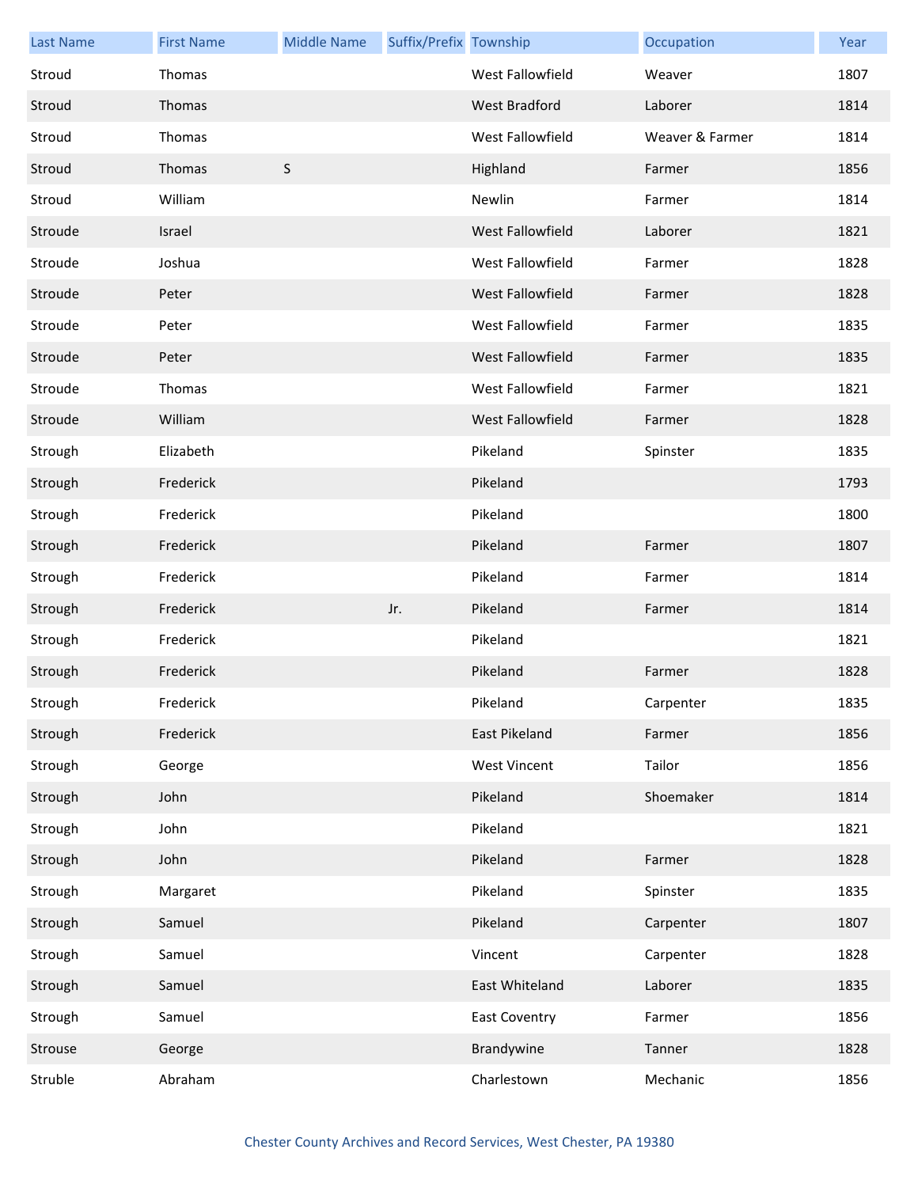| Last Name | First Name | Middle Name | Suffix/Prefix | Township | Occupation | Year |
|---|---|---|---|---|---|---|
| Stroud | Thomas | | | West Fallowfield | Weaver | 1807 |
| Stroud | Thomas | | | West Bradford | Laborer | 1814 |
| Stroud | Thomas | | | West Fallowfield | Weaver & Farmer | 1814 |
| Stroud | Thomas | S | | Highland | Farmer | 1856 |
| Stroud | William | | | Newlin | Farmer | 1814 |
| Stroude | Israel | | | West Fallowfield | Laborer | 1821 |
| Stroude | Joshua | | | West Fallowfield | Farmer | 1828 |
| Stroude | Peter | | | West Fallowfield | Farmer | 1828 |
| Stroude | Peter | | | West Fallowfield | Farmer | 1835 |
| Stroude | Peter | | | West Fallowfield | Farmer | 1835 |
| Stroude | Thomas | | | West Fallowfield | Farmer | 1821 |
| Stroude | William | | | West Fallowfield | Farmer | 1828 |
| Strough | Elizabeth | | | Pikeland | Spinster | 1835 |
| Strough | Frederick | | | Pikeland | | 1793 |
| Strough | Frederick | | | Pikeland | | 1800 |
| Strough | Frederick | | | Pikeland | Farmer | 1807 |
| Strough | Frederick | | | Pikeland | Farmer | 1814 |
| Strough | Frederick | | Jr. | Pikeland | Farmer | 1814 |
| Strough | Frederick | | | Pikeland | | 1821 |
| Strough | Frederick | | | Pikeland | Farmer | 1828 |
| Strough | Frederick | | | Pikeland | Carpenter | 1835 |
| Strough | Frederick | | | East Pikeland | Farmer | 1856 |
| Strough | George | | | West Vincent | Tailor | 1856 |
| Strough | John | | | Pikeland | Shoemaker | 1814 |
| Strough | John | | | Pikeland | | 1821 |
| Strough | John | | | Pikeland | Farmer | 1828 |
| Strough | Margaret | | | Pikeland | Spinster | 1835 |
| Strough | Samuel | | | Pikeland | Carpenter | 1807 |
| Strough | Samuel | | | Vincent | Carpenter | 1828 |
| Strough | Samuel | | | East Whiteland | Laborer | 1835 |
| Strough | Samuel | | | East Coventry | Farmer | 1856 |
| Strouse | George | | | Brandywine | Tanner | 1828 |
| Struble | Abraham | | | Charlestown | Mechanic | 1856 |

Chester County Archives and Record Services, West Chester, PA 19380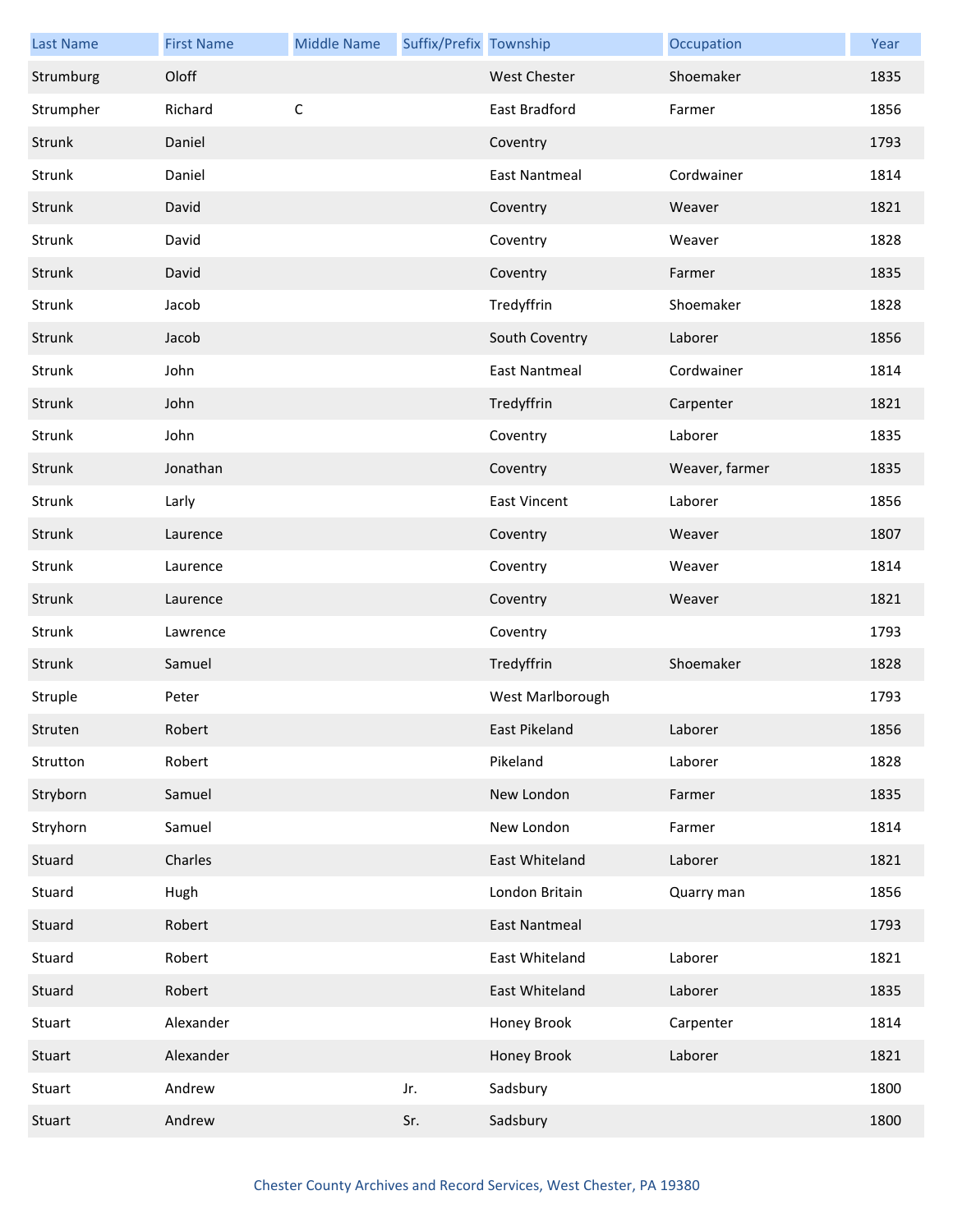| Last Name | First Name | Middle Name | Suffix/Prefix | Township | Occupation | Year |
|---|---|---|---|---|---|---|
| Strumburg | Oloff | | | West Chester | Shoemaker | 1835 |
| Strumpher | Richard | C | | East Bradford | Farmer | 1856 |
| Strunk | Daniel | | | Coventry | | 1793 |
| Strunk | Daniel | | | East Nantmeal | Cordwainer | 1814 |
| Strunk | David | | | Coventry | Weaver | 1821 |
| Strunk | David | | | Coventry | Weaver | 1828 |
| Strunk | David | | | Coventry | Farmer | 1835 |
| Strunk | Jacob | | | Tredyffrin | Shoemaker | 1828 |
| Strunk | Jacob | | | South Coventry | Laborer | 1856 |
| Strunk | John | | | East Nantmeal | Cordwainer | 1814 |
| Strunk | John | | | Tredyffrin | Carpenter | 1821 |
| Strunk | John | | | Coventry | Laborer | 1835 |
| Strunk | Jonathan | | | Coventry | Weaver, farmer | 1835 |
| Strunk | Larly | | | East Vincent | Laborer | 1856 |
| Strunk | Laurence | | | Coventry | Weaver | 1807 |
| Strunk | Laurence | | | Coventry | Weaver | 1814 |
| Strunk | Laurence | | | Coventry | Weaver | 1821 |
| Strunk | Lawrence | | | Coventry | | 1793 |
| Strunk | Samuel | | | Tredyffrin | Shoemaker | 1828 |
| Struple | Peter | | | West Marlborough | | 1793 |
| Struten | Robert | | | East Pikeland | Laborer | 1856 |
| Strutton | Robert | | | Pikeland | Laborer | 1828 |
| Stryborn | Samuel | | | New London | Farmer | 1835 |
| Stryhorn | Samuel | | | New London | Farmer | 1814 |
| Stuard | Charles | | | East Whiteland | Laborer | 1821 |
| Stuard | Hugh | | | London Britain | Quarry man | 1856 |
| Stuard | Robert | | | East Nantmeal | | 1793 |
| Stuard | Robert | | | East Whiteland | Laborer | 1821 |
| Stuard | Robert | | | East Whiteland | Laborer | 1835 |
| Stuart | Alexander | | | Honey Brook | Carpenter | 1814 |
| Stuart | Alexander | | | Honey Brook | Laborer | 1821 |
| Stuart | Andrew | | Jr. | Sadsbury | | 1800 |
| Stuart | Andrew | | Sr. | Sadsbury | | 1800 |

Chester County Archives and Record Services, West Chester, PA 19380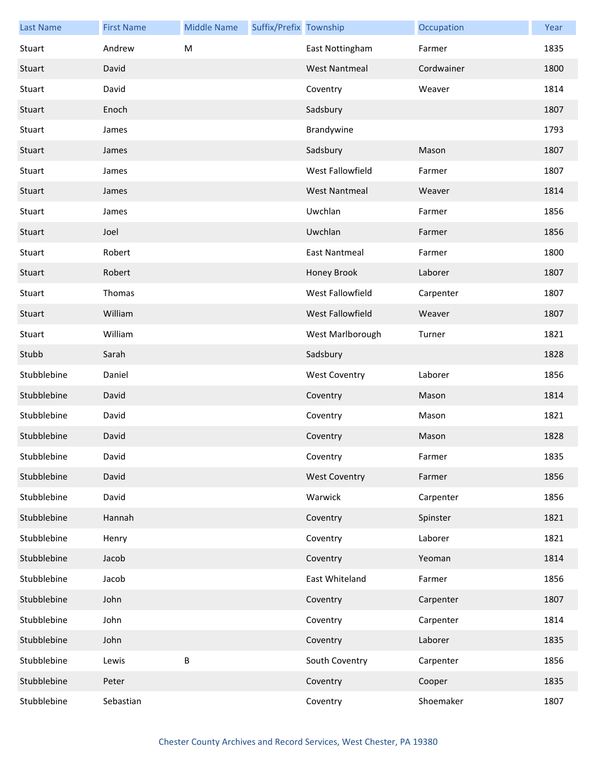| Last Name | First Name | Middle Name | Suffix/Prefix | Township | Occupation | Year |
| --- | --- | --- | --- | --- | --- | --- |
| Stuart | Andrew | M | | East Nottingham | Farmer | 1835 |
| Stuart | David | | | West Nantmeal | Cordwainer | 1800 |
| Stuart | David | | | Coventry | Weaver | 1814 |
| Stuart | Enoch | | | Sadsbury | | 1807 |
| Stuart | James | | | Brandywine | | 1793 |
| Stuart | James | | | Sadsbury | Mason | 1807 |
| Stuart | James | | | West Fallowfield | Farmer | 1807 |
| Stuart | James | | | West Nantmeal | Weaver | 1814 |
| Stuart | James | | | Uwchlan | Farmer | 1856 |
| Stuart | Joel | | | Uwchlan | Farmer | 1856 |
| Stuart | Robert | | | East Nantmeal | Farmer | 1800 |
| Stuart | Robert | | | Honey Brook | Laborer | 1807 |
| Stuart | Thomas | | | West Fallowfield | Carpenter | 1807 |
| Stuart | William | | | West Fallowfield | Weaver | 1807 |
| Stuart | William | | | West Marlborough | Turner | 1821 |
| Stubb | Sarah | | | Sadsbury | | 1828 |
| Stubblebine | Daniel | | | West Coventry | Laborer | 1856 |
| Stubblebine | David | | | Coventry | Mason | 1814 |
| Stubblebine | David | | | Coventry | Mason | 1821 |
| Stubblebine | David | | | Coventry | Mason | 1828 |
| Stubblebine | David | | | Coventry | Farmer | 1835 |
| Stubblebine | David | | | West Coventry | Farmer | 1856 |
| Stubblebine | David | | | Warwick | Carpenter | 1856 |
| Stubblebine | Hannah | | | Coventry | Spinster | 1821 |
| Stubblebine | Henry | | | Coventry | Laborer | 1821 |
| Stubblebine | Jacob | | | Coventry | Yeoman | 1814 |
| Stubblebine | Jacob | | | East Whiteland | Farmer | 1856 |
| Stubblebine | John | | | Coventry | Carpenter | 1807 |
| Stubblebine | John | | | Coventry | Carpenter | 1814 |
| Stubblebine | John | | | Coventry | Laborer | 1835 |
| Stubblebine | Lewis | B | | South Coventry | Carpenter | 1856 |
| Stubblebine | Peter | | | Coventry | Cooper | 1835 |
| Stubblebine | Sebastian | | | Coventry | Shoemaker | 1807 |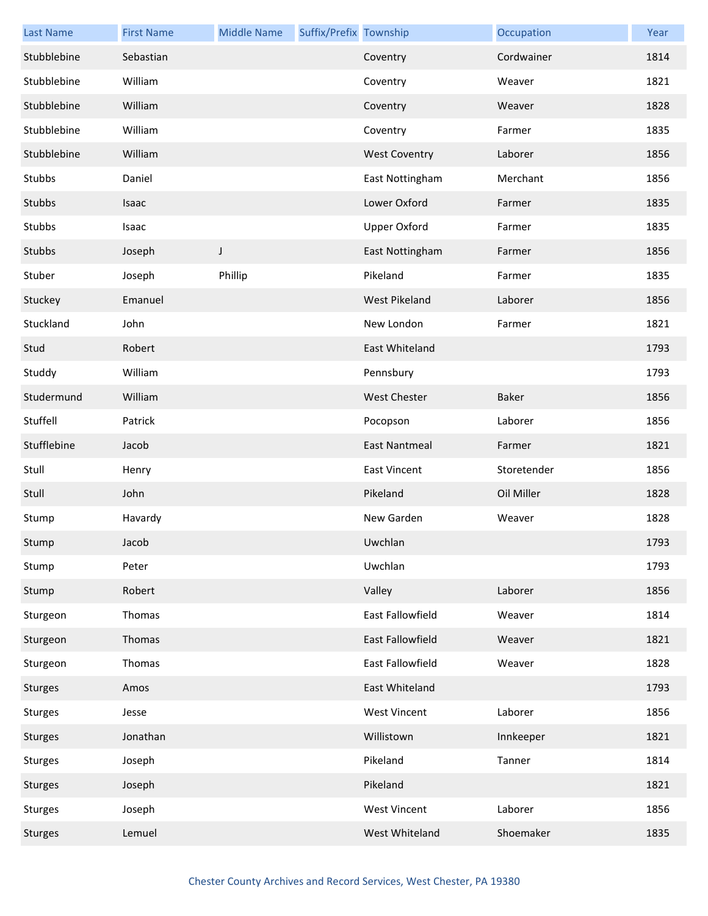| Last Name | First Name | Middle Name | Suffix/Prefix | Township | Occupation | Year |
|---|---|---|---|---|---|---|
| Stubblebine | Sebastian | | | Coventry | Cordwainer | 1814 |
| Stubblebine | William | | | Coventry | Weaver | 1821 |
| Stubblebine | William | | | Coventry | Weaver | 1828 |
| Stubblebine | William | | | Coventry | Farmer | 1835 |
| Stubblebine | William | | | West Coventry | Laborer | 1856 |
| Stubbs | Daniel | | | East Nottingham | Merchant | 1856 |
| Stubbs | Isaac | | | Lower Oxford | Farmer | 1835 |
| Stubbs | Isaac | | | Upper Oxford | Farmer | 1835 |
| Stubbs | Joseph | J | | East Nottingham | Farmer | 1856 |
| Stuber | Joseph | Phillip | | Pikeland | Farmer | 1835 |
| Stuckey | Emanuel | | | West Pikeland | Laborer | 1856 |
| Stuckland | John | | | New London | Farmer | 1821 |
| Stud | Robert | | | East Whiteland | | 1793 |
| Studdy | William | | | Pennsbury | | 1793 |
| Studermund | William | | | West Chester | Baker | 1856 |
| Stuffell | Patrick | | | Pocopson | Laborer | 1856 |
| Stufflebine | Jacob | | | East Nantmeal | Farmer | 1821 |
| Stull | Henry | | | East Vincent | Storetender | 1856 |
| Stull | John | | | Pikeland | Oil Miller | 1828 |
| Stump | Havardy | | | New Garden | Weaver | 1828 |
| Stump | Jacob | | | Uwchlan | | 1793 |
| Stump | Peter | | | Uwchlan | | 1793 |
| Stump | Robert | | | Valley | Laborer | 1856 |
| Sturgeon | Thomas | | | East Fallowfield | Weaver | 1814 |
| Sturgeon | Thomas | | | East Fallowfield | Weaver | 1821 |
| Sturgeon | Thomas | | | East Fallowfield | Weaver | 1828 |
| Sturges | Amos | | | East Whiteland | | 1793 |
| Sturges | Jesse | | | West Vincent | Laborer | 1856 |
| Sturges | Jonathan | | | Willistown | Innkeeper | 1821 |
| Sturges | Joseph | | | Pikeland | Tanner | 1814 |
| Sturges | Joseph | | | Pikeland | | 1821 |
| Sturges | Joseph | | | West Vincent | Laborer | 1856 |
| Sturges | Lemuel | | | West Whiteland | Shoemaker | 1835 |

Chester County Archives and Record Services, West Chester, PA 19380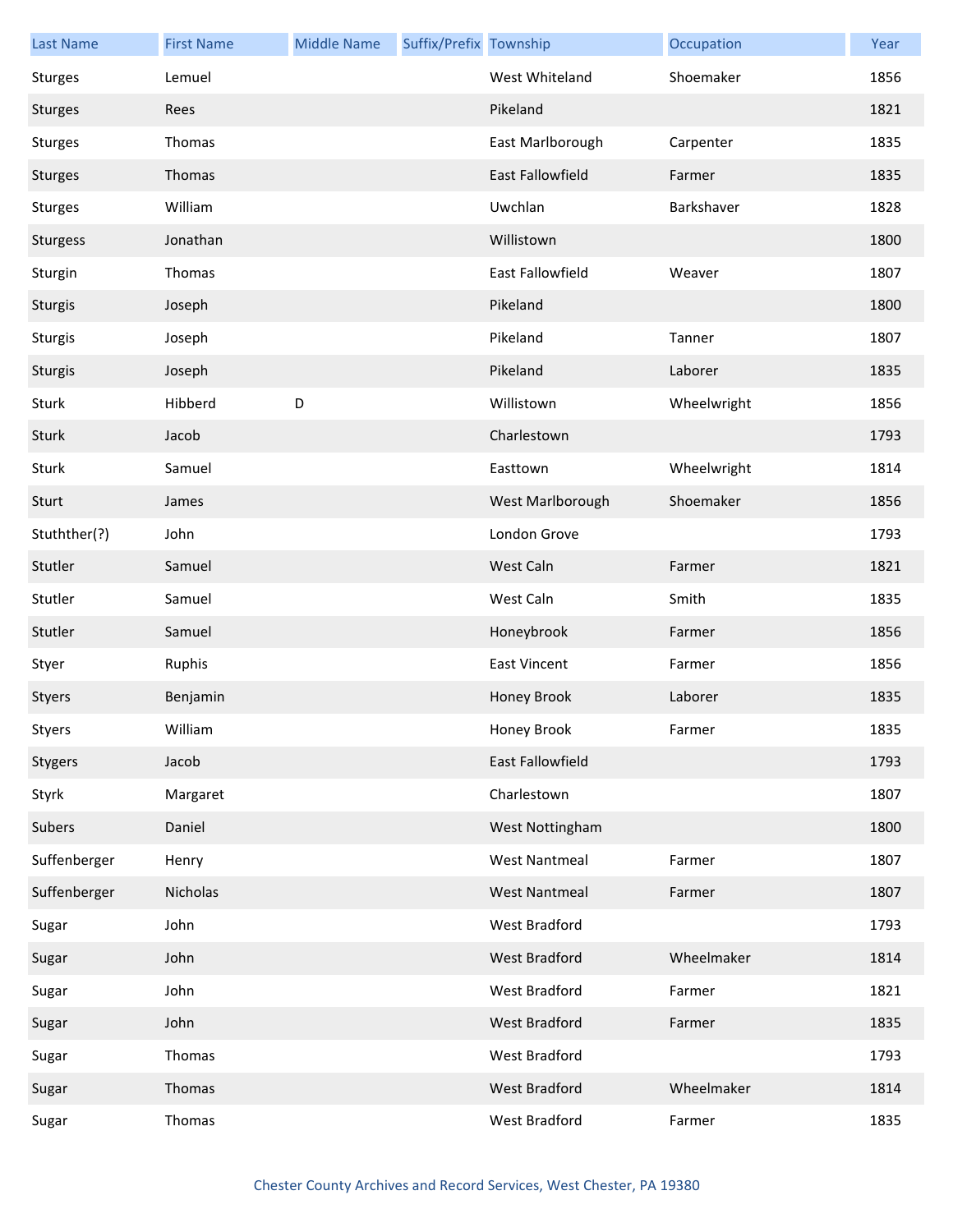| Last Name | First Name | Middle Name | Suffix/Prefix | Township | Occupation | Year |
|---|---|---|---|---|---|---|
| Sturges | Lemuel | | | West Whiteland | Shoemaker | 1856 |
| Sturges | Rees | | | Pikeland | | 1821 |
| Sturges | Thomas | | | East Marlborough | Carpenter | 1835 |
| Sturges | Thomas | | | East Fallowfield | Farmer | 1835 |
| Sturges | William | | | Uwchlan | Barkshaver | 1828 |
| Sturgess | Jonathan | | | Willistown | | 1800 |
| Sturgin | Thomas | | | East Fallowfield | Weaver | 1807 |
| Sturgis | Joseph | | | Pikeland | | 1800 |
| Sturgis | Joseph | | | Pikeland | Tanner | 1807 |
| Sturgis | Joseph | | | Pikeland | Laborer | 1835 |
| Sturk | Hibberd | D | | Willistown | Wheelwright | 1856 |
| Sturk | Jacob | | | Charlestown | | 1793 |
| Sturk | Samuel | | | Easttown | Wheelwright | 1814 |
| Sturt | James | | | West Marlborough | Shoemaker | 1856 |
| Stuthther(?) | John | | | London Grove | | 1793 |
| Stutler | Samuel | | | West Caln | Farmer | 1821 |
| Stutler | Samuel | | | West Caln | Smith | 1835 |
| Stutler | Samuel | | | Honeybrook | Farmer | 1856 |
| Styer | Ruphis | | | East Vincent | Farmer | 1856 |
| Styers | Benjamin | | | Honey Brook | Laborer | 1835 |
| Styers | William | | | Honey Brook | Farmer | 1835 |
| Stygers | Jacob | | | East Fallowfield | | 1793 |
| Styrk | Margaret | | | Charlestown | | 1807 |
| Subers | Daniel | | | West Nottingham | | 1800 |
| Suffenberger | Henry | | | West Nantmeal | Farmer | 1807 |
| Suffenberger | Nicholas | | | West Nantmeal | Farmer | 1807 |
| Sugar | John | | | West Bradford | | 1793 |
| Sugar | John | | | West Bradford | Wheelmaker | 1814 |
| Sugar | John | | | West Bradford | Farmer | 1821 |
| Sugar | John | | | West Bradford | Farmer | 1835 |
| Sugar | Thomas | | | West Bradford | | 1793 |
| Sugar | Thomas | | | West Bradford | Wheelmaker | 1814 |
| Sugar | Thomas | | | West Bradford | Farmer | 1835 |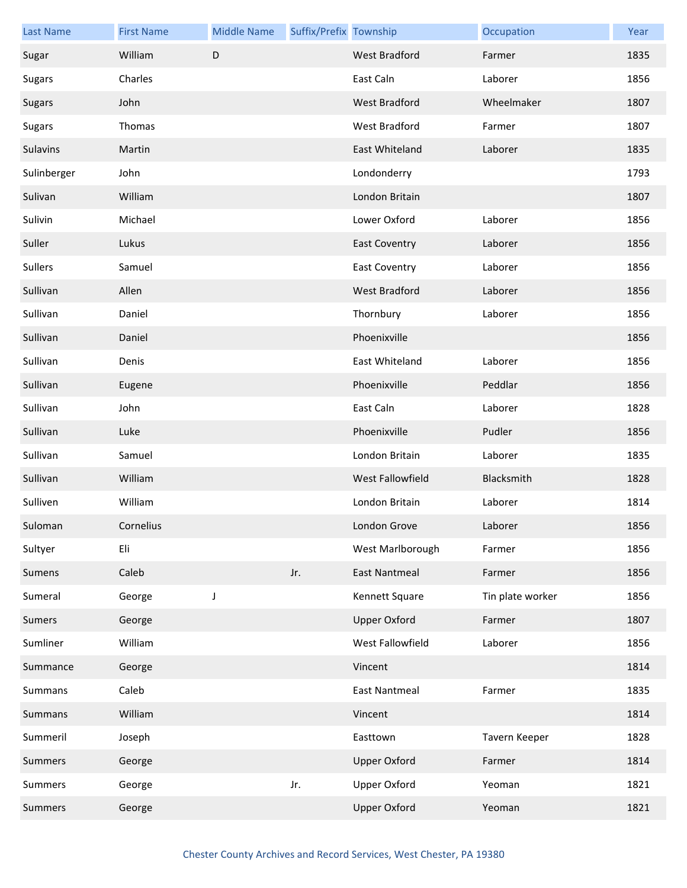| Last Name | First Name | Middle Name | Suffix/Prefix | Township | Occupation | Year |
|---|---|---|---|---|---|---|
| Sugar | William | D | | West Bradford | Farmer | 1835 |
| Sugars | Charles | | | East Caln | Laborer | 1856 |
| Sugars | John | | | West Bradford | Wheelmaker | 1807 |
| Sugars | Thomas | | | West Bradford | Farmer | 1807 |
| Sulavins | Martin | | | East Whiteland | Laborer | 1835 |
| Sulinberger | John | | | Londonderry | | 1793 |
| Sulivan | William | | | London Britain | | 1807 |
| Sulivin | Michael | | | Lower Oxford | Laborer | 1856 |
| Suller | Lukus | | | East Coventry | Laborer | 1856 |
| Sullers | Samuel | | | East Coventry | Laborer | 1856 |
| Sullivan | Allen | | | West Bradford | Laborer | 1856 |
| Sullivan | Daniel | | | Thornbury | Laborer | 1856 |
| Sullivan | Daniel | | | Phoenixville | | 1856 |
| Sullivan | Denis | | | East Whiteland | Laborer | 1856 |
| Sullivan | Eugene | | | Phoenixville | Peddlar | 1856 |
| Sullivan | John | | | East Caln | Laborer | 1828 |
| Sullivan | Luke | | | Phoenixville | Pudler | 1856 |
| Sullivan | Samuel | | | London Britain | Laborer | 1835 |
| Sullivan | William | | | West Fallowfield | Blacksmith | 1828 |
| Sulliven | William | | | London Britain | Laborer | 1814 |
| Suloman | Cornelius | | | London Grove | Laborer | 1856 |
| Sultyer | Eli | | | West Marlborough | Farmer | 1856 |
| Sumens | Caleb | | Jr. | East Nantmeal | Farmer | 1856 |
| Sumeral | George | J | | Kennett Square | Tin plate worker | 1856 |
| Sumers | George | | | Upper Oxford | Farmer | 1807 |
| Sumliner | William | | | West Fallowfield | Laborer | 1856 |
| Summance | George | | | Vincent | | 1814 |
| Summans | Caleb | | | East Nantmeal | Farmer | 1835 |
| Summans | William | | | Vincent | | 1814 |
| Summeril | Joseph | | | Easttown | Tavern Keeper | 1828 |
| Summers | George | | | Upper Oxford | Farmer | 1814 |
| Summers | George | | Jr. | Upper Oxford | Yeoman | 1821 |
| Summers | George | | | Upper Oxford | Yeoman | 1821 |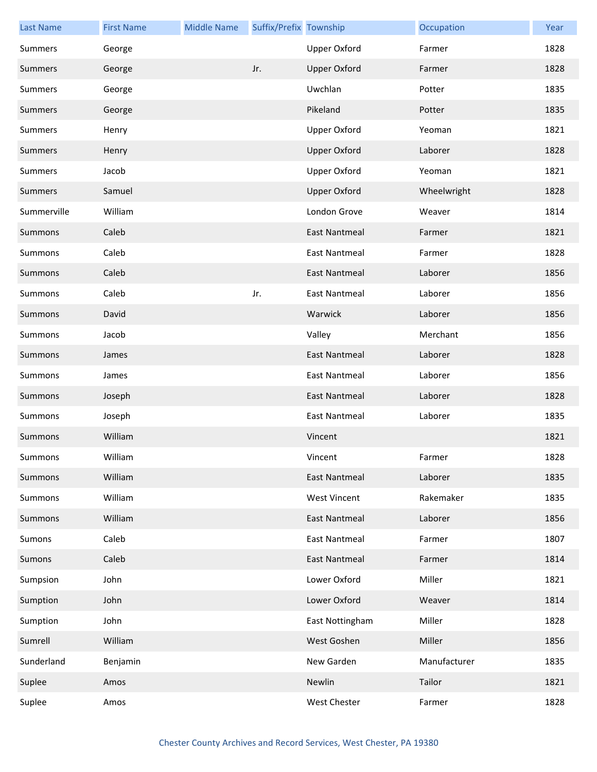| Last Name | First Name | Middle Name | Suffix/Prefix | Township | Occupation | Year |
| --- | --- | --- | --- | --- | --- | --- |
| Summers | George | | | Upper Oxford | Farmer | 1828 |
| Summers | George | | Jr. | Upper Oxford | Farmer | 1828 |
| Summers | George | | | Uwchlan | Potter | 1835 |
| Summers | George | | | Pikeland | Potter | 1835 |
| Summers | Henry | | | Upper Oxford | Yeoman | 1821 |
| Summers | Henry | | | Upper Oxford | Laborer | 1828 |
| Summers | Jacob | | | Upper Oxford | Yeoman | 1821 |
| Summers | Samuel | | | Upper Oxford | Wheelwright | 1828 |
| Summerville | William | | | London Grove | Weaver | 1814 |
| Summons | Caleb | | | East Nantmeal | Farmer | 1821 |
| Summons | Caleb | | | East Nantmeal | Farmer | 1828 |
| Summons | Caleb | | | East Nantmeal | Laborer | 1856 |
| Summons | Caleb | | Jr. | East Nantmeal | Laborer | 1856 |
| Summons | David | | | Warwick | Laborer | 1856 |
| Summons | Jacob | | | Valley | Merchant | 1856 |
| Summons | James | | | East Nantmeal | Laborer | 1828 |
| Summons | James | | | East Nantmeal | Laborer | 1856 |
| Summons | Joseph | | | East Nantmeal | Laborer | 1828 |
| Summons | Joseph | | | East Nantmeal | Laborer | 1835 |
| Summons | William | | | Vincent | | 1821 |
| Summons | William | | | Vincent | Farmer | 1828 |
| Summons | William | | | East Nantmeal | Laborer | 1835 |
| Summons | William | | | West Vincent | Rakemaker | 1835 |
| Summons | William | | | East Nantmeal | Laborer | 1856 |
| Sumons | Caleb | | | East Nantmeal | Farmer | 1807 |
| Sumons | Caleb | | | East Nantmeal | Farmer | 1814 |
| Sumpsion | John | | | Lower Oxford | Miller | 1821 |
| Sumption | John | | | Lower Oxford | Weaver | 1814 |
| Sumption | John | | | East Nottingham | Miller | 1828 |
| Sumrell | William | | | West Goshen | Miller | 1856 |
| Sunderland | Benjamin | | | New Garden | Manufacturer | 1835 |
| Suplee | Amos | | | Newlin | Tailor | 1821 |
| Suplee | Amos | | | West Chester | Farmer | 1828 |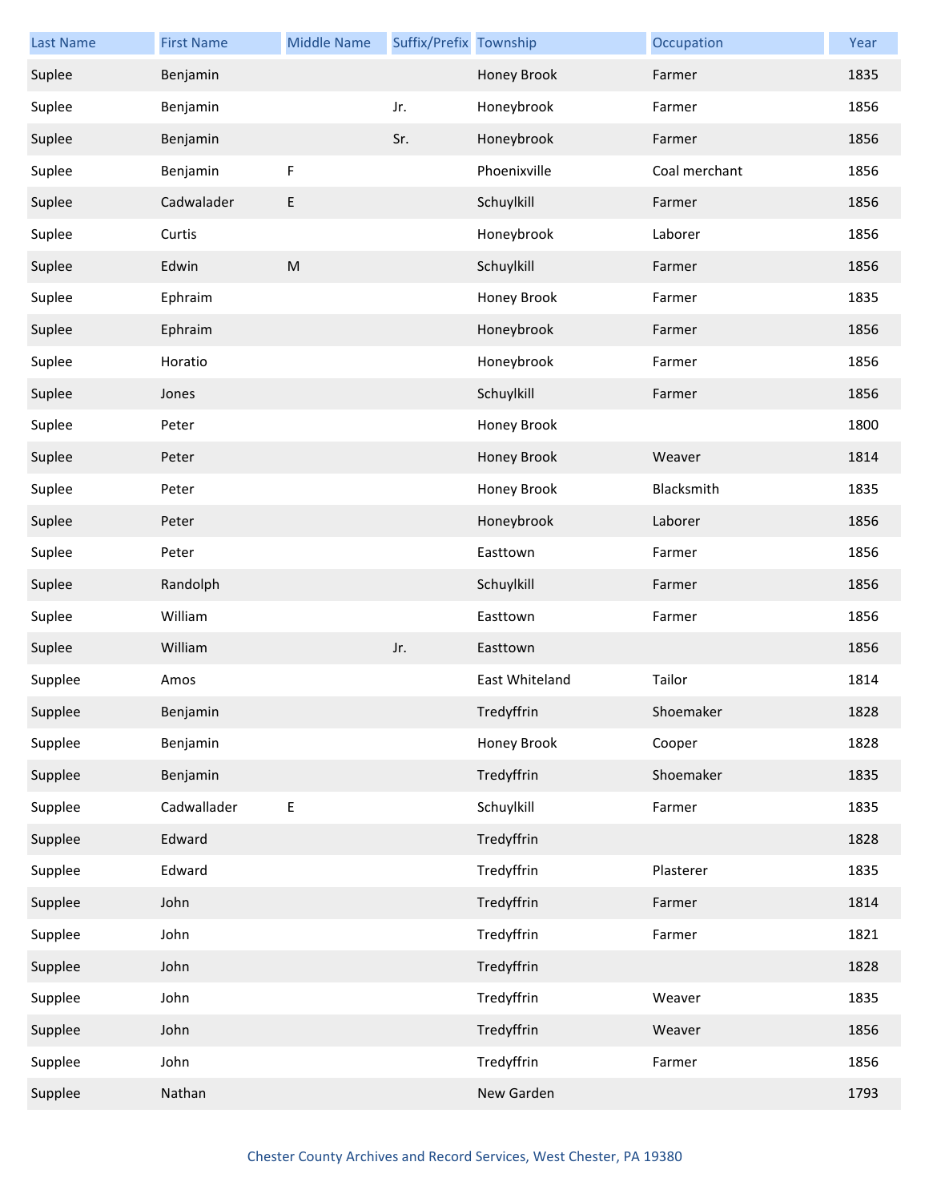| Last Name | First Name | Middle Name | Suffix/Prefix | Township | Occupation | Year |
|---|---|---|---|---|---|---|
| Suplee | Benjamin | | | Honey Brook | Farmer | 1835 |
| Suplee | Benjamin | | Jr. | Honeybrook | Farmer | 1856 |
| Suplee | Benjamin | | Sr. | Honeybrook | Farmer | 1856 |
| Suplee | Benjamin | F | | Phoenixville | Coal merchant | 1856 |
| Suplee | Cadwalader | E | | Schuylkill | Farmer | 1856 |
| Suplee | Curtis | | | Honeybrook | Laborer | 1856 |
| Suplee | Edwin | M | | Schuylkill | Farmer | 1856 |
| Suplee | Ephraim | | | Honey Brook | Farmer | 1835 |
| Suplee | Ephraim | | | Honeybrook | Farmer | 1856 |
| Suplee | Horatio | | | Honeybrook | Farmer | 1856 |
| Suplee | Jones | | | Schuylkill | Farmer | 1856 |
| Suplee | Peter | | | Honey Brook | | 1800 |
| Suplee | Peter | | | Honey Brook | Weaver | 1814 |
| Suplee | Peter | | | Honey Brook | Blacksmith | 1835 |
| Suplee | Peter | | | Honeybrook | Laborer | 1856 |
| Suplee | Peter | | | Easttown | Farmer | 1856 |
| Suplee | Randolph | | | Schuylkill | Farmer | 1856 |
| Suplee | William | | | Easttown | Farmer | 1856 |
| Suplee | William | | Jr. | Easttown | | 1856 |
| Supplee | Amos | | | East Whiteland | Tailor | 1814 |
| Supplee | Benjamin | | | Tredyffrin | Shoemaker | 1828 |
| Supplee | Benjamin | | | Honey Brook | Cooper | 1828 |
| Supplee | Benjamin | | | Tredyffrin | Shoemaker | 1835 |
| Supplee | Cadwallader | E | | Schuylkill | Farmer | 1835 |
| Supplee | Edward | | | Tredyffrin | | 1828 |
| Supplee | Edward | | | Tredyffrin | Plasterer | 1835 |
| Supplee | John | | | Tredyffrin | Farmer | 1814 |
| Supplee | John | | | Tredyffrin | Farmer | 1821 |
| Supplee | John | | | Tredyffrin | | 1828 |
| Supplee | John | | | Tredyffrin | Weaver | 1835 |
| Supplee | John | | | Tredyffrin | Weaver | 1856 |
| Supplee | John | | | Tredyffrin | Farmer | 1856 |
| Supplee | Nathan | | | New Garden | | 1793 |

Chester County Archives and Record Services, West Chester, PA 19380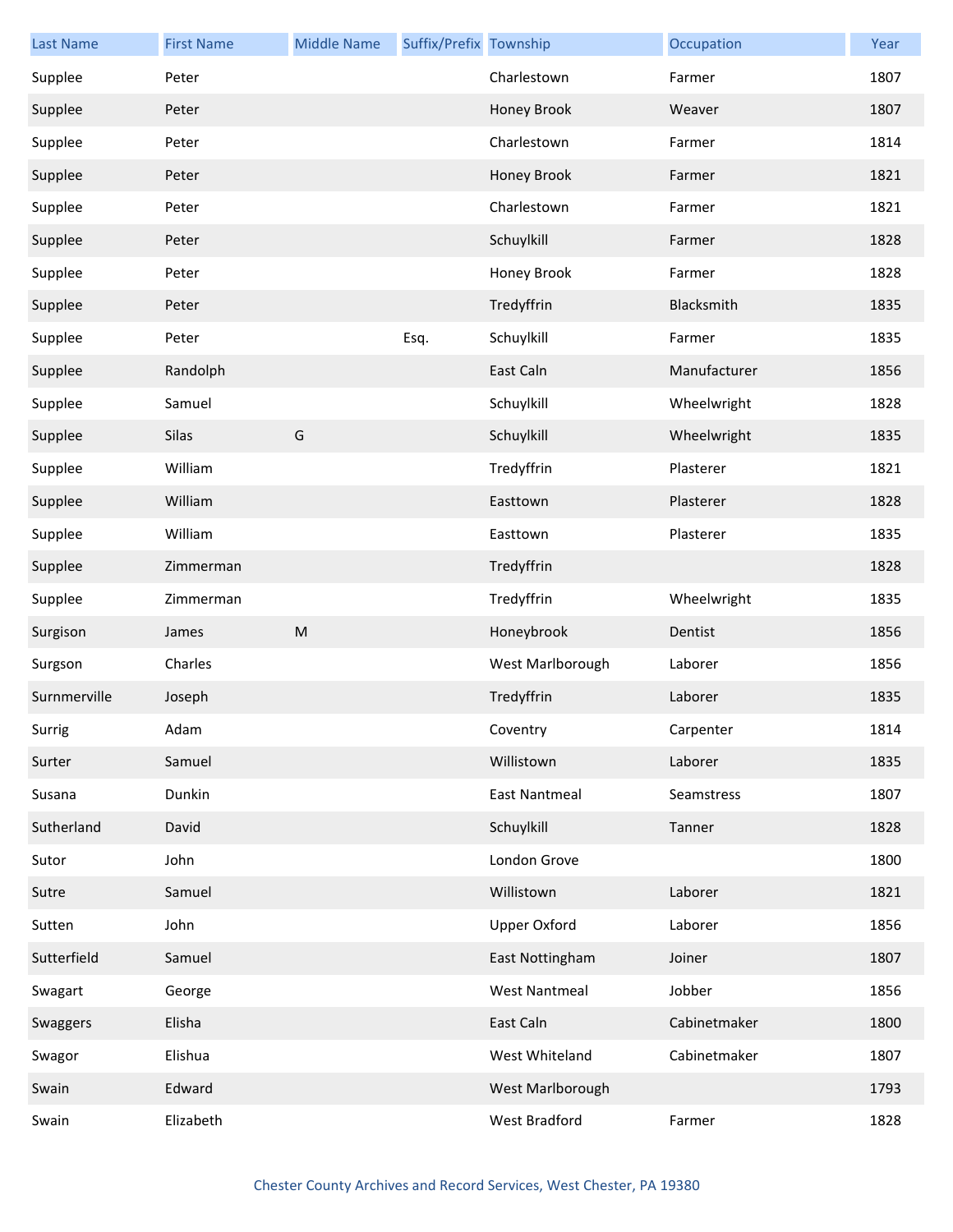| Last Name | First Name | Middle Name | Suffix/Prefix | Township | Occupation | Year |
|---|---|---|---|---|---|---|
| Supplee | Peter | | | Charlestown | Farmer | 1807 |
| Supplee | Peter | | | Honey Brook | Weaver | 1807 |
| Supplee | Peter | | | Charlestown | Farmer | 1814 |
| Supplee | Peter | | | Honey Brook | Farmer | 1821 |
| Supplee | Peter | | | Charlestown | Farmer | 1821 |
| Supplee | Peter | | | Schuylkill | Farmer | 1828 |
| Supplee | Peter | | | Honey Brook | Farmer | 1828 |
| Supplee | Peter | | | Tredyffrin | Blacksmith | 1835 |
| Supplee | Peter | | Esq. | Schuylkill | Farmer | 1835 |
| Supplee | Randolph | | | East Caln | Manufacturer | 1856 |
| Supplee | Samuel | | | Schuylkill | Wheelwright | 1828 |
| Supplee | Silas | G | | Schuylkill | Wheelwright | 1835 |
| Supplee | William | | | Tredyffrin | Plasterer | 1821 |
| Supplee | William | | | Easttown | Plasterer | 1828 |
| Supplee | William | | | Easttown | Plasterer | 1835 |
| Supplee | Zimmerman | | | Tredyffrin | | 1828 |
| Supplee | Zimmerman | | | Tredyffrin | Wheelwright | 1835 |
| Surgison | James | M | | Honeybrook | Dentist | 1856 |
| Surgson | Charles | | | West Marlborough | Laborer | 1856 |
| Surnmerville | Joseph | | | Tredyffrin | Laborer | 1835 |
| Surrig | Adam | | | Coventry | Carpenter | 1814 |
| Surter | Samuel | | | Willistown | Laborer | 1835 |
| Susana | Dunkin | | | East Nantmeal | Seamstress | 1807 |
| Sutherland | David | | | Schuylkill | Tanner | 1828 |
| Sutor | John | | | London Grove | | 1800 |
| Sutre | Samuel | | | Willistown | Laborer | 1821 |
| Sutten | John | | | Upper Oxford | Laborer | 1856 |
| Sutterfield | Samuel | | | East Nottingham | Joiner | 1807 |
| Swagart | George | | | West Nantmeal | Jobber | 1856 |
| Swaggers | Elisha | | | East Caln | Cabinetmaker | 1800 |
| Swagor | Elishua | | | West Whiteland | Cabinetmaker | 1807 |
| Swain | Edward | | | West Marlborough | | 1793 |
| Swain | Elizabeth | | | West Bradford | Farmer | 1828 |

Chester County Archives and Record Services, West Chester, PA 19380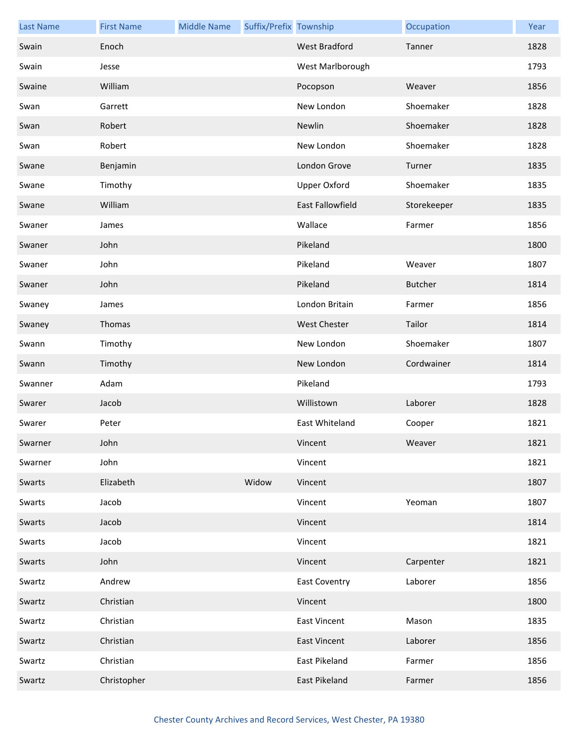| Last Name | First Name | Middle Name | Suffix/Prefix | Township | Occupation | Year |
|---|---|---|---|---|---|---|
| Swain | Enoch | | | West Bradford | Tanner | 1828 |
| Swain | Jesse | | | West Marlborough | | 1793 |
| Swaine | William | | | Pocopson | Weaver | 1856 |
| Swan | Garrett | | | New London | Shoemaker | 1828 |
| Swan | Robert | | | Newlin | Shoemaker | 1828 |
| Swan | Robert | | | New London | Shoemaker | 1828 |
| Swane | Benjamin | | | London Grove | Turner | 1835 |
| Swane | Timothy | | | Upper Oxford | Shoemaker | 1835 |
| Swane | William | | | East Fallowfield | Storekeeper | 1835 |
| Swaner | James | | | Wallace | Farmer | 1856 |
| Swaner | John | | | Pikeland | | 1800 |
| Swaner | John | | | Pikeland | Weaver | 1807 |
| Swaner | John | | | Pikeland | Butcher | 1814 |
| Swaney | James | | | London Britain | Farmer | 1856 |
| Swaney | Thomas | | | West Chester | Tailor | 1814 |
| Swann | Timothy | | | New London | Shoemaker | 1807 |
| Swann | Timothy | | | New London | Cordwainer | 1814 |
| Swanner | Adam | | | Pikeland | | 1793 |
| Swarer | Jacob | | | Willistown | Laborer | 1828 |
| Swarer | Peter | | | East Whiteland | Cooper | 1821 |
| Swarner | John | | | Vincent | Weaver | 1821 |
| Swarner | John | | | Vincent | | 1821 |
| Swarts | Elizabeth | | Widow | Vincent | | 1807 |
| Swarts | Jacob | | | Vincent | Yeoman | 1807 |
| Swarts | Jacob | | | Vincent | | 1814 |
| Swarts | Jacob | | | Vincent | | 1821 |
| Swarts | John | | | Vincent | Carpenter | 1821 |
| Swartz | Andrew | | | East Coventry | Laborer | 1856 |
| Swartz | Christian | | | Vincent | | 1800 |
| Swartz | Christian | | | East Vincent | Mason | 1835 |
| Swartz | Christian | | | East Vincent | Laborer | 1856 |
| Swartz | Christian | | | East Pikeland | Farmer | 1856 |
| Swartz | Christopher | | | East Pikeland | Farmer | 1856 |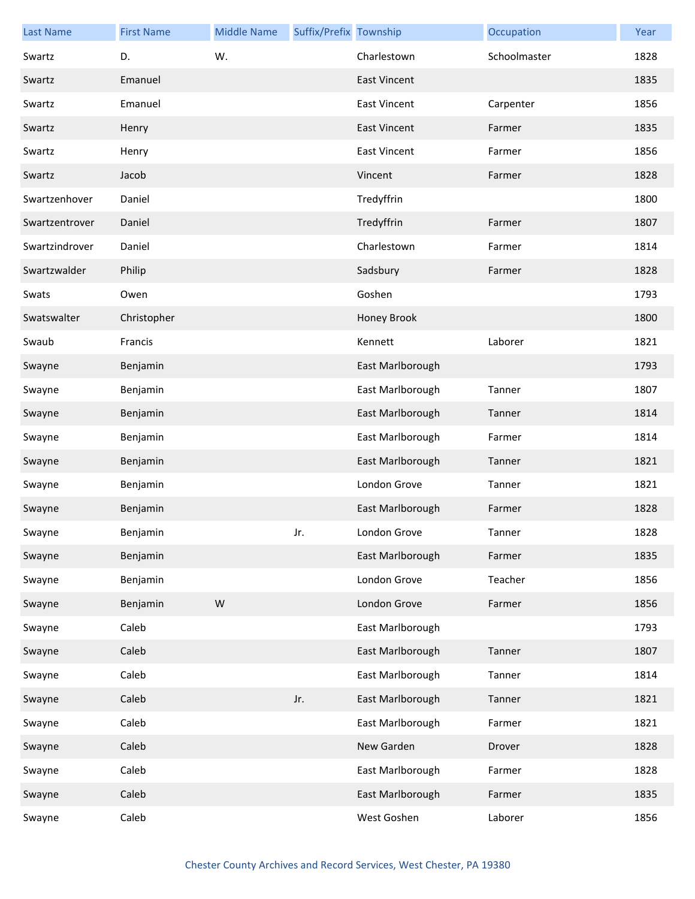| Last Name | First Name | Middle Name | Suffix/Prefix | Township | Occupation | Year |
|---|---|---|---|---|---|---|
| Swartz | D. | W. | | Charlestown | Schoolmaster | 1828 |
| Swartz | Emanuel | | | East Vincent | | 1835 |
| Swartz | Emanuel | | | East Vincent | Carpenter | 1856 |
| Swartz | Henry | | | East Vincent | Farmer | 1835 |
| Swartz | Henry | | | East Vincent | Farmer | 1856 |
| Swartz | Jacob | | | Vincent | Farmer | 1828 |
| Swartzenhover | Daniel | | | Tredyffrin | | 1800 |
| Swartzentrover | Daniel | | | Tredyffrin | Farmer | 1807 |
| Swartzindrover | Daniel | | | Charlestown | Farmer | 1814 |
| Swartzwalder | Philip | | | Sadsbury | Farmer | 1828 |
| Swats | Owen | | | Goshen | | 1793 |
| Swatswalter | Christopher | | | Honey Brook | | 1800 |
| Swaub | Francis | | | Kennett | Laborer | 1821 |
| Swayne | Benjamin | | | East Marlborough | | 1793 |
| Swayne | Benjamin | | | East Marlborough | Tanner | 1807 |
| Swayne | Benjamin | | | East Marlborough | Tanner | 1814 |
| Swayne | Benjamin | | | East Marlborough | Farmer | 1814 |
| Swayne | Benjamin | | | East Marlborough | Tanner | 1821 |
| Swayne | Benjamin | | | London Grove | Tanner | 1821 |
| Swayne | Benjamin | | | East Marlborough | Farmer | 1828 |
| Swayne | Benjamin | | Jr. | London Grove | Tanner | 1828 |
| Swayne | Benjamin | | | East Marlborough | Farmer | 1835 |
| Swayne | Benjamin | | | London Grove | Teacher | 1856 |
| Swayne | Benjamin | W | | London Grove | Farmer | 1856 |
| Swayne | Caleb | | | East Marlborough | | 1793 |
| Swayne | Caleb | | | East Marlborough | Tanner | 1807 |
| Swayne | Caleb | | | East Marlborough | Tanner | 1814 |
| Swayne | Caleb | | Jr. | East Marlborough | Tanner | 1821 |
| Swayne | Caleb | | | East Marlborough | Farmer | 1821 |
| Swayne | Caleb | | | New Garden | Drover | 1828 |
| Swayne | Caleb | | | East Marlborough | Farmer | 1828 |
| Swayne | Caleb | | | East Marlborough | Farmer | 1835 |
| Swayne | Caleb | | | West Goshen | Laborer | 1856 |

Chester County Archives and Record Services, West Chester, PA 19380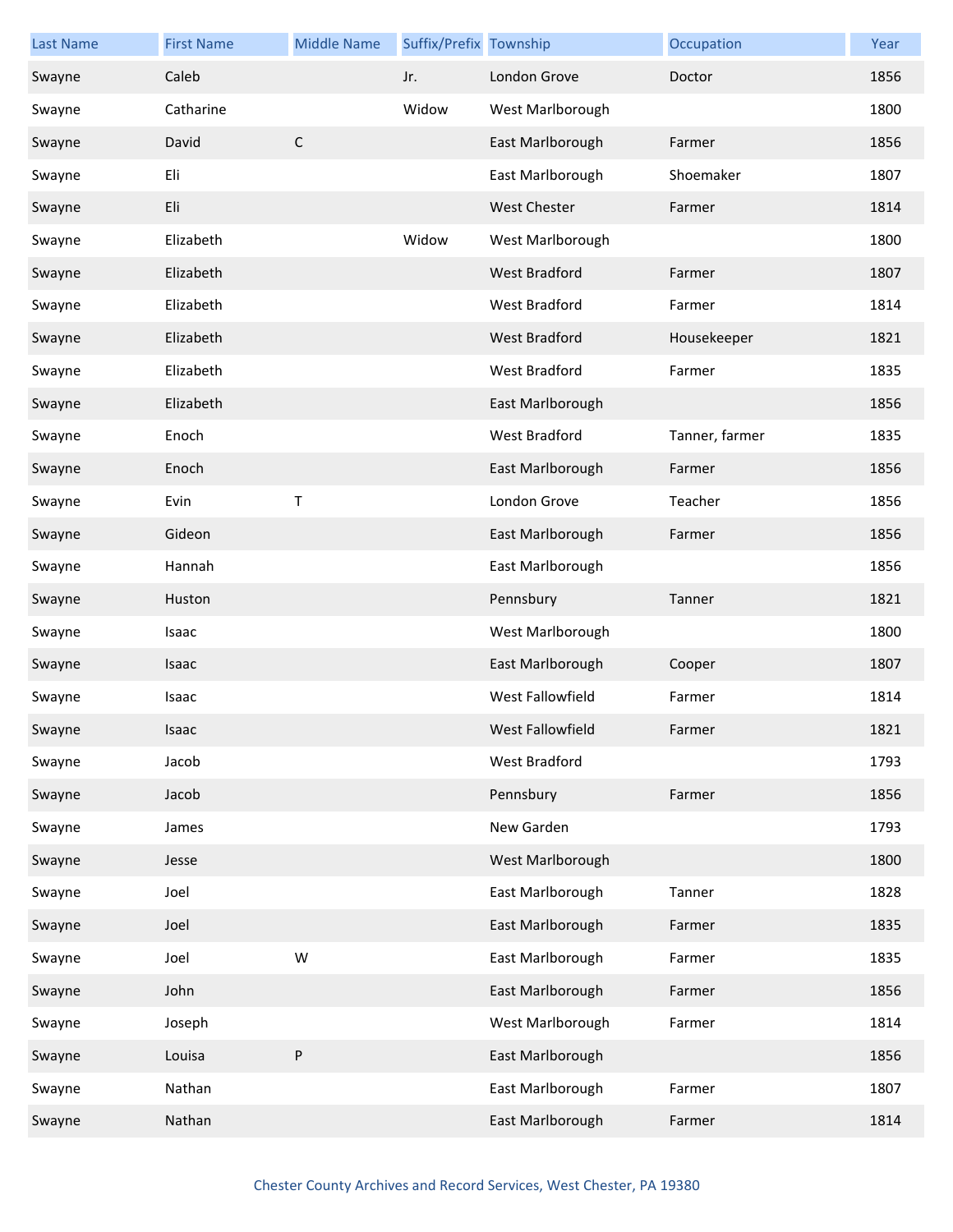| Last Name | First Name | Middle Name | Suffix/Prefix | Township | Occupation | Year |
|---|---|---|---|---|---|---|
| Swayne | Caleb | | Jr. | London Grove | Doctor | 1856 |
| Swayne | Catharine | | Widow | West Marlborough | | 1800 |
| Swayne | David | C | | East Marlborough | Farmer | 1856 |
| Swayne | Eli | | | East Marlborough | Shoemaker | 1807 |
| Swayne | Eli | | | West Chester | Farmer | 1814 |
| Swayne | Elizabeth | | Widow | West Marlborough | | 1800 |
| Swayne | Elizabeth | | | West Bradford | Farmer | 1807 |
| Swayne | Elizabeth | | | West Bradford | Farmer | 1814 |
| Swayne | Elizabeth | | | West Bradford | Housekeeper | 1821 |
| Swayne | Elizabeth | | | West Bradford | Farmer | 1835 |
| Swayne | Elizabeth | | | East Marlborough | | 1856 |
| Swayne | Enoch | | | West Bradford | Tanner, farmer | 1835 |
| Swayne | Enoch | | | East Marlborough | Farmer | 1856 |
| Swayne | Evin | T | | London Grove | Teacher | 1856 |
| Swayne | Gideon | | | East Marlborough | Farmer | 1856 |
| Swayne | Hannah | | | East Marlborough | | 1856 |
| Swayne | Huston | | | Pennsbury | Tanner | 1821 |
| Swayne | Isaac | | | West Marlborough | | 1800 |
| Swayne | Isaac | | | East Marlborough | Cooper | 1807 |
| Swayne | Isaac | | | West Fallowfield | Farmer | 1814 |
| Swayne | Isaac | | | West Fallowfield | Farmer | 1821 |
| Swayne | Jacob | | | West Bradford | | 1793 |
| Swayne | Jacob | | | Pennsbury | Farmer | 1856 |
| Swayne | James | | | New Garden | | 1793 |
| Swayne | Jesse | | | West Marlborough | | 1800 |
| Swayne | Joel | | | East Marlborough | Tanner | 1828 |
| Swayne | Joel | | | East Marlborough | Farmer | 1835 |
| Swayne | Joel | W | | East Marlborough | Farmer | 1835 |
| Swayne | John | | | East Marlborough | Farmer | 1856 |
| Swayne | Joseph | | | West Marlborough | Farmer | 1814 |
| Swayne | Louisa | P | | East Marlborough | | 1856 |
| Swayne | Nathan | | | East Marlborough | Farmer | 1807 |
| Swayne | Nathan | | | East Marlborough | Farmer | 1814 |

Chester County Archives and Record Services, West Chester, PA 19380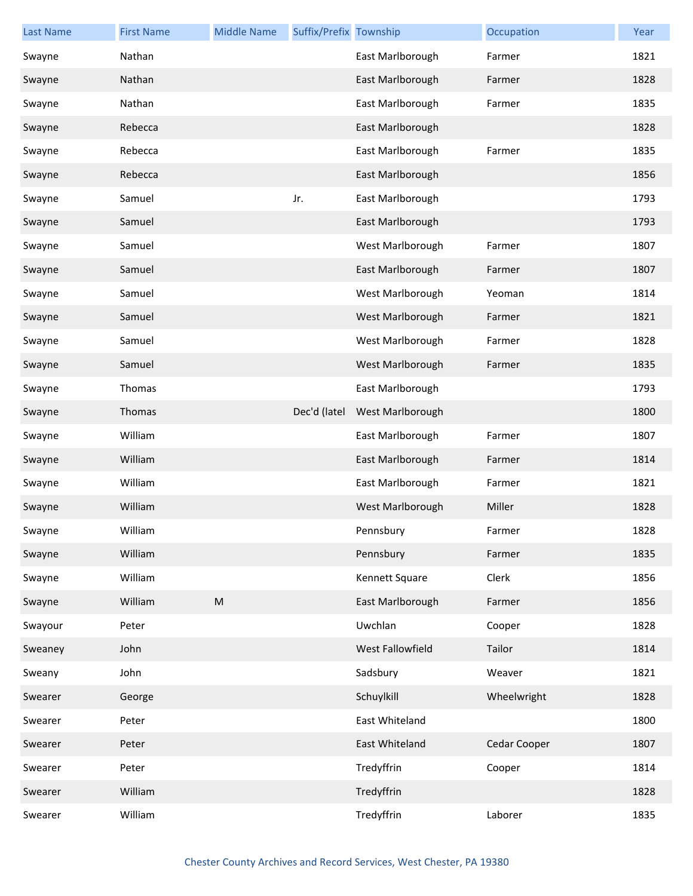| Last Name | First Name | Middle Name | Suffix/Prefix | Township | Occupation | Year |
|---|---|---|---|---|---|---|
| Swayne | Nathan | | | East Marlborough | Farmer | 1821 |
| Swayne | Nathan | | | East Marlborough | Farmer | 1828 |
| Swayne | Nathan | | | East Marlborough | Farmer | 1835 |
| Swayne | Rebecca | | | East Marlborough | | 1828 |
| Swayne | Rebecca | | | East Marlborough | Farmer | 1835 |
| Swayne | Rebecca | | | East Marlborough | | 1856 |
| Swayne | Samuel | | Jr. | East Marlborough | | 1793 |
| Swayne | Samuel | | | East Marlborough | | 1793 |
| Swayne | Samuel | | | West Marlborough | Farmer | 1807 |
| Swayne | Samuel | | | East Marlborough | Farmer | 1807 |
| Swayne | Samuel | | | West Marlborough | Yeoman | 1814 |
| Swayne | Samuel | | | West Marlborough | Farmer | 1821 |
| Swayne | Samuel | | | West Marlborough | Farmer | 1828 |
| Swayne | Samuel | | | West Marlborough | Farmer | 1835 |
| Swayne | Thomas | | | East Marlborough | | 1793 |
| Swayne | Thomas | | Dec'd (latel | West Marlborough | | 1800 |
| Swayne | William | | | East Marlborough | Farmer | 1807 |
| Swayne | William | | | East Marlborough | Farmer | 1814 |
| Swayne | William | | | East Marlborough | Farmer | 1821 |
| Swayne | William | | | West Marlborough | Miller | 1828 |
| Swayne | William | | | Pennsbury | Farmer | 1828 |
| Swayne | William | | | Pennsbury | Farmer | 1835 |
| Swayne | William | | | Kennett Square | Clerk | 1856 |
| Swayne | William | M | | East Marlborough | Farmer | 1856 |
| Swayour | Peter | | | Uwchlan | Cooper | 1828 |
| Sweaney | John | | | West Fallowfield | Tailor | 1814 |
| Sweany | John | | | Sadsbury | Weaver | 1821 |
| Swearer | George | | | Schuylkill | Wheelwright | 1828 |
| Swearer | Peter | | | East Whiteland | | 1800 |
| Swearer | Peter | | | East Whiteland | Cedar Cooper | 1807 |
| Swearer | Peter | | | Tredyffrin | Cooper | 1814 |
| Swearer | William | | | Tredyffrin | | 1828 |
| Swearer | William | | | Tredyffrin | Laborer | 1835 |

Chester County Archives and Record Services, West Chester, PA 19380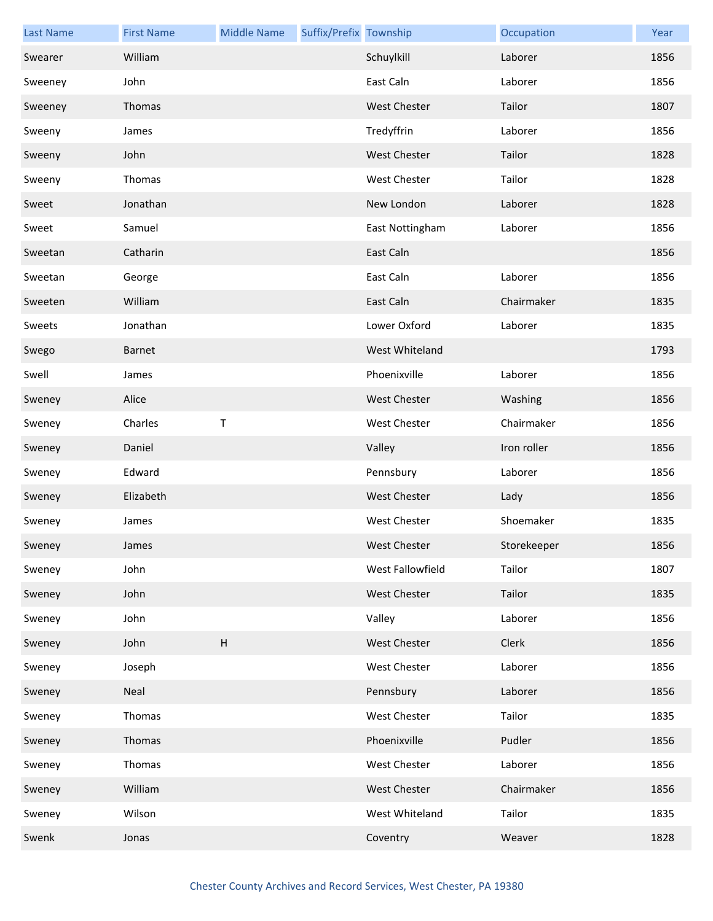| Last Name | First Name | Middle Name | Suffix/Prefix | Township | Occupation | Year |
|---|---|---|---|---|---|---|
| Swearer | William | | | Schuylkill | Laborer | 1856 |
| Sweeney | John | | | East Caln | Laborer | 1856 |
| Sweeney | Thomas | | | West Chester | Tailor | 1807 |
| Sweeny | James | | | Tredyffrin | Laborer | 1856 |
| Sweeny | John | | | West Chester | Tailor | 1828 |
| Sweeny | Thomas | | | West Chester | Tailor | 1828 |
| Sweet | Jonathan | | | New London | Laborer | 1828 |
| Sweet | Samuel | | | East Nottingham | Laborer | 1856 |
| Sweetan | Catharin | | | East Caln | | 1856 |
| Sweetan | George | | | East Caln | Laborer | 1856 |
| Sweeten | William | | | East Caln | Chairmaker | 1835 |
| Sweets | Jonathan | | | Lower Oxford | Laborer | 1835 |
| Swego | Barnet | | | West Whiteland | | 1793 |
| Swell | James | | | Phoenixville | Laborer | 1856 |
| Sweney | Alice | | | West Chester | Washing | 1856 |
| Sweney | Charles | T | | West Chester | Chairmaker | 1856 |
| Sweney | Daniel | | | Valley | Iron roller | 1856 |
| Sweney | Edward | | | Pennsbury | Laborer | 1856 |
| Sweney | Elizabeth | | | West Chester | Lady | 1856 |
| Sweney | James | | | West Chester | Shoemaker | 1835 |
| Sweney | James | | | West Chester | Storekeeper | 1856 |
| Sweney | John | | | West Fallowfield | Tailor | 1807 |
| Sweney | John | | | West Chester | Tailor | 1835 |
| Sweney | John | | | Valley | Laborer | 1856 |
| Sweney | John | H | | West Chester | Clerk | 1856 |
| Sweney | Joseph | | | West Chester | Laborer | 1856 |
| Sweney | Neal | | | Pennsbury | Laborer | 1856 |
| Sweney | Thomas | | | West Chester | Tailor | 1835 |
| Sweney | Thomas | | | Phoenixville | Pudler | 1856 |
| Sweney | Thomas | | | West Chester | Laborer | 1856 |
| Sweney | William | | | West Chester | Chairmaker | 1856 |
| Sweney | Wilson | | | West Whiteland | Tailor | 1835 |
| Swenk | Jonas | | | Coventry | Weaver | 1828 |

Chester County Archives and Record Services, West Chester, PA 19380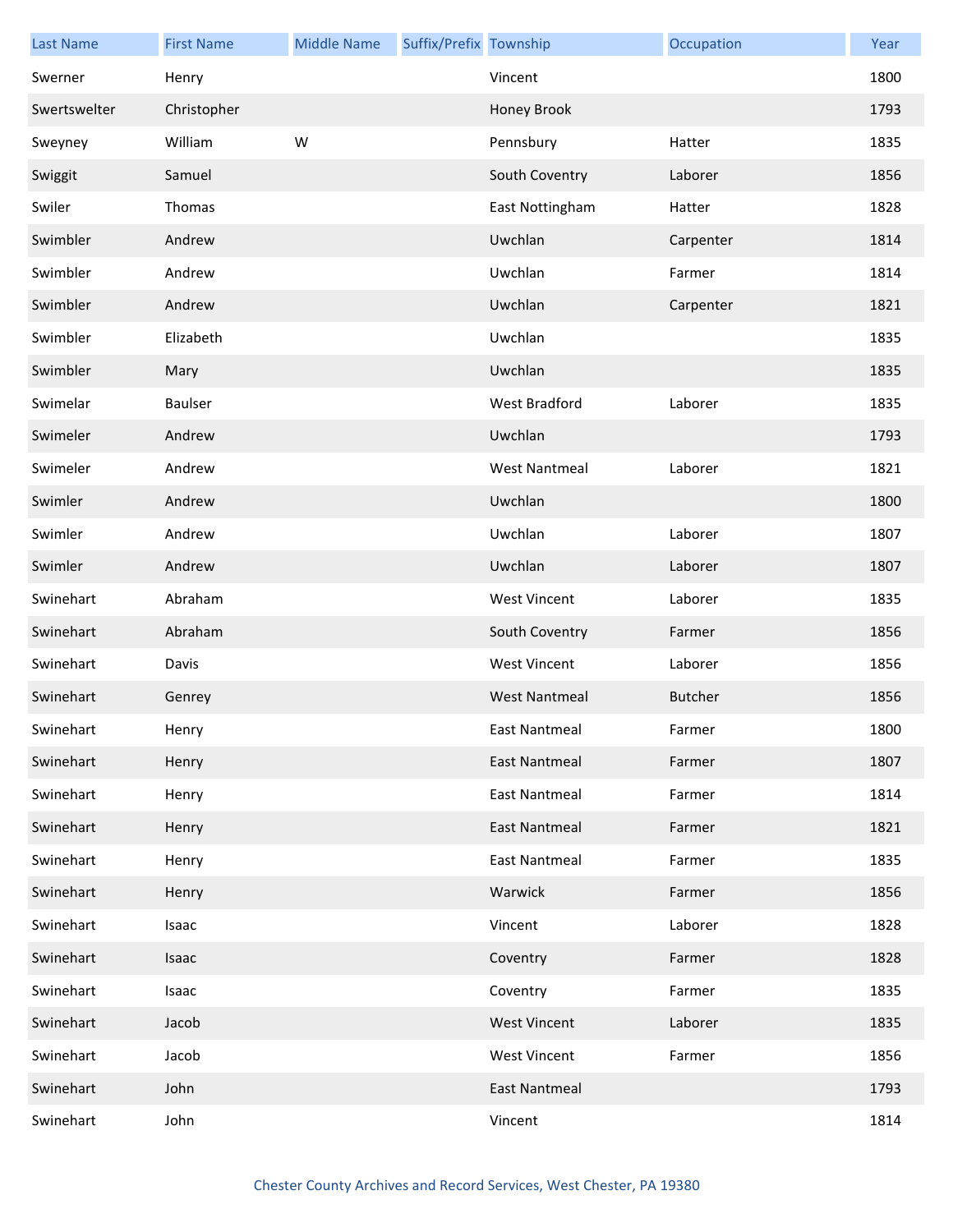| Last Name | First Name | Middle Name | Suffix/Prefix | Township | Occupation | Year |
| --- | --- | --- | --- | --- | --- | --- |
| Swerner | Henry | | | Vincent | | 1800 |
| Swertswelter | Christopher | | | Honey Brook | | 1793 |
| Sweyney | William | W | | Pennsbury | Hatter | 1835 |
| Swiggit | Samuel | | | South Coventry | Laborer | 1856 |
| Swiler | Thomas | | | East Nottingham | Hatter | 1828 |
| Swimbler | Andrew | | | Uwchlan | Carpenter | 1814 |
| Swimbler | Andrew | | | Uwchlan | Farmer | 1814 |
| Swimbler | Andrew | | | Uwchlan | Carpenter | 1821 |
| Swimbler | Elizabeth | | | Uwchlan | | 1835 |
| Swimbler | Mary | | | Uwchlan | | 1835 |
| Swimelar | Baulser | | | West Bradford | Laborer | 1835 |
| Swimeler | Andrew | | | Uwchlan | | 1793 |
| Swimeler | Andrew | | | West Nantmeal | Laborer | 1821 |
| Swimler | Andrew | | | Uwchlan | | 1800 |
| Swimler | Andrew | | | Uwchlan | Laborer | 1807 |
| Swimler | Andrew | | | Uwchlan | Laborer | 1807 |
| Swinehart | Abraham | | | West Vincent | Laborer | 1835 |
| Swinehart | Abraham | | | South Coventry | Farmer | 1856 |
| Swinehart | Davis | | | West Vincent | Laborer | 1856 |
| Swinehart | Genrey | | | West Nantmeal | Butcher | 1856 |
| Swinehart | Henry | | | East Nantmeal | Farmer | 1800 |
| Swinehart | Henry | | | East Nantmeal | Farmer | 1807 |
| Swinehart | Henry | | | East Nantmeal | Farmer | 1814 |
| Swinehart | Henry | | | East Nantmeal | Farmer | 1821 |
| Swinehart | Henry | | | East Nantmeal | Farmer | 1835 |
| Swinehart | Henry | | | Warwick | Farmer | 1856 |
| Swinehart | Isaac | | | Vincent | Laborer | 1828 |
| Swinehart | Isaac | | | Coventry | Farmer | 1828 |
| Swinehart | Isaac | | | Coventry | Farmer | 1835 |
| Swinehart | Jacob | | | West Vincent | Laborer | 1835 |
| Swinehart | Jacob | | | West Vincent | Farmer | 1856 |
| Swinehart | John | | | East Nantmeal | | 1793 |
| Swinehart | John | | | Vincent | | 1814 |

Chester County Archives and Record Services, West Chester, PA 19380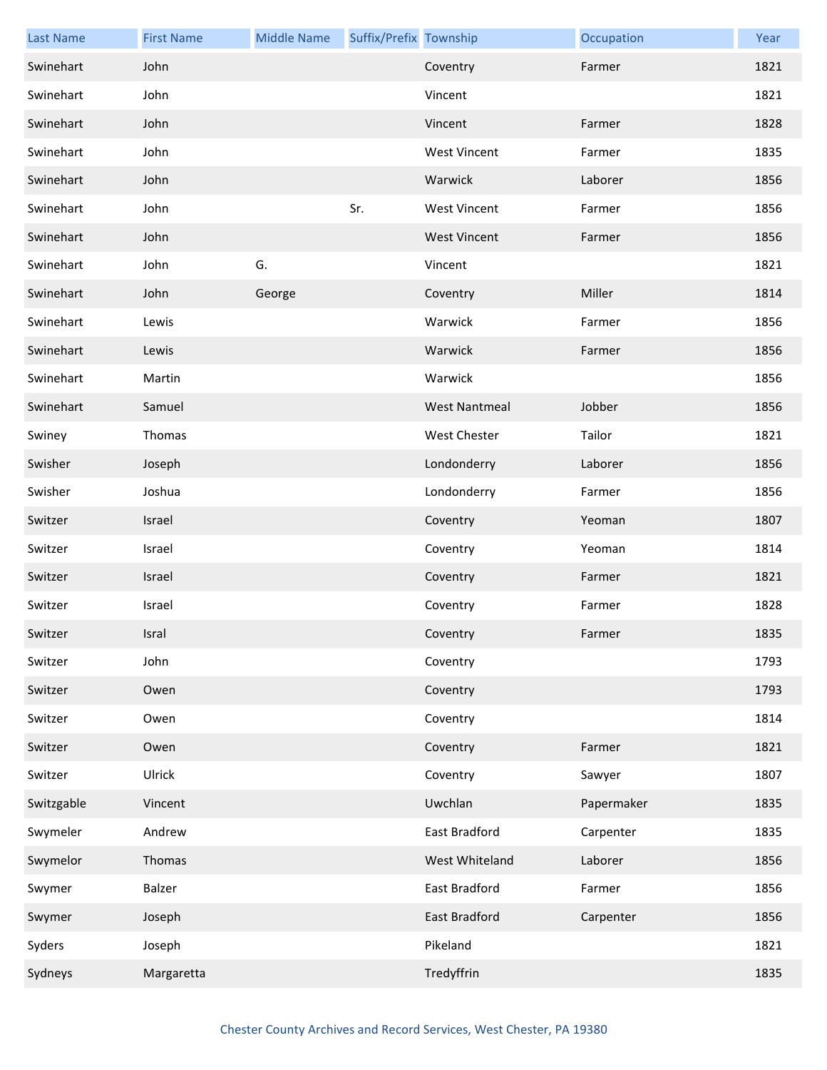| Last Name | First Name | Middle Name | Suffix/Prefix | Township | Occupation | Year |
|---|---|---|---|---|---|---|
| Swinehart | John | | | Coventry | Farmer | 1821 |
| Swinehart | John | | | Vincent | | 1821 |
| Swinehart | John | | | Vincent | Farmer | 1828 |
| Swinehart | John | | | West Vincent | Farmer | 1835 |
| Swinehart | John | | | Warwick | Laborer | 1856 |
| Swinehart | John | | Sr. | West Vincent | Farmer | 1856 |
| Swinehart | John | | | West Vincent | Farmer | 1856 |
| Swinehart | John | G. | | Vincent | | 1821 |
| Swinehart | John | George | | Coventry | Miller | 1814 |
| Swinehart | Lewis | | | Warwick | Farmer | 1856 |
| Swinehart | Lewis | | | Warwick | Farmer | 1856 |
| Swinehart | Martin | | | Warwick | | 1856 |
| Swinehart | Samuel | | | West Nantmeal | Jobber | 1856 |
| Swiney | Thomas | | | West Chester | Tailor | 1821 |
| Swisher | Joseph | | | Londonderry | Laborer | 1856 |
| Swisher | Joshua | | | Londonderry | Farmer | 1856 |
| Switzer | Israel | | | Coventry | Yeoman | 1807 |
| Switzer | Israel | | | Coventry | Yeoman | 1814 |
| Switzer | Israel | | | Coventry | Farmer | 1821 |
| Switzer | Israel | | | Coventry | Farmer | 1828 |
| Switzer | Isral | | | Coventry | Farmer | 1835 |
| Switzer | John | | | Coventry | | 1793 |
| Switzer | Owen | | | Coventry | | 1793 |
| Switzer | Owen | | | Coventry | | 1814 |
| Switzer | Owen | | | Coventry | Farmer | 1821 |
| Switzer | Ulrick | | | Coventry | Sawyer | 1807 |
| Switzgable | Vincent | | | Uwchlan | Papermaker | 1835 |
| Swymeler | Andrew | | | East Bradford | Carpenter | 1835 |
| Swymelor | Thomas | | | West Whiteland | Laborer | 1856 |
| Swymer | Balzer | | | East Bradford | Farmer | 1856 |
| Swymer | Joseph | | | East Bradford | Carpenter | 1856 |
| Syders | Joseph | | | Pikeland | | 1821 |
| Sydneys | Margaretta | | | Tredyffrin | | 1835 |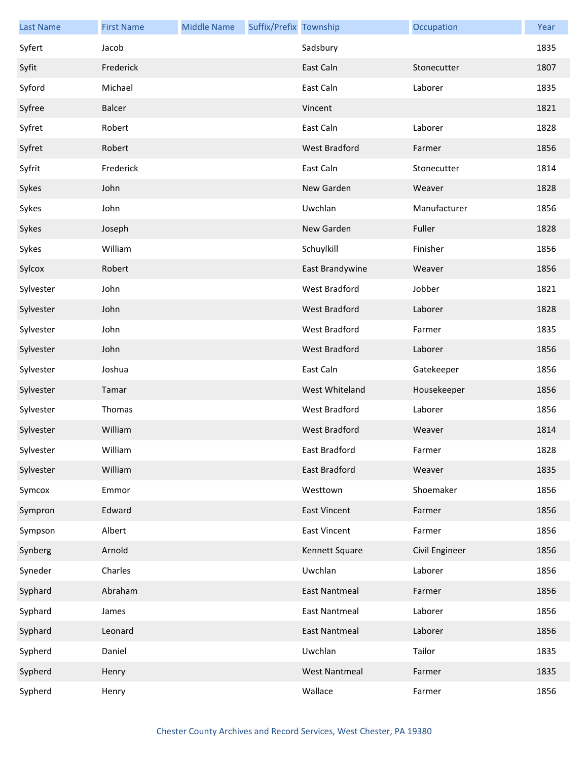| Last Name | First Name | Middle Name | Suffix/Prefix | Township | Occupation | Year |
|---|---|---|---|---|---|---|
| Syfert | Jacob | | | Sadsbury | | 1835 |
| Syfit | Frederick | | | East Caln | Stonecutter | 1807 |
| Syford | Michael | | | East Caln | Laborer | 1835 |
| Syfree | Balcer | | | Vincent | | 1821 |
| Syfret | Robert | | | East Caln | Laborer | 1828 |
| Syfret | Robert | | | West Bradford | Farmer | 1856 |
| Syfrit | Frederick | | | East Caln | Stonecutter | 1814 |
| Sykes | John | | | New Garden | Weaver | 1828 |
| Sykes | John | | | Uwchlan | Manufacturer | 1856 |
| Sykes | Joseph | | | New Garden | Fuller | 1828 |
| Sykes | William | | | Schuylkill | Finisher | 1856 |
| Sylcox | Robert | | | East Brandywine | Weaver | 1856 |
| Sylvester | John | | | West Bradford | Jobber | 1821 |
| Sylvester | John | | | West Bradford | Laborer | 1828 |
| Sylvester | John | | | West Bradford | Farmer | 1835 |
| Sylvester | John | | | West Bradford | Laborer | 1856 |
| Sylvester | Joshua | | | East Caln | Gatekeeper | 1856 |
| Sylvester | Tamar | | | West Whiteland | Housekeeper | 1856 |
| Sylvester | Thomas | | | West Bradford | Laborer | 1856 |
| Sylvester | William | | | West Bradford | Weaver | 1814 |
| Sylvester | William | | | East Bradford | Farmer | 1828 |
| Sylvester | William | | | East Bradford | Weaver | 1835 |
| Symcox | Emmor | | | Westtown | Shoemaker | 1856 |
| Sympron | Edward | | | East Vincent | Farmer | 1856 |
| Sympson | Albert | | | East Vincent | Farmer | 1856 |
| Synberg | Arnold | | | Kennett Square | Civil Engineer | 1856 |
| Syneder | Charles | | | Uwchlan | Laborer | 1856 |
| Syphard | Abraham | | | East Nantmeal | Farmer | 1856 |
| Syphard | James | | | East Nantmeal | Laborer | 1856 |
| Syphard | Leonard | | | East Nantmeal | Laborer | 1856 |
| Sypherd | Daniel | | | Uwchlan | Tailor | 1835 |
| Sypherd | Henry | | | West Nantmeal | Farmer | 1835 |
| Sypherd | Henry | | | Wallace | Farmer | 1856 |

Chester County Archives and Record Services, West Chester, PA 19380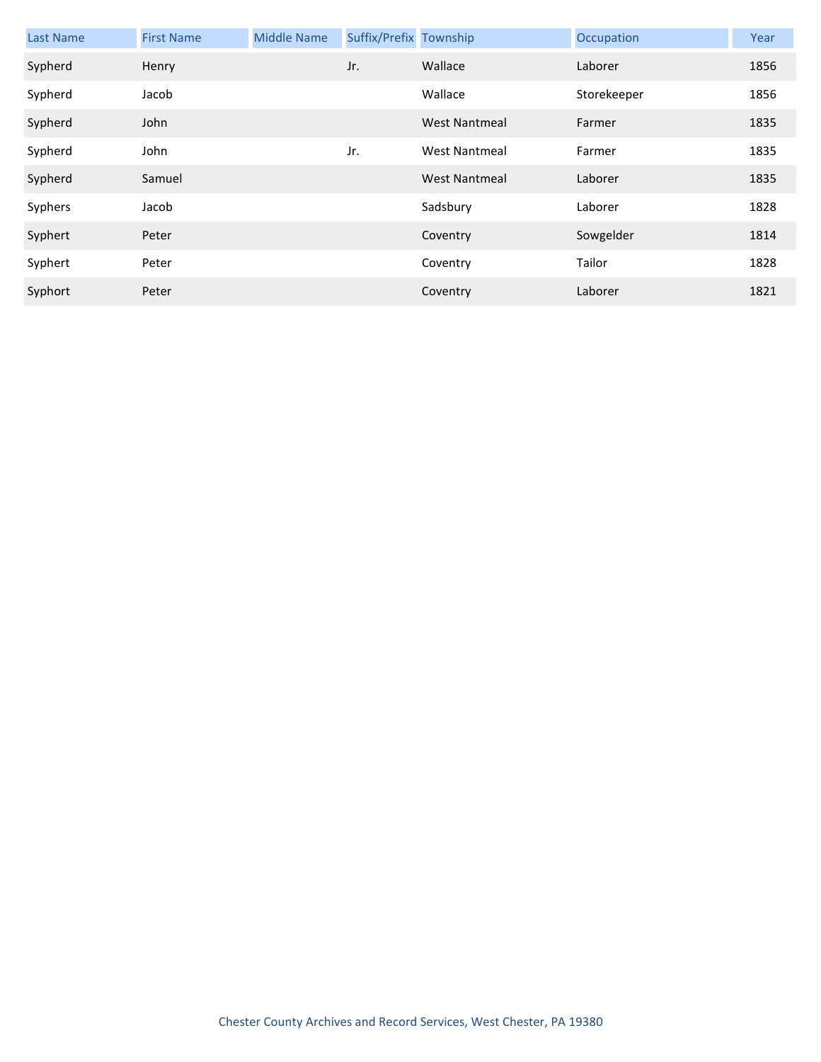| Last Name | First Name | Middle Name | Suffix/Prefix | Township | Occupation | Year |
|---|---|---|---|---|---|---|
| Sypherd | Henry | | Jr. | Wallace | Laborer | 1856 |
| Sypherd | Jacob | | | Wallace | Storekeeper | 1856 |
| Sypherd | John | | | West Nantmeal | Farmer | 1835 |
| Sypherd | John | | Jr. | West Nantmeal | Farmer | 1835 |
| Sypherd | Samuel | | | West Nantmeal | Laborer | 1835 |
| Syphers | Jacob | | | Sadsbury | Laborer | 1828 |
| Syphert | Peter | | | Coventry | Sowgelder | 1814 |
| Syphert | Peter | | | Coventry | Tailor | 1828 |
| Syphort | Peter | | | Coventry | Laborer | 1821 |